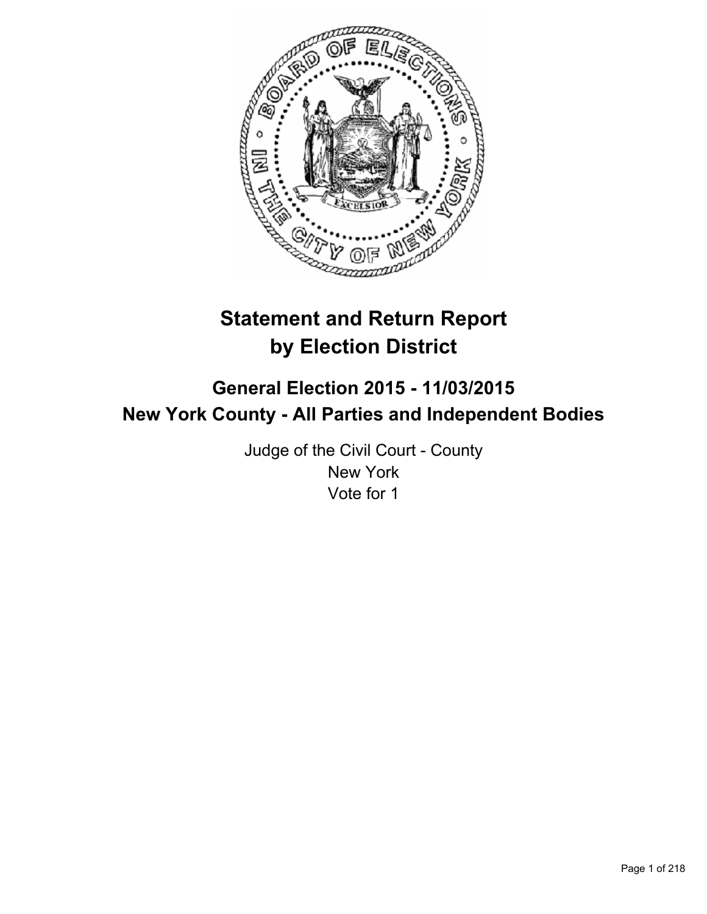# Statement and Return Report by Election District

## General Election 2015 - 11/03/2015
## New York County - All Parties and Independent Bodies

Judge of the Civil Court - County
New York
Vote for 1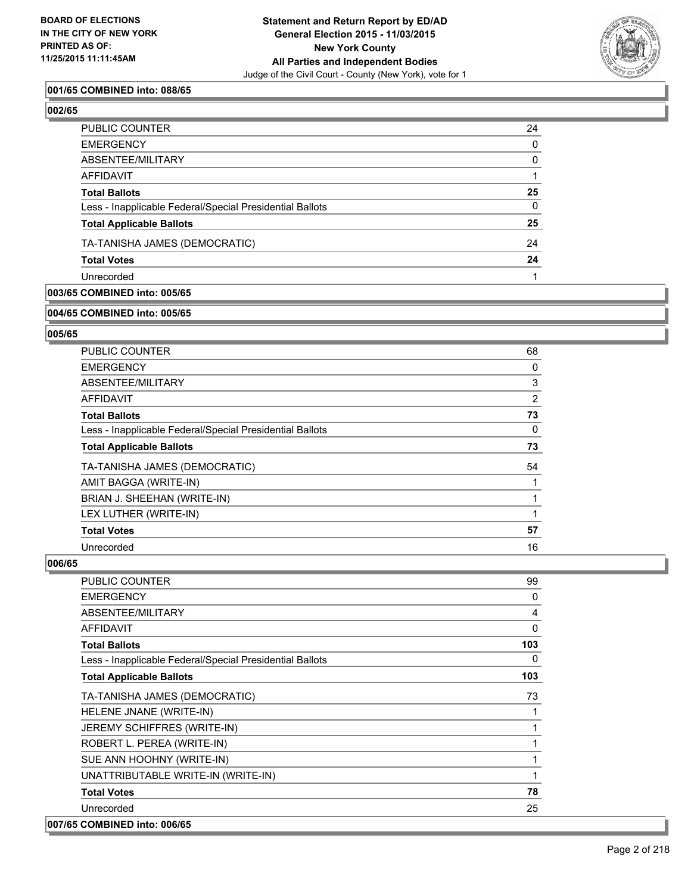**001/65 COMBINED into: 088/65**

**002/65**

| | |
|---|---|
| PUBLIC COUNTER | 24 |
| EMERGENCY | 0 |
| ABSENTEE/MILITARY | 0 |
| AFFIDAVIT | 1 |
| **Total Ballots** | **25** |
| Less - Inapplicable Federal/Special Presidential Ballots | 0 |
| **Total Applicable Ballots** | **25** |
| TA-TANISHA JAMES (DEMOCRATIC) | 24 |
| **Total Votes** | **24** |
| Unrecorded | 1 |

**003/65 COMBINED into: 005/65**

**004/65 COMBINED into: 005/65**

**005/65**

| | |
|---|---|
| PUBLIC COUNTER | 68 |
| EMERGENCY | 0 |
| ABSENTEE/MILITARY | 3 |
| AFFIDAVIT | 2 |
| **Total Ballots** | **73** |
| Less - Inapplicable Federal/Special Presidential Ballots | 0 |
| **Total Applicable Ballots** | **73** |
| TA-TANISHA JAMES (DEMOCRATIC) | 54 |
| AMIT BAGGA (WRITE-IN) | 1 |
| BRIAN J. SHEEHAN (WRITE-IN) | 1 |
| LEX LUTHER (WRITE-IN) | 1 |
| **Total Votes** | **57** |
| Unrecorded | 16 |

**006/65**

| | |
|---|---|
| PUBLIC COUNTER | 99 |
| EMERGENCY | 0 |
| ABSENTEE/MILITARY | 4 |
| AFFIDAVIT | 0 |
| **Total Ballots** | **103** |
| Less - Inapplicable Federal/Special Presidential Ballots | 0 |
| **Total Applicable Ballots** | **103** |
| TA-TANISHA JAMES (DEMOCRATIC) | 73 |
| HELENE JNANE (WRITE-IN) | 1 |
| JEREMY SCHIFFRES (WRITE-IN) | 1 |
| ROBERT L. PEREA (WRITE-IN) | 1 |
| SUE ANN HOOHNY (WRITE-IN) | 1 |
| UNATTRIBUTABLE WRITE-IN (WRITE-IN) | 1 |
| **Total Votes** | **78** |
| Unrecorded | 25 |

**007/65 COMBINED into: 006/65**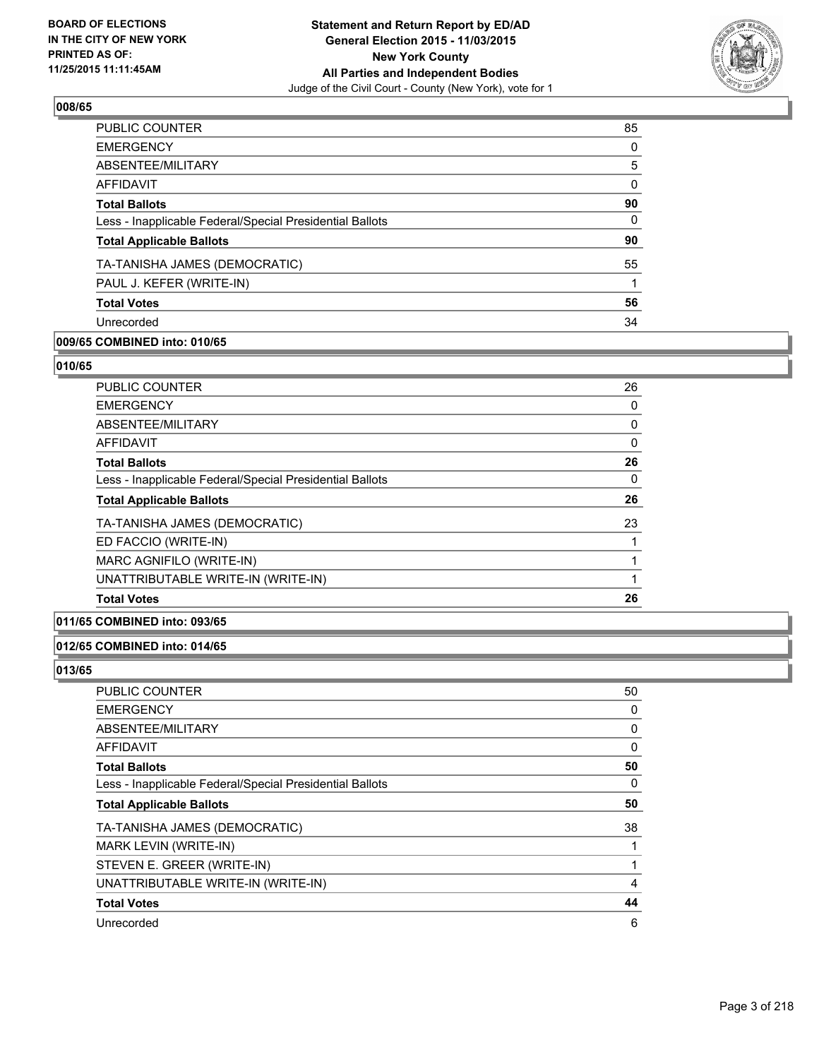**BOARD OF ELECTIONS IN THE CITY OF NEW YORK PRINTED AS OF: 11/25/2015 11:11:45AM**

**Statement and Return Report by ED/AD General Election 2015 - 11/03/2015 New York County All Parties and Independent Bodies**

Judge of the Civil Court - County (New York), vote for 1

### 008/65

| | |
|---|---|
| PUBLIC COUNTER | 85 |
| EMERGENCY | 0 |
| ABSENTEE/MILITARY | 5 |
| AFFIDAVIT | 0 |
| **Total Ballots** | **90** |
| Less - Inapplicable Federal/Special Presidential Ballots | 0 |
| **Total Applicable Ballots** | **90** |
| TA-TANISHA JAMES (DEMOCRATIC) | 55 |
| PAUL J. KEFER (WRITE-IN) | 1 |
| **Total Votes** | **56** |
| Unrecorded | 34 |

### 009/65 COMBINED into: 010/65

### 010/65

| | |
|---|---|
| PUBLIC COUNTER | 26 |
| EMERGENCY | 0 |
| ABSENTEE/MILITARY | 0 |
| AFFIDAVIT | 0 |
| **Total Ballots** | **26** |
| Less - Inapplicable Federal/Special Presidential Ballots | 0 |
| **Total Applicable Ballots** | **26** |
| TA-TANISHA JAMES (DEMOCRATIC) | 23 |
| ED FACCIO (WRITE-IN) | 1 |
| MARC AGNIFILO (WRITE-IN) | 1 |
| UNATTRIBUTABLE WRITE-IN (WRITE-IN) | 1 |
| **Total Votes** | **26** |

### 011/65 COMBINED into: 093/65

### 012/65 COMBINED into: 014/65

### 013/65

| | |
|---|---|
| PUBLIC COUNTER | 50 |
| EMERGENCY | 0 |
| ABSENTEE/MILITARY | 0 |
| AFFIDAVIT | 0 |
| **Total Ballots** | **50** |
| Less - Inapplicable Federal/Special Presidential Ballots | 0 |
| **Total Applicable Ballots** | **50** |
| TA-TANISHA JAMES (DEMOCRATIC) | 38 |
| MARK LEVIN (WRITE-IN) | 1 |
| STEVEN E. GREER (WRITE-IN) | 1 |
| UNATTRIBUTABLE WRITE-IN (WRITE-IN) | 4 |
| **Total Votes** | **44** |
| Unrecorded | 6 |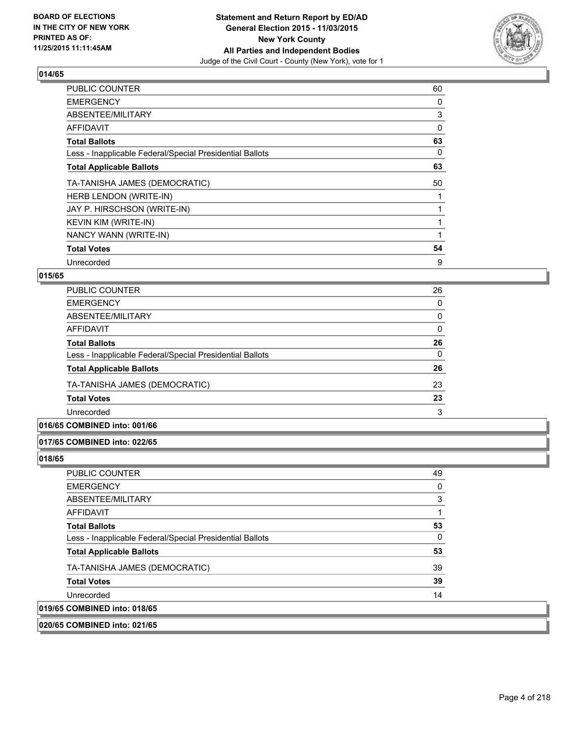**BOARD OF ELECTIONS IN THE CITY OF NEW YORK PRINTED AS OF: 11/25/2015 11:11:45AM**

**Statement and Return Report by ED/AD General Election 2015 - 11/03/2015 New York County All Parties and Independent Bodies**
Judge of the Civil Court - County (New York), vote for 1

**014/65**

| | |
|---|---|
| PUBLIC COUNTER | 60 |
| EMERGENCY | 0 |
| ABSENTEE/MILITARY | 3 |
| AFFIDAVIT | 0 |
| **Total Ballots** | **63** |
| Less - Inapplicable Federal/Special Presidential Ballots | 0 |
| **Total Applicable Ballots** | **63** |
| TA-TANISHA JAMES (DEMOCRATIC) | 50 |
| HERB LENDON (WRITE-IN) | 1 |
| JAY P. HIRSCHSON (WRITE-IN) | 1 |
| KEVIN KIM (WRITE-IN) | 1 |
| NANCY WANN (WRITE-IN) | 1 |
| **Total Votes** | **54** |
| Unrecorded | 9 |

**015/65**

| | |
|---|---|
| PUBLIC COUNTER | 26 |
| EMERGENCY | 0 |
| ABSENTEE/MILITARY | 0 |
| AFFIDAVIT | 0 |
| **Total Ballots** | **26** |
| Less - Inapplicable Federal/Special Presidential Ballots | 0 |
| **Total Applicable Ballots** | **26** |
| TA-TANISHA JAMES (DEMOCRATIC) | 23 |
| **Total Votes** | **23** |
| Unrecorded | 3 |

**016/65 COMBINED into: 001/66**

**017/65 COMBINED into: 022/65**

**018/65**

| | |
|---|---|
| PUBLIC COUNTER | 49 |
| EMERGENCY | 0 |
| ABSENTEE/MILITARY | 3 |
| AFFIDAVIT | 1 |
| **Total Ballots** | **53** |
| Less - Inapplicable Federal/Special Presidential Ballots | 0 |
| **Total Applicable Ballots** | **53** |
| TA-TANISHA JAMES (DEMOCRATIC) | 39 |
| **Total Votes** | **39** |
| Unrecorded | 14 |

**019/65 COMBINED into: 018/65**

**020/65 COMBINED into: 021/65**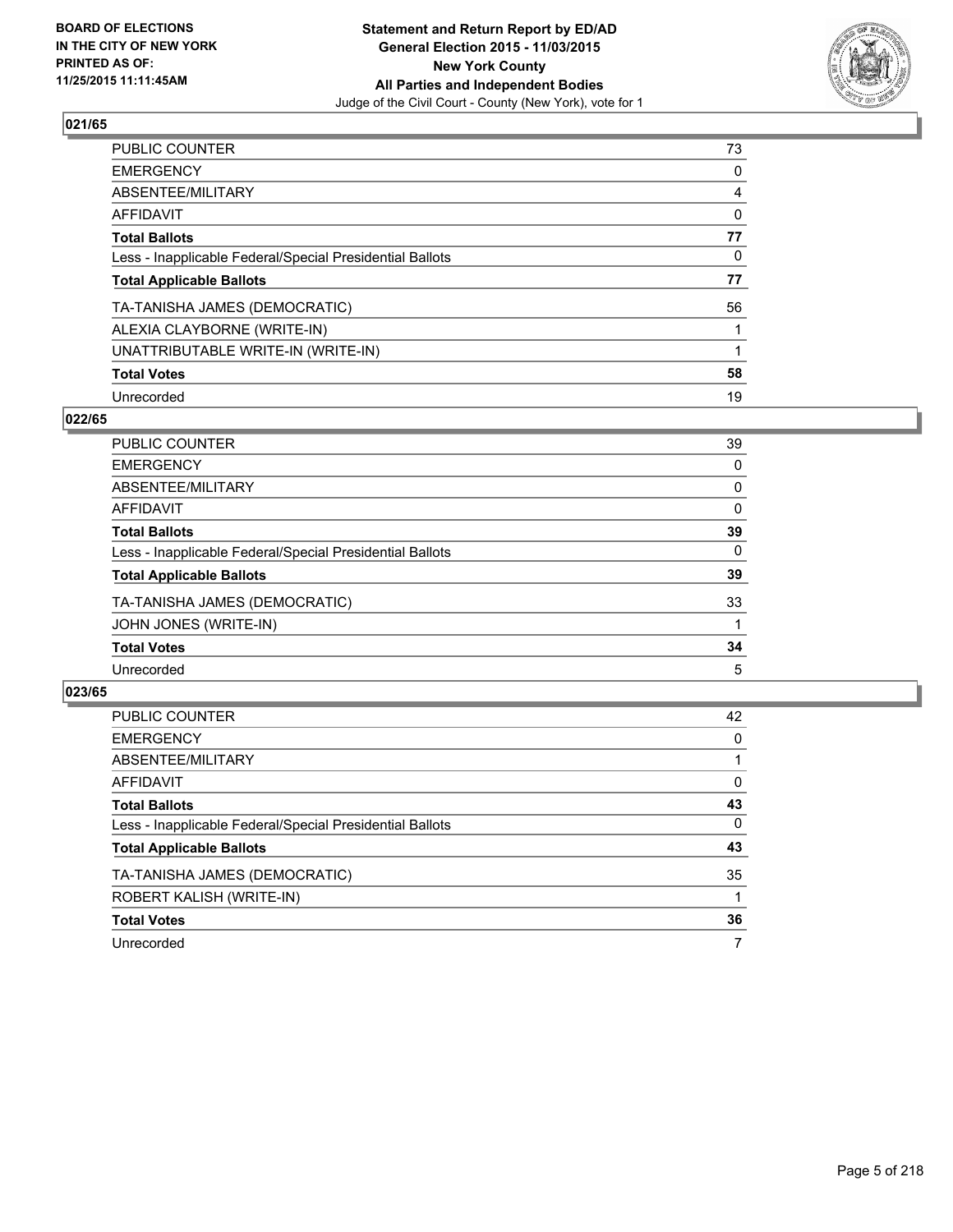**BOARD OF ELECTIONS IN THE CITY OF NEW YORK PRINTED AS OF: 11/25/2015 11:11:45AM**

**Statement and Return Report by ED/AD General Election 2015 - 11/03/2015 New York County All Parties and Independent Bodies**

Judge of the Civil Court - County (New York), vote for 1

## 021/65

| | |
|---|---|
| PUBLIC COUNTER | 73 |
| EMERGENCY | 0 |
| ABSENTEE/MILITARY | 4 |
| AFFIDAVIT | 0 |
| **Total Ballots** | **77** |
| Less - Inapplicable Federal/Special Presidential Ballots | 0 |
| **Total Applicable Ballots** | **77** |
| TA-TANISHA JAMES (DEMOCRATIC) | 56 |
| ALEXIA CLAYBORNE (WRITE-IN) | 1 |
| UNATTRIBUTABLE WRITE-IN (WRITE-IN) | 1 |
| **Total Votes** | **58** |
| Unrecorded | 19 |

## 022/65

| | |
|---|---|
| PUBLIC COUNTER | 39 |
| EMERGENCY | 0 |
| ABSENTEE/MILITARY | 0 |
| AFFIDAVIT | 0 |
| **Total Ballots** | **39** |
| Less - Inapplicable Federal/Special Presidential Ballots | 0 |
| **Total Applicable Ballots** | **39** |
| TA-TANISHA JAMES (DEMOCRATIC) | 33 |
| JOHN JONES (WRITE-IN) | 1 |
| **Total Votes** | **34** |
| Unrecorded | 5 |

## 023/65

| | |
|---|---|
| PUBLIC COUNTER | 42 |
| EMERGENCY | 0 |
| ABSENTEE/MILITARY | 1 |
| AFFIDAVIT | 0 |
| **Total Ballots** | **43** |
| Less - Inapplicable Federal/Special Presidential Ballots | 0 |
| **Total Applicable Ballots** | **43** |
| TA-TANISHA JAMES (DEMOCRATIC) | 35 |
| ROBERT KALISH (WRITE-IN) | 1 |
| **Total Votes** | **36** |
| Unrecorded | 7 |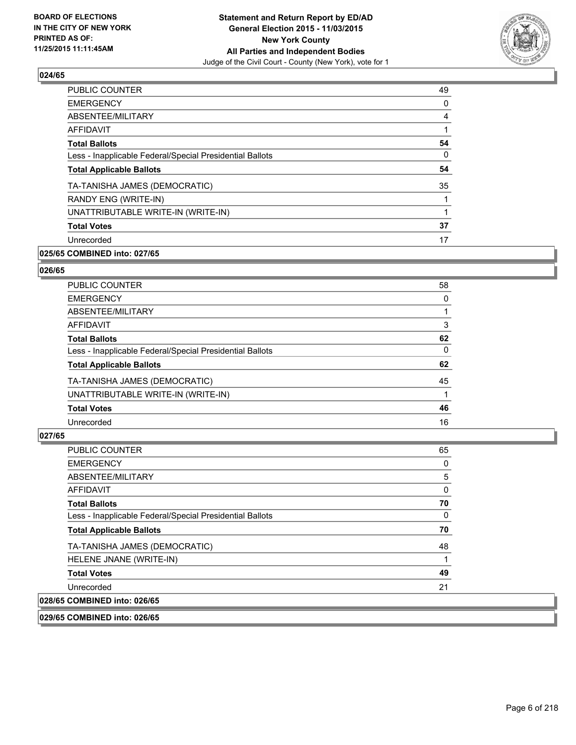## 024/65

| | |
|---|---|
| PUBLIC COUNTER | 49 |
| EMERGENCY | 0 |
| ABSENTEE/MILITARY | 4 |
| AFFIDAVIT | 1 |
| **Total Ballots** | **54** |
| Less - Inapplicable Federal/Special Presidential Ballots | 0 |
| **Total Applicable Ballots** | **54** |
| TA-TANISHA JAMES (DEMOCRATIC) | 35 |
| RANDY ENG (WRITE-IN) | 1 |
| UNATTRIBUTABLE WRITE-IN (WRITE-IN) | 1 |
| **Total Votes** | **37** |
| Unrecorded | 17 |

## 025/65 COMBINED into: 027/65

## 026/65

| | |
|---|---|
| PUBLIC COUNTER | 58 |
| EMERGENCY | 0 |
| ABSENTEE/MILITARY | 1 |
| AFFIDAVIT | 3 |
| **Total Ballots** | **62** |
| Less - Inapplicable Federal/Special Presidential Ballots | 0 |
| **Total Applicable Ballots** | **62** |
| TA-TANISHA JAMES (DEMOCRATIC) | 45 |
| UNATTRIBUTABLE WRITE-IN (WRITE-IN) | 1 |
| **Total Votes** | **46** |
| Unrecorded | 16 |

## 027/65

| | |
|---|---|
| PUBLIC COUNTER | 65 |
| EMERGENCY | 0 |
| ABSENTEE/MILITARY | 5 |
| AFFIDAVIT | 0 |
| **Total Ballots** | **70** |
| Less - Inapplicable Federal/Special Presidential Ballots | 0 |
| **Total Applicable Ballots** | **70** |
| TA-TANISHA JAMES (DEMOCRATIC) | 48 |
| HELENE JNANE (WRITE-IN) | 1 |
| **Total Votes** | **49** |
| Unrecorded | 21 |

## 028/65 COMBINED into: 026/65

## 029/65 COMBINED into: 026/65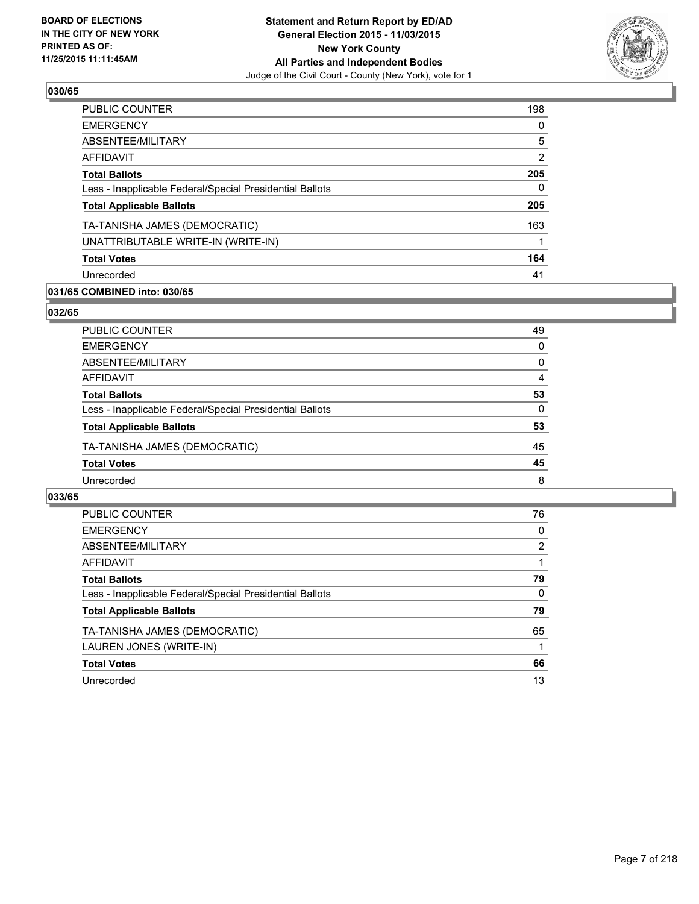**030/65**

| | |
|---|---|
| PUBLIC COUNTER | 198 |
| EMERGENCY | 0 |
| ABSENTEE/MILITARY | 5 |
| AFFIDAVIT | 2 |
| **Total Ballots** | **205** |
| Less - Inapplicable Federal/Special Presidential Ballots | 0 |
| **Total Applicable Ballots** | **205** |
| TA-TANISHA JAMES (DEMOCRATIC) | 163 |
| UNATTRIBUTABLE WRITE-IN (WRITE-IN) | 1 |
| **Total Votes** | **164** |
| Unrecorded | 41 |

**031/65 COMBINED into: 030/65**

**032/65**

| | |
|---|---|
| PUBLIC COUNTER | 49 |
| EMERGENCY | 0 |
| ABSENTEE/MILITARY | 0 |
| AFFIDAVIT | 4 |
| **Total Ballots** | **53** |
| Less - Inapplicable Federal/Special Presidential Ballots | 0 |
| **Total Applicable Ballots** | **53** |
| TA-TANISHA JAMES (DEMOCRATIC) | 45 |
| **Total Votes** | **45** |
| Unrecorded | 8 |

**033/65**

| | |
|---|---|
| PUBLIC COUNTER | 76 |
| EMERGENCY | 0 |
| ABSENTEE/MILITARY | 2 |
| AFFIDAVIT | 1 |
| **Total Ballots** | **79** |
| Less - Inapplicable Federal/Special Presidential Ballots | 0 |
| **Total Applicable Ballots** | **79** |
| TA-TANISHA JAMES (DEMOCRATIC) | 65 |
| LAUREN JONES (WRITE-IN) | 1 |
| **Total Votes** | **66** |
| Unrecorded | 13 |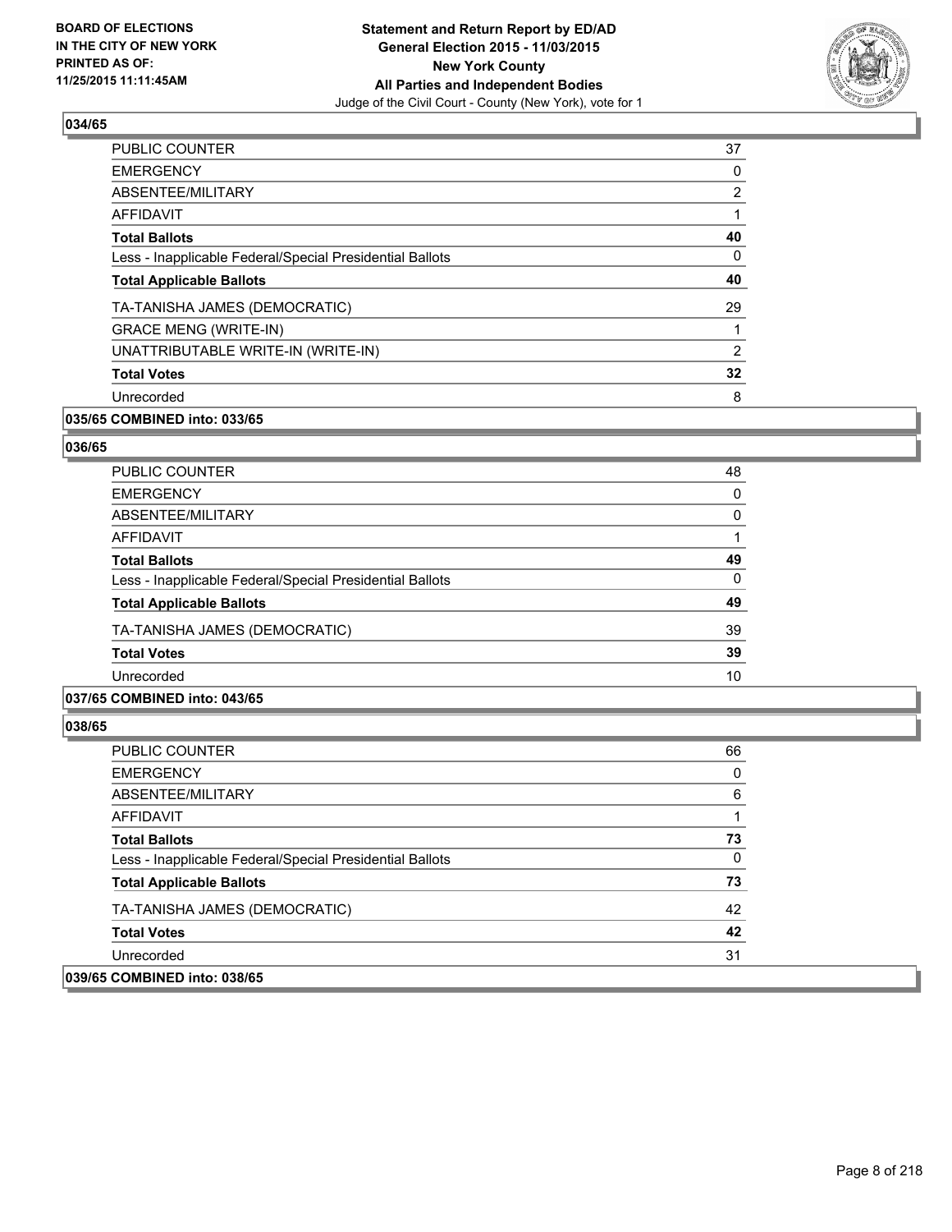### 034/65

| | |
|---|---|
| PUBLIC COUNTER | 37 |
| EMERGENCY | 0 |
| ABSENTEE/MILITARY | 2 |
| AFFIDAVIT | 1 |
| **Total Ballots** | **40** |
| Less - Inapplicable Federal/Special Presidential Ballots | 0 |
| **Total Applicable Ballots** | **40** |
| TA-TANISHA JAMES (DEMOCRATIC) | 29 |
| GRACE MENG (WRITE-IN) | 1 |
| UNATTRIBUTABLE WRITE-IN (WRITE-IN) | 2 |
| **Total Votes** | **32** |
| Unrecorded | 8 |

**035/65 COMBINED into: 033/65**

### 036/65

| | |
|---|---|
| PUBLIC COUNTER | 48 |
| EMERGENCY | 0 |
| ABSENTEE/MILITARY | 0 |
| AFFIDAVIT | 1 |
| **Total Ballots** | **49** |
| Less - Inapplicable Federal/Special Presidential Ballots | 0 |
| **Total Applicable Ballots** | **49** |
| TA-TANISHA JAMES (DEMOCRATIC) | 39 |
| **Total Votes** | **39** |
| Unrecorded | 10 |

**037/65 COMBINED into: 043/65**

### 038/65

| | |
|---|---|
| PUBLIC COUNTER | 66 |
| EMERGENCY | 0 |
| ABSENTEE/MILITARY | 6 |
| AFFIDAVIT | 1 |
| **Total Ballots** | **73** |
| Less - Inapplicable Federal/Special Presidential Ballots | 0 |
| **Total Applicable Ballots** | **73** |
| TA-TANISHA JAMES (DEMOCRATIC) | 42 |
| **Total Votes** | **42** |
| Unrecorded | 31 |

**039/65 COMBINED into: 038/65**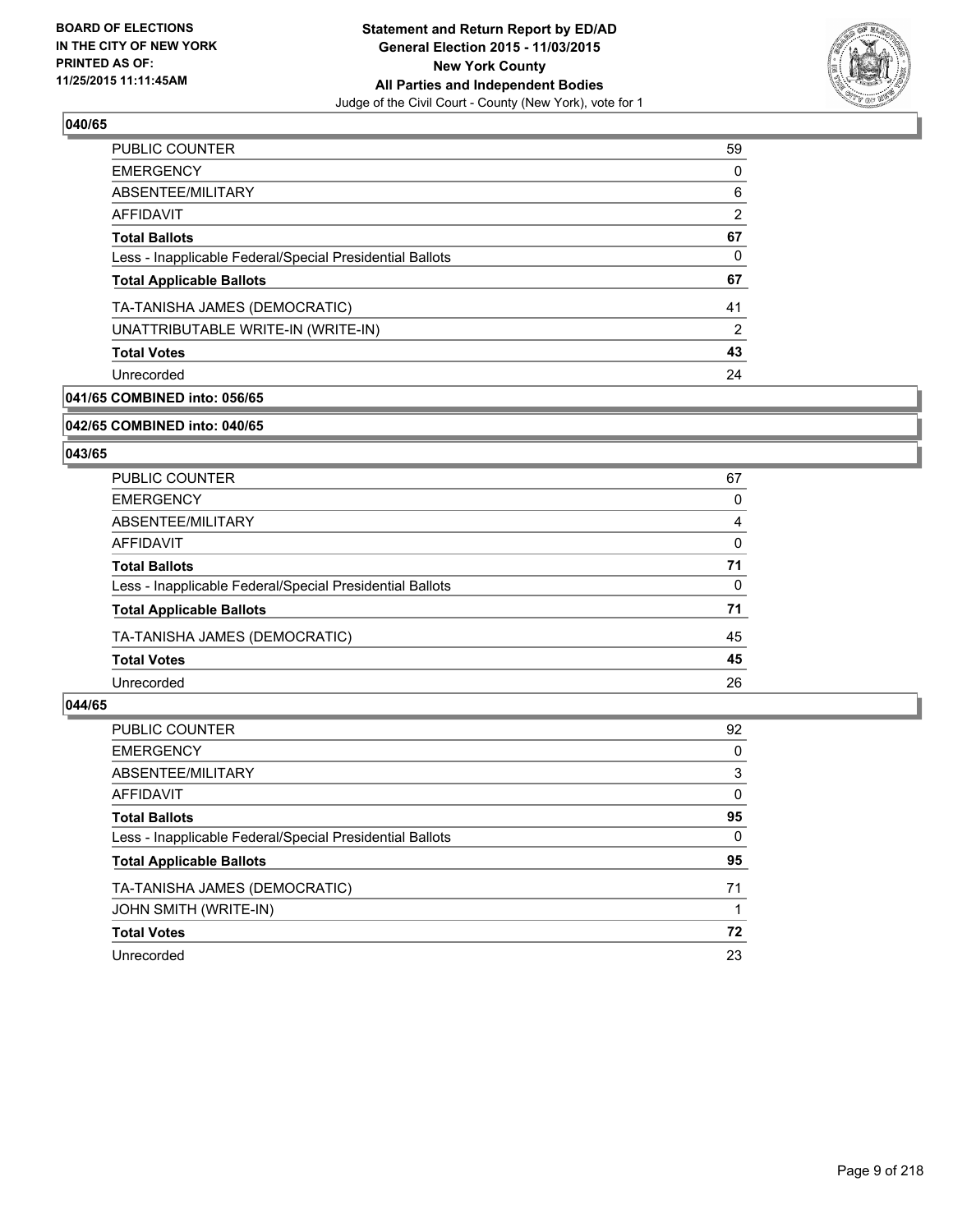**BOARD OF ELECTIONS IN THE CITY OF NEW YORK PRINTED AS OF: 11/25/2015 11:11:45AM**

**Statement and Return Report by ED/AD General Election 2015 - 11/03/2015 New York County All Parties and Independent Bodies**
Judge of the Civil Court - County (New York), vote for 1

### 040/65

| | |
|---|---|
| PUBLIC COUNTER | 59 |
| EMERGENCY | 0 |
| ABSENTEE/MILITARY | 6 |
| AFFIDAVIT | 2 |
| **Total Ballots** | **67** |
| Less - Inapplicable Federal/Special Presidential Ballots | 0 |
| **Total Applicable Ballots** | **67** |
| TA-TANISHA JAMES (DEMOCRATIC) | 41 |
| UNATTRIBUTABLE WRITE-IN (WRITE-IN) | 2 |
| **Total Votes** | **43** |
| Unrecorded | 24 |

### 041/65 COMBINED into: 056/65

### 042/65 COMBINED into: 040/65

### 043/65

| | |
|---|---|
| PUBLIC COUNTER | 67 |
| EMERGENCY | 0 |
| ABSENTEE/MILITARY | 4 |
| AFFIDAVIT | 0 |
| **Total Ballots** | **71** |
| Less - Inapplicable Federal/Special Presidential Ballots | 0 |
| **Total Applicable Ballots** | **71** |
| TA-TANISHA JAMES (DEMOCRATIC) | 45 |
| **Total Votes** | **45** |
| Unrecorded | 26 |

### 044/65

| | |
|---|---|
| PUBLIC COUNTER | 92 |
| EMERGENCY | 0 |
| ABSENTEE/MILITARY | 3 |
| AFFIDAVIT | 0 |
| **Total Ballots** | **95** |
| Less - Inapplicable Federal/Special Presidential Ballots | 0 |
| **Total Applicable Ballots** | **95** |
| TA-TANISHA JAMES (DEMOCRATIC) | 71 |
| JOHN SMITH (WRITE-IN) | 1 |
| **Total Votes** | **72** |
| Unrecorded | 23 |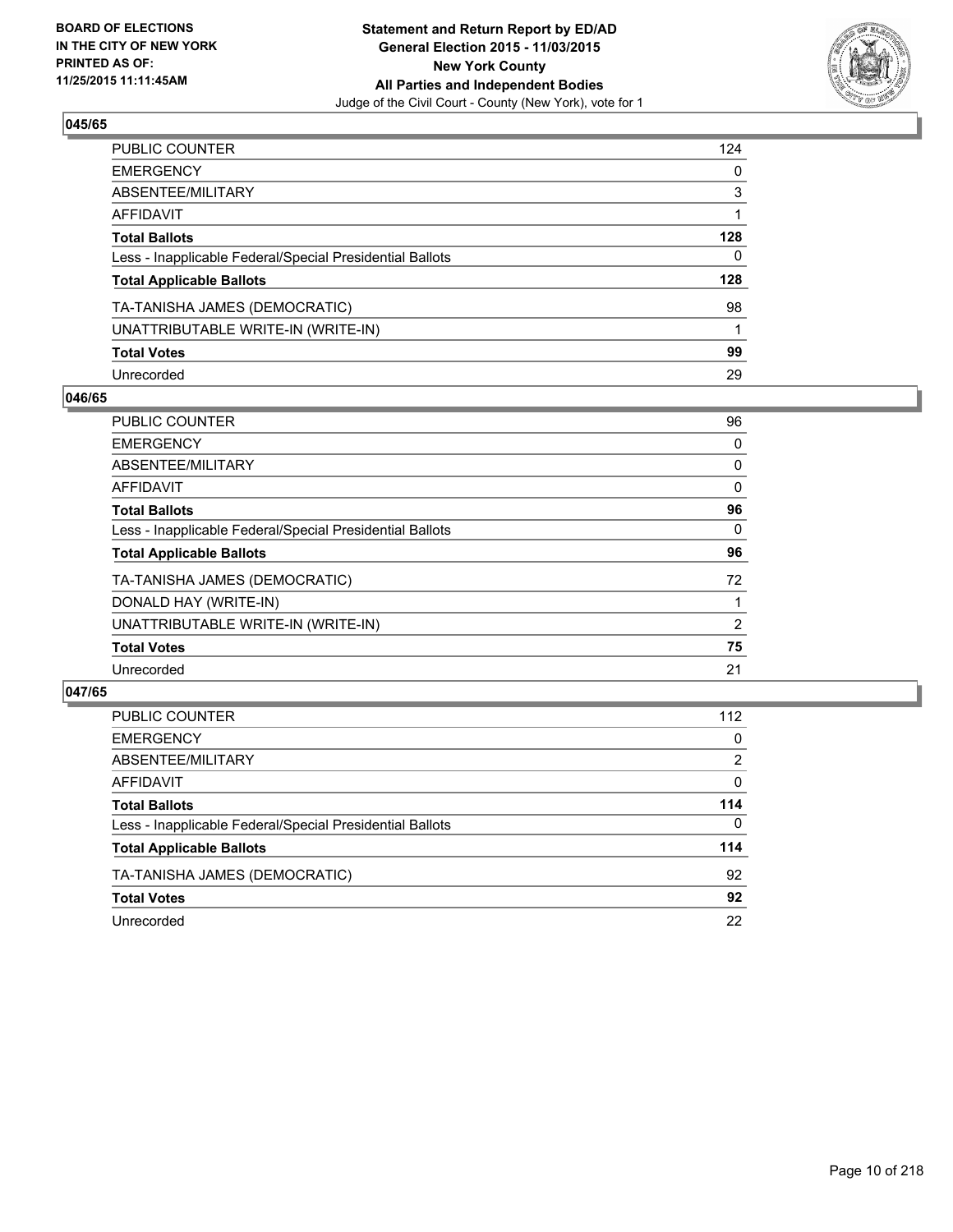### 045/65

| | |
|---|---|
| PUBLIC COUNTER | 124 |
| EMERGENCY | 0 |
| ABSENTEE/MILITARY | 3 |
| AFFIDAVIT | 1 |
| **Total Ballots** | **128** |
| Less - Inapplicable Federal/Special Presidential Ballots | 0 |
| **Total Applicable Ballots** | **128** |
| TA-TANISHA JAMES (DEMOCRATIC) | 98 |
| UNATTRIBUTABLE WRITE-IN (WRITE-IN) | 1 |
| **Total Votes** | **99** |
| Unrecorded | 29 |

### 046/65

| | |
|---|---|
| PUBLIC COUNTER | 96 |
| EMERGENCY | 0 |
| ABSENTEE/MILITARY | 0 |
| AFFIDAVIT | 0 |
| **Total Ballots** | **96** |
| Less - Inapplicable Federal/Special Presidential Ballots | 0 |
| **Total Applicable Ballots** | **96** |
| TA-TANISHA JAMES (DEMOCRATIC) | 72 |
| DONALD HAY (WRITE-IN) | 1 |
| UNATTRIBUTABLE WRITE-IN (WRITE-IN) | 2 |
| **Total Votes** | **75** |
| Unrecorded | 21 |

### 047/65

| | |
|---|---|
| PUBLIC COUNTER | 112 |
| EMERGENCY | 0 |
| ABSENTEE/MILITARY | 2 |
| AFFIDAVIT | 0 |
| **Total Ballots** | **114** |
| Less - Inapplicable Federal/Special Presidential Ballots | 0 |
| **Total Applicable Ballots** | **114** |
| TA-TANISHA JAMES (DEMOCRATIC) | 92 |
| **Total Votes** | **92** |
| Unrecorded | 22 |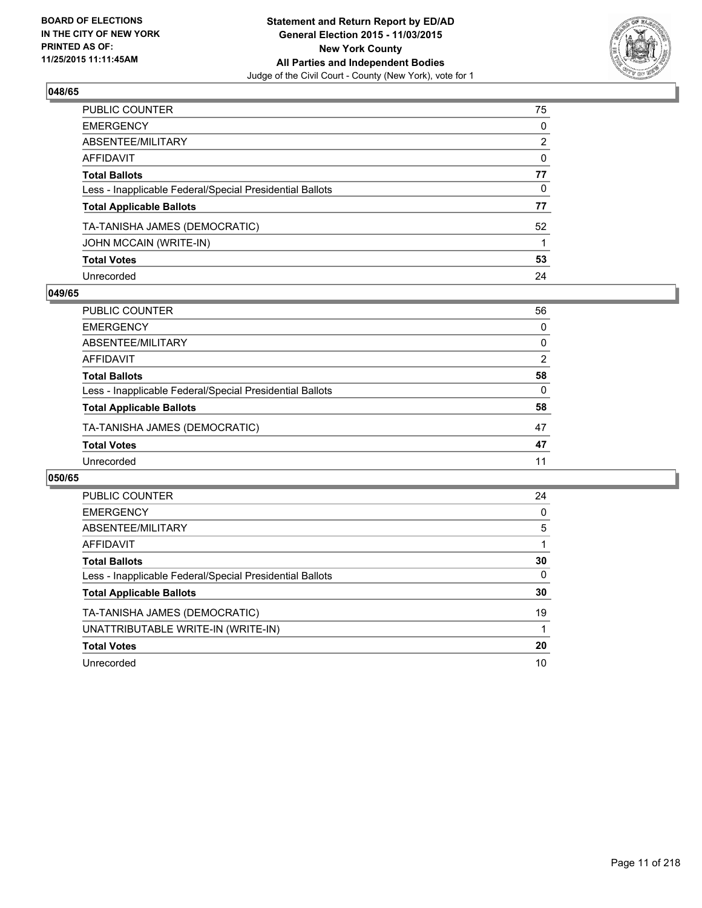**BOARD OF ELECTIONS IN THE CITY OF NEW YORK PRINTED AS OF: 11/25/2015 11:11:45AM**

**Statement and Return Report by ED/AD General Election 2015 - 11/03/2015 New York County All Parties and Independent Bodies**
Judge of the Civil Court - County (New York), vote for 1

### 048/65

| | |
|---|---|
| PUBLIC COUNTER | 75 |
| EMERGENCY | 0 |
| ABSENTEE/MILITARY | 2 |
| AFFIDAVIT | 0 |
| **Total Ballots** | **77** |
| Less - Inapplicable Federal/Special Presidential Ballots | 0 |
| **Total Applicable Ballots** | **77** |
| TA-TANISHA JAMES (DEMOCRATIC) | 52 |
| JOHN MCCAIN (WRITE-IN) | 1 |
| **Total Votes** | **53** |
| Unrecorded | 24 |

### 049/65

| | |
|---|---|
| PUBLIC COUNTER | 56 |
| EMERGENCY | 0 |
| ABSENTEE/MILITARY | 0 |
| AFFIDAVIT | 2 |
| **Total Ballots** | **58** |
| Less - Inapplicable Federal/Special Presidential Ballots | 0 |
| **Total Applicable Ballots** | **58** |
| TA-TANISHA JAMES (DEMOCRATIC) | 47 |
| **Total Votes** | **47** |
| Unrecorded | 11 |

### 050/65

| | |
|---|---|
| PUBLIC COUNTER | 24 |
| EMERGENCY | 0 |
| ABSENTEE/MILITARY | 5 |
| AFFIDAVIT | 1 |
| **Total Ballots** | **30** |
| Less - Inapplicable Federal/Special Presidential Ballots | 0 |
| **Total Applicable Ballots** | **30** |
| TA-TANISHA JAMES (DEMOCRATIC) | 19 |
| UNATTRIBUTABLE WRITE-IN (WRITE-IN) | 1 |
| **Total Votes** | **20** |
| Unrecorded | 10 |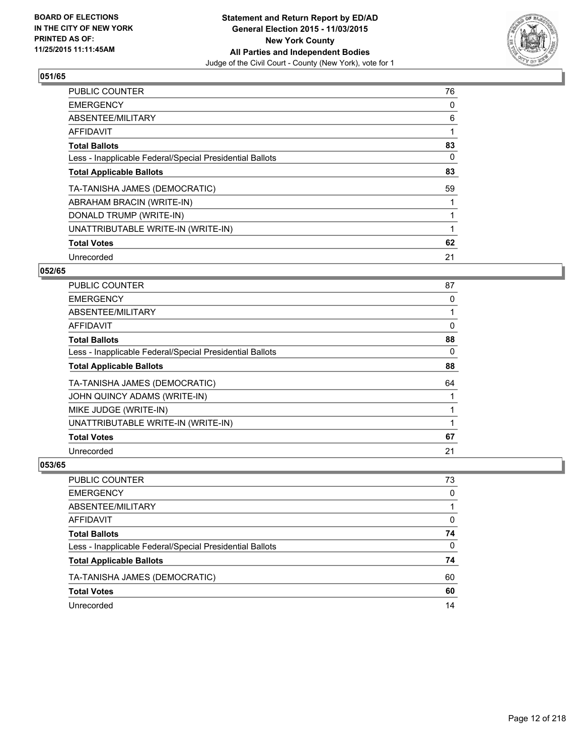BOARD OF ELECTIONS
IN THE CITY OF NEW YORK
PRINTED AS OF:
11/25/2015 11:11:45AM

**Statement and Return Report by ED/AD**
**General Election 2015 - 11/03/2015**
**New York County**
**All Parties and Independent Bodies**
Judge of the Civil Court - County (New York), vote for 1

### 051/65

| | |
|---|---|
| PUBLIC COUNTER | 76 |
| EMERGENCY | 0 |
| ABSENTEE/MILITARY | 6 |
| AFFIDAVIT | 1 |
| **Total Ballots** | **83** |
| Less - Inapplicable Federal/Special Presidential Ballots | 0 |
| **Total Applicable Ballots** | **83** |
| TA-TANISHA JAMES (DEMOCRATIC) | 59 |
| ABRAHAM BRACIN (WRITE-IN) | 1 |
| DONALD TRUMP (WRITE-IN) | 1 |
| UNATTRIBUTABLE WRITE-IN (WRITE-IN) | 1 |
| **Total Votes** | **62** |
| Unrecorded | 21 |

### 052/65

| | |
|---|---|
| PUBLIC COUNTER | 87 |
| EMERGENCY | 0 |
| ABSENTEE/MILITARY | 1 |
| AFFIDAVIT | 0 |
| **Total Ballots** | **88** |
| Less - Inapplicable Federal/Special Presidential Ballots | 0 |
| **Total Applicable Ballots** | **88** |
| TA-TANISHA JAMES (DEMOCRATIC) | 64 |
| JOHN QUINCY ADAMS (WRITE-IN) | 1 |
| MIKE JUDGE (WRITE-IN) | 1 |
| UNATTRIBUTABLE WRITE-IN (WRITE-IN) | 1 |
| **Total Votes** | **67** |
| Unrecorded | 21 |

### 053/65

| | |
|---|---|
| PUBLIC COUNTER | 73 |
| EMERGENCY | 0 |
| ABSENTEE/MILITARY | 1 |
| AFFIDAVIT | 0 |
| **Total Ballots** | **74** |
| Less - Inapplicable Federal/Special Presidential Ballots | 0 |
| **Total Applicable Ballots** | **74** |
| TA-TANISHA JAMES (DEMOCRATIC) | 60 |
| **Total Votes** | **60** |
| Unrecorded | 14 |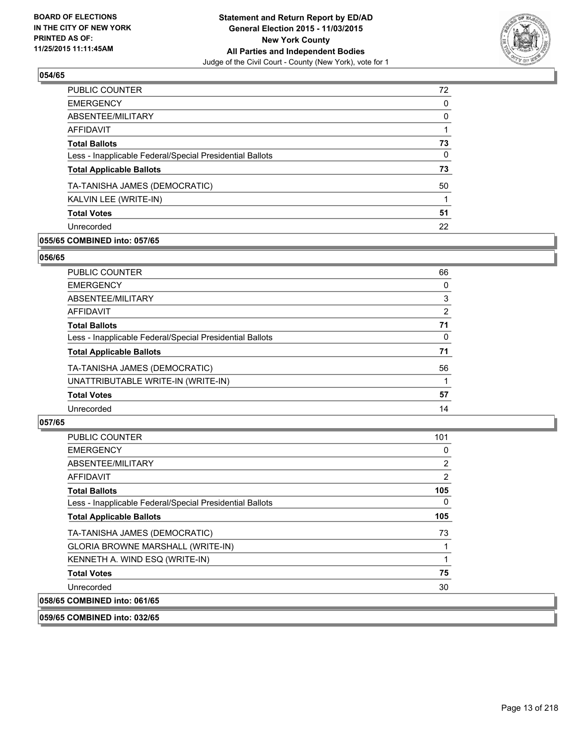## 054/65

| | |
|---|---|
| PUBLIC COUNTER | 72 |
| EMERGENCY | 0 |
| ABSENTEE/MILITARY | 0 |
| AFFIDAVIT | 1 |
| **Total Ballots** | **73** |
| Less - Inapplicable Federal/Special Presidential Ballots | 0 |
| **Total Applicable Ballots** | **73** |
| TA-TANISHA JAMES (DEMOCRATIC) | 50 |
| KALVIN LEE (WRITE-IN) | 1 |
| **Total Votes** | **51** |
| Unrecorded | 22 |

## 055/65 COMBINED into: 057/65

## 056/65

| | |
|---|---|
| PUBLIC COUNTER | 66 |
| EMERGENCY | 0 |
| ABSENTEE/MILITARY | 3 |
| AFFIDAVIT | 2 |
| **Total Ballots** | **71** |
| Less - Inapplicable Federal/Special Presidential Ballots | 0 |
| **Total Applicable Ballots** | **71** |
| TA-TANISHA JAMES (DEMOCRATIC) | 56 |
| UNATTRIBUTABLE WRITE-IN (WRITE-IN) | 1 |
| **Total Votes** | **57** |
| Unrecorded | 14 |

## 057/65

| | |
|---|---|
| PUBLIC COUNTER | 101 |
| EMERGENCY | 0 |
| ABSENTEE/MILITARY | 2 |
| AFFIDAVIT | 2 |
| **Total Ballots** | **105** |
| Less - Inapplicable Federal/Special Presidential Ballots | 0 |
| **Total Applicable Ballots** | **105** |
| TA-TANISHA JAMES (DEMOCRATIC) | 73 |
| GLORIA BROWNE MARSHALL (WRITE-IN) | 1 |
| KENNETH A. WIND ESQ (WRITE-IN) | 1 |
| **Total Votes** | **75** |
| Unrecorded | 30 |

## 058/65 COMBINED into: 061/65

## 059/65 COMBINED into: 032/65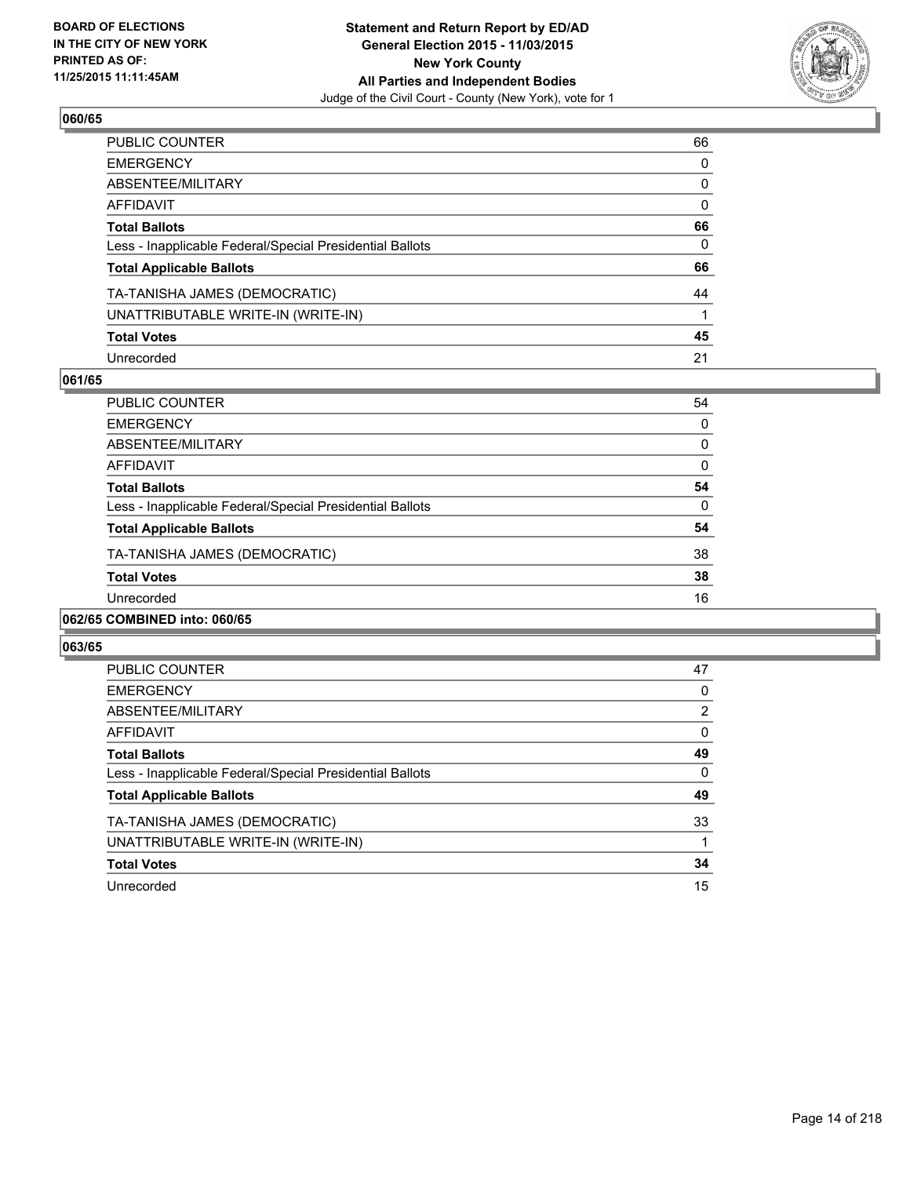**BOARD OF ELECTIONS IN THE CITY OF NEW YORK PRINTED AS OF: 11/25/2015 11:11:45AM**

**Statement and Return Report by ED/AD General Election 2015 - 11/03/2015 New York County All Parties and Independent Bodies**
Judge of the Civil Court - County (New York), vote for 1

### 060/65

| | |
|---|---|
| PUBLIC COUNTER | 66 |
| EMERGENCY | 0 |
| ABSENTEE/MILITARY | 0 |
| AFFIDAVIT | 0 |
| **Total Ballots** | **66** |
| Less - Inapplicable Federal/Special Presidential Ballots | 0 |
| **Total Applicable Ballots** | **66** |
| TA-TANISHA JAMES (DEMOCRATIC) | 44 |
| UNATTRIBUTABLE WRITE-IN (WRITE-IN) | 1 |
| **Total Votes** | **45** |
| Unrecorded | 21 |

### 061/65

| | |
|---|---|
| PUBLIC COUNTER | 54 |
| EMERGENCY | 0 |
| ABSENTEE/MILITARY | 0 |
| AFFIDAVIT | 0 |
| **Total Ballots** | **54** |
| Less - Inapplicable Federal/Special Presidential Ballots | 0 |
| **Total Applicable Ballots** | **54** |
| TA-TANISHA JAMES (DEMOCRATIC) | 38 |
| **Total Votes** | **38** |
| Unrecorded | 16 |

### 062/65 COMBINED into: 060/65

### 063/65

| | |
|---|---|
| PUBLIC COUNTER | 47 |
| EMERGENCY | 0 |
| ABSENTEE/MILITARY | 2 |
| AFFIDAVIT | 0 |
| **Total Ballots** | **49** |
| Less - Inapplicable Federal/Special Presidential Ballots | 0 |
| **Total Applicable Ballots** | **49** |
| TA-TANISHA JAMES (DEMOCRATIC) | 33 |
| UNATTRIBUTABLE WRITE-IN (WRITE-IN) | 1 |
| **Total Votes** | **34** |
| Unrecorded | 15 |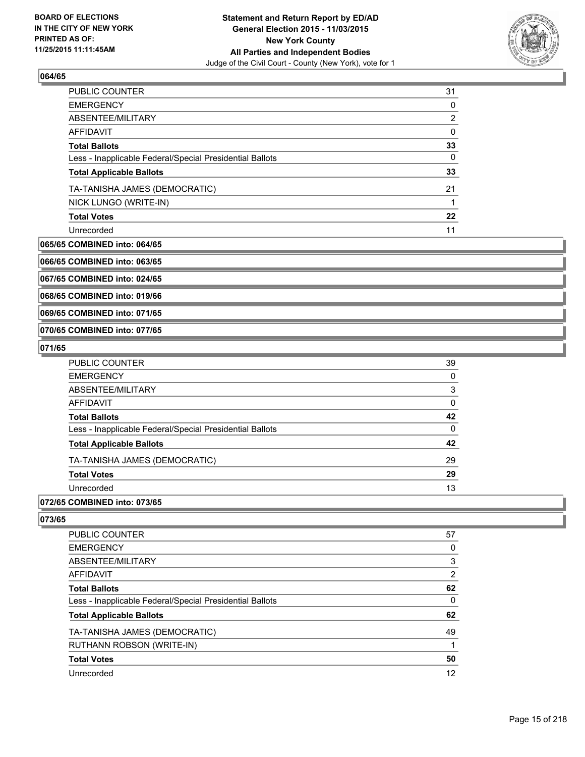### 064/65

| | |
|---|---|
| PUBLIC COUNTER | 31 |
| EMERGENCY | 0 |
| ABSENTEE/MILITARY | 2 |
| AFFIDAVIT | 0 |
| **Total Ballots** | **33** |
| Less - Inapplicable Federal/Special Presidential Ballots | 0 |
| **Total Applicable Ballots** | **33** |
| TA-TANISHA JAMES (DEMOCRATIC) | 21 |
| NICK LUNGO (WRITE-IN) | 1 |
| **Total Votes** | **22** |
| Unrecorded | 11 |

### 065/65 COMBINED into: 064/65

### 066/65 COMBINED into: 063/65

### 067/65 COMBINED into: 024/65

### 068/65 COMBINED into: 019/66

### 069/65 COMBINED into: 071/65

### 070/65 COMBINED into: 077/65

### 071/65

| | |
|---|---|
| PUBLIC COUNTER | 39 |
| EMERGENCY | 0 |
| ABSENTEE/MILITARY | 3 |
| AFFIDAVIT | 0 |
| **Total Ballots** | **42** |
| Less - Inapplicable Federal/Special Presidential Ballots | 0 |
| **Total Applicable Ballots** | **42** |
| TA-TANISHA JAMES (DEMOCRATIC) | 29 |
| **Total Votes** | **29** |
| Unrecorded | 13 |

### 072/65 COMBINED into: 073/65

### 073/65

| | |
|---|---|
| PUBLIC COUNTER | 57 |
| EMERGENCY | 0 |
| ABSENTEE/MILITARY | 3 |
| AFFIDAVIT | 2 |
| **Total Ballots** | **62** |
| Less - Inapplicable Federal/Special Presidential Ballots | 0 |
| **Total Applicable Ballots** | **62** |
| TA-TANISHA JAMES (DEMOCRATIC) | 49 |
| RUTHANN ROBSON (WRITE-IN) | 1 |
| **Total Votes** | **50** |
| Unrecorded | 12 |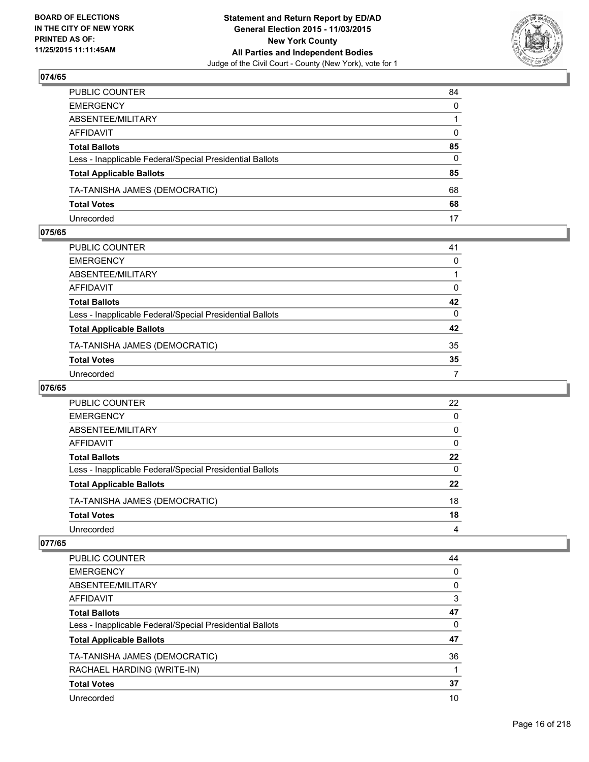## 074/65

| | |
|---|---|
| PUBLIC COUNTER | 84 |
| EMERGENCY | 0 |
| ABSENTEE/MILITARY | 1 |
| AFFIDAVIT | 0 |
| **Total Ballots** | **85** |
| Less - Inapplicable Federal/Special Presidential Ballots | 0 |
| **Total Applicable Ballots** | **85** |
| TA-TANISHA JAMES (DEMOCRATIC) | 68 |
| **Total Votes** | **68** |
| Unrecorded | 17 |

## 075/65

| | |
|---|---|
| PUBLIC COUNTER | 41 |
| EMERGENCY | 0 |
| ABSENTEE/MILITARY | 1 |
| AFFIDAVIT | 0 |
| **Total Ballots** | **42** |
| Less - Inapplicable Federal/Special Presidential Ballots | 0 |
| **Total Applicable Ballots** | **42** |
| TA-TANISHA JAMES (DEMOCRATIC) | 35 |
| **Total Votes** | **35** |
| Unrecorded | 7 |

## 076/65

| | |
|---|---|
| PUBLIC COUNTER | 22 |
| EMERGENCY | 0 |
| ABSENTEE/MILITARY | 0 |
| AFFIDAVIT | 0 |
| **Total Ballots** | **22** |
| Less - Inapplicable Federal/Special Presidential Ballots | 0 |
| **Total Applicable Ballots** | **22** |
| TA-TANISHA JAMES (DEMOCRATIC) | 18 |
| **Total Votes** | **18** |
| Unrecorded | 4 |

## 077/65

| | |
|---|---|
| PUBLIC COUNTER | 44 |
| EMERGENCY | 0 |
| ABSENTEE/MILITARY | 0 |
| AFFIDAVIT | 3 |
| **Total Ballots** | **47** |
| Less - Inapplicable Federal/Special Presidential Ballots | 0 |
| **Total Applicable Ballots** | **47** |
| TA-TANISHA JAMES (DEMOCRATIC) | 36 |
| RACHAEL HARDING (WRITE-IN) | 1 |
| **Total Votes** | **37** |
| Unrecorded | 10 |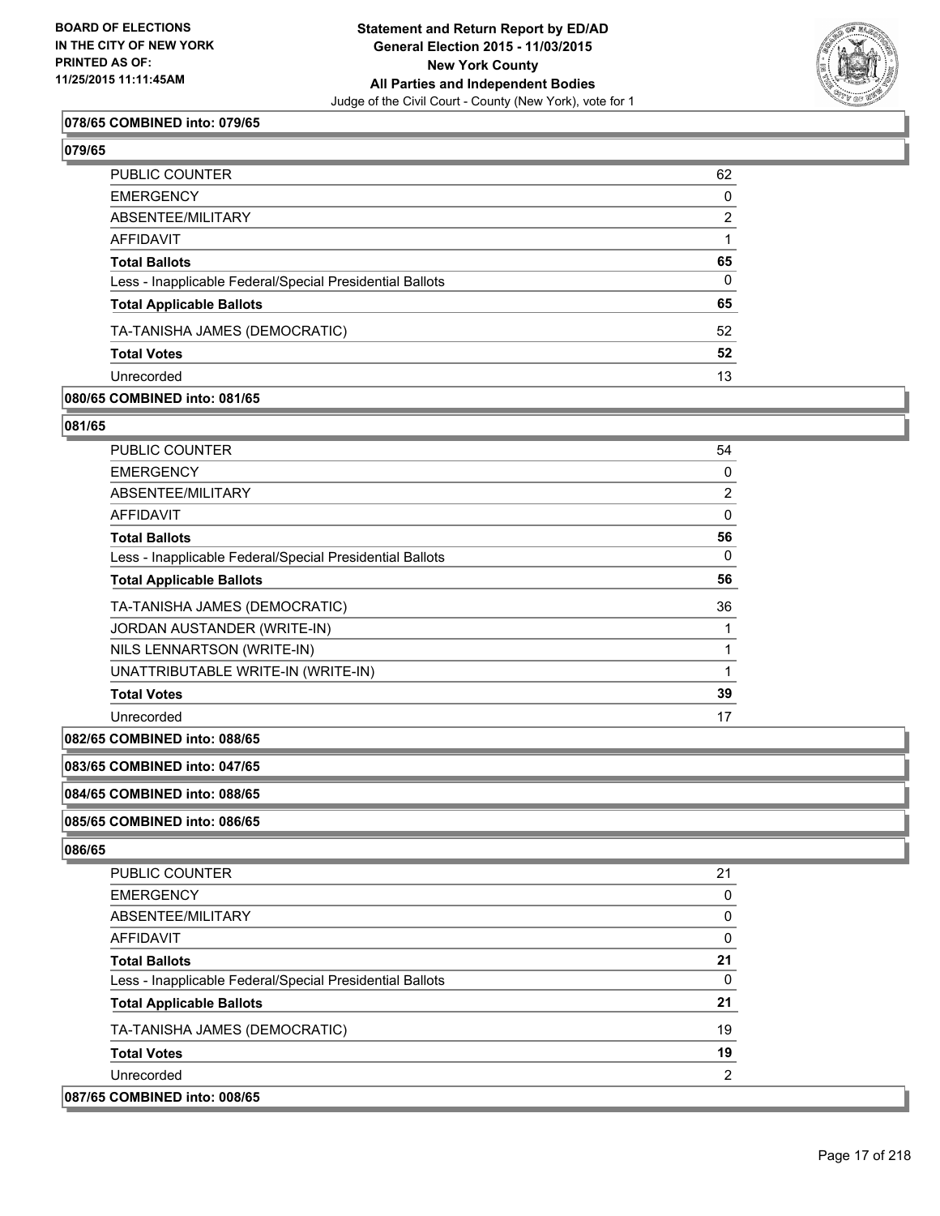**078/65 COMBINED into: 079/65**

**079/65**

| | |
|---|---|
| PUBLIC COUNTER | 62 |
| EMERGENCY | 0 |
| ABSENTEE/MILITARY | 2 |
| AFFIDAVIT | 1 |
| **Total Ballots** | **65** |
| Less - Inapplicable Federal/Special Presidential Ballots | 0 |
| **Total Applicable Ballots** | **65** |
| TA-TANISHA JAMES (DEMOCRATIC) | 52 |
| **Total Votes** | **52** |
| Unrecorded | 13 |

**080/65 COMBINED into: 081/65**

**081/65**

| | |
|---|---|
| PUBLIC COUNTER | 54 |
| EMERGENCY | 0 |
| ABSENTEE/MILITARY | 2 |
| AFFIDAVIT | 0 |
| **Total Ballots** | **56** |
| Less - Inapplicable Federal/Special Presidential Ballots | 0 |
| **Total Applicable Ballots** | **56** |
| TA-TANISHA JAMES (DEMOCRATIC) | 36 |
| JORDAN AUSTANDER (WRITE-IN) | 1 |
| NILS LENNARTSON (WRITE-IN) | 1 |
| UNATTRIBUTABLE WRITE-IN (WRITE-IN) | 1 |
| **Total Votes** | **39** |
| Unrecorded | 17 |

**082/65 COMBINED into: 088/65**

**083/65 COMBINED into: 047/65**

**084/65 COMBINED into: 088/65**

**085/65 COMBINED into: 086/65**

**086/65**

| | |
|---|---|
| PUBLIC COUNTER | 21 |
| EMERGENCY | 0 |
| ABSENTEE/MILITARY | 0 |
| AFFIDAVIT | 0 |
| **Total Ballots** | **21** |
| Less - Inapplicable Federal/Special Presidential Ballots | 0 |
| **Total Applicable Ballots** | **21** |
| TA-TANISHA JAMES (DEMOCRATIC) | 19 |
| **Total Votes** | **19** |
| Unrecorded | 2 |

**087/65 COMBINED into: 008/65**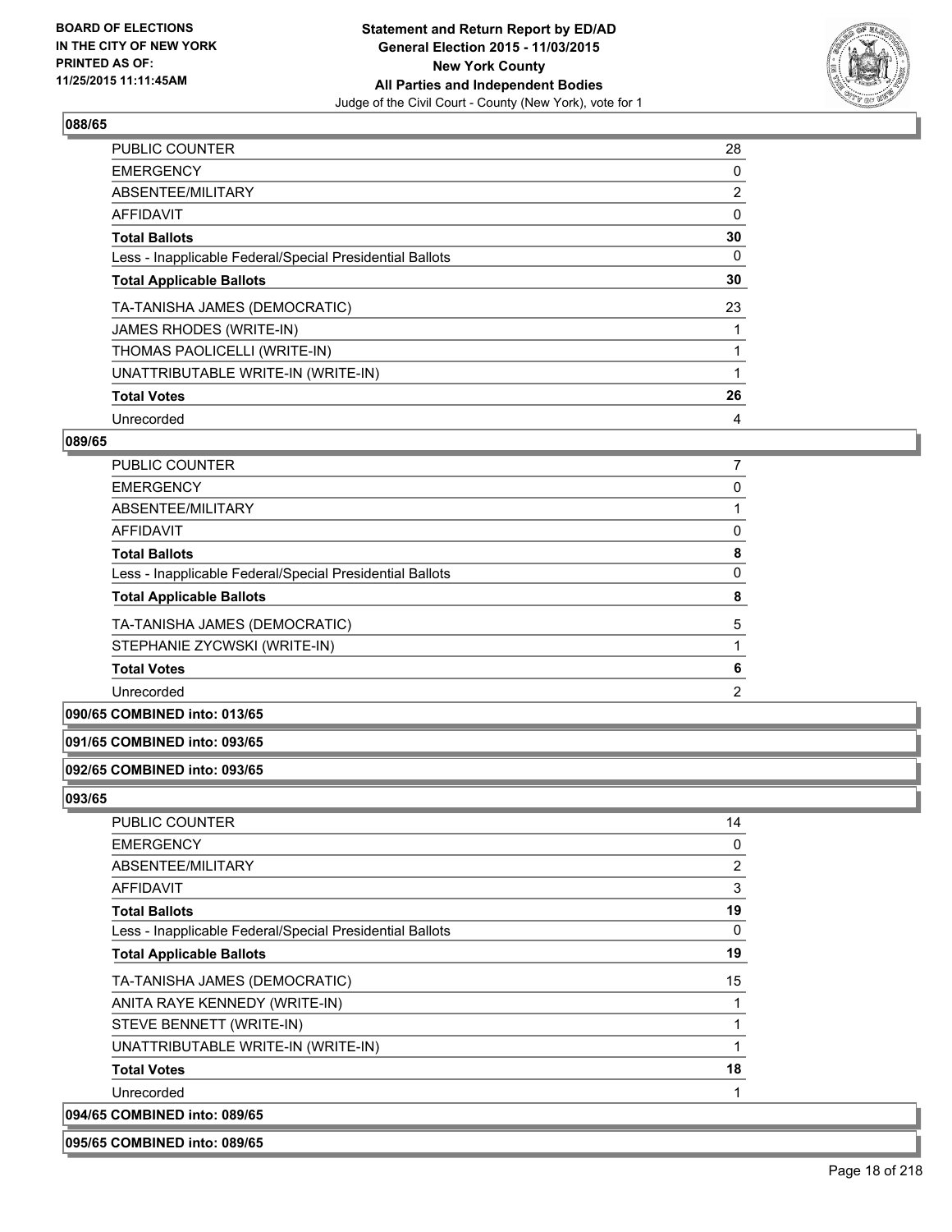### 088/65

| | |
|---|---|
| PUBLIC COUNTER | 28 |
| EMERGENCY | 0 |
| ABSENTEE/MILITARY | 2 |
| AFFIDAVIT | 0 |
| **Total Ballots** | **30** |
| Less - Inapplicable Federal/Special Presidential Ballots | 0 |
| **Total Applicable Ballots** | **30** |
| TA-TANISHA JAMES (DEMOCRATIC) | 23 |
| JAMES RHODES (WRITE-IN) | 1 |
| THOMAS PAOLICELLI (WRITE-IN) | 1 |
| UNATTRIBUTABLE WRITE-IN (WRITE-IN) | 1 |
| **Total Votes** | **26** |
| Unrecorded | 4 |

### 089/65

| | |
|---|---|
| PUBLIC COUNTER | 7 |
| EMERGENCY | 0 |
| ABSENTEE/MILITARY | 1 |
| AFFIDAVIT | 0 |
| **Total Ballots** | **8** |
| Less - Inapplicable Federal/Special Presidential Ballots | 0 |
| **Total Applicable Ballots** | **8** |
| TA-TANISHA JAMES (DEMOCRATIC) | 5 |
| STEPHANIE ZYCWSKI (WRITE-IN) | 1 |
| **Total Votes** | **6** |
| Unrecorded | 2 |

**090/65 COMBINED into: 013/65**

**091/65 COMBINED into: 093/65**

**092/65 COMBINED into: 093/65**

### 093/65

| | |
|---|---|
| PUBLIC COUNTER | 14 |
| EMERGENCY | 0 |
| ABSENTEE/MILITARY | 2 |
| AFFIDAVIT | 3 |
| **Total Ballots** | **19** |
| Less - Inapplicable Federal/Special Presidential Ballots | 0 |
| **Total Applicable Ballots** | **19** |
| TA-TANISHA JAMES (DEMOCRATIC) | 15 |
| ANITA RAYE KENNEDY (WRITE-IN) | 1 |
| STEVE BENNETT (WRITE-IN) | 1 |
| UNATTRIBUTABLE WRITE-IN (WRITE-IN) | 1 |
| **Total Votes** | **18** |
| Unrecorded | 1 |

**094/65 COMBINED into: 089/65**

**095/65 COMBINED into: 089/65**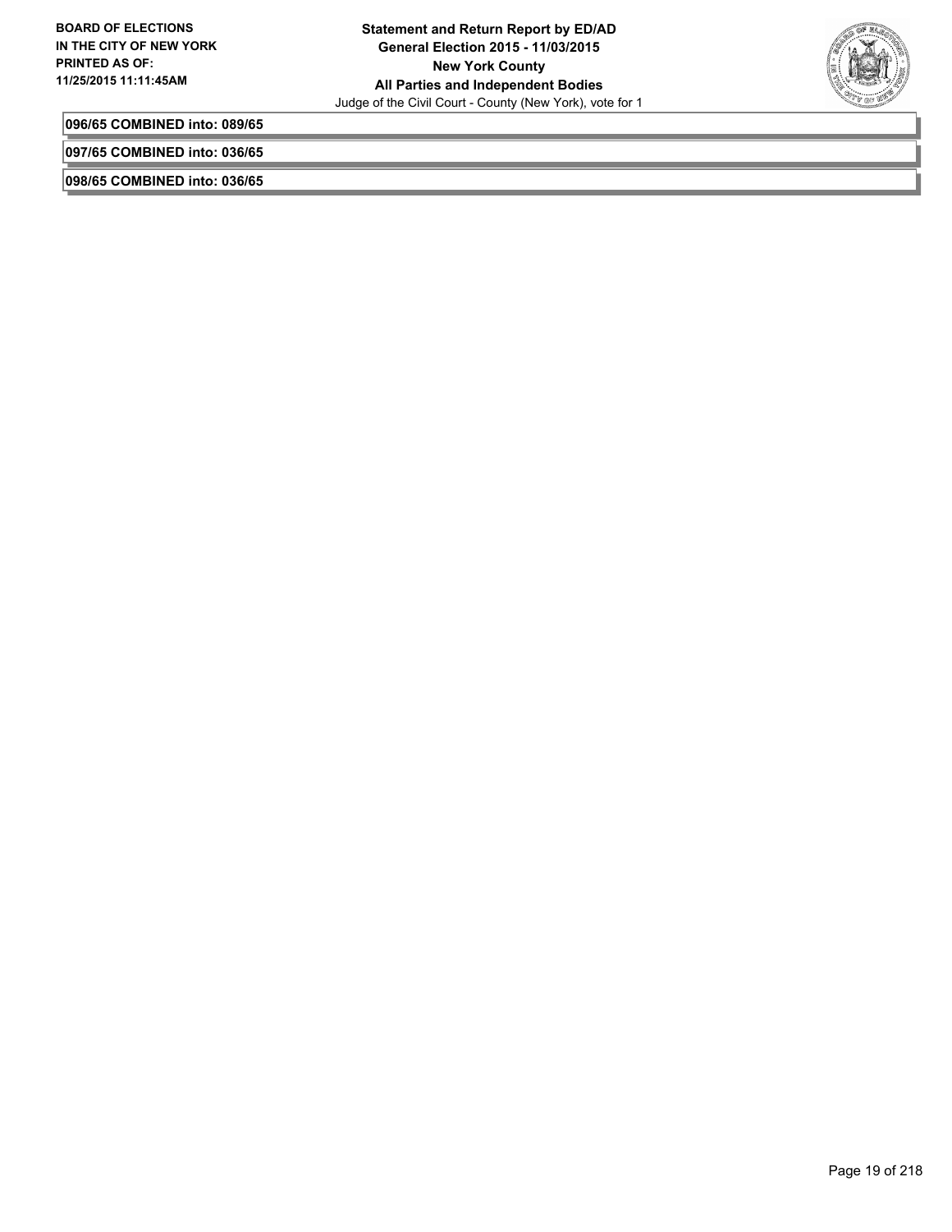**096/65 COMBINED into: 089/65**

**097/65 COMBINED into: 036/65**

**098/65 COMBINED into: 036/65**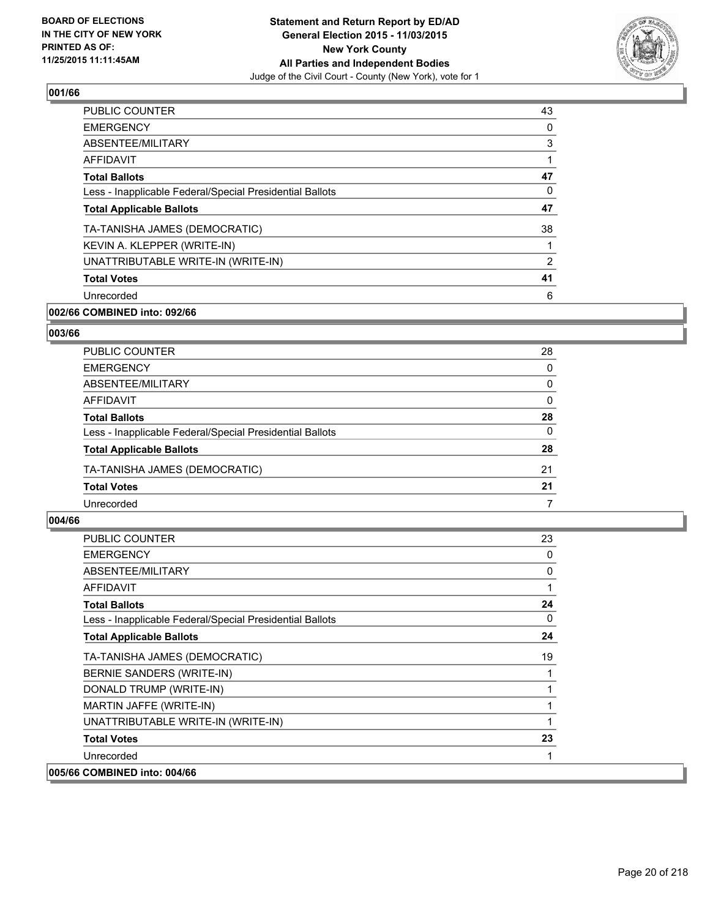**BOARD OF ELECTIONS IN THE CITY OF NEW YORK PRINTED AS OF: 11/25/2015 11:11:45AM**

**Statement and Return Report by ED/AD General Election 2015 - 11/03/2015 New York County All Parties and Independent Bodies**
Judge of the Civil Court - County (New York), vote for 1

### 001/66

| | |
|---|---|
| PUBLIC COUNTER | 43 |
| EMERGENCY | 0 |
| ABSENTEE/MILITARY | 3 |
| AFFIDAVIT | 1 |
| **Total Ballots** | **47** |
| Less - Inapplicable Federal/Special Presidential Ballots | 0 |
| **Total Applicable Ballots** | **47** |
| TA-TANISHA JAMES (DEMOCRATIC) | 38 |
| KEVIN A. KLEPPER (WRITE-IN) | 1 |
| UNATTRIBUTABLE WRITE-IN (WRITE-IN) | 2 |
| **Total Votes** | **41** |
| Unrecorded | 6 |

**002/66 COMBINED into: 092/66**

### 003/66

| | |
|---|---|
| PUBLIC COUNTER | 28 |
| EMERGENCY | 0 |
| ABSENTEE/MILITARY | 0 |
| AFFIDAVIT | 0 |
| **Total Ballots** | **28** |
| Less - Inapplicable Federal/Special Presidential Ballots | 0 |
| **Total Applicable Ballots** | **28** |
| TA-TANISHA JAMES (DEMOCRATIC) | 21 |
| **Total Votes** | **21** |
| Unrecorded | 7 |

### 004/66

| | |
|---|---|
| PUBLIC COUNTER | 23 |
| EMERGENCY | 0 |
| ABSENTEE/MILITARY | 0 |
| AFFIDAVIT | 1 |
| **Total Ballots** | **24** |
| Less - Inapplicable Federal/Special Presidential Ballots | 0 |
| **Total Applicable Ballots** | **24** |
| TA-TANISHA JAMES (DEMOCRATIC) | 19 |
| BERNIE SANDERS (WRITE-IN) | 1 |
| DONALD TRUMP (WRITE-IN) | 1 |
| MARTIN JAFFE (WRITE-IN) | 1 |
| UNATTRIBUTABLE WRITE-IN (WRITE-IN) | 1 |
| **Total Votes** | **23** |
| Unrecorded | 1 |

**005/66 COMBINED into: 004/66**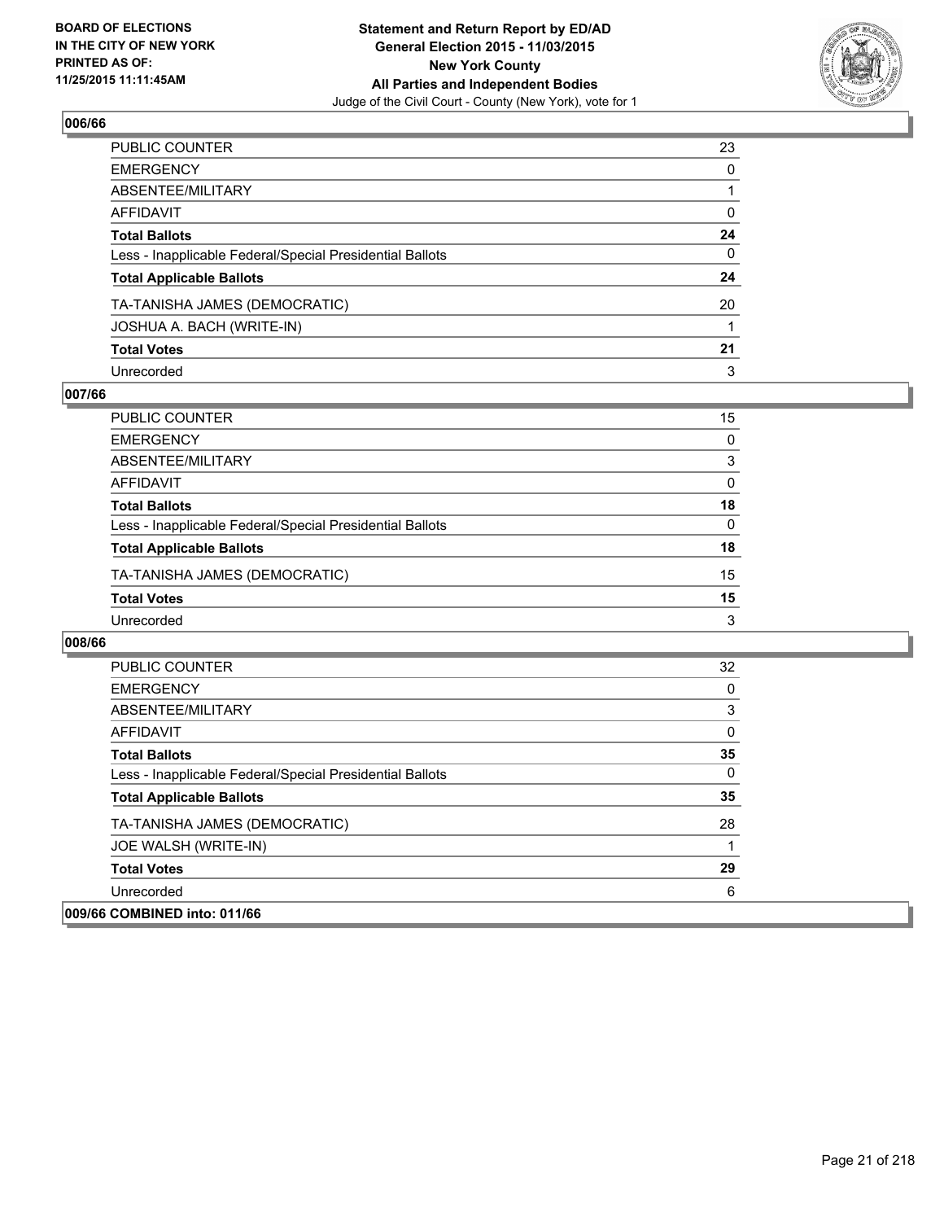## 006/66

| | |
|---|---|
| PUBLIC COUNTER | 23 |
| EMERGENCY | 0 |
| ABSENTEE/MILITARY | 1 |
| AFFIDAVIT | 0 |
| **Total Ballots** | **24** |
| Less - Inapplicable Federal/Special Presidential Ballots | 0 |
| **Total Applicable Ballots** | **24** |
| TA-TANISHA JAMES (DEMOCRATIC) | 20 |
| JOSHUA A. BACH (WRITE-IN) | 1 |
| **Total Votes** | **21** |
| Unrecorded | 3 |

## 007/66

| | |
|---|---|
| PUBLIC COUNTER | 15 |
| EMERGENCY | 0 |
| ABSENTEE/MILITARY | 3 |
| AFFIDAVIT | 0 |
| **Total Ballots** | **18** |
| Less - Inapplicable Federal/Special Presidential Ballots | 0 |
| **Total Applicable Ballots** | **18** |
| TA-TANISHA JAMES (DEMOCRATIC) | 15 |
| **Total Votes** | **15** |
| Unrecorded | 3 |

## 008/66

| | |
|---|---|
| PUBLIC COUNTER | 32 |
| EMERGENCY | 0 |
| ABSENTEE/MILITARY | 3 |
| AFFIDAVIT | 0 |
| **Total Ballots** | **35** |
| Less - Inapplicable Federal/Special Presidential Ballots | 0 |
| **Total Applicable Ballots** | **35** |
| TA-TANISHA JAMES (DEMOCRATIC) | 28 |
| JOE WALSH (WRITE-IN) | 1 |
| **Total Votes** | **29** |
| Unrecorded | 6 |

## 009/66 COMBINED into: 011/66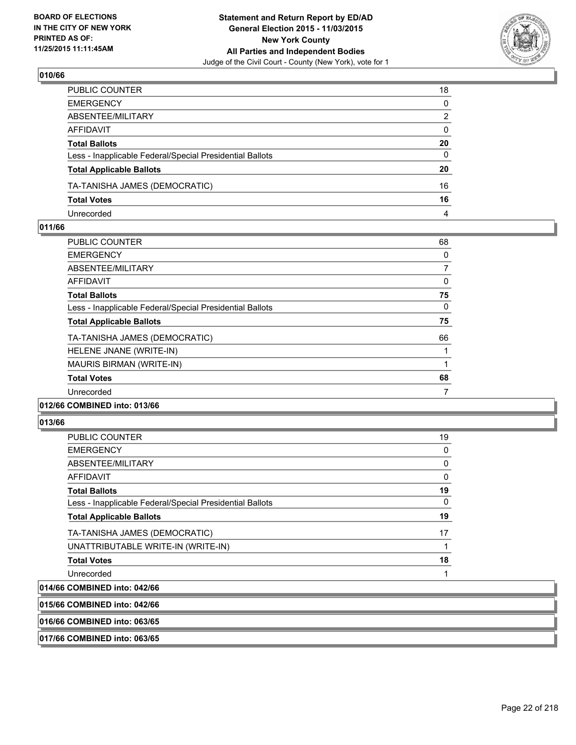## 010/66

| | |
|---|---|
| PUBLIC COUNTER | 18 |
| EMERGENCY | 0 |
| ABSENTEE/MILITARY | 2 |
| AFFIDAVIT | 0 |
| **Total Ballots** | **20** |
| Less - Inapplicable Federal/Special Presidential Ballots | 0 |
| **Total Applicable Ballots** | **20** |
| TA-TANISHA JAMES (DEMOCRATIC) | 16 |
| **Total Votes** | **16** |
| Unrecorded | 4 |

## 011/66

| | |
|---|---|
| PUBLIC COUNTER | 68 |
| EMERGENCY | 0 |
| ABSENTEE/MILITARY | 7 |
| AFFIDAVIT | 0 |
| **Total Ballots** | **75** |
| Less - Inapplicable Federal/Special Presidential Ballots | 0 |
| **Total Applicable Ballots** | **75** |
| TA-TANISHA JAMES (DEMOCRATIC) | 66 |
| HELENE JNANE (WRITE-IN) | 1 |
| MAURIS BIRMAN (WRITE-IN) | 1 |
| **Total Votes** | **68** |
| Unrecorded | 7 |

## 012/66 COMBINED into: 013/66

## 013/66

| | |
|---|---|
| PUBLIC COUNTER | 19 |
| EMERGENCY | 0 |
| ABSENTEE/MILITARY | 0 |
| AFFIDAVIT | 0 |
| **Total Ballots** | **19** |
| Less - Inapplicable Federal/Special Presidential Ballots | 0 |
| **Total Applicable Ballots** | **19** |
| TA-TANISHA JAMES (DEMOCRATIC) | 17 |
| UNATTRIBUTABLE WRITE-IN (WRITE-IN) | 1 |
| **Total Votes** | **18** |
| Unrecorded | 1 |

## 014/66 COMBINED into: 042/66

## 015/66 COMBINED into: 042/66

## 016/66 COMBINED into: 063/65

## 017/66 COMBINED into: 063/65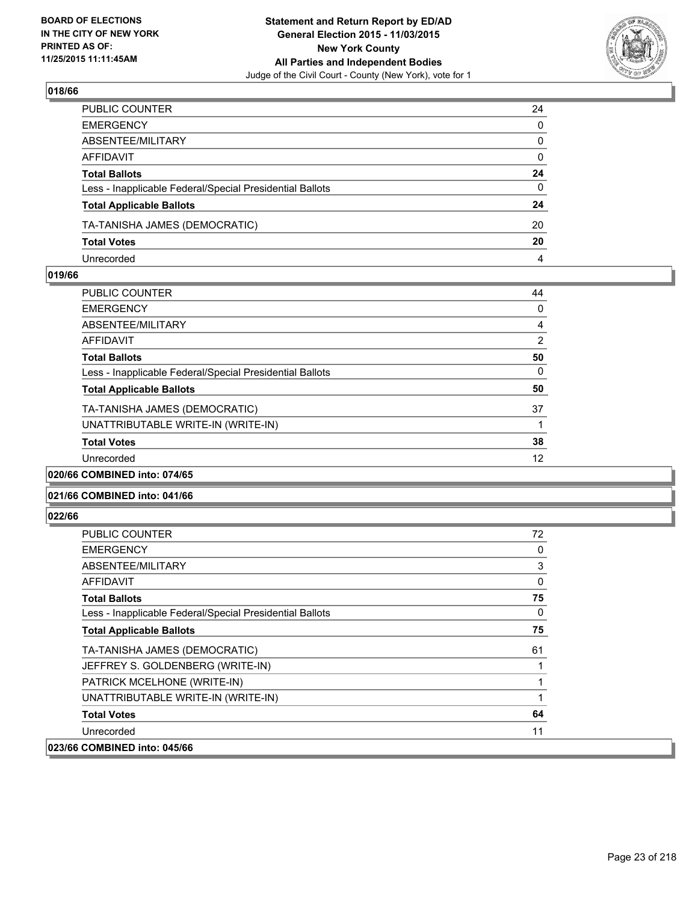### 018/66

| | |
|---|---|
| PUBLIC COUNTER | 24 |
| EMERGENCY | 0 |
| ABSENTEE/MILITARY | 0 |
| AFFIDAVIT | 0 |
| **Total Ballots** | **24** |
| Less - Inapplicable Federal/Special Presidential Ballots | 0 |
| **Total Applicable Ballots** | **24** |
| TA-TANISHA JAMES (DEMOCRATIC) | 20 |
| **Total Votes** | **20** |
| Unrecorded | 4 |

### 019/66

| | |
|---|---|
| PUBLIC COUNTER | 44 |
| EMERGENCY | 0 |
| ABSENTEE/MILITARY | 4 |
| AFFIDAVIT | 2 |
| **Total Ballots** | **50** |
| Less - Inapplicable Federal/Special Presidential Ballots | 0 |
| **Total Applicable Ballots** | **50** |
| TA-TANISHA JAMES (DEMOCRATIC) | 37 |
| UNATTRIBUTABLE WRITE-IN (WRITE-IN) | 1 |
| **Total Votes** | **38** |
| Unrecorded | 12 |

### 020/66 COMBINED into: 074/65

### 021/66 COMBINED into: 041/66

### 022/66

| | |
|---|---|
| PUBLIC COUNTER | 72 |
| EMERGENCY | 0 |
| ABSENTEE/MILITARY | 3 |
| AFFIDAVIT | 0 |
| **Total Ballots** | **75** |
| Less - Inapplicable Federal/Special Presidential Ballots | 0 |
| **Total Applicable Ballots** | **75** |
| TA-TANISHA JAMES (DEMOCRATIC) | 61 |
| JEFFREY S. GOLDENBERG (WRITE-IN) | 1 |
| PATRICK MCELHONE (WRITE-IN) | 1 |
| UNATTRIBUTABLE WRITE-IN (WRITE-IN) | 1 |
| **Total Votes** | **64** |
| Unrecorded | 11 |

### 023/66 COMBINED into: 045/66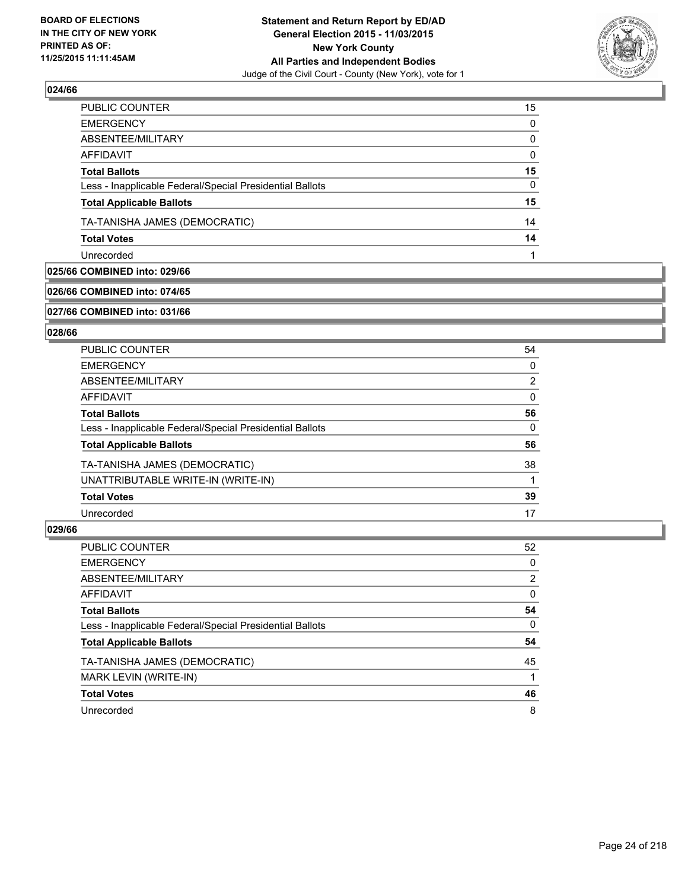**BOARD OF ELECTIONS IN THE CITY OF NEW YORK PRINTED AS OF: 11/25/2015 11:11:45AM**

**Statement and Return Report by ED/AD General Election 2015 - 11/03/2015 New York County All Parties and Independent Bodies**
Judge of the Civil Court - County (New York), vote for 1

### 024/66

| | |
|---|---|
| PUBLIC COUNTER | 15 |
| EMERGENCY | 0 |
| ABSENTEE/MILITARY | 0 |
| AFFIDAVIT | 0 |
| **Total Ballots** | **15** |
| Less - Inapplicable Federal/Special Presidential Ballots | 0 |
| **Total Applicable Ballots** | **15** |
| TA-TANISHA JAMES (DEMOCRATIC) | 14 |
| **Total Votes** | **14** |
| Unrecorded | 1 |

### 025/66 COMBINED into: 029/66

### 026/66 COMBINED into: 074/65

### 027/66 COMBINED into: 031/66

### 028/66

| | |
|---|---|
| PUBLIC COUNTER | 54 |
| EMERGENCY | 0 |
| ABSENTEE/MILITARY | 2 |
| AFFIDAVIT | 0 |
| **Total Ballots** | **56** |
| Less - Inapplicable Federal/Special Presidential Ballots | 0 |
| **Total Applicable Ballots** | **56** |
| TA-TANISHA JAMES (DEMOCRATIC) | 38 |
| UNATTRIBUTABLE WRITE-IN (WRITE-IN) | 1 |
| **Total Votes** | **39** |
| Unrecorded | 17 |

### 029/66

| | |
|---|---|
| PUBLIC COUNTER | 52 |
| EMERGENCY | 0 |
| ABSENTEE/MILITARY | 2 |
| AFFIDAVIT | 0 |
| **Total Ballots** | **54** |
| Less - Inapplicable Federal/Special Presidential Ballots | 0 |
| **Total Applicable Ballots** | **54** |
| TA-TANISHA JAMES (DEMOCRATIC) | 45 |
| MARK LEVIN (WRITE-IN) | 1 |
| **Total Votes** | **46** |
| Unrecorded | 8 |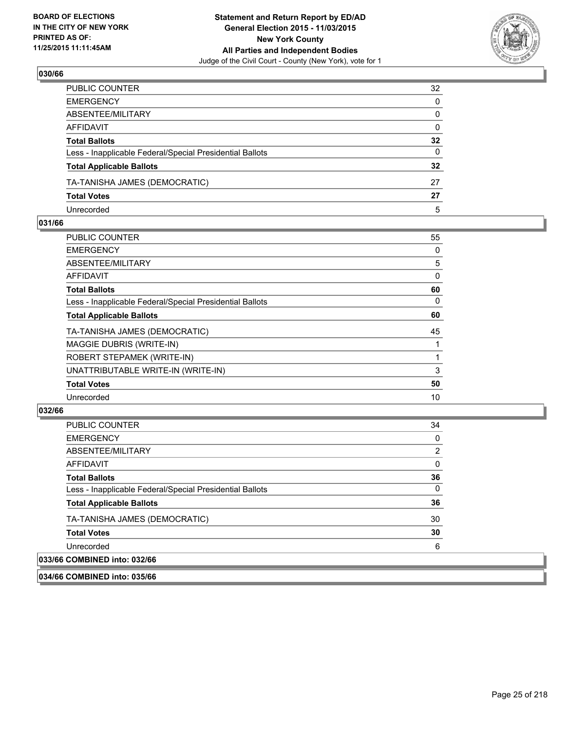**Statement and Return Report by ED/AD**
**General Election 2015 - 11/03/2015**
**New York County**
**All Parties and Independent Bodies**
Judge of the Civil Court - County (New York), vote for 1

BOARD OF ELECTIONS
IN THE CITY OF NEW YORK
PRINTED AS OF:
11/25/2015 11:11:45AM

## 030/66

| | |
|---|---|
| PUBLIC COUNTER | 32 |
| EMERGENCY | 0 |
| ABSENTEE/MILITARY | 0 |
| AFFIDAVIT | 0 |
| **Total Ballots** | **32** |
| Less - Inapplicable Federal/Special Presidential Ballots | 0 |
| **Total Applicable Ballots** | **32** |
| TA-TANISHA JAMES (DEMOCRATIC) | 27 |
| **Total Votes** | **27** |
| Unrecorded | 5 |

## 031/66

| | |
|---|---|
| PUBLIC COUNTER | 55 |
| EMERGENCY | 0 |
| ABSENTEE/MILITARY | 5 |
| AFFIDAVIT | 0 |
| **Total Ballots** | **60** |
| Less - Inapplicable Federal/Special Presidential Ballots | 0 |
| **Total Applicable Ballots** | **60** |
| TA-TANISHA JAMES (DEMOCRATIC) | 45 |
| MAGGIE DUBRIS (WRITE-IN) | 1 |
| ROBERT STEPAMEK (WRITE-IN) | 1 |
| UNATTRIBUTABLE WRITE-IN (WRITE-IN) | 3 |
| **Total Votes** | **50** |
| Unrecorded | 10 |

## 032/66

| | |
|---|---|
| PUBLIC COUNTER | 34 |
| EMERGENCY | 0 |
| ABSENTEE/MILITARY | 2 |
| AFFIDAVIT | 0 |
| **Total Ballots** | **36** |
| Less - Inapplicable Federal/Special Presidential Ballots | 0 |
| **Total Applicable Ballots** | **36** |
| TA-TANISHA JAMES (DEMOCRATIC) | 30 |
| **Total Votes** | **30** |
| Unrecorded | 6 |

## 033/66 COMBINED into: 032/66

## 034/66 COMBINED into: 035/66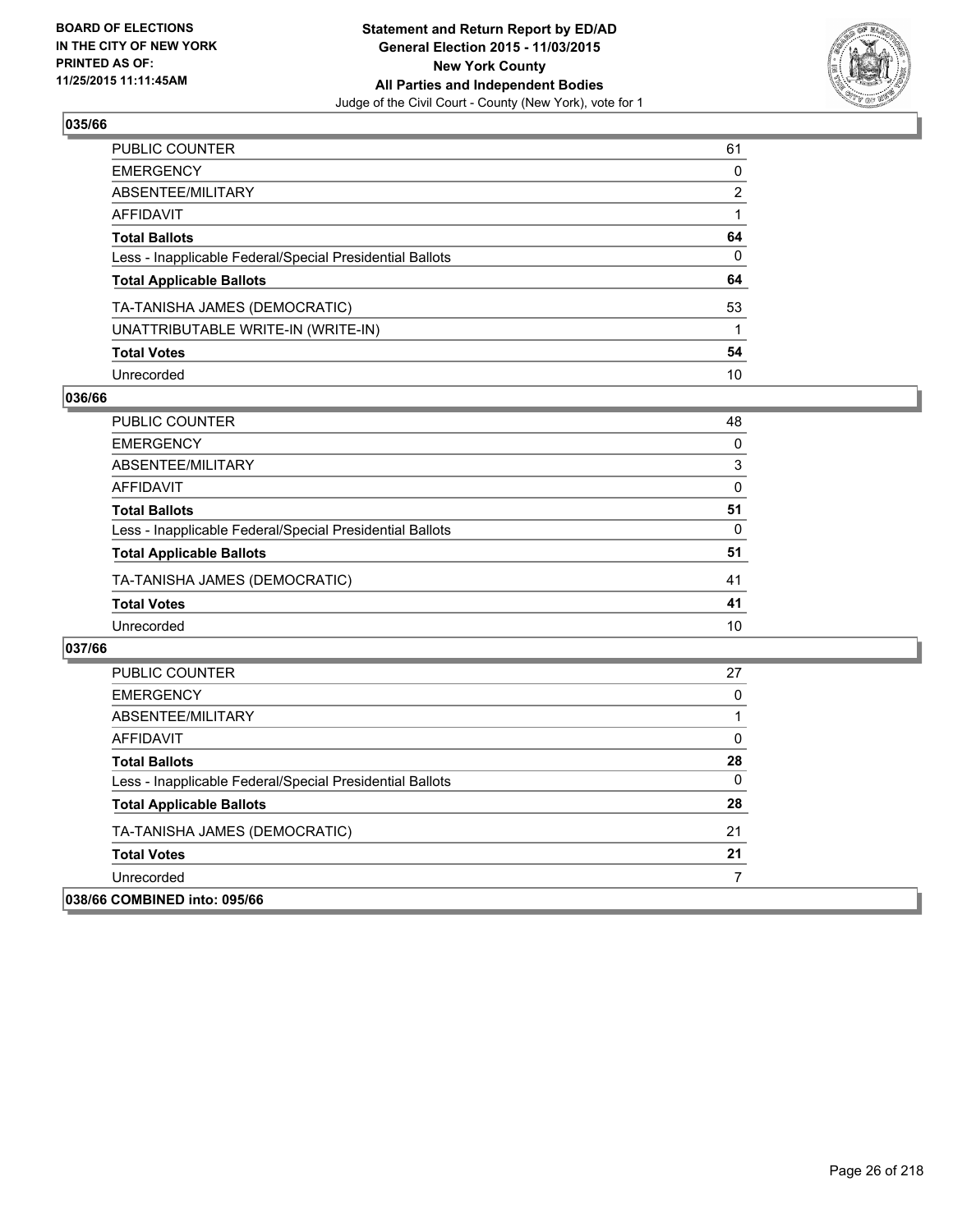**Statement and Return Report by ED/AD**
**General Election 2015 - 11/03/2015**
**New York County**
**All Parties and Independent Bodies**
Judge of the Civil Court - County (New York), vote for 1

BOARD OF ELECTIONS IN THE CITY OF NEW YORK PRINTED AS OF: 11/25/2015 11:11:45AM

## 035/66

| | |
|---|---|
| PUBLIC COUNTER | 61 |
| EMERGENCY | 0 |
| ABSENTEE/MILITARY | 2 |
| AFFIDAVIT | 1 |
| **Total Ballots** | **64** |
| Less - Inapplicable Federal/Special Presidential Ballots | 0 |
| **Total Applicable Ballots** | **64** |
| TA-TANISHA JAMES (DEMOCRATIC) | 53 |
| UNATTRIBUTABLE WRITE-IN (WRITE-IN) | 1 |
| **Total Votes** | **54** |
| Unrecorded | 10 |

## 036/66

| | |
|---|---|
| PUBLIC COUNTER | 48 |
| EMERGENCY | 0 |
| ABSENTEE/MILITARY | 3 |
| AFFIDAVIT | 0 |
| **Total Ballots** | **51** |
| Less - Inapplicable Federal/Special Presidential Ballots | 0 |
| **Total Applicable Ballots** | **51** |
| TA-TANISHA JAMES (DEMOCRATIC) | 41 |
| **Total Votes** | **41** |
| Unrecorded | 10 |

## 037/66

| | |
|---|---|
| PUBLIC COUNTER | 27 |
| EMERGENCY | 0 |
| ABSENTEE/MILITARY | 1 |
| AFFIDAVIT | 0 |
| **Total Ballots** | **28** |
| Less - Inapplicable Federal/Special Presidential Ballots | 0 |
| **Total Applicable Ballots** | **28** |
| TA-TANISHA JAMES (DEMOCRATIC) | 21 |
| **Total Votes** | **21** |
| Unrecorded | 7 |

## 038/66 COMBINED into: 095/66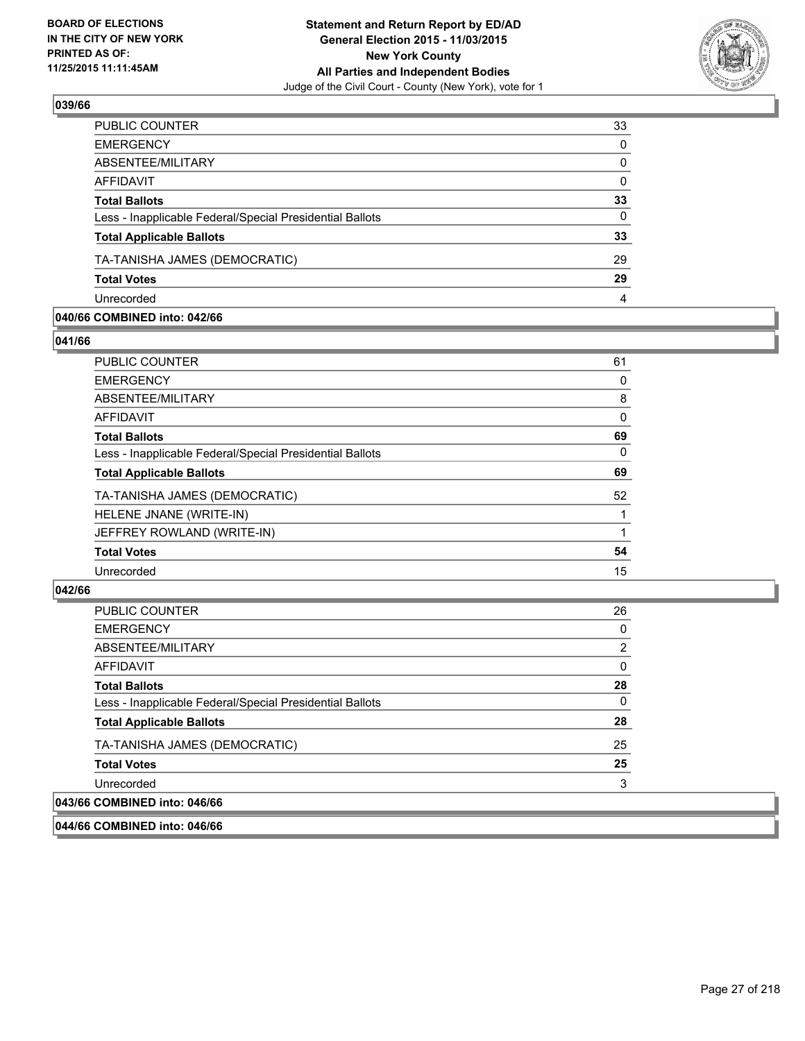## 039/66

| | |
|---|---|
| PUBLIC COUNTER | 33 |
| EMERGENCY | 0 |
| ABSENTEE/MILITARY | 0 |
| AFFIDAVIT | 0 |
| **Total Ballots** | **33** |
| Less - Inapplicable Federal/Special Presidential Ballots | 0 |
| **Total Applicable Ballots** | **33** |
| TA-TANISHA JAMES (DEMOCRATIC) | 29 |
| **Total Votes** | **29** |
| Unrecorded | 4 |

## 040/66 COMBINED into: 042/66

## 041/66

| | |
|---|---|
| PUBLIC COUNTER | 61 |
| EMERGENCY | 0 |
| ABSENTEE/MILITARY | 8 |
| AFFIDAVIT | 0 |
| **Total Ballots** | **69** |
| Less - Inapplicable Federal/Special Presidential Ballots | 0 |
| **Total Applicable Ballots** | **69** |
| TA-TANISHA JAMES (DEMOCRATIC) | 52 |
| HELENE JNANE (WRITE-IN) | 1 |
| JEFFREY ROWLAND (WRITE-IN) | 1 |
| **Total Votes** | **54** |
| Unrecorded | 15 |

## 042/66

| | |
|---|---|
| PUBLIC COUNTER | 26 |
| EMERGENCY | 0 |
| ABSENTEE/MILITARY | 2 |
| AFFIDAVIT | 0 |
| **Total Ballots** | **28** |
| Less - Inapplicable Federal/Special Presidential Ballots | 0 |
| **Total Applicable Ballots** | **28** |
| TA-TANISHA JAMES (DEMOCRATIC) | 25 |
| **Total Votes** | **25** |
| Unrecorded | 3 |

## 043/66 COMBINED into: 046/66

## 044/66 COMBINED into: 046/66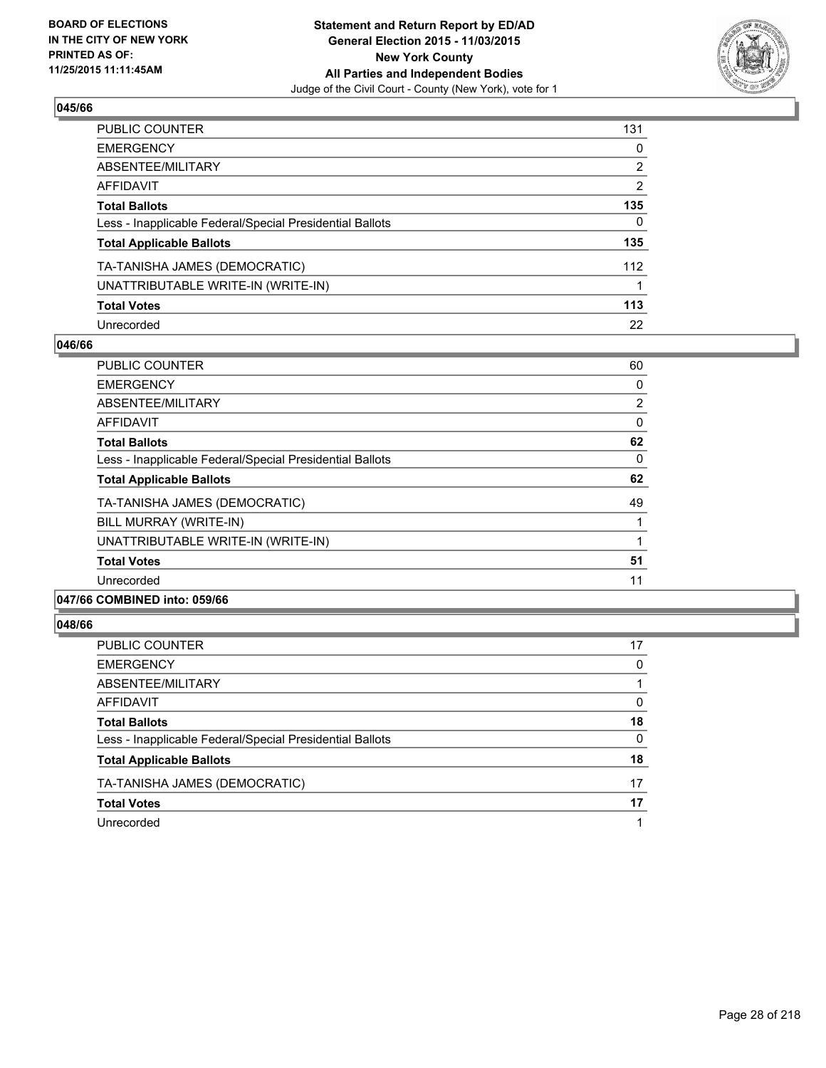**BOARD OF ELECTIONS IN THE CITY OF NEW YORK PRINTED AS OF: 11/25/2015 11:11:45AM**

**Statement and Return Report by ED/AD General Election 2015 - 11/03/2015 New York County All Parties and Independent Bodies**
Judge of the Civil Court - County (New York), vote for 1

### 045/66

| | |
|---|---|
| PUBLIC COUNTER | 131 |
| EMERGENCY | 0 |
| ABSENTEE/MILITARY | 2 |
| AFFIDAVIT | 2 |
| **Total Ballots** | **135** |
| Less - Inapplicable Federal/Special Presidential Ballots | 0 |
| **Total Applicable Ballots** | **135** |
| TA-TANISHA JAMES (DEMOCRATIC) | 112 |
| UNATTRIBUTABLE WRITE-IN (WRITE-IN) | 1 |
| **Total Votes** | **113** |
| Unrecorded | 22 |

### 046/66

| | |
|---|---|
| PUBLIC COUNTER | 60 |
| EMERGENCY | 0 |
| ABSENTEE/MILITARY | 2 |
| AFFIDAVIT | 0 |
| **Total Ballots** | **62** |
| Less - Inapplicable Federal/Special Presidential Ballots | 0 |
| **Total Applicable Ballots** | **62** |
| TA-TANISHA JAMES (DEMOCRATIC) | 49 |
| BILL MURRAY (WRITE-IN) | 1 |
| UNATTRIBUTABLE WRITE-IN (WRITE-IN) | 1 |
| **Total Votes** | **51** |
| Unrecorded | 11 |

### 047/66 COMBINED into: 059/66

### 048/66

| | |
|---|---|
| PUBLIC COUNTER | 17 |
| EMERGENCY | 0 |
| ABSENTEE/MILITARY | 1 |
| AFFIDAVIT | 0 |
| **Total Ballots** | **18** |
| Less - Inapplicable Federal/Special Presidential Ballots | 0 |
| **Total Applicable Ballots** | **18** |
| TA-TANISHA JAMES (DEMOCRATIC) | 17 |
| **Total Votes** | **17** |
| Unrecorded | 1 |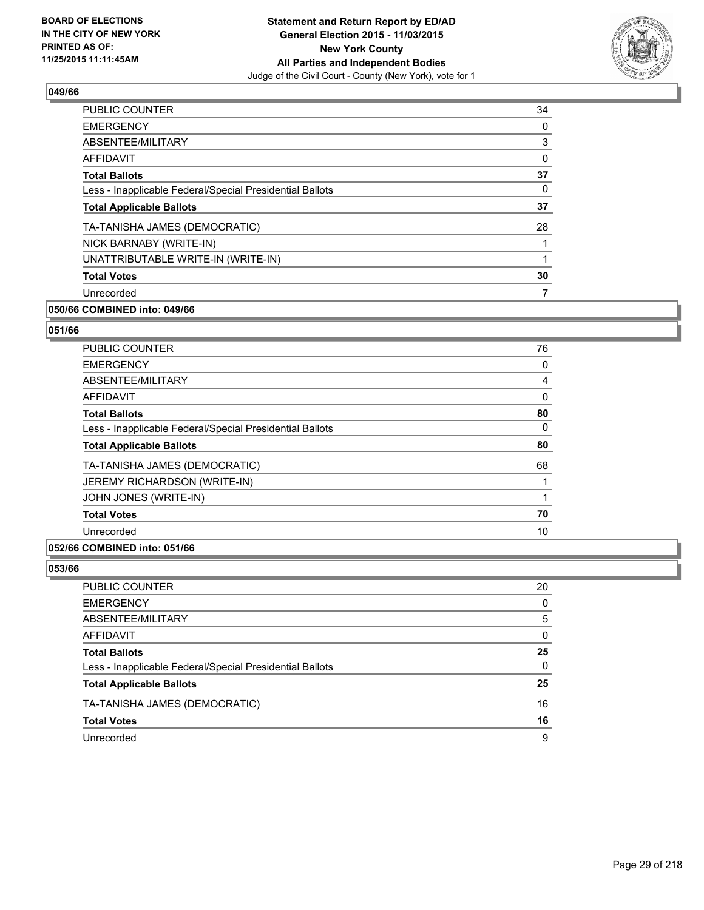## 049/66

| | |
|---|---|
| PUBLIC COUNTER | 34 |
| EMERGENCY | 0 |
| ABSENTEE/MILITARY | 3 |
| AFFIDAVIT | 0 |
| **Total Ballots** | **37** |
| Less - Inapplicable Federal/Special Presidential Ballots | 0 |
| **Total Applicable Ballots** | **37** |
| TA-TANISHA JAMES (DEMOCRATIC) | 28 |
| NICK BARNABY (WRITE-IN) | 1 |
| UNATTRIBUTABLE WRITE-IN (WRITE-IN) | 1 |
| **Total Votes** | **30** |
| Unrecorded | 7 |

**050/66 COMBINED into: 049/66**

## 051/66

| | |
|---|---|
| PUBLIC COUNTER | 76 |
| EMERGENCY | 0 |
| ABSENTEE/MILITARY | 4 |
| AFFIDAVIT | 0 |
| **Total Ballots** | **80** |
| Less - Inapplicable Federal/Special Presidential Ballots | 0 |
| **Total Applicable Ballots** | **80** |
| TA-TANISHA JAMES (DEMOCRATIC) | 68 |
| JEREMY RICHARDSON (WRITE-IN) | 1 |
| JOHN JONES (WRITE-IN) | 1 |
| **Total Votes** | **70** |
| Unrecorded | 10 |

**052/66 COMBINED into: 051/66**

## 053/66

| | |
|---|---|
| PUBLIC COUNTER | 20 |
| EMERGENCY | 0 |
| ABSENTEE/MILITARY | 5 |
| AFFIDAVIT | 0 |
| **Total Ballots** | **25** |
| Less - Inapplicable Federal/Special Presidential Ballots | 0 |
| **Total Applicable Ballots** | **25** |
| TA-TANISHA JAMES (DEMOCRATIC) | 16 |
| **Total Votes** | **16** |
| Unrecorded | 9 |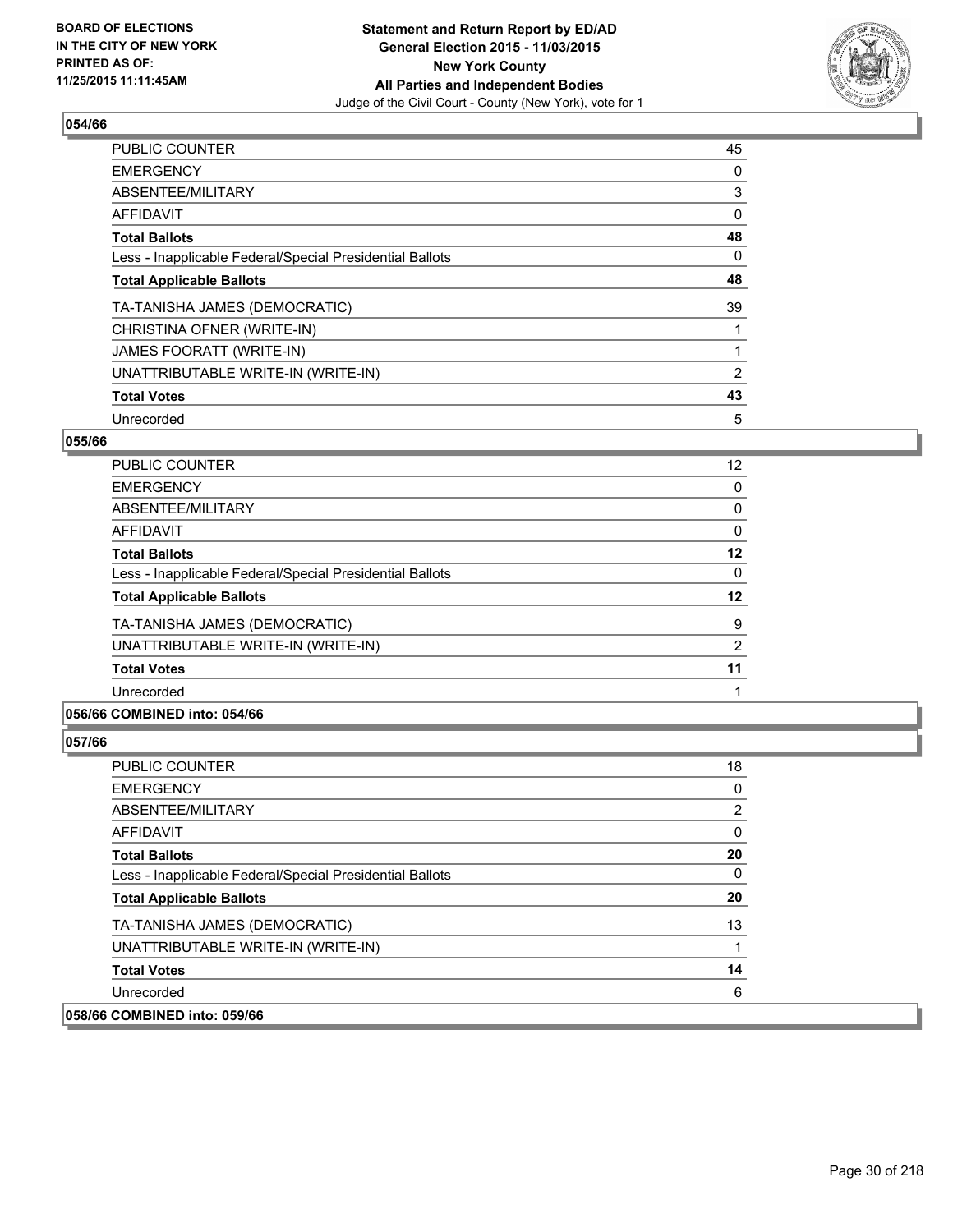**BOARD OF ELECTIONS IN THE CITY OF NEW YORK PRINTED AS OF: 11/25/2015 11:11:45AM**

**Statement and Return Report by ED/AD General Election 2015 - 11/03/2015 New York County All Parties and Independent Bodies**
Judge of the Civil Court - County (New York), vote for 1

### 054/66

| | |
|---|---|
| PUBLIC COUNTER | 45 |
| EMERGENCY | 0 |
| ABSENTEE/MILITARY | 3 |
| AFFIDAVIT | 0 |
| **Total Ballots** | **48** |
| Less - Inapplicable Federal/Special Presidential Ballots | 0 |
| **Total Applicable Ballots** | **48** |
| TA-TANISHA JAMES (DEMOCRATIC) | 39 |
| CHRISTINA OFNER (WRITE-IN) | 1 |
| JAMES FOORATT (WRITE-IN) | 1 |
| UNATTRIBUTABLE WRITE-IN (WRITE-IN) | 2 |
| **Total Votes** | **43** |
| Unrecorded | 5 |

### 055/66

| | |
|---|---|
| PUBLIC COUNTER | 12 |
| EMERGENCY | 0 |
| ABSENTEE/MILITARY | 0 |
| AFFIDAVIT | 0 |
| **Total Ballots** | **12** |
| Less - Inapplicable Federal/Special Presidential Ballots | 0 |
| **Total Applicable Ballots** | **12** |
| TA-TANISHA JAMES (DEMOCRATIC) | 9 |
| UNATTRIBUTABLE WRITE-IN (WRITE-IN) | 2 |
| **Total Votes** | **11** |
| Unrecorded | 1 |

### 056/66 COMBINED into: 054/66

### 057/66

| | |
|---|---|
| PUBLIC COUNTER | 18 |
| EMERGENCY | 0 |
| ABSENTEE/MILITARY | 2 |
| AFFIDAVIT | 0 |
| **Total Ballots** | **20** |
| Less - Inapplicable Federal/Special Presidential Ballots | 0 |
| **Total Applicable Ballots** | **20** |
| TA-TANISHA JAMES (DEMOCRATIC) | 13 |
| UNATTRIBUTABLE WRITE-IN (WRITE-IN) | 1 |
| **Total Votes** | **14** |
| Unrecorded | 6 |

### 058/66 COMBINED into: 059/66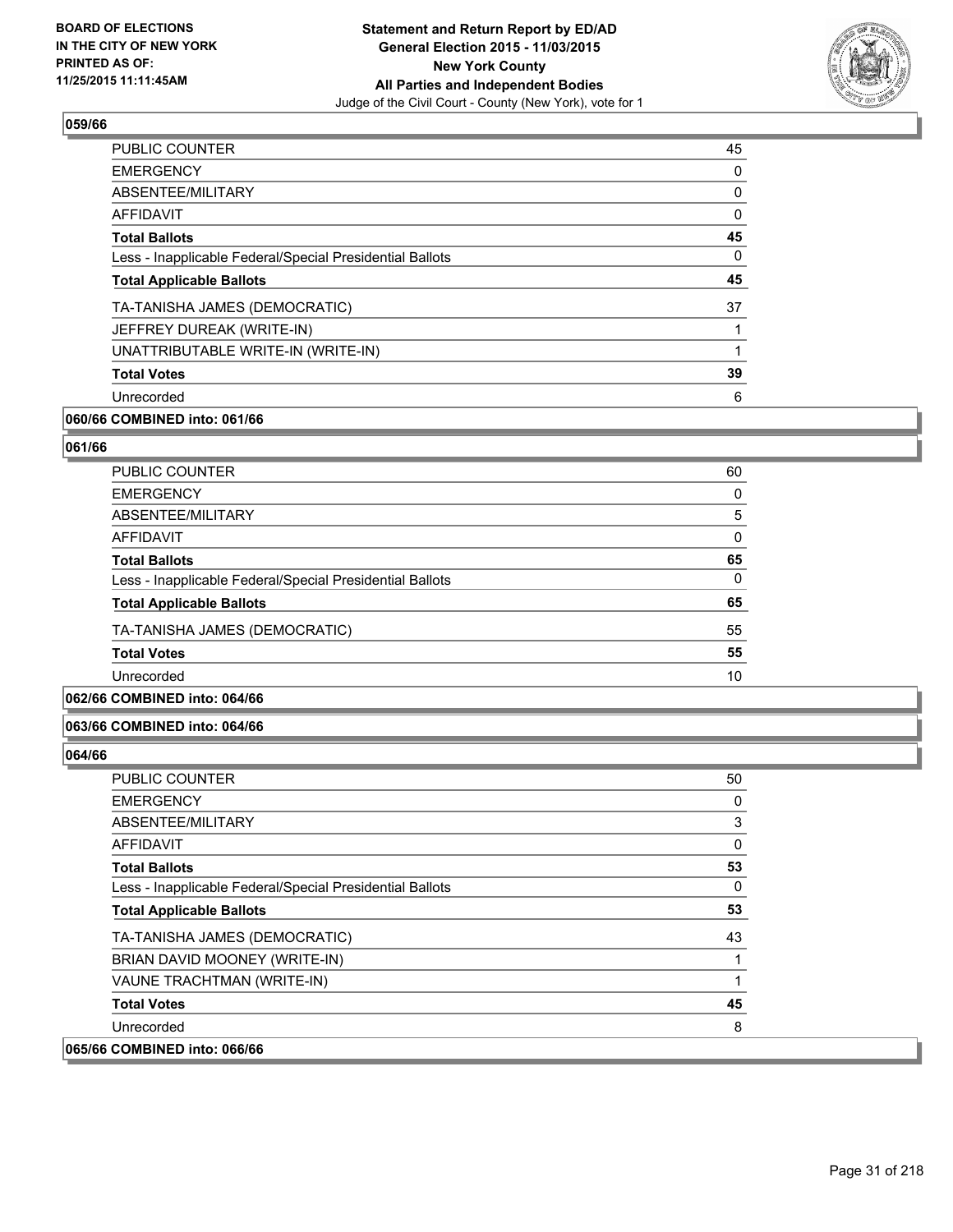## 059/66

| | |
|---|---|
| PUBLIC COUNTER | 45 |
| EMERGENCY | 0 |
| ABSENTEE/MILITARY | 0 |
| AFFIDAVIT | 0 |
| **Total Ballots** | **45** |
| Less - Inapplicable Federal/Special Presidential Ballots | 0 |
| **Total Applicable Ballots** | **45** |
| TA-TANISHA JAMES (DEMOCRATIC) | 37 |
| JEFFREY DUREAK (WRITE-IN) | 1 |
| UNATTRIBUTABLE WRITE-IN (WRITE-IN) | 1 |
| **Total Votes** | **39** |
| Unrecorded | 6 |

**060/66 COMBINED into: 061/66**

## 061/66

| | |
|---|---|
| PUBLIC COUNTER | 60 |
| EMERGENCY | 0 |
| ABSENTEE/MILITARY | 5 |
| AFFIDAVIT | 0 |
| **Total Ballots** | **65** |
| Less - Inapplicable Federal/Special Presidential Ballots | 0 |
| **Total Applicable Ballots** | **65** |
| TA-TANISHA JAMES (DEMOCRATIC) | 55 |
| **Total Votes** | **55** |
| Unrecorded | 10 |

**062/66 COMBINED into: 064/66**

**063/66 COMBINED into: 064/66**

## 064/66

| | |
|---|---|
| PUBLIC COUNTER | 50 |
| EMERGENCY | 0 |
| ABSENTEE/MILITARY | 3 |
| AFFIDAVIT | 0 |
| **Total Ballots** | **53** |
| Less - Inapplicable Federal/Special Presidential Ballots | 0 |
| **Total Applicable Ballots** | **53** |
| TA-TANISHA JAMES (DEMOCRATIC) | 43 |
| BRIAN DAVID MOONEY (WRITE-IN) | 1 |
| VAUNE TRACHTMAN (WRITE-IN) | 1 |
| **Total Votes** | **45** |
| Unrecorded | 8 |

**065/66 COMBINED into: 066/66**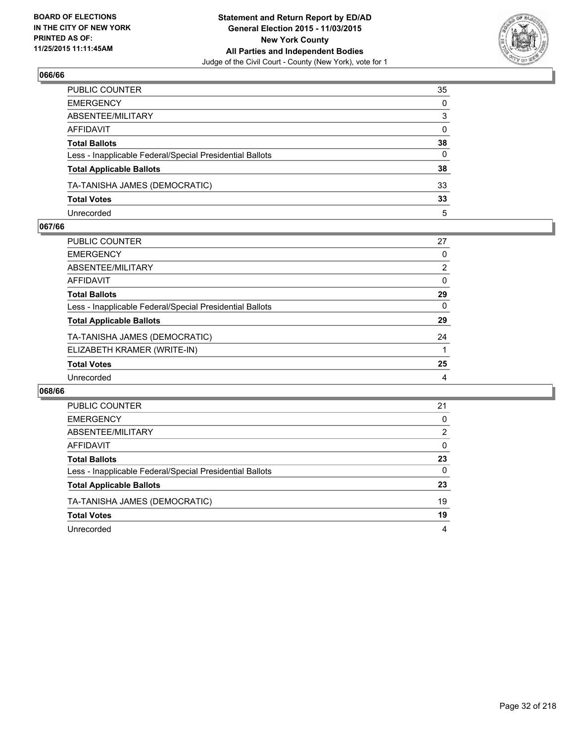### 066/66

| | |
|---|---|
| PUBLIC COUNTER | 35 |
| EMERGENCY | 0 |
| ABSENTEE/MILITARY | 3 |
| AFFIDAVIT | 0 |
| **Total Ballots** | **38** |
| Less - Inapplicable Federal/Special Presidential Ballots | 0 |
| **Total Applicable Ballots** | **38** |
| TA-TANISHA JAMES (DEMOCRATIC) | 33 |
| **Total Votes** | **33** |
| Unrecorded | 5 |

### 067/66

| | |
|---|---|
| PUBLIC COUNTER | 27 |
| EMERGENCY | 0 |
| ABSENTEE/MILITARY | 2 |
| AFFIDAVIT | 0 |
| **Total Ballots** | **29** |
| Less - Inapplicable Federal/Special Presidential Ballots | 0 |
| **Total Applicable Ballots** | **29** |
| TA-TANISHA JAMES (DEMOCRATIC) | 24 |
| ELIZABETH KRAMER (WRITE-IN) | 1 |
| **Total Votes** | **25** |
| Unrecorded | 4 |

### 068/66

| | |
|---|---|
| PUBLIC COUNTER | 21 |
| EMERGENCY | 0 |
| ABSENTEE/MILITARY | 2 |
| AFFIDAVIT | 0 |
| **Total Ballots** | **23** |
| Less - Inapplicable Federal/Special Presidential Ballots | 0 |
| **Total Applicable Ballots** | **23** |
| TA-TANISHA JAMES (DEMOCRATIC) | 19 |
| **Total Votes** | **19** |
| Unrecorded | 4 |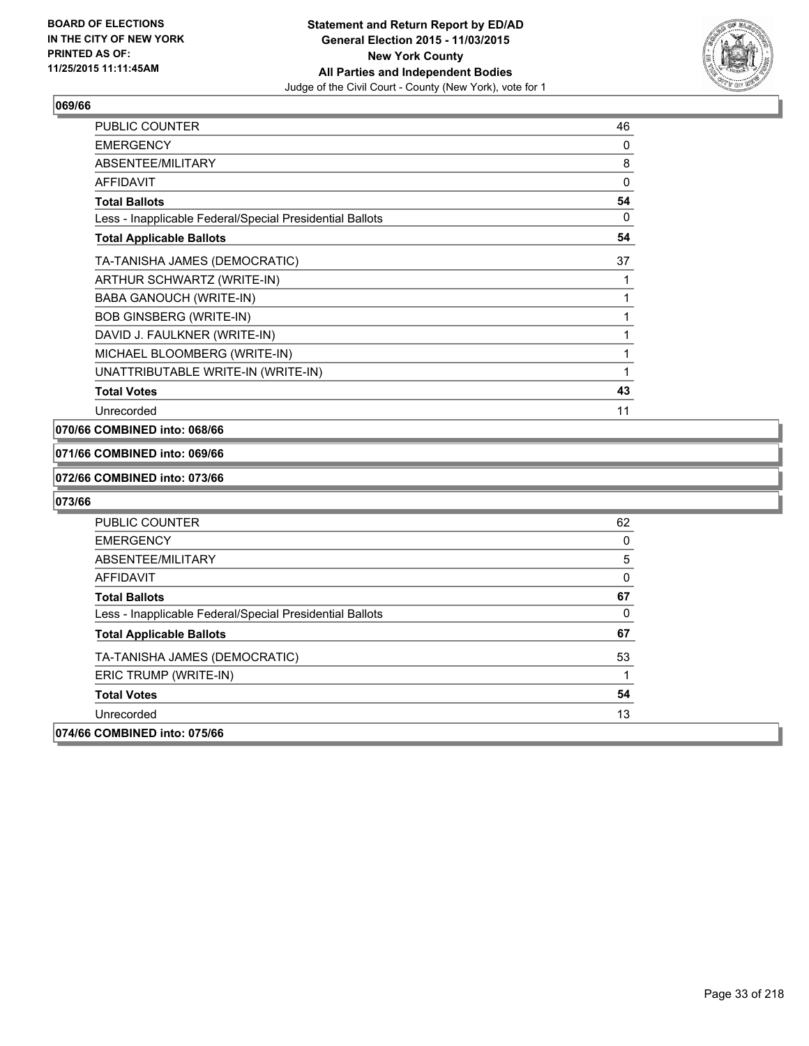**BOARD OF ELECTIONS IN THE CITY OF NEW YORK PRINTED AS OF: 11/25/2015 11:11:45AM**

**Statement and Return Report by ED/AD General Election 2015 - 11/03/2015 New York County All Parties and Independent Bodies**
Judge of the Civil Court - County (New York), vote for 1

## 069/66

| | |
|---|---|
| PUBLIC COUNTER | 46 |
| EMERGENCY | 0 |
| ABSENTEE/MILITARY | 8 |
| AFFIDAVIT | 0 |
| **Total Ballots** | **54** |
| Less - Inapplicable Federal/Special Presidential Ballots | 0 |
| **Total Applicable Ballots** | **54** |
| TA-TANISHA JAMES (DEMOCRATIC) | 37 |
| ARTHUR SCHWARTZ (WRITE-IN) | 1 |
| BABA GANOUCH (WRITE-IN) | 1 |
| BOB GINSBERG (WRITE-IN) | 1 |
| DAVID J. FAULKNER (WRITE-IN) | 1 |
| MICHAEL BLOOMBERG (WRITE-IN) | 1 |
| UNATTRIBUTABLE WRITE-IN (WRITE-IN) | 1 |
| **Total Votes** | **43** |
| Unrecorded | 11 |

**070/66 COMBINED into: 068/66**

**071/66 COMBINED into: 069/66**

**072/66 COMBINED into: 073/66**

## 073/66

| | |
|---|---|
| PUBLIC COUNTER | 62 |
| EMERGENCY | 0 |
| ABSENTEE/MILITARY | 5 |
| AFFIDAVIT | 0 |
| **Total Ballots** | **67** |
| Less - Inapplicable Federal/Special Presidential Ballots | 0 |
| **Total Applicable Ballots** | **67** |
| TA-TANISHA JAMES (DEMOCRATIC) | 53 |
| ERIC TRUMP (WRITE-IN) | 1 |
| **Total Votes** | **54** |
| Unrecorded | 13 |

**074/66 COMBINED into: 075/66**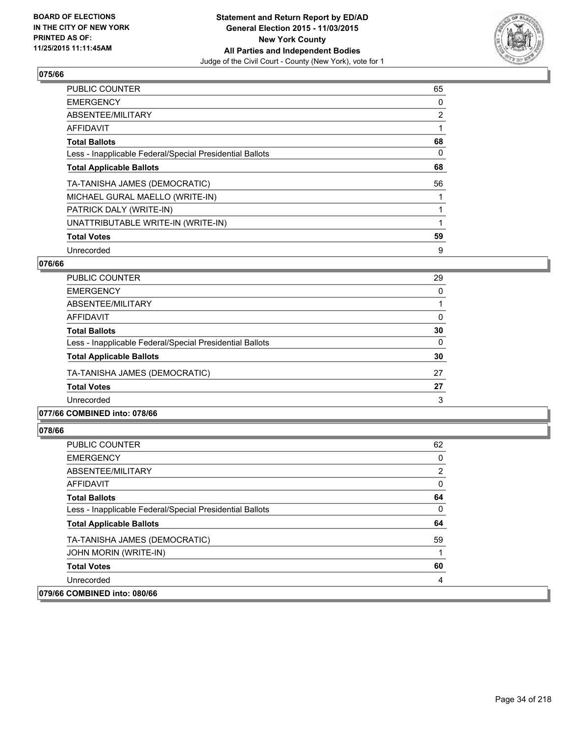**BOARD OF ELECTIONS IN THE CITY OF NEW YORK PRINTED AS OF: 11/25/2015 11:11:45AM**

**Statement and Return Report by ED/AD General Election 2015 - 11/03/2015 New York County All Parties and Independent Bodies**
Judge of the Civil Court - County (New York), vote for 1

### 075/66

| | |
|---|---|
| PUBLIC COUNTER | 65 |
| EMERGENCY | 0 |
| ABSENTEE/MILITARY | 2 |
| AFFIDAVIT | 1 |
| **Total Ballots** | **68** |
| Less - Inapplicable Federal/Special Presidential Ballots | 0 |
| **Total Applicable Ballots** | **68** |
| TA-TANISHA JAMES (DEMOCRATIC) | 56 |
| MICHAEL GURAL MAELLO (WRITE-IN) | 1 |
| PATRICK DALY (WRITE-IN) | 1 |
| UNATTRIBUTABLE WRITE-IN (WRITE-IN) | 1 |
| **Total Votes** | **59** |
| Unrecorded | 9 |

### 076/66

| | |
|---|---|
| PUBLIC COUNTER | 29 |
| EMERGENCY | 0 |
| ABSENTEE/MILITARY | 1 |
| AFFIDAVIT | 0 |
| **Total Ballots** | **30** |
| Less - Inapplicable Federal/Special Presidential Ballots | 0 |
| **Total Applicable Ballots** | **30** |
| TA-TANISHA JAMES (DEMOCRATIC) | 27 |
| **Total Votes** | **27** |
| Unrecorded | 3 |

### 077/66 COMBINED into: 078/66

### 078/66

| | |
|---|---|
| PUBLIC COUNTER | 62 |
| EMERGENCY | 0 |
| ABSENTEE/MILITARY | 2 |
| AFFIDAVIT | 0 |
| **Total Ballots** | **64** |
| Less - Inapplicable Federal/Special Presidential Ballots | 0 |
| **Total Applicable Ballots** | **64** |
| TA-TANISHA JAMES (DEMOCRATIC) | 59 |
| JOHN MORIN (WRITE-IN) | 1 |
| **Total Votes** | **60** |
| Unrecorded | 4 |

### 079/66 COMBINED into: 080/66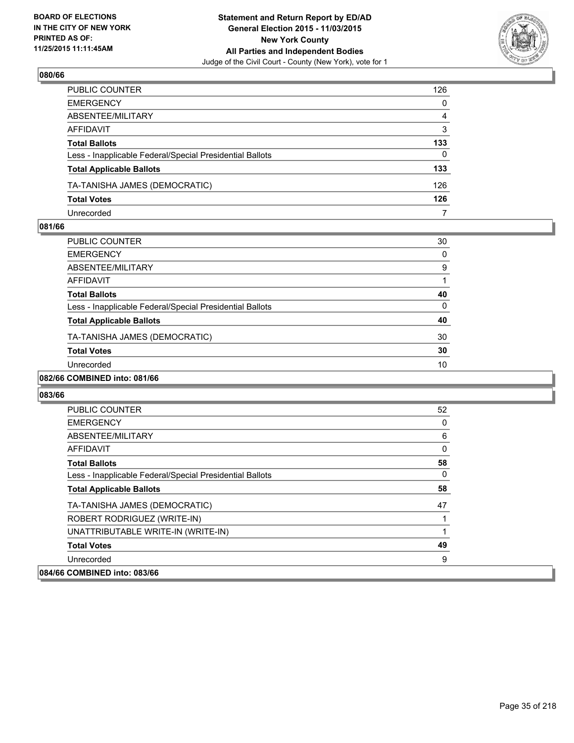**BOARD OF ELECTIONS IN THE CITY OF NEW YORK PRINTED AS OF: 11/25/2015 11:11:45AM**

**Statement and Return Report by ED/AD General Election 2015 - 11/03/2015 New York County All Parties and Independent Bodies**
Judge of the Civil Court - County (New York), vote for 1

### 080/66

| | |
|---|---|
| PUBLIC COUNTER | 126 |
| EMERGENCY | 0 |
| ABSENTEE/MILITARY | 4 |
| AFFIDAVIT | 3 |
| **Total Ballots** | **133** |
| Less - Inapplicable Federal/Special Presidential Ballots | 0 |
| **Total Applicable Ballots** | **133** |
| TA-TANISHA JAMES (DEMOCRATIC) | 126 |
| **Total Votes** | **126** |
| Unrecorded | 7 |

### 081/66

| | |
|---|---|
| PUBLIC COUNTER | 30 |
| EMERGENCY | 0 |
| ABSENTEE/MILITARY | 9 |
| AFFIDAVIT | 1 |
| **Total Ballots** | **40** |
| Less - Inapplicable Federal/Special Presidential Ballots | 0 |
| **Total Applicable Ballots** | **40** |
| TA-TANISHA JAMES (DEMOCRATIC) | 30 |
| **Total Votes** | **30** |
| Unrecorded | 10 |

### 082/66 COMBINED into: 081/66

### 083/66

| | |
|---|---|
| PUBLIC COUNTER | 52 |
| EMERGENCY | 0 |
| ABSENTEE/MILITARY | 6 |
| AFFIDAVIT | 0 |
| **Total Ballots** | **58** |
| Less - Inapplicable Federal/Special Presidential Ballots | 0 |
| **Total Applicable Ballots** | **58** |
| TA-TANISHA JAMES (DEMOCRATIC) | 47 |
| ROBERT RODRIGUEZ (WRITE-IN) | 1 |
| UNATTRIBUTABLE WRITE-IN (WRITE-IN) | 1 |
| **Total Votes** | **49** |
| Unrecorded | 9 |

### 084/66 COMBINED into: 083/66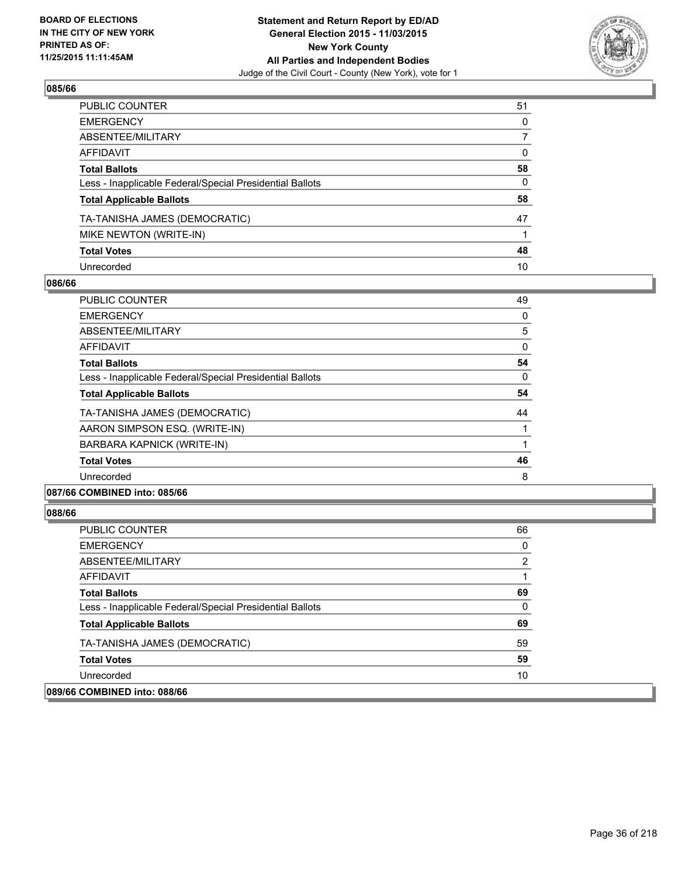**BOARD OF ELECTIONS IN THE CITY OF NEW YORK PRINTED AS OF: 11/25/2015 11:11:45AM**

**Statement and Return Report by ED/AD General Election 2015 - 11/03/2015 New York County All Parties and Independent Bodies**
Judge of the Civil Court - County (New York), vote for 1

### 085/66

| | |
|---|---|
| PUBLIC COUNTER | 51 |
| EMERGENCY | 0 |
| ABSENTEE/MILITARY | 7 |
| AFFIDAVIT | 0 |
| **Total Ballots** | **58** |
| Less - Inapplicable Federal/Special Presidential Ballots | 0 |
| **Total Applicable Ballots** | **58** |
| TA-TANISHA JAMES (DEMOCRATIC) | 47 |
| MIKE NEWTON (WRITE-IN) | 1 |
| **Total Votes** | **48** |
| Unrecorded | 10 |

### 086/66

| | |
|---|---|
| PUBLIC COUNTER | 49 |
| EMERGENCY | 0 |
| ABSENTEE/MILITARY | 5 |
| AFFIDAVIT | 0 |
| **Total Ballots** | **54** |
| Less - Inapplicable Federal/Special Presidential Ballots | 0 |
| **Total Applicable Ballots** | **54** |
| TA-TANISHA JAMES (DEMOCRATIC) | 44 |
| AARON SIMPSON ESQ. (WRITE-IN) | 1 |
| BARBARA KAPNICK (WRITE-IN) | 1 |
| **Total Votes** | **46** |
| Unrecorded | 8 |

### 087/66 COMBINED into: 085/66

### 088/66

| | |
|---|---|
| PUBLIC COUNTER | 66 |
| EMERGENCY | 0 |
| ABSENTEE/MILITARY | 2 |
| AFFIDAVIT | 1 |
| **Total Ballots** | **69** |
| Less - Inapplicable Federal/Special Presidential Ballots | 0 |
| **Total Applicable Ballots** | **69** |
| TA-TANISHA JAMES (DEMOCRATIC) | 59 |
| **Total Votes** | **59** |
| Unrecorded | 10 |

### 089/66 COMBINED into: 088/66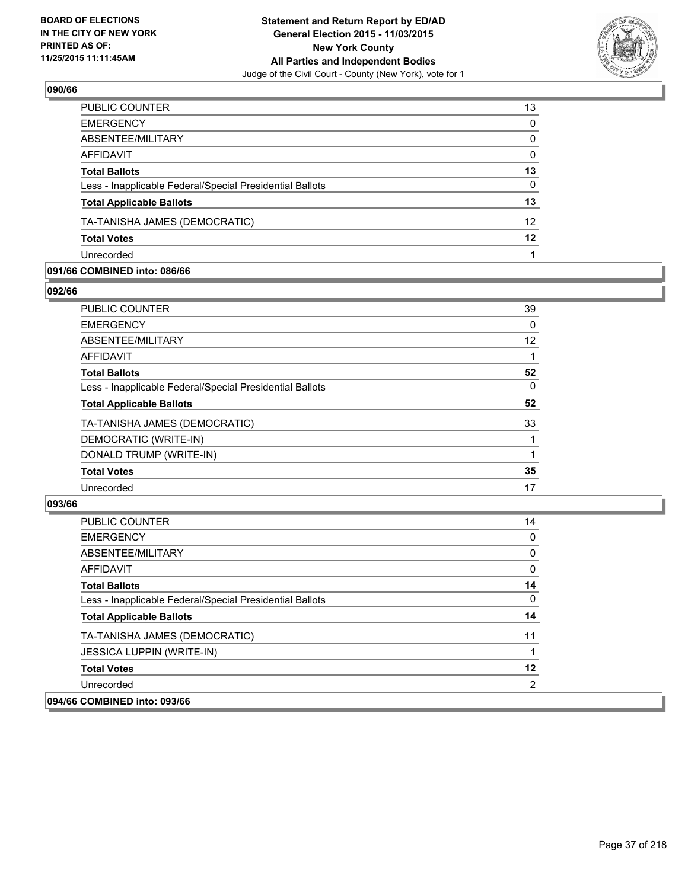## 090/66

| | |
|---|---|
| PUBLIC COUNTER | 13 |
| EMERGENCY | 0 |
| ABSENTEE/MILITARY | 0 |
| AFFIDAVIT | 0 |
| **Total Ballots** | **13** |
| Less - Inapplicable Federal/Special Presidential Ballots | 0 |
| **Total Applicable Ballots** | **13** |
| TA-TANISHA JAMES (DEMOCRATIC) | 12 |
| **Total Votes** | **12** |
| Unrecorded | 1 |

## 091/66 COMBINED into: 086/66

## 092/66

| | |
|---|---|
| PUBLIC COUNTER | 39 |
| EMERGENCY | 0 |
| ABSENTEE/MILITARY | 12 |
| AFFIDAVIT | 1 |
| **Total Ballots** | **52** |
| Less - Inapplicable Federal/Special Presidential Ballots | 0 |
| **Total Applicable Ballots** | **52** |
| TA-TANISHA JAMES (DEMOCRATIC) | 33 |
| DEMOCRATIC (WRITE-IN) | 1 |
| DONALD TRUMP (WRITE-IN) | 1 |
| **Total Votes** | **35** |
| Unrecorded | 17 |

## 093/66

| | |
|---|---|
| PUBLIC COUNTER | 14 |
| EMERGENCY | 0 |
| ABSENTEE/MILITARY | 0 |
| AFFIDAVIT | 0 |
| **Total Ballots** | **14** |
| Less - Inapplicable Federal/Special Presidential Ballots | 0 |
| **Total Applicable Ballots** | **14** |
| TA-TANISHA JAMES (DEMOCRATIC) | 11 |
| JESSICA LUPPIN (WRITE-IN) | 1 |
| **Total Votes** | **12** |
| Unrecorded | 2 |

## 094/66 COMBINED into: 093/66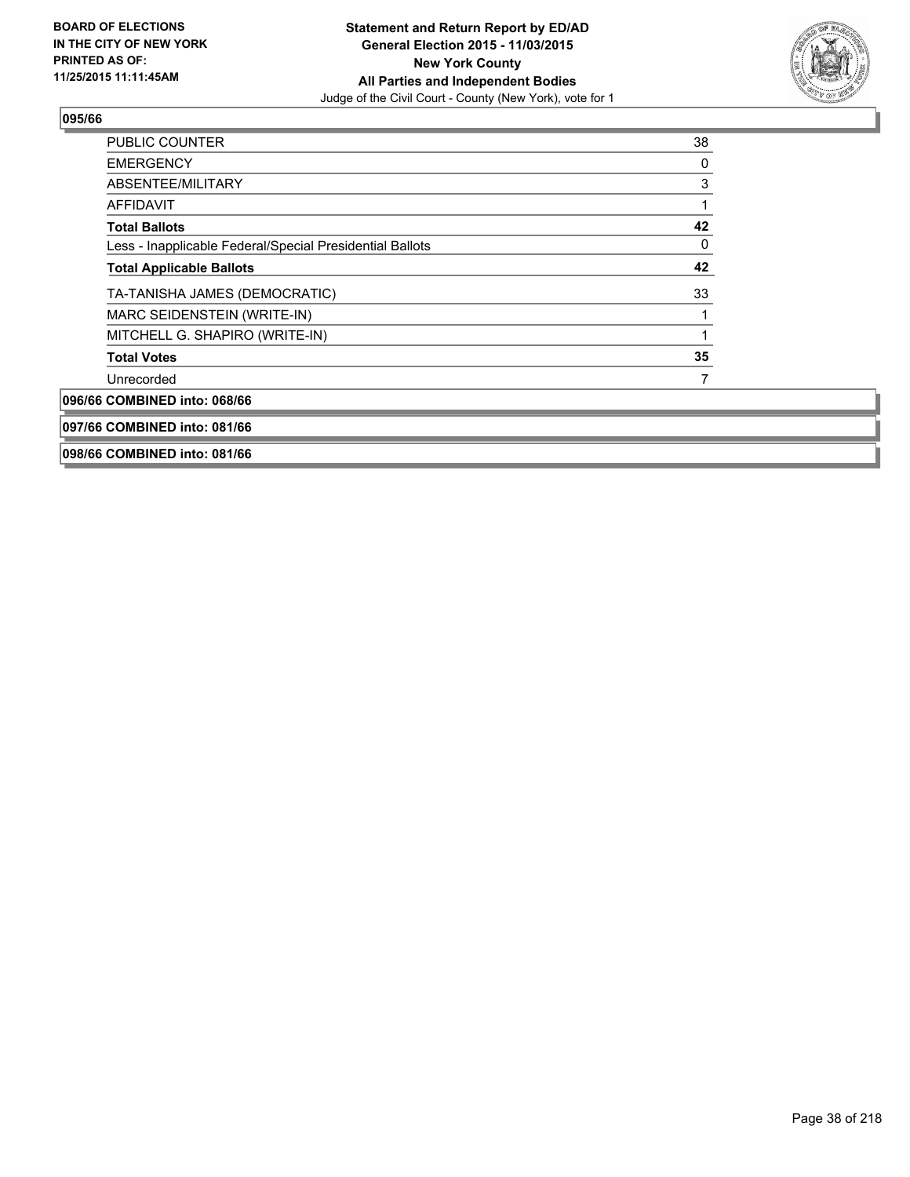**BOARD OF ELECTIONS IN THE CITY OF NEW YORK PRINTED AS OF: 11/25/2015 11:11:45AM**

**Statement and Return Report by ED/AD General Election 2015 - 11/03/2015 New York County All Parties and Independent Bodies**
Judge of the Civil Court - County (New York), vote for 1

**095/66**

| | |
|---|---|
| PUBLIC COUNTER | 38 |
| EMERGENCY | 0 |
| ABSENTEE/MILITARY | 3 |
| AFFIDAVIT | 1 |
| **Total Ballots** | **42** |
| Less - Inapplicable Federal/Special Presidential Ballots | 0 |
| **Total Applicable Ballots** | **42** |
| TA-TANISHA JAMES (DEMOCRATIC) | 33 |
| MARC SEIDENSTEIN (WRITE-IN) | 1 |
| MITCHELL G. SHAPIRO (WRITE-IN) | 1 |
| **Total Votes** | **35** |
| Unrecorded | 7 |

**096/66 COMBINED into: 068/66**

**097/66 COMBINED into: 081/66**

**098/66 COMBINED into: 081/66**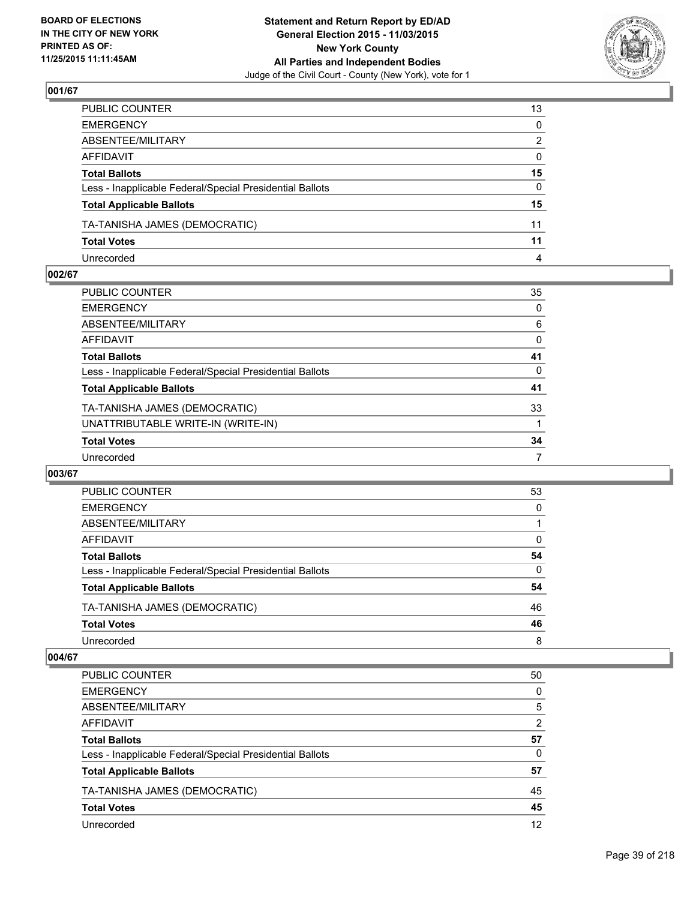**Statement and Return Report by ED/AD**
**General Election 2015 - 11/03/2015**
**New York County**
**All Parties and Independent Bodies**
Judge of the Civil Court - County (New York), vote for 1

BOARD OF ELECTIONS
IN THE CITY OF NEW YORK
PRINTED AS OF:
11/25/2015 11:11:45AM

### 001/67

| | |
|---|---|
| PUBLIC COUNTER | 13 |
| EMERGENCY | 0 |
| ABSENTEE/MILITARY | 2 |
| AFFIDAVIT | 0 |
| **Total Ballots** | **15** |
| Less - Inapplicable Federal/Special Presidential Ballots | 0 |
| **Total Applicable Ballots** | **15** |
| TA-TANISHA JAMES (DEMOCRATIC) | 11 |
| **Total Votes** | **11** |
| Unrecorded | 4 |

### 002/67

| | |
|---|---|
| PUBLIC COUNTER | 35 |
| EMERGENCY | 0 |
| ABSENTEE/MILITARY | 6 |
| AFFIDAVIT | 0 |
| **Total Ballots** | **41** |
| Less - Inapplicable Federal/Special Presidential Ballots | 0 |
| **Total Applicable Ballots** | **41** |
| TA-TANISHA JAMES (DEMOCRATIC) | 33 |
| UNATTRIBUTABLE WRITE-IN (WRITE-IN) | 1 |
| **Total Votes** | **34** |
| Unrecorded | 7 |

### 003/67

| | |
|---|---|
| PUBLIC COUNTER | 53 |
| EMERGENCY | 0 |
| ABSENTEE/MILITARY | 1 |
| AFFIDAVIT | 0 |
| **Total Ballots** | **54** |
| Less - Inapplicable Federal/Special Presidential Ballots | 0 |
| **Total Applicable Ballots** | **54** |
| TA-TANISHA JAMES (DEMOCRATIC) | 46 |
| **Total Votes** | **46** |
| Unrecorded | 8 |

### 004/67

| | |
|---|---|
| PUBLIC COUNTER | 50 |
| EMERGENCY | 0 |
| ABSENTEE/MILITARY | 5 |
| AFFIDAVIT | 2 |
| **Total Ballots** | **57** |
| Less - Inapplicable Federal/Special Presidential Ballots | 0 |
| **Total Applicable Ballots** | **57** |
| TA-TANISHA JAMES (DEMOCRATIC) | 45 |
| **Total Votes** | **45** |
| Unrecorded | 12 |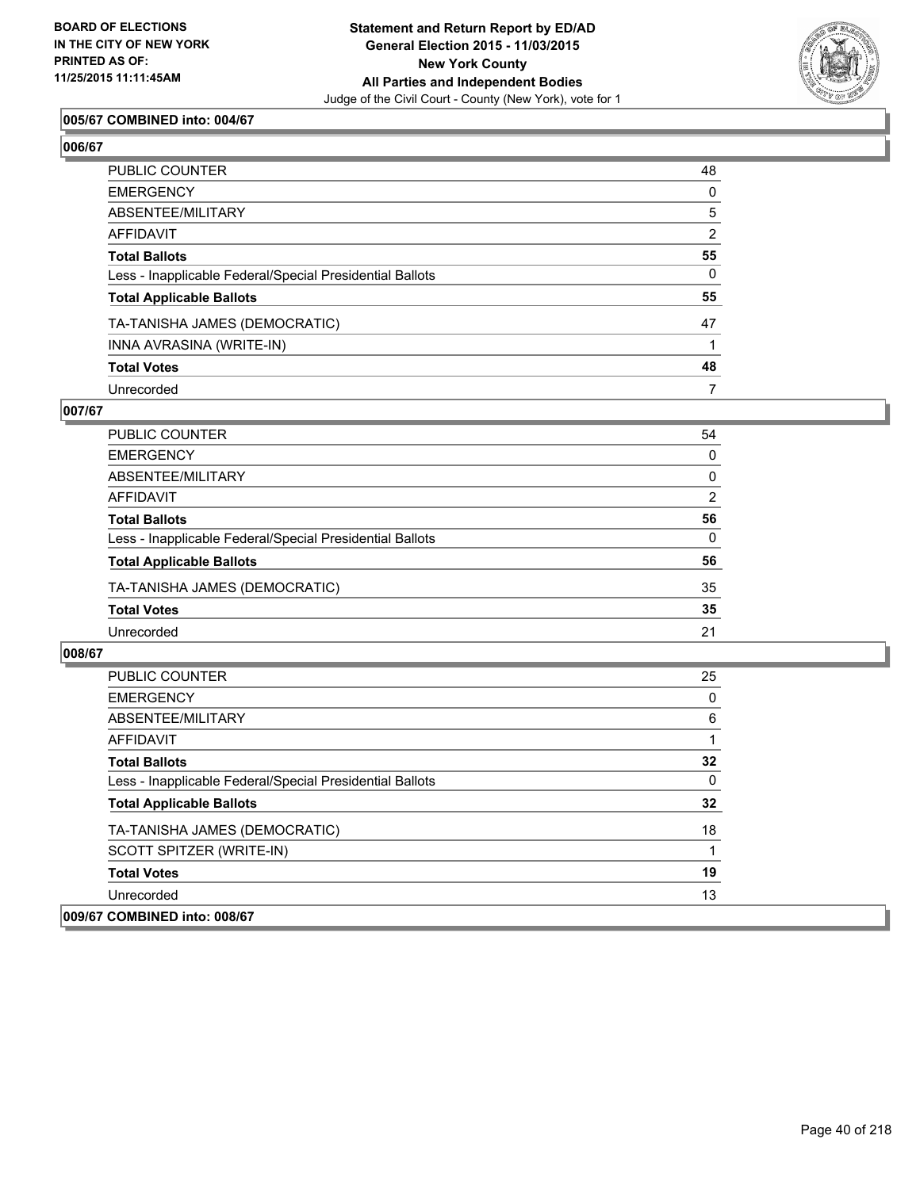**005/67 COMBINED into: 004/67**

**006/67**

| | |
|---|---|
| PUBLIC COUNTER | 48 |
| EMERGENCY | 0 |
| ABSENTEE/MILITARY | 5 |
| AFFIDAVIT | 2 |
| **Total Ballots** | **55** |
| Less - Inapplicable Federal/Special Presidential Ballots | 0 |
| **Total Applicable Ballots** | **55** |
| TA-TANISHA JAMES (DEMOCRATIC) | 47 |
| INNA AVRASINA (WRITE-IN) | 1 |
| **Total Votes** | **48** |
| Unrecorded | 7 |

**007/67**

| | |
|---|---|
| PUBLIC COUNTER | 54 |
| EMERGENCY | 0 |
| ABSENTEE/MILITARY | 0 |
| AFFIDAVIT | 2 |
| **Total Ballots** | **56** |
| Less - Inapplicable Federal/Special Presidential Ballots | 0 |
| **Total Applicable Ballots** | **56** |
| TA-TANISHA JAMES (DEMOCRATIC) | 35 |
| **Total Votes** | **35** |
| Unrecorded | 21 |

**008/67**

| | |
|---|---|
| PUBLIC COUNTER | 25 |
| EMERGENCY | 0 |
| ABSENTEE/MILITARY | 6 |
| AFFIDAVIT | 1 |
| **Total Ballots** | **32** |
| Less - Inapplicable Federal/Special Presidential Ballots | 0 |
| **Total Applicable Ballots** | **32** |
| TA-TANISHA JAMES (DEMOCRATIC) | 18 |
| SCOTT SPITZER (WRITE-IN) | 1 |
| **Total Votes** | **19** |
| Unrecorded | 13 |

**009/67 COMBINED into: 008/67**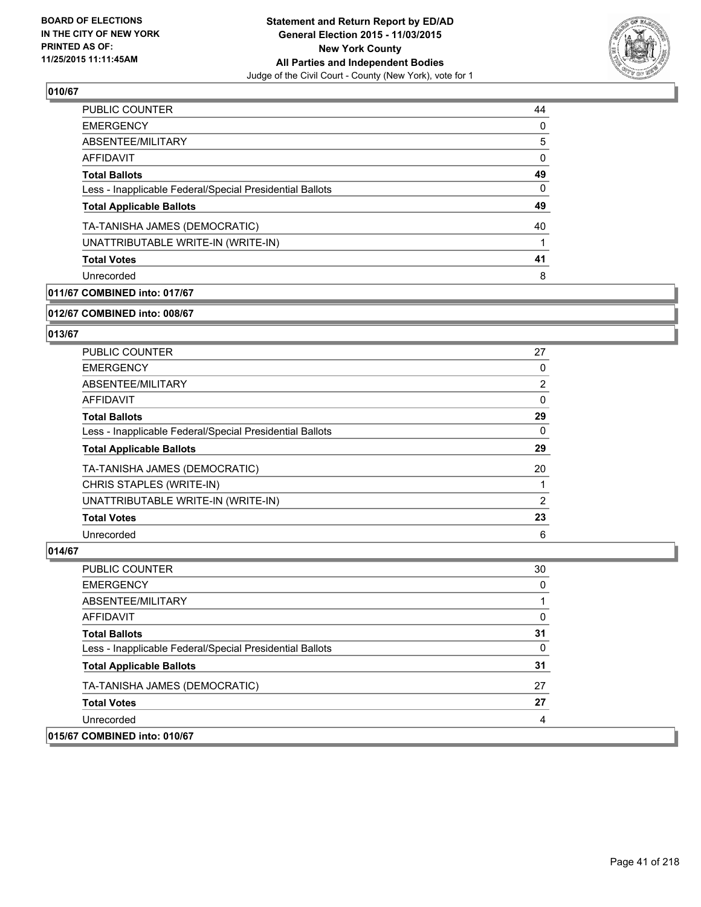**Statement and Return Report by ED/AD**
**General Election 2015 - 11/03/2015**
**New York County**
**All Parties and Independent Bodies**
Judge of the Civil Court - County (New York), vote for 1

BOARD OF ELECTIONS
IN THE CITY OF NEW YORK
PRINTED AS OF:
11/25/2015 11:11:45AM

**010/67**

| | |
|---|---|
| PUBLIC COUNTER | 44 |
| EMERGENCY | 0 |
| ABSENTEE/MILITARY | 5 |
| AFFIDAVIT | 0 |
| **Total Ballots** | **49** |
| Less - Inapplicable Federal/Special Presidential Ballots | 0 |
| **Total Applicable Ballots** | **49** |
| TA-TANISHA JAMES (DEMOCRATIC) | 40 |
| UNATTRIBUTABLE WRITE-IN (WRITE-IN) | 1 |
| **Total Votes** | **41** |
| Unrecorded | 8 |

**011/67 COMBINED into: 017/67**

**012/67 COMBINED into: 008/67**

**013/67**

| | |
|---|---|
| PUBLIC COUNTER | 27 |
| EMERGENCY | 0 |
| ABSENTEE/MILITARY | 2 |
| AFFIDAVIT | 0 |
| **Total Ballots** | **29** |
| Less - Inapplicable Federal/Special Presidential Ballots | 0 |
| **Total Applicable Ballots** | **29** |
| TA-TANISHA JAMES (DEMOCRATIC) | 20 |
| CHRIS STAPLES (WRITE-IN) | 1 |
| UNATTRIBUTABLE WRITE-IN (WRITE-IN) | 2 |
| **Total Votes** | **23** |
| Unrecorded | 6 |

**014/67**

| | |
|---|---|
| PUBLIC COUNTER | 30 |
| EMERGENCY | 0 |
| ABSENTEE/MILITARY | 1 |
| AFFIDAVIT | 0 |
| **Total Ballots** | **31** |
| Less - Inapplicable Federal/Special Presidential Ballots | 0 |
| **Total Applicable Ballots** | **31** |
| TA-TANISHA JAMES (DEMOCRATIC) | 27 |
| **Total Votes** | **27** |
| Unrecorded | 4 |

**015/67 COMBINED into: 010/67**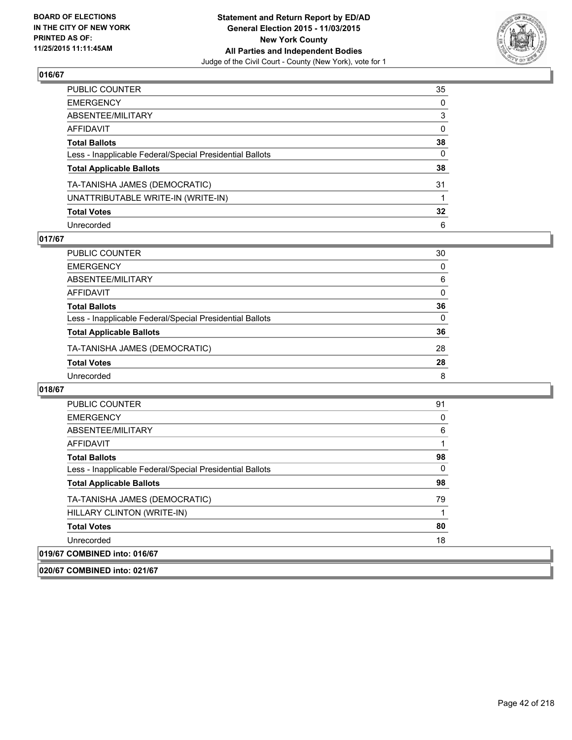## 016/67

| | |
|---|---|
| PUBLIC COUNTER | 35 |
| EMERGENCY | 0 |
| ABSENTEE/MILITARY | 3 |
| AFFIDAVIT | 0 |
| **Total Ballots** | **38** |
| Less - Inapplicable Federal/Special Presidential Ballots | 0 |
| **Total Applicable Ballots** | **38** |
| TA-TANISHA JAMES (DEMOCRATIC) | 31 |
| UNATTRIBUTABLE WRITE-IN (WRITE-IN) | 1 |
| **Total Votes** | **32** |
| Unrecorded | 6 |

## 017/67

| | |
|---|---|
| PUBLIC COUNTER | 30 |
| EMERGENCY | 0 |
| ABSENTEE/MILITARY | 6 |
| AFFIDAVIT | 0 |
| **Total Ballots** | **36** |
| Less - Inapplicable Federal/Special Presidential Ballots | 0 |
| **Total Applicable Ballots** | **36** |
| TA-TANISHA JAMES (DEMOCRATIC) | 28 |
| **Total Votes** | **28** |
| Unrecorded | 8 |

## 018/67

| | |
|---|---|
| PUBLIC COUNTER | 91 |
| EMERGENCY | 0 |
| ABSENTEE/MILITARY | 6 |
| AFFIDAVIT | 1 |
| **Total Ballots** | **98** |
| Less - Inapplicable Federal/Special Presidential Ballots | 0 |
| **Total Applicable Ballots** | **98** |
| TA-TANISHA JAMES (DEMOCRATIC) | 79 |
| HILLARY CLINTON (WRITE-IN) | 1 |
| **Total Votes** | **80** |
| Unrecorded | 18 |

## 019/67 COMBINED into: 016/67

## 020/67 COMBINED into: 021/67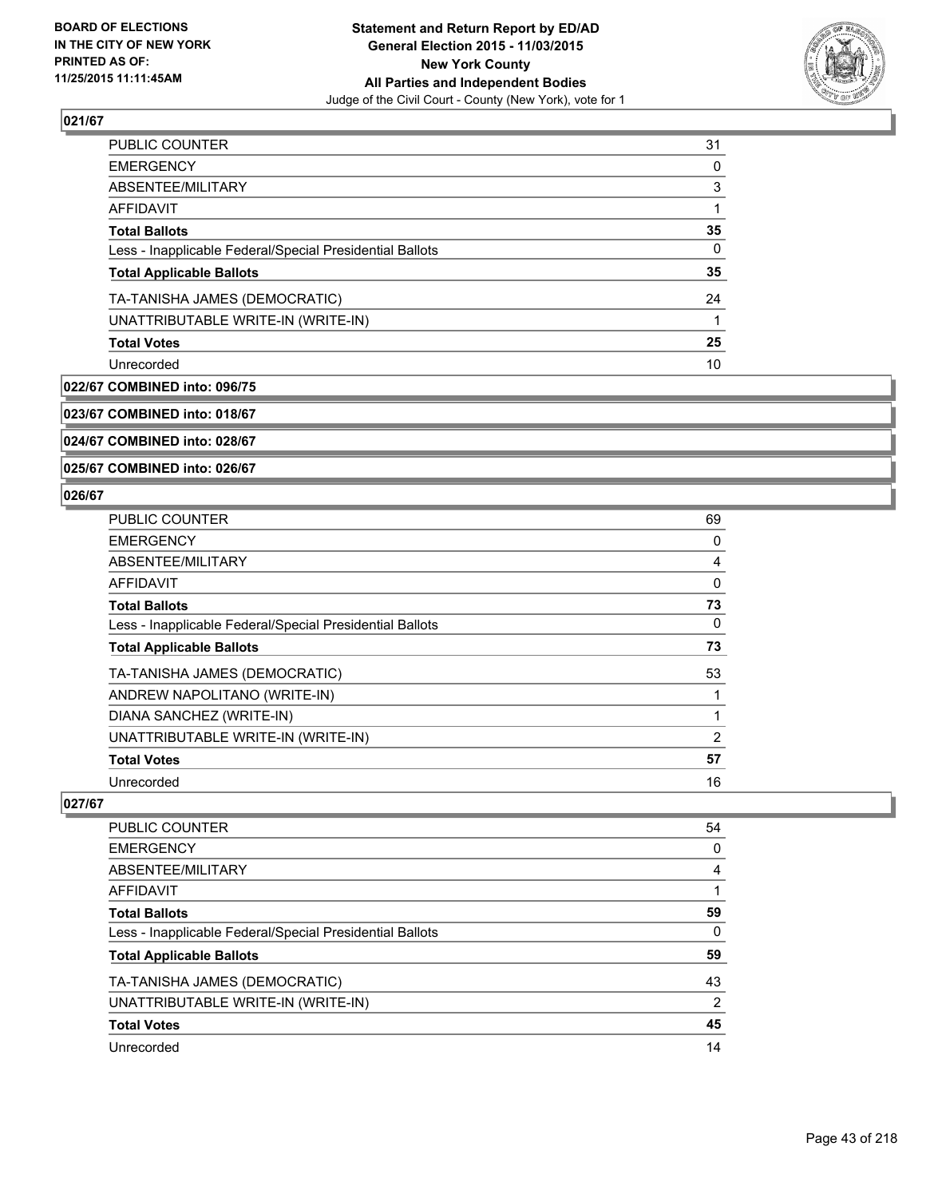### 021/67

| | |
|---|---|
| PUBLIC COUNTER | 31 |
| EMERGENCY | 0 |
| ABSENTEE/MILITARY | 3 |
| AFFIDAVIT | 1 |
| **Total Ballots** | **35** |
| Less - Inapplicable Federal/Special Presidential Ballots | 0 |
| **Total Applicable Ballots** | **35** |
| TA-TANISHA JAMES (DEMOCRATIC) | 24 |
| UNATTRIBUTABLE WRITE-IN (WRITE-IN) | 1 |
| **Total Votes** | **25** |
| Unrecorded | 10 |

### 022/67 COMBINED into: 096/75

### 023/67 COMBINED into: 018/67

### 024/67 COMBINED into: 028/67

### 025/67 COMBINED into: 026/67

### 026/67

| | |
|---|---|
| PUBLIC COUNTER | 69 |
| EMERGENCY | 0 |
| ABSENTEE/MILITARY | 4 |
| AFFIDAVIT | 0 |
| **Total Ballots** | **73** |
| Less - Inapplicable Federal/Special Presidential Ballots | 0 |
| **Total Applicable Ballots** | **73** |
| TA-TANISHA JAMES (DEMOCRATIC) | 53 |
| ANDREW NAPOLITANO (WRITE-IN) | 1 |
| DIANA SANCHEZ (WRITE-IN) | 1 |
| UNATTRIBUTABLE WRITE-IN (WRITE-IN) | 2 |
| **Total Votes** | **57** |
| Unrecorded | 16 |

### 027/67

| | |
|---|---|
| PUBLIC COUNTER | 54 |
| EMERGENCY | 0 |
| ABSENTEE/MILITARY | 4 |
| AFFIDAVIT | 1 |
| **Total Ballots** | **59** |
| Less - Inapplicable Federal/Special Presidential Ballots | 0 |
| **Total Applicable Ballots** | **59** |
| TA-TANISHA JAMES (DEMOCRATIC) | 43 |
| UNATTRIBUTABLE WRITE-IN (WRITE-IN) | 2 |
| **Total Votes** | **45** |
| Unrecorded | 14 |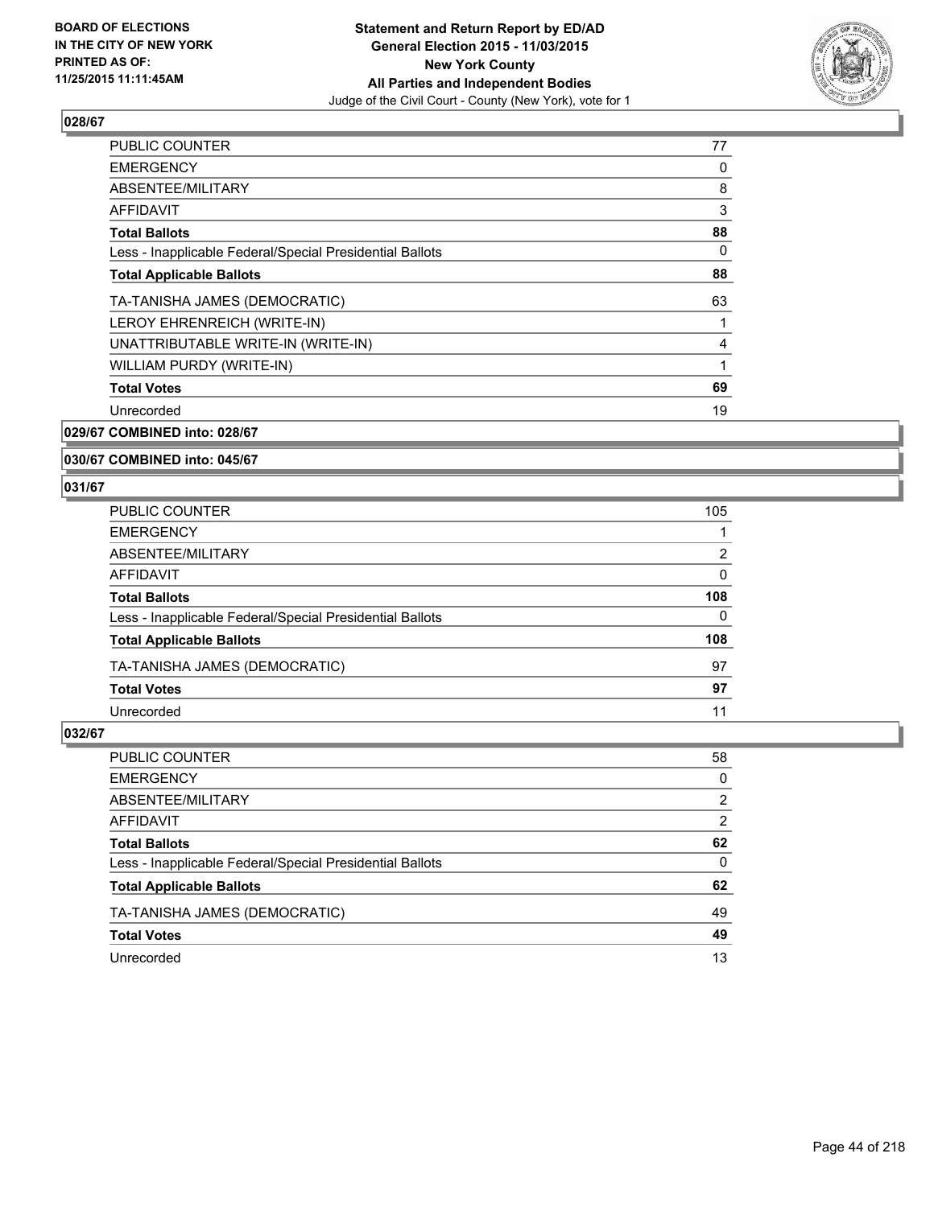**BOARD OF ELECTIONS IN THE CITY OF NEW YORK PRINTED AS OF: 11/25/2015 11:11:45AM**

**Statement and Return Report by ED/AD General Election 2015 - 11/03/2015 New York County All Parties and Independent Bodies**
Judge of the Civil Court - County (New York), vote for 1

## 028/67

| | |
|---|---|
| PUBLIC COUNTER | 77 |
| EMERGENCY | 0 |
| ABSENTEE/MILITARY | 8 |
| AFFIDAVIT | 3 |
| **Total Ballots** | **88** |
| Less - Inapplicable Federal/Special Presidential Ballots | 0 |
| **Total Applicable Ballots** | **88** |
| TA-TANISHA JAMES (DEMOCRATIC) | 63 |
| LEROY EHRENREICH (WRITE-IN) | 1 |
| UNATTRIBUTABLE WRITE-IN (WRITE-IN) | 4 |
| WILLIAM PURDY (WRITE-IN) | 1 |
| **Total Votes** | **69** |
| Unrecorded | 19 |

## 029/67 COMBINED into: 028/67

## 030/67 COMBINED into: 045/67

## 031/67

| | |
|---|---|
| PUBLIC COUNTER | 105 |
| EMERGENCY | 1 |
| ABSENTEE/MILITARY | 2 |
| AFFIDAVIT | 0 |
| **Total Ballots** | **108** |
| Less - Inapplicable Federal/Special Presidential Ballots | 0 |
| **Total Applicable Ballots** | **108** |
| TA-TANISHA JAMES (DEMOCRATIC) | 97 |
| **Total Votes** | **97** |
| Unrecorded | 11 |

## 032/67

| | |
|---|---|
| PUBLIC COUNTER | 58 |
| EMERGENCY | 0 |
| ABSENTEE/MILITARY | 2 |
| AFFIDAVIT | 2 |
| **Total Ballots** | **62** |
| Less - Inapplicable Federal/Special Presidential Ballots | 0 |
| **Total Applicable Ballots** | **62** |
| TA-TANISHA JAMES (DEMOCRATIC) | 49 |
| **Total Votes** | **49** |
| Unrecorded | 13 |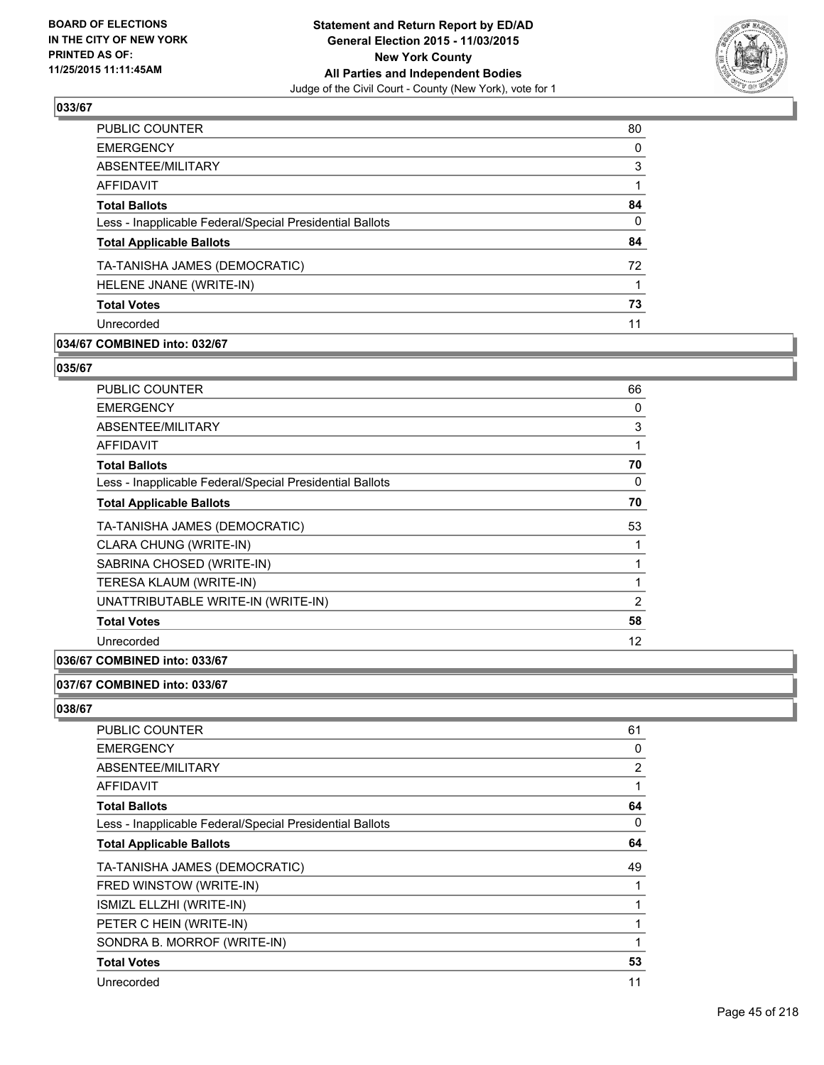### 033/67

| | |
|---|---|
| PUBLIC COUNTER | 80 |
| EMERGENCY | 0 |
| ABSENTEE/MILITARY | 3 |
| AFFIDAVIT | 1 |
| **Total Ballots** | **84** |
| Less - Inapplicable Federal/Special Presidential Ballots | 0 |
| **Total Applicable Ballots** | **84** |
| TA-TANISHA JAMES (DEMOCRATIC) | 72 |
| HELENE JNANE (WRITE-IN) | 1 |
| **Total Votes** | **73** |
| Unrecorded | 11 |

### 034/67 COMBINED into: 032/67

### 035/67

| | |
|---|---|
| PUBLIC COUNTER | 66 |
| EMERGENCY | 0 |
| ABSENTEE/MILITARY | 3 |
| AFFIDAVIT | 1 |
| **Total Ballots** | **70** |
| Less - Inapplicable Federal/Special Presidential Ballots | 0 |
| **Total Applicable Ballots** | **70** |
| TA-TANISHA JAMES (DEMOCRATIC) | 53 |
| CLARA CHUNG (WRITE-IN) | 1 |
| SABRINA CHOSED (WRITE-IN) | 1 |
| TERESA KLAUM (WRITE-IN) | 1 |
| UNATTRIBUTABLE WRITE-IN (WRITE-IN) | 2 |
| **Total Votes** | **58** |
| Unrecorded | 12 |

### 036/67 COMBINED into: 033/67

### 037/67 COMBINED into: 033/67

### 038/67

| | |
|---|---|
| PUBLIC COUNTER | 61 |
| EMERGENCY | 0 |
| ABSENTEE/MILITARY | 2 |
| AFFIDAVIT | 1 |
| **Total Ballots** | **64** |
| Less - Inapplicable Federal/Special Presidential Ballots | 0 |
| **Total Applicable Ballots** | **64** |
| TA-TANISHA JAMES (DEMOCRATIC) | 49 |
| FRED WINSTOW (WRITE-IN) | 1 |
| ISMIZL ELLZHI (WRITE-IN) | 1 |
| PETER C HEIN (WRITE-IN) | 1 |
| SONDRA B. MORROF (WRITE-IN) | 1 |
| **Total Votes** | **53** |
| Unrecorded | 11 |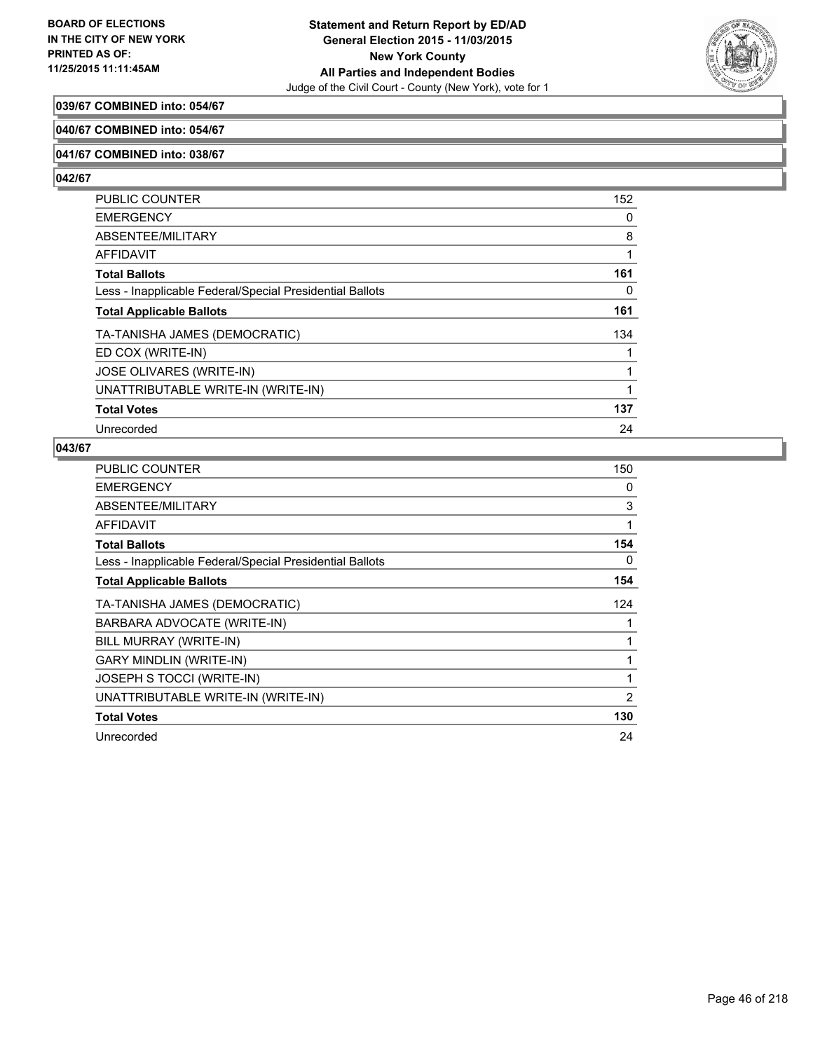**039/67 COMBINED into: 054/67**

**040/67 COMBINED into: 054/67**

**041/67 COMBINED into: 038/67**

**042/67**

| | |
|---|---|
| PUBLIC COUNTER | 152 |
| EMERGENCY | 0 |
| ABSENTEE/MILITARY | 8 |
| AFFIDAVIT | 1 |
| **Total Ballots** | **161** |
| Less - Inapplicable Federal/Special Presidential Ballots | 0 |
| **Total Applicable Ballots** | **161** |
| TA-TANISHA JAMES (DEMOCRATIC) | 134 |
| ED COX (WRITE-IN) | 1 |
| JOSE OLIVARES (WRITE-IN) | 1 |
| UNATTRIBUTABLE WRITE-IN (WRITE-IN) | 1 |
| **Total Votes** | **137** |
| Unrecorded | 24 |

**043/67**

| | |
|---|---|
| PUBLIC COUNTER | 150 |
| EMERGENCY | 0 |
| ABSENTEE/MILITARY | 3 |
| AFFIDAVIT | 1 |
| **Total Ballots** | **154** |
| Less - Inapplicable Federal/Special Presidential Ballots | 0 |
| **Total Applicable Ballots** | **154** |
| TA-TANISHA JAMES (DEMOCRATIC) | 124 |
| BARBARA ADVOCATE (WRITE-IN) | 1 |
| BILL MURRAY (WRITE-IN) | 1 |
| GARY MINDLIN (WRITE-IN) | 1 |
| JOSEPH S TOCCI (WRITE-IN) | 1 |
| UNATTRIBUTABLE WRITE-IN (WRITE-IN) | 2 |
| **Total Votes** | **130** |
| Unrecorded | 24 |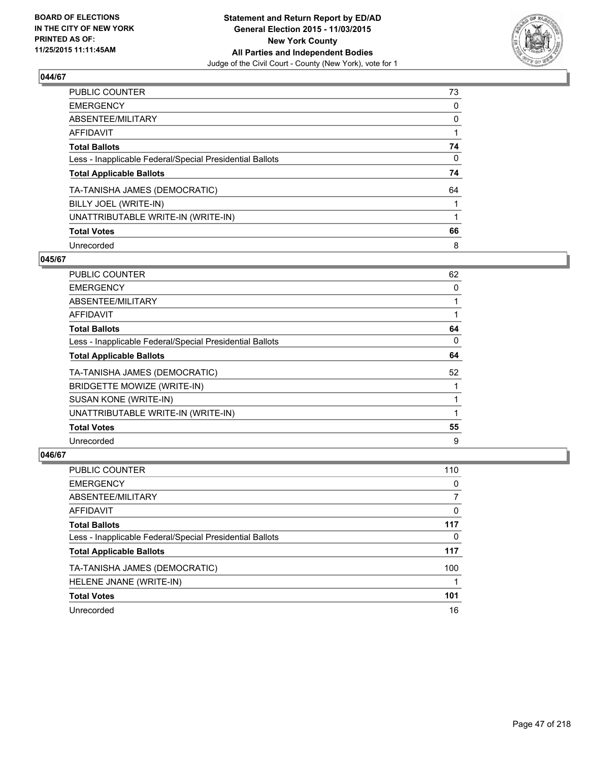BOARD OF ELECTIONS
IN THE CITY OF NEW YORK
PRINTED AS OF:
11/25/2015 11:11:45AM

**Statement and Return Report by ED/AD**
**General Election 2015 - 11/03/2015**
**New York County**
**All Parties and Independent Bodies**
Judge of the Civil Court - County (New York), vote for 1

### 044/67

| | |
|---|---|
| PUBLIC COUNTER | 73 |
| EMERGENCY | 0 |
| ABSENTEE/MILITARY | 0 |
| AFFIDAVIT | 1 |
| **Total Ballots** | **74** |
| Less - Inapplicable Federal/Special Presidential Ballots | 0 |
| **Total Applicable Ballots** | **74** |
| TA-TANISHA JAMES (DEMOCRATIC) | 64 |
| BILLY JOEL (WRITE-IN) | 1 |
| UNATTRIBUTABLE WRITE-IN (WRITE-IN) | 1 |
| **Total Votes** | **66** |
| Unrecorded | 8 |

### 045/67

| | |
|---|---|
| PUBLIC COUNTER | 62 |
| EMERGENCY | 0 |
| ABSENTEE/MILITARY | 1 |
| AFFIDAVIT | 1 |
| **Total Ballots** | **64** |
| Less - Inapplicable Federal/Special Presidential Ballots | 0 |
| **Total Applicable Ballots** | **64** |
| TA-TANISHA JAMES (DEMOCRATIC) | 52 |
| BRIDGETTE MOWIZE (WRITE-IN) | 1 |
| SUSAN KONE (WRITE-IN) | 1 |
| UNATTRIBUTABLE WRITE-IN (WRITE-IN) | 1 |
| **Total Votes** | **55** |
| Unrecorded | 9 |

### 046/67

| | |
|---|---|
| PUBLIC COUNTER | 110 |
| EMERGENCY | 0 |
| ABSENTEE/MILITARY | 7 |
| AFFIDAVIT | 0 |
| **Total Ballots** | **117** |
| Less - Inapplicable Federal/Special Presidential Ballots | 0 |
| **Total Applicable Ballots** | **117** |
| TA-TANISHA JAMES (DEMOCRATIC) | 100 |
| HELENE JNANE (WRITE-IN) | 1 |
| **Total Votes** | **101** |
| Unrecorded | 16 |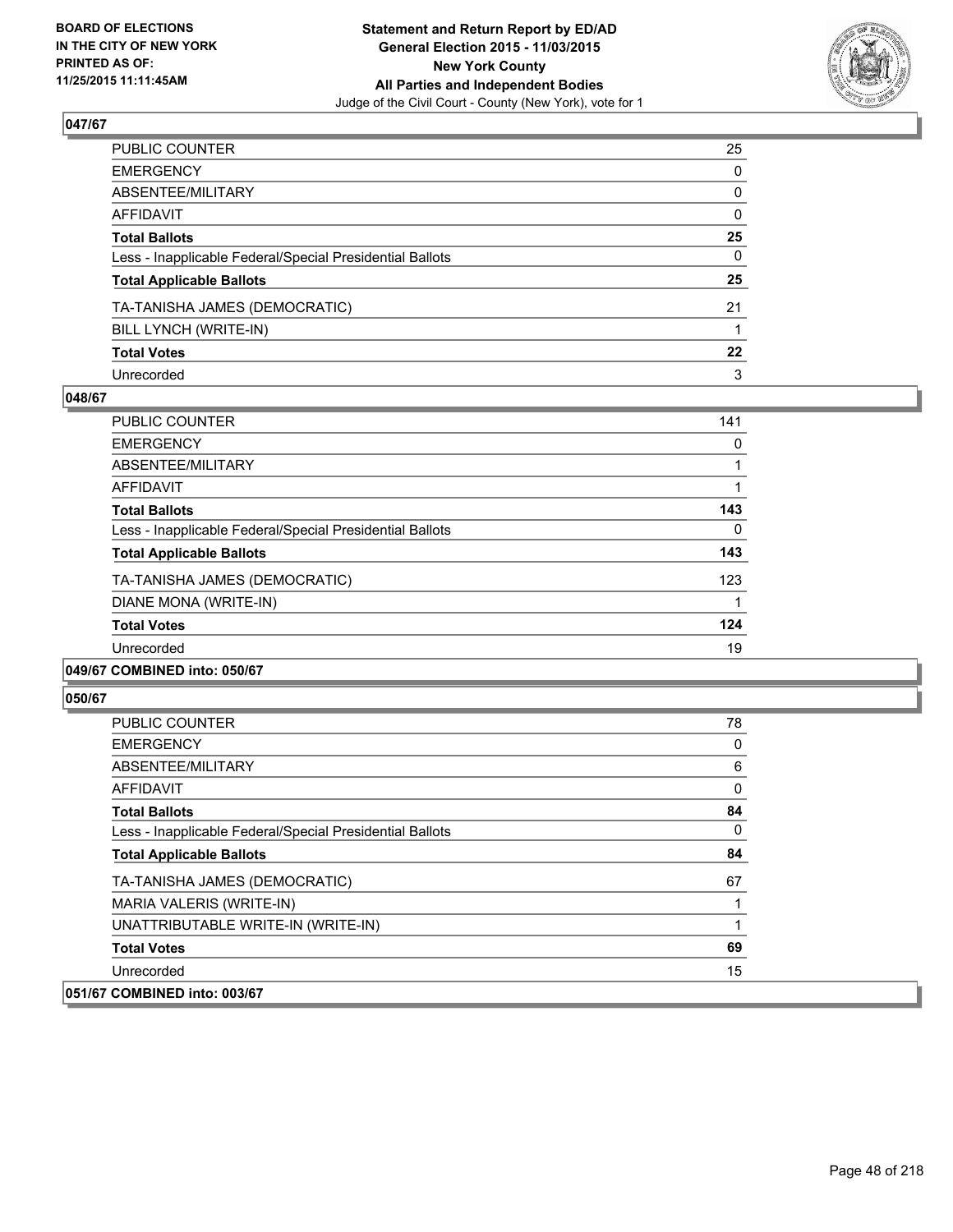**047/67**

| | |
|---|---|
| PUBLIC COUNTER | 25 |
| EMERGENCY | 0 |
| ABSENTEE/MILITARY | 0 |
| AFFIDAVIT | 0 |
| **Total Ballots** | **25** |
| Less - Inapplicable Federal/Special Presidential Ballots | 0 |
| **Total Applicable Ballots** | **25** |
| TA-TANISHA JAMES (DEMOCRATIC) | 21 |
| BILL LYNCH (WRITE-IN) | 1 |
| **Total Votes** | **22** |
| Unrecorded | 3 |

**048/67**

| | |
|---|---|
| PUBLIC COUNTER | 141 |
| EMERGENCY | 0 |
| ABSENTEE/MILITARY | 1 |
| AFFIDAVIT | 1 |
| **Total Ballots** | **143** |
| Less - Inapplicable Federal/Special Presidential Ballots | 0 |
| **Total Applicable Ballots** | **143** |
| TA-TANISHA JAMES (DEMOCRATIC) | 123 |
| DIANE MONA (WRITE-IN) | 1 |
| **Total Votes** | **124** |
| Unrecorded | 19 |

**049/67 COMBINED into: 050/67**

**050/67**

| | |
|---|---|
| PUBLIC COUNTER | 78 |
| EMERGENCY | 0 |
| ABSENTEE/MILITARY | 6 |
| AFFIDAVIT | 0 |
| **Total Ballots** | **84** |
| Less - Inapplicable Federal/Special Presidential Ballots | 0 |
| **Total Applicable Ballots** | **84** |
| TA-TANISHA JAMES (DEMOCRATIC) | 67 |
| MARIA VALERIS (WRITE-IN) | 1 |
| UNATTRIBUTABLE WRITE-IN (WRITE-IN) | 1 |
| **Total Votes** | **69** |
| Unrecorded | 15 |

**051/67 COMBINED into: 003/67**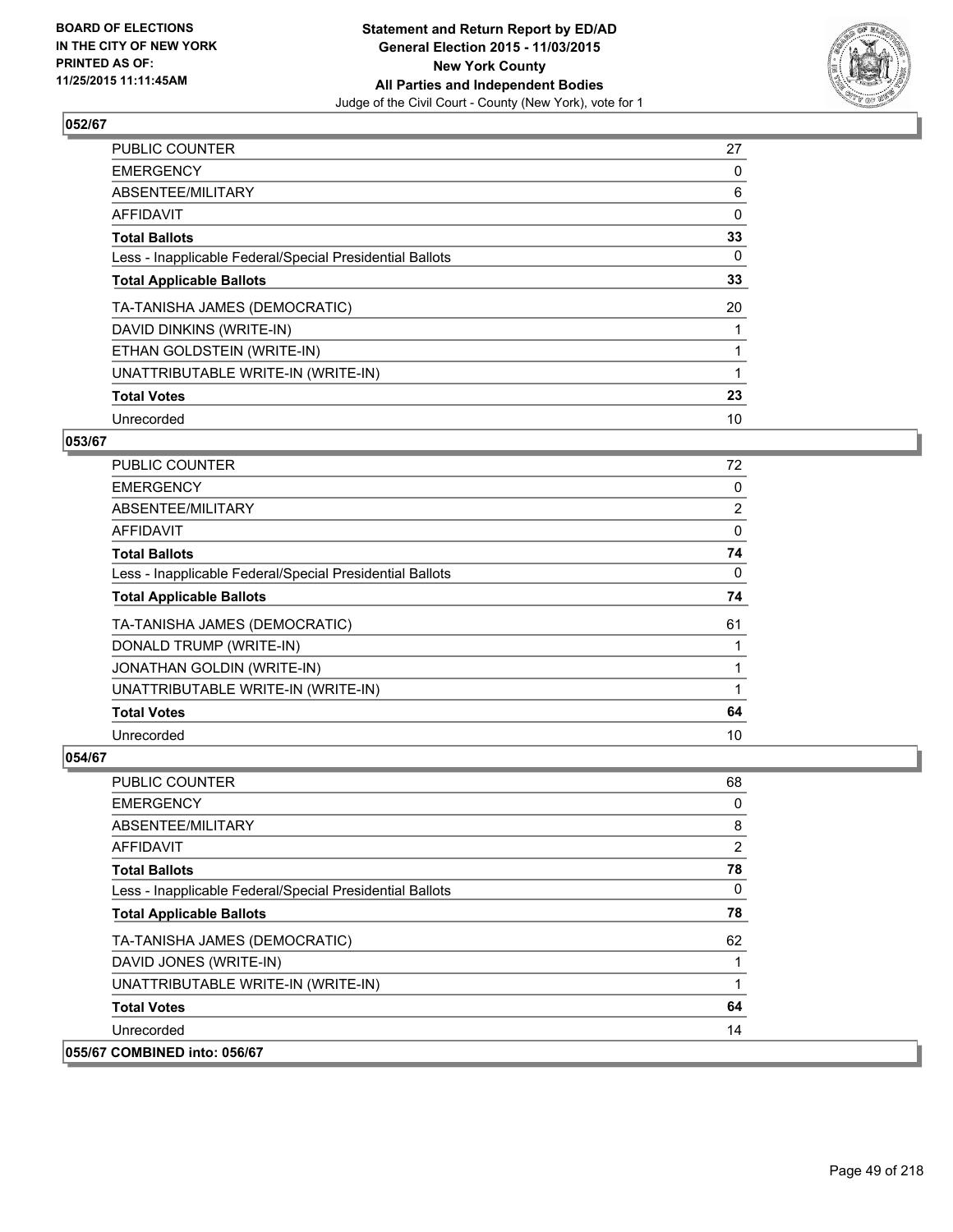**BOARD OF ELECTIONS IN THE CITY OF NEW YORK PRINTED AS OF: 11/25/2015 11:11:45AM**

**Statement and Return Report by ED/AD General Election 2015 - 11/03/2015 New York County All Parties and Independent Bodies**
Judge of the Civil Court - County (New York), vote for 1

## 052/67

| | |
|---|---|
| PUBLIC COUNTER | 27 |
| EMERGENCY | 0 |
| ABSENTEE/MILITARY | 6 |
| AFFIDAVIT | 0 |
| **Total Ballots** | **33** |
| Less - Inapplicable Federal/Special Presidential Ballots | 0 |
| **Total Applicable Ballots** | **33** |
| TA-TANISHA JAMES (DEMOCRATIC) | 20 |
| DAVID DINKINS (WRITE-IN) | 1 |
| ETHAN GOLDSTEIN (WRITE-IN) | 1 |
| UNATTRIBUTABLE WRITE-IN (WRITE-IN) | 1 |
| **Total Votes** | **23** |
| Unrecorded | 10 |

## 053/67

| | |
|---|---|
| PUBLIC COUNTER | 72 |
| EMERGENCY | 0 |
| ABSENTEE/MILITARY | 2 |
| AFFIDAVIT | 0 |
| **Total Ballots** | **74** |
| Less - Inapplicable Federal/Special Presidential Ballots | 0 |
| **Total Applicable Ballots** | **74** |
| TA-TANISHA JAMES (DEMOCRATIC) | 61 |
| DONALD TRUMP (WRITE-IN) | 1 |
| JONATHAN GOLDIN (WRITE-IN) | 1 |
| UNATTRIBUTABLE WRITE-IN (WRITE-IN) | 1 |
| **Total Votes** | **64** |
| Unrecorded | 10 |

## 054/67

| | |
|---|---|
| PUBLIC COUNTER | 68 |
| EMERGENCY | 0 |
| ABSENTEE/MILITARY | 8 |
| AFFIDAVIT | 2 |
| **Total Ballots** | **78** |
| Less - Inapplicable Federal/Special Presidential Ballots | 0 |
| **Total Applicable Ballots** | **78** |
| TA-TANISHA JAMES (DEMOCRATIC) | 62 |
| DAVID JONES (WRITE-IN) | 1 |
| UNATTRIBUTABLE WRITE-IN (WRITE-IN) | 1 |
| **Total Votes** | **64** |
| Unrecorded | 14 |

## 055/67 COMBINED into: 056/67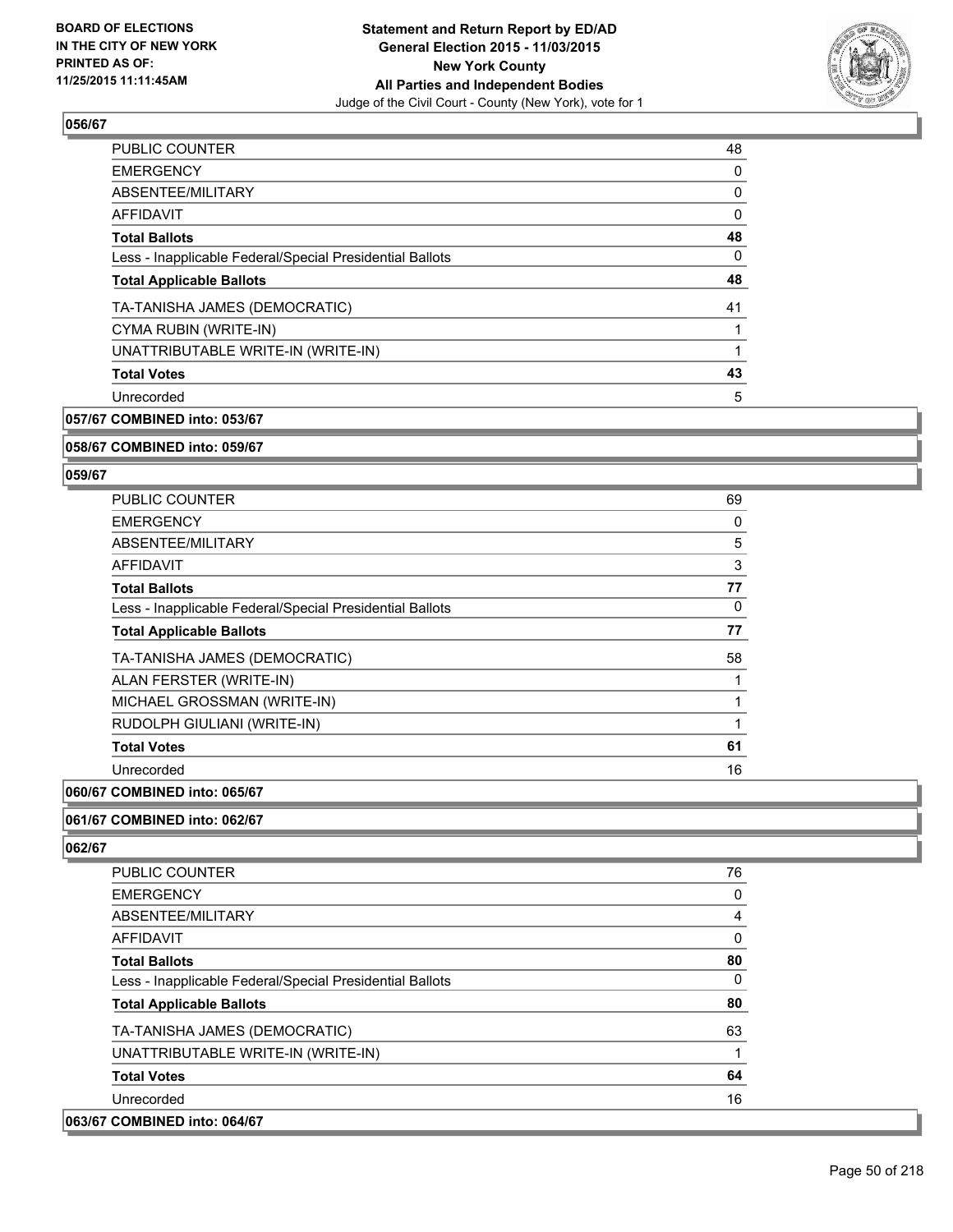### 056/67

| | |
|---|---|
| PUBLIC COUNTER | 48 |
| EMERGENCY | 0 |
| ABSENTEE/MILITARY | 0 |
| AFFIDAVIT | 0 |
| **Total Ballots** | **48** |
| Less - Inapplicable Federal/Special Presidential Ballots | 0 |
| **Total Applicable Ballots** | **48** |
| TA-TANISHA JAMES (DEMOCRATIC) | 41 |
| CYMA RUBIN (WRITE-IN) | 1 |
| UNATTRIBUTABLE WRITE-IN (WRITE-IN) | 1 |
| **Total Votes** | **43** |
| Unrecorded | 5 |

**057/67 COMBINED into: 053/67**

**058/67 COMBINED into: 059/67**

### 059/67

| | |
|---|---|
| PUBLIC COUNTER | 69 |
| EMERGENCY | 0 |
| ABSENTEE/MILITARY | 5 |
| AFFIDAVIT | 3 |
| **Total Ballots** | **77** |
| Less - Inapplicable Federal/Special Presidential Ballots | 0 |
| **Total Applicable Ballots** | **77** |
| TA-TANISHA JAMES (DEMOCRATIC) | 58 |
| ALAN FERSTER (WRITE-IN) | 1 |
| MICHAEL GROSSMAN (WRITE-IN) | 1 |
| RUDOLPH GIULIANI (WRITE-IN) | 1 |
| **Total Votes** | **61** |
| Unrecorded | 16 |

**060/67 COMBINED into: 065/67**

**061/67 COMBINED into: 062/67**

### 062/67

| | |
|---|---|
| PUBLIC COUNTER | 76 |
| EMERGENCY | 0 |
| ABSENTEE/MILITARY | 4 |
| AFFIDAVIT | 0 |
| **Total Ballots** | **80** |
| Less - Inapplicable Federal/Special Presidential Ballots | 0 |
| **Total Applicable Ballots** | **80** |
| TA-TANISHA JAMES (DEMOCRATIC) | 63 |
| UNATTRIBUTABLE WRITE-IN (WRITE-IN) | 1 |
| **Total Votes** | **64** |
| Unrecorded | 16 |

**063/67 COMBINED into: 064/67**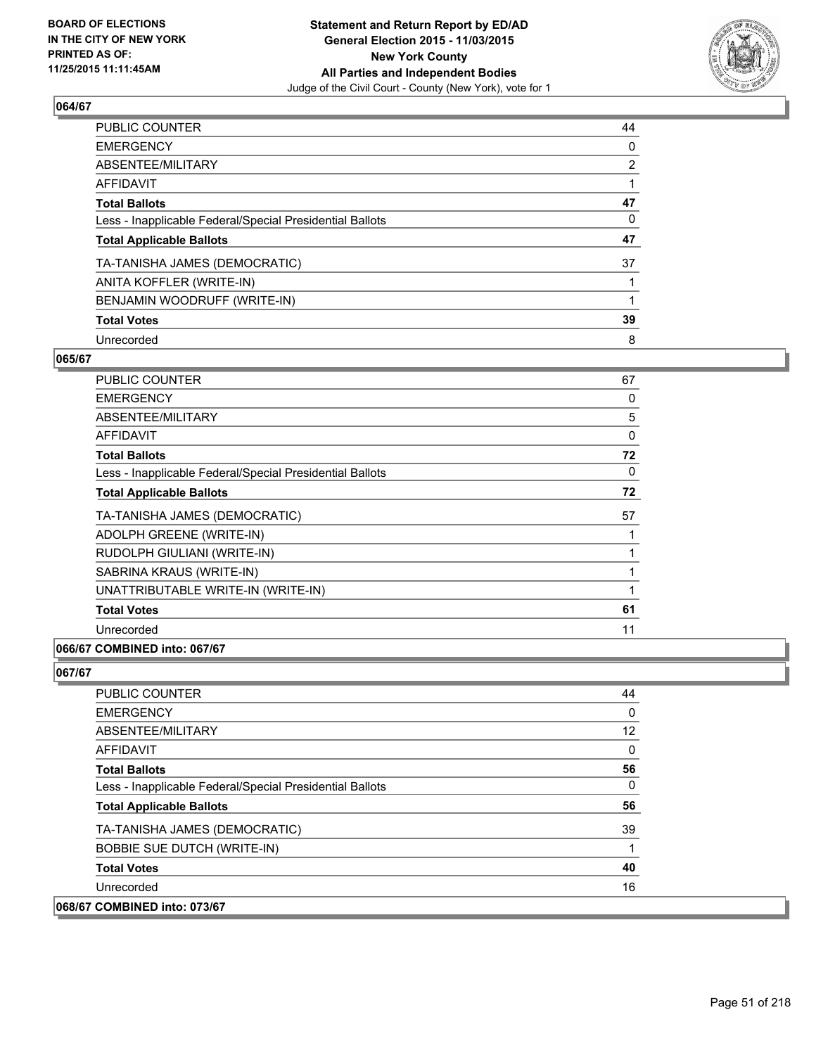BOARD OF ELECTIONS
IN THE CITY OF NEW YORK
PRINTED AS OF:
11/25/2015 11:11:45AM

**Statement and Return Report by ED/AD**
**General Election 2015 - 11/03/2015**
**New York County**
**All Parties and Independent Bodies**
Judge of the Civil Court - County (New York), vote for 1

### 064/67

| | |
|---|---|
| PUBLIC COUNTER | 44 |
| EMERGENCY | 0 |
| ABSENTEE/MILITARY | 2 |
| AFFIDAVIT | 1 |
| **Total Ballots** | **47** |
| Less - Inapplicable Federal/Special Presidential Ballots | 0 |
| **Total Applicable Ballots** | **47** |
| TA-TANISHA JAMES (DEMOCRATIC) | 37 |
| ANITA KOFFLER (WRITE-IN) | 1 |
| BENJAMIN WOODRUFF (WRITE-IN) | 1 |
| **Total Votes** | **39** |
| Unrecorded | 8 |

### 065/67

| | |
|---|---|
| PUBLIC COUNTER | 67 |
| EMERGENCY | 0 |
| ABSENTEE/MILITARY | 5 |
| AFFIDAVIT | 0 |
| **Total Ballots** | **72** |
| Less - Inapplicable Federal/Special Presidential Ballots | 0 |
| **Total Applicable Ballots** | **72** |
| TA-TANISHA JAMES (DEMOCRATIC) | 57 |
| ADOLPH GREENE (WRITE-IN) | 1 |
| RUDOLPH GIULIANI (WRITE-IN) | 1 |
| SABRINA KRAUS (WRITE-IN) | 1 |
| UNATTRIBUTABLE WRITE-IN (WRITE-IN) | 1 |
| **Total Votes** | **61** |
| Unrecorded | 11 |

### 066/67 COMBINED into: 067/67

### 067/67

| | |
|---|---|
| PUBLIC COUNTER | 44 |
| EMERGENCY | 0 |
| ABSENTEE/MILITARY | 12 |
| AFFIDAVIT | 0 |
| **Total Ballots** | **56** |
| Less - Inapplicable Federal/Special Presidential Ballots | 0 |
| **Total Applicable Ballots** | **56** |
| TA-TANISHA JAMES (DEMOCRATIC) | 39 |
| BOBBIE SUE DUTCH (WRITE-IN) | 1 |
| **Total Votes** | **40** |
| Unrecorded | 16 |

### 068/67 COMBINED into: 073/67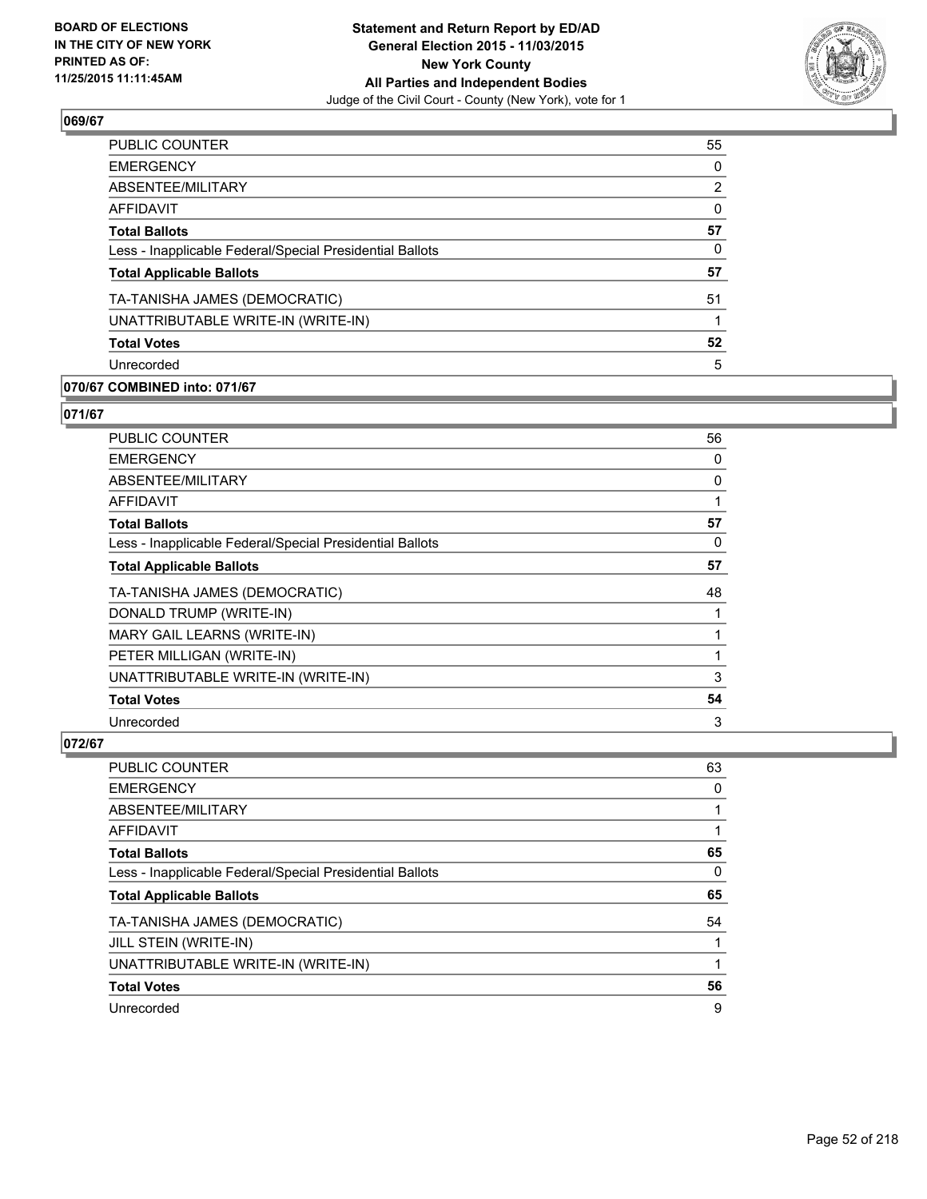## 069/67

| | |
|---|---|
| PUBLIC COUNTER | 55 |
| EMERGENCY | 0 |
| ABSENTEE/MILITARY | 2 |
| AFFIDAVIT | 0 |
| **Total Ballots** | **57** |
| Less - Inapplicable Federal/Special Presidential Ballots | 0 |
| **Total Applicable Ballots** | **57** |
| TA-TANISHA JAMES (DEMOCRATIC) | 51 |
| UNATTRIBUTABLE WRITE-IN (WRITE-IN) | 1 |
| **Total Votes** | **52** |
| Unrecorded | 5 |

## 070/67 COMBINED into: 071/67

## 071/67

| | |
|---|---|
| PUBLIC COUNTER | 56 |
| EMERGENCY | 0 |
| ABSENTEE/MILITARY | 0 |
| AFFIDAVIT | 1 |
| **Total Ballots** | **57** |
| Less - Inapplicable Federal/Special Presidential Ballots | 0 |
| **Total Applicable Ballots** | **57** |
| TA-TANISHA JAMES (DEMOCRATIC) | 48 |
| DONALD TRUMP (WRITE-IN) | 1 |
| MARY GAIL LEARNS (WRITE-IN) | 1 |
| PETER MILLIGAN (WRITE-IN) | 1 |
| UNATTRIBUTABLE WRITE-IN (WRITE-IN) | 3 |
| **Total Votes** | **54** |
| Unrecorded | 3 |

## 072/67

| | |
|---|---|
| PUBLIC COUNTER | 63 |
| EMERGENCY | 0 |
| ABSENTEE/MILITARY | 1 |
| AFFIDAVIT | 1 |
| **Total Ballots** | **65** |
| Less - Inapplicable Federal/Special Presidential Ballots | 0 |
| **Total Applicable Ballots** | **65** |
| TA-TANISHA JAMES (DEMOCRATIC) | 54 |
| JILL STEIN (WRITE-IN) | 1 |
| UNATTRIBUTABLE WRITE-IN (WRITE-IN) | 1 |
| **Total Votes** | **56** |
| Unrecorded | 9 |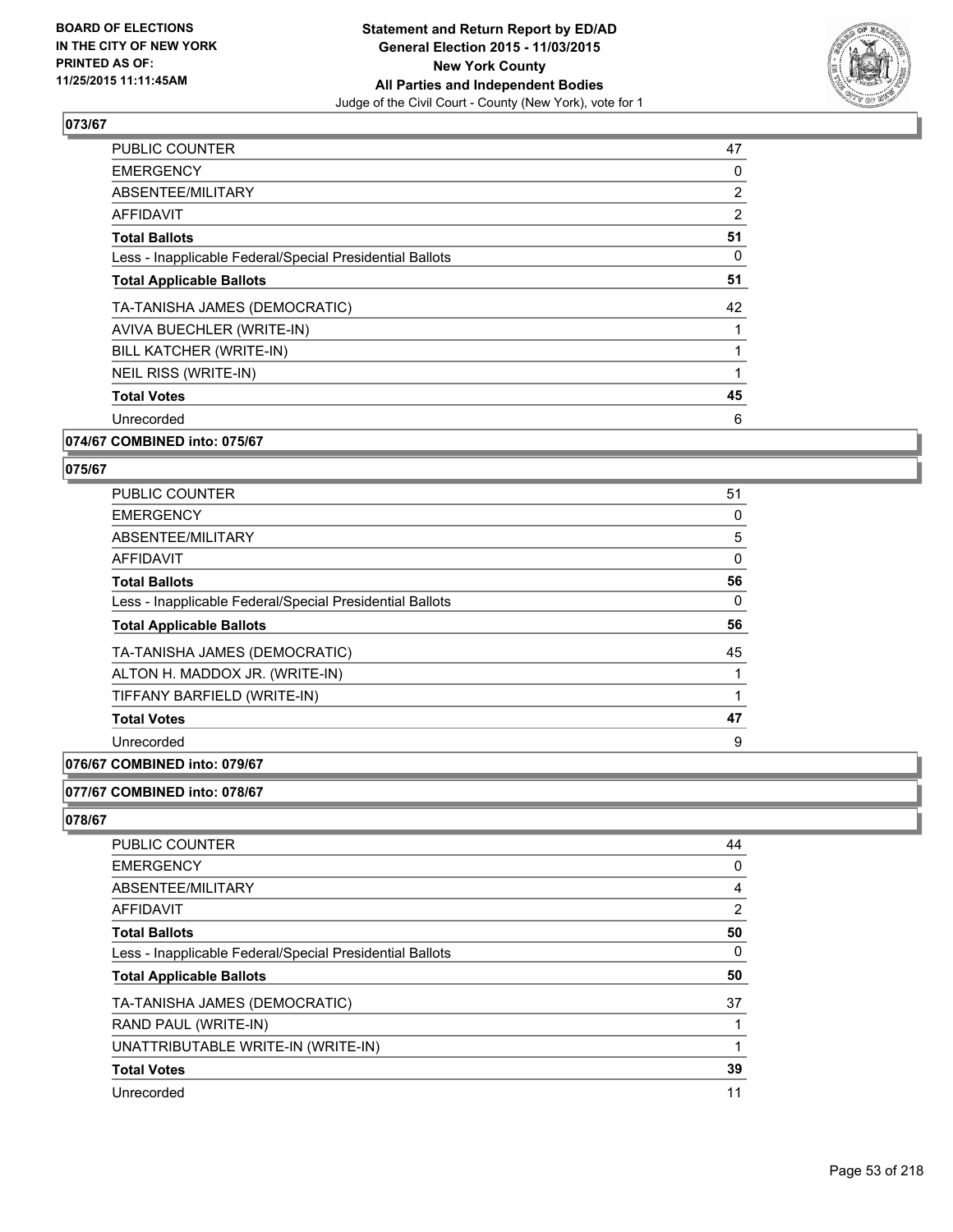## 073/67

| | |
|---|---|
| PUBLIC COUNTER | 47 |
| EMERGENCY | 0 |
| ABSENTEE/MILITARY | 2 |
| AFFIDAVIT | 2 |
| **Total Ballots** | **51** |
| Less - Inapplicable Federal/Special Presidential Ballots | 0 |
| **Total Applicable Ballots** | **51** |
| TA-TANISHA JAMES (DEMOCRATIC) | 42 |
| AVIVA BUECHLER (WRITE-IN) | 1 |
| BILL KATCHER (WRITE-IN) | 1 |
| NEIL RISS (WRITE-IN) | 1 |
| **Total Votes** | **45** |
| Unrecorded | 6 |

## 074/67 COMBINED into: 075/67

## 075/67

| | |
|---|---|
| PUBLIC COUNTER | 51 |
| EMERGENCY | 0 |
| ABSENTEE/MILITARY | 5 |
| AFFIDAVIT | 0 |
| **Total Ballots** | **56** |
| Less - Inapplicable Federal/Special Presidential Ballots | 0 |
| **Total Applicable Ballots** | **56** |
| TA-TANISHA JAMES (DEMOCRATIC) | 45 |
| ALTON H. MADDOX JR. (WRITE-IN) | 1 |
| TIFFANY BARFIELD (WRITE-IN) | 1 |
| **Total Votes** | **47** |
| Unrecorded | 9 |

## 076/67 COMBINED into: 079/67

## 077/67 COMBINED into: 078/67

## 078/67

| | |
|---|---|
| PUBLIC COUNTER | 44 |
| EMERGENCY | 0 |
| ABSENTEE/MILITARY | 4 |
| AFFIDAVIT | 2 |
| **Total Ballots** | **50** |
| Less - Inapplicable Federal/Special Presidential Ballots | 0 |
| **Total Applicable Ballots** | **50** |
| TA-TANISHA JAMES (DEMOCRATIC) | 37 |
| RAND PAUL (WRITE-IN) | 1 |
| UNATTRIBUTABLE WRITE-IN (WRITE-IN) | 1 |
| **Total Votes** | **39** |
| Unrecorded | 11 |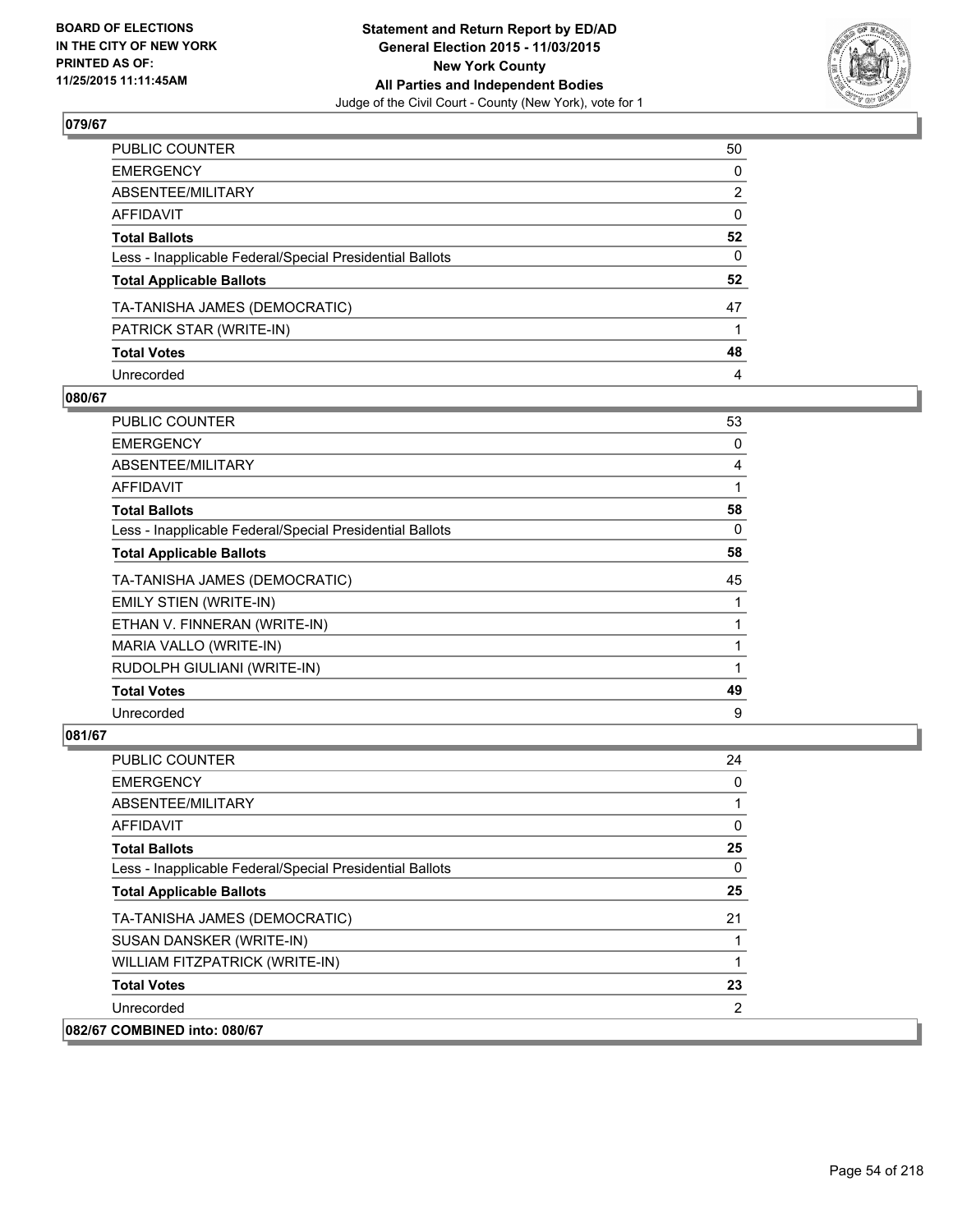**Statement and Return Report by ED/AD**
**General Election 2015 - 11/03/2015**
**New York County**
**All Parties and Independent Bodies**
Judge of the Civil Court - County (New York), vote for 1

BOARD OF ELECTIONS IN THE CITY OF NEW YORK PRINTED AS OF: 11/25/2015 11:11:45AM

**079/67**

| | |
|---|---|
| PUBLIC COUNTER | 50 |
| EMERGENCY | 0 |
| ABSENTEE/MILITARY | 2 |
| AFFIDAVIT | 0 |
| **Total Ballots** | **52** |
| Less - Inapplicable Federal/Special Presidential Ballots | 0 |
| **Total Applicable Ballots** | **52** |
| TA-TANISHA JAMES (DEMOCRATIC) | 47 |
| PATRICK STAR (WRITE-IN) | 1 |
| **Total Votes** | **48** |
| Unrecorded | 4 |

**080/67**

| | |
|---|---|
| PUBLIC COUNTER | 53 |
| EMERGENCY | 0 |
| ABSENTEE/MILITARY | 4 |
| AFFIDAVIT | 1 |
| **Total Ballots** | **58** |
| Less - Inapplicable Federal/Special Presidential Ballots | 0 |
| **Total Applicable Ballots** | **58** |
| TA-TANISHA JAMES (DEMOCRATIC) | 45 |
| EMILY STIEN (WRITE-IN) | 1 |
| ETHAN V. FINNERAN (WRITE-IN) | 1 |
| MARIA VALLO (WRITE-IN) | 1 |
| RUDOLPH GIULIANI (WRITE-IN) | 1 |
| **Total Votes** | **49** |
| Unrecorded | 9 |

**081/67**

| | |
|---|---|
| PUBLIC COUNTER | 24 |
| EMERGENCY | 0 |
| ABSENTEE/MILITARY | 1 |
| AFFIDAVIT | 0 |
| **Total Ballots** | **25** |
| Less - Inapplicable Federal/Special Presidential Ballots | 0 |
| **Total Applicable Ballots** | **25** |
| TA-TANISHA JAMES (DEMOCRATIC) | 21 |
| SUSAN DANSKER (WRITE-IN) | 1 |
| WILLIAM FITZPATRICK (WRITE-IN) | 1 |
| **Total Votes** | **23** |
| Unrecorded | 2 |

**082/67 COMBINED into: 080/67**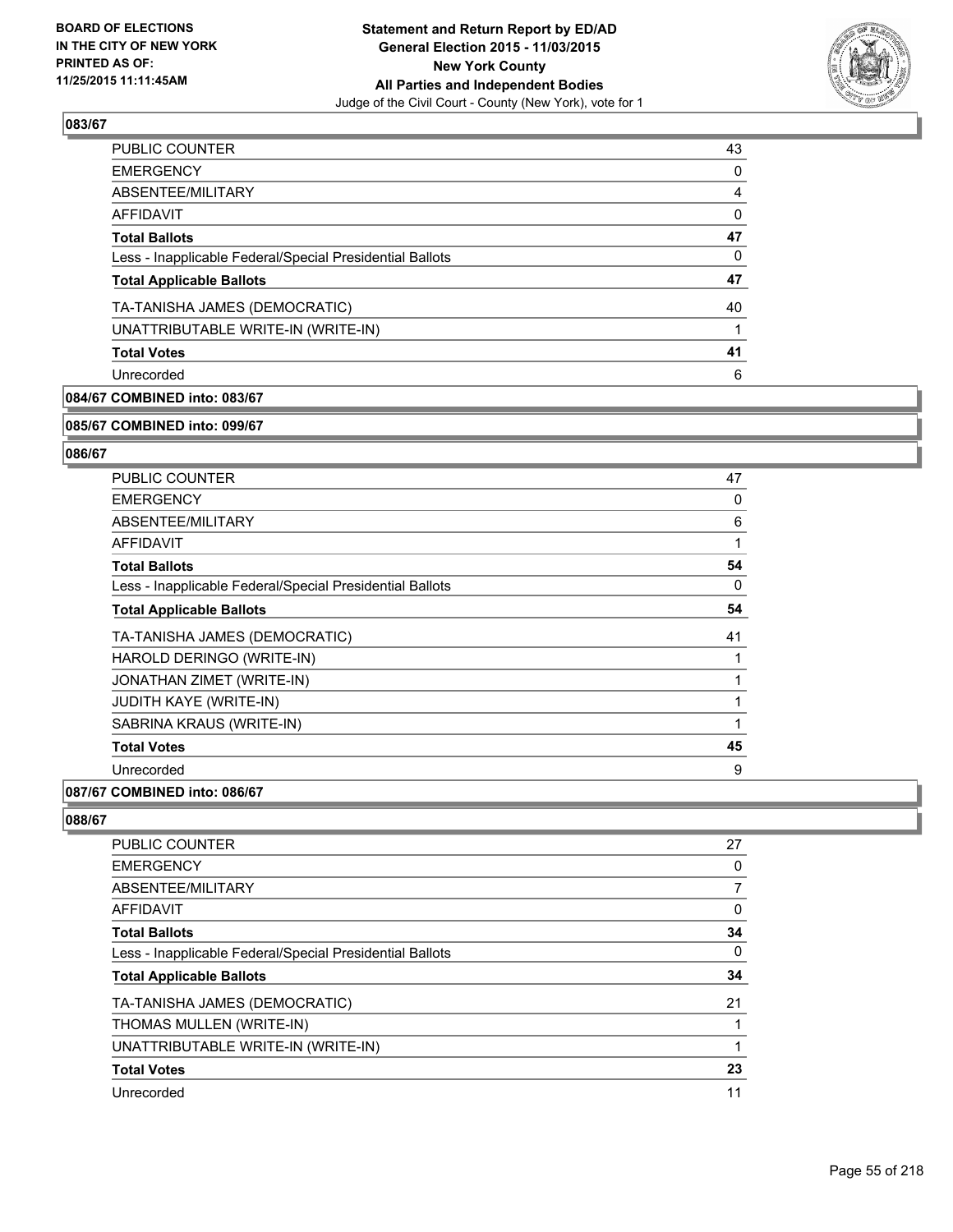### 083/67

| | |
|---|---|
| PUBLIC COUNTER | 43 |
| EMERGENCY | 0 |
| ABSENTEE/MILITARY | 4 |
| AFFIDAVIT | 0 |
| **Total Ballots** | **47** |
| Less - Inapplicable Federal/Special Presidential Ballots | 0 |
| **Total Applicable Ballots** | **47** |
| TA-TANISHA JAMES (DEMOCRATIC) | 40 |
| UNATTRIBUTABLE WRITE-IN (WRITE-IN) | 1 |
| **Total Votes** | **41** |
| Unrecorded | 6 |

### 084/67 COMBINED into: 083/67

### 085/67 COMBINED into: 099/67

### 086/67

| | |
|---|---|
| PUBLIC COUNTER | 47 |
| EMERGENCY | 0 |
| ABSENTEE/MILITARY | 6 |
| AFFIDAVIT | 1 |
| **Total Ballots** | **54** |
| Less - Inapplicable Federal/Special Presidential Ballots | 0 |
| **Total Applicable Ballots** | **54** |
| TA-TANISHA JAMES (DEMOCRATIC) | 41 |
| HAROLD DERINGO (WRITE-IN) | 1 |
| JONATHAN ZIMET (WRITE-IN) | 1 |
| JUDITH KAYE (WRITE-IN) | 1 |
| SABRINA KRAUS (WRITE-IN) | 1 |
| **Total Votes** | **45** |
| Unrecorded | 9 |

### 087/67 COMBINED into: 086/67

### 088/67

| | |
|---|---|
| PUBLIC COUNTER | 27 |
| EMERGENCY | 0 |
| ABSENTEE/MILITARY | 7 |
| AFFIDAVIT | 0 |
| **Total Ballots** | **34** |
| Less - Inapplicable Federal/Special Presidential Ballots | 0 |
| **Total Applicable Ballots** | **34** |
| TA-TANISHA JAMES (DEMOCRATIC) | 21 |
| THOMAS MULLEN (WRITE-IN) | 1 |
| UNATTRIBUTABLE WRITE-IN (WRITE-IN) | 1 |
| **Total Votes** | **23** |
| Unrecorded | 11 |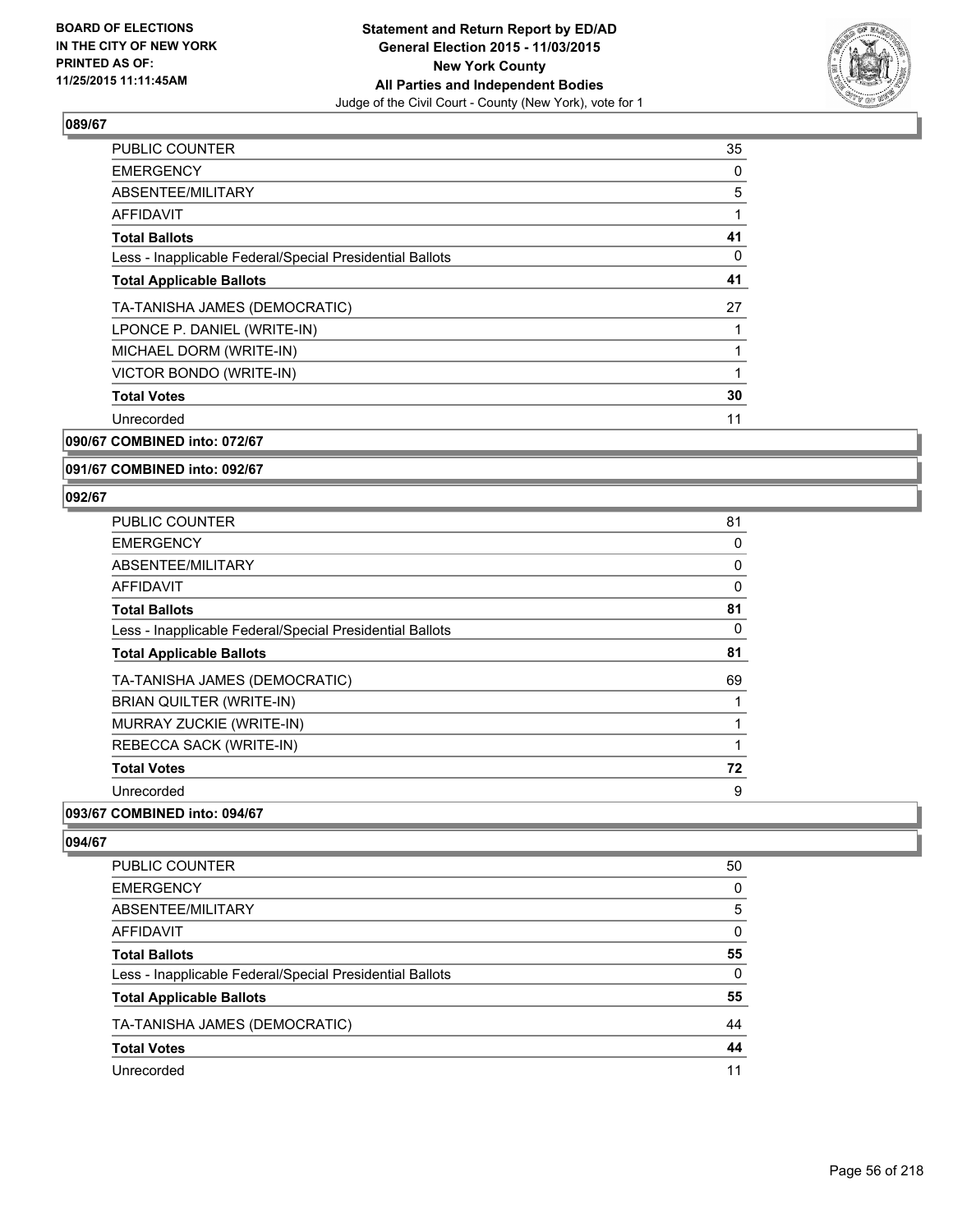## 089/67

| | |
|---|---|
| PUBLIC COUNTER | 35 |
| EMERGENCY | 0 |
| ABSENTEE/MILITARY | 5 |
| AFFIDAVIT | 1 |
| **Total Ballots** | **41** |
| Less - Inapplicable Federal/Special Presidential Ballots | 0 |
| **Total Applicable Ballots** | **41** |
| TA-TANISHA JAMES (DEMOCRATIC) | 27 |
| LPONCE P. DANIEL (WRITE-IN) | 1 |
| MICHAEL DORM (WRITE-IN) | 1 |
| VICTOR BONDO (WRITE-IN) | 1 |
| **Total Votes** | **30** |
| Unrecorded | 11 |

## 090/67 COMBINED into: 072/67

## 091/67 COMBINED into: 092/67

## 092/67

| | |
|---|---|
| PUBLIC COUNTER | 81 |
| EMERGENCY | 0 |
| ABSENTEE/MILITARY | 0 |
| AFFIDAVIT | 0 |
| **Total Ballots** | **81** |
| Less - Inapplicable Federal/Special Presidential Ballots | 0 |
| **Total Applicable Ballots** | **81** |
| TA-TANISHA JAMES (DEMOCRATIC) | 69 |
| BRIAN QUILTER (WRITE-IN) | 1 |
| MURRAY ZUCKIE (WRITE-IN) | 1 |
| REBECCA SACK (WRITE-IN) | 1 |
| **Total Votes** | **72** |
| Unrecorded | 9 |

## 093/67 COMBINED into: 094/67

## 094/67

| | |
|---|---|
| PUBLIC COUNTER | 50 |
| EMERGENCY | 0 |
| ABSENTEE/MILITARY | 5 |
| AFFIDAVIT | 0 |
| **Total Ballots** | **55** |
| Less - Inapplicable Federal/Special Presidential Ballots | 0 |
| **Total Applicable Ballots** | **55** |
| TA-TANISHA JAMES (DEMOCRATIC) | 44 |
| **Total Votes** | **44** |
| Unrecorded | 11 |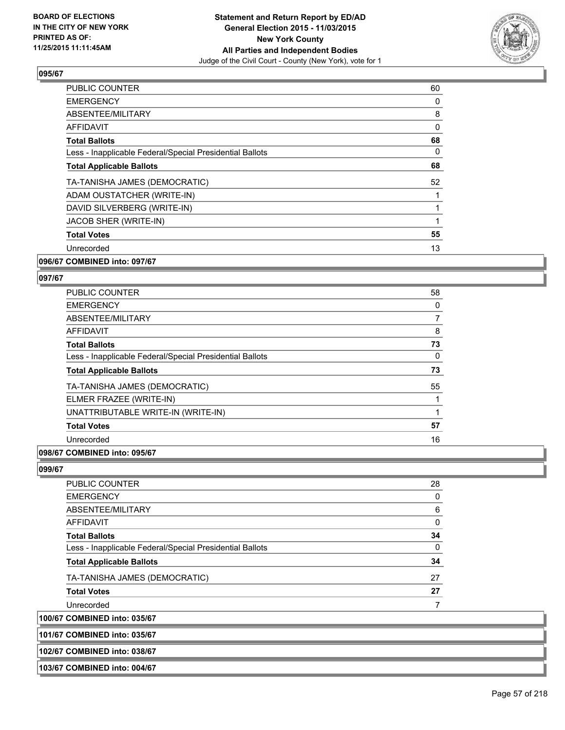**BOARD OF ELECTIONS IN THE CITY OF NEW YORK PRINTED AS OF: 11/25/2015 11:11:45AM**

**Statement and Return Report by ED/AD General Election 2015 - 11/03/2015 New York County All Parties and Independent Bodies**

Judge of the Civil Court - County (New York), vote for 1

### 095/67

| | |
|---|---|
| PUBLIC COUNTER | 60 |
| EMERGENCY | 0 |
| ABSENTEE/MILITARY | 8 |
| AFFIDAVIT | 0 |
| **Total Ballots** | **68** |
| Less - Inapplicable Federal/Special Presidential Ballots | 0 |
| **Total Applicable Ballots** | **68** |
| TA-TANISHA JAMES (DEMOCRATIC) | 52 |
| ADAM OUSTATCHER (WRITE-IN) | 1 |
| DAVID SILVERBERG (WRITE-IN) | 1 |
| JACOB SHER (WRITE-IN) | 1 |
| **Total Votes** | **55** |
| Unrecorded | 13 |

### 096/67 COMBINED into: 097/67

### 097/67

| | |
|---|---|
| PUBLIC COUNTER | 58 |
| EMERGENCY | 0 |
| ABSENTEE/MILITARY | 7 |
| AFFIDAVIT | 8 |
| **Total Ballots** | **73** |
| Less - Inapplicable Federal/Special Presidential Ballots | 0 |
| **Total Applicable Ballots** | **73** |
| TA-TANISHA JAMES (DEMOCRATIC) | 55 |
| ELMER FRAZEE (WRITE-IN) | 1 |
| UNATTRIBUTABLE WRITE-IN (WRITE-IN) | 1 |
| **Total Votes** | **57** |
| Unrecorded | 16 |

### 098/67 COMBINED into: 095/67

### 099/67

| | |
|---|---|
| PUBLIC COUNTER | 28 |
| EMERGENCY | 0 |
| ABSENTEE/MILITARY | 6 |
| AFFIDAVIT | 0 |
| **Total Ballots** | **34** |
| Less - Inapplicable Federal/Special Presidential Ballots | 0 |
| **Total Applicable Ballots** | **34** |
| TA-TANISHA JAMES (DEMOCRATIC) | 27 |
| **Total Votes** | **27** |
| Unrecorded | 7 |

### 100/67 COMBINED into: 035/67

### 101/67 COMBINED into: 035/67

### 102/67 COMBINED into: 038/67

### 103/67 COMBINED into: 004/67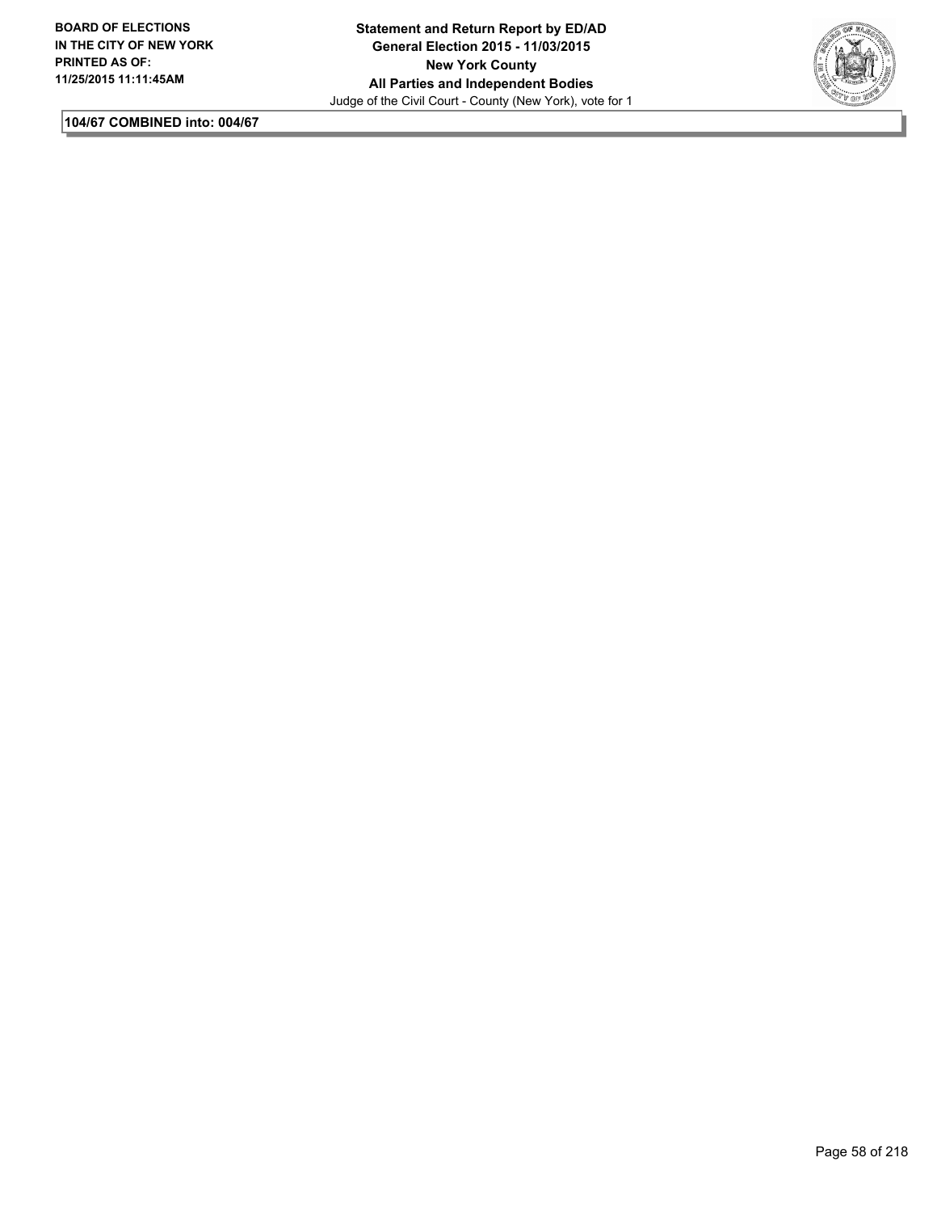**104/67 COMBINED into: 004/67**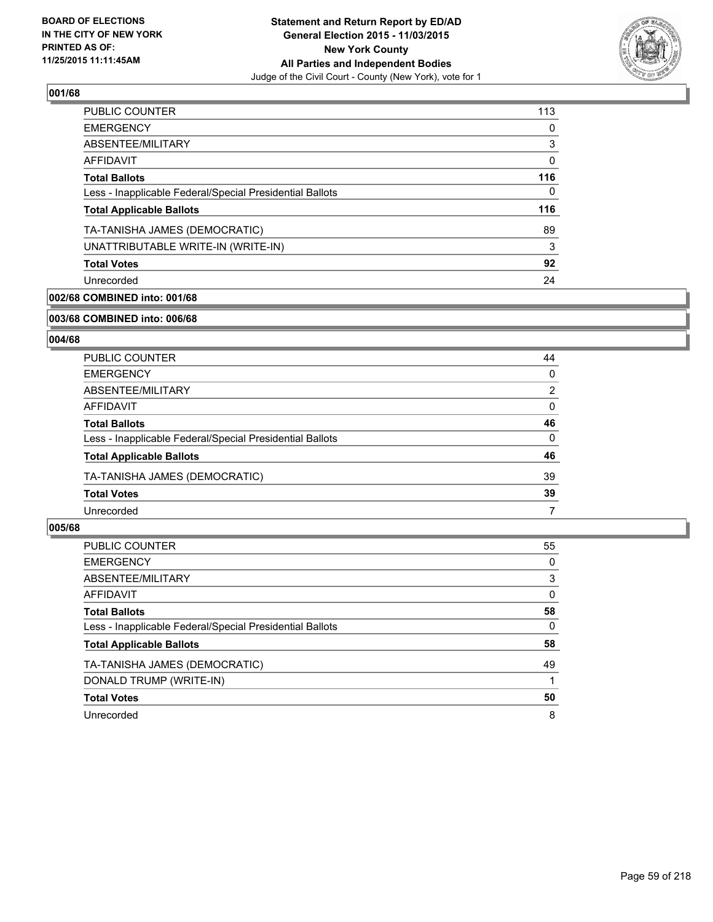BOARD OF ELECTIONS
IN THE CITY OF NEW YORK
PRINTED AS OF:
11/25/2015 11:11:45AM

**Statement and Return Report by ED/AD**
**General Election 2015 - 11/03/2015**
**New York County**
**All Parties and Independent Bodies**
Judge of the Civil Court - County (New York), vote for 1

### 001/68

| | |
|---|---|
| PUBLIC COUNTER | 113 |
| EMERGENCY | 0 |
| ABSENTEE/MILITARY | 3 |
| AFFIDAVIT | 0 |
| **Total Ballots** | **116** |
| Less - Inapplicable Federal/Special Presidential Ballots | 0 |
| **Total Applicable Ballots** | **116** |
| TA-TANISHA JAMES (DEMOCRATIC) | 89 |
| UNATTRIBUTABLE WRITE-IN (WRITE-IN) | 3 |
| **Total Votes** | **92** |
| Unrecorded | 24 |

### 002/68 COMBINED into: 001/68

### 003/68 COMBINED into: 006/68

### 004/68

| | |
|---|---|
| PUBLIC COUNTER | 44 |
| EMERGENCY | 0 |
| ABSENTEE/MILITARY | 2 |
| AFFIDAVIT | 0 |
| **Total Ballots** | **46** |
| Less - Inapplicable Federal/Special Presidential Ballots | 0 |
| **Total Applicable Ballots** | **46** |
| TA-TANISHA JAMES (DEMOCRATIC) | 39 |
| **Total Votes** | **39** |
| Unrecorded | 7 |

### 005/68

| | |
|---|---|
| PUBLIC COUNTER | 55 |
| EMERGENCY | 0 |
| ABSENTEE/MILITARY | 3 |
| AFFIDAVIT | 0 |
| **Total Ballots** | **58** |
| Less - Inapplicable Federal/Special Presidential Ballots | 0 |
| **Total Applicable Ballots** | **58** |
| TA-TANISHA JAMES (DEMOCRATIC) | 49 |
| DONALD TRUMP (WRITE-IN) | 1 |
| **Total Votes** | **50** |
| Unrecorded | 8 |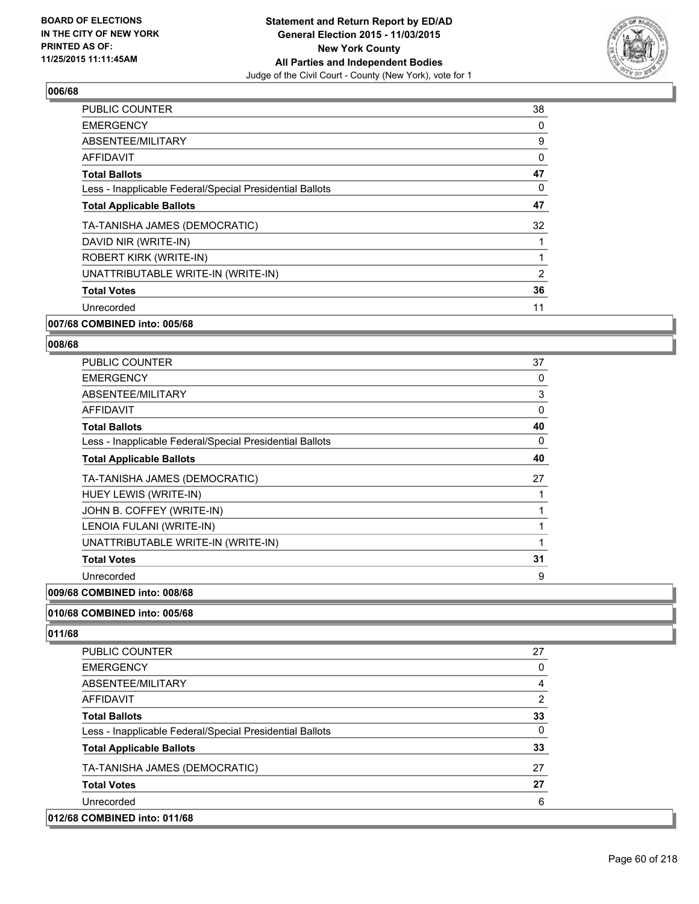**006/68**

| | |
|---|---|
| PUBLIC COUNTER | 38 |
| EMERGENCY | 0 |
| ABSENTEE/MILITARY | 9 |
| AFFIDAVIT | 0 |
| **Total Ballots** | **47** |
| Less - Inapplicable Federal/Special Presidential Ballots | 0 |
| **Total Applicable Ballots** | **47** |
| TA-TANISHA JAMES (DEMOCRATIC) | 32 |
| DAVID NIR (WRITE-IN) | 1 |
| ROBERT KIRK (WRITE-IN) | 1 |
| UNATTRIBUTABLE WRITE-IN (WRITE-IN) | 2 |
| **Total Votes** | **36** |
| Unrecorded | 11 |

**007/68 COMBINED into: 005/68**

**008/68**

| | |
|---|---|
| PUBLIC COUNTER | 37 |
| EMERGENCY | 0 |
| ABSENTEE/MILITARY | 3 |
| AFFIDAVIT | 0 |
| **Total Ballots** | **40** |
| Less - Inapplicable Federal/Special Presidential Ballots | 0 |
| **Total Applicable Ballots** | **40** |
| TA-TANISHA JAMES (DEMOCRATIC) | 27 |
| HUEY LEWIS (WRITE-IN) | 1 |
| JOHN B. COFFEY (WRITE-IN) | 1 |
| LENOIA FULANI (WRITE-IN) | 1 |
| UNATTRIBUTABLE WRITE-IN (WRITE-IN) | 1 |
| **Total Votes** | **31** |
| Unrecorded | 9 |

**009/68 COMBINED into: 008/68**

**010/68 COMBINED into: 005/68**

**011/68**

| | |
|---|---|
| PUBLIC COUNTER | 27 |
| EMERGENCY | 0 |
| ABSENTEE/MILITARY | 4 |
| AFFIDAVIT | 2 |
| **Total Ballots** | **33** |
| Less - Inapplicable Federal/Special Presidential Ballots | 0 |
| **Total Applicable Ballots** | **33** |
| TA-TANISHA JAMES (DEMOCRATIC) | 27 |
| **Total Votes** | **27** |
| Unrecorded | 6 |

**012/68 COMBINED into: 011/68**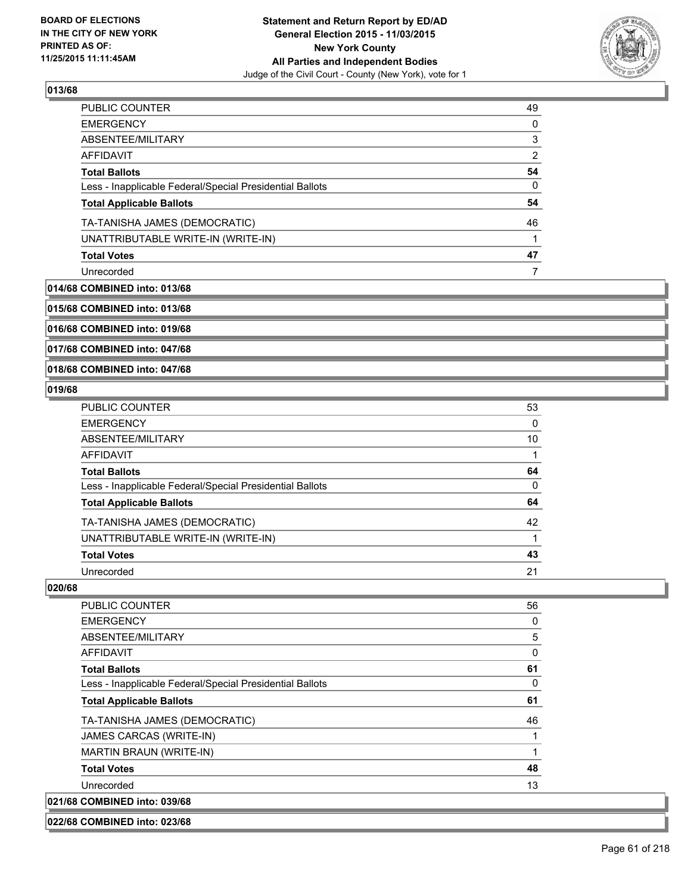## 013/68

| | |
|---|---|
| PUBLIC COUNTER | 49 |
| EMERGENCY | 0 |
| ABSENTEE/MILITARY | 3 |
| AFFIDAVIT | 2 |
| **Total Ballots** | **54** |
| Less - Inapplicable Federal/Special Presidential Ballots | 0 |
| **Total Applicable Ballots** | **54** |
| TA-TANISHA JAMES (DEMOCRATIC) | 46 |
| UNATTRIBUTABLE WRITE-IN (WRITE-IN) | 1 |
| **Total Votes** | **47** |
| Unrecorded | 7 |

**014/68 COMBINED into: 013/68**

**015/68 COMBINED into: 013/68**

**016/68 COMBINED into: 019/68**

**017/68 COMBINED into: 047/68**

**018/68 COMBINED into: 047/68**

## 019/68

| | |
|---|---|
| PUBLIC COUNTER | 53 |
| EMERGENCY | 0 |
| ABSENTEE/MILITARY | 10 |
| AFFIDAVIT | 1 |
| **Total Ballots** | **64** |
| Less - Inapplicable Federal/Special Presidential Ballots | 0 |
| **Total Applicable Ballots** | **64** |
| TA-TANISHA JAMES (DEMOCRATIC) | 42 |
| UNATTRIBUTABLE WRITE-IN (WRITE-IN) | 1 |
| **Total Votes** | **43** |
| Unrecorded | 21 |

## 020/68

| | |
|---|---|
| PUBLIC COUNTER | 56 |
| EMERGENCY | 0 |
| ABSENTEE/MILITARY | 5 |
| AFFIDAVIT | 0 |
| **Total Ballots** | **61** |
| Less - Inapplicable Federal/Special Presidential Ballots | 0 |
| **Total Applicable Ballots** | **61** |
| TA-TANISHA JAMES (DEMOCRATIC) | 46 |
| JAMES CARCAS (WRITE-IN) | 1 |
| MARTIN BRAUN (WRITE-IN) | 1 |
| **Total Votes** | **48** |
| Unrecorded | 13 |

**021/68 COMBINED into: 039/68**

**022/68 COMBINED into: 023/68**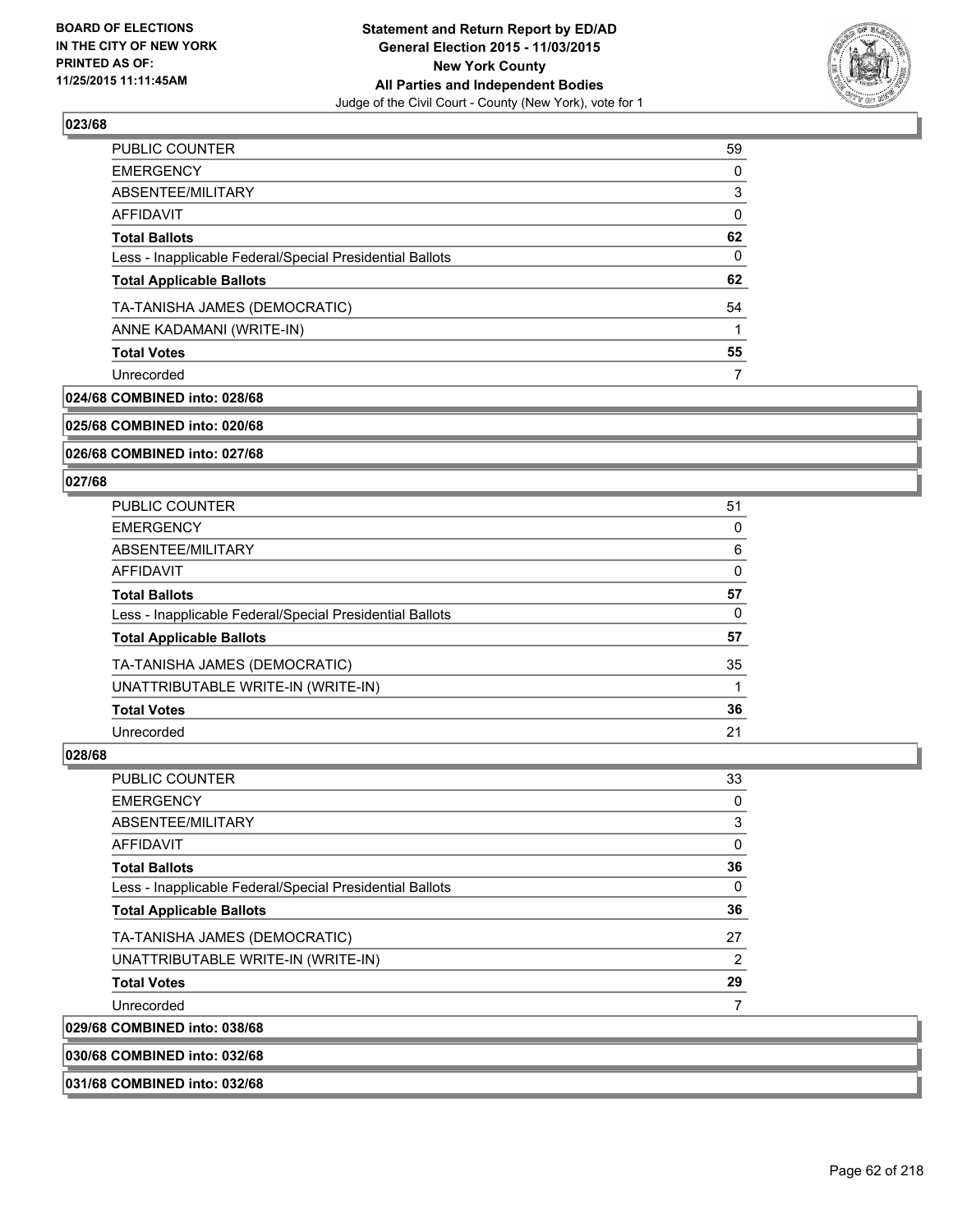## 023/68

| | |
|---|---|
| PUBLIC COUNTER | 59 |
| EMERGENCY | 0 |
| ABSENTEE/MILITARY | 3 |
| AFFIDAVIT | 0 |
| **Total Ballots** | **62** |
| Less - Inapplicable Federal/Special Presidential Ballots | 0 |
| **Total Applicable Ballots** | **62** |
| TA-TANISHA JAMES (DEMOCRATIC) | 54 |
| ANNE KADAMANI (WRITE-IN) | 1 |
| **Total Votes** | **55** |
| Unrecorded | 7 |

**024/68 COMBINED into: 028/68**

**025/68 COMBINED into: 020/68**

**026/68 COMBINED into: 027/68**

## 027/68

| | |
|---|---|
| PUBLIC COUNTER | 51 |
| EMERGENCY | 0 |
| ABSENTEE/MILITARY | 6 |
| AFFIDAVIT | 0 |
| **Total Ballots** | **57** |
| Less - Inapplicable Federal/Special Presidential Ballots | 0 |
| **Total Applicable Ballots** | **57** |
| TA-TANISHA JAMES (DEMOCRATIC) | 35 |
| UNATTRIBUTABLE WRITE-IN (WRITE-IN) | 1 |
| **Total Votes** | **36** |
| Unrecorded | 21 |

## 028/68

| | |
|---|---|
| PUBLIC COUNTER | 33 |
| EMERGENCY | 0 |
| ABSENTEE/MILITARY | 3 |
| AFFIDAVIT | 0 |
| **Total Ballots** | **36** |
| Less - Inapplicable Federal/Special Presidential Ballots | 0 |
| **Total Applicable Ballots** | **36** |
| TA-TANISHA JAMES (DEMOCRATIC) | 27 |
| UNATTRIBUTABLE WRITE-IN (WRITE-IN) | 2 |
| **Total Votes** | **29** |
| Unrecorded | 7 |

**029/68 COMBINED into: 038/68**

**030/68 COMBINED into: 032/68**

**031/68 COMBINED into: 032/68**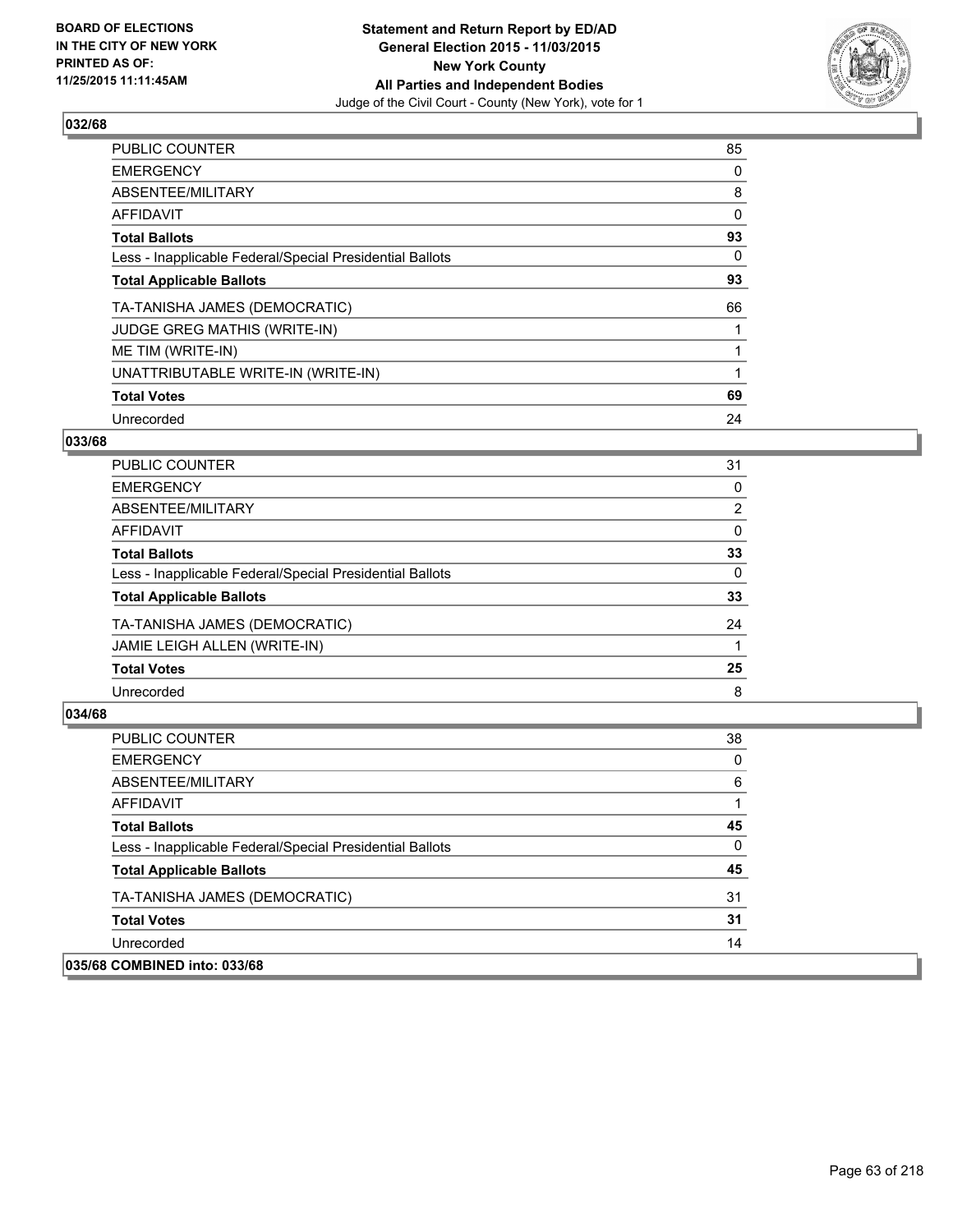**BOARD OF ELECTIONS IN THE CITY OF NEW YORK PRINTED AS OF: 11/25/2015 11:11:45AM**

**Statement and Return Report by ED/AD General Election 2015 - 11/03/2015 New York County All Parties and Independent Bodies**
Judge of the Civil Court - County (New York), vote for 1

### 032/68

| | |
|---|---|
| PUBLIC COUNTER | 85 |
| EMERGENCY | 0 |
| ABSENTEE/MILITARY | 8 |
| AFFIDAVIT | 0 |
| **Total Ballots** | **93** |
| Less - Inapplicable Federal/Special Presidential Ballots | 0 |
| **Total Applicable Ballots** | **93** |
| TA-TANISHA JAMES (DEMOCRATIC) | 66 |
| JUDGE GREG MATHIS (WRITE-IN) | 1 |
| ME TIM (WRITE-IN) | 1 |
| UNATTRIBUTABLE WRITE-IN (WRITE-IN) | 1 |
| **Total Votes** | **69** |
| Unrecorded | 24 |

### 033/68

| | |
|---|---|
| PUBLIC COUNTER | 31 |
| EMERGENCY | 0 |
| ABSENTEE/MILITARY | 2 |
| AFFIDAVIT | 0 |
| **Total Ballots** | **33** |
| Less - Inapplicable Federal/Special Presidential Ballots | 0 |
| **Total Applicable Ballots** | **33** |
| TA-TANISHA JAMES (DEMOCRATIC) | 24 |
| JAMIE LEIGH ALLEN (WRITE-IN) | 1 |
| **Total Votes** | **25** |
| Unrecorded | 8 |

### 034/68

| | |
|---|---|
| PUBLIC COUNTER | 38 |
| EMERGENCY | 0 |
| ABSENTEE/MILITARY | 6 |
| AFFIDAVIT | 1 |
| **Total Ballots** | **45** |
| Less - Inapplicable Federal/Special Presidential Ballots | 0 |
| **Total Applicable Ballots** | **45** |
| TA-TANISHA JAMES (DEMOCRATIC) | 31 |
| **Total Votes** | **31** |
| Unrecorded | 14 |

### 035/68 COMBINED into: 033/68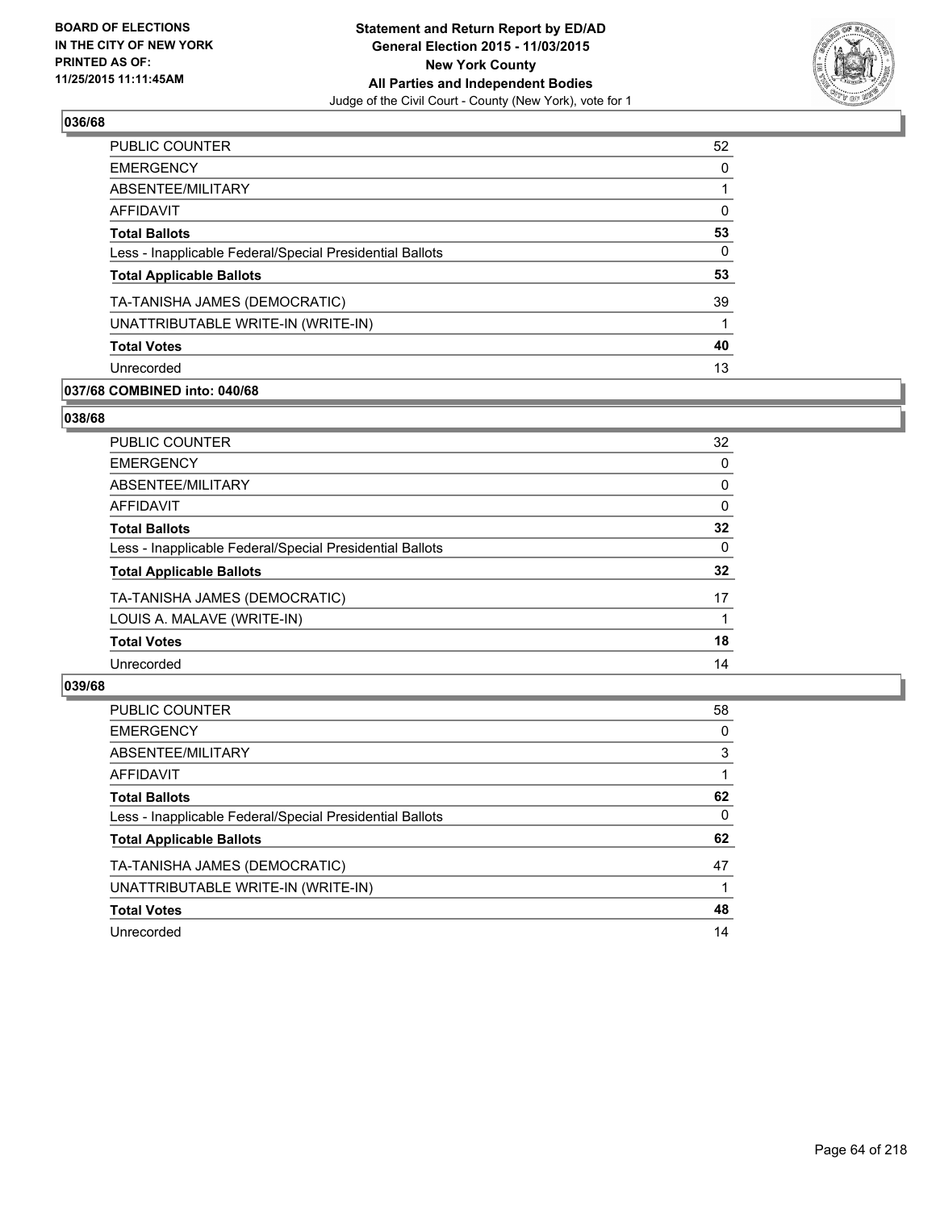## 036/68

| | |
|---|---|
| PUBLIC COUNTER | 52 |
| EMERGENCY | 0 |
| ABSENTEE/MILITARY | 1 |
| AFFIDAVIT | 0 |
| **Total Ballots** | **53** |
| Less - Inapplicable Federal/Special Presidential Ballots | 0 |
| **Total Applicable Ballots** | **53** |
| TA-TANISHA JAMES (DEMOCRATIC) | 39 |
| UNATTRIBUTABLE WRITE-IN (WRITE-IN) | 1 |
| **Total Votes** | **40** |
| Unrecorded | 13 |

## 037/68 COMBINED into: 040/68

## 038/68

| | |
|---|---|
| PUBLIC COUNTER | 32 |
| EMERGENCY | 0 |
| ABSENTEE/MILITARY | 0 |
| AFFIDAVIT | 0 |
| **Total Ballots** | **32** |
| Less - Inapplicable Federal/Special Presidential Ballots | 0 |
| **Total Applicable Ballots** | **32** |
| TA-TANISHA JAMES (DEMOCRATIC) | 17 |
| LOUIS A. MALAVE (WRITE-IN) | 1 |
| **Total Votes** | **18** |
| Unrecorded | 14 |

## 039/68

| | |
|---|---|
| PUBLIC COUNTER | 58 |
| EMERGENCY | 0 |
| ABSENTEE/MILITARY | 3 |
| AFFIDAVIT | 1 |
| **Total Ballots** | **62** |
| Less - Inapplicable Federal/Special Presidential Ballots | 0 |
| **Total Applicable Ballots** | **62** |
| TA-TANISHA JAMES (DEMOCRATIC) | 47 |
| UNATTRIBUTABLE WRITE-IN (WRITE-IN) | 1 |
| **Total Votes** | **48** |
| Unrecorded | 14 |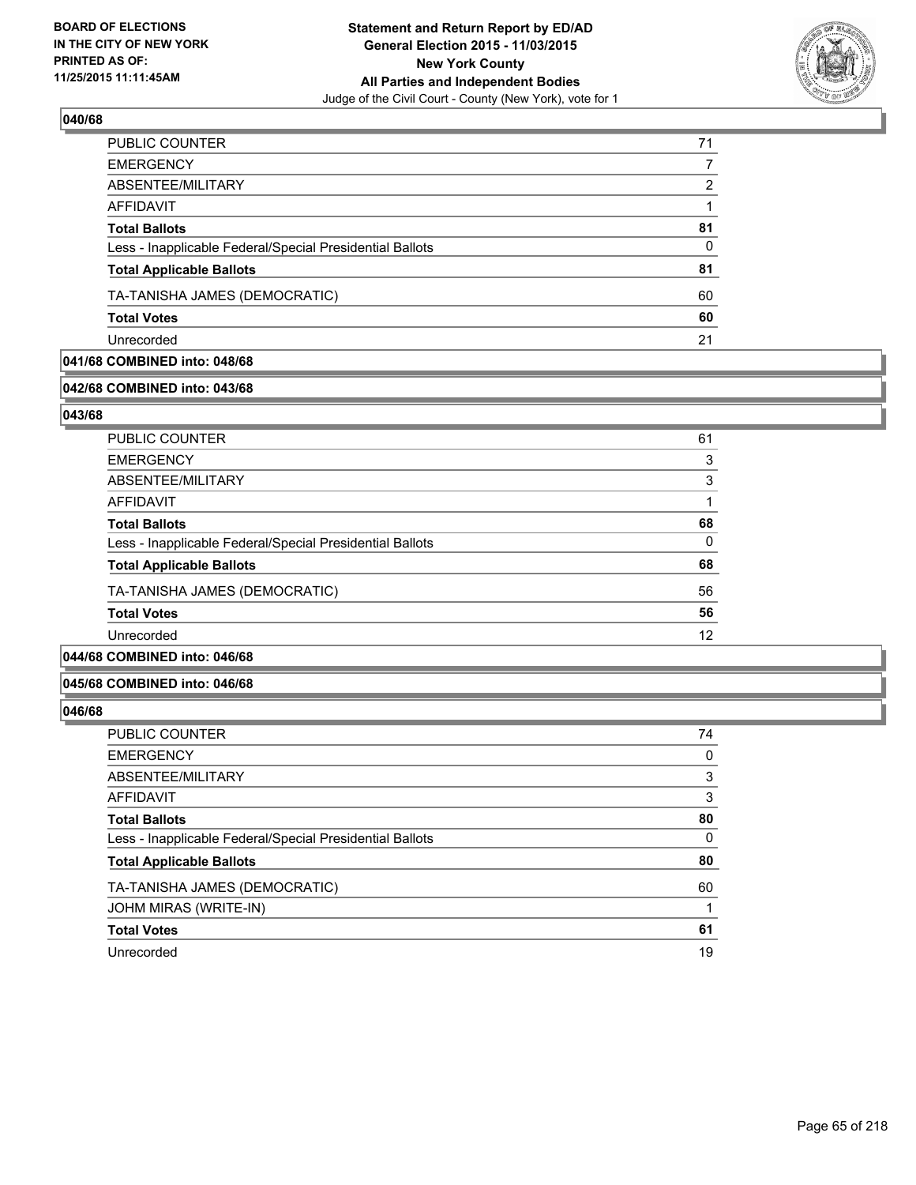## 040/68

| | |
|---|---|
| PUBLIC COUNTER | 71 |
| EMERGENCY | 7 |
| ABSENTEE/MILITARY | 2 |
| AFFIDAVIT | 1 |
| **Total Ballots** | **81** |
| Less - Inapplicable Federal/Special Presidential Ballots | 0 |
| **Total Applicable Ballots** | **81** |
| TA-TANISHA JAMES (DEMOCRATIC) | 60 |
| **Total Votes** | **60** |
| Unrecorded | 21 |

## 041/68 COMBINED into: 048/68

## 042/68 COMBINED into: 043/68

## 043/68

| | |
|---|---|
| PUBLIC COUNTER | 61 |
| EMERGENCY | 3 |
| ABSENTEE/MILITARY | 3 |
| AFFIDAVIT | 1 |
| **Total Ballots** | **68** |
| Less - Inapplicable Federal/Special Presidential Ballots | 0 |
| **Total Applicable Ballots** | **68** |
| TA-TANISHA JAMES (DEMOCRATIC) | 56 |
| **Total Votes** | **56** |
| Unrecorded | 12 |

## 044/68 COMBINED into: 046/68

## 045/68 COMBINED into: 046/68

## 046/68

| | |
|---|---|
| PUBLIC COUNTER | 74 |
| EMERGENCY | 0 |
| ABSENTEE/MILITARY | 3 |
| AFFIDAVIT | 3 |
| **Total Ballots** | **80** |
| Less - Inapplicable Federal/Special Presidential Ballots | 0 |
| **Total Applicable Ballots** | **80** |
| TA-TANISHA JAMES (DEMOCRATIC) | 60 |
| JOHM MIRAS (WRITE-IN) | 1 |
| **Total Votes** | **61** |
| Unrecorded | 19 |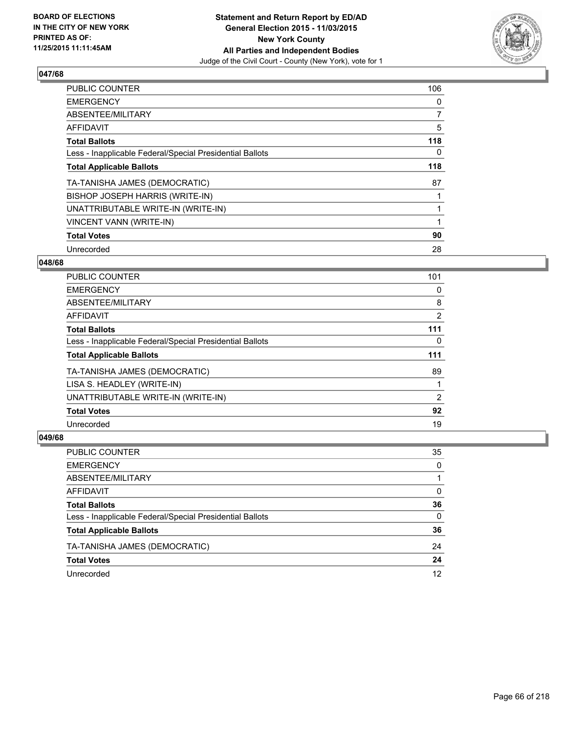BOARD OF ELECTIONS
IN THE CITY OF NEW YORK
PRINTED AS OF:
11/25/2015 11:11:45AM

**Statement and Return Report by ED/AD**
**General Election 2015 - 11/03/2015**
**New York County**
**All Parties and Independent Bodies**
Judge of the Civil Court - County (New York), vote for 1

### 047/68

| | |
|---|---|
| PUBLIC COUNTER | 106 |
| EMERGENCY | 0 |
| ABSENTEE/MILITARY | 7 |
| AFFIDAVIT | 5 |
| **Total Ballots** | **118** |
| Less - Inapplicable Federal/Special Presidential Ballots | 0 |
| **Total Applicable Ballots** | **118** |
| TA-TANISHA JAMES (DEMOCRATIC) | 87 |
| BISHOP JOSEPH HARRIS (WRITE-IN) | 1 |
| UNATTRIBUTABLE WRITE-IN (WRITE-IN) | 1 |
| VINCENT VANN (WRITE-IN) | 1 |
| **Total Votes** | **90** |
| Unrecorded | 28 |

### 048/68

| | |
|---|---|
| PUBLIC COUNTER | 101 |
| EMERGENCY | 0 |
| ABSENTEE/MILITARY | 8 |
| AFFIDAVIT | 2 |
| **Total Ballots** | **111** |
| Less - Inapplicable Federal/Special Presidential Ballots | 0 |
| **Total Applicable Ballots** | **111** |
| TA-TANISHA JAMES (DEMOCRATIC) | 89 |
| LISA S. HEADLEY (WRITE-IN) | 1 |
| UNATTRIBUTABLE WRITE-IN (WRITE-IN) | 2 |
| **Total Votes** | **92** |
| Unrecorded | 19 |

### 049/68

| | |
|---|---|
| PUBLIC COUNTER | 35 |
| EMERGENCY | 0 |
| ABSENTEE/MILITARY | 1 |
| AFFIDAVIT | 0 |
| **Total Ballots** | **36** |
| Less - Inapplicable Federal/Special Presidential Ballots | 0 |
| **Total Applicable Ballots** | **36** |
| TA-TANISHA JAMES (DEMOCRATIC) | 24 |
| **Total Votes** | **24** |
| Unrecorded | 12 |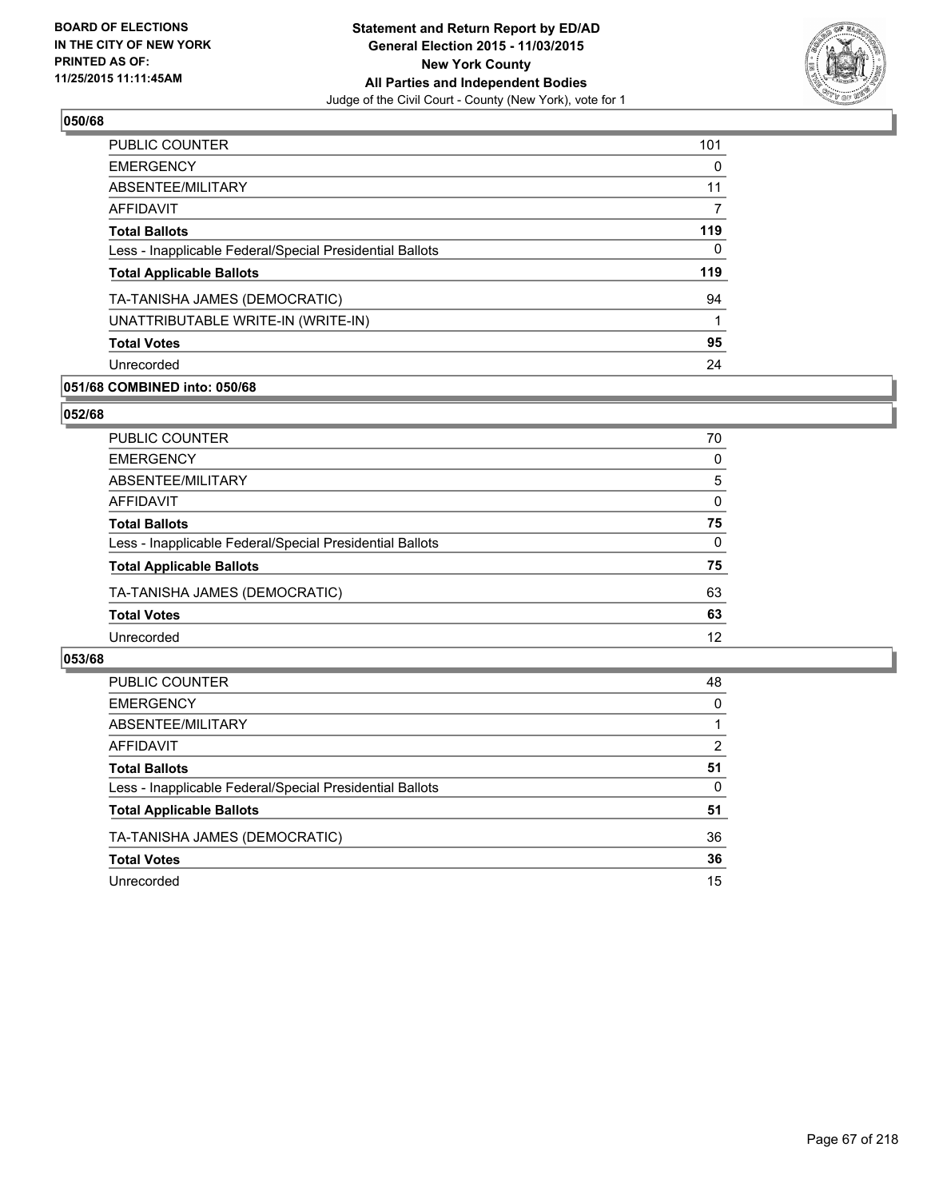BOARD OF ELECTIONS
IN THE CITY OF NEW YORK
PRINTED AS OF:
11/25/2015 11:11:45AM

**Statement and Return Report by ED/AD**
**General Election 2015 - 11/03/2015**
**New York County**
**All Parties and Independent Bodies**
Judge of the Civil Court - County (New York), vote for 1

### 050/68

| | |
|---|---|
| PUBLIC COUNTER | 101 |
| EMERGENCY | 0 |
| ABSENTEE/MILITARY | 11 |
| AFFIDAVIT | 7 |
| **Total Ballots** | **119** |
| Less - Inapplicable Federal/Special Presidential Ballots | 0 |
| **Total Applicable Ballots** | **119** |
| TA-TANISHA JAMES (DEMOCRATIC) | 94 |
| UNATTRIBUTABLE WRITE-IN (WRITE-IN) | 1 |
| **Total Votes** | **95** |
| Unrecorded | 24 |

### 051/68 COMBINED into: 050/68

### 052/68

| | |
|---|---|
| PUBLIC COUNTER | 70 |
| EMERGENCY | 0 |
| ABSENTEE/MILITARY | 5 |
| AFFIDAVIT | 0 |
| **Total Ballots** | **75** |
| Less - Inapplicable Federal/Special Presidential Ballots | 0 |
| **Total Applicable Ballots** | **75** |
| TA-TANISHA JAMES (DEMOCRATIC) | 63 |
| **Total Votes** | **63** |
| Unrecorded | 12 |

### 053/68

| | |
|---|---|
| PUBLIC COUNTER | 48 |
| EMERGENCY | 0 |
| ABSENTEE/MILITARY | 1 |
| AFFIDAVIT | 2 |
| **Total Ballots** | **51** |
| Less - Inapplicable Federal/Special Presidential Ballots | 0 |
| **Total Applicable Ballots** | **51** |
| TA-TANISHA JAMES (DEMOCRATIC) | 36 |
| **Total Votes** | **36** |
| Unrecorded | 15 |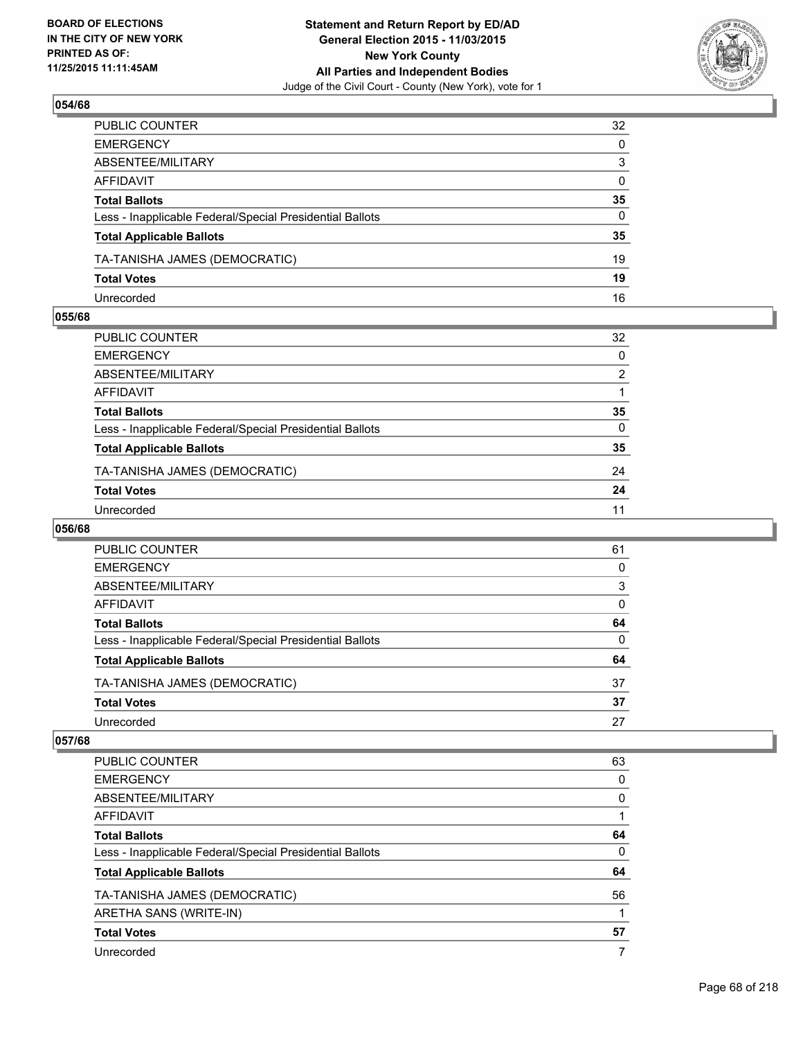### 054/68

| | |
|---|---|
| PUBLIC COUNTER | 32 |
| EMERGENCY | 0 |
| ABSENTEE/MILITARY | 3 |
| AFFIDAVIT | 0 |
| **Total Ballots** | **35** |
| Less - Inapplicable Federal/Special Presidential Ballots | 0 |
| **Total Applicable Ballots** | **35** |
| TA-TANISHA JAMES (DEMOCRATIC) | 19 |
| **Total Votes** | **19** |
| Unrecorded | 16 |

### 055/68

| | |
|---|---|
| PUBLIC COUNTER | 32 |
| EMERGENCY | 0 |
| ABSENTEE/MILITARY | 2 |
| AFFIDAVIT | 1 |
| **Total Ballots** | **35** |
| Less - Inapplicable Federal/Special Presidential Ballots | 0 |
| **Total Applicable Ballots** | **35** |
| TA-TANISHA JAMES (DEMOCRATIC) | 24 |
| **Total Votes** | **24** |
| Unrecorded | 11 |

### 056/68

| | |
|---|---|
| PUBLIC COUNTER | 61 |
| EMERGENCY | 0 |
| ABSENTEE/MILITARY | 3 |
| AFFIDAVIT | 0 |
| **Total Ballots** | **64** |
| Less - Inapplicable Federal/Special Presidential Ballots | 0 |
| **Total Applicable Ballots** | **64** |
| TA-TANISHA JAMES (DEMOCRATIC) | 37 |
| **Total Votes** | **37** |
| Unrecorded | 27 |

### 057/68

| | |
|---|---|
| PUBLIC COUNTER | 63 |
| EMERGENCY | 0 |
| ABSENTEE/MILITARY | 0 |
| AFFIDAVIT | 1 |
| **Total Ballots** | **64** |
| Less - Inapplicable Federal/Special Presidential Ballots | 0 |
| **Total Applicable Ballots** | **64** |
| TA-TANISHA JAMES (DEMOCRATIC) | 56 |
| ARETHA SANS (WRITE-IN) | 1 |
| **Total Votes** | **57** |
| Unrecorded | 7 |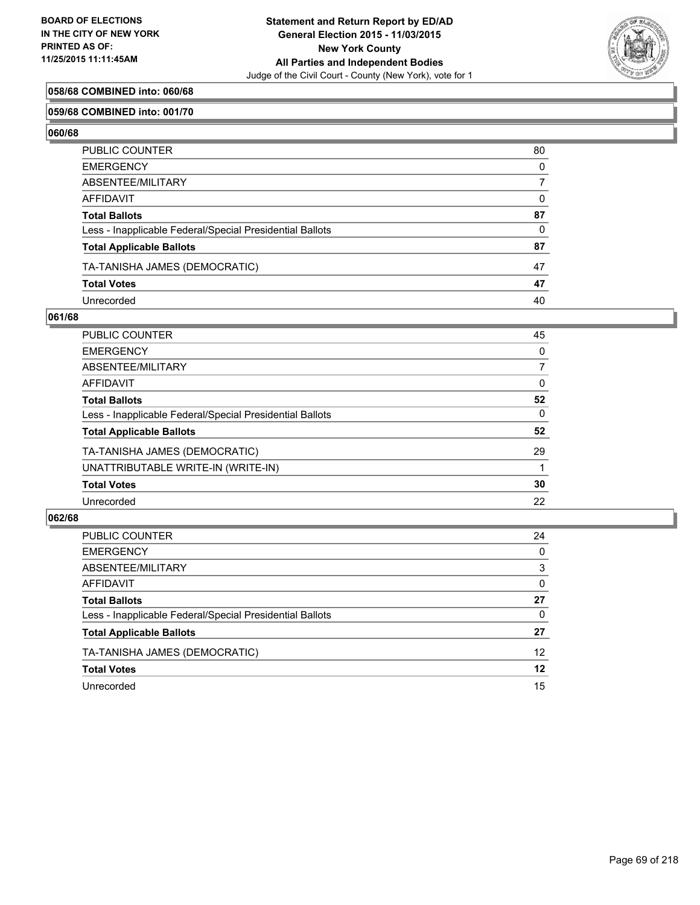**Statement and Return Report by ED/AD**
**General Election 2015 - 11/03/2015**
**New York County**
**All Parties and Independent Bodies**
Judge of the Civil Court - County (New York), vote for 1

BOARD OF ELECTIONS
IN THE CITY OF NEW YORK
PRINTED AS OF:
11/25/2015 11:11:45AM

### 058/68 COMBINED into: 060/68

### 059/68 COMBINED into: 001/70

### 060/68

| | |
|---|---|
| PUBLIC COUNTER | 80 |
| EMERGENCY | 0 |
| ABSENTEE/MILITARY | 7 |
| AFFIDAVIT | 0 |
| **Total Ballots** | **87** |
| Less - Inapplicable Federal/Special Presidential Ballots | 0 |
| **Total Applicable Ballots** | **87** |
| TA-TANISHA JAMES (DEMOCRATIC) | 47 |
| **Total Votes** | **47** |
| Unrecorded | 40 |

### 061/68

| | |
|---|---|
| PUBLIC COUNTER | 45 |
| EMERGENCY | 0 |
| ABSENTEE/MILITARY | 7 |
| AFFIDAVIT | 0 |
| **Total Ballots** | **52** |
| Less - Inapplicable Federal/Special Presidential Ballots | 0 |
| **Total Applicable Ballots** | **52** |
| TA-TANISHA JAMES (DEMOCRATIC) | 29 |
| UNATTRIBUTABLE WRITE-IN (WRITE-IN) | 1 |
| **Total Votes** | **30** |
| Unrecorded | 22 |

### 062/68

| | |
|---|---|
| PUBLIC COUNTER | 24 |
| EMERGENCY | 0 |
| ABSENTEE/MILITARY | 3 |
| AFFIDAVIT | 0 |
| **Total Ballots** | **27** |
| Less - Inapplicable Federal/Special Presidential Ballots | 0 |
| **Total Applicable Ballots** | **27** |
| TA-TANISHA JAMES (DEMOCRATIC) | 12 |
| **Total Votes** | **12** |
| Unrecorded | 15 |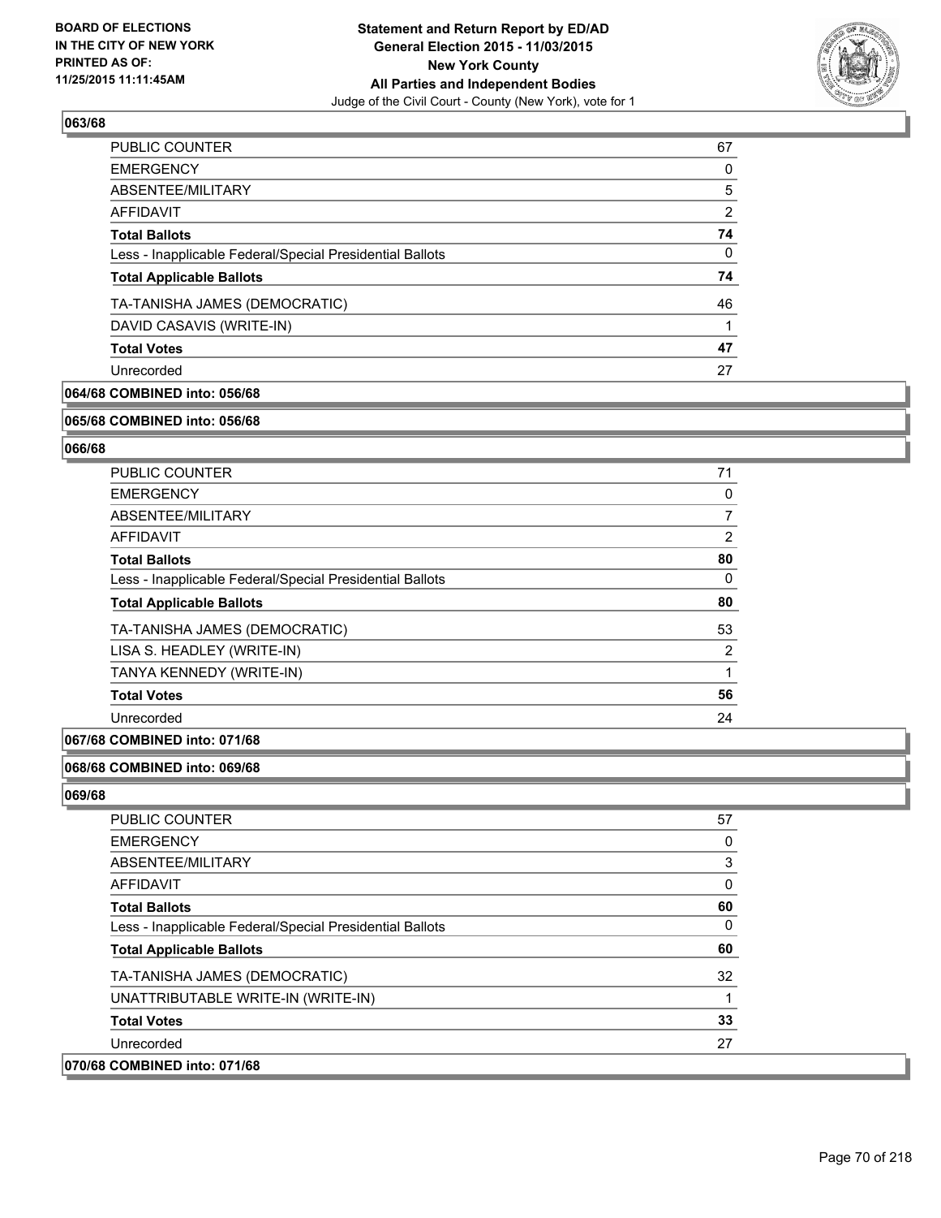### 063/68

| | |
|---|---|
| PUBLIC COUNTER | 67 |
| EMERGENCY | 0 |
| ABSENTEE/MILITARY | 5 |
| AFFIDAVIT | 2 |
| **Total Ballots** | **74** |
| Less - Inapplicable Federal/Special Presidential Ballots | 0 |
| **Total Applicable Ballots** | **74** |
| TA-TANISHA JAMES (DEMOCRATIC) | 46 |
| DAVID CASAVIS (WRITE-IN) | 1 |
| **Total Votes** | **47** |
| Unrecorded | 27 |

### 064/68 COMBINED into: 056/68

### 065/68 COMBINED into: 056/68

### 066/68

| | |
|---|---|
| PUBLIC COUNTER | 71 |
| EMERGENCY | 0 |
| ABSENTEE/MILITARY | 7 |
| AFFIDAVIT | 2 |
| **Total Ballots** | **80** |
| Less - Inapplicable Federal/Special Presidential Ballots | 0 |
| **Total Applicable Ballots** | **80** |
| TA-TANISHA JAMES (DEMOCRATIC) | 53 |
| LISA S. HEADLEY (WRITE-IN) | 2 |
| TANYA KENNEDY (WRITE-IN) | 1 |
| **Total Votes** | **56** |
| Unrecorded | 24 |

### 067/68 COMBINED into: 071/68

### 068/68 COMBINED into: 069/68

### 069/68

| | |
|---|---|
| PUBLIC COUNTER | 57 |
| EMERGENCY | 0 |
| ABSENTEE/MILITARY | 3 |
| AFFIDAVIT | 0 |
| **Total Ballots** | **60** |
| Less - Inapplicable Federal/Special Presidential Ballots | 0 |
| **Total Applicable Ballots** | **60** |
| TA-TANISHA JAMES (DEMOCRATIC) | 32 |
| UNATTRIBUTABLE WRITE-IN (WRITE-IN) | 1 |
| **Total Votes** | **33** |
| Unrecorded | 27 |

### 070/68 COMBINED into: 071/68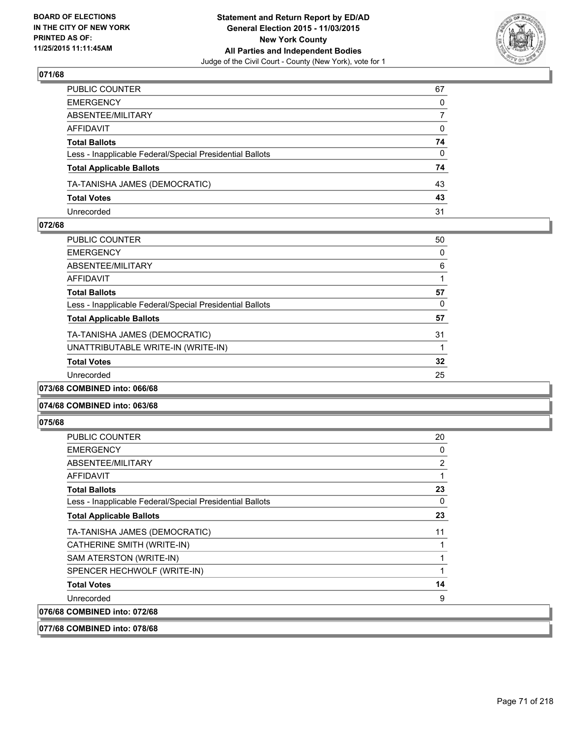### 071/68

| | |
|---|---|
| PUBLIC COUNTER | 67 |
| EMERGENCY | 0 |
| ABSENTEE/MILITARY | 7 |
| AFFIDAVIT | 0 |
| **Total Ballots** | **74** |
| Less - Inapplicable Federal/Special Presidential Ballots | 0 |
| **Total Applicable Ballots** | **74** |
| TA-TANISHA JAMES (DEMOCRATIC) | 43 |
| **Total Votes** | **43** |
| Unrecorded | 31 |

### 072/68

| | |
|---|---|
| PUBLIC COUNTER | 50 |
| EMERGENCY | 0 |
| ABSENTEE/MILITARY | 6 |
| AFFIDAVIT | 1 |
| **Total Ballots** | **57** |
| Less - Inapplicable Federal/Special Presidential Ballots | 0 |
| **Total Applicable Ballots** | **57** |
| TA-TANISHA JAMES (DEMOCRATIC) | 31 |
| UNATTRIBUTABLE WRITE-IN (WRITE-IN) | 1 |
| **Total Votes** | **32** |
| Unrecorded | 25 |

### 073/68 COMBINED into: 066/68

### 074/68 COMBINED into: 063/68

### 075/68

| | |
|---|---|
| PUBLIC COUNTER | 20 |
| EMERGENCY | 0 |
| ABSENTEE/MILITARY | 2 |
| AFFIDAVIT | 1 |
| **Total Ballots** | **23** |
| Less - Inapplicable Federal/Special Presidential Ballots | 0 |
| **Total Applicable Ballots** | **23** |
| TA-TANISHA JAMES (DEMOCRATIC) | 11 |
| CATHERINE SMITH (WRITE-IN) | 1 |
| SAM ATERSTON (WRITE-IN) | 1 |
| SPENCER HECHWOLF (WRITE-IN) | 1 |
| **Total Votes** | **14** |
| Unrecorded | 9 |

### 076/68 COMBINED into: 072/68

### 077/68 COMBINED into: 078/68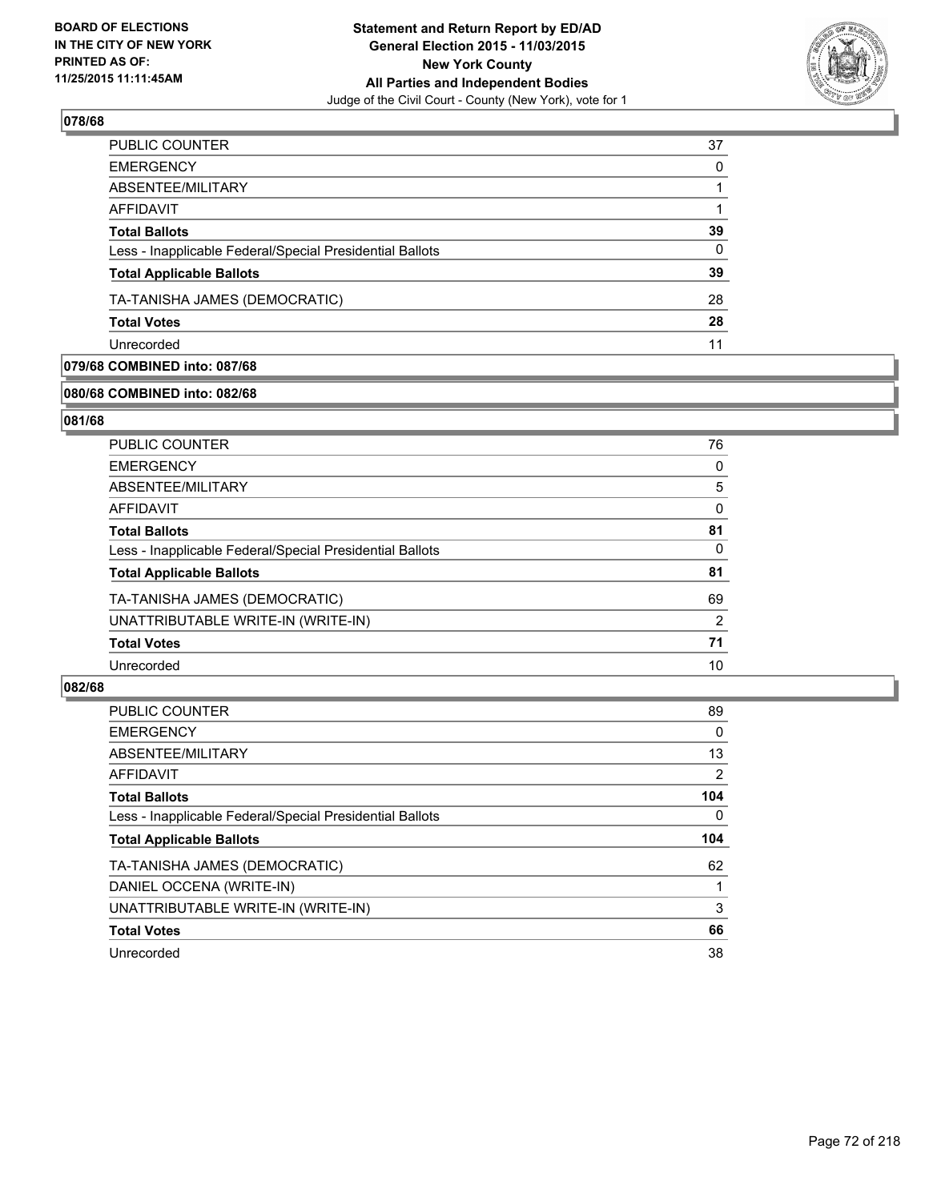**BOARD OF ELECTIONS IN THE CITY OF NEW YORK PRINTED AS OF: 11/25/2015 11:11:45AM**

**Statement and Return Report by ED/AD General Election 2015 - 11/03/2015 New York County All Parties and Independent Bodies**

Judge of the Civil Court - County (New York), vote for 1

### 078/68

| | |
|---|---|
| PUBLIC COUNTER | 37 |
| EMERGENCY | 0 |
| ABSENTEE/MILITARY | 1 |
| AFFIDAVIT | 1 |
| **Total Ballots** | **39** |
| Less - Inapplicable Federal/Special Presidential Ballots | 0 |
| **Total Applicable Ballots** | **39** |
| TA-TANISHA JAMES (DEMOCRATIC) | 28 |
| **Total Votes** | **28** |
| Unrecorded | 11 |

### 079/68 COMBINED into: 087/68

### 080/68 COMBINED into: 082/68

### 081/68

| | |
|---|---|
| PUBLIC COUNTER | 76 |
| EMERGENCY | 0 |
| ABSENTEE/MILITARY | 5 |
| AFFIDAVIT | 0 |
| **Total Ballots** | **81** |
| Less - Inapplicable Federal/Special Presidential Ballots | 0 |
| **Total Applicable Ballots** | **81** |
| TA-TANISHA JAMES (DEMOCRATIC) | 69 |
| UNATTRIBUTABLE WRITE-IN (WRITE-IN) | 2 |
| **Total Votes** | **71** |
| Unrecorded | 10 |

### 082/68

| | |
|---|---|
| PUBLIC COUNTER | 89 |
| EMERGENCY | 0 |
| ABSENTEE/MILITARY | 13 |
| AFFIDAVIT | 2 |
| **Total Ballots** | **104** |
| Less - Inapplicable Federal/Special Presidential Ballots | 0 |
| **Total Applicable Ballots** | **104** |
| TA-TANISHA JAMES (DEMOCRATIC) | 62 |
| DANIEL OCCENA (WRITE-IN) | 1 |
| UNATTRIBUTABLE WRITE-IN (WRITE-IN) | 3 |
| **Total Votes** | **66** |
| Unrecorded | 38 |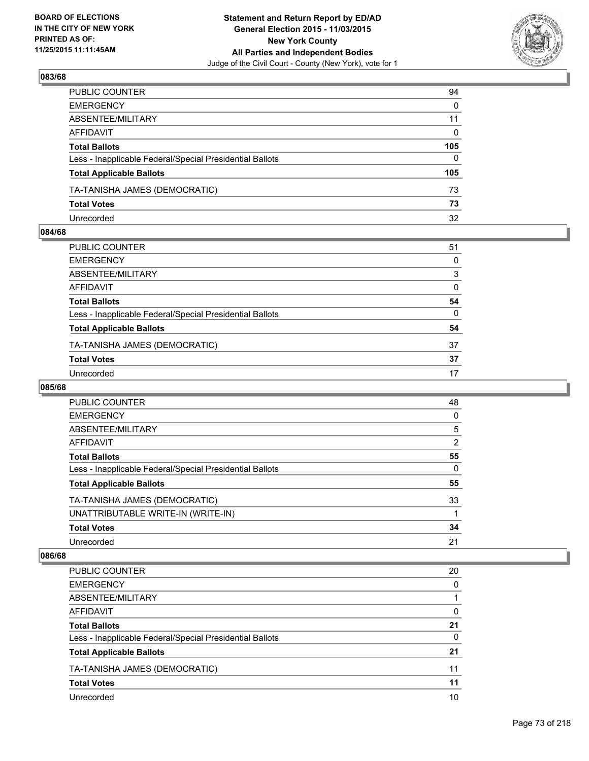**BOARD OF ELECTIONS IN THE CITY OF NEW YORK PRINTED AS OF: 11/25/2015 11:11:45AM**

**Statement and Return Report by ED/AD General Election 2015 - 11/03/2015 New York County All Parties and Independent Bodies**
Judge of the Civil Court - County (New York), vote for 1

### 083/68

| | |
|---|---|
| PUBLIC COUNTER | 94 |
| EMERGENCY | 0 |
| ABSENTEE/MILITARY | 11 |
| AFFIDAVIT | 0 |
| **Total Ballots** | **105** |
| Less - Inapplicable Federal/Special Presidential Ballots | 0 |
| **Total Applicable Ballots** | **105** |
| TA-TANISHA JAMES (DEMOCRATIC) | 73 |
| **Total Votes** | **73** |
| Unrecorded | 32 |

### 084/68

| | |
|---|---|
| PUBLIC COUNTER | 51 |
| EMERGENCY | 0 |
| ABSENTEE/MILITARY | 3 |
| AFFIDAVIT | 0 |
| **Total Ballots** | **54** |
| Less - Inapplicable Federal/Special Presidential Ballots | 0 |
| **Total Applicable Ballots** | **54** |
| TA-TANISHA JAMES (DEMOCRATIC) | 37 |
| **Total Votes** | **37** |
| Unrecorded | 17 |

### 085/68

| | |
|---|---|
| PUBLIC COUNTER | 48 |
| EMERGENCY | 0 |
| ABSENTEE/MILITARY | 5 |
| AFFIDAVIT | 2 |
| **Total Ballots** | **55** |
| Less - Inapplicable Federal/Special Presidential Ballots | 0 |
| **Total Applicable Ballots** | **55** |
| TA-TANISHA JAMES (DEMOCRATIC) | 33 |
| UNATTRIBUTABLE WRITE-IN (WRITE-IN) | 1 |
| **Total Votes** | **34** |
| Unrecorded | 21 |

### 086/68

| | |
|---|---|
| PUBLIC COUNTER | 20 |
| EMERGENCY | 0 |
| ABSENTEE/MILITARY | 1 |
| AFFIDAVIT | 0 |
| **Total Ballots** | **21** |
| Less - Inapplicable Federal/Special Presidential Ballots | 0 |
| **Total Applicable Ballots** | **21** |
| TA-TANISHA JAMES (DEMOCRATIC) | 11 |
| **Total Votes** | **11** |
| Unrecorded | 10 |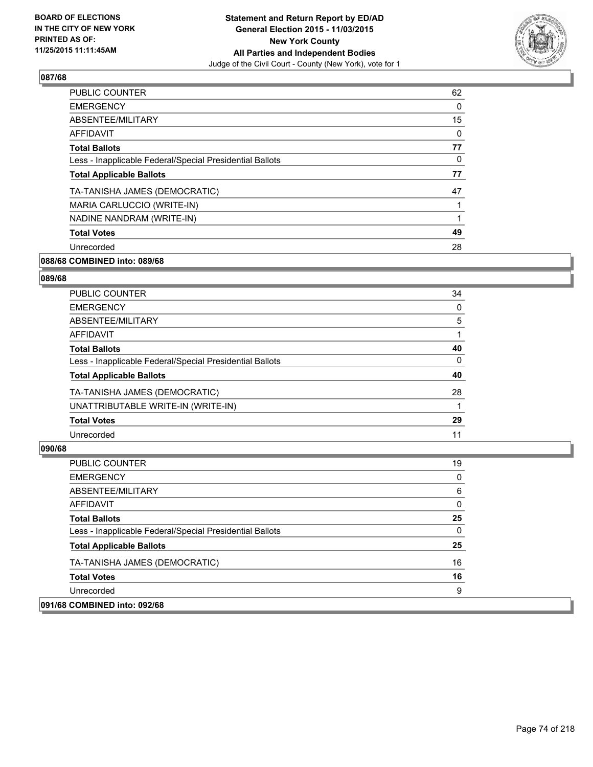## 087/68

| | |
|---|---|
| PUBLIC COUNTER | 62 |
| EMERGENCY | 0 |
| ABSENTEE/MILITARY | 15 |
| AFFIDAVIT | 0 |
| **Total Ballots** | **77** |
| Less - Inapplicable Federal/Special Presidential Ballots | 0 |
| **Total Applicable Ballots** | **77** |
| TA-TANISHA JAMES (DEMOCRATIC) | 47 |
| MARIA CARLUCCIO (WRITE-IN) | 1 |
| NADINE NANDRAM (WRITE-IN) | 1 |
| **Total Votes** | **49** |
| Unrecorded | 28 |

**088/68 COMBINED into: 089/68**

## 089/68

| | |
|---|---|
| PUBLIC COUNTER | 34 |
| EMERGENCY | 0 |
| ABSENTEE/MILITARY | 5 |
| AFFIDAVIT | 1 |
| **Total Ballots** | **40** |
| Less - Inapplicable Federal/Special Presidential Ballots | 0 |
| **Total Applicable Ballots** | **40** |
| TA-TANISHA JAMES (DEMOCRATIC) | 28 |
| UNATTRIBUTABLE WRITE-IN (WRITE-IN) | 1 |
| **Total Votes** | **29** |
| Unrecorded | 11 |

## 090/68

| | |
|---|---|
| PUBLIC COUNTER | 19 |
| EMERGENCY | 0 |
| ABSENTEE/MILITARY | 6 |
| AFFIDAVIT | 0 |
| **Total Ballots** | **25** |
| Less - Inapplicable Federal/Special Presidential Ballots | 0 |
| **Total Applicable Ballots** | **25** |
| TA-TANISHA JAMES (DEMOCRATIC) | 16 |
| **Total Votes** | **16** |
| Unrecorded | 9 |

**091/68 COMBINED into: 092/68**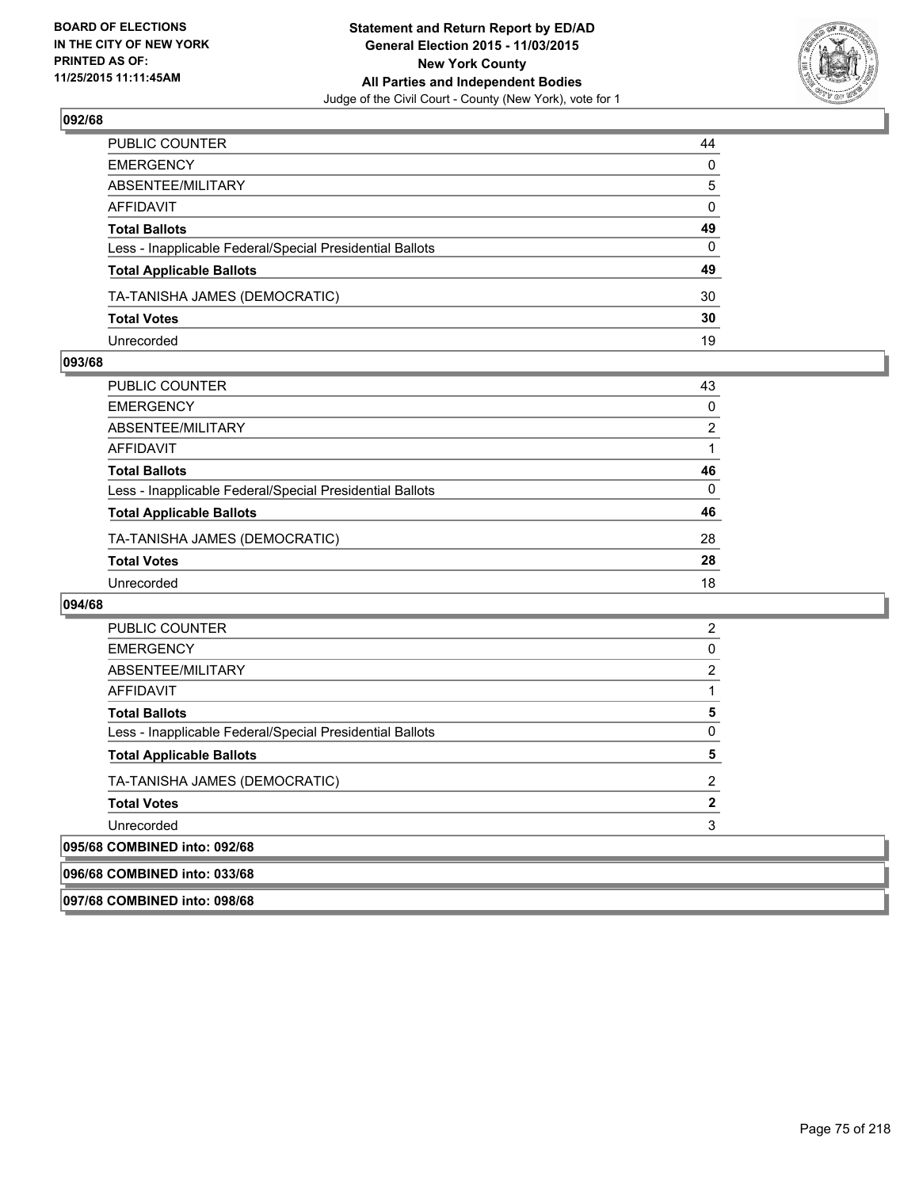## 092/68

| | |
|---|---|
| PUBLIC COUNTER | 44 |
| EMERGENCY | 0 |
| ABSENTEE/MILITARY | 5 |
| AFFIDAVIT | 0 |
| **Total Ballots** | **49** |
| Less - Inapplicable Federal/Special Presidential Ballots | 0 |
| **Total Applicable Ballots** | **49** |
| TA-TANISHA JAMES (DEMOCRATIC) | 30 |
| **Total Votes** | **30** |
| Unrecorded | 19 |

## 093/68

| | |
|---|---|
| PUBLIC COUNTER | 43 |
| EMERGENCY | 0 |
| ABSENTEE/MILITARY | 2 |
| AFFIDAVIT | 1 |
| **Total Ballots** | **46** |
| Less - Inapplicable Federal/Special Presidential Ballots | 0 |
| **Total Applicable Ballots** | **46** |
| TA-TANISHA JAMES (DEMOCRATIC) | 28 |
| **Total Votes** | **28** |
| Unrecorded | 18 |

## 094/68

| | |
|---|---|
| PUBLIC COUNTER | 2 |
| EMERGENCY | 0 |
| ABSENTEE/MILITARY | 2 |
| AFFIDAVIT | 1 |
| **Total Ballots** | **5** |
| Less - Inapplicable Federal/Special Presidential Ballots | 0 |
| **Total Applicable Ballots** | **5** |
| TA-TANISHA JAMES (DEMOCRATIC) | 2 |
| **Total Votes** | **2** |
| Unrecorded | 3 |

## 095/68 COMBINED into: 092/68

## 096/68 COMBINED into: 033/68

## 097/68 COMBINED into: 098/68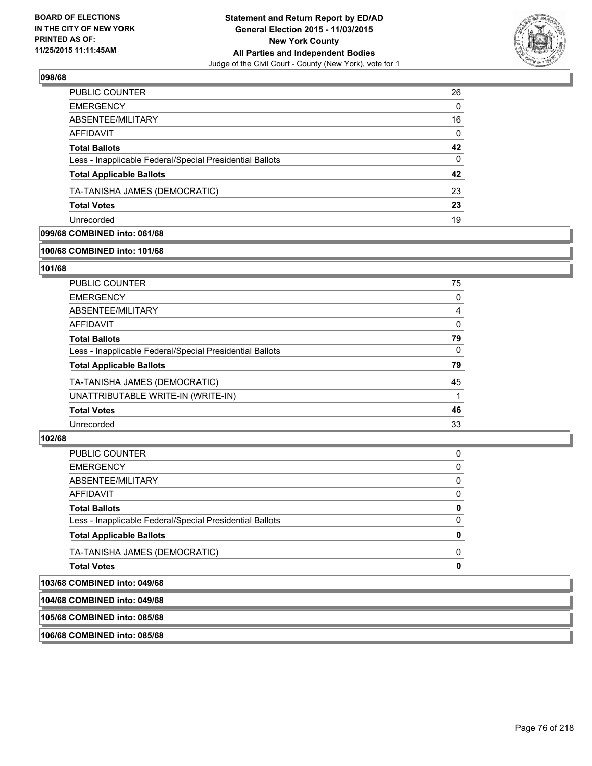## 098/68

| | |
|---|---|
| PUBLIC COUNTER | 26 |
| EMERGENCY | 0 |
| ABSENTEE/MILITARY | 16 |
| AFFIDAVIT | 0 |
| **Total Ballots** | **42** |
| Less - Inapplicable Federal/Special Presidential Ballots | 0 |
| **Total Applicable Ballots** | **42** |
| TA-TANISHA JAMES (DEMOCRATIC) | 23 |
| **Total Votes** | **23** |
| Unrecorded | 19 |

## 099/68 COMBINED into: 061/68

## 100/68 COMBINED into: 101/68

## 101/68

| | |
|---|---|
| PUBLIC COUNTER | 75 |
| EMERGENCY | 0 |
| ABSENTEE/MILITARY | 4 |
| AFFIDAVIT | 0 |
| **Total Ballots** | **79** |
| Less - Inapplicable Federal/Special Presidential Ballots | 0 |
| **Total Applicable Ballots** | **79** |
| TA-TANISHA JAMES (DEMOCRATIC) | 45 |
| UNATTRIBUTABLE WRITE-IN (WRITE-IN) | 1 |
| **Total Votes** | **46** |
| Unrecorded | 33 |

## 102/68

| | |
|---|---|
| PUBLIC COUNTER | 0 |
| EMERGENCY | 0 |
| ABSENTEE/MILITARY | 0 |
| AFFIDAVIT | 0 |
| **Total Ballots** | **0** |
| Less - Inapplicable Federal/Special Presidential Ballots | 0 |
| **Total Applicable Ballots** | **0** |
| TA-TANISHA JAMES (DEMOCRATIC) | 0 |
| **Total Votes** | **0** |

## 103/68 COMBINED into: 049/68

## 104/68 COMBINED into: 049/68

## 105/68 COMBINED into: 085/68

## 106/68 COMBINED into: 085/68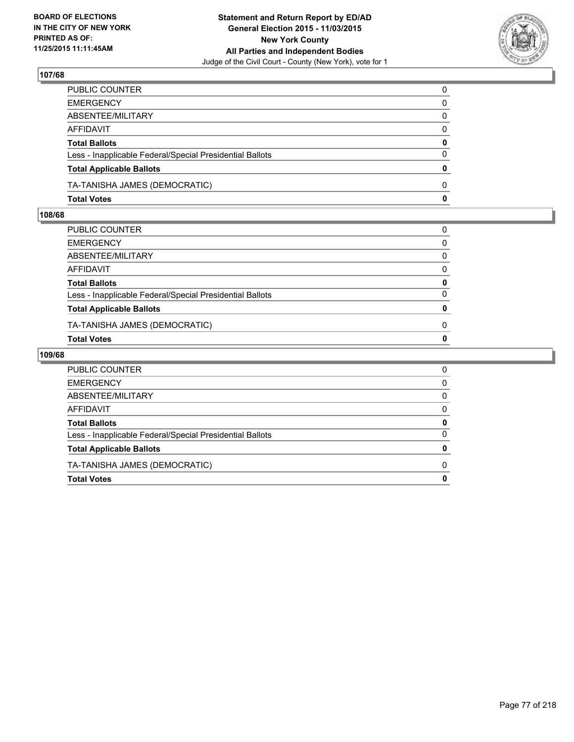**Statement and Return Report by ED/AD**
**General Election 2015 - 11/03/2015**
**New York County**
**All Parties and Independent Bodies**
Judge of the Civil Court - County (New York), vote for 1

BOARD OF ELECTIONS
IN THE CITY OF NEW YORK
PRINTED AS OF:
11/25/2015 11:11:45AM

### 107/68

| | |
|---|---|
| PUBLIC COUNTER | 0 |
| EMERGENCY | 0 |
| ABSENTEE/MILITARY | 0 |
| AFFIDAVIT | 0 |
| **Total Ballots** | **0** |
| Less - Inapplicable Federal/Special Presidential Ballots | 0 |
| **Total Applicable Ballots** | **0** |
| TA-TANISHA JAMES (DEMOCRATIC) | 0 |
| **Total Votes** | **0** |

### 108/68

| | |
|---|---|
| PUBLIC COUNTER | 0 |
| EMERGENCY | 0 |
| ABSENTEE/MILITARY | 0 |
| AFFIDAVIT | 0 |
| **Total Ballots** | **0** |
| Less - Inapplicable Federal/Special Presidential Ballots | 0 |
| **Total Applicable Ballots** | **0** |
| TA-TANISHA JAMES (DEMOCRATIC) | 0 |
| **Total Votes** | **0** |

### 109/68

| | |
|---|---|
| PUBLIC COUNTER | 0 |
| EMERGENCY | 0 |
| ABSENTEE/MILITARY | 0 |
| AFFIDAVIT | 0 |
| **Total Ballots** | **0** |
| Less - Inapplicable Federal/Special Presidential Ballots | 0 |
| **Total Applicable Ballots** | **0** |
| TA-TANISHA JAMES (DEMOCRATIC) | 0 |
| **Total Votes** | **0** |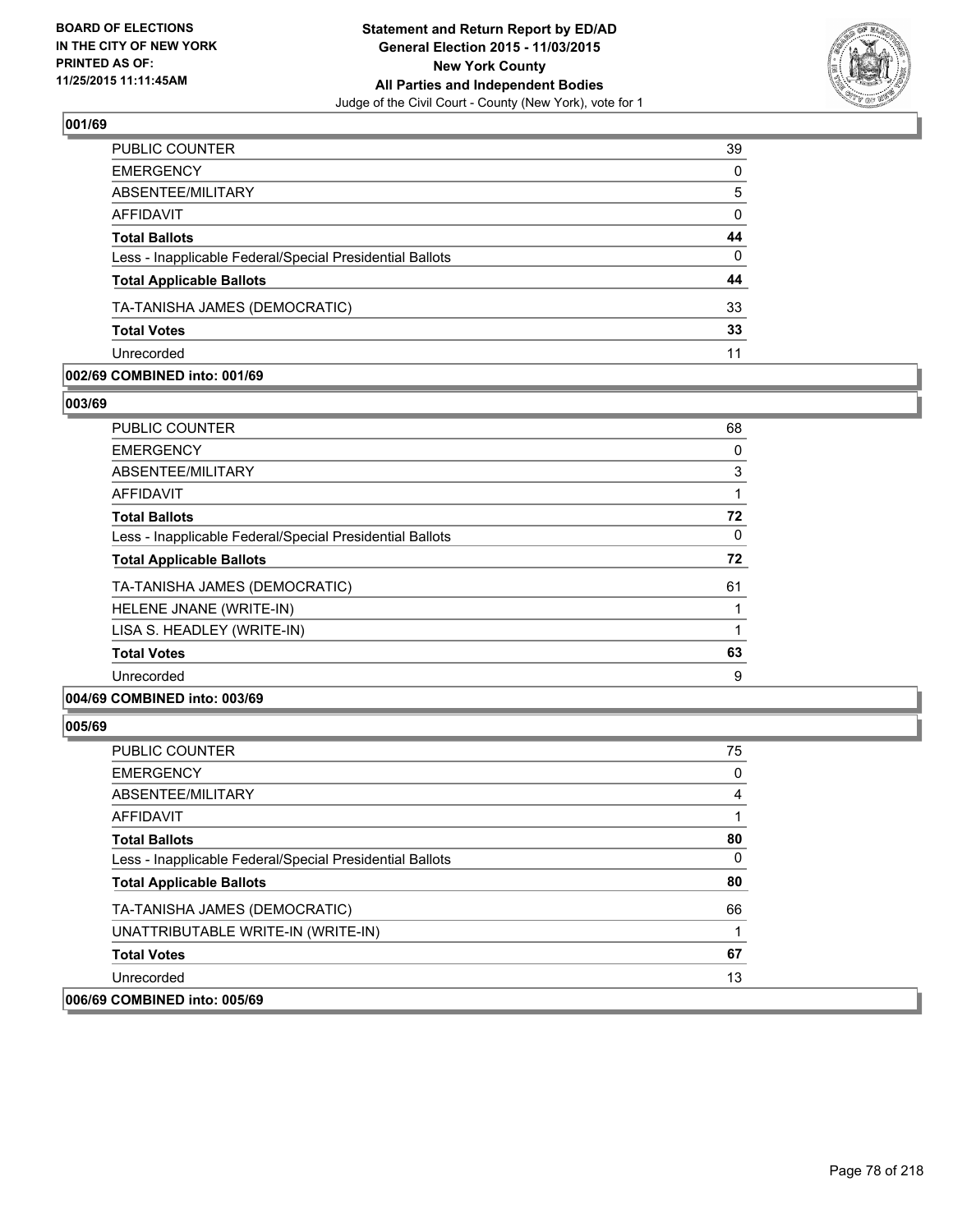**BOARD OF ELECTIONS IN THE CITY OF NEW YORK PRINTED AS OF: 11/25/2015 11:11:45AM**

**Statement and Return Report by ED/AD General Election 2015 - 11/03/2015 New York County All Parties and Independent Bodies**
Judge of the Civil Court - County (New York), vote for 1

## 001/69

| | |
|---|---|
| PUBLIC COUNTER | 39 |
| EMERGENCY | 0 |
| ABSENTEE/MILITARY | 5 |
| AFFIDAVIT | 0 |
| **Total Ballots** | **44** |
| Less - Inapplicable Federal/Special Presidential Ballots | 0 |
| **Total Applicable Ballots** | **44** |
| TA-TANISHA JAMES (DEMOCRATIC) | 33 |
| **Total Votes** | **33** |
| Unrecorded | 11 |

## 002/69 COMBINED into: 001/69

## 003/69

| | |
|---|---|
| PUBLIC COUNTER | 68 |
| EMERGENCY | 0 |
| ABSENTEE/MILITARY | 3 |
| AFFIDAVIT | 1 |
| **Total Ballots** | **72** |
| Less - Inapplicable Federal/Special Presidential Ballots | 0 |
| **Total Applicable Ballots** | **72** |
| TA-TANISHA JAMES (DEMOCRATIC) | 61 |
| HELENE JNANE (WRITE-IN) | 1 |
| LISA S. HEADLEY (WRITE-IN) | 1 |
| **Total Votes** | **63** |
| Unrecorded | 9 |

## 004/69 COMBINED into: 003/69

## 005/69

| | |
|---|---|
| PUBLIC COUNTER | 75 |
| EMERGENCY | 0 |
| ABSENTEE/MILITARY | 4 |
| AFFIDAVIT | 1 |
| **Total Ballots** | **80** |
| Less - Inapplicable Federal/Special Presidential Ballots | 0 |
| **Total Applicable Ballots** | **80** |
| TA-TANISHA JAMES (DEMOCRATIC) | 66 |
| UNATTRIBUTABLE WRITE-IN (WRITE-IN) | 1 |
| **Total Votes** | **67** |
| Unrecorded | 13 |

## 006/69 COMBINED into: 005/69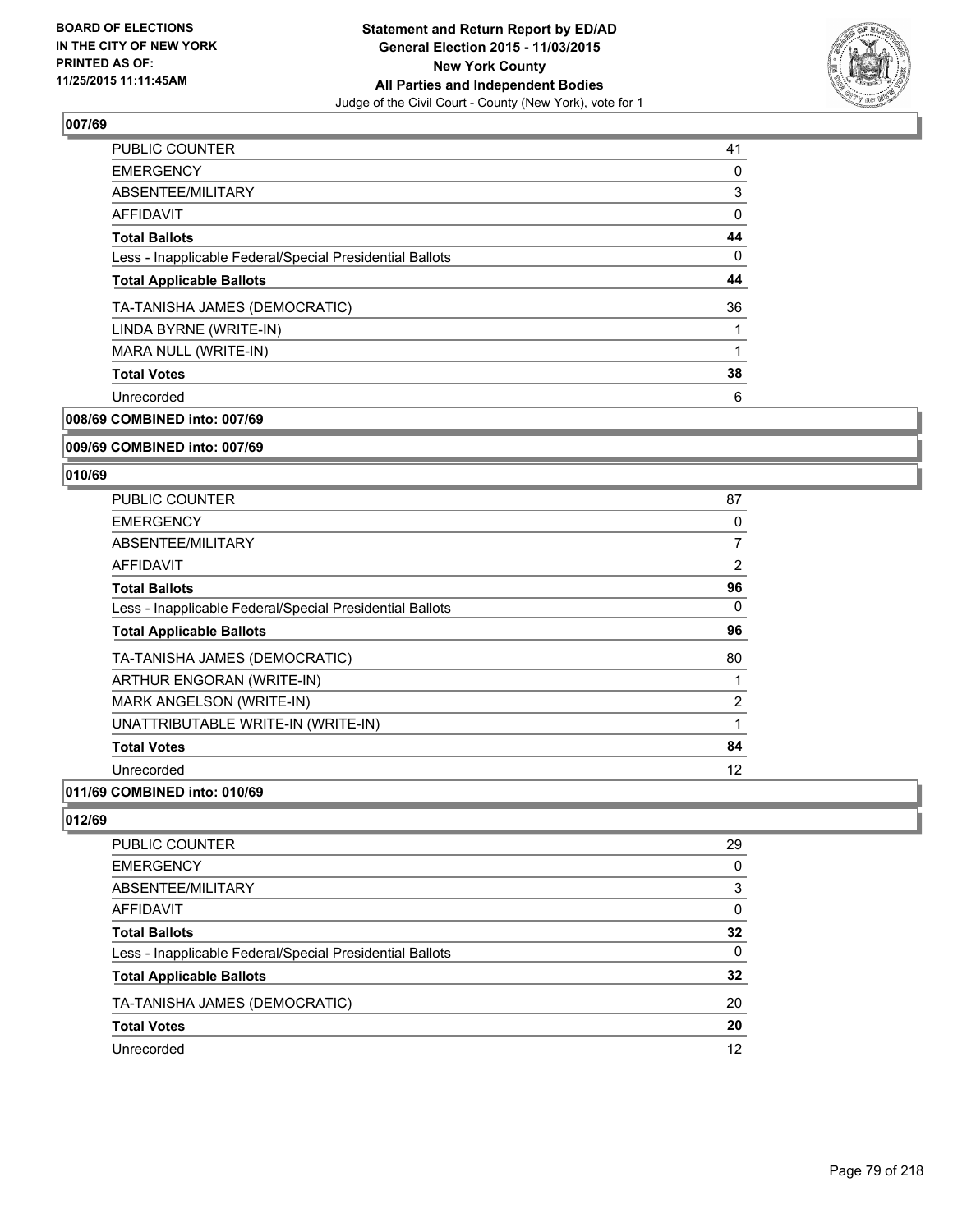**BOARD OF ELECTIONS IN THE CITY OF NEW YORK PRINTED AS OF: 11/25/2015 11:11:45AM**

**Statement and Return Report by ED/AD General Election 2015 - 11/03/2015 New York County All Parties and Independent Bodies**
Judge of the Civil Court - County (New York), vote for 1

## 007/69

| | |
|---|---|
| PUBLIC COUNTER | 41 |
| EMERGENCY | 0 |
| ABSENTEE/MILITARY | 3 |
| AFFIDAVIT | 0 |
| **Total Ballots** | **44** |
| Less - Inapplicable Federal/Special Presidential Ballots | 0 |
| **Total Applicable Ballots** | **44** |
| TA-TANISHA JAMES (DEMOCRATIC) | 36 |
| LINDA BYRNE (WRITE-IN) | 1 |
| MARA NULL (WRITE-IN) | 1 |
| **Total Votes** | **38** |
| Unrecorded | 6 |

## 008/69 COMBINED into: 007/69

## 009/69 COMBINED into: 007/69

## 010/69

| | |
|---|---|
| PUBLIC COUNTER | 87 |
| EMERGENCY | 0 |
| ABSENTEE/MILITARY | 7 |
| AFFIDAVIT | 2 |
| **Total Ballots** | **96** |
| Less - Inapplicable Federal/Special Presidential Ballots | 0 |
| **Total Applicable Ballots** | **96** |
| TA-TANISHA JAMES (DEMOCRATIC) | 80 |
| ARTHUR ENGORAN (WRITE-IN) | 1 |
| MARK ANGELSON (WRITE-IN) | 2 |
| UNATTRIBUTABLE WRITE-IN (WRITE-IN) | 1 |
| **Total Votes** | **84** |
| Unrecorded | 12 |

## 011/69 COMBINED into: 010/69

## 012/69

| | |
|---|---|
| PUBLIC COUNTER | 29 |
| EMERGENCY | 0 |
| ABSENTEE/MILITARY | 3 |
| AFFIDAVIT | 0 |
| **Total Ballots** | **32** |
| Less - Inapplicable Federal/Special Presidential Ballots | 0 |
| **Total Applicable Ballots** | **32** |
| TA-TANISHA JAMES (DEMOCRATIC) | 20 |
| **Total Votes** | **20** |
| Unrecorded | 12 |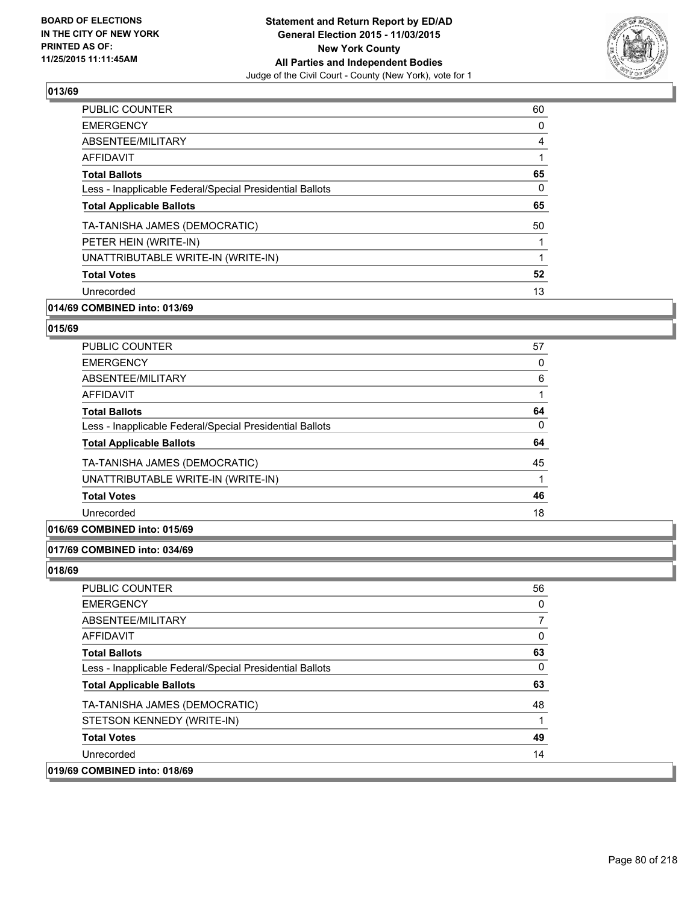**BOARD OF ELECTIONS IN THE CITY OF NEW YORK PRINTED AS OF: 11/25/2015 11:11:45AM**

**Statement and Return Report by ED/AD General Election 2015 - 11/03/2015 New York County All Parties and Independent Bodies**
Judge of the Civil Court - County (New York), vote for 1

## 013/69

| | |
|---|---|
| PUBLIC COUNTER | 60 |
| EMERGENCY | 0 |
| ABSENTEE/MILITARY | 4 |
| AFFIDAVIT | 1 |
| **Total Ballots** | **65** |
| Less - Inapplicable Federal/Special Presidential Ballots | 0 |
| **Total Applicable Ballots** | **65** |
| TA-TANISHA JAMES (DEMOCRATIC) | 50 |
| PETER HEIN (WRITE-IN) | 1 |
| UNATTRIBUTABLE WRITE-IN (WRITE-IN) | 1 |
| **Total Votes** | **52** |
| Unrecorded | 13 |

## 014/69 COMBINED into: 013/69

## 015/69

| | |
|---|---|
| PUBLIC COUNTER | 57 |
| EMERGENCY | 0 |
| ABSENTEE/MILITARY | 6 |
| AFFIDAVIT | 1 |
| **Total Ballots** | **64** |
| Less - Inapplicable Federal/Special Presidential Ballots | 0 |
| **Total Applicable Ballots** | **64** |
| TA-TANISHA JAMES (DEMOCRATIC) | 45 |
| UNATTRIBUTABLE WRITE-IN (WRITE-IN) | 1 |
| **Total Votes** | **46** |
| Unrecorded | 18 |

## 016/69 COMBINED into: 015/69

## 017/69 COMBINED into: 034/69

## 018/69

| | |
|---|---|
| PUBLIC COUNTER | 56 |
| EMERGENCY | 0 |
| ABSENTEE/MILITARY | 7 |
| AFFIDAVIT | 0 |
| **Total Ballots** | **63** |
| Less - Inapplicable Federal/Special Presidential Ballots | 0 |
| **Total Applicable Ballots** | **63** |
| TA-TANISHA JAMES (DEMOCRATIC) | 48 |
| STETSON KENNEDY (WRITE-IN) | 1 |
| **Total Votes** | **49** |
| Unrecorded | 14 |

## 019/69 COMBINED into: 018/69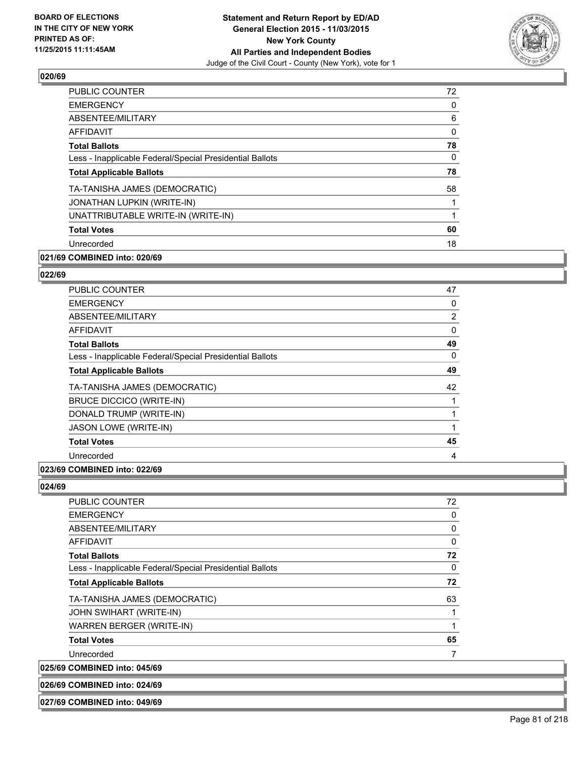### 020/69

| | |
|---|---|
| PUBLIC COUNTER | 72 |
| EMERGENCY | 0 |
| ABSENTEE/MILITARY | 6 |
| AFFIDAVIT | 0 |
| **Total Ballots** | **78** |
| Less - Inapplicable Federal/Special Presidential Ballots | 0 |
| **Total Applicable Ballots** | **78** |
| TA-TANISHA JAMES (DEMOCRATIC) | 58 |
| JONATHAN LUPKIN (WRITE-IN) | 1 |
| UNATTRIBUTABLE WRITE-IN (WRITE-IN) | 1 |
| **Total Votes** | **60** |
| Unrecorded | 18 |

**021/69 COMBINED into: 020/69**

### 022/69

| | |
|---|---|
| PUBLIC COUNTER | 47 |
| EMERGENCY | 0 |
| ABSENTEE/MILITARY | 2 |
| AFFIDAVIT | 0 |
| **Total Ballots** | **49** |
| Less - Inapplicable Federal/Special Presidential Ballots | 0 |
| **Total Applicable Ballots** | **49** |
| TA-TANISHA JAMES (DEMOCRATIC) | 42 |
| BRUCE DICCICO (WRITE-IN) | 1 |
| DONALD TRUMP (WRITE-IN) | 1 |
| JASON LOWE (WRITE-IN) | 1 |
| **Total Votes** | **45** |
| Unrecorded | 4 |

**023/69 COMBINED into: 022/69**

### 024/69

| | |
|---|---|
| PUBLIC COUNTER | 72 |
| EMERGENCY | 0 |
| ABSENTEE/MILITARY | 0 |
| AFFIDAVIT | 0 |
| **Total Ballots** | **72** |
| Less - Inapplicable Federal/Special Presidential Ballots | 0 |
| **Total Applicable Ballots** | **72** |
| TA-TANISHA JAMES (DEMOCRATIC) | 63 |
| JOHN SWIHART (WRITE-IN) | 1 |
| WARREN BERGER (WRITE-IN) | 1 |
| **Total Votes** | **65** |
| Unrecorded | 7 |

**025/69 COMBINED into: 045/69**

**026/69 COMBINED into: 024/69**

**027/69 COMBINED into: 049/69**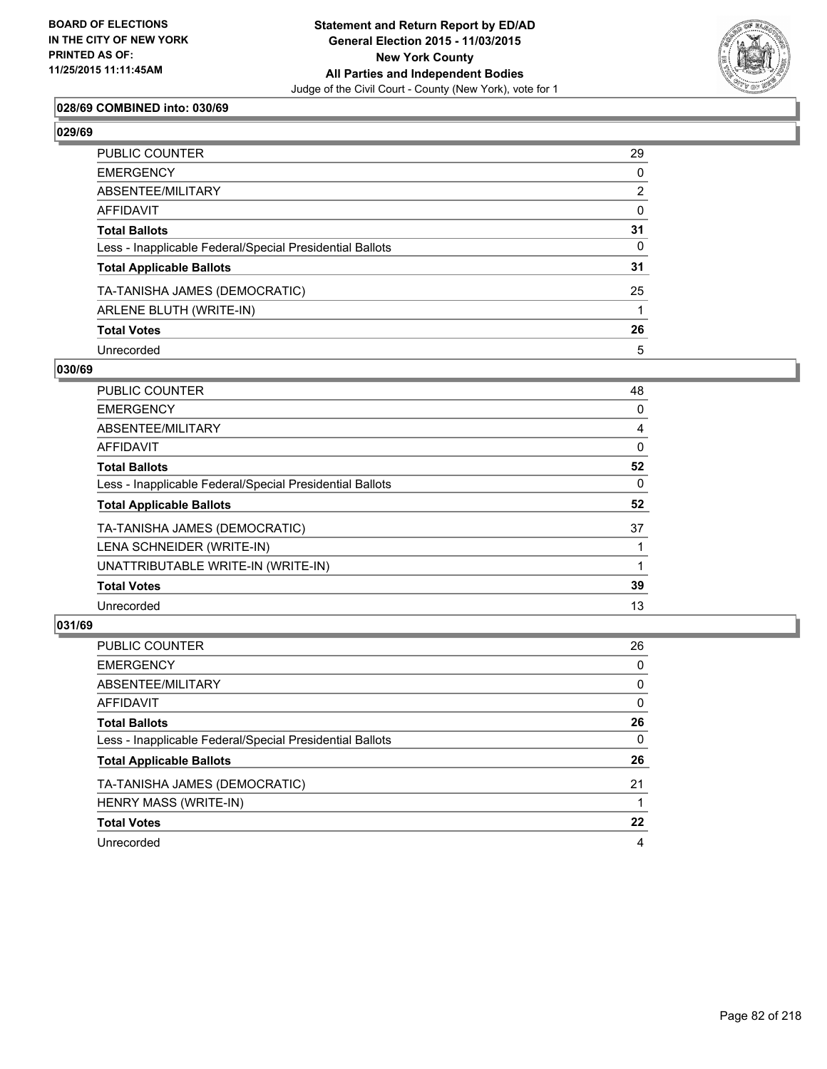**028/69 COMBINED into: 030/69**

**029/69**

| | |
|---|---|
| PUBLIC COUNTER | 29 |
| EMERGENCY | 0 |
| ABSENTEE/MILITARY | 2 |
| AFFIDAVIT | 0 |
| **Total Ballots** | **31** |
| Less - Inapplicable Federal/Special Presidential Ballots | 0 |
| **Total Applicable Ballots** | **31** |
| TA-TANISHA JAMES (DEMOCRATIC) | 25 |
| ARLENE BLUTH (WRITE-IN) | 1 |
| **Total Votes** | **26** |
| Unrecorded | 5 |

**030/69**

| | |
|---|---|
| PUBLIC COUNTER | 48 |
| EMERGENCY | 0 |
| ABSENTEE/MILITARY | 4 |
| AFFIDAVIT | 0 |
| **Total Ballots** | **52** |
| Less - Inapplicable Federal/Special Presidential Ballots | 0 |
| **Total Applicable Ballots** | **52** |
| TA-TANISHA JAMES (DEMOCRATIC) | 37 |
| LENA SCHNEIDER (WRITE-IN) | 1 |
| UNATTRIBUTABLE WRITE-IN (WRITE-IN) | 1 |
| **Total Votes** | **39** |
| Unrecorded | 13 |

**031/69**

| | |
|---|---|
| PUBLIC COUNTER | 26 |
| EMERGENCY | 0 |
| ABSENTEE/MILITARY | 0 |
| AFFIDAVIT | 0 |
| **Total Ballots** | **26** |
| Less - Inapplicable Federal/Special Presidential Ballots | 0 |
| **Total Applicable Ballots** | **26** |
| TA-TANISHA JAMES (DEMOCRATIC) | 21 |
| HENRY MASS (WRITE-IN) | 1 |
| **Total Votes** | **22** |
| Unrecorded | 4 |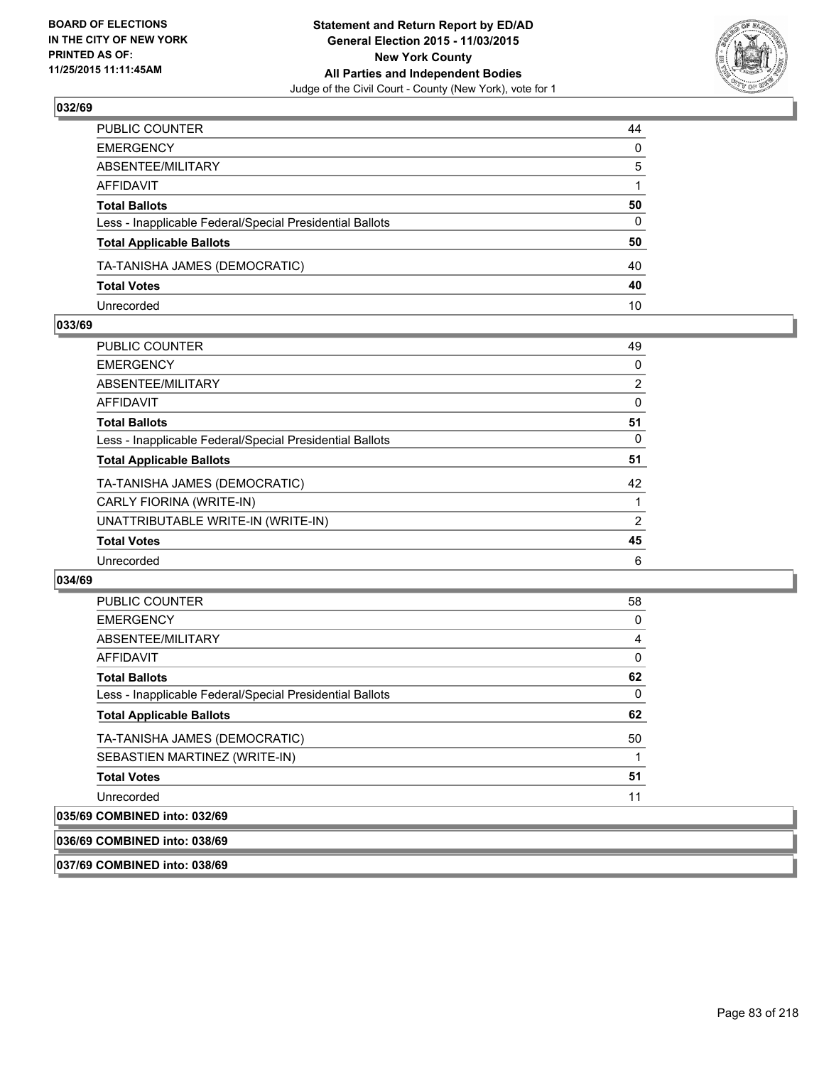### 032/69

| | |
|---|---|
| PUBLIC COUNTER | 44 |
| EMERGENCY | 0 |
| ABSENTEE/MILITARY | 5 |
| AFFIDAVIT | 1 |
| **Total Ballots** | **50** |
| Less - Inapplicable Federal/Special Presidential Ballots | 0 |
| **Total Applicable Ballots** | **50** |
| TA-TANISHA JAMES (DEMOCRATIC) | 40 |
| **Total Votes** | **40** |
| Unrecorded | 10 |

### 033/69

| | |
|---|---|
| PUBLIC COUNTER | 49 |
| EMERGENCY | 0 |
| ABSENTEE/MILITARY | 2 |
| AFFIDAVIT | 0 |
| **Total Ballots** | **51** |
| Less - Inapplicable Federal/Special Presidential Ballots | 0 |
| **Total Applicable Ballots** | **51** |
| TA-TANISHA JAMES (DEMOCRATIC) | 42 |
| CARLY FIORINA (WRITE-IN) | 1 |
| UNATTRIBUTABLE WRITE-IN (WRITE-IN) | 2 |
| **Total Votes** | **45** |
| Unrecorded | 6 |

### 034/69

| | |
|---|---|
| PUBLIC COUNTER | 58 |
| EMERGENCY | 0 |
| ABSENTEE/MILITARY | 4 |
| AFFIDAVIT | 0 |
| **Total Ballots** | **62** |
| Less - Inapplicable Federal/Special Presidential Ballots | 0 |
| **Total Applicable Ballots** | **62** |
| TA-TANISHA JAMES (DEMOCRATIC) | 50 |
| SEBASTIEN MARTINEZ (WRITE-IN) | 1 |
| **Total Votes** | **51** |
| Unrecorded | 11 |

### 035/69 COMBINED into: 032/69

### 036/69 COMBINED into: 038/69

### 037/69 COMBINED into: 038/69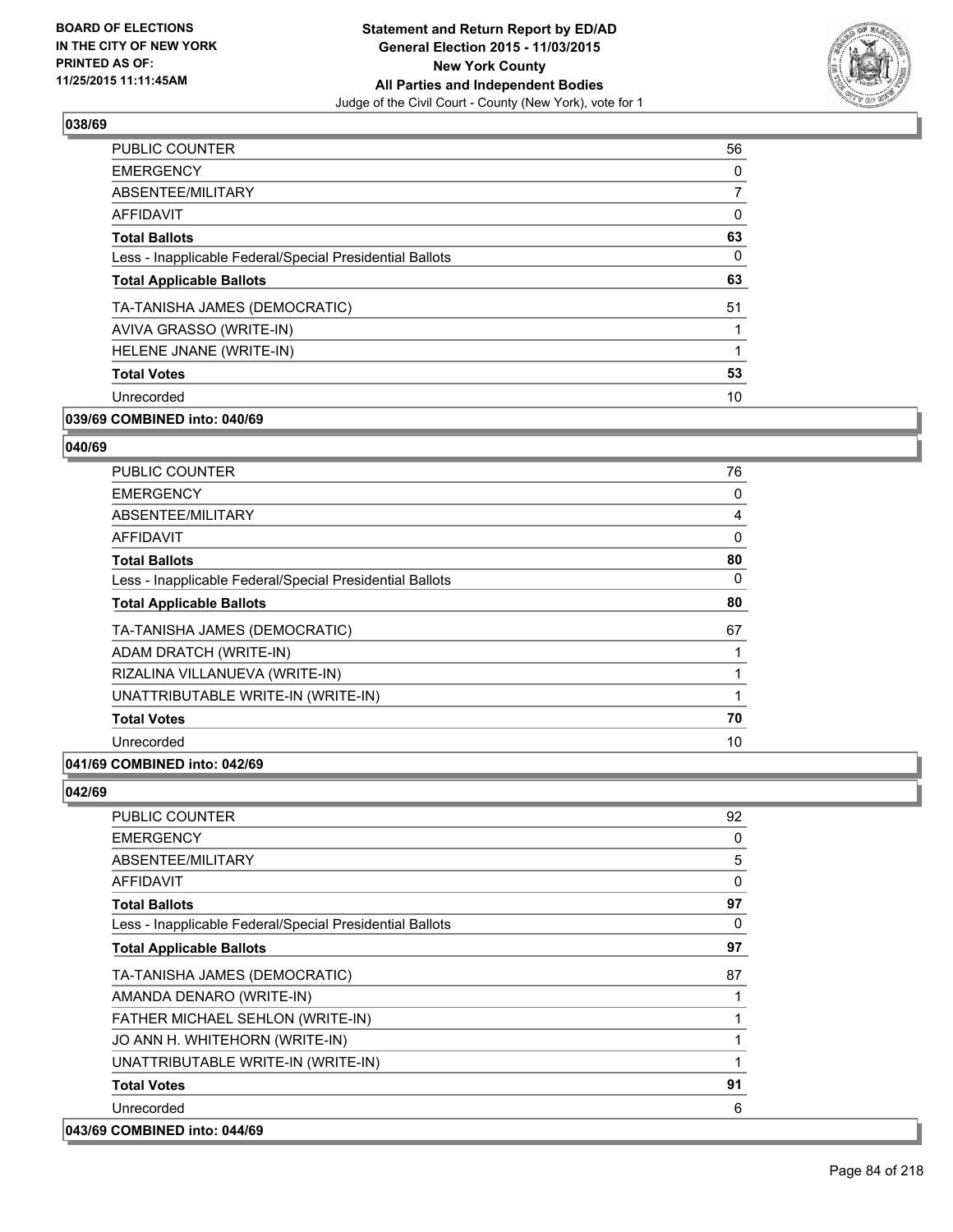**BOARD OF ELECTIONS IN THE CITY OF NEW YORK PRINTED AS OF: 11/25/2015 11:11:45AM**

**Statement and Return Report by ED/AD**
**General Election 2015 - 11/03/2015**
**New York County**
**All Parties and Independent Bodies**
Judge of the Civil Court - County (New York), vote for 1

### 038/69

| | |
|---|---|
| PUBLIC COUNTER | 56 |
| EMERGENCY | 0 |
| ABSENTEE/MILITARY | 7 |
| AFFIDAVIT | 0 |
| **Total Ballots** | **63** |
| Less - Inapplicable Federal/Special Presidential Ballots | 0 |
| **Total Applicable Ballots** | **63** |
| TA-TANISHA JAMES (DEMOCRATIC) | 51 |
| AVIVA GRASSO (WRITE-IN) | 1 |
| HELENE JNANE (WRITE-IN) | 1 |
| **Total Votes** | **53** |
| Unrecorded | 10 |

**039/69 COMBINED into: 040/69**

### 040/69

| | |
|---|---|
| PUBLIC COUNTER | 76 |
| EMERGENCY | 0 |
| ABSENTEE/MILITARY | 4 |
| AFFIDAVIT | 0 |
| **Total Ballots** | **80** |
| Less - Inapplicable Federal/Special Presidential Ballots | 0 |
| **Total Applicable Ballots** | **80** |
| TA-TANISHA JAMES (DEMOCRATIC) | 67 |
| ADAM DRATCH (WRITE-IN) | 1 |
| RIZALINA VILLANUEVA (WRITE-IN) | 1 |
| UNATTRIBUTABLE WRITE-IN (WRITE-IN) | 1 |
| **Total Votes** | **70** |
| Unrecorded | 10 |

**041/69 COMBINED into: 042/69**

### 042/69

| | |
|---|---|
| PUBLIC COUNTER | 92 |
| EMERGENCY | 0 |
| ABSENTEE/MILITARY | 5 |
| AFFIDAVIT | 0 |
| **Total Ballots** | **97** |
| Less - Inapplicable Federal/Special Presidential Ballots | 0 |
| **Total Applicable Ballots** | **97** |
| TA-TANISHA JAMES (DEMOCRATIC) | 87 |
| AMANDA DENARO (WRITE-IN) | 1 |
| FATHER MICHAEL SEHLON (WRITE-IN) | 1 |
| JO ANN H. WHITEHORN (WRITE-IN) | 1 |
| UNATTRIBUTABLE WRITE-IN (WRITE-IN) | 1 |
| **Total Votes** | **91** |
| Unrecorded | 6 |

**043/69 COMBINED into: 044/69**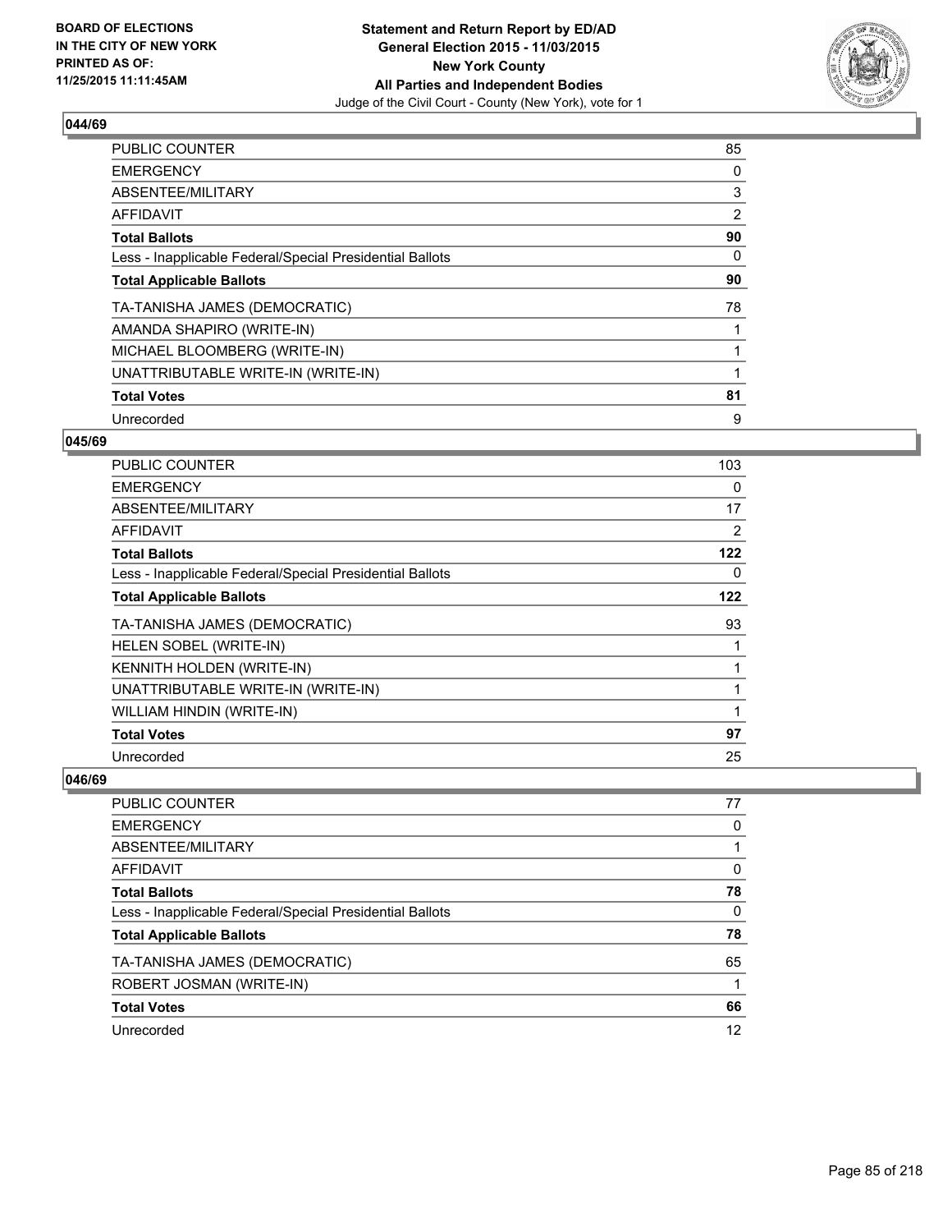**BOARD OF ELECTIONS IN THE CITY OF NEW YORK PRINTED AS OF: 11/25/2015 11:11:45AM**

**Statement and Return Report by ED/AD**
**General Election 2015 - 11/03/2015**
**New York County**
**All Parties and Independent Bodies**
Judge of the Civil Court - County (New York), vote for 1

### 044/69

| | |
|---|---|
| PUBLIC COUNTER | 85 |
| EMERGENCY | 0 |
| ABSENTEE/MILITARY | 3 |
| AFFIDAVIT | 2 |
| **Total Ballots** | **90** |
| Less - Inapplicable Federal/Special Presidential Ballots | 0 |
| **Total Applicable Ballots** | **90** |
| TA-TANISHA JAMES (DEMOCRATIC) | 78 |
| AMANDA SHAPIRO (WRITE-IN) | 1 |
| MICHAEL BLOOMBERG (WRITE-IN) | 1 |
| UNATTRIBUTABLE WRITE-IN (WRITE-IN) | 1 |
| **Total Votes** | **81** |
| Unrecorded | 9 |

### 045/69

| | |
|---|---|
| PUBLIC COUNTER | 103 |
| EMERGENCY | 0 |
| ABSENTEE/MILITARY | 17 |
| AFFIDAVIT | 2 |
| **Total Ballots** | **122** |
| Less - Inapplicable Federal/Special Presidential Ballots | 0 |
| **Total Applicable Ballots** | **122** |
| TA-TANISHA JAMES (DEMOCRATIC) | 93 |
| HELEN SOBEL (WRITE-IN) | 1 |
| KENNITH HOLDEN (WRITE-IN) | 1 |
| UNATTRIBUTABLE WRITE-IN (WRITE-IN) | 1 |
| WILLIAM HINDIN (WRITE-IN) | 1 |
| **Total Votes** | **97** |
| Unrecorded | 25 |

### 046/69

| | |
|---|---|
| PUBLIC COUNTER | 77 |
| EMERGENCY | 0 |
| ABSENTEE/MILITARY | 1 |
| AFFIDAVIT | 0 |
| **Total Ballots** | **78** |
| Less - Inapplicable Federal/Special Presidential Ballots | 0 |
| **Total Applicable Ballots** | **78** |
| TA-TANISHA JAMES (DEMOCRATIC) | 65 |
| ROBERT JOSMAN (WRITE-IN) | 1 |
| **Total Votes** | **66** |
| Unrecorded | 12 |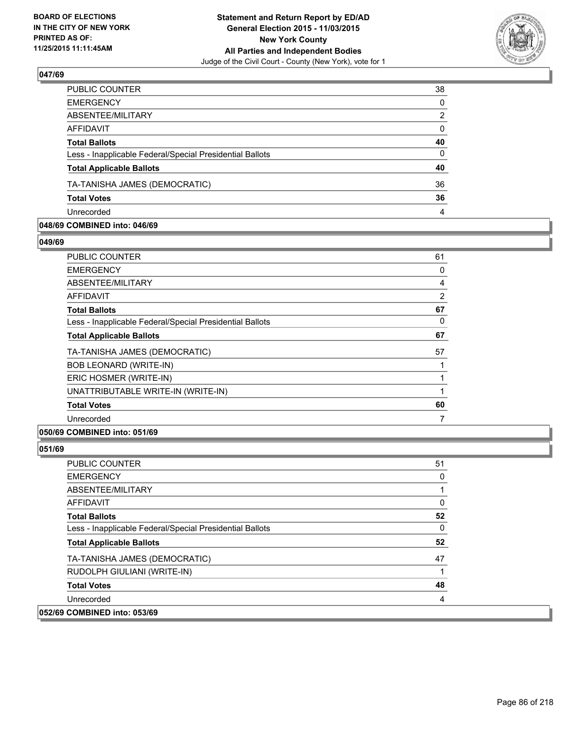## 047/69

| | |
|---|---|
| PUBLIC COUNTER | 38 |
| EMERGENCY | 0 |
| ABSENTEE/MILITARY | 2 |
| AFFIDAVIT | 0 |
| **Total Ballots** | **40** |
| Less - Inapplicable Federal/Special Presidential Ballots | 0 |
| **Total Applicable Ballots** | **40** |
| TA-TANISHA JAMES (DEMOCRATIC) | 36 |
| **Total Votes** | **36** |
| Unrecorded | 4 |

## 048/69 COMBINED into: 046/69

## 049/69

| | |
|---|---|
| PUBLIC COUNTER | 61 |
| EMERGENCY | 0 |
| ABSENTEE/MILITARY | 4 |
| AFFIDAVIT | 2 |
| **Total Ballots** | **67** |
| Less - Inapplicable Federal/Special Presidential Ballots | 0 |
| **Total Applicable Ballots** | **67** |
| TA-TANISHA JAMES (DEMOCRATIC) | 57 |
| BOB LEONARD (WRITE-IN) | 1 |
| ERIC HOSMER (WRITE-IN) | 1 |
| UNATTRIBUTABLE WRITE-IN (WRITE-IN) | 1 |
| **Total Votes** | **60** |
| Unrecorded | 7 |

## 050/69 COMBINED into: 051/69

## 051/69

| | |
|---|---|
| PUBLIC COUNTER | 51 |
| EMERGENCY | 0 |
| ABSENTEE/MILITARY | 1 |
| AFFIDAVIT | 0 |
| **Total Ballots** | **52** |
| Less - Inapplicable Federal/Special Presidential Ballots | 0 |
| **Total Applicable Ballots** | **52** |
| TA-TANISHA JAMES (DEMOCRATIC) | 47 |
| RUDOLPH GIULIANI (WRITE-IN) | 1 |
| **Total Votes** | **48** |
| Unrecorded | 4 |

## 052/69 COMBINED into: 053/69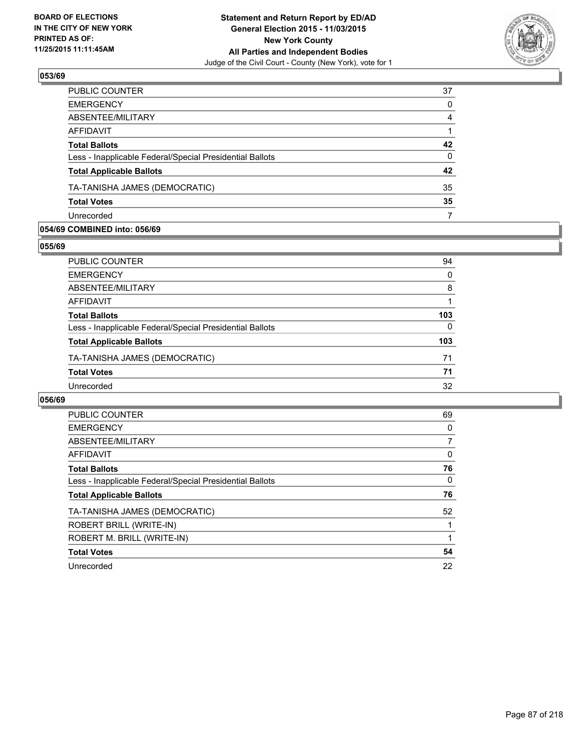BOARD OF ELECTIONS
IN THE CITY OF NEW YORK
PRINTED AS OF:
11/25/2015 11:11:45AM

**Statement and Return Report by ED/AD**
**General Election 2015 - 11/03/2015**
**New York County**
**All Parties and Independent Bodies**
Judge of the Civil Court - County (New York), vote for 1

### 053/69

| | |
|---|---|
| PUBLIC COUNTER | 37 |
| EMERGENCY | 0 |
| ABSENTEE/MILITARY | 4 |
| AFFIDAVIT | 1 |
| **Total Ballots** | **42** |
| Less - Inapplicable Federal/Special Presidential Ballots | 0 |
| **Total Applicable Ballots** | **42** |
| TA-TANISHA JAMES (DEMOCRATIC) | 35 |
| **Total Votes** | **35** |
| Unrecorded | 7 |

### 054/69 COMBINED into: 056/69

### 055/69

| | |
|---|---|
| PUBLIC COUNTER | 94 |
| EMERGENCY | 0 |
| ABSENTEE/MILITARY | 8 |
| AFFIDAVIT | 1 |
| **Total Ballots** | **103** |
| Less - Inapplicable Federal/Special Presidential Ballots | 0 |
| **Total Applicable Ballots** | **103** |
| TA-TANISHA JAMES (DEMOCRATIC) | 71 |
| **Total Votes** | **71** |
| Unrecorded | 32 |

### 056/69

| | |
|---|---|
| PUBLIC COUNTER | 69 |
| EMERGENCY | 0 |
| ABSENTEE/MILITARY | 7 |
| AFFIDAVIT | 0 |
| **Total Ballots** | **76** |
| Less - Inapplicable Federal/Special Presidential Ballots | 0 |
| **Total Applicable Ballots** | **76** |
| TA-TANISHA JAMES (DEMOCRATIC) | 52 |
| ROBERT BRILL (WRITE-IN) | 1 |
| ROBERT M. BRILL (WRITE-IN) | 1 |
| **Total Votes** | **54** |
| Unrecorded | 22 |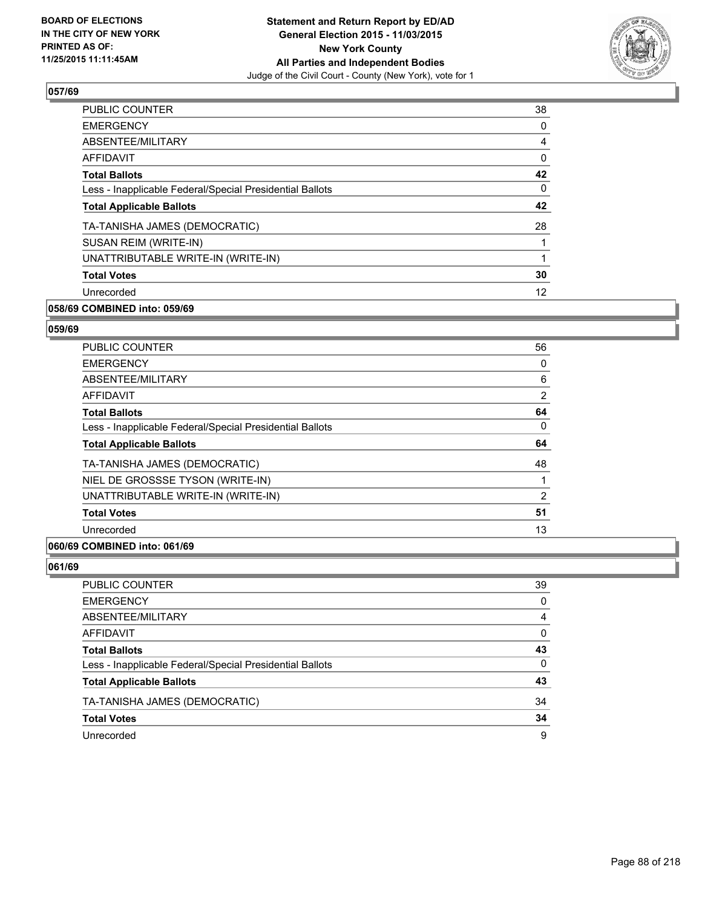**BOARD OF ELECTIONS IN THE CITY OF NEW YORK PRINTED AS OF: 11/25/2015 11:11:45AM**

**Statement and Return Report by ED/AD General Election 2015 - 11/03/2015 New York County All Parties and Independent Bodies**
Judge of the Civil Court - County (New York), vote for 1

### 057/69

| | |
|---|---|
| PUBLIC COUNTER | 38 |
| EMERGENCY | 0 |
| ABSENTEE/MILITARY | 4 |
| AFFIDAVIT | 0 |
| **Total Ballots** | **42** |
| Less - Inapplicable Federal/Special Presidential Ballots | 0 |
| **Total Applicable Ballots** | **42** |
| TA-TANISHA JAMES (DEMOCRATIC) | 28 |
| SUSAN REIM (WRITE-IN) | 1 |
| UNATTRIBUTABLE WRITE-IN (WRITE-IN) | 1 |
| **Total Votes** | **30** |
| Unrecorded | 12 |

### 058/69 COMBINED into: 059/69

### 059/69

| | |
|---|---|
| PUBLIC COUNTER | 56 |
| EMERGENCY | 0 |
| ABSENTEE/MILITARY | 6 |
| AFFIDAVIT | 2 |
| **Total Ballots** | **64** |
| Less - Inapplicable Federal/Special Presidential Ballots | 0 |
| **Total Applicable Ballots** | **64** |
| TA-TANISHA JAMES (DEMOCRATIC) | 48 |
| NIEL DE GROSSSE TYSON (WRITE-IN) | 1 |
| UNATTRIBUTABLE WRITE-IN (WRITE-IN) | 2 |
| **Total Votes** | **51** |
| Unrecorded | 13 |

### 060/69 COMBINED into: 061/69

### 061/69

| | |
|---|---|
| PUBLIC COUNTER | 39 |
| EMERGENCY | 0 |
| ABSENTEE/MILITARY | 4 |
| AFFIDAVIT | 0 |
| **Total Ballots** | **43** |
| Less - Inapplicable Federal/Special Presidential Ballots | 0 |
| **Total Applicable Ballots** | **43** |
| TA-TANISHA JAMES (DEMOCRATIC) | 34 |
| **Total Votes** | **34** |
| Unrecorded | 9 |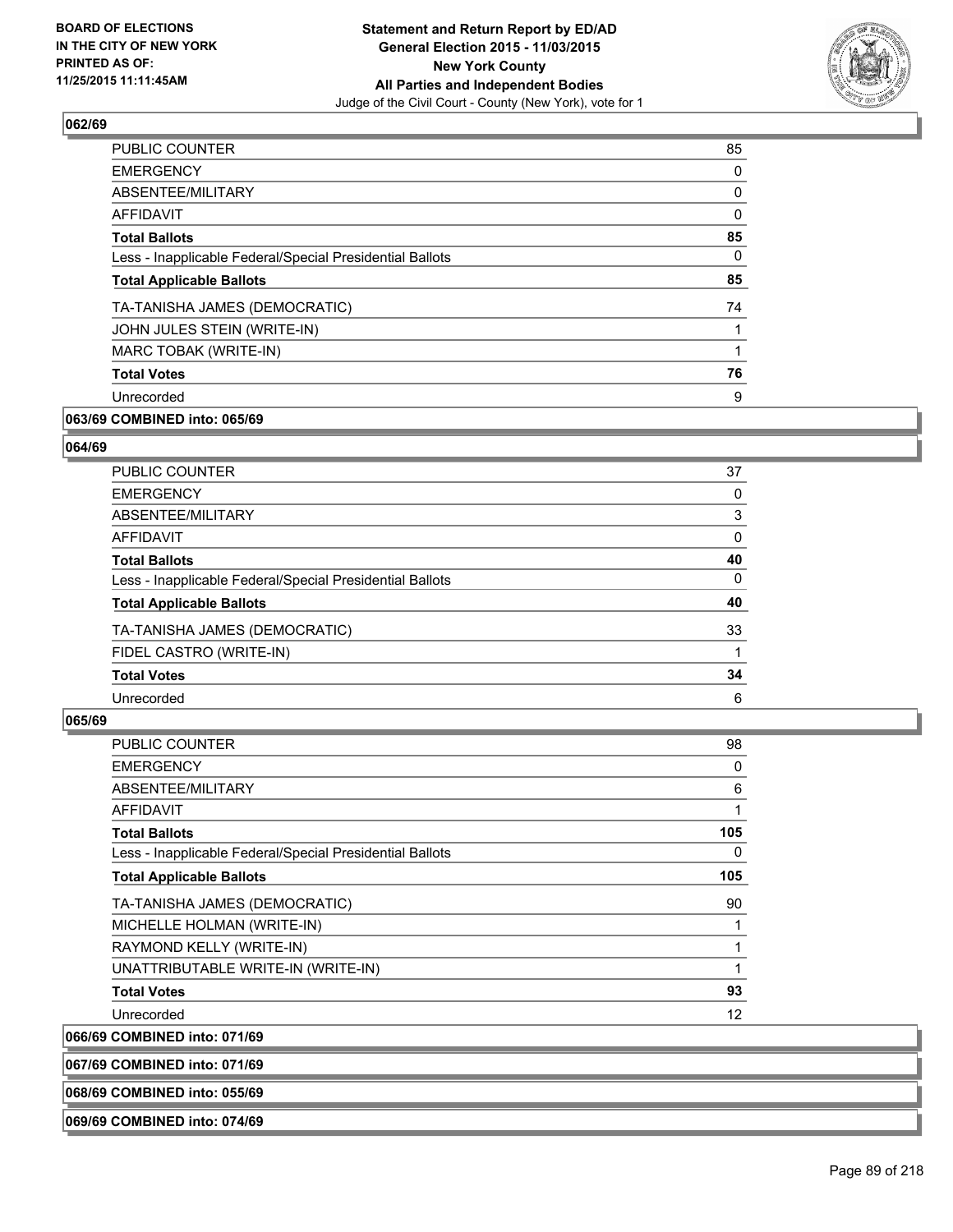### 062/69

| | |
|---|---|
| PUBLIC COUNTER | 85 |
| EMERGENCY | 0 |
| ABSENTEE/MILITARY | 0 |
| AFFIDAVIT | 0 |
| **Total Ballots** | **85** |
| Less - Inapplicable Federal/Special Presidential Ballots | 0 |
| **Total Applicable Ballots** | **85** |
| TA-TANISHA JAMES (DEMOCRATIC) | 74 |
| JOHN JULES STEIN (WRITE-IN) | 1 |
| MARC TOBAK (WRITE-IN) | 1 |
| **Total Votes** | **76** |
| Unrecorded | 9 |

### 063/69 COMBINED into: 065/69

### 064/69

| | |
|---|---|
| PUBLIC COUNTER | 37 |
| EMERGENCY | 0 |
| ABSENTEE/MILITARY | 3 |
| AFFIDAVIT | 0 |
| **Total Ballots** | **40** |
| Less - Inapplicable Federal/Special Presidential Ballots | 0 |
| **Total Applicable Ballots** | **40** |
| TA-TANISHA JAMES (DEMOCRATIC) | 33 |
| FIDEL CASTRO (WRITE-IN) | 1 |
| **Total Votes** | **34** |
| Unrecorded | 6 |

### 065/69

| | |
|---|---|
| PUBLIC COUNTER | 98 |
| EMERGENCY | 0 |
| ABSENTEE/MILITARY | 6 |
| AFFIDAVIT | 1 |
| **Total Ballots** | **105** |
| Less - Inapplicable Federal/Special Presidential Ballots | 0 |
| **Total Applicable Ballots** | **105** |
| TA-TANISHA JAMES (DEMOCRATIC) | 90 |
| MICHELLE HOLMAN (WRITE-IN) | 1 |
| RAYMOND KELLY (WRITE-IN) | 1 |
| UNATTRIBUTABLE WRITE-IN (WRITE-IN) | 1 |
| **Total Votes** | **93** |
| Unrecorded | 12 |

### 066/69 COMBINED into: 071/69

### 067/69 COMBINED into: 071/69

### 068/69 COMBINED into: 055/69

### 069/69 COMBINED into: 074/69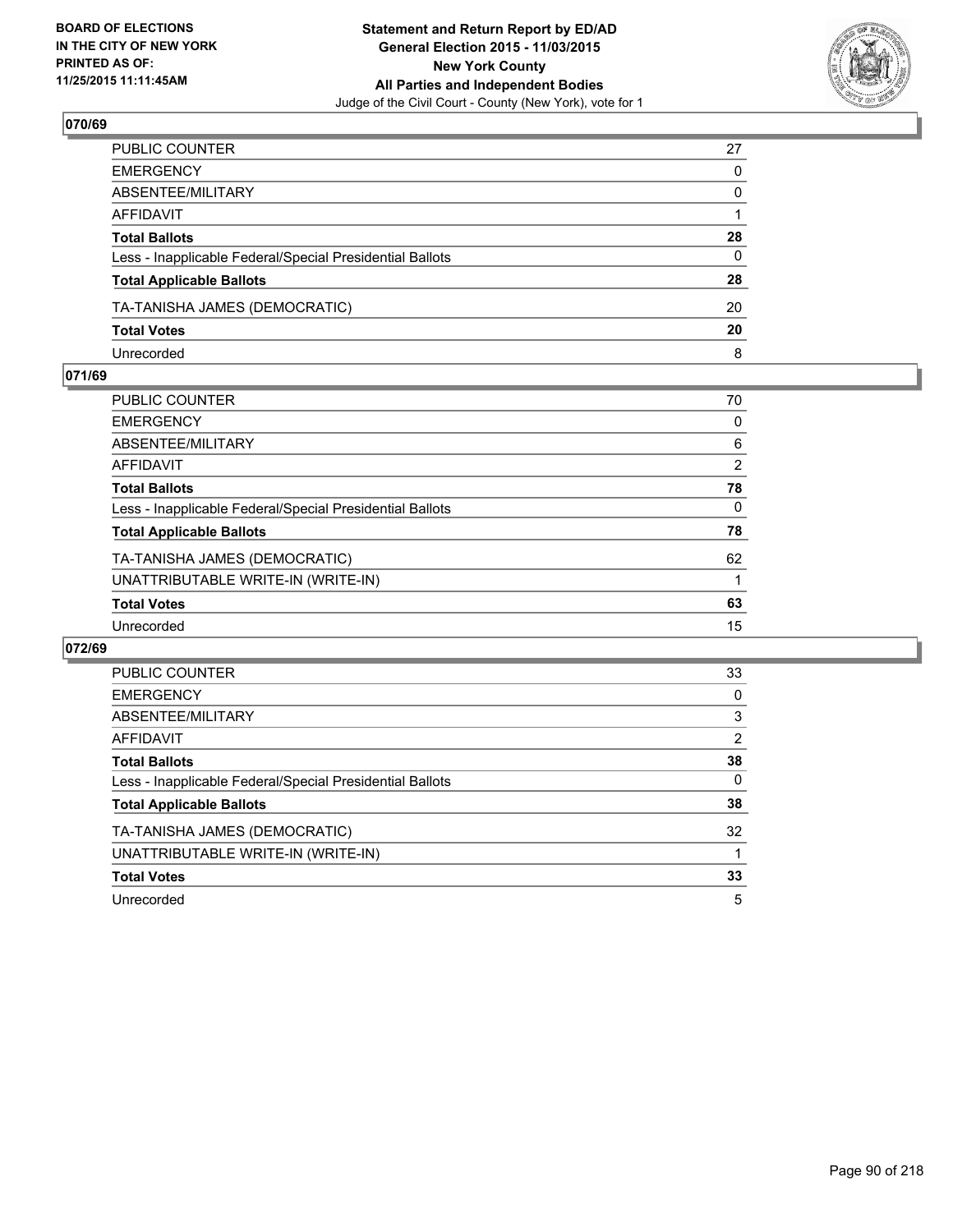BOARD OF ELECTIONS
IN THE CITY OF NEW YORK
PRINTED AS OF:
11/25/2015 11:11:45AM

**Statement and Return Report by ED/AD**
**General Election 2015 - 11/03/2015**
**New York County**
**All Parties and Independent Bodies**
Judge of the Civil Court - County (New York), vote for 1

### 070/69

| | |
|---|---|
| PUBLIC COUNTER | 27 |
| EMERGENCY | 0 |
| ABSENTEE/MILITARY | 0 |
| AFFIDAVIT | 1 |
| **Total Ballots** | **28** |
| Less - Inapplicable Federal/Special Presidential Ballots | 0 |
| **Total Applicable Ballots** | **28** |
| TA-TANISHA JAMES (DEMOCRATIC) | 20 |
| **Total Votes** | **20** |
| Unrecorded | 8 |

### 071/69

| | |
|---|---|
| PUBLIC COUNTER | 70 |
| EMERGENCY | 0 |
| ABSENTEE/MILITARY | 6 |
| AFFIDAVIT | 2 |
| **Total Ballots** | **78** |
| Less - Inapplicable Federal/Special Presidential Ballots | 0 |
| **Total Applicable Ballots** | **78** |
| TA-TANISHA JAMES (DEMOCRATIC) | 62 |
| UNATTRIBUTABLE WRITE-IN (WRITE-IN) | 1 |
| **Total Votes** | **63** |
| Unrecorded | 15 |

### 072/69

| | |
|---|---|
| PUBLIC COUNTER | 33 |
| EMERGENCY | 0 |
| ABSENTEE/MILITARY | 3 |
| AFFIDAVIT | 2 |
| **Total Ballots** | **38** |
| Less - Inapplicable Federal/Special Presidential Ballots | 0 |
| **Total Applicable Ballots** | **38** |
| TA-TANISHA JAMES (DEMOCRATIC) | 32 |
| UNATTRIBUTABLE WRITE-IN (WRITE-IN) | 1 |
| **Total Votes** | **33** |
| Unrecorded | 5 |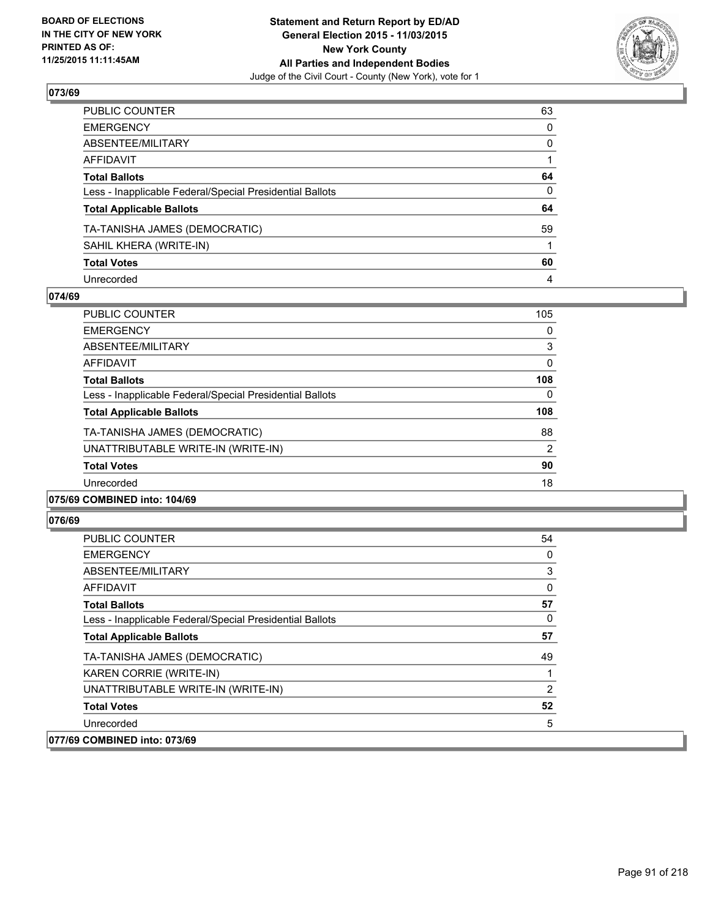**BOARD OF ELECTIONS IN THE CITY OF NEW YORK PRINTED AS OF: 11/25/2015 11:11:45AM**

**Statement and Return Report by ED/AD**
**General Election 2015 - 11/03/2015**
**New York County**
**All Parties and Independent Bodies**
Judge of the Civil Court - County (New York), vote for 1

## 073/69

| | |
|---|---|
| PUBLIC COUNTER | 63 |
| EMERGENCY | 0 |
| ABSENTEE/MILITARY | 0 |
| AFFIDAVIT | 1 |
| **Total Ballots** | **64** |
| Less - Inapplicable Federal/Special Presidential Ballots | 0 |
| **Total Applicable Ballots** | **64** |
| TA-TANISHA JAMES (DEMOCRATIC) | 59 |
| SAHIL KHERA (WRITE-IN) | 1 |
| **Total Votes** | **60** |
| Unrecorded | 4 |

## 074/69

| | |
|---|---|
| PUBLIC COUNTER | 105 |
| EMERGENCY | 0 |
| ABSENTEE/MILITARY | 3 |
| AFFIDAVIT | 0 |
| **Total Ballots** | **108** |
| Less - Inapplicable Federal/Special Presidential Ballots | 0 |
| **Total Applicable Ballots** | **108** |
| TA-TANISHA JAMES (DEMOCRATIC) | 88 |
| UNATTRIBUTABLE WRITE-IN (WRITE-IN) | 2 |
| **Total Votes** | **90** |
| Unrecorded | 18 |

## 075/69 COMBINED into: 104/69

## 076/69

| | |
|---|---|
| PUBLIC COUNTER | 54 |
| EMERGENCY | 0 |
| ABSENTEE/MILITARY | 3 |
| AFFIDAVIT | 0 |
| **Total Ballots** | **57** |
| Less - Inapplicable Federal/Special Presidential Ballots | 0 |
| **Total Applicable Ballots** | **57** |
| TA-TANISHA JAMES (DEMOCRATIC) | 49 |
| KAREN CORRIE (WRITE-IN) | 1 |
| UNATTRIBUTABLE WRITE-IN (WRITE-IN) | 2 |
| **Total Votes** | **52** |
| Unrecorded | 5 |

## 077/69 COMBINED into: 073/69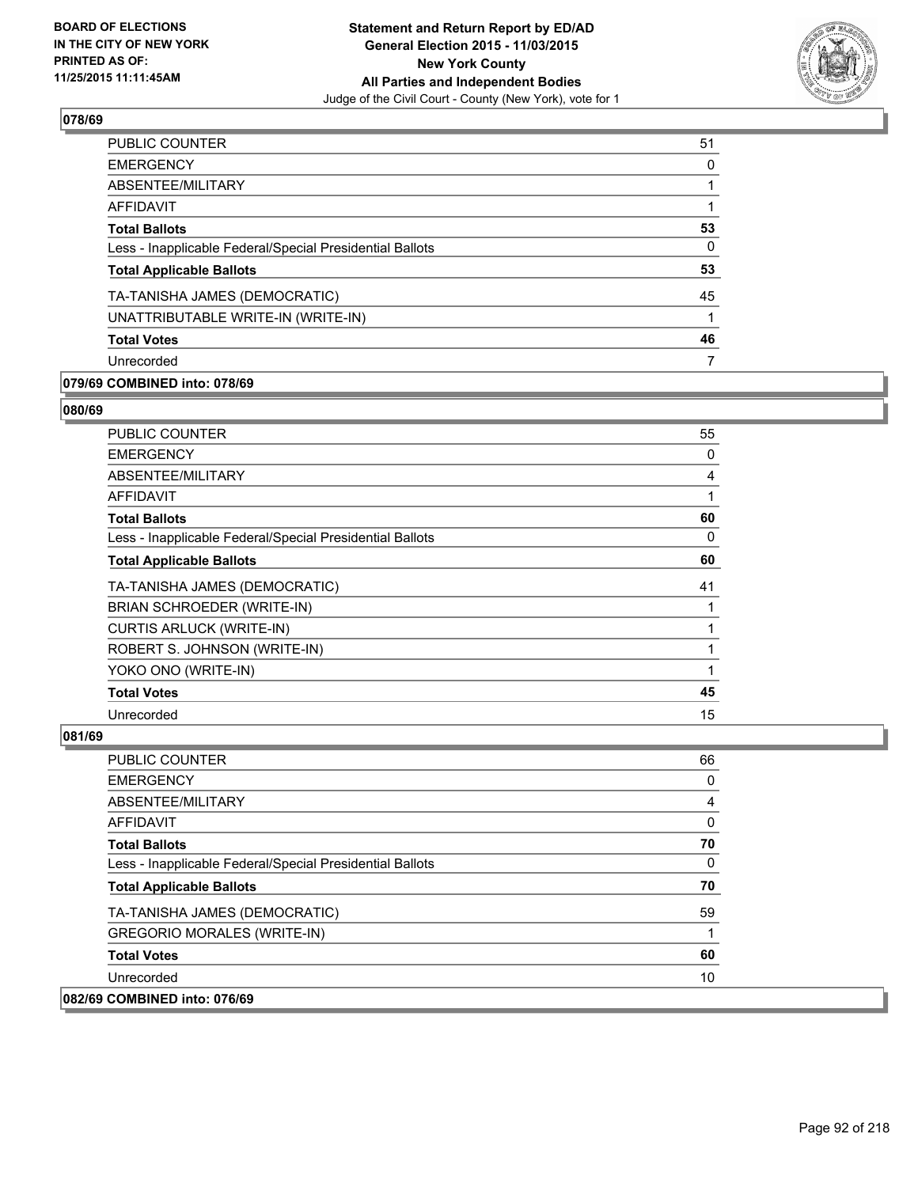BOARD OF ELECTIONS
IN THE CITY OF NEW YORK
PRINTED AS OF:
11/25/2015 11:11:45AM

**Statement and Return Report by ED/AD**
**General Election 2015 - 11/03/2015**
**New York County**
**All Parties and Independent Bodies**
Judge of the Civil Court - County (New York), vote for 1

## 078/69

| | |
|---|---|
| PUBLIC COUNTER | 51 |
| EMERGENCY | 0 |
| ABSENTEE/MILITARY | 1 |
| AFFIDAVIT | 1 |
| **Total Ballots** | **53** |
| Less - Inapplicable Federal/Special Presidential Ballots | 0 |
| **Total Applicable Ballots** | **53** |
| TA-TANISHA JAMES (DEMOCRATIC) | 45 |
| UNATTRIBUTABLE WRITE-IN (WRITE-IN) | 1 |
| **Total Votes** | **46** |
| Unrecorded | 7 |

## 079/69 COMBINED into: 078/69

## 080/69

| | |
|---|---|
| PUBLIC COUNTER | 55 |
| EMERGENCY | 0 |
| ABSENTEE/MILITARY | 4 |
| AFFIDAVIT | 1 |
| **Total Ballots** | **60** |
| Less - Inapplicable Federal/Special Presidential Ballots | 0 |
| **Total Applicable Ballots** | **60** |
| TA-TANISHA JAMES (DEMOCRATIC) | 41 |
| BRIAN SCHROEDER (WRITE-IN) | 1 |
| CURTIS ARLUCK (WRITE-IN) | 1 |
| ROBERT S. JOHNSON (WRITE-IN) | 1 |
| YOKO ONO (WRITE-IN) | 1 |
| **Total Votes** | **45** |
| Unrecorded | 15 |

## 081/69

| | |
|---|---|
| PUBLIC COUNTER | 66 |
| EMERGENCY | 0 |
| ABSENTEE/MILITARY | 4 |
| AFFIDAVIT | 0 |
| **Total Ballots** | **70** |
| Less - Inapplicable Federal/Special Presidential Ballots | 0 |
| **Total Applicable Ballots** | **70** |
| TA-TANISHA JAMES (DEMOCRATIC) | 59 |
| GREGORIO MORALES (WRITE-IN) | 1 |
| **Total Votes** | **60** |
| Unrecorded | 10 |

## 082/69 COMBINED into: 076/69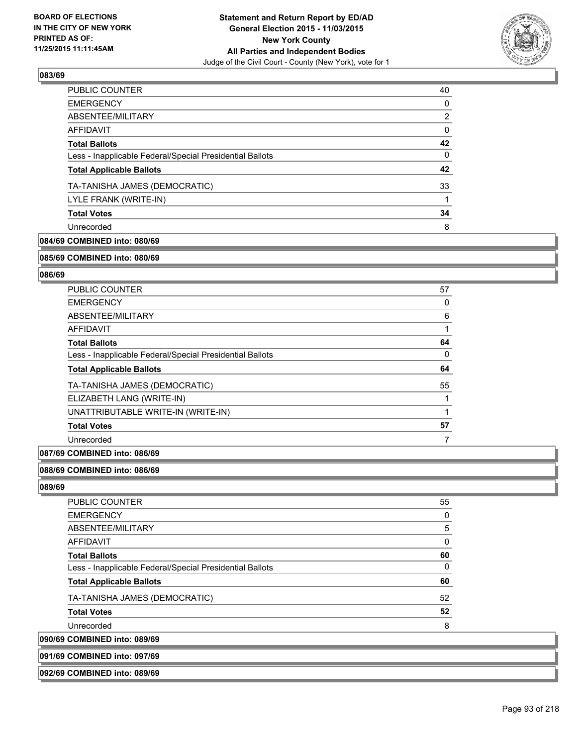### 083/69

| | |
|---|---|
| PUBLIC COUNTER | 40 |
| EMERGENCY | 0 |
| ABSENTEE/MILITARY | 2 |
| AFFIDAVIT | 0 |
| **Total Ballots** | **42** |
| Less - Inapplicable Federal/Special Presidential Ballots | 0 |
| **Total Applicable Ballots** | **42** |
| TA-TANISHA JAMES (DEMOCRATIC) | 33 |
| LYLE FRANK (WRITE-IN) | 1 |
| **Total Votes** | **34** |
| Unrecorded | 8 |

**084/69 COMBINED into: 080/69**

**085/69 COMBINED into: 080/69**

### 086/69

| | |
|---|---|
| PUBLIC COUNTER | 57 |
| EMERGENCY | 0 |
| ABSENTEE/MILITARY | 6 |
| AFFIDAVIT | 1 |
| **Total Ballots** | **64** |
| Less - Inapplicable Federal/Special Presidential Ballots | 0 |
| **Total Applicable Ballots** | **64** |
| TA-TANISHA JAMES (DEMOCRATIC) | 55 |
| ELIZABETH LANG (WRITE-IN) | 1 |
| UNATTRIBUTABLE WRITE-IN (WRITE-IN) | 1 |
| **Total Votes** | **57** |
| Unrecorded | 7 |

**087/69 COMBINED into: 086/69**

**088/69 COMBINED into: 086/69**

### 089/69

| | |
|---|---|
| PUBLIC COUNTER | 55 |
| EMERGENCY | 0 |
| ABSENTEE/MILITARY | 5 |
| AFFIDAVIT | 0 |
| **Total Ballots** | **60** |
| Less - Inapplicable Federal/Special Presidential Ballots | 0 |
| **Total Applicable Ballots** | **60** |
| TA-TANISHA JAMES (DEMOCRATIC) | 52 |
| **Total Votes** | **52** |
| Unrecorded | 8 |

**090/69 COMBINED into: 089/69**

**091/69 COMBINED into: 097/69**

**092/69 COMBINED into: 089/69**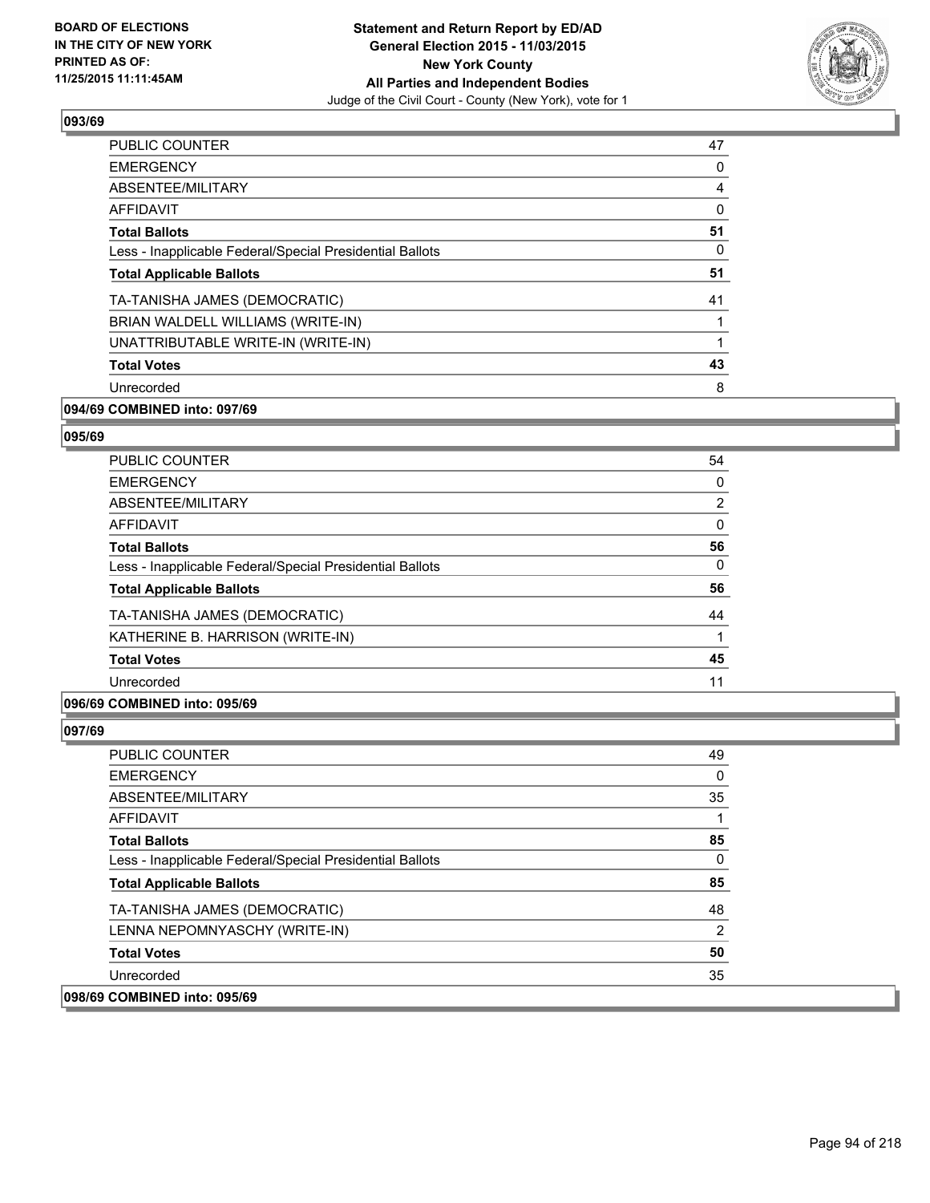## 093/69

| | |
|---|---|
| PUBLIC COUNTER | 47 |
| EMERGENCY | 0 |
| ABSENTEE/MILITARY | 4 |
| AFFIDAVIT | 0 |
| **Total Ballots** | **51** |
| Less - Inapplicable Federal/Special Presidential Ballots | 0 |
| **Total Applicable Ballots** | **51** |
| TA-TANISHA JAMES (DEMOCRATIC) | 41 |
| BRIAN WALDELL WILLIAMS (WRITE-IN) | 1 |
| UNATTRIBUTABLE WRITE-IN (WRITE-IN) | 1 |
| **Total Votes** | **43** |
| Unrecorded | 8 |

**094/69 COMBINED into: 097/69**

## 095/69

| | |
|---|---|
| PUBLIC COUNTER | 54 |
| EMERGENCY | 0 |
| ABSENTEE/MILITARY | 2 |
| AFFIDAVIT | 0 |
| **Total Ballots** | **56** |
| Less - Inapplicable Federal/Special Presidential Ballots | 0 |
| **Total Applicable Ballots** | **56** |
| TA-TANISHA JAMES (DEMOCRATIC) | 44 |
| KATHERINE B. HARRISON (WRITE-IN) | 1 |
| **Total Votes** | **45** |
| Unrecorded | 11 |

**096/69 COMBINED into: 095/69**

## 097/69

| | |
|---|---|
| PUBLIC COUNTER | 49 |
| EMERGENCY | 0 |
| ABSENTEE/MILITARY | 35 |
| AFFIDAVIT | 1 |
| **Total Ballots** | **85** |
| Less - Inapplicable Federal/Special Presidential Ballots | 0 |
| **Total Applicable Ballots** | **85** |
| TA-TANISHA JAMES (DEMOCRATIC) | 48 |
| LENNA NEPOMNYASCHY (WRITE-IN) | 2 |
| **Total Votes** | **50** |
| Unrecorded | 35 |

**098/69 COMBINED into: 095/69**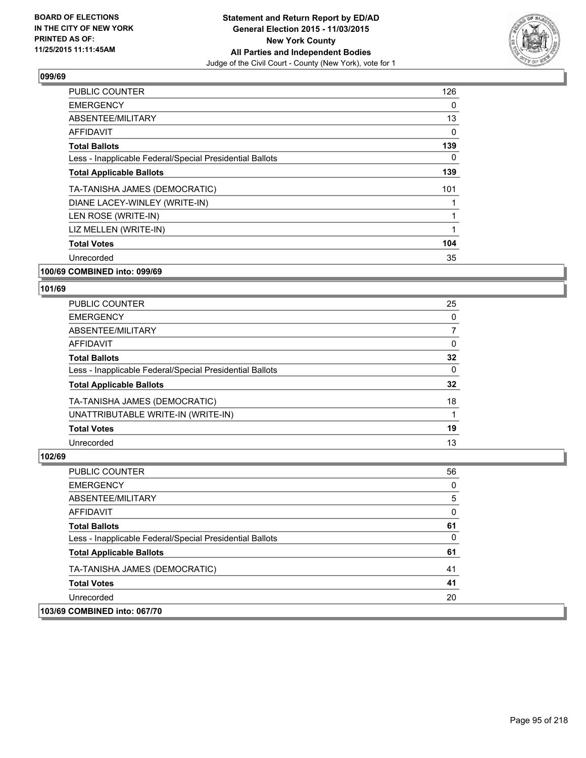## 099/69

| | |
|---|---|
| PUBLIC COUNTER | 126 |
| EMERGENCY | 0 |
| ABSENTEE/MILITARY | 13 |
| AFFIDAVIT | 0 |
| **Total Ballots** | **139** |
| Less - Inapplicable Federal/Special Presidential Ballots | 0 |
| **Total Applicable Ballots** | **139** |
| TA-TANISHA JAMES (DEMOCRATIC) | 101 |
| DIANE LACEY-WINLEY (WRITE-IN) | 1 |
| LEN ROSE (WRITE-IN) | 1 |
| LIZ MELLEN (WRITE-IN) | 1 |
| **Total Votes** | **104** |
| Unrecorded | 35 |

## 100/69 COMBINED into: 099/69

## 101/69

| | |
|---|---|
| PUBLIC COUNTER | 25 |
| EMERGENCY | 0 |
| ABSENTEE/MILITARY | 7 |
| AFFIDAVIT | 0 |
| **Total Ballots** | **32** |
| Less - Inapplicable Federal/Special Presidential Ballots | 0 |
| **Total Applicable Ballots** | **32** |
| TA-TANISHA JAMES (DEMOCRATIC) | 18 |
| UNATTRIBUTABLE WRITE-IN (WRITE-IN) | 1 |
| **Total Votes** | **19** |
| Unrecorded | 13 |

## 102/69

| | |
|---|---|
| PUBLIC COUNTER | 56 |
| EMERGENCY | 0 |
| ABSENTEE/MILITARY | 5 |
| AFFIDAVIT | 0 |
| **Total Ballots** | **61** |
| Less - Inapplicable Federal/Special Presidential Ballots | 0 |
| **Total Applicable Ballots** | **61** |
| TA-TANISHA JAMES (DEMOCRATIC) | 41 |
| **Total Votes** | **41** |
| Unrecorded | 20 |

## 103/69 COMBINED into: 067/70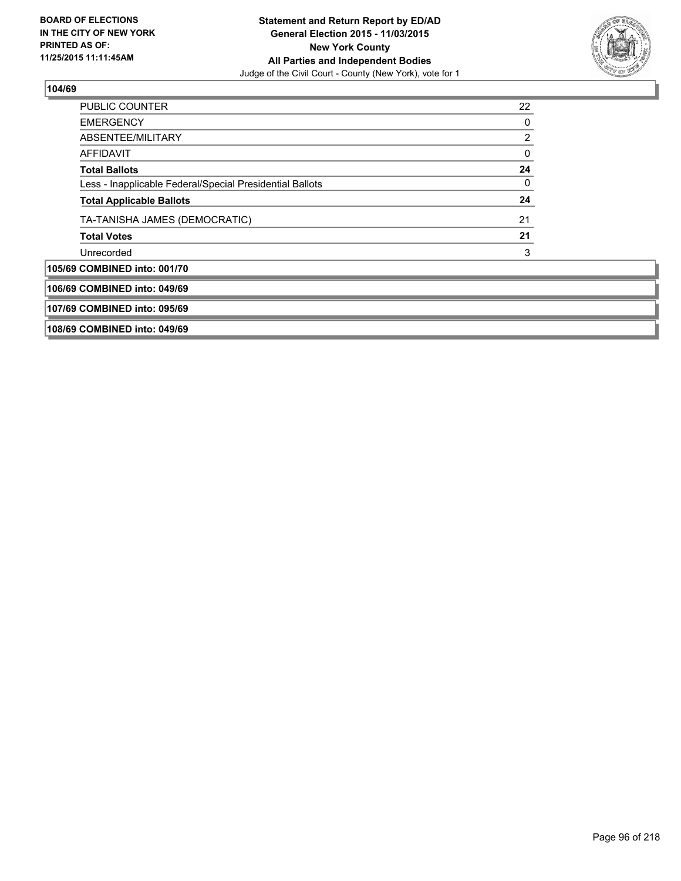## 104/69

| | |
|---|---|
| PUBLIC COUNTER | 22 |
| EMERGENCY | 0 |
| ABSENTEE/MILITARY | 2 |
| AFFIDAVIT | 0 |
| **Total Ballots** | **24** |
| Less - Inapplicable Federal/Special Presidential Ballots | 0 |
| **Total Applicable Ballots** | **24** |
| TA-TANISHA JAMES (DEMOCRATIC) | 21 |
| **Total Votes** | **21** |
| Unrecorded | 3 |

## 105/69 COMBINED into: 001/70

## 106/69 COMBINED into: 049/69

## 107/69 COMBINED into: 095/69

## 108/69 COMBINED into: 049/69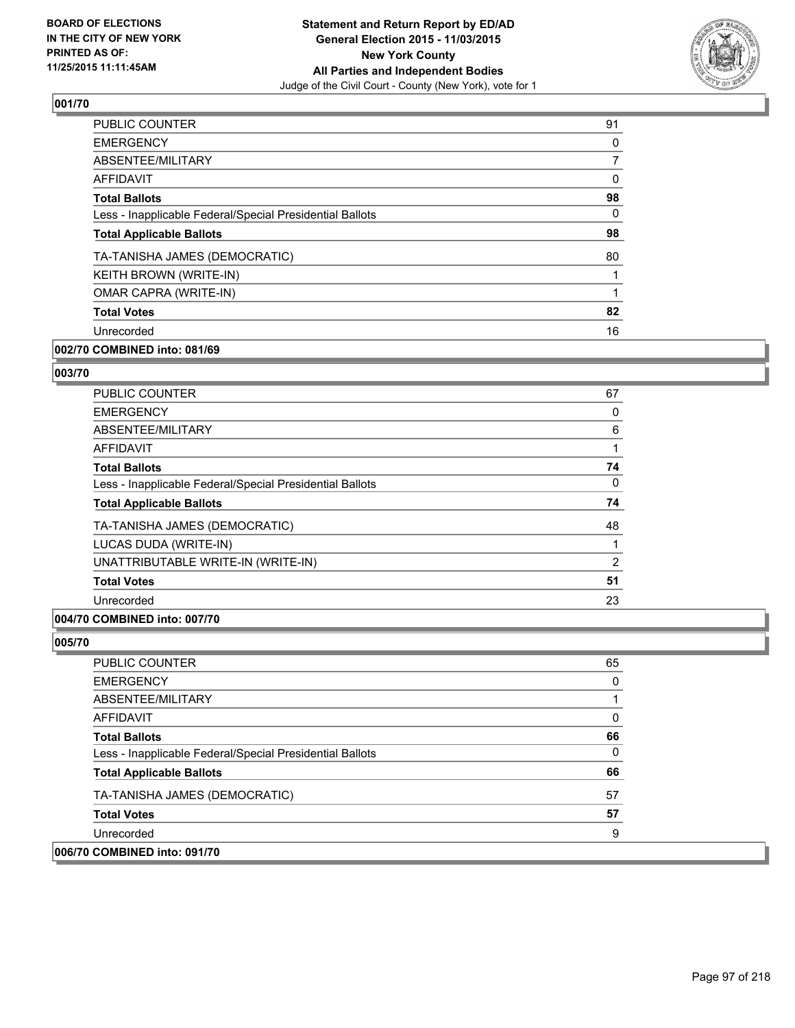BOARD OF ELECTIONS
IN THE CITY OF NEW YORK
PRINTED AS OF:
11/25/2015 11:11:45AM

**Statement and Return Report by ED/AD**
**General Election 2015 - 11/03/2015**
**New York County**
**All Parties and Independent Bodies**
Judge of the Civil Court - County (New York), vote for 1

### 001/70

| | |
|---|---|
| PUBLIC COUNTER | 91 |
| EMERGENCY | 0 |
| ABSENTEE/MILITARY | 7 |
| AFFIDAVIT | 0 |
| **Total Ballots** | **98** |
| Less - Inapplicable Federal/Special Presidential Ballots | 0 |
| **Total Applicable Ballots** | **98** |
| TA-TANISHA JAMES (DEMOCRATIC) | 80 |
| KEITH BROWN (WRITE-IN) | 1 |
| OMAR CAPRA (WRITE-IN) | 1 |
| **Total Votes** | **82** |
| Unrecorded | 16 |

### 002/70 COMBINED into: 081/69

### 003/70

| | |
|---|---|
| PUBLIC COUNTER | 67 |
| EMERGENCY | 0 |
| ABSENTEE/MILITARY | 6 |
| AFFIDAVIT | 1 |
| **Total Ballots** | **74** |
| Less - Inapplicable Federal/Special Presidential Ballots | 0 |
| **Total Applicable Ballots** | **74** |
| TA-TANISHA JAMES (DEMOCRATIC) | 48 |
| LUCAS DUDA (WRITE-IN) | 1 |
| UNATTRIBUTABLE WRITE-IN (WRITE-IN) | 2 |
| **Total Votes** | **51** |
| Unrecorded | 23 |

### 004/70 COMBINED into: 007/70

### 005/70

| | |
|---|---|
| PUBLIC COUNTER | 65 |
| EMERGENCY | 0 |
| ABSENTEE/MILITARY | 1 |
| AFFIDAVIT | 0 |
| **Total Ballots** | **66** |
| Less - Inapplicable Federal/Special Presidential Ballots | 0 |
| **Total Applicable Ballots** | **66** |
| TA-TANISHA JAMES (DEMOCRATIC) | 57 |
| **Total Votes** | **57** |
| Unrecorded | 9 |

### 006/70 COMBINED into: 091/70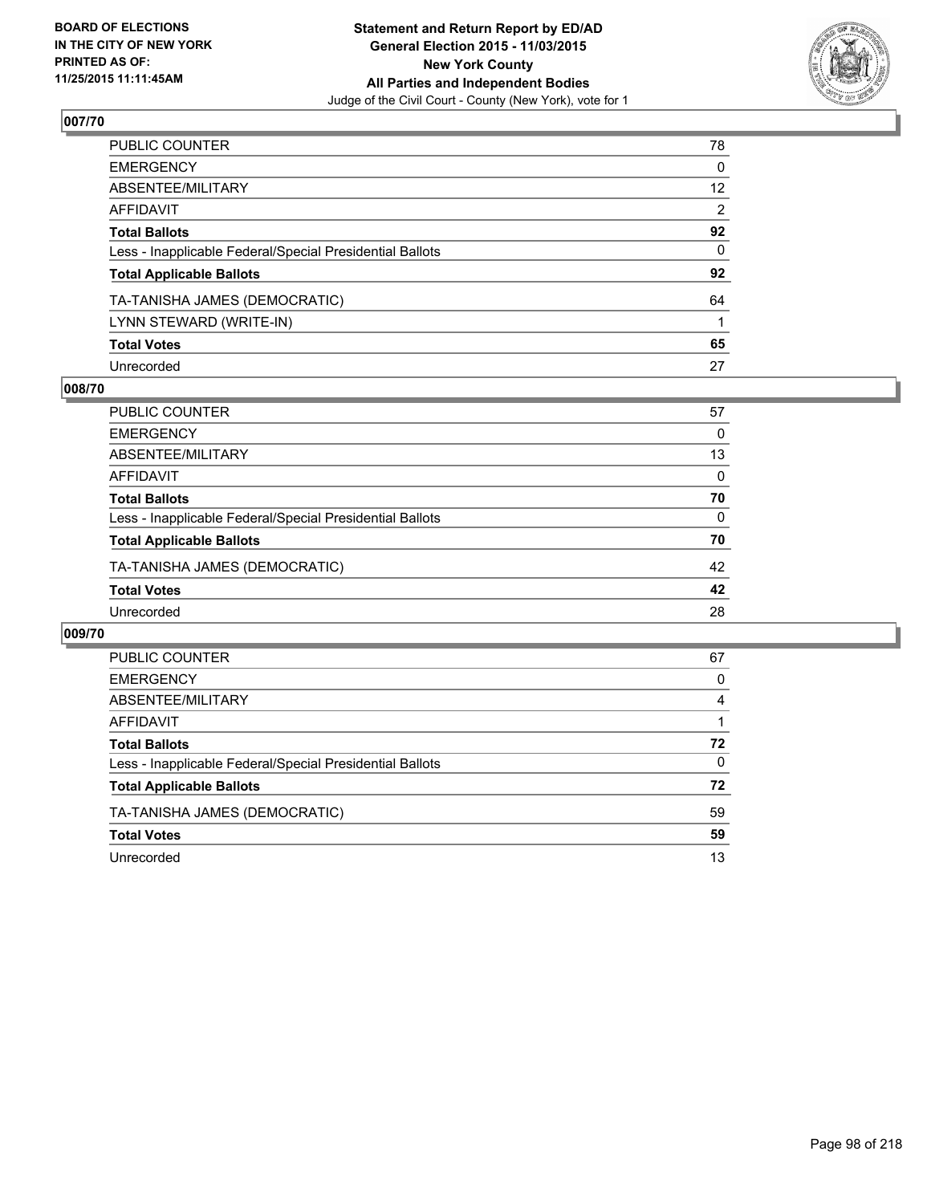BOARD OF ELECTIONS
IN THE CITY OF NEW YORK
PRINTED AS OF:
11/25/2015 11:11:45AM

**Statement and Return Report by ED/AD**
**General Election 2015 - 11/03/2015**
**New York County**
**All Parties and Independent Bodies**
Judge of the Civil Court - County (New York), vote for 1

## 007/70

| | |
|---|---|
| PUBLIC COUNTER | 78 |
| EMERGENCY | 0 |
| ABSENTEE/MILITARY | 12 |
| AFFIDAVIT | 2 |
| **Total Ballots** | **92** |
| Less - Inapplicable Federal/Special Presidential Ballots | 0 |
| **Total Applicable Ballots** | **92** |
| TA-TANISHA JAMES (DEMOCRATIC) | 64 |
| LYNN STEWARD (WRITE-IN) | 1 |
| **Total Votes** | **65** |
| Unrecorded | 27 |

## 008/70

| | |
|---|---|
| PUBLIC COUNTER | 57 |
| EMERGENCY | 0 |
| ABSENTEE/MILITARY | 13 |
| AFFIDAVIT | 0 |
| **Total Ballots** | **70** |
| Less - Inapplicable Federal/Special Presidential Ballots | 0 |
| **Total Applicable Ballots** | **70** |
| TA-TANISHA JAMES (DEMOCRATIC) | 42 |
| **Total Votes** | **42** |
| Unrecorded | 28 |

## 009/70

| | |
|---|---|
| PUBLIC COUNTER | 67 |
| EMERGENCY | 0 |
| ABSENTEE/MILITARY | 4 |
| AFFIDAVIT | 1 |
| **Total Ballots** | **72** |
| Less - Inapplicable Federal/Special Presidential Ballots | 0 |
| **Total Applicable Ballots** | **72** |
| TA-TANISHA JAMES (DEMOCRATIC) | 59 |
| **Total Votes** | **59** |
| Unrecorded | 13 |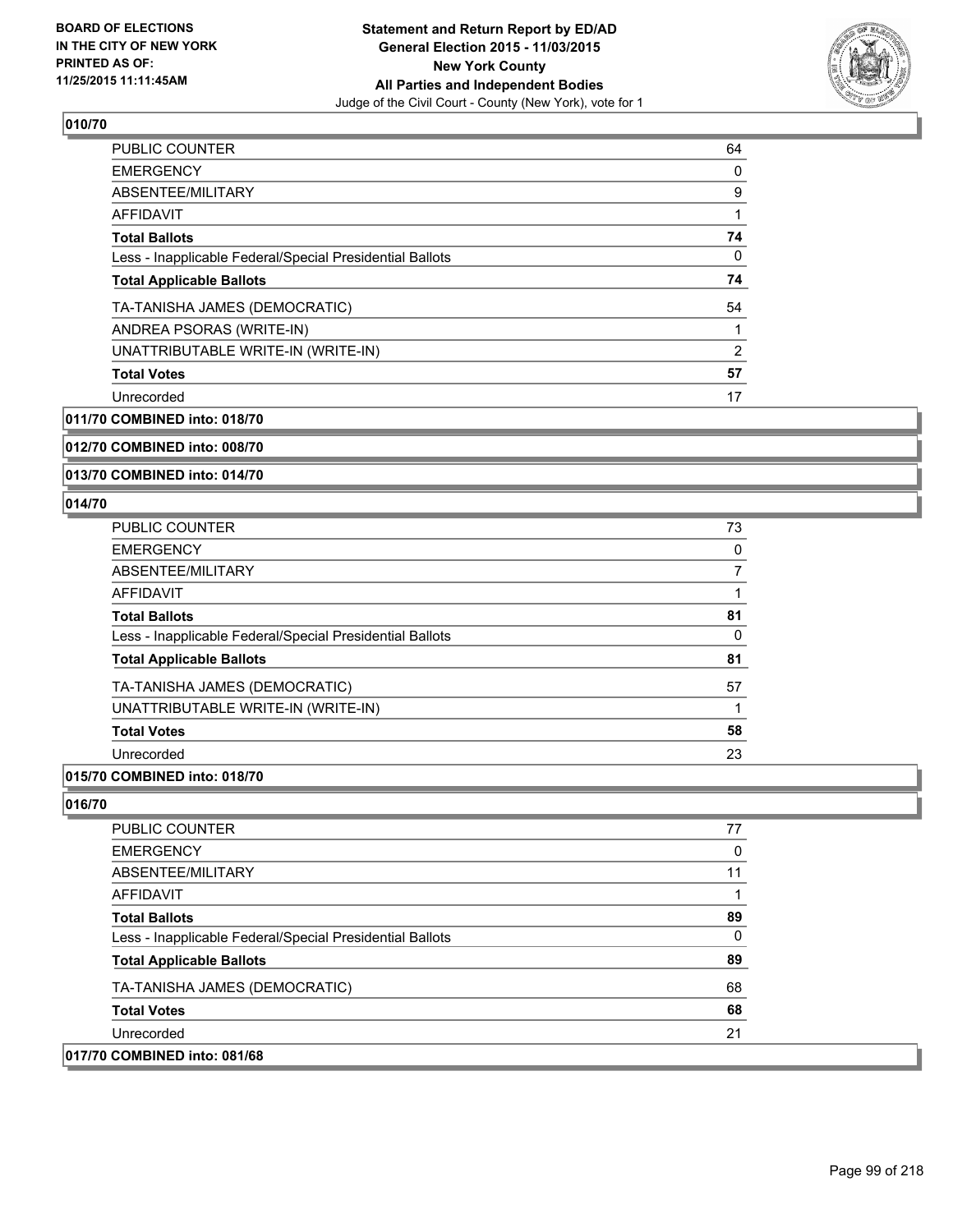**BOARD OF ELECTIONS IN THE CITY OF NEW YORK PRINTED AS OF: 11/25/2015 11:11:45AM**

**Statement and Return Report by ED/AD General Election 2015 - 11/03/2015 New York County All Parties and Independent Bodies**

Judge of the Civil Court - County (New York), vote for 1

### 010/70

| | |
|---|---|
| PUBLIC COUNTER | 64 |
| EMERGENCY | 0 |
| ABSENTEE/MILITARY | 9 |
| AFFIDAVIT | 1 |
| **Total Ballots** | **74** |
| Less - Inapplicable Federal/Special Presidential Ballots | 0 |
| **Total Applicable Ballots** | **74** |
| TA-TANISHA JAMES (DEMOCRATIC) | 54 |
| ANDREA PSORAS (WRITE-IN) | 1 |
| UNATTRIBUTABLE WRITE-IN (WRITE-IN) | 2 |
| **Total Votes** | **57** |
| Unrecorded | 17 |

### 011/70 COMBINED into: 018/70

### 012/70 COMBINED into: 008/70

### 013/70 COMBINED into: 014/70

### 014/70

| | |
|---|---|
| PUBLIC COUNTER | 73 |
| EMERGENCY | 0 |
| ABSENTEE/MILITARY | 7 |
| AFFIDAVIT | 1 |
| **Total Ballots** | **81** |
| Less - Inapplicable Federal/Special Presidential Ballots | 0 |
| **Total Applicable Ballots** | **81** |
| TA-TANISHA JAMES (DEMOCRATIC) | 57 |
| UNATTRIBUTABLE WRITE-IN (WRITE-IN) | 1 |
| **Total Votes** | **58** |
| Unrecorded | 23 |

### 015/70 COMBINED into: 018/70

### 016/70

| | |
|---|---|
| PUBLIC COUNTER | 77 |
| EMERGENCY | 0 |
| ABSENTEE/MILITARY | 11 |
| AFFIDAVIT | 1 |
| **Total Ballots** | **89** |
| Less - Inapplicable Federal/Special Presidential Ballots | 0 |
| **Total Applicable Ballots** | **89** |
| TA-TANISHA JAMES (DEMOCRATIC) | 68 |
| **Total Votes** | **68** |
| Unrecorded | 21 |

### 017/70 COMBINED into: 081/68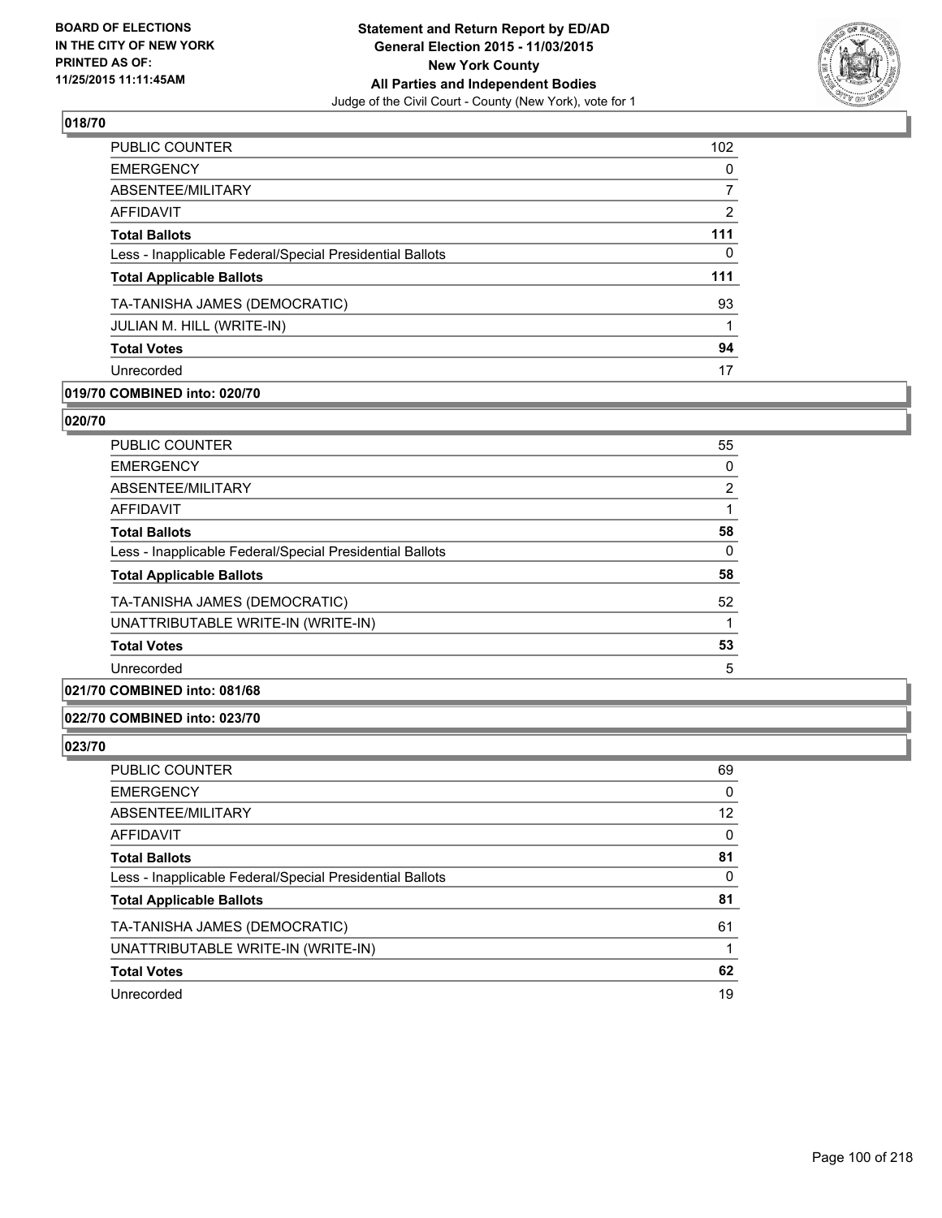**BOARD OF ELECTIONS IN THE CITY OF NEW YORK PRINTED AS OF: 11/25/2015 11:11:45AM**

**Statement and Return Report by ED/AD General Election 2015 - 11/03/2015 New York County All Parties and Independent Bodies**
Judge of the Civil Court - County (New York), vote for 1

## 018/70

| | |
|---|---|
| PUBLIC COUNTER | 102 |
| EMERGENCY | 0 |
| ABSENTEE/MILITARY | 7 |
| AFFIDAVIT | 2 |
| **Total Ballots** | **111** |
| Less - Inapplicable Federal/Special Presidential Ballots | 0 |
| **Total Applicable Ballots** | **111** |
| TA-TANISHA JAMES (DEMOCRATIC) | 93 |
| JULIAN M. HILL (WRITE-IN) | 1 |
| **Total Votes** | **94** |
| Unrecorded | 17 |

## 019/70 COMBINED into: 020/70

## 020/70

| | |
|---|---|
| PUBLIC COUNTER | 55 |
| EMERGENCY | 0 |
| ABSENTEE/MILITARY | 2 |
| AFFIDAVIT | 1 |
| **Total Ballots** | **58** |
| Less - Inapplicable Federal/Special Presidential Ballots | 0 |
| **Total Applicable Ballots** | **58** |
| TA-TANISHA JAMES (DEMOCRATIC) | 52 |
| UNATTRIBUTABLE WRITE-IN (WRITE-IN) | 1 |
| **Total Votes** | **53** |
| Unrecorded | 5 |

## 021/70 COMBINED into: 081/68

## 022/70 COMBINED into: 023/70

## 023/70

| | |
|---|---|
| PUBLIC COUNTER | 69 |
| EMERGENCY | 0 |
| ABSENTEE/MILITARY | 12 |
| AFFIDAVIT | 0 |
| **Total Ballots** | **81** |
| Less - Inapplicable Federal/Special Presidential Ballots | 0 |
| **Total Applicable Ballots** | **81** |
| TA-TANISHA JAMES (DEMOCRATIC) | 61 |
| UNATTRIBUTABLE WRITE-IN (WRITE-IN) | 1 |
| **Total Votes** | **62** |
| Unrecorded | 19 |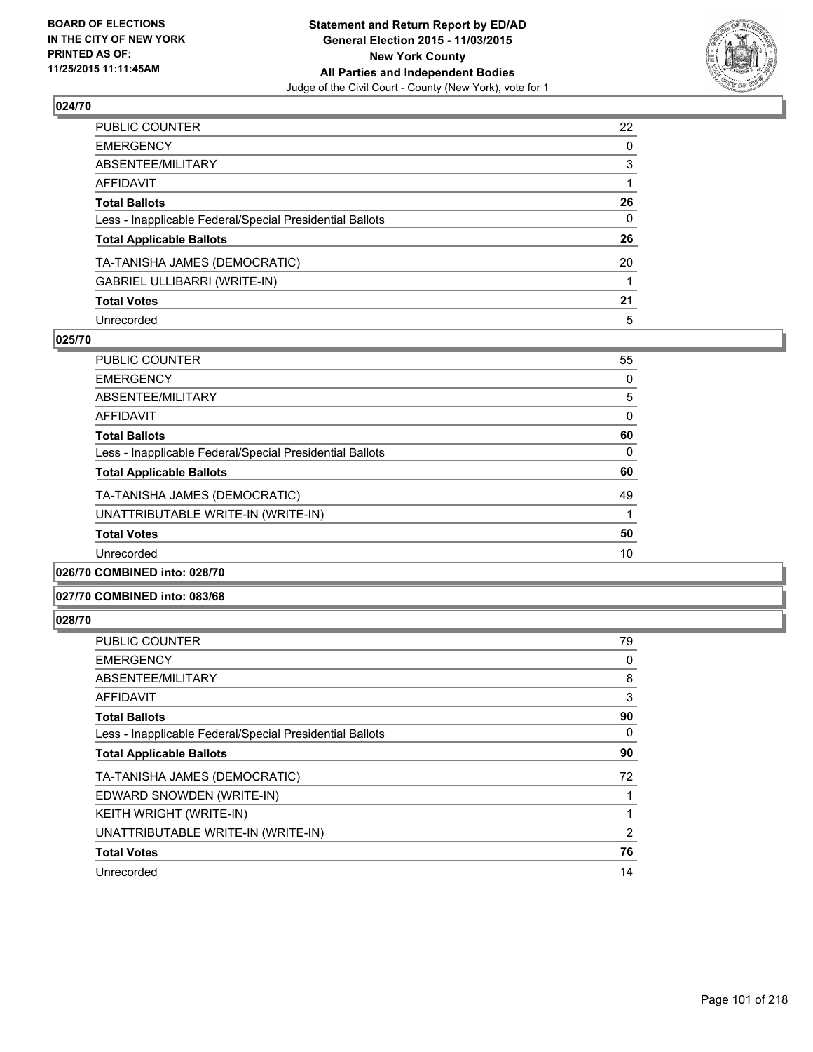**Statement and Return Report by ED/AD**
**General Election 2015 - 11/03/2015**
**New York County**
**All Parties and Independent Bodies**
Judge of the Civil Court - County (New York), vote for 1

BOARD OF ELECTIONS IN THE CITY OF NEW YORK PRINTED AS OF: 11/25/2015 11:11:45AM

### 024/70

| | |
|---|---|
| PUBLIC COUNTER | 22 |
| EMERGENCY | 0 |
| ABSENTEE/MILITARY | 3 |
| AFFIDAVIT | 1 |
| **Total Ballots** | **26** |
| Less - Inapplicable Federal/Special Presidential Ballots | 0 |
| **Total Applicable Ballots** | **26** |
| TA-TANISHA JAMES (DEMOCRATIC) | 20 |
| GABRIEL ULLIBARRI (WRITE-IN) | 1 |
| **Total Votes** | **21** |
| Unrecorded | 5 |

### 025/70

| | |
|---|---|
| PUBLIC COUNTER | 55 |
| EMERGENCY | 0 |
| ABSENTEE/MILITARY | 5 |
| AFFIDAVIT | 0 |
| **Total Ballots** | **60** |
| Less - Inapplicable Federal/Special Presidential Ballots | 0 |
| **Total Applicable Ballots** | **60** |
| TA-TANISHA JAMES (DEMOCRATIC) | 49 |
| UNATTRIBUTABLE WRITE-IN (WRITE-IN) | 1 |
| **Total Votes** | **50** |
| Unrecorded | 10 |

### 026/70 COMBINED into: 028/70

### 027/70 COMBINED into: 083/68

### 028/70

| | |
|---|---|
| PUBLIC COUNTER | 79 |
| EMERGENCY | 0 |
| ABSENTEE/MILITARY | 8 |
| AFFIDAVIT | 3 |
| **Total Ballots** | **90** |
| Less - Inapplicable Federal/Special Presidential Ballots | 0 |
| **Total Applicable Ballots** | **90** |
| TA-TANISHA JAMES (DEMOCRATIC) | 72 |
| EDWARD SNOWDEN (WRITE-IN) | 1 |
| KEITH WRIGHT (WRITE-IN) | 1 |
| UNATTRIBUTABLE WRITE-IN (WRITE-IN) | 2 |
| **Total Votes** | **76** |
| Unrecorded | 14 |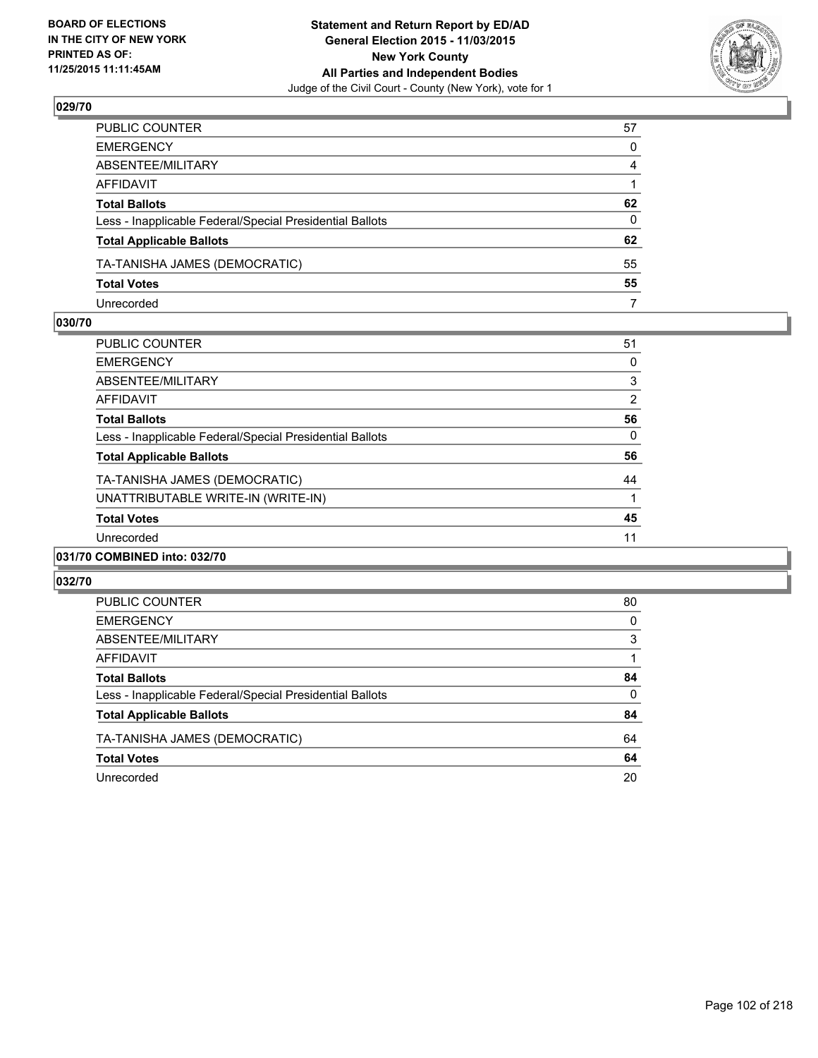**BOARD OF ELECTIONS IN THE CITY OF NEW YORK PRINTED AS OF: 11/25/2015 11:11:45AM**

**Statement and Return Report by ED/AD General Election 2015 - 11/03/2015 New York County All Parties and Independent Bodies**
Judge of the Civil Court - County (New York), vote for 1

### 029/70

| | |
|---|---|
| PUBLIC COUNTER | 57 |
| EMERGENCY | 0 |
| ABSENTEE/MILITARY | 4 |
| AFFIDAVIT | 1 |
| **Total Ballots** | **62** |
| Less - Inapplicable Federal/Special Presidential Ballots | 0 |
| **Total Applicable Ballots** | **62** |
| TA-TANISHA JAMES (DEMOCRATIC) | 55 |
| **Total Votes** | **55** |
| Unrecorded | 7 |

### 030/70

| | |
|---|---|
| PUBLIC COUNTER | 51 |
| EMERGENCY | 0 |
| ABSENTEE/MILITARY | 3 |
| AFFIDAVIT | 2 |
| **Total Ballots** | **56** |
| Less - Inapplicable Federal/Special Presidential Ballots | 0 |
| **Total Applicable Ballots** | **56** |
| TA-TANISHA JAMES (DEMOCRATIC) | 44 |
| UNATTRIBUTABLE WRITE-IN (WRITE-IN) | 1 |
| **Total Votes** | **45** |
| Unrecorded | 11 |

### 031/70 COMBINED into: 032/70

### 032/70

| | |
|---|---|
| PUBLIC COUNTER | 80 |
| EMERGENCY | 0 |
| ABSENTEE/MILITARY | 3 |
| AFFIDAVIT | 1 |
| **Total Ballots** | **84** |
| Less - Inapplicable Federal/Special Presidential Ballots | 0 |
| **Total Applicable Ballots** | **84** |
| TA-TANISHA JAMES (DEMOCRATIC) | 64 |
| **Total Votes** | **64** |
| Unrecorded | 20 |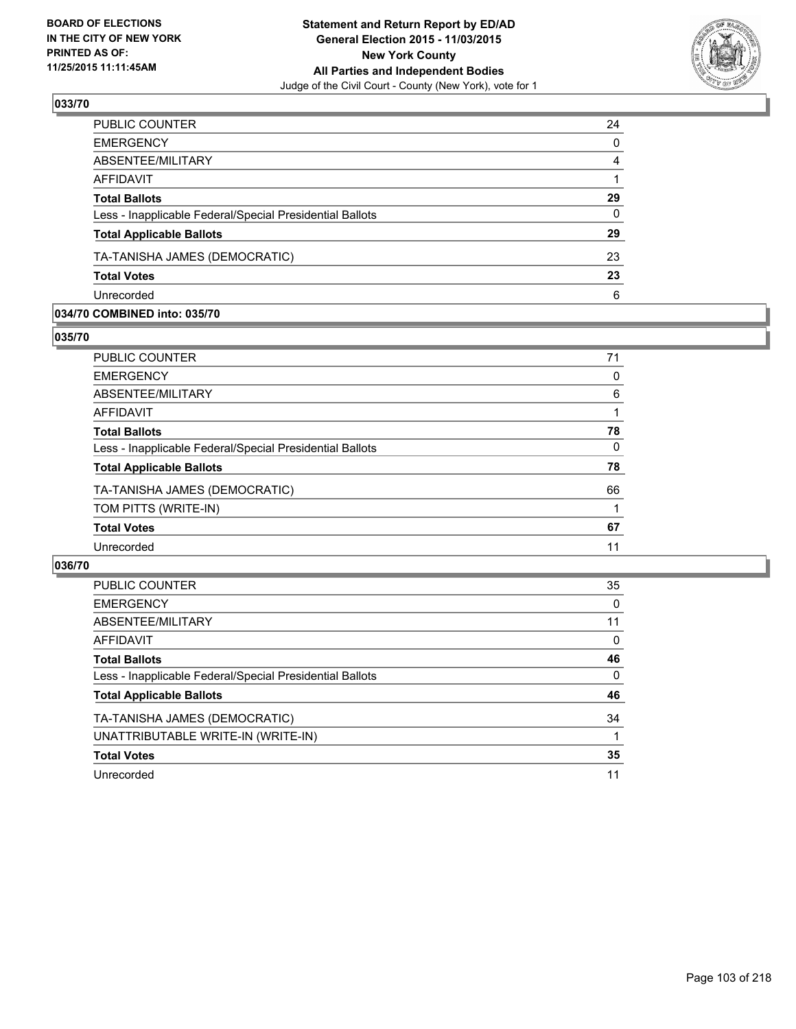**BOARD OF ELECTIONS IN THE CITY OF NEW YORK PRINTED AS OF: 11/25/2015 11:11:45AM**

# Statement and Return Report by ED/AD
## General Election 2015 - 11/03/2015
## New York County
## All Parties and Independent Bodies
Judge of the Civil Court - County (New York), vote for 1

### 033/70

| | |
|---|---|
| PUBLIC COUNTER | 24 |
| EMERGENCY | 0 |
| ABSENTEE/MILITARY | 4 |
| AFFIDAVIT | 1 |
| **Total Ballots** | **29** |
| Less - Inapplicable Federal/Special Presidential Ballots | 0 |
| **Total Applicable Ballots** | **29** |
| TA-TANISHA JAMES (DEMOCRATIC) | 23 |
| **Total Votes** | **23** |
| Unrecorded | 6 |

### 034/70 COMBINED into: 035/70

### 035/70

| | |
|---|---|
| PUBLIC COUNTER | 71 |
| EMERGENCY | 0 |
| ABSENTEE/MILITARY | 6 |
| AFFIDAVIT | 1 |
| **Total Ballots** | **78** |
| Less - Inapplicable Federal/Special Presidential Ballots | 0 |
| **Total Applicable Ballots** | **78** |
| TA-TANISHA JAMES (DEMOCRATIC) | 66 |
| TOM PITTS (WRITE-IN) | 1 |
| **Total Votes** | **67** |
| Unrecorded | 11 |

### 036/70

| | |
|---|---|
| PUBLIC COUNTER | 35 |
| EMERGENCY | 0 |
| ABSENTEE/MILITARY | 11 |
| AFFIDAVIT | 0 |
| **Total Ballots** | **46** |
| Less - Inapplicable Federal/Special Presidential Ballots | 0 |
| **Total Applicable Ballots** | **46** |
| TA-TANISHA JAMES (DEMOCRATIC) | 34 |
| UNATTRIBUTABLE WRITE-IN (WRITE-IN) | 1 |
| **Total Votes** | **35** |
| Unrecorded | 11 |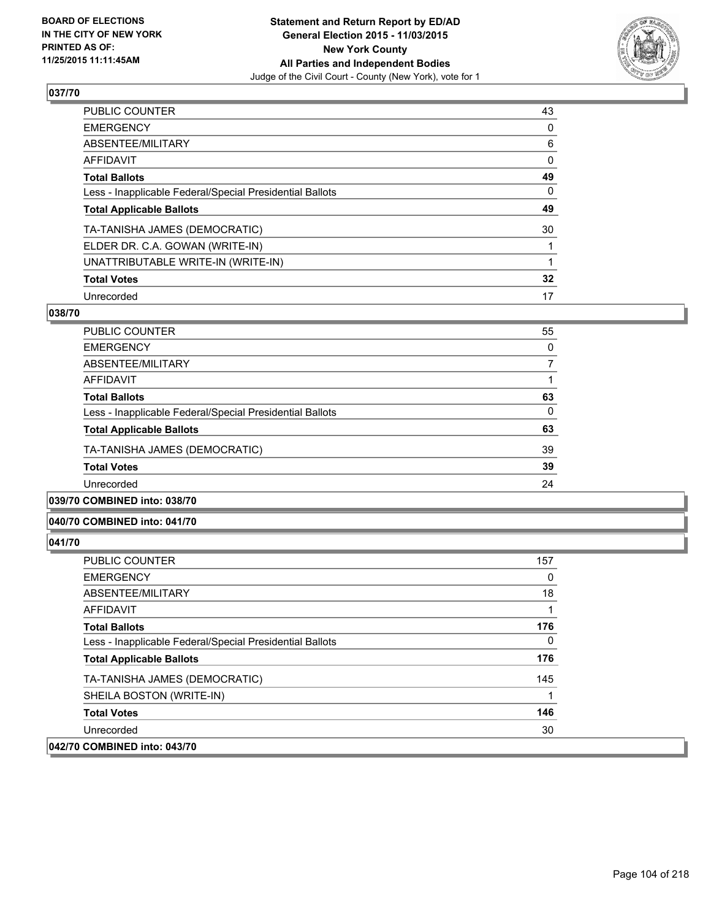**Statement and Return Report by ED/AD**
**General Election 2015 - 11/03/2015**
**New York County**
**All Parties and Independent Bodies**
Judge of the Civil Court - County (New York), vote for 1

BOARD OF ELECTIONS
IN THE CITY OF NEW YORK
PRINTED AS OF:
11/25/2015 11:11:45AM

### 037/70

| | |
|---|---|
| PUBLIC COUNTER | 43 |
| EMERGENCY | 0 |
| ABSENTEE/MILITARY | 6 |
| AFFIDAVIT | 0 |
| **Total Ballots** | **49** |
| Less - Inapplicable Federal/Special Presidential Ballots | 0 |
| **Total Applicable Ballots** | **49** |
| TA-TANISHA JAMES (DEMOCRATIC) | 30 |
| ELDER DR. C.A. GOWAN (WRITE-IN) | 1 |
| UNATTRIBUTABLE WRITE-IN (WRITE-IN) | 1 |
| **Total Votes** | **32** |
| Unrecorded | 17 |

### 038/70

| | |
|---|---|
| PUBLIC COUNTER | 55 |
| EMERGENCY | 0 |
| ABSENTEE/MILITARY | 7 |
| AFFIDAVIT | 1 |
| **Total Ballots** | **63** |
| Less - Inapplicable Federal/Special Presidential Ballots | 0 |
| **Total Applicable Ballots** | **63** |
| TA-TANISHA JAMES (DEMOCRATIC) | 39 |
| **Total Votes** | **39** |
| Unrecorded | 24 |

### 039/70 COMBINED into: 038/70

### 040/70 COMBINED into: 041/70

### 041/70

| | |
|---|---|
| PUBLIC COUNTER | 157 |
| EMERGENCY | 0 |
| ABSENTEE/MILITARY | 18 |
| AFFIDAVIT | 1 |
| **Total Ballots** | **176** |
| Less - Inapplicable Federal/Special Presidential Ballots | 0 |
| **Total Applicable Ballots** | **176** |
| TA-TANISHA JAMES (DEMOCRATIC) | 145 |
| SHEILA BOSTON (WRITE-IN) | 1 |
| **Total Votes** | **146** |
| Unrecorded | 30 |

### 042/70 COMBINED into: 043/70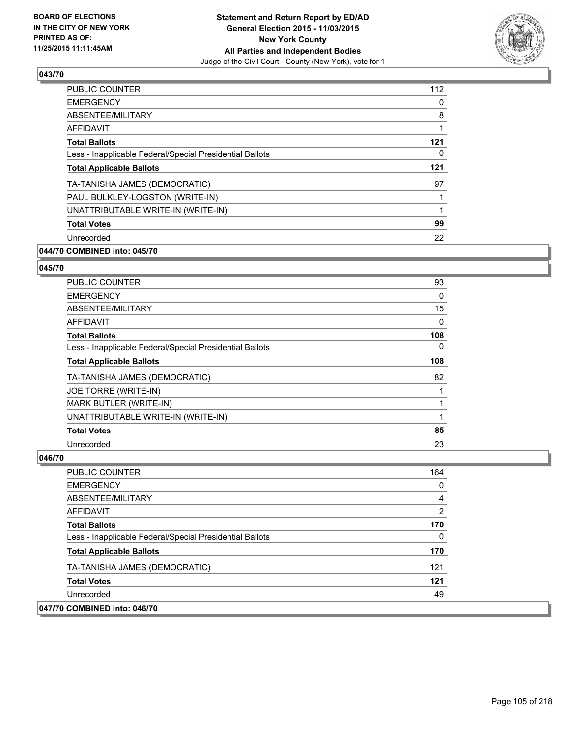## 043/70

| | |
|---|---|
| PUBLIC COUNTER | 112 |
| EMERGENCY | 0 |
| ABSENTEE/MILITARY | 8 |
| AFFIDAVIT | 1 |
| **Total Ballots** | **121** |
| Less - Inapplicable Federal/Special Presidential Ballots | 0 |
| **Total Applicable Ballots** | **121** |
| TA-TANISHA JAMES (DEMOCRATIC) | 97 |
| PAUL BULKLEY-LOGSTON (WRITE-IN) | 1 |
| UNATTRIBUTABLE WRITE-IN (WRITE-IN) | 1 |
| **Total Votes** | **99** |
| Unrecorded | 22 |

**044/70 COMBINED into: 045/70**

## 045/70

| | |
|---|---|
| PUBLIC COUNTER | 93 |
| EMERGENCY | 0 |
| ABSENTEE/MILITARY | 15 |
| AFFIDAVIT | 0 |
| **Total Ballots** | **108** |
| Less - Inapplicable Federal/Special Presidential Ballots | 0 |
| **Total Applicable Ballots** | **108** |
| TA-TANISHA JAMES (DEMOCRATIC) | 82 |
| JOE TORRE (WRITE-IN) | 1 |
| MARK BUTLER (WRITE-IN) | 1 |
| UNATTRIBUTABLE WRITE-IN (WRITE-IN) | 1 |
| **Total Votes** | **85** |
| Unrecorded | 23 |

## 046/70

| | |
|---|---|
| PUBLIC COUNTER | 164 |
| EMERGENCY | 0 |
| ABSENTEE/MILITARY | 4 |
| AFFIDAVIT | 2 |
| **Total Ballots** | **170** |
| Less - Inapplicable Federal/Special Presidential Ballots | 0 |
| **Total Applicable Ballots** | **170** |
| TA-TANISHA JAMES (DEMOCRATIC) | 121 |
| **Total Votes** | **121** |
| Unrecorded | 49 |

**047/70 COMBINED into: 046/70**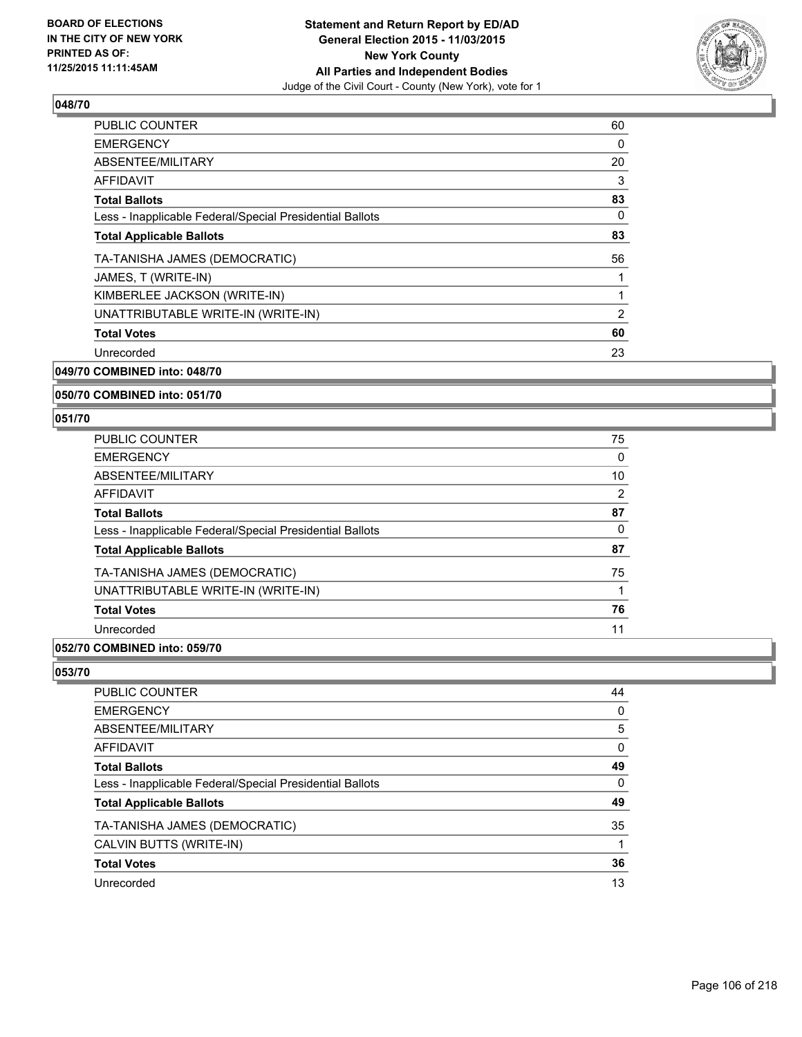**BOARD OF ELECTIONS IN THE CITY OF NEW YORK PRINTED AS OF: 11/25/2015 11:11:45AM**

**Statement and Return Report by ED/AD General Election 2015 - 11/03/2015 New York County All Parties and Independent Bodies**
Judge of the Civil Court - County (New York), vote for 1

### 048/70

| | |
|---|---|
| PUBLIC COUNTER | 60 |
| EMERGENCY | 0 |
| ABSENTEE/MILITARY | 20 |
| AFFIDAVIT | 3 |
| **Total Ballots** | **83** |
| Less - Inapplicable Federal/Special Presidential Ballots | 0 |
| **Total Applicable Ballots** | **83** |
| TA-TANISHA JAMES (DEMOCRATIC) | 56 |
| JAMES, T (WRITE-IN) | 1 |
| KIMBERLEE JACKSON (WRITE-IN) | 1 |
| UNATTRIBUTABLE WRITE-IN (WRITE-IN) | 2 |
| **Total Votes** | **60** |
| Unrecorded | 23 |

### 049/70 COMBINED into: 048/70

### 050/70 COMBINED into: 051/70

### 051/70

| | |
|---|---|
| PUBLIC COUNTER | 75 |
| EMERGENCY | 0 |
| ABSENTEE/MILITARY | 10 |
| AFFIDAVIT | 2 |
| **Total Ballots** | **87** |
| Less - Inapplicable Federal/Special Presidential Ballots | 0 |
| **Total Applicable Ballots** | **87** |
| TA-TANISHA JAMES (DEMOCRATIC) | 75 |
| UNATTRIBUTABLE WRITE-IN (WRITE-IN) | 1 |
| **Total Votes** | **76** |
| Unrecorded | 11 |

### 052/70 COMBINED into: 059/70

### 053/70

| | |
|---|---|
| PUBLIC COUNTER | 44 |
| EMERGENCY | 0 |
| ABSENTEE/MILITARY | 5 |
| AFFIDAVIT | 0 |
| **Total Ballots** | **49** |
| Less - Inapplicable Federal/Special Presidential Ballots | 0 |
| **Total Applicable Ballots** | **49** |
| TA-TANISHA JAMES (DEMOCRATIC) | 35 |
| CALVIN BUTTS (WRITE-IN) | 1 |
| **Total Votes** | **36** |
| Unrecorded | 13 |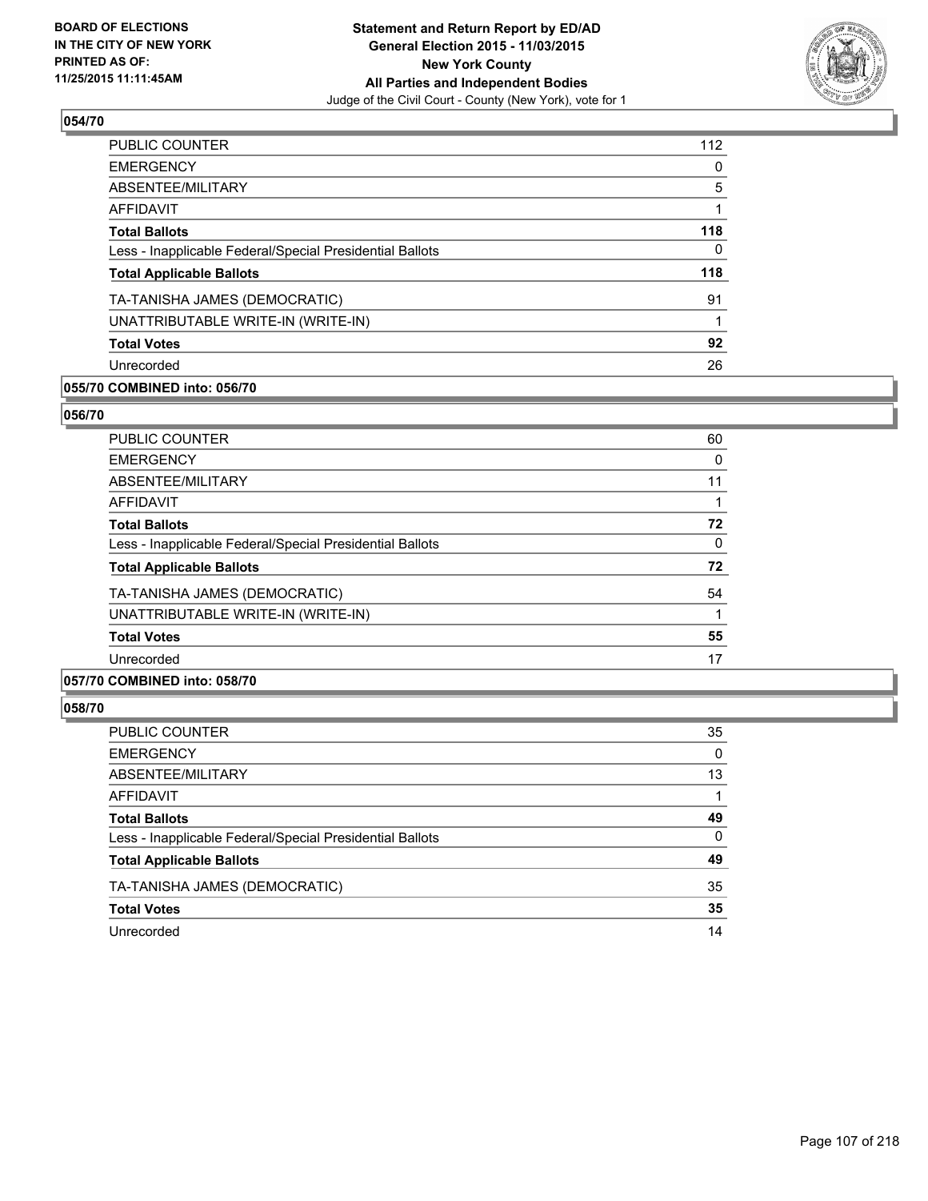**BOARD OF ELECTIONS IN THE CITY OF NEW YORK PRINTED AS OF: 11/25/2015 11:11:45AM**

**Statement and Return Report by ED/AD General Election 2015 - 11/03/2015 New York County All Parties and Independent Bodies**

Judge of the Civil Court - County (New York), vote for 1

## 054/70

| | |
|---|---|
| PUBLIC COUNTER | 112 |
| EMERGENCY | 0 |
| ABSENTEE/MILITARY | 5 |
| AFFIDAVIT | 1 |
| **Total Ballots** | **118** |
| Less - Inapplicable Federal/Special Presidential Ballots | 0 |
| **Total Applicable Ballots** | **118** |
| TA-TANISHA JAMES (DEMOCRATIC) | 91 |
| UNATTRIBUTABLE WRITE-IN (WRITE-IN) | 1 |
| **Total Votes** | **92** |
| Unrecorded | 26 |

## 055/70 COMBINED into: 056/70

## 056/70

| | |
|---|---|
| PUBLIC COUNTER | 60 |
| EMERGENCY | 0 |
| ABSENTEE/MILITARY | 11 |
| AFFIDAVIT | 1 |
| **Total Ballots** | **72** |
| Less - Inapplicable Federal/Special Presidential Ballots | 0 |
| **Total Applicable Ballots** | **72** |
| TA-TANISHA JAMES (DEMOCRATIC) | 54 |
| UNATTRIBUTABLE WRITE-IN (WRITE-IN) | 1 |
| **Total Votes** | **55** |
| Unrecorded | 17 |

## 057/70 COMBINED into: 058/70

## 058/70

| | |
|---|---|
| PUBLIC COUNTER | 35 |
| EMERGENCY | 0 |
| ABSENTEE/MILITARY | 13 |
| AFFIDAVIT | 1 |
| **Total Ballots** | **49** |
| Less - Inapplicable Federal/Special Presidential Ballots | 0 |
| **Total Applicable Ballots** | **49** |
| TA-TANISHA JAMES (DEMOCRATIC) | 35 |
| **Total Votes** | **35** |
| Unrecorded | 14 |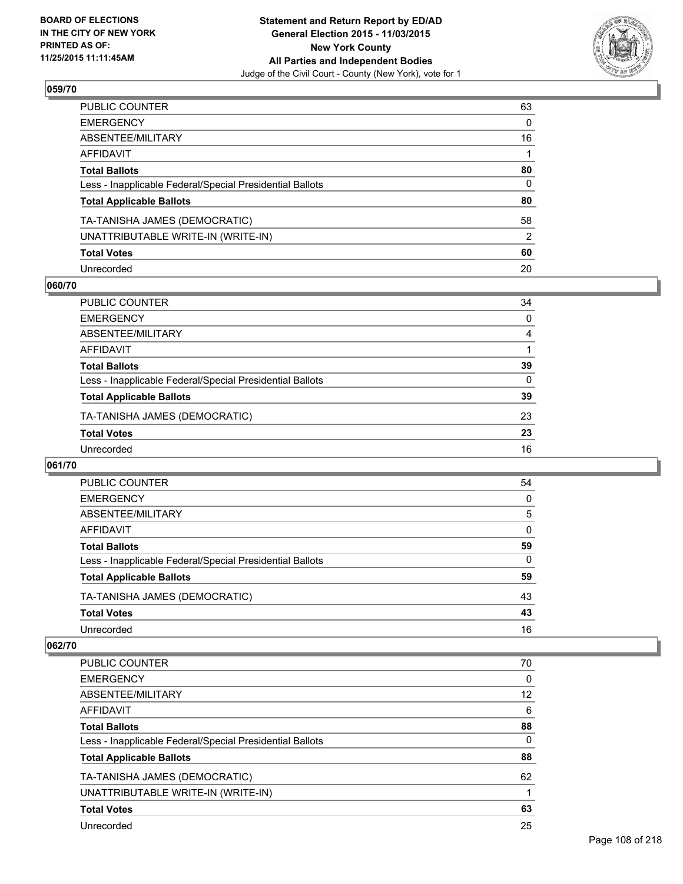BOARD OF ELECTIONS
IN THE CITY OF NEW YORK
PRINTED AS OF:
11/25/2015 11:11:45AM

**Statement and Return Report by ED/AD**
**General Election 2015 - 11/03/2015**
**New York County**
**All Parties and Independent Bodies**
Judge of the Civil Court - County (New York), vote for 1

### 059/70

| | |
|---|---|
| PUBLIC COUNTER | 63 |
| EMERGENCY | 0 |
| ABSENTEE/MILITARY | 16 |
| AFFIDAVIT | 1 |
| **Total Ballots** | **80** |
| Less - Inapplicable Federal/Special Presidential Ballots | 0 |
| **Total Applicable Ballots** | **80** |
| TA-TANISHA JAMES (DEMOCRATIC) | 58 |
| UNATTRIBUTABLE WRITE-IN (WRITE-IN) | 2 |
| **Total Votes** | **60** |
| Unrecorded | 20 |

### 060/70

| | |
|---|---|
| PUBLIC COUNTER | 34 |
| EMERGENCY | 0 |
| ABSENTEE/MILITARY | 4 |
| AFFIDAVIT | 1 |
| **Total Ballots** | **39** |
| Less - Inapplicable Federal/Special Presidential Ballots | 0 |
| **Total Applicable Ballots** | **39** |
| TA-TANISHA JAMES (DEMOCRATIC) | 23 |
| **Total Votes** | **23** |
| Unrecorded | 16 |

### 061/70

| | |
|---|---|
| PUBLIC COUNTER | 54 |
| EMERGENCY | 0 |
| ABSENTEE/MILITARY | 5 |
| AFFIDAVIT | 0 |
| **Total Ballots** | **59** |
| Less - Inapplicable Federal/Special Presidential Ballots | 0 |
| **Total Applicable Ballots** | **59** |
| TA-TANISHA JAMES (DEMOCRATIC) | 43 |
| **Total Votes** | **43** |
| Unrecorded | 16 |

### 062/70

| | |
|---|---|
| PUBLIC COUNTER | 70 |
| EMERGENCY | 0 |
| ABSENTEE/MILITARY | 12 |
| AFFIDAVIT | 6 |
| **Total Ballots** | **88** |
| Less - Inapplicable Federal/Special Presidential Ballots | 0 |
| **Total Applicable Ballots** | **88** |
| TA-TANISHA JAMES (DEMOCRATIC) | 62 |
| UNATTRIBUTABLE WRITE-IN (WRITE-IN) | 1 |
| **Total Votes** | **63** |
| Unrecorded | 25 |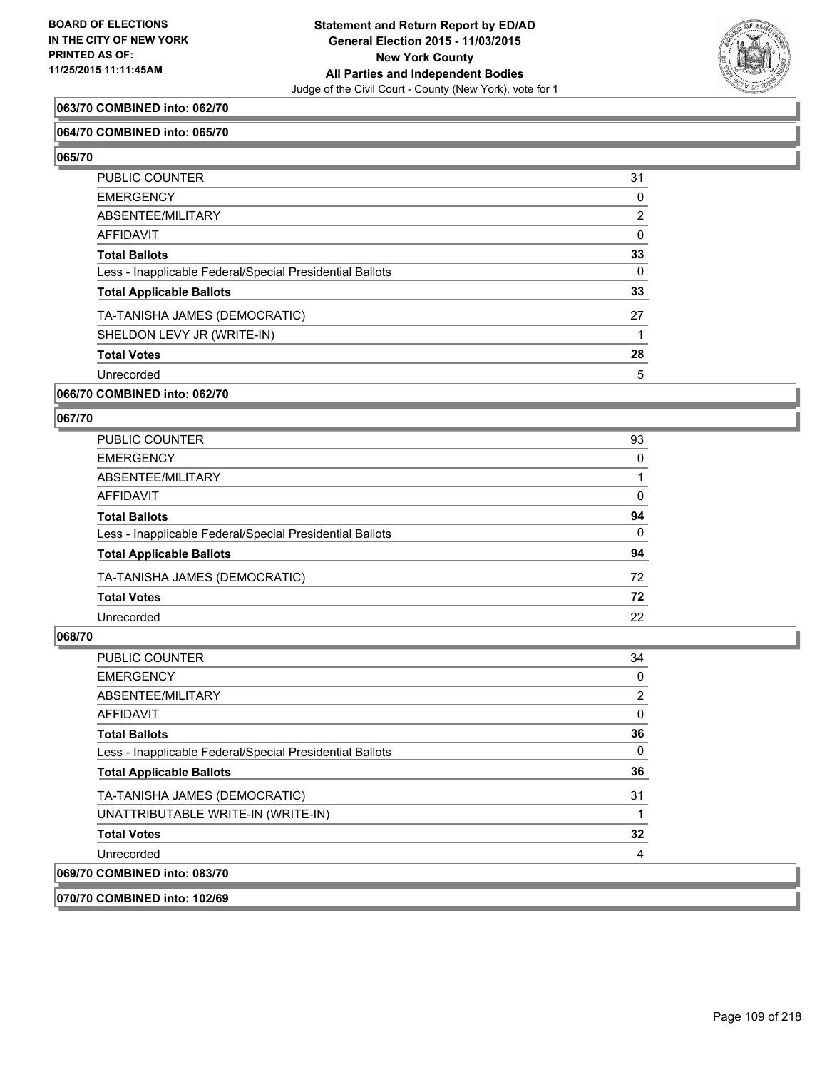**063/70 COMBINED into: 062/70**

**064/70 COMBINED into: 065/70**

**065/70**

| | |
|---|---|
| PUBLIC COUNTER | 31 |
| EMERGENCY | 0 |
| ABSENTEE/MILITARY | 2 |
| AFFIDAVIT | 0 |
| **Total Ballots** | **33** |
| Less - Inapplicable Federal/Special Presidential Ballots | 0 |
| **Total Applicable Ballots** | **33** |
| TA-TANISHA JAMES (DEMOCRATIC) | 27 |
| SHELDON LEVY JR (WRITE-IN) | 1 |
| **Total Votes** | **28** |
| Unrecorded | 5 |

**066/70 COMBINED into: 062/70**

**067/70**

| | |
|---|---|
| PUBLIC COUNTER | 93 |
| EMERGENCY | 0 |
| ABSENTEE/MILITARY | 1 |
| AFFIDAVIT | 0 |
| **Total Ballots** | **94** |
| Less - Inapplicable Federal/Special Presidential Ballots | 0 |
| **Total Applicable Ballots** | **94** |
| TA-TANISHA JAMES (DEMOCRATIC) | 72 |
| **Total Votes** | **72** |
| Unrecorded | 22 |

**068/70**

| | |
|---|---|
| PUBLIC COUNTER | 34 |
| EMERGENCY | 0 |
| ABSENTEE/MILITARY | 2 |
| AFFIDAVIT | 0 |
| **Total Ballots** | **36** |
| Less - Inapplicable Federal/Special Presidential Ballots | 0 |
| **Total Applicable Ballots** | **36** |
| TA-TANISHA JAMES (DEMOCRATIC) | 31 |
| UNATTRIBUTABLE WRITE-IN (WRITE-IN) | 1 |
| **Total Votes** | **32** |
| Unrecorded | 4 |

**069/70 COMBINED into: 083/70**

**070/70 COMBINED into: 102/69**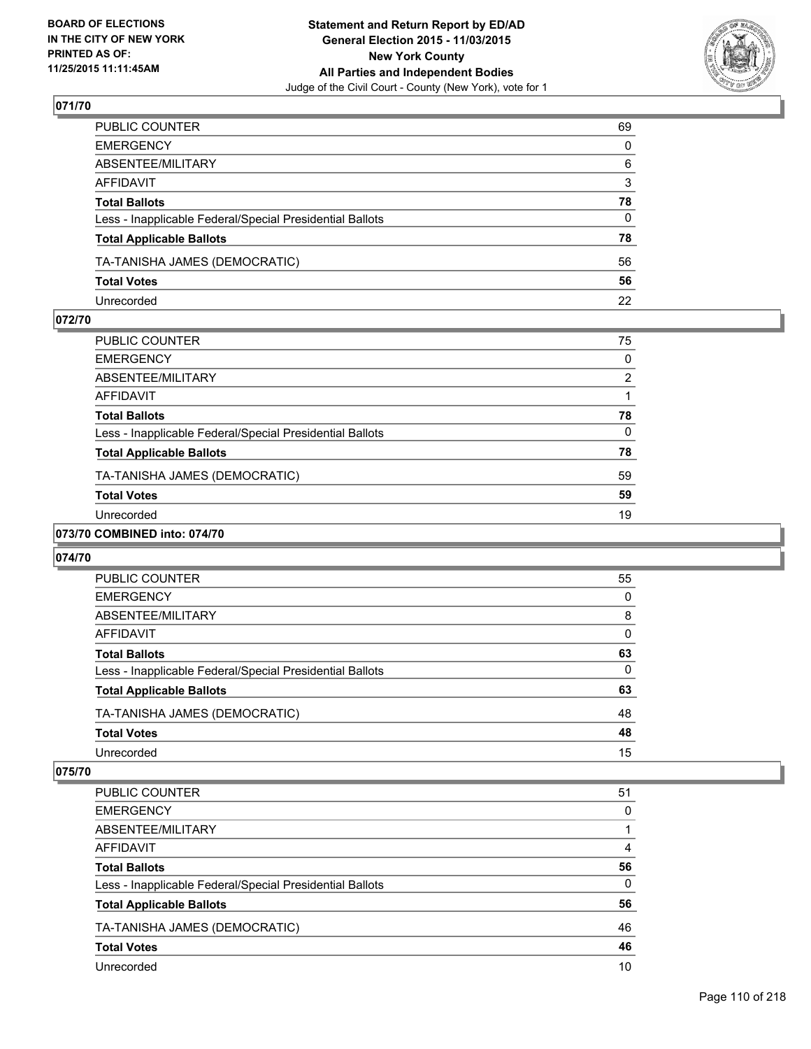## 071/70

| | |
|---|---|
| PUBLIC COUNTER | 69 |
| EMERGENCY | 0 |
| ABSENTEE/MILITARY | 6 |
| AFFIDAVIT | 3 |
| **Total Ballots** | **78** |
| Less - Inapplicable Federal/Special Presidential Ballots | 0 |
| **Total Applicable Ballots** | **78** |
| TA-TANISHA JAMES (DEMOCRATIC) | 56 |
| **Total Votes** | **56** |
| Unrecorded | 22 |

## 072/70

| | |
|---|---|
| PUBLIC COUNTER | 75 |
| EMERGENCY | 0 |
| ABSENTEE/MILITARY | 2 |
| AFFIDAVIT | 1 |
| **Total Ballots** | **78** |
| Less - Inapplicable Federal/Special Presidential Ballots | 0 |
| **Total Applicable Ballots** | **78** |
| TA-TANISHA JAMES (DEMOCRATIC) | 59 |
| **Total Votes** | **59** |
| Unrecorded | 19 |

## 073/70 COMBINED into: 074/70

## 074/70

| | |
|---|---|
| PUBLIC COUNTER | 55 |
| EMERGENCY | 0 |
| ABSENTEE/MILITARY | 8 |
| AFFIDAVIT | 0 |
| **Total Ballots** | **63** |
| Less - Inapplicable Federal/Special Presidential Ballots | 0 |
| **Total Applicable Ballots** | **63** |
| TA-TANISHA JAMES (DEMOCRATIC) | 48 |
| **Total Votes** | **48** |
| Unrecorded | 15 |

## 075/70

| | |
|---|---|
| PUBLIC COUNTER | 51 |
| EMERGENCY | 0 |
| ABSENTEE/MILITARY | 1 |
| AFFIDAVIT | 4 |
| **Total Ballots** | **56** |
| Less - Inapplicable Federal/Special Presidential Ballots | 0 |
| **Total Applicable Ballots** | **56** |
| TA-TANISHA JAMES (DEMOCRATIC) | 46 |
| **Total Votes** | **46** |
| Unrecorded | 10 |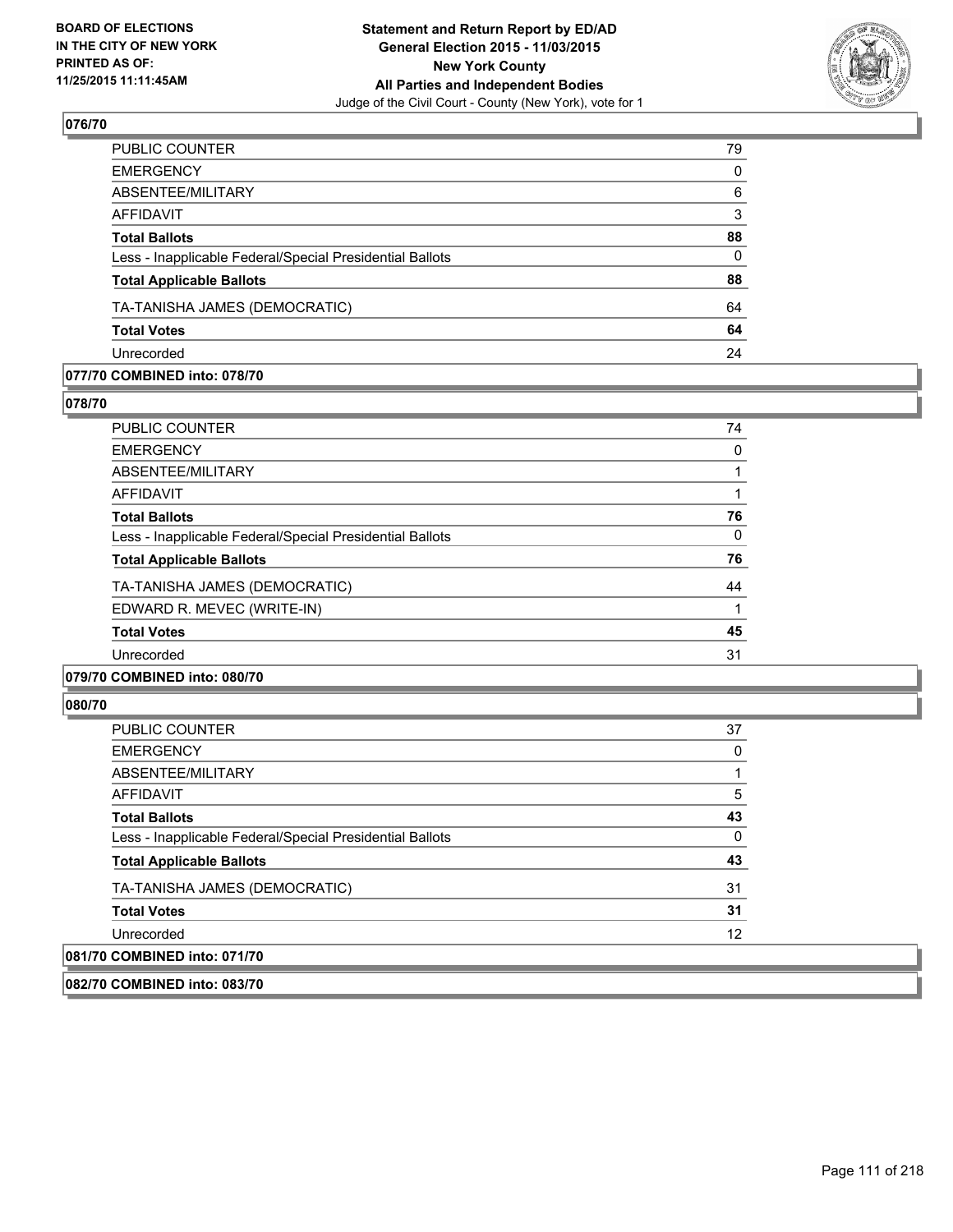## 076/70

| | |
|---|---|
| PUBLIC COUNTER | 79 |
| EMERGENCY | 0 |
| ABSENTEE/MILITARY | 6 |
| AFFIDAVIT | 3 |
| **Total Ballots** | **88** |
| Less - Inapplicable Federal/Special Presidential Ballots | 0 |
| **Total Applicable Ballots** | **88** |
| TA-TANISHA JAMES (DEMOCRATIC) | 64 |
| **Total Votes** | **64** |
| Unrecorded | 24 |

## 077/70 COMBINED into: 078/70

## 078/70

| | |
|---|---|
| PUBLIC COUNTER | 74 |
| EMERGENCY | 0 |
| ABSENTEE/MILITARY | 1 |
| AFFIDAVIT | 1 |
| **Total Ballots** | **76** |
| Less - Inapplicable Federal/Special Presidential Ballots | 0 |
| **Total Applicable Ballots** | **76** |
| TA-TANISHA JAMES (DEMOCRATIC) | 44 |
| EDWARD R. MEVEC (WRITE-IN) | 1 |
| **Total Votes** | **45** |
| Unrecorded | 31 |

## 079/70 COMBINED into: 080/70

## 080/70

| | |
|---|---|
| PUBLIC COUNTER | 37 |
| EMERGENCY | 0 |
| ABSENTEE/MILITARY | 1 |
| AFFIDAVIT | 5 |
| **Total Ballots** | **43** |
| Less - Inapplicable Federal/Special Presidential Ballots | 0 |
| **Total Applicable Ballots** | **43** |
| TA-TANISHA JAMES (DEMOCRATIC) | 31 |
| **Total Votes** | **31** |
| Unrecorded | 12 |

## 081/70 COMBINED into: 071/70

## 082/70 COMBINED into: 083/70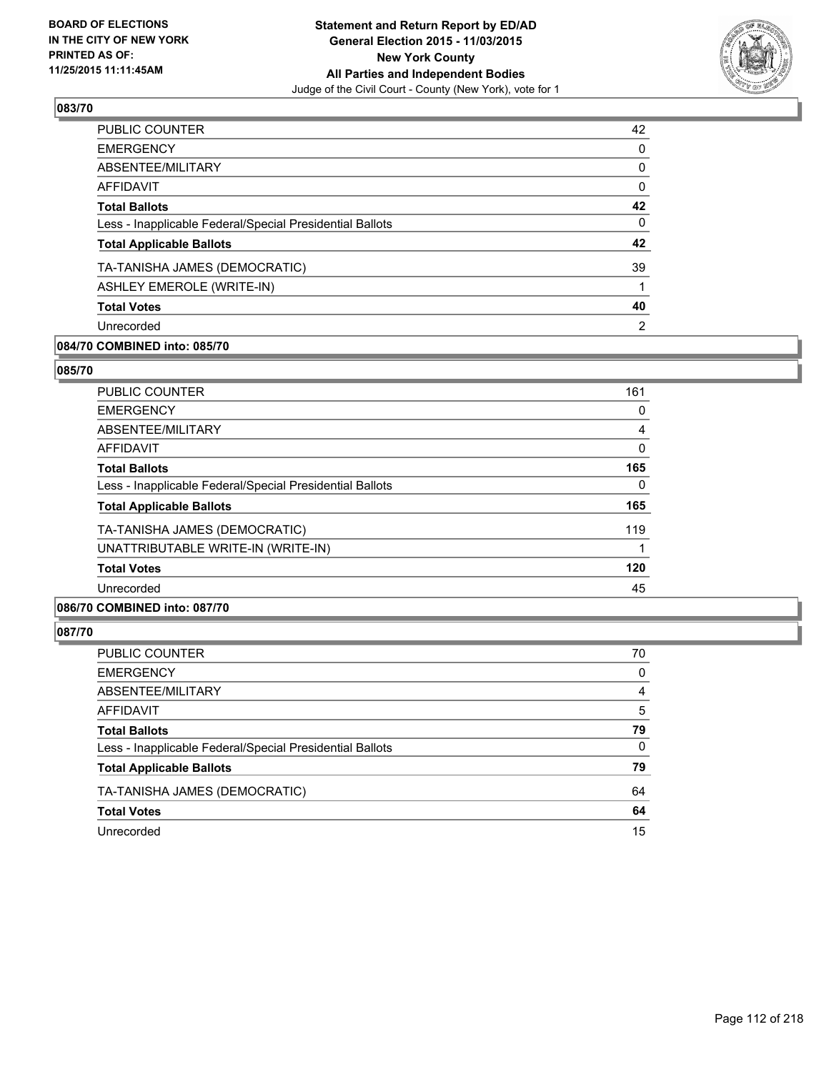BOARD OF ELECTIONS
IN THE CITY OF NEW YORK
PRINTED AS OF:
11/25/2015 11:11:45AM

**Statement and Return Report by ED/AD**
**General Election 2015 - 11/03/2015**
**New York County**
**All Parties and Independent Bodies**
Judge of the Civil Court - County (New York), vote for 1

### 083/70

| | |
|---|---|
| PUBLIC COUNTER | 42 |
| EMERGENCY | 0 |
| ABSENTEE/MILITARY | 0 |
| AFFIDAVIT | 0 |
| **Total Ballots** | **42** |
| Less - Inapplicable Federal/Special Presidential Ballots | 0 |
| **Total Applicable Ballots** | **42** |
| TA-TANISHA JAMES (DEMOCRATIC) | 39 |
| ASHLEY EMEROLE (WRITE-IN) | 1 |
| **Total Votes** | **40** |
| Unrecorded | 2 |

### 084/70 COMBINED into: 085/70

### 085/70

| | |
|---|---|
| PUBLIC COUNTER | 161 |
| EMERGENCY | 0 |
| ABSENTEE/MILITARY | 4 |
| AFFIDAVIT | 0 |
| **Total Ballots** | **165** |
| Less - Inapplicable Federal/Special Presidential Ballots | 0 |
| **Total Applicable Ballots** | **165** |
| TA-TANISHA JAMES (DEMOCRATIC) | 119 |
| UNATTRIBUTABLE WRITE-IN (WRITE-IN) | 1 |
| **Total Votes** | **120** |
| Unrecorded | 45 |

### 086/70 COMBINED into: 087/70

### 087/70

| | |
|---|---|
| PUBLIC COUNTER | 70 |
| EMERGENCY | 0 |
| ABSENTEE/MILITARY | 4 |
| AFFIDAVIT | 5 |
| **Total Ballots** | **79** |
| Less - Inapplicable Federal/Special Presidential Ballots | 0 |
| **Total Applicable Ballots** | **79** |
| TA-TANISHA JAMES (DEMOCRATIC) | 64 |
| **Total Votes** | **64** |
| Unrecorded | 15 |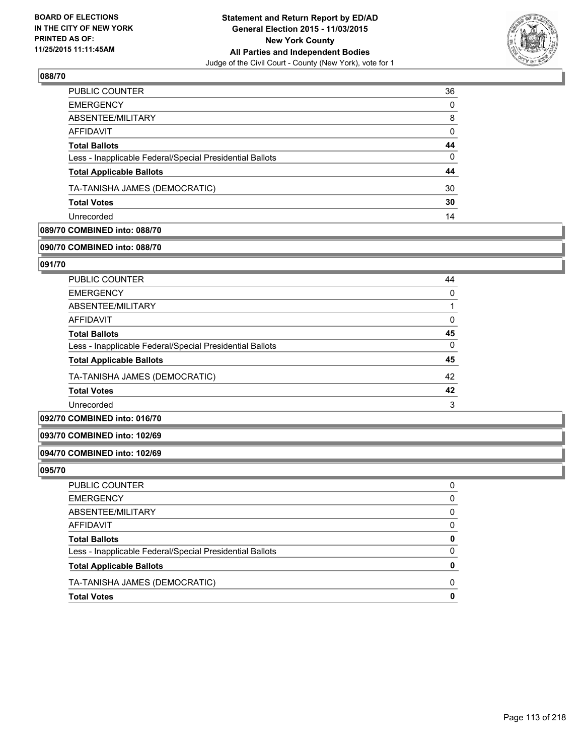**BOARD OF ELECTIONS IN THE CITY OF NEW YORK PRINTED AS OF: 11/25/2015 11:11:45AM**

**Statement and Return Report by ED/AD General Election 2015 - 11/03/2015 New York County All Parties and Independent Bodies**
Judge of the Civil Court - County (New York), vote for 1

### 088/70

| | |
|---|---|
| PUBLIC COUNTER | 36 |
| EMERGENCY | 0 |
| ABSENTEE/MILITARY | 8 |
| AFFIDAVIT | 0 |
| **Total Ballots** | **44** |
| Less - Inapplicable Federal/Special Presidential Ballots | 0 |
| **Total Applicable Ballots** | **44** |
| TA-TANISHA JAMES (DEMOCRATIC) | 30 |
| **Total Votes** | **30** |
| Unrecorded | 14 |

### 089/70 COMBINED into: 088/70

### 090/70 COMBINED into: 088/70

### 091/70

| | |
|---|---|
| PUBLIC COUNTER | 44 |
| EMERGENCY | 0 |
| ABSENTEE/MILITARY | 1 |
| AFFIDAVIT | 0 |
| **Total Ballots** | **45** |
| Less - Inapplicable Federal/Special Presidential Ballots | 0 |
| **Total Applicable Ballots** | **45** |
| TA-TANISHA JAMES (DEMOCRATIC) | 42 |
| **Total Votes** | **42** |
| Unrecorded | 3 |

### 092/70 COMBINED into: 016/70

### 093/70 COMBINED into: 102/69

### 094/70 COMBINED into: 102/69

### 095/70

| | |
|---|---|
| PUBLIC COUNTER | 0 |
| EMERGENCY | 0 |
| ABSENTEE/MILITARY | 0 |
| AFFIDAVIT | 0 |
| **Total Ballots** | **0** |
| Less - Inapplicable Federal/Special Presidential Ballots | 0 |
| **Total Applicable Ballots** | **0** |
| TA-TANISHA JAMES (DEMOCRATIC) | 0 |
| **Total Votes** | **0** |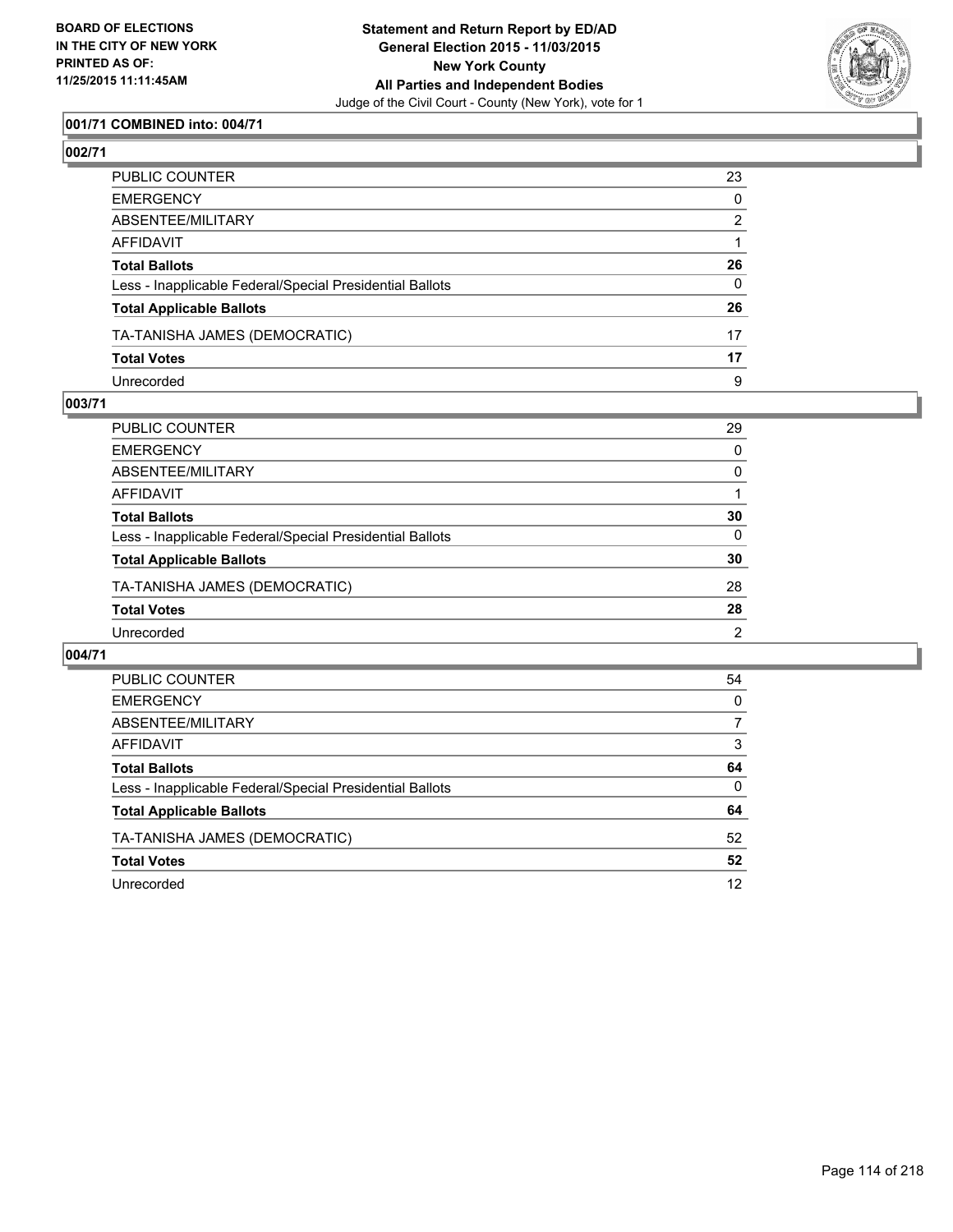**BOARD OF ELECTIONS IN THE CITY OF NEW YORK PRINTED AS OF: 11/25/2015 11:11:45AM**

**Statement and Return Report by ED/AD**
**General Election 2015 - 11/03/2015**
**New York County**
**All Parties and Independent Bodies**
Judge of the Civil Court - County (New York), vote for 1

### 001/71 COMBINED into: 004/71

### 002/71

| | |
|---|---|
| PUBLIC COUNTER | 23 |
| EMERGENCY | 0 |
| ABSENTEE/MILITARY | 2 |
| AFFIDAVIT | 1 |
| **Total Ballots** | **26** |
| Less - Inapplicable Federal/Special Presidential Ballots | 0 |
| **Total Applicable Ballots** | **26** |
| TA-TANISHA JAMES (DEMOCRATIC) | 17 |
| **Total Votes** | **17** |
| Unrecorded | 9 |

### 003/71

| | |
|---|---|
| PUBLIC COUNTER | 29 |
| EMERGENCY | 0 |
| ABSENTEE/MILITARY | 0 |
| AFFIDAVIT | 1 |
| **Total Ballots** | **30** |
| Less - Inapplicable Federal/Special Presidential Ballots | 0 |
| **Total Applicable Ballots** | **30** |
| TA-TANISHA JAMES (DEMOCRATIC) | 28 |
| **Total Votes** | **28** |
| Unrecorded | 2 |

### 004/71

| | |
|---|---|
| PUBLIC COUNTER | 54 |
| EMERGENCY | 0 |
| ABSENTEE/MILITARY | 7 |
| AFFIDAVIT | 3 |
| **Total Ballots** | **64** |
| Less - Inapplicable Federal/Special Presidential Ballots | 0 |
| **Total Applicable Ballots** | **64** |
| TA-TANISHA JAMES (DEMOCRATIC) | 52 |
| **Total Votes** | **52** |
| Unrecorded | 12 |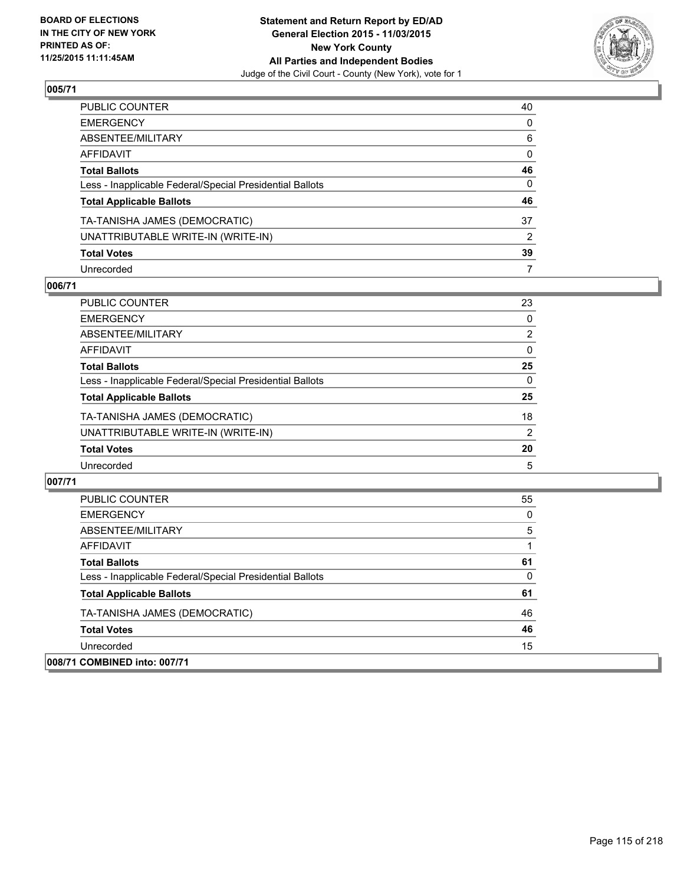BOARD OF ELECTIONS
IN THE CITY OF NEW YORK
PRINTED AS OF:
11/25/2015 11:11:45AM

**Statement and Return Report by ED/AD**
**General Election 2015 - 11/03/2015**
**New York County**
**All Parties and Independent Bodies**
Judge of the Civil Court - County (New York), vote for 1

## 005/71

| | |
|---|---|
| PUBLIC COUNTER | 40 |
| EMERGENCY | 0 |
| ABSENTEE/MILITARY | 6 |
| AFFIDAVIT | 0 |
| **Total Ballots** | **46** |
| Less - Inapplicable Federal/Special Presidential Ballots | 0 |
| **Total Applicable Ballots** | **46** |
| TA-TANISHA JAMES (DEMOCRATIC) | 37 |
| UNATTRIBUTABLE WRITE-IN (WRITE-IN) | 2 |
| **Total Votes** | **39** |
| Unrecorded | 7 |

## 006/71

| | |
|---|---|
| PUBLIC COUNTER | 23 |
| EMERGENCY | 0 |
| ABSENTEE/MILITARY | 2 |
| AFFIDAVIT | 0 |
| **Total Ballots** | **25** |
| Less - Inapplicable Federal/Special Presidential Ballots | 0 |
| **Total Applicable Ballots** | **25** |
| TA-TANISHA JAMES (DEMOCRATIC) | 18 |
| UNATTRIBUTABLE WRITE-IN (WRITE-IN) | 2 |
| **Total Votes** | **20** |
| Unrecorded | 5 |

## 007/71

| | |
|---|---|
| PUBLIC COUNTER | 55 |
| EMERGENCY | 0 |
| ABSENTEE/MILITARY | 5 |
| AFFIDAVIT | 1 |
| **Total Ballots** | **61** |
| Less - Inapplicable Federal/Special Presidential Ballots | 0 |
| **Total Applicable Ballots** | **61** |
| TA-TANISHA JAMES (DEMOCRATIC) | 46 |
| **Total Votes** | **46** |
| Unrecorded | 15 |

## 008/71 COMBINED into: 007/71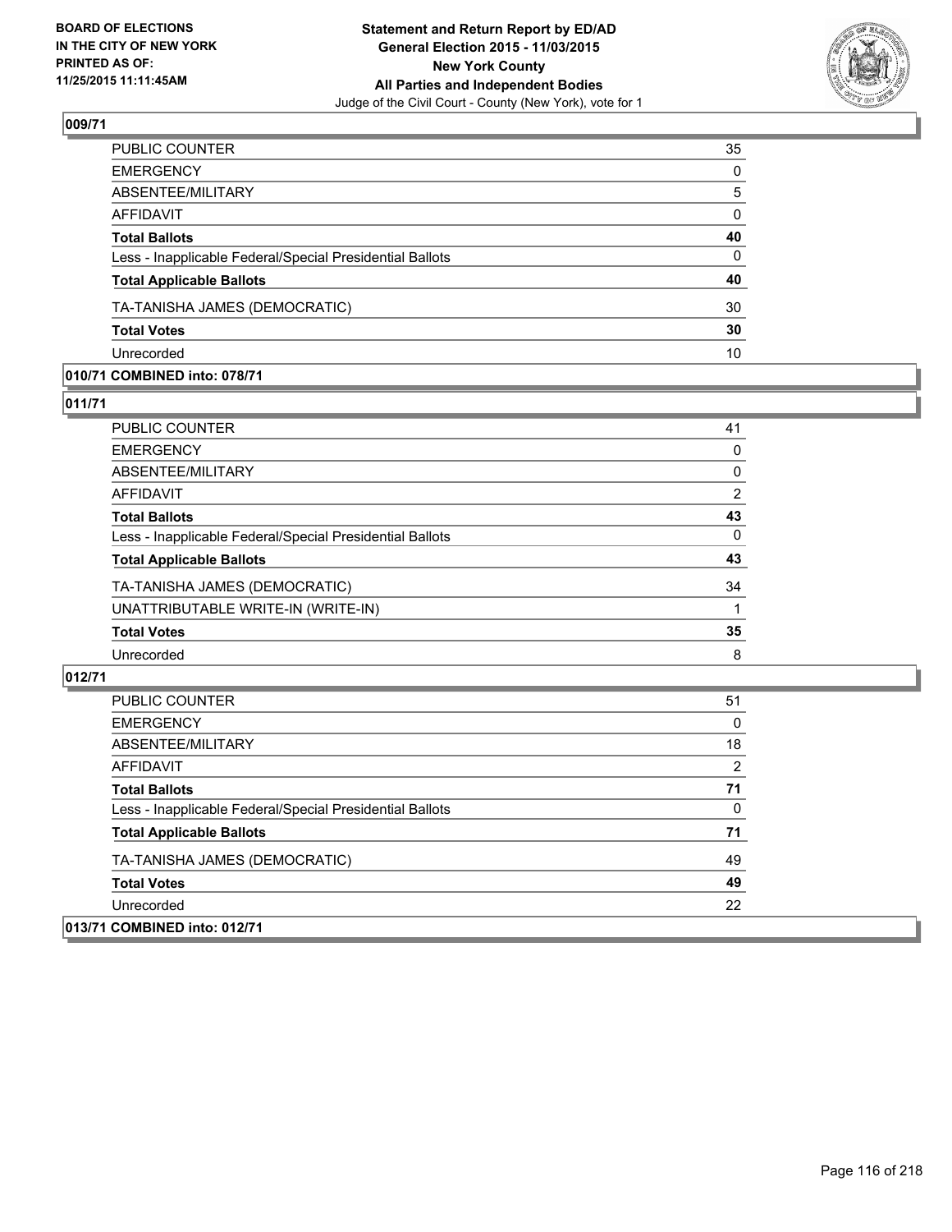**BOARD OF ELECTIONS IN THE CITY OF NEW YORK PRINTED AS OF: 11/25/2015 11:11:45AM**

**Statement and Return Report by ED/AD General Election 2015 - 11/03/2015 New York County All Parties and Independent Bodies**
Judge of the Civil Court - County (New York), vote for 1

## 009/71

| | |
|---|---|
| PUBLIC COUNTER | 35 |
| EMERGENCY | 0 |
| ABSENTEE/MILITARY | 5 |
| AFFIDAVIT | 0 |
| **Total Ballots** | **40** |
| Less - Inapplicable Federal/Special Presidential Ballots | 0 |
| **Total Applicable Ballots** | **40** |
| TA-TANISHA JAMES (DEMOCRATIC) | 30 |
| **Total Votes** | **30** |
| Unrecorded | 10 |

## 010/71 COMBINED into: 078/71

## 011/71

| | |
|---|---|
| PUBLIC COUNTER | 41 |
| EMERGENCY | 0 |
| ABSENTEE/MILITARY | 0 |
| AFFIDAVIT | 2 |
| **Total Ballots** | **43** |
| Less - Inapplicable Federal/Special Presidential Ballots | 0 |
| **Total Applicable Ballots** | **43** |
| TA-TANISHA JAMES (DEMOCRATIC) | 34 |
| UNATTRIBUTABLE WRITE-IN (WRITE-IN) | 1 |
| **Total Votes** | **35** |
| Unrecorded | 8 |

## 012/71

| | |
|---|---|
| PUBLIC COUNTER | 51 |
| EMERGENCY | 0 |
| ABSENTEE/MILITARY | 18 |
| AFFIDAVIT | 2 |
| **Total Ballots** | **71** |
| Less - Inapplicable Federal/Special Presidential Ballots | 0 |
| **Total Applicable Ballots** | **71** |
| TA-TANISHA JAMES (DEMOCRATIC) | 49 |
| **Total Votes** | **49** |
| Unrecorded | 22 |

## 013/71 COMBINED into: 012/71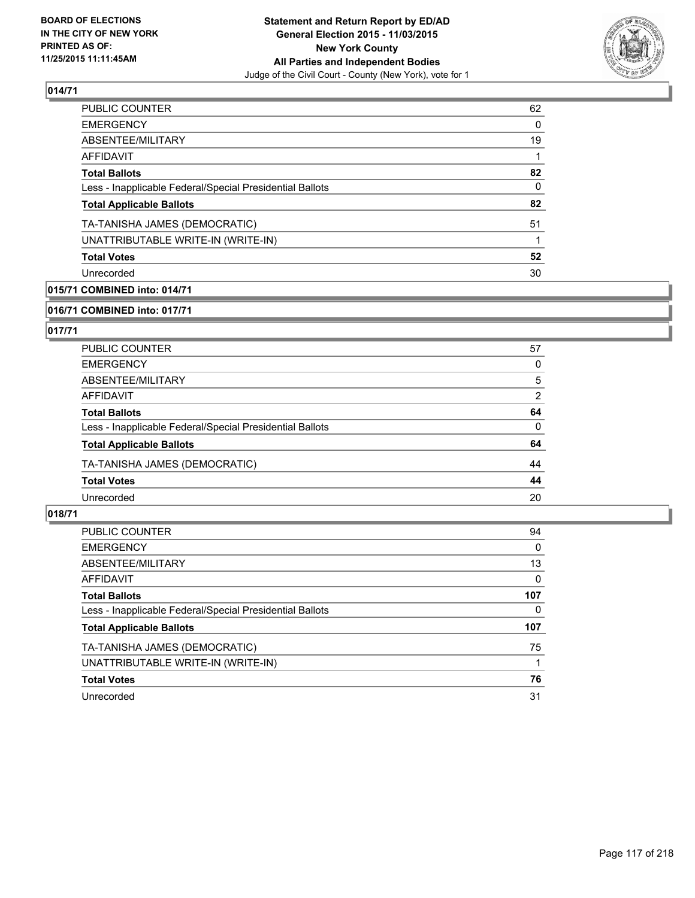**BOARD OF ELECTIONS IN THE CITY OF NEW YORK PRINTED AS OF: 11/25/2015 11:11:45AM**

**Statement and Return Report by ED/AD General Election 2015 - 11/03/2015 New York County All Parties and Independent Bodies**
Judge of the Civil Court - County (New York), vote for 1

## 014/71

| | |
|---|---|
| PUBLIC COUNTER | 62 |
| EMERGENCY | 0 |
| ABSENTEE/MILITARY | 19 |
| AFFIDAVIT | 1 |
| **Total Ballots** | **82** |
| Less - Inapplicable Federal/Special Presidential Ballots | 0 |
| **Total Applicable Ballots** | **82** |
| TA-TANISHA JAMES (DEMOCRATIC) | 51 |
| UNATTRIBUTABLE WRITE-IN (WRITE-IN) | 1 |
| **Total Votes** | **52** |
| Unrecorded | 30 |

## 015/71 COMBINED into: 014/71

## 016/71 COMBINED into: 017/71

## 017/71

| | |
|---|---|
| PUBLIC COUNTER | 57 |
| EMERGENCY | 0 |
| ABSENTEE/MILITARY | 5 |
| AFFIDAVIT | 2 |
| **Total Ballots** | **64** |
| Less - Inapplicable Federal/Special Presidential Ballots | 0 |
| **Total Applicable Ballots** | **64** |
| TA-TANISHA JAMES (DEMOCRATIC) | 44 |
| **Total Votes** | **44** |
| Unrecorded | 20 |

## 018/71

| | |
|---|---|
| PUBLIC COUNTER | 94 |
| EMERGENCY | 0 |
| ABSENTEE/MILITARY | 13 |
| AFFIDAVIT | 0 |
| **Total Ballots** | **107** |
| Less - Inapplicable Federal/Special Presidential Ballots | 0 |
| **Total Applicable Ballots** | **107** |
| TA-TANISHA JAMES (DEMOCRATIC) | 75 |
| UNATTRIBUTABLE WRITE-IN (WRITE-IN) | 1 |
| **Total Votes** | **76** |
| Unrecorded | 31 |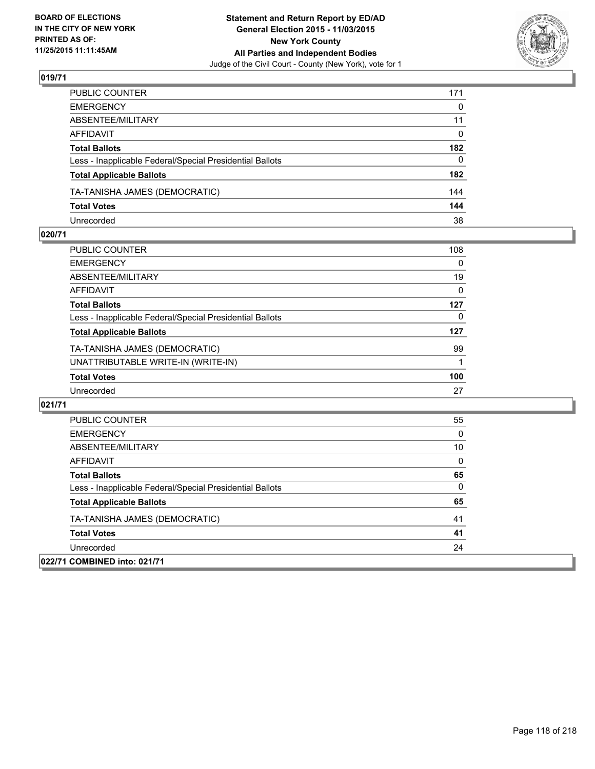**BOARD OF ELECTIONS IN THE CITY OF NEW YORK PRINTED AS OF: 11/25/2015 11:11:45AM**

**Statement and Return Report by ED/AD General Election 2015 - 11/03/2015 New York County All Parties and Independent Bodies**

Judge of the Civil Court - County (New York), vote for 1

## 019/71

| | |
|---|---|
| PUBLIC COUNTER | 171 |
| EMERGENCY | 0 |
| ABSENTEE/MILITARY | 11 |
| AFFIDAVIT | 0 |
| **Total Ballots** | **182** |
| Less - Inapplicable Federal/Special Presidential Ballots | 0 |
| **Total Applicable Ballots** | **182** |
| TA-TANISHA JAMES (DEMOCRATIC) | 144 |
| **Total Votes** | **144** |
| Unrecorded | 38 |

## 020/71

| | |
|---|---|
| PUBLIC COUNTER | 108 |
| EMERGENCY | 0 |
| ABSENTEE/MILITARY | 19 |
| AFFIDAVIT | 0 |
| **Total Ballots** | **127** |
| Less - Inapplicable Federal/Special Presidential Ballots | 0 |
| **Total Applicable Ballots** | **127** |
| TA-TANISHA JAMES (DEMOCRATIC) | 99 |
| UNATTRIBUTABLE WRITE-IN (WRITE-IN) | 1 |
| **Total Votes** | **100** |
| Unrecorded | 27 |

## 021/71

| | |
|---|---|
| PUBLIC COUNTER | 55 |
| EMERGENCY | 0 |
| ABSENTEE/MILITARY | 10 |
| AFFIDAVIT | 0 |
| **Total Ballots** | **65** |
| Less - Inapplicable Federal/Special Presidential Ballots | 0 |
| **Total Applicable Ballots** | **65** |
| TA-TANISHA JAMES (DEMOCRATIC) | 41 |
| **Total Votes** | **41** |
| Unrecorded | 24 |

## 022/71 COMBINED into: 021/71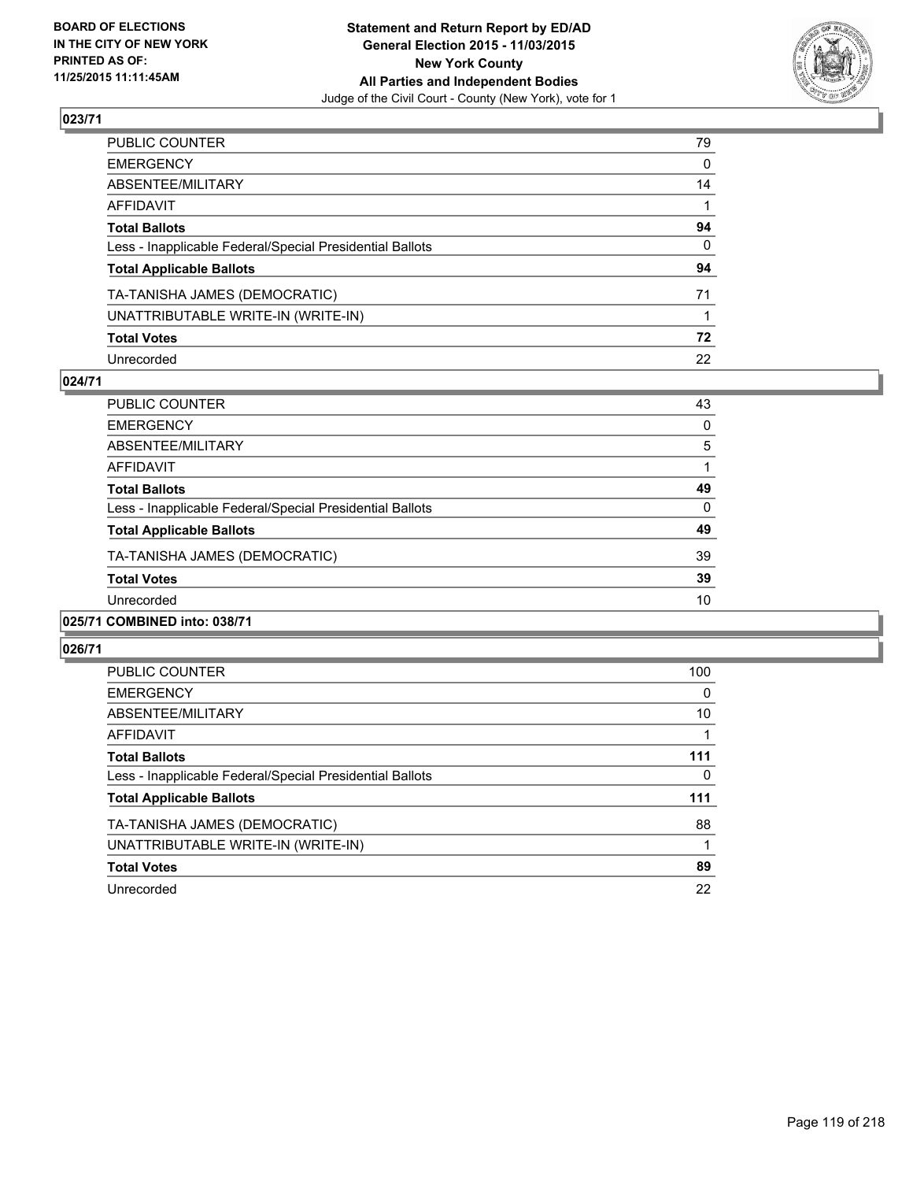**BOARD OF ELECTIONS IN THE CITY OF NEW YORK PRINTED AS OF: 11/25/2015 11:11:45AM**

**Statement and Return Report by ED/AD General Election 2015 - 11/03/2015 New York County All Parties and Independent Bodies**
Judge of the Civil Court - County (New York), vote for 1

## 023/71

| | |
|---|---|
| PUBLIC COUNTER | 79 |
| EMERGENCY | 0 |
| ABSENTEE/MILITARY | 14 |
| AFFIDAVIT | 1 |
| **Total Ballots** | **94** |
| Less - Inapplicable Federal/Special Presidential Ballots | 0 |
| **Total Applicable Ballots** | **94** |
| TA-TANISHA JAMES (DEMOCRATIC) | 71 |
| UNATTRIBUTABLE WRITE-IN (WRITE-IN) | 1 |
| **Total Votes** | **72** |
| Unrecorded | 22 |

## 024/71

| | |
|---|---|
| PUBLIC COUNTER | 43 |
| EMERGENCY | 0 |
| ABSENTEE/MILITARY | 5 |
| AFFIDAVIT | 1 |
| **Total Ballots** | **49** |
| Less - Inapplicable Federal/Special Presidential Ballots | 0 |
| **Total Applicable Ballots** | **49** |
| TA-TANISHA JAMES (DEMOCRATIC) | 39 |
| **Total Votes** | **39** |
| Unrecorded | 10 |

## 025/71 COMBINED into: 038/71

## 026/71

| | |
|---|---|
| PUBLIC COUNTER | 100 |
| EMERGENCY | 0 |
| ABSENTEE/MILITARY | 10 |
| AFFIDAVIT | 1 |
| **Total Ballots** | **111** |
| Less - Inapplicable Federal/Special Presidential Ballots | 0 |
| **Total Applicable Ballots** | **111** |
| TA-TANISHA JAMES (DEMOCRATIC) | 88 |
| UNATTRIBUTABLE WRITE-IN (WRITE-IN) | 1 |
| **Total Votes** | **89** |
| Unrecorded | 22 |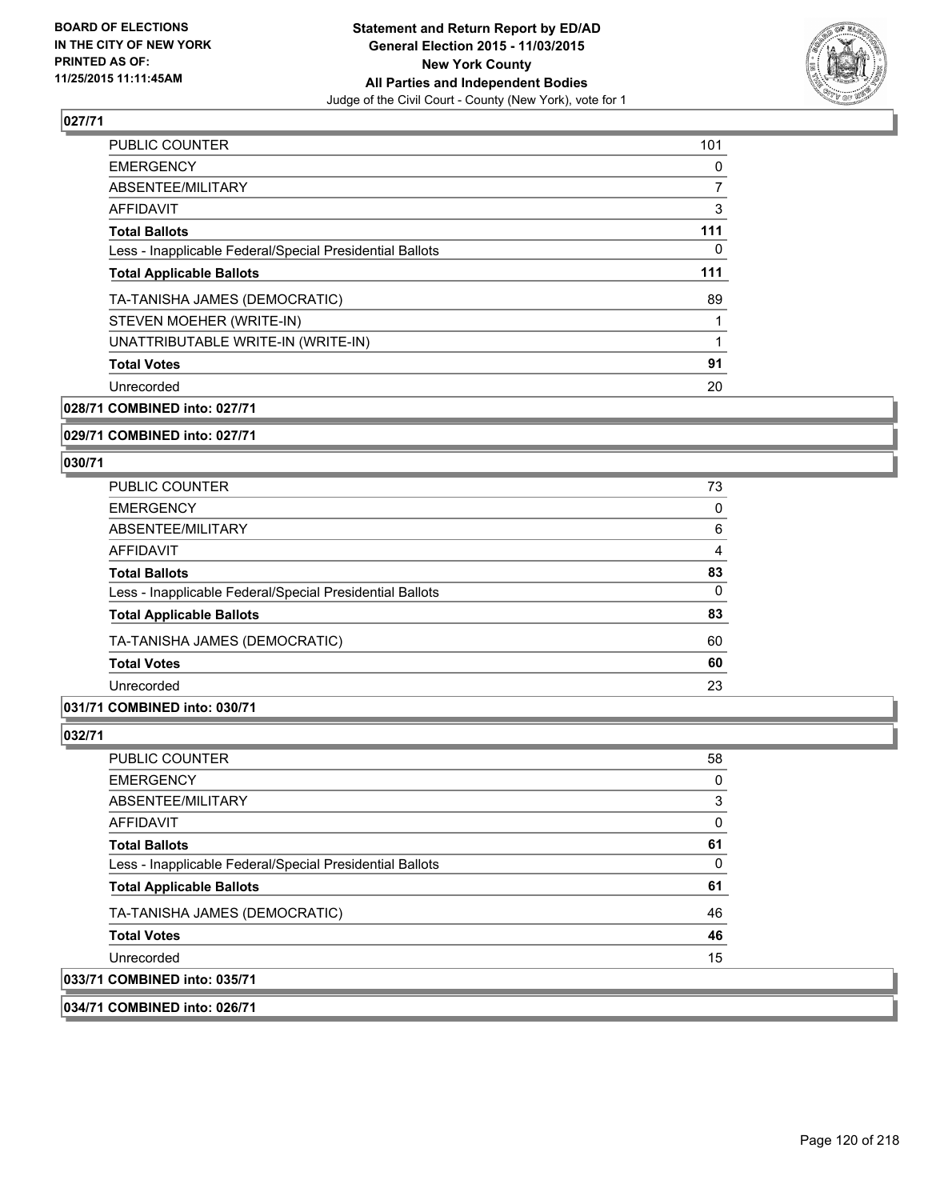## 027/71

| | |
|---|---|
| PUBLIC COUNTER | 101 |
| EMERGENCY | 0 |
| ABSENTEE/MILITARY | 7 |
| AFFIDAVIT | 3 |
| **Total Ballots** | **111** |
| Less - Inapplicable Federal/Special Presidential Ballots | 0 |
| **Total Applicable Ballots** | **111** |
| TA-TANISHA JAMES (DEMOCRATIC) | 89 |
| STEVEN MOEHER (WRITE-IN) | 1 |
| UNATTRIBUTABLE WRITE-IN (WRITE-IN) | 1 |
| **Total Votes** | **91** |
| Unrecorded | 20 |

## 028/71 COMBINED into: 027/71

## 029/71 COMBINED into: 027/71

## 030/71

| | |
|---|---|
| PUBLIC COUNTER | 73 |
| EMERGENCY | 0 |
| ABSENTEE/MILITARY | 6 |
| AFFIDAVIT | 4 |
| **Total Ballots** | **83** |
| Less - Inapplicable Federal/Special Presidential Ballots | 0 |
| **Total Applicable Ballots** | **83** |
| TA-TANISHA JAMES (DEMOCRATIC) | 60 |
| **Total Votes** | **60** |
| Unrecorded | 23 |

## 031/71 COMBINED into: 030/71

## 032/71

| | |
|---|---|
| PUBLIC COUNTER | 58 |
| EMERGENCY | 0 |
| ABSENTEE/MILITARY | 3 |
| AFFIDAVIT | 0 |
| **Total Ballots** | **61** |
| Less - Inapplicable Federal/Special Presidential Ballots | 0 |
| **Total Applicable Ballots** | **61** |
| TA-TANISHA JAMES (DEMOCRATIC) | 46 |
| **Total Votes** | **46** |
| Unrecorded | 15 |

## 033/71 COMBINED into: 035/71

## 034/71 COMBINED into: 026/71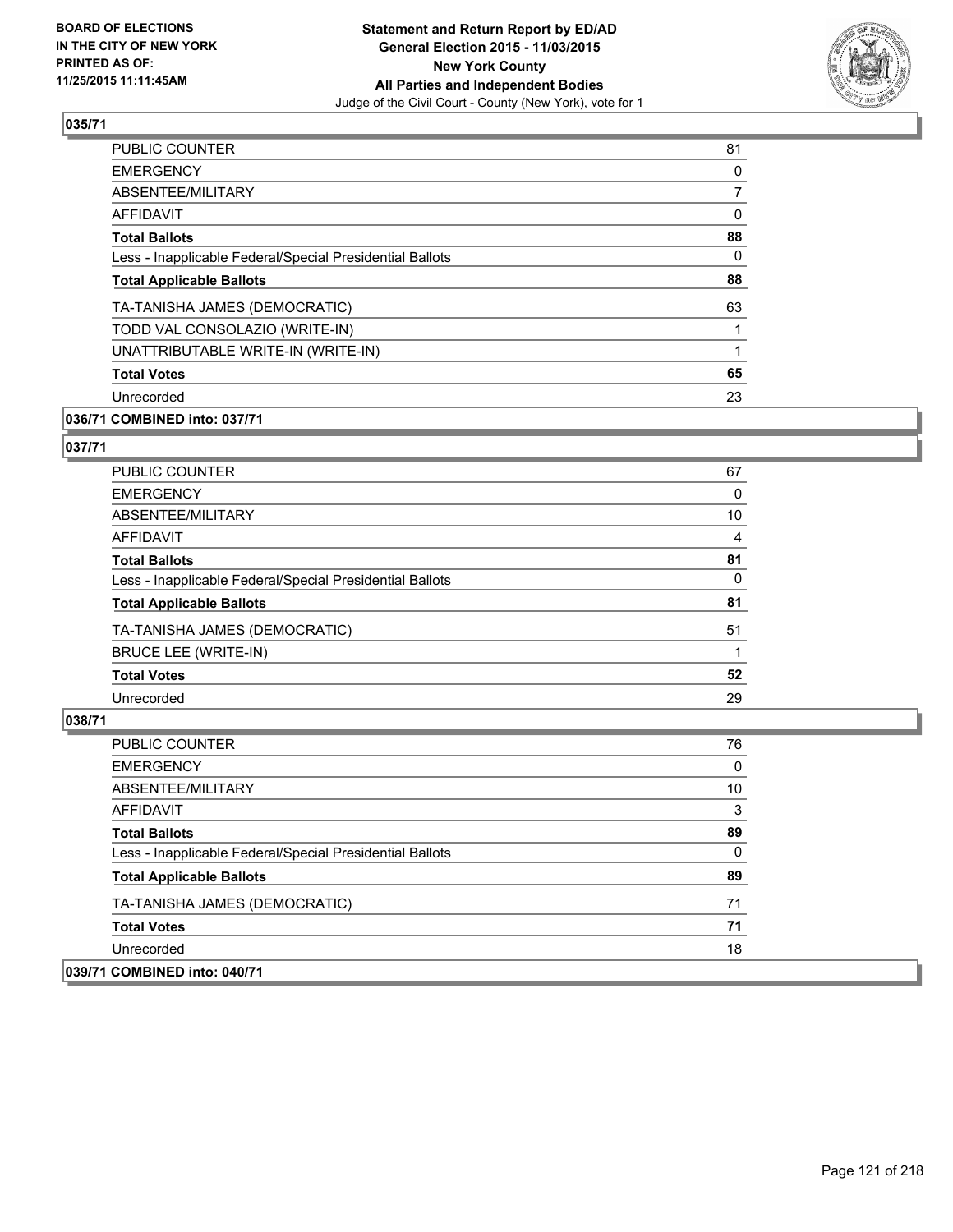**BOARD OF ELECTIONS IN THE CITY OF NEW YORK PRINTED AS OF: 11/25/2015 11:11:45AM**

**Statement and Return Report by ED/AD General Election 2015 - 11/03/2015 New York County All Parties and Independent Bodies**
Judge of the Civil Court - County (New York), vote for 1

## 035/71

| | |
|---|---|
| PUBLIC COUNTER | 81 |
| EMERGENCY | 0 |
| ABSENTEE/MILITARY | 7 |
| AFFIDAVIT | 0 |
| **Total Ballots** | **88** |
| Less - Inapplicable Federal/Special Presidential Ballots | 0 |
| **Total Applicable Ballots** | **88** |
| TA-TANISHA JAMES (DEMOCRATIC) | 63 |
| TODD VAL CONSOLAZIO (WRITE-IN) | 1 |
| UNATTRIBUTABLE WRITE-IN (WRITE-IN) | 1 |
| **Total Votes** | **65** |
| Unrecorded | 23 |

## 036/71 COMBINED into: 037/71

## 037/71

| | |
|---|---|
| PUBLIC COUNTER | 67 |
| EMERGENCY | 0 |
| ABSENTEE/MILITARY | 10 |
| AFFIDAVIT | 4 |
| **Total Ballots** | **81** |
| Less - Inapplicable Federal/Special Presidential Ballots | 0 |
| **Total Applicable Ballots** | **81** |
| TA-TANISHA JAMES (DEMOCRATIC) | 51 |
| BRUCE LEE (WRITE-IN) | 1 |
| **Total Votes** | **52** |
| Unrecorded | 29 |

## 038/71

| | |
|---|---|
| PUBLIC COUNTER | 76 |
| EMERGENCY | 0 |
| ABSENTEE/MILITARY | 10 |
| AFFIDAVIT | 3 |
| **Total Ballots** | **89** |
| Less - Inapplicable Federal/Special Presidential Ballots | 0 |
| **Total Applicable Ballots** | **89** |
| TA-TANISHA JAMES (DEMOCRATIC) | 71 |
| **Total Votes** | **71** |
| Unrecorded | 18 |

## 039/71 COMBINED into: 040/71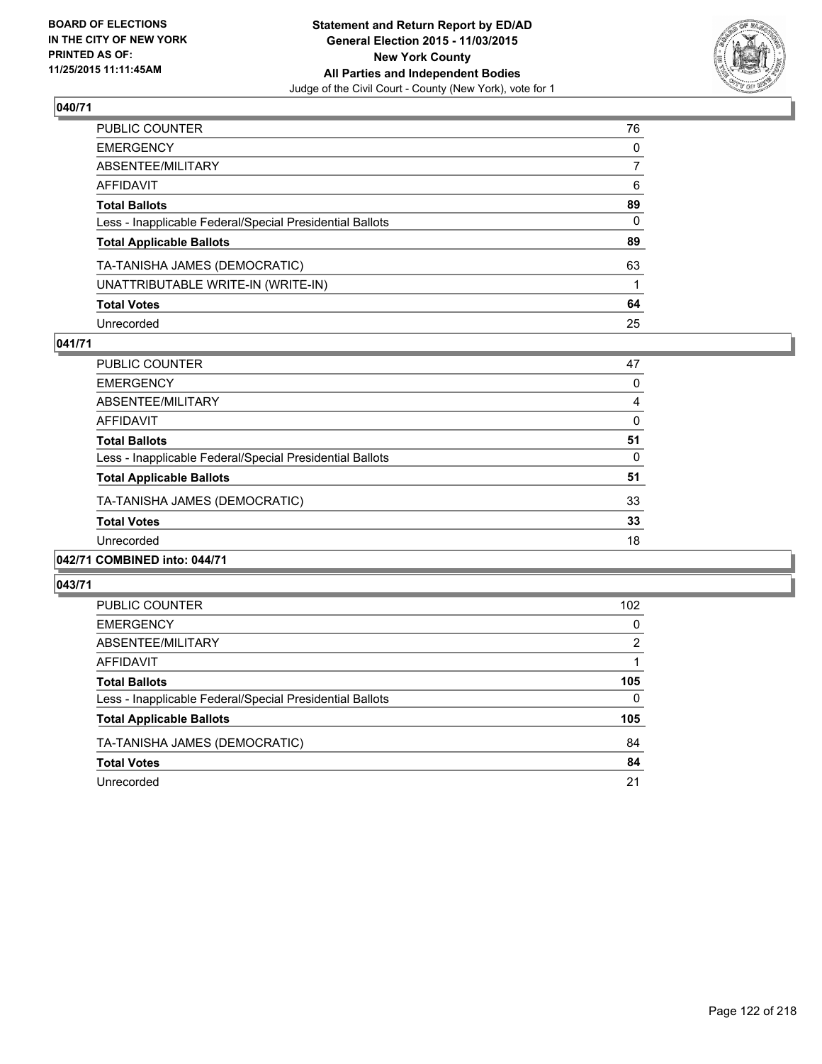**BOARD OF ELECTIONS IN THE CITY OF NEW YORK PRINTED AS OF: 11/25/2015 11:11:45AM**

**Statement and Return Report by ED/AD General Election 2015 - 11/03/2015 New York County All Parties and Independent Bodies**

Judge of the Civil Court - County (New York), vote for 1

## 040/71

| | |
|---|---|
| PUBLIC COUNTER | 76 |
| EMERGENCY | 0 |
| ABSENTEE/MILITARY | 7 |
| AFFIDAVIT | 6 |
| **Total Ballots** | **89** |
| Less - Inapplicable Federal/Special Presidential Ballots | 0 |
| **Total Applicable Ballots** | **89** |
| TA-TANISHA JAMES (DEMOCRATIC) | 63 |
| UNATTRIBUTABLE WRITE-IN (WRITE-IN) | 1 |
| **Total Votes** | **64** |
| Unrecorded | 25 |

## 041/71

| | |
|---|---|
| PUBLIC COUNTER | 47 |
| EMERGENCY | 0 |
| ABSENTEE/MILITARY | 4 |
| AFFIDAVIT | 0 |
| **Total Ballots** | **51** |
| Less - Inapplicable Federal/Special Presidential Ballots | 0 |
| **Total Applicable Ballots** | **51** |
| TA-TANISHA JAMES (DEMOCRATIC) | 33 |
| **Total Votes** | **33** |
| Unrecorded | 18 |

## 042/71 COMBINED into: 044/71

## 043/71

| | |
|---|---|
| PUBLIC COUNTER | 102 |
| EMERGENCY | 0 |
| ABSENTEE/MILITARY | 2 |
| AFFIDAVIT | 1 |
| **Total Ballots** | **105** |
| Less - Inapplicable Federal/Special Presidential Ballots | 0 |
| **Total Applicable Ballots** | **105** |
| TA-TANISHA JAMES (DEMOCRATIC) | 84 |
| **Total Votes** | **84** |
| Unrecorded | 21 |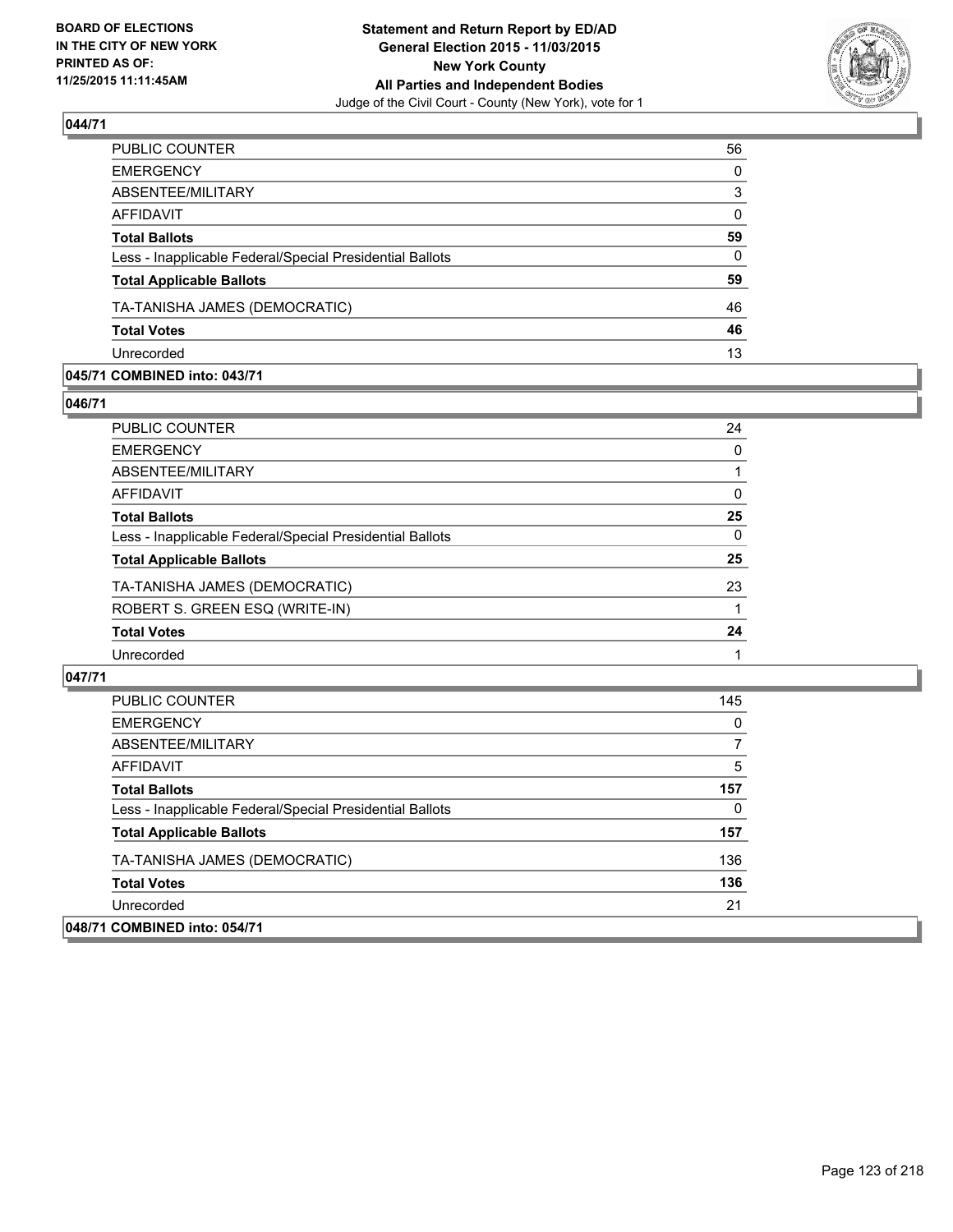**BOARD OF ELECTIONS IN THE CITY OF NEW YORK PRINTED AS OF: 11/25/2015 11:11:45AM**

**Statement and Return Report by ED/AD General Election 2015 - 11/03/2015 New York County All Parties and Independent Bodies**
Judge of the Civil Court - County (New York), vote for 1

### 044/71

| | |
|---|---|
| PUBLIC COUNTER | 56 |
| EMERGENCY | 0 |
| ABSENTEE/MILITARY | 3 |
| AFFIDAVIT | 0 |
| **Total Ballots** | **59** |
| Less - Inapplicable Federal/Special Presidential Ballots | 0 |
| **Total Applicable Ballots** | **59** |
| TA-TANISHA JAMES (DEMOCRATIC) | 46 |
| **Total Votes** | **46** |
| Unrecorded | 13 |

### 045/71 COMBINED into: 043/71

### 046/71

| | |
|---|---|
| PUBLIC COUNTER | 24 |
| EMERGENCY | 0 |
| ABSENTEE/MILITARY | 1 |
| AFFIDAVIT | 0 |
| **Total Ballots** | **25** |
| Less - Inapplicable Federal/Special Presidential Ballots | 0 |
| **Total Applicable Ballots** | **25** |
| TA-TANISHA JAMES (DEMOCRATIC) | 23 |
| ROBERT S. GREEN ESQ (WRITE-IN) | 1 |
| **Total Votes** | **24** |
| Unrecorded | 1 |

### 047/71

| | |
|---|---|
| PUBLIC COUNTER | 145 |
| EMERGENCY | 0 |
| ABSENTEE/MILITARY | 7 |
| AFFIDAVIT | 5 |
| **Total Ballots** | **157** |
| Less - Inapplicable Federal/Special Presidential Ballots | 0 |
| **Total Applicable Ballots** | **157** |
| TA-TANISHA JAMES (DEMOCRATIC) | 136 |
| **Total Votes** | **136** |
| Unrecorded | 21 |

### 048/71 COMBINED into: 054/71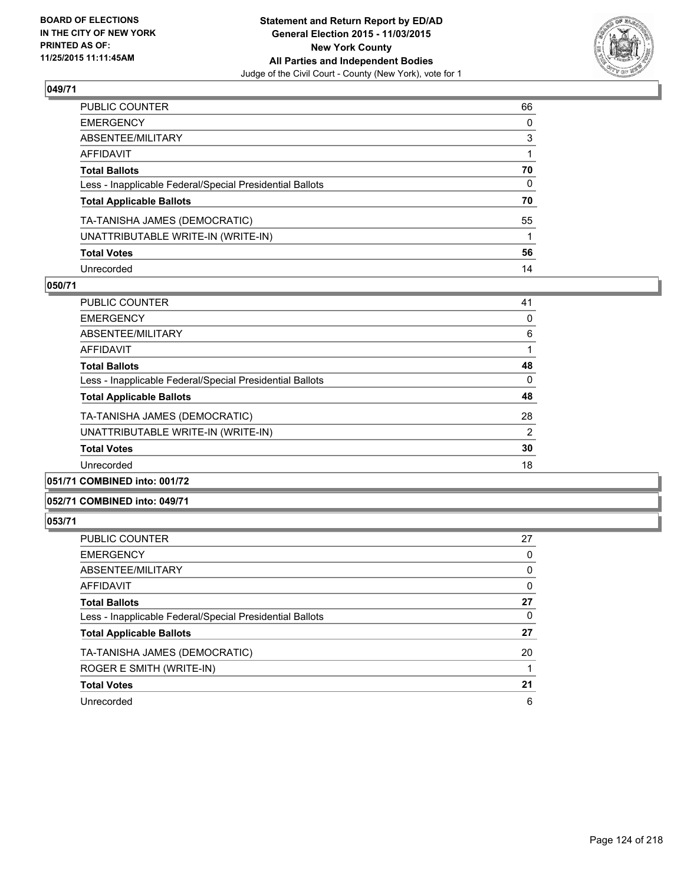**Statement and Return Report by ED/AD**
**General Election 2015 - 11/03/2015**
**New York County**
**All Parties and Independent Bodies**
Judge of the Civil Court - County (New York), vote for 1

BOARD OF ELECTIONS
IN THE CITY OF NEW YORK
PRINTED AS OF:
11/25/2015 11:11:45AM

### 049/71

| | |
|---|---|
| PUBLIC COUNTER | 66 |
| EMERGENCY | 0 |
| ABSENTEE/MILITARY | 3 |
| AFFIDAVIT | 1 |
| **Total Ballots** | **70** |
| Less - Inapplicable Federal/Special Presidential Ballots | 0 |
| **Total Applicable Ballots** | **70** |
| TA-TANISHA JAMES (DEMOCRATIC) | 55 |
| UNATTRIBUTABLE WRITE-IN (WRITE-IN) | 1 |
| **Total Votes** | **56** |
| Unrecorded | 14 |

### 050/71

| | |
|---|---|
| PUBLIC COUNTER | 41 |
| EMERGENCY | 0 |
| ABSENTEE/MILITARY | 6 |
| AFFIDAVIT | 1 |
| **Total Ballots** | **48** |
| Less - Inapplicable Federal/Special Presidential Ballots | 0 |
| **Total Applicable Ballots** | **48** |
| TA-TANISHA JAMES (DEMOCRATIC) | 28 |
| UNATTRIBUTABLE WRITE-IN (WRITE-IN) | 2 |
| **Total Votes** | **30** |
| Unrecorded | 18 |

### 051/71 COMBINED into: 001/72

### 052/71 COMBINED into: 049/71

### 053/71

| | |
|---|---|
| PUBLIC COUNTER | 27 |
| EMERGENCY | 0 |
| ABSENTEE/MILITARY | 0 |
| AFFIDAVIT | 0 |
| **Total Ballots** | **27** |
| Less - Inapplicable Federal/Special Presidential Ballots | 0 |
| **Total Applicable Ballots** | **27** |
| TA-TANISHA JAMES (DEMOCRATIC) | 20 |
| ROGER E SMITH (WRITE-IN) | 1 |
| **Total Votes** | **21** |
| Unrecorded | 6 |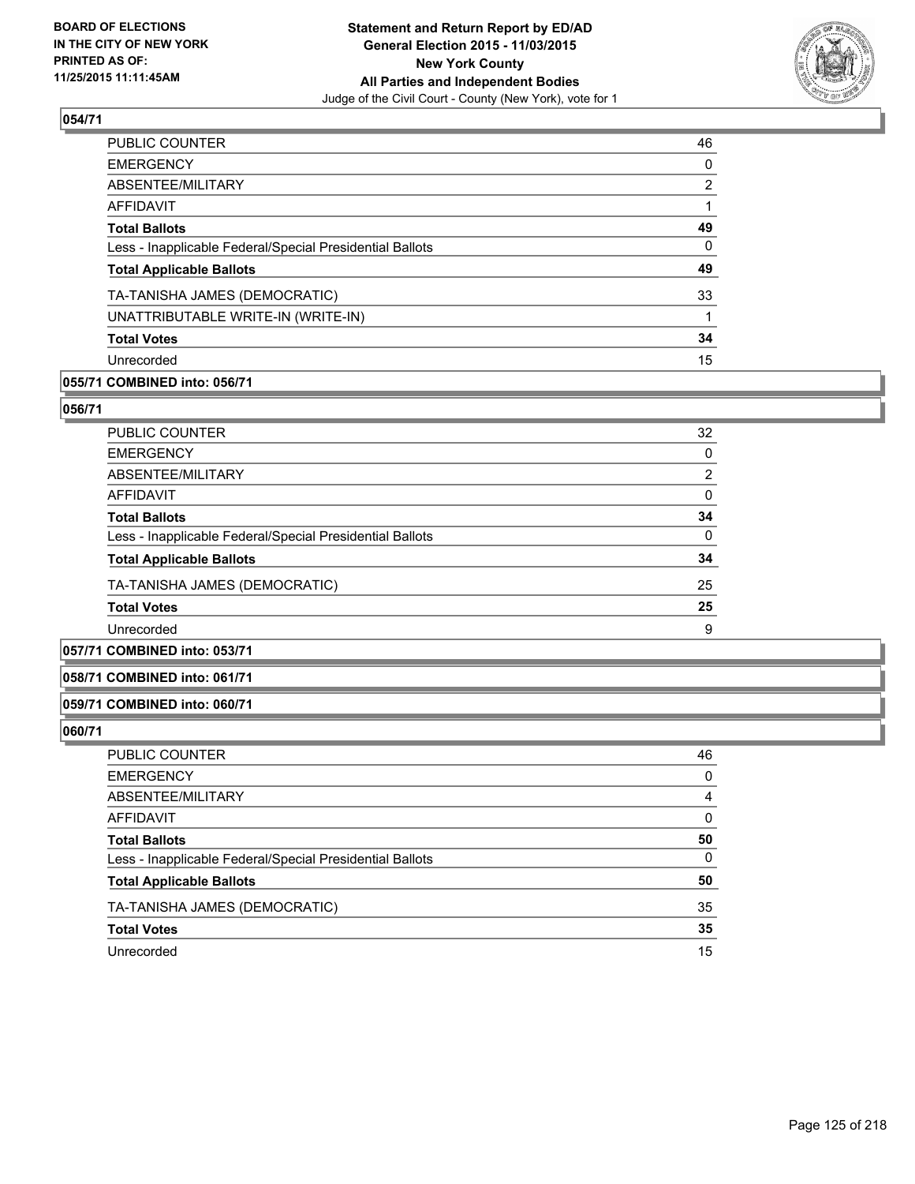**Statement and Return Report by ED/AD**
**General Election 2015 - 11/03/2015**
**New York County**
**All Parties and Independent Bodies**
Judge of the Civil Court - County (New York), vote for 1

BOARD OF ELECTIONS
IN THE CITY OF NEW YORK
PRINTED AS OF:
11/25/2015 11:11:45AM

### 054/71

| | |
|---|---|
| PUBLIC COUNTER | 46 |
| EMERGENCY | 0 |
| ABSENTEE/MILITARY | 2 |
| AFFIDAVIT | 1 |
| **Total Ballots** | **49** |
| Less - Inapplicable Federal/Special Presidential Ballots | 0 |
| **Total Applicable Ballots** | **49** |
| TA-TANISHA JAMES (DEMOCRATIC) | 33 |
| UNATTRIBUTABLE WRITE-IN (WRITE-IN) | 1 |
| **Total Votes** | **34** |
| Unrecorded | 15 |

### 055/71 COMBINED into: 056/71

### 056/71

| | |
|---|---|
| PUBLIC COUNTER | 32 |
| EMERGENCY | 0 |
| ABSENTEE/MILITARY | 2 |
| AFFIDAVIT | 0 |
| **Total Ballots** | **34** |
| Less - Inapplicable Federal/Special Presidential Ballots | 0 |
| **Total Applicable Ballots** | **34** |
| TA-TANISHA JAMES (DEMOCRATIC) | 25 |
| **Total Votes** | **25** |
| Unrecorded | 9 |

### 057/71 COMBINED into: 053/71

### 058/71 COMBINED into: 061/71

### 059/71 COMBINED into: 060/71

### 060/71

| | |
|---|---|
| PUBLIC COUNTER | 46 |
| EMERGENCY | 0 |
| ABSENTEE/MILITARY | 4 |
| AFFIDAVIT | 0 |
| **Total Ballots** | **50** |
| Less - Inapplicable Federal/Special Presidential Ballots | 0 |
| **Total Applicable Ballots** | **50** |
| TA-TANISHA JAMES (DEMOCRATIC) | 35 |
| **Total Votes** | **35** |
| Unrecorded | 15 |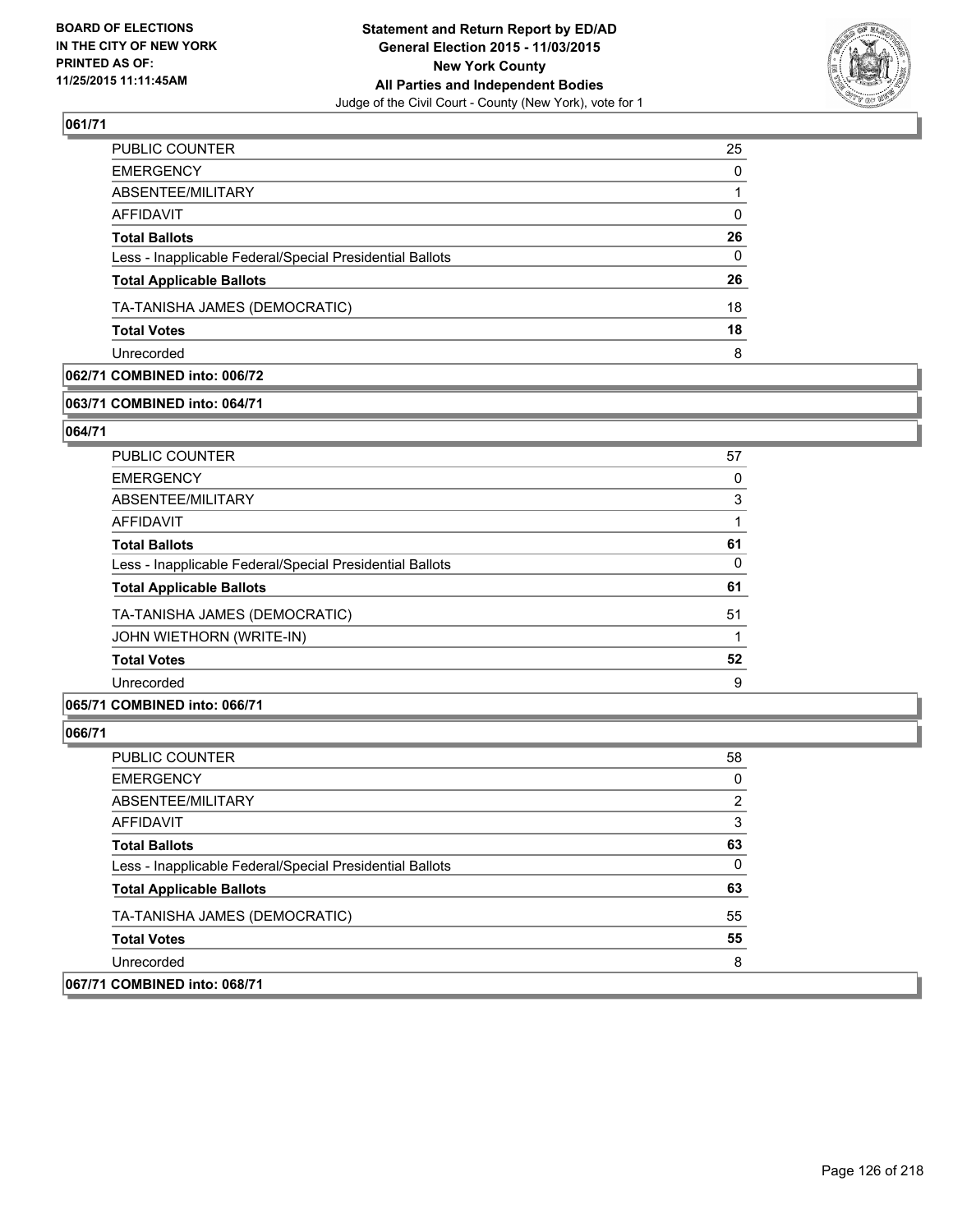## 061/71

| | |
|---|---|
| PUBLIC COUNTER | 25 |
| EMERGENCY | 0 |
| ABSENTEE/MILITARY | 1 |
| AFFIDAVIT | 0 |
| **Total Ballots** | **26** |
| Less - Inapplicable Federal/Special Presidential Ballots | 0 |
| **Total Applicable Ballots** | **26** |
| TA-TANISHA JAMES (DEMOCRATIC) | 18 |
| **Total Votes** | **18** |
| Unrecorded | 8 |

## 062/71 COMBINED into: 006/72

## 063/71 COMBINED into: 064/71

## 064/71

| | |
|---|---|
| PUBLIC COUNTER | 57 |
| EMERGENCY | 0 |
| ABSENTEE/MILITARY | 3 |
| AFFIDAVIT | 1 |
| **Total Ballots** | **61** |
| Less - Inapplicable Federal/Special Presidential Ballots | 0 |
| **Total Applicable Ballots** | **61** |
| TA-TANISHA JAMES (DEMOCRATIC) | 51 |
| JOHN WIETHORN (WRITE-IN) | 1 |
| **Total Votes** | **52** |
| Unrecorded | 9 |

## 065/71 COMBINED into: 066/71

## 066/71

| | |
|---|---|
| PUBLIC COUNTER | 58 |
| EMERGENCY | 0 |
| ABSENTEE/MILITARY | 2 |
| AFFIDAVIT | 3 |
| **Total Ballots** | **63** |
| Less - Inapplicable Federal/Special Presidential Ballots | 0 |
| **Total Applicable Ballots** | **63** |
| TA-TANISHA JAMES (DEMOCRATIC) | 55 |
| **Total Votes** | **55** |
| Unrecorded | 8 |

## 067/71 COMBINED into: 068/71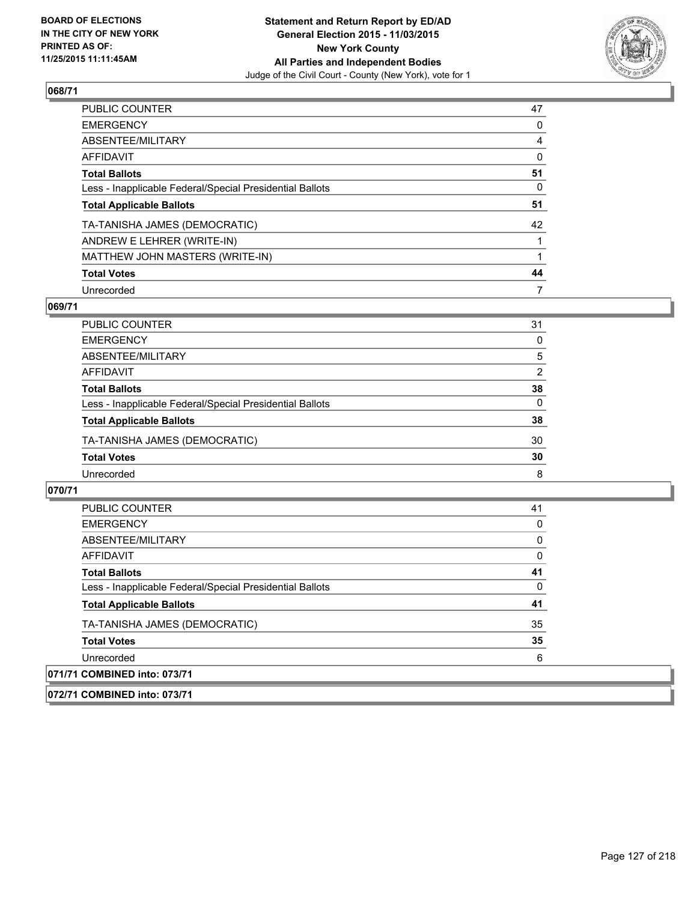## 068/71

| | |
|---|---|
| PUBLIC COUNTER | 47 |
| EMERGENCY | 0 |
| ABSENTEE/MILITARY | 4 |
| AFFIDAVIT | 0 |
| **Total Ballots** | **51** |
| Less - Inapplicable Federal/Special Presidential Ballots | 0 |
| **Total Applicable Ballots** | **51** |
| TA-TANISHA JAMES (DEMOCRATIC) | 42 |
| ANDREW E LEHRER (WRITE-IN) | 1 |
| MATTHEW JOHN MASTERS (WRITE-IN) | 1 |
| **Total Votes** | **44** |
| Unrecorded | 7 |

## 069/71

| | |
|---|---|
| PUBLIC COUNTER | 31 |
| EMERGENCY | 0 |
| ABSENTEE/MILITARY | 5 |
| AFFIDAVIT | 2 |
| **Total Ballots** | **38** |
| Less - Inapplicable Federal/Special Presidential Ballots | 0 |
| **Total Applicable Ballots** | **38** |
| TA-TANISHA JAMES (DEMOCRATIC) | 30 |
| **Total Votes** | **30** |
| Unrecorded | 8 |

## 070/71

| | |
|---|---|
| PUBLIC COUNTER | 41 |
| EMERGENCY | 0 |
| ABSENTEE/MILITARY | 0 |
| AFFIDAVIT | 0 |
| **Total Ballots** | **41** |
| Less - Inapplicable Federal/Special Presidential Ballots | 0 |
| **Total Applicable Ballots** | **41** |
| TA-TANISHA JAMES (DEMOCRATIC) | 35 |
| **Total Votes** | **35** |
| Unrecorded | 6 |

## 071/71 COMBINED into: 073/71

## 072/71 COMBINED into: 073/71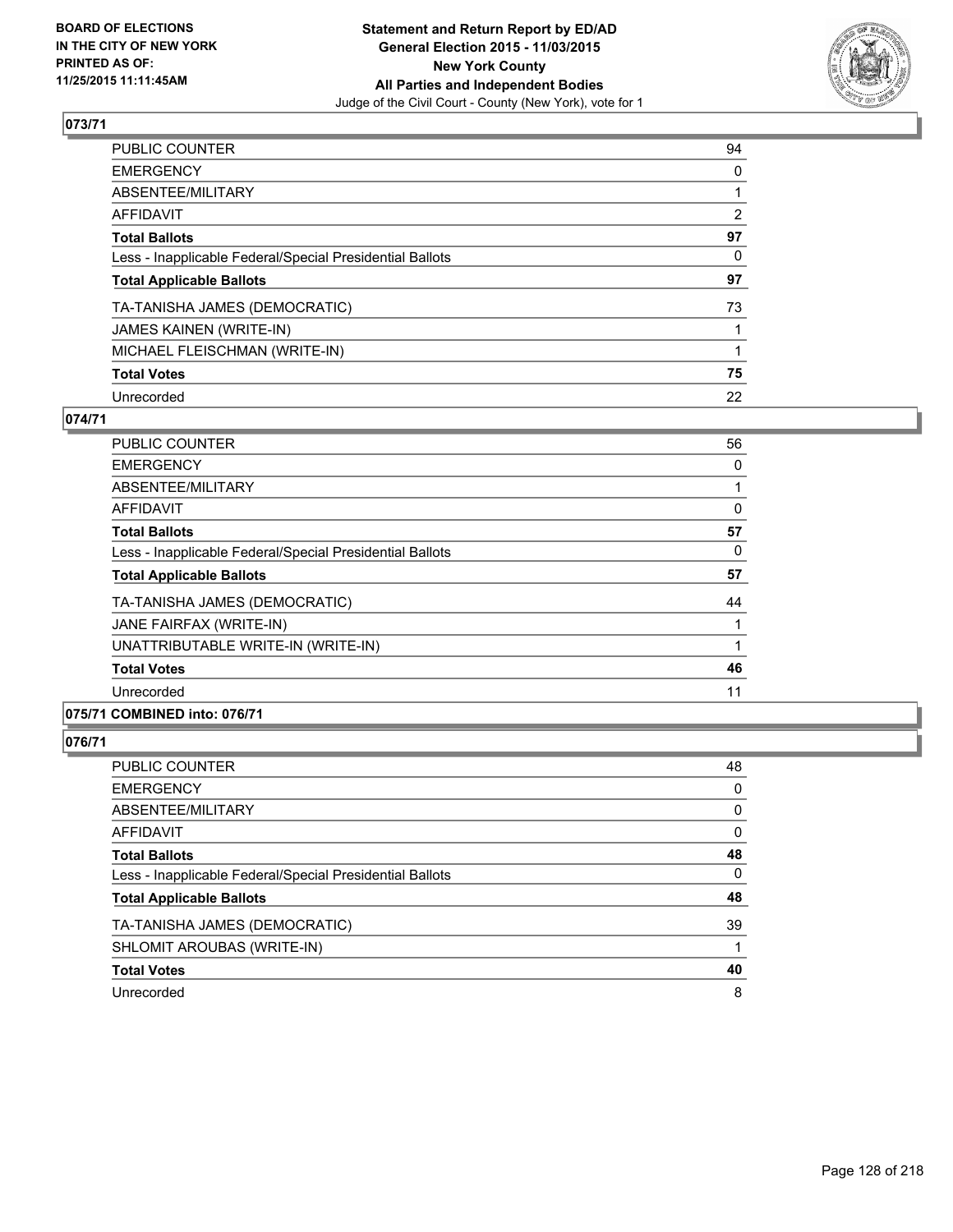**BOARD OF ELECTIONS IN THE CITY OF NEW YORK PRINTED AS OF: 11/25/2015 11:11:45AM**

**Statement and Return Report by ED/AD General Election 2015 - 11/03/2015 New York County All Parties and Independent Bodies**

Judge of the Civil Court - County (New York), vote for 1

## 073/71

| | |
|---|---|
| PUBLIC COUNTER | 94 |
| EMERGENCY | 0 |
| ABSENTEE/MILITARY | 1 |
| AFFIDAVIT | 2 |
| **Total Ballots** | **97** |
| Less - Inapplicable Federal/Special Presidential Ballots | 0 |
| **Total Applicable Ballots** | **97** |
| TA-TANISHA JAMES (DEMOCRATIC) | 73 |
| JAMES KAINEN (WRITE-IN) | 1 |
| MICHAEL FLEISCHMAN (WRITE-IN) | 1 |
| **Total Votes** | **75** |
| Unrecorded | 22 |

## 074/71

| | |
|---|---|
| PUBLIC COUNTER | 56 |
| EMERGENCY | 0 |
| ABSENTEE/MILITARY | 1 |
| AFFIDAVIT | 0 |
| **Total Ballots** | **57** |
| Less - Inapplicable Federal/Special Presidential Ballots | 0 |
| **Total Applicable Ballots** | **57** |
| TA-TANISHA JAMES (DEMOCRATIC) | 44 |
| JANE FAIRFAX (WRITE-IN) | 1 |
| UNATTRIBUTABLE WRITE-IN (WRITE-IN) | 1 |
| **Total Votes** | **46** |
| Unrecorded | 11 |

## 075/71 COMBINED into: 076/71

## 076/71

| | |
|---|---|
| PUBLIC COUNTER | 48 |
| EMERGENCY | 0 |
| ABSENTEE/MILITARY | 0 |
| AFFIDAVIT | 0 |
| **Total Ballots** | **48** |
| Less - Inapplicable Federal/Special Presidential Ballots | 0 |
| **Total Applicable Ballots** | **48** |
| TA-TANISHA JAMES (DEMOCRATIC) | 39 |
| SHLOMIT AROUBAS (WRITE-IN) | 1 |
| **Total Votes** | **40** |
| Unrecorded | 8 |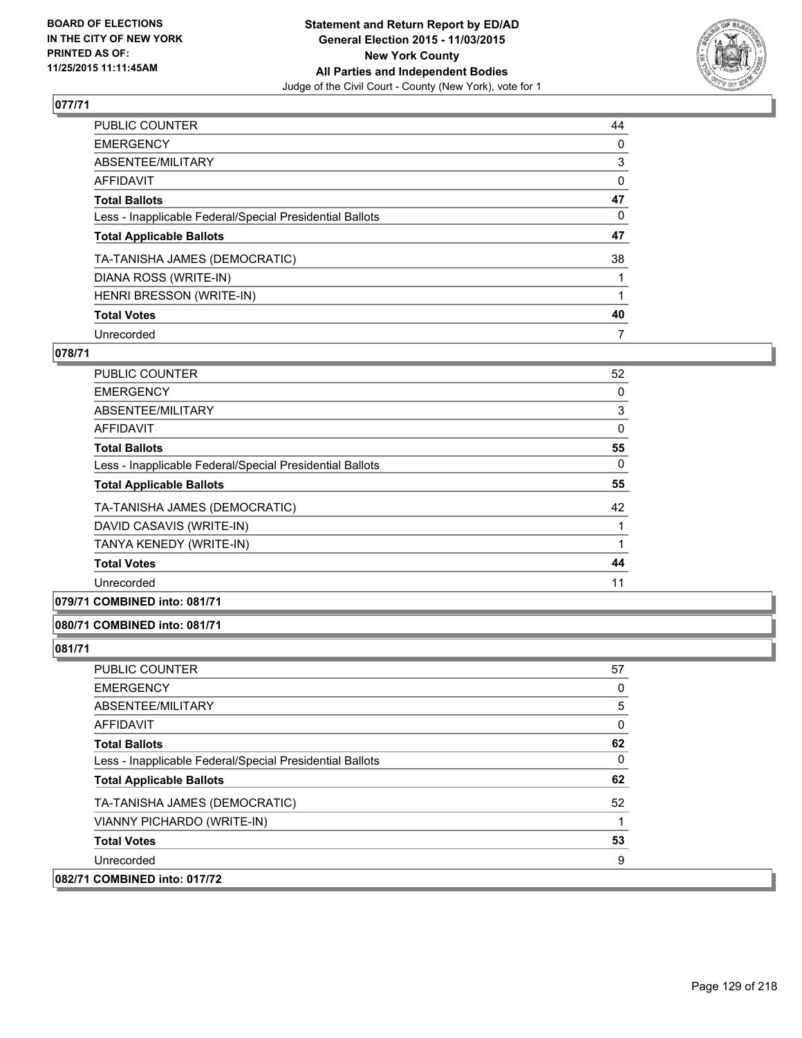BOARD OF ELECTIONS
IN THE CITY OF NEW YORK
PRINTED AS OF:
11/25/2015 11:11:45AM

**Statement and Return Report by ED/AD**
**General Election 2015 - 11/03/2015**
**New York County**
**All Parties and Independent Bodies**
Judge of the Civil Court - County (New York), vote for 1

## 077/71

| | |
|---|---|
| PUBLIC COUNTER | 44 |
| EMERGENCY | 0 |
| ABSENTEE/MILITARY | 3 |
| AFFIDAVIT | 0 |
| **Total Ballots** | **47** |
| Less - Inapplicable Federal/Special Presidential Ballots | 0 |
| **Total Applicable Ballots** | **47** |
| TA-TANISHA JAMES (DEMOCRATIC) | 38 |
| DIANA ROSS (WRITE-IN) | 1 |
| HENRI BRESSON (WRITE-IN) | 1 |
| **Total Votes** | **40** |
| Unrecorded | 7 |

## 078/71

| | |
|---|---|
| PUBLIC COUNTER | 52 |
| EMERGENCY | 0 |
| ABSENTEE/MILITARY | 3 |
| AFFIDAVIT | 0 |
| **Total Ballots** | **55** |
| Less - Inapplicable Federal/Special Presidential Ballots | 0 |
| **Total Applicable Ballots** | **55** |
| TA-TANISHA JAMES (DEMOCRATIC) | 42 |
| DAVID CASAVIS (WRITE-IN) | 1 |
| TANYA KENEDY (WRITE-IN) | 1 |
| **Total Votes** | **44** |
| Unrecorded | 11 |

## 079/71 COMBINED into: 081/71

## 080/71 COMBINED into: 081/71

## 081/71

| | |
|---|---|
| PUBLIC COUNTER | 57 |
| EMERGENCY | 0 |
| ABSENTEE/MILITARY | 5 |
| AFFIDAVIT | 0 |
| **Total Ballots** | **62** |
| Less - Inapplicable Federal/Special Presidential Ballots | 0 |
| **Total Applicable Ballots** | **62** |
| TA-TANISHA JAMES (DEMOCRATIC) | 52 |
| VIANNY PICHARDO (WRITE-IN) | 1 |
| **Total Votes** | **53** |
| Unrecorded | 9 |

## 082/71 COMBINED into: 017/72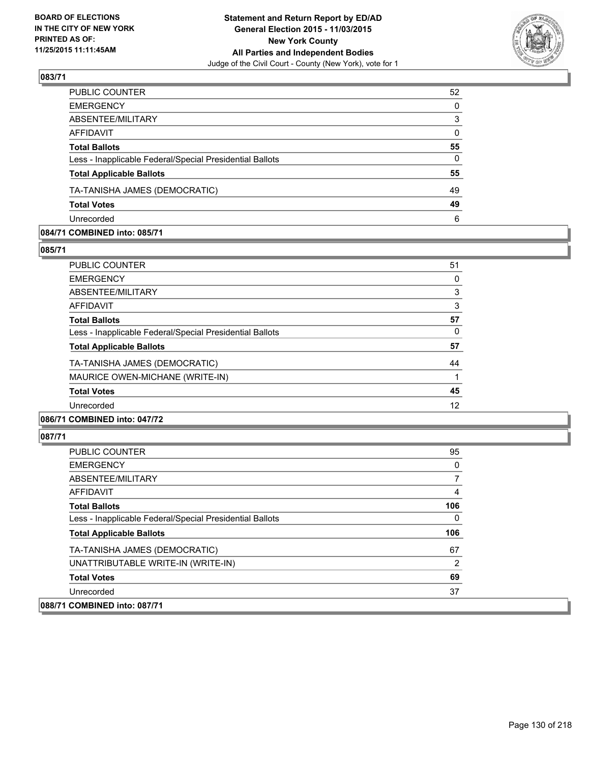**BOARD OF ELECTIONS IN THE CITY OF NEW YORK PRINTED AS OF: 11/25/2015 11:11:45AM**

**Statement and Return Report by ED/AD General Election 2015 - 11/03/2015 New York County All Parties and Independent Bodies**
Judge of the Civil Court - County (New York), vote for 1

### 083/71

| | |
|---|---|
| PUBLIC COUNTER | 52 |
| EMERGENCY | 0 |
| ABSENTEE/MILITARY | 3 |
| AFFIDAVIT | 0 |
| **Total Ballots** | **55** |
| Less - Inapplicable Federal/Special Presidential Ballots | 0 |
| **Total Applicable Ballots** | **55** |
| TA-TANISHA JAMES (DEMOCRATIC) | 49 |
| **Total Votes** | **49** |
| Unrecorded | 6 |

### 084/71 COMBINED into: 085/71

### 085/71

| | |
|---|---|
| PUBLIC COUNTER | 51 |
| EMERGENCY | 0 |
| ABSENTEE/MILITARY | 3 |
| AFFIDAVIT | 3 |
| **Total Ballots** | **57** |
| Less - Inapplicable Federal/Special Presidential Ballots | 0 |
| **Total Applicable Ballots** | **57** |
| TA-TANISHA JAMES (DEMOCRATIC) | 44 |
| MAURICE OWEN-MICHANE (WRITE-IN) | 1 |
| **Total Votes** | **45** |
| Unrecorded | 12 |

### 086/71 COMBINED into: 047/72

### 087/71

| | |
|---|---|
| PUBLIC COUNTER | 95 |
| EMERGENCY | 0 |
| ABSENTEE/MILITARY | 7 |
| AFFIDAVIT | 4 |
| **Total Ballots** | **106** |
| Less - Inapplicable Federal/Special Presidential Ballots | 0 |
| **Total Applicable Ballots** | **106** |
| TA-TANISHA JAMES (DEMOCRATIC) | 67 |
| UNATTRIBUTABLE WRITE-IN (WRITE-IN) | 2 |
| **Total Votes** | **69** |
| Unrecorded | 37 |

### 088/71 COMBINED into: 087/71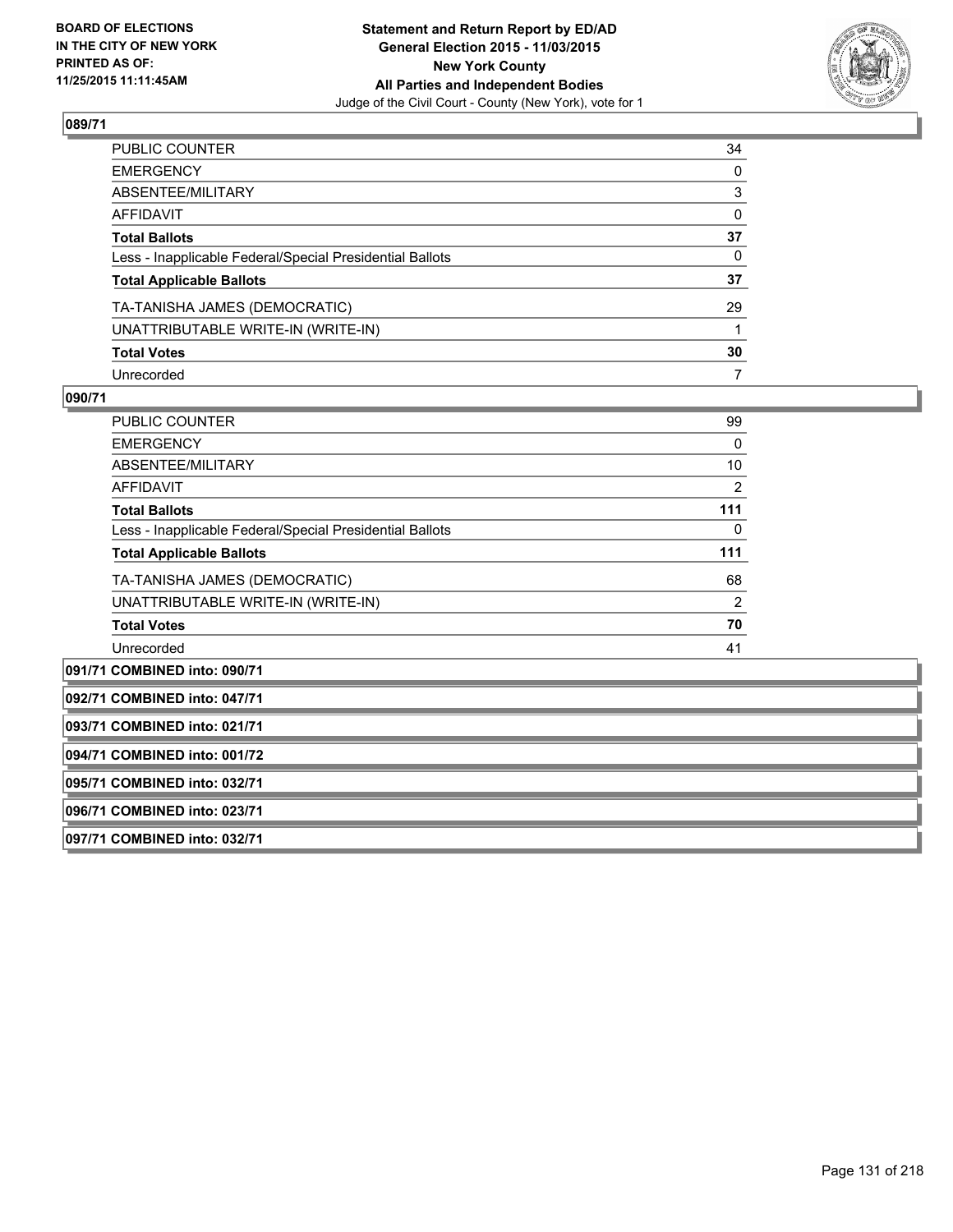**BOARD OF ELECTIONS IN THE CITY OF NEW YORK PRINTED AS OF: 11/25/2015 11:11:45AM**

**Statement and Return Report by ED/AD General Election 2015 - 11/03/2015 New York County All Parties and Independent Bodies**
Judge of the Civil Court - County (New York), vote for 1

### 089/71

| | |
|---|---|
| PUBLIC COUNTER | 34 |
| EMERGENCY | 0 |
| ABSENTEE/MILITARY | 3 |
| AFFIDAVIT | 0 |
| **Total Ballots** | **37** |
| Less - Inapplicable Federal/Special Presidential Ballots | 0 |
| **Total Applicable Ballots** | **37** |
| TA-TANISHA JAMES (DEMOCRATIC) | 29 |
| UNATTRIBUTABLE WRITE-IN (WRITE-IN) | 1 |
| **Total Votes** | **30** |
| Unrecorded | 7 |

### 090/71

| | |
|---|---|
| PUBLIC COUNTER | 99 |
| EMERGENCY | 0 |
| ABSENTEE/MILITARY | 10 |
| AFFIDAVIT | 2 |
| **Total Ballots** | **111** |
| Less - Inapplicable Federal/Special Presidential Ballots | 0 |
| **Total Applicable Ballots** | **111** |
| TA-TANISHA JAMES (DEMOCRATIC) | 68 |
| UNATTRIBUTABLE WRITE-IN (WRITE-IN) | 2 |
| **Total Votes** | **70** |
| Unrecorded | 41 |

**091/71 COMBINED into: 090/71**

**092/71 COMBINED into: 047/71**

**093/71 COMBINED into: 021/71**

**094/71 COMBINED into: 001/72**

**095/71 COMBINED into: 032/71**

**096/71 COMBINED into: 023/71**

**097/71 COMBINED into: 032/71**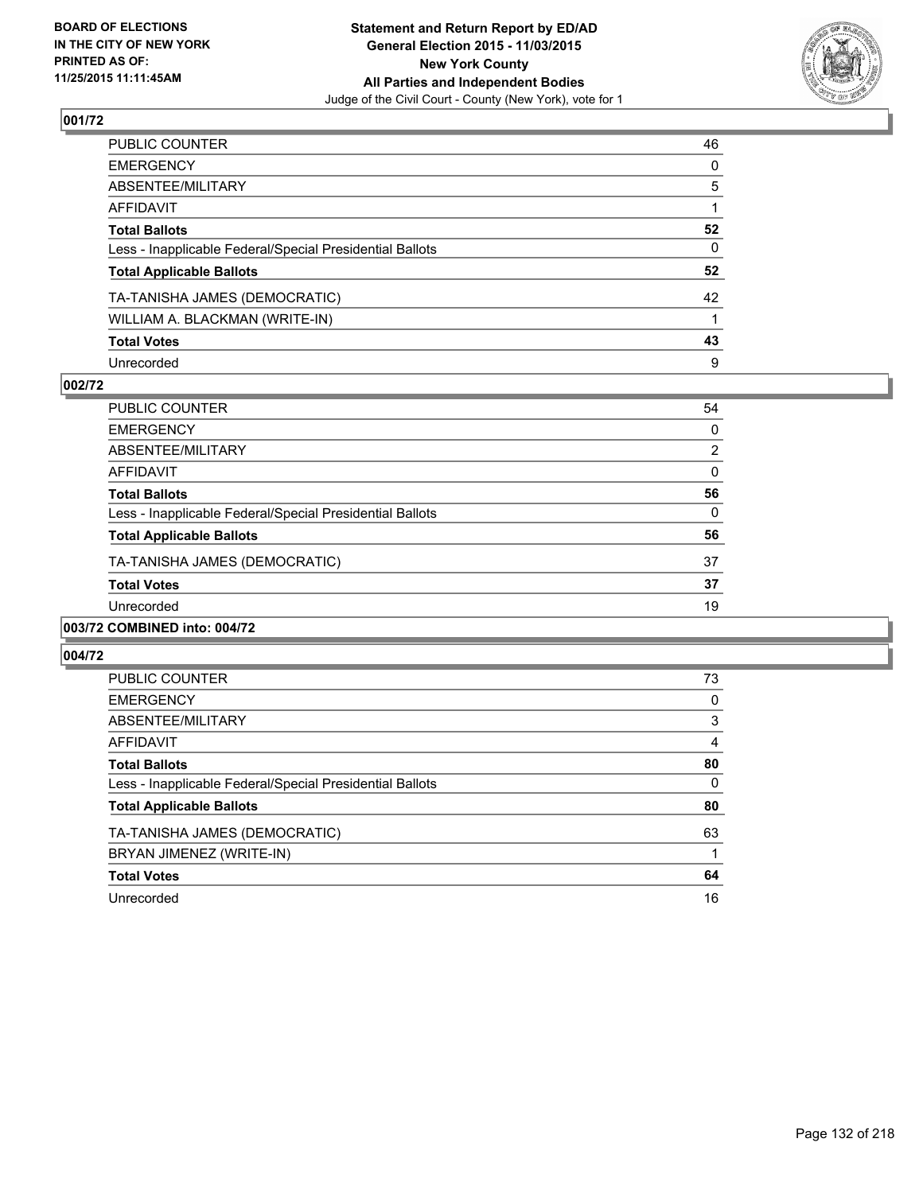**BOARD OF ELECTIONS IN THE CITY OF NEW YORK PRINTED AS OF: 11/25/2015 11:11:45AM**

**Statement and Return Report by ED/AD General Election 2015 - 11/03/2015 New York County All Parties and Independent Bodies**
Judge of the Civil Court - County (New York), vote for 1

### 001/72

| | |
|---|---|
| PUBLIC COUNTER | 46 |
| EMERGENCY | 0 |
| ABSENTEE/MILITARY | 5 |
| AFFIDAVIT | 1 |
| **Total Ballots** | **52** |
| Less - Inapplicable Federal/Special Presidential Ballots | 0 |
| **Total Applicable Ballots** | **52** |
| TA-TANISHA JAMES (DEMOCRATIC) | 42 |
| WILLIAM A. BLACKMAN (WRITE-IN) | 1 |
| **Total Votes** | **43** |
| Unrecorded | 9 |

### 002/72

| | |
|---|---|
| PUBLIC COUNTER | 54 |
| EMERGENCY | 0 |
| ABSENTEE/MILITARY | 2 |
| AFFIDAVIT | 0 |
| **Total Ballots** | **56** |
| Less - Inapplicable Federal/Special Presidential Ballots | 0 |
| **Total Applicable Ballots** | **56** |
| TA-TANISHA JAMES (DEMOCRATIC) | 37 |
| **Total Votes** | **37** |
| Unrecorded | 19 |

### 003/72 COMBINED into: 004/72

### 004/72

| | |
|---|---|
| PUBLIC COUNTER | 73 |
| EMERGENCY | 0 |
| ABSENTEE/MILITARY | 3 |
| AFFIDAVIT | 4 |
| **Total Ballots** | **80** |
| Less - Inapplicable Federal/Special Presidential Ballots | 0 |
| **Total Applicable Ballots** | **80** |
| TA-TANISHA JAMES (DEMOCRATIC) | 63 |
| BRYAN JIMENEZ (WRITE-IN) | 1 |
| **Total Votes** | **64** |
| Unrecorded | 16 |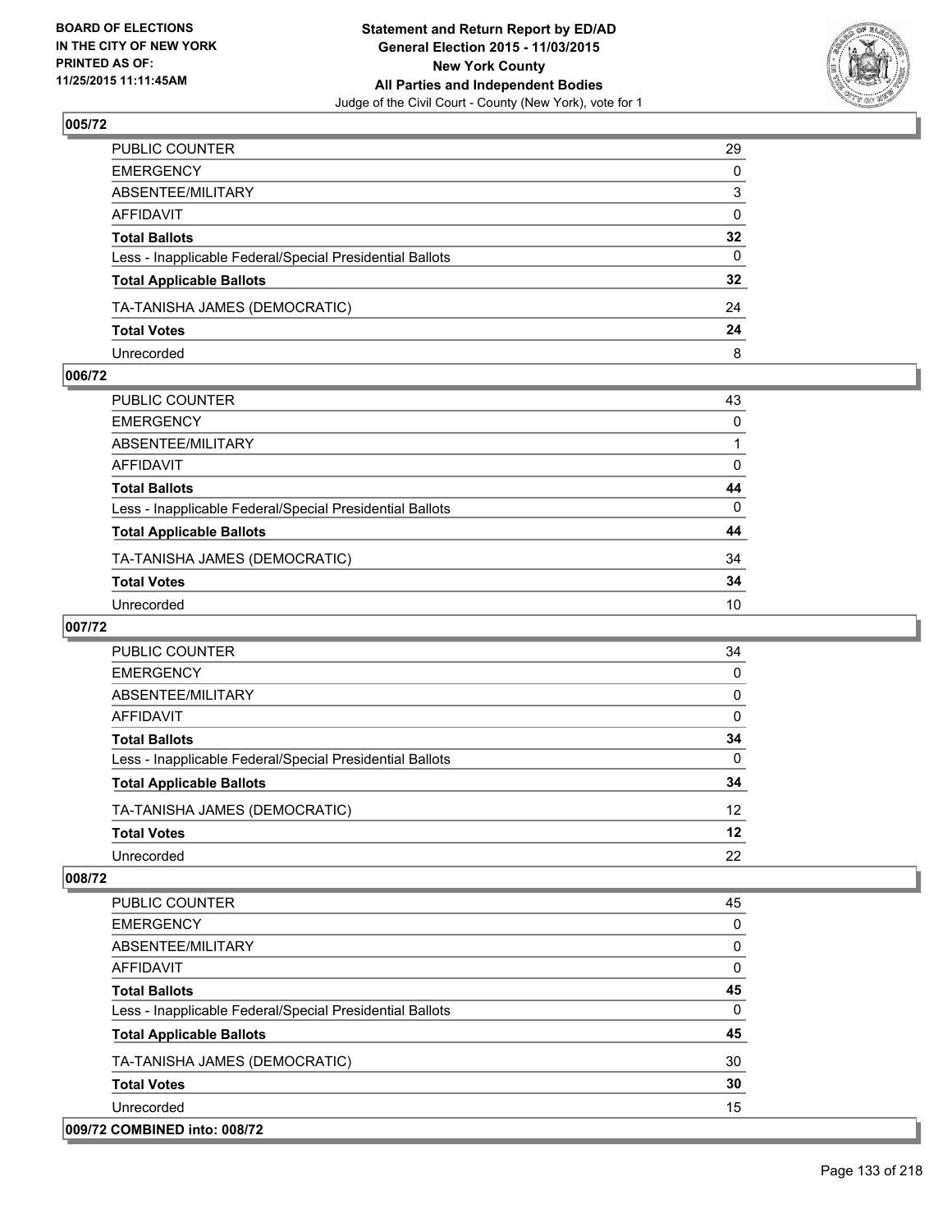**BOARD OF ELECTIONS IN THE CITY OF NEW YORK PRINTED AS OF: 11/25/2015 11:11:45AM**

**Statement and Return Report by ED/AD General Election 2015 - 11/03/2015 New York County All Parties and Independent Bodies**
Judge of the Civil Court - County (New York), vote for 1

### 005/72

| | |
|---|---|
| PUBLIC COUNTER | 29 |
| EMERGENCY | 0 |
| ABSENTEE/MILITARY | 3 |
| AFFIDAVIT | 0 |
| **Total Ballots** | **32** |
| Less - Inapplicable Federal/Special Presidential Ballots | 0 |
| **Total Applicable Ballots** | **32** |
| TA-TANISHA JAMES (DEMOCRATIC) | 24 |
| **Total Votes** | **24** |
| Unrecorded | 8 |

### 006/72

| | |
|---|---|
| PUBLIC COUNTER | 43 |
| EMERGENCY | 0 |
| ABSENTEE/MILITARY | 1 |
| AFFIDAVIT | 0 |
| **Total Ballots** | **44** |
| Less - Inapplicable Federal/Special Presidential Ballots | 0 |
| **Total Applicable Ballots** | **44** |
| TA-TANISHA JAMES (DEMOCRATIC) | 34 |
| **Total Votes** | **34** |
| Unrecorded | 10 |

### 007/72

| | |
|---|---|
| PUBLIC COUNTER | 34 |
| EMERGENCY | 0 |
| ABSENTEE/MILITARY | 0 |
| AFFIDAVIT | 0 |
| **Total Ballots** | **34** |
| Less - Inapplicable Federal/Special Presidential Ballots | 0 |
| **Total Applicable Ballots** | **34** |
| TA-TANISHA JAMES (DEMOCRATIC) | 12 |
| **Total Votes** | **12** |
| Unrecorded | 22 |

### 008/72

| | |
|---|---|
| PUBLIC COUNTER | 45 |
| EMERGENCY | 0 |
| ABSENTEE/MILITARY | 0 |
| AFFIDAVIT | 0 |
| **Total Ballots** | **45** |
| Less - Inapplicable Federal/Special Presidential Ballots | 0 |
| **Total Applicable Ballots** | **45** |
| TA-TANISHA JAMES (DEMOCRATIC) | 30 |
| **Total Votes** | **30** |
| Unrecorded | 15 |

### 009/72 COMBINED into: 008/72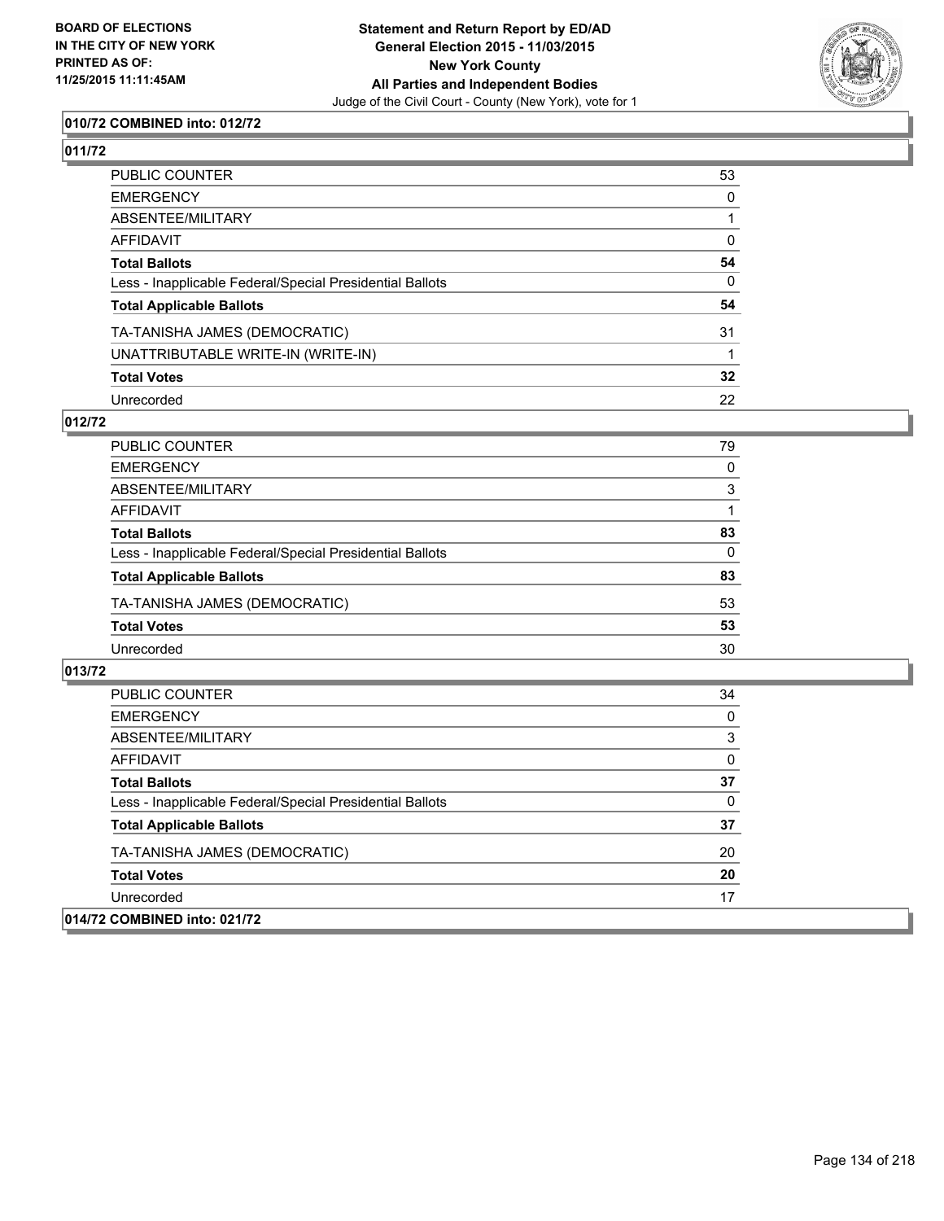**BOARD OF ELECTIONS IN THE CITY OF NEW YORK PRINTED AS OF: 11/25/2015 11:11:45AM**

**Statement and Return Report by ED/AD General Election 2015 - 11/03/2015 New York County All Parties and Independent Bodies**

Judge of the Civil Court - County (New York), vote for 1

### 010/72 COMBINED into: 012/72

### 011/72

| | |
|---|---|
| PUBLIC COUNTER | 53 |
| EMERGENCY | 0 |
| ABSENTEE/MILITARY | 1 |
| AFFIDAVIT | 0 |
| **Total Ballots** | **54** |
| Less - Inapplicable Federal/Special Presidential Ballots | 0 |
| **Total Applicable Ballots** | **54** |
| TA-TANISHA JAMES (DEMOCRATIC) | 31 |
| UNATTRIBUTABLE WRITE-IN (WRITE-IN) | 1 |
| **Total Votes** | **32** |
| Unrecorded | 22 |

### 012/72

| | |
|---|---|
| PUBLIC COUNTER | 79 |
| EMERGENCY | 0 |
| ABSENTEE/MILITARY | 3 |
| AFFIDAVIT | 1 |
| **Total Ballots** | **83** |
| Less - Inapplicable Federal/Special Presidential Ballots | 0 |
| **Total Applicable Ballots** | **83** |
| TA-TANISHA JAMES (DEMOCRATIC) | 53 |
| **Total Votes** | **53** |
| Unrecorded | 30 |

### 013/72

| | |
|---|---|
| PUBLIC COUNTER | 34 |
| EMERGENCY | 0 |
| ABSENTEE/MILITARY | 3 |
| AFFIDAVIT | 0 |
| **Total Ballots** | **37** |
| Less - Inapplicable Federal/Special Presidential Ballots | 0 |
| **Total Applicable Ballots** | **37** |
| TA-TANISHA JAMES (DEMOCRATIC) | 20 |
| **Total Votes** | **20** |
| Unrecorded | 17 |

### 014/72 COMBINED into: 021/72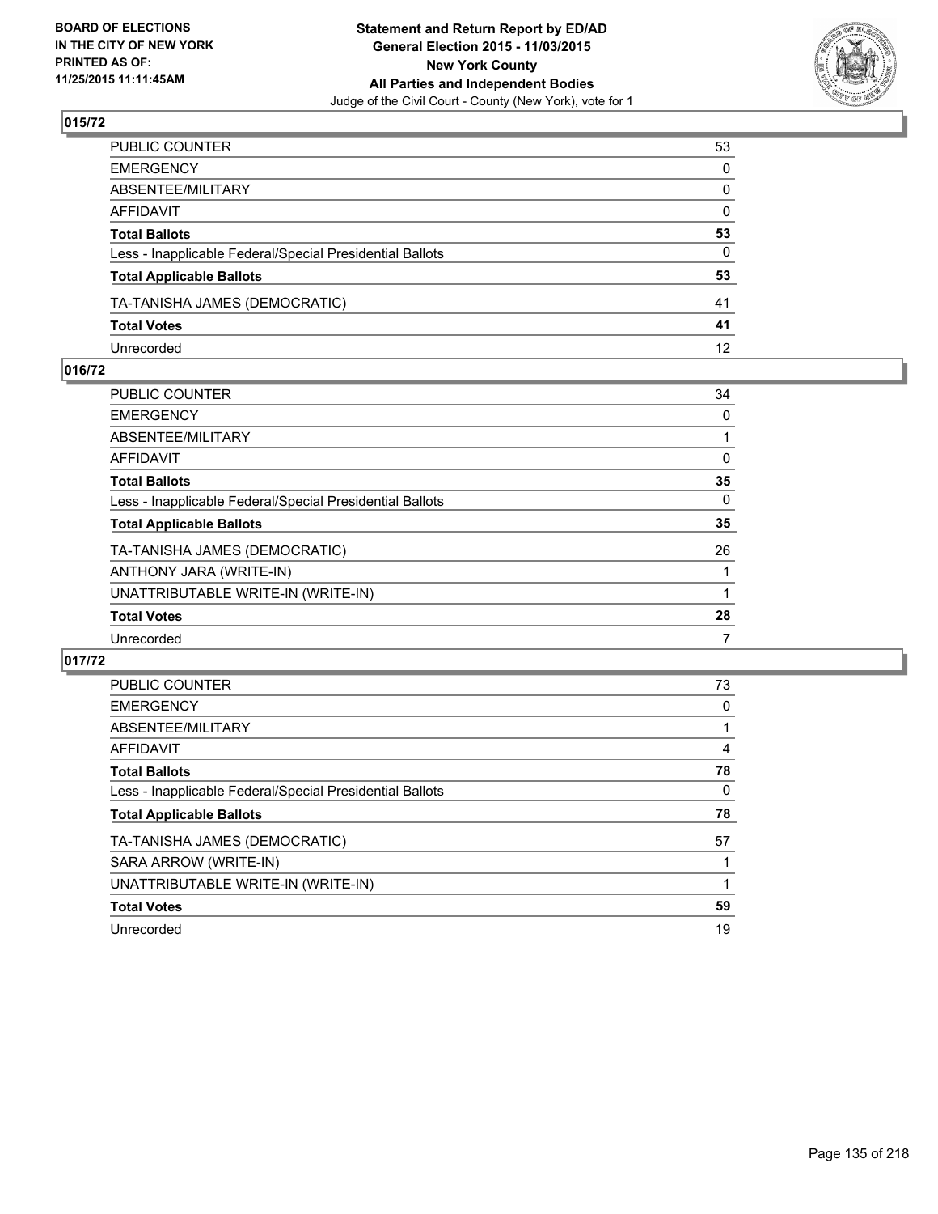**BOARD OF ELECTIONS IN THE CITY OF NEW YORK PRINTED AS OF: 11/25/2015 11:11:45AM**

**Statement and Return Report by ED/AD General Election 2015 - 11/03/2015 New York County All Parties and Independent Bodies**
Judge of the Civil Court - County (New York), vote for 1

## 015/72

| | |
|---|---|
| PUBLIC COUNTER | 53 |
| EMERGENCY | 0 |
| ABSENTEE/MILITARY | 0 |
| AFFIDAVIT | 0 |
| **Total Ballots** | **53** |
| Less - Inapplicable Federal/Special Presidential Ballots | 0 |
| **Total Applicable Ballots** | **53** |
| TA-TANISHA JAMES (DEMOCRATIC) | 41 |
| **Total Votes** | **41** |
| Unrecorded | 12 |

## 016/72

| | |
|---|---|
| PUBLIC COUNTER | 34 |
| EMERGENCY | 0 |
| ABSENTEE/MILITARY | 1 |
| AFFIDAVIT | 0 |
| **Total Ballots** | **35** |
| Less - Inapplicable Federal/Special Presidential Ballots | 0 |
| **Total Applicable Ballots** | **35** |
| TA-TANISHA JAMES (DEMOCRATIC) | 26 |
| ANTHONY JARA (WRITE-IN) | 1 |
| UNATTRIBUTABLE WRITE-IN (WRITE-IN) | 1 |
| **Total Votes** | **28** |
| Unrecorded | 7 |

## 017/72

| | |
|---|---|
| PUBLIC COUNTER | 73 |
| EMERGENCY | 0 |
| ABSENTEE/MILITARY | 1 |
| AFFIDAVIT | 4 |
| **Total Ballots** | **78** |
| Less - Inapplicable Federal/Special Presidential Ballots | 0 |
| **Total Applicable Ballots** | **78** |
| TA-TANISHA JAMES (DEMOCRATIC) | 57 |
| SARA ARROW (WRITE-IN) | 1 |
| UNATTRIBUTABLE WRITE-IN (WRITE-IN) | 1 |
| **Total Votes** | **59** |
| Unrecorded | 19 |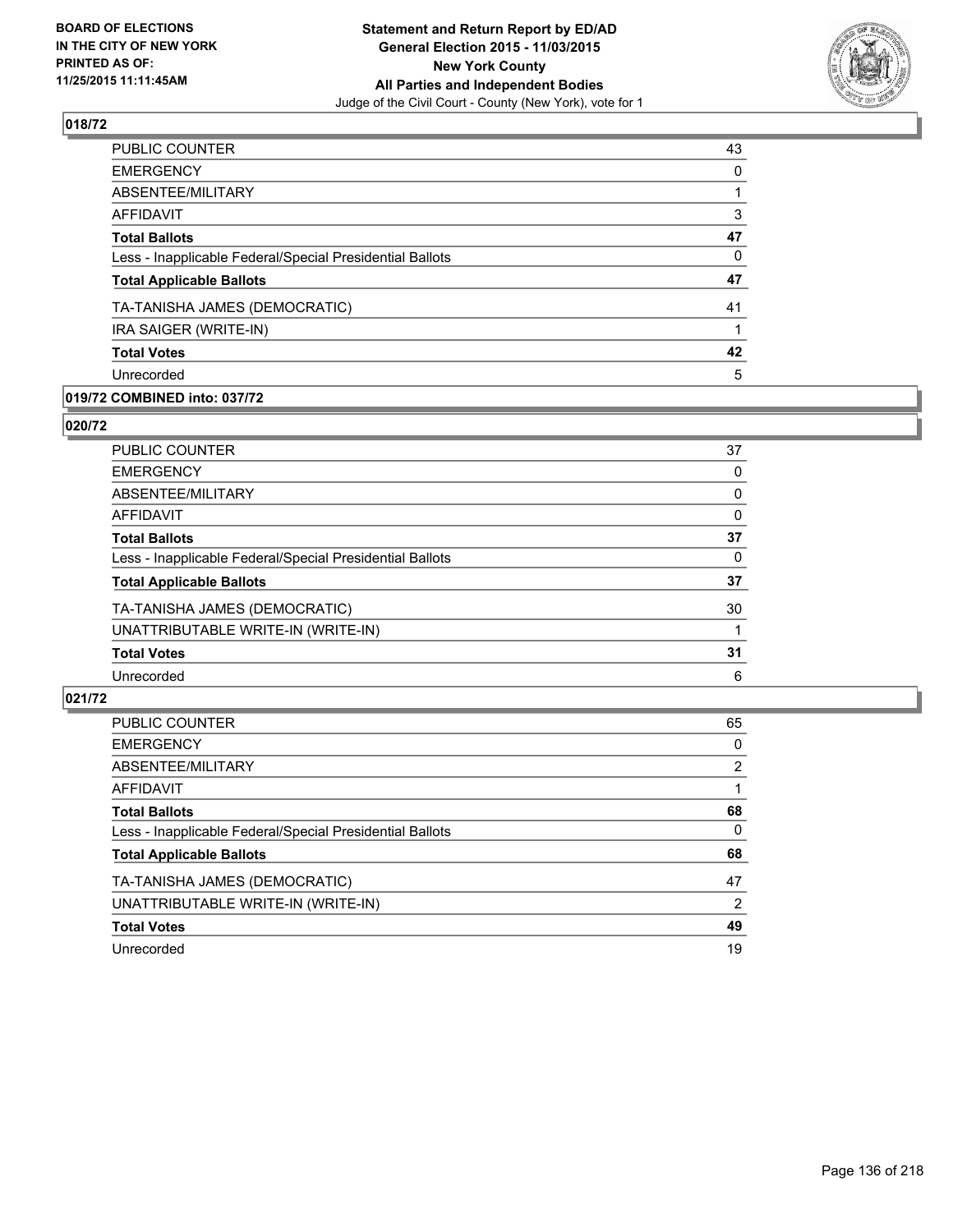## 018/72

| | |
|---|---|
| PUBLIC COUNTER | 43 |
| EMERGENCY | 0 |
| ABSENTEE/MILITARY | 1 |
| AFFIDAVIT | 3 |
| **Total Ballots** | **47** |
| Less - Inapplicable Federal/Special Presidential Ballots | 0 |
| **Total Applicable Ballots** | **47** |
| TA-TANISHA JAMES (DEMOCRATIC) | 41 |
| IRA SAIGER (WRITE-IN) | 1 |
| **Total Votes** | **42** |
| Unrecorded | 5 |

## 019/72 COMBINED into: 037/72

## 020/72

| | |
|---|---|
| PUBLIC COUNTER | 37 |
| EMERGENCY | 0 |
| ABSENTEE/MILITARY | 0 |
| AFFIDAVIT | 0 |
| **Total Ballots** | **37** |
| Less - Inapplicable Federal/Special Presidential Ballots | 0 |
| **Total Applicable Ballots** | **37** |
| TA-TANISHA JAMES (DEMOCRATIC) | 30 |
| UNATTRIBUTABLE WRITE-IN (WRITE-IN) | 1 |
| **Total Votes** | **31** |
| Unrecorded | 6 |

## 021/72

| | |
|---|---|
| PUBLIC COUNTER | 65 |
| EMERGENCY | 0 |
| ABSENTEE/MILITARY | 2 |
| AFFIDAVIT | 1 |
| **Total Ballots** | **68** |
| Less - Inapplicable Federal/Special Presidential Ballots | 0 |
| **Total Applicable Ballots** | **68** |
| TA-TANISHA JAMES (DEMOCRATIC) | 47 |
| UNATTRIBUTABLE WRITE-IN (WRITE-IN) | 2 |
| **Total Votes** | **49** |
| Unrecorded | 19 |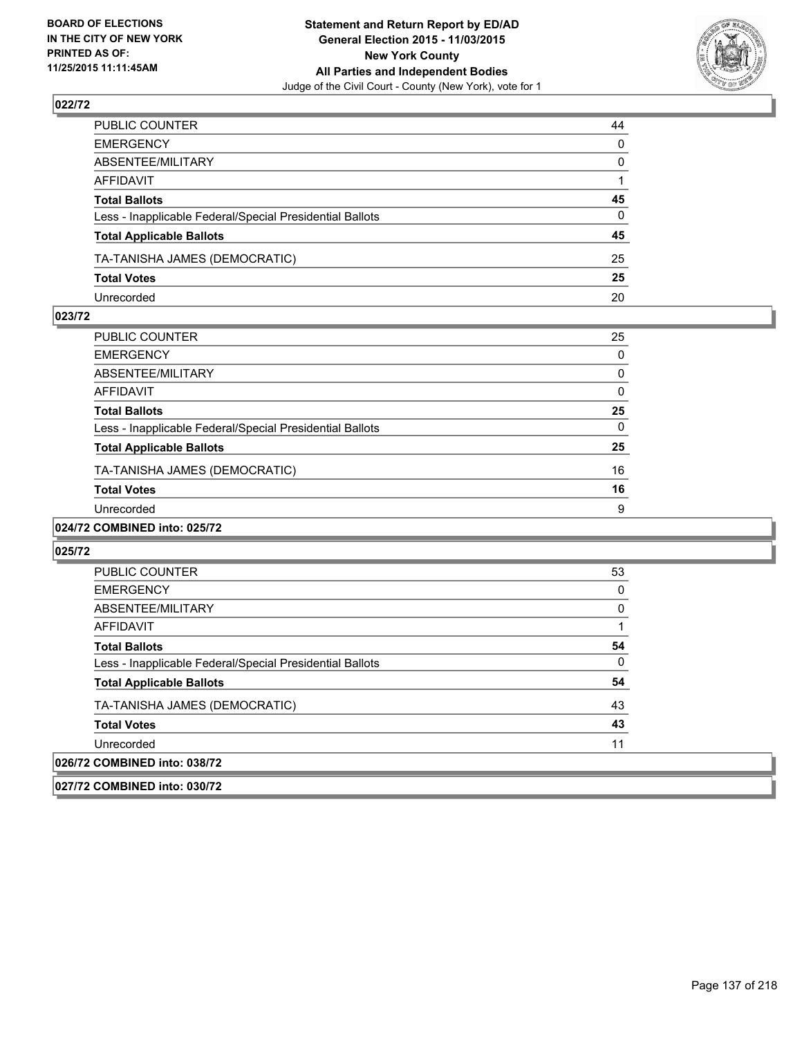**BOARD OF ELECTIONS IN THE CITY OF NEW YORK PRINTED AS OF: 11/25/2015 11:11:45AM**

**Statement and Return Report by ED/AD General Election 2015 - 11/03/2015 New York County All Parties and Independent Bodies**

Judge of the Civil Court - County (New York), vote for 1

### 022/72

| | |
|---|---|
| PUBLIC COUNTER | 44 |
| EMERGENCY | 0 |
| ABSENTEE/MILITARY | 0 |
| AFFIDAVIT | 1 |
| **Total Ballots** | **45** |
| Less - Inapplicable Federal/Special Presidential Ballots | 0 |
| **Total Applicable Ballots** | **45** |
| TA-TANISHA JAMES (DEMOCRATIC) | 25 |
| **Total Votes** | **25** |
| Unrecorded | 20 |

### 023/72

| | |
|---|---|
| PUBLIC COUNTER | 25 |
| EMERGENCY | 0 |
| ABSENTEE/MILITARY | 0 |
| AFFIDAVIT | 0 |
| **Total Ballots** | **25** |
| Less - Inapplicable Federal/Special Presidential Ballots | 0 |
| **Total Applicable Ballots** | **25** |
| TA-TANISHA JAMES (DEMOCRATIC) | 16 |
| **Total Votes** | **16** |
| Unrecorded | 9 |

### 024/72 COMBINED into: 025/72

### 025/72

| | |
|---|---|
| PUBLIC COUNTER | 53 |
| EMERGENCY | 0 |
| ABSENTEE/MILITARY | 0 |
| AFFIDAVIT | 1 |
| **Total Ballots** | **54** |
| Less - Inapplicable Federal/Special Presidential Ballots | 0 |
| **Total Applicable Ballots** | **54** |
| TA-TANISHA JAMES (DEMOCRATIC) | 43 |
| **Total Votes** | **43** |
| Unrecorded | 11 |

### 026/72 COMBINED into: 038/72

### 027/72 COMBINED into: 030/72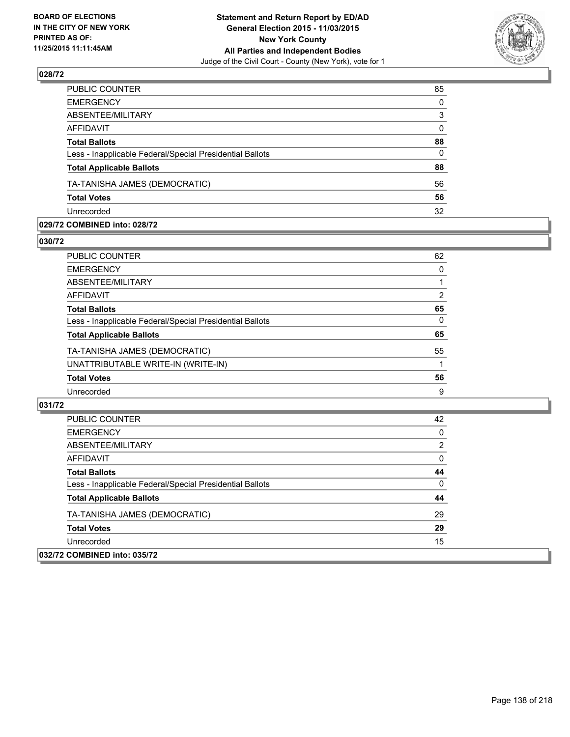**BOARD OF ELECTIONS IN THE CITY OF NEW YORK PRINTED AS OF: 11/25/2015 11:11:45AM**

**Statement and Return Report by ED/AD General Election 2015 - 11/03/2015 New York County All Parties and Independent Bodies**

Judge of the Civil Court - County (New York), vote for 1

## 028/72

| | |
|---|---|
| PUBLIC COUNTER | 85 |
| EMERGENCY | 0 |
| ABSENTEE/MILITARY | 3 |
| AFFIDAVIT | 0 |
| **Total Ballots** | **88** |
| Less - Inapplicable Federal/Special Presidential Ballots | 0 |
| **Total Applicable Ballots** | **88** |
| TA-TANISHA JAMES (DEMOCRATIC) | 56 |
| **Total Votes** | **56** |
| Unrecorded | 32 |

## 029/72 COMBINED into: 028/72

## 030/72

| | |
|---|---|
| PUBLIC COUNTER | 62 |
| EMERGENCY | 0 |
| ABSENTEE/MILITARY | 1 |
| AFFIDAVIT | 2 |
| **Total Ballots** | **65** |
| Less - Inapplicable Federal/Special Presidential Ballots | 0 |
| **Total Applicable Ballots** | **65** |
| TA-TANISHA JAMES (DEMOCRATIC) | 55 |
| UNATTRIBUTABLE WRITE-IN (WRITE-IN) | 1 |
| **Total Votes** | **56** |
| Unrecorded | 9 |

## 031/72

| | |
|---|---|
| PUBLIC COUNTER | 42 |
| EMERGENCY | 0 |
| ABSENTEE/MILITARY | 2 |
| AFFIDAVIT | 0 |
| **Total Ballots** | **44** |
| Less - Inapplicable Federal/Special Presidential Ballots | 0 |
| **Total Applicable Ballots** | **44** |
| TA-TANISHA JAMES (DEMOCRATIC) | 29 |
| **Total Votes** | **29** |
| Unrecorded | 15 |

## 032/72 COMBINED into: 035/72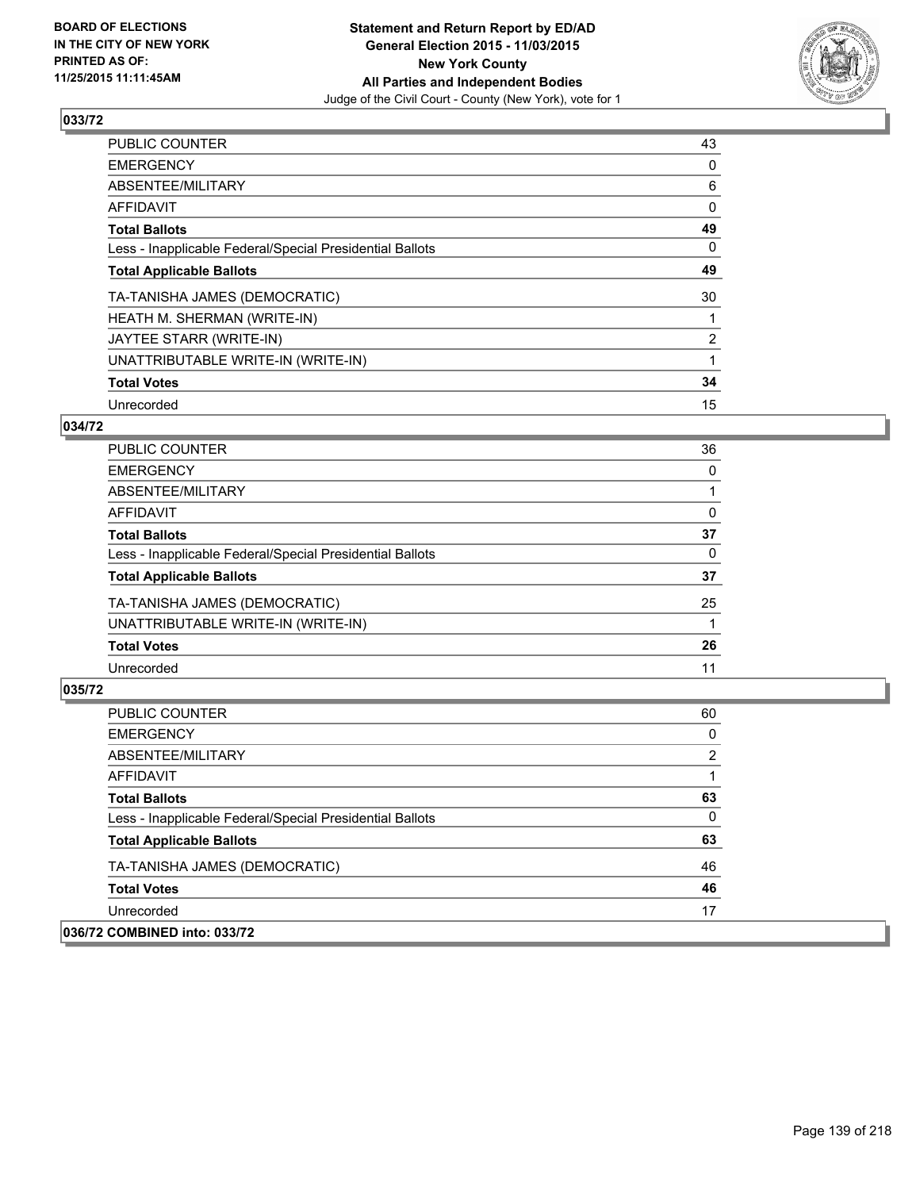## 033/72

| | |
|---|---|
| PUBLIC COUNTER | 43 |
| EMERGENCY | 0 |
| ABSENTEE/MILITARY | 6 |
| AFFIDAVIT | 0 |
| **Total Ballots** | **49** |
| Less - Inapplicable Federal/Special Presidential Ballots | 0 |
| **Total Applicable Ballots** | **49** |
| TA-TANISHA JAMES (DEMOCRATIC) | 30 |
| HEATH M. SHERMAN (WRITE-IN) | 1 |
| JAYTEE STARR (WRITE-IN) | 2 |
| UNATTRIBUTABLE WRITE-IN (WRITE-IN) | 1 |
| **Total Votes** | **34** |
| Unrecorded | 15 |

## 034/72

| | |
|---|---|
| PUBLIC COUNTER | 36 |
| EMERGENCY | 0 |
| ABSENTEE/MILITARY | 1 |
| AFFIDAVIT | 0 |
| **Total Ballots** | **37** |
| Less - Inapplicable Federal/Special Presidential Ballots | 0 |
| **Total Applicable Ballots** | **37** |
| TA-TANISHA JAMES (DEMOCRATIC) | 25 |
| UNATTRIBUTABLE WRITE-IN (WRITE-IN) | 1 |
| **Total Votes** | **26** |
| Unrecorded | 11 |

## 035/72

| | |
|---|---|
| PUBLIC COUNTER | 60 |
| EMERGENCY | 0 |
| ABSENTEE/MILITARY | 2 |
| AFFIDAVIT | 1 |
| **Total Ballots** | **63** |
| Less - Inapplicable Federal/Special Presidential Ballots | 0 |
| **Total Applicable Ballots** | **63** |
| TA-TANISHA JAMES (DEMOCRATIC) | 46 |
| **Total Votes** | **46** |
| Unrecorded | 17 |

## 036/72 COMBINED into: 033/72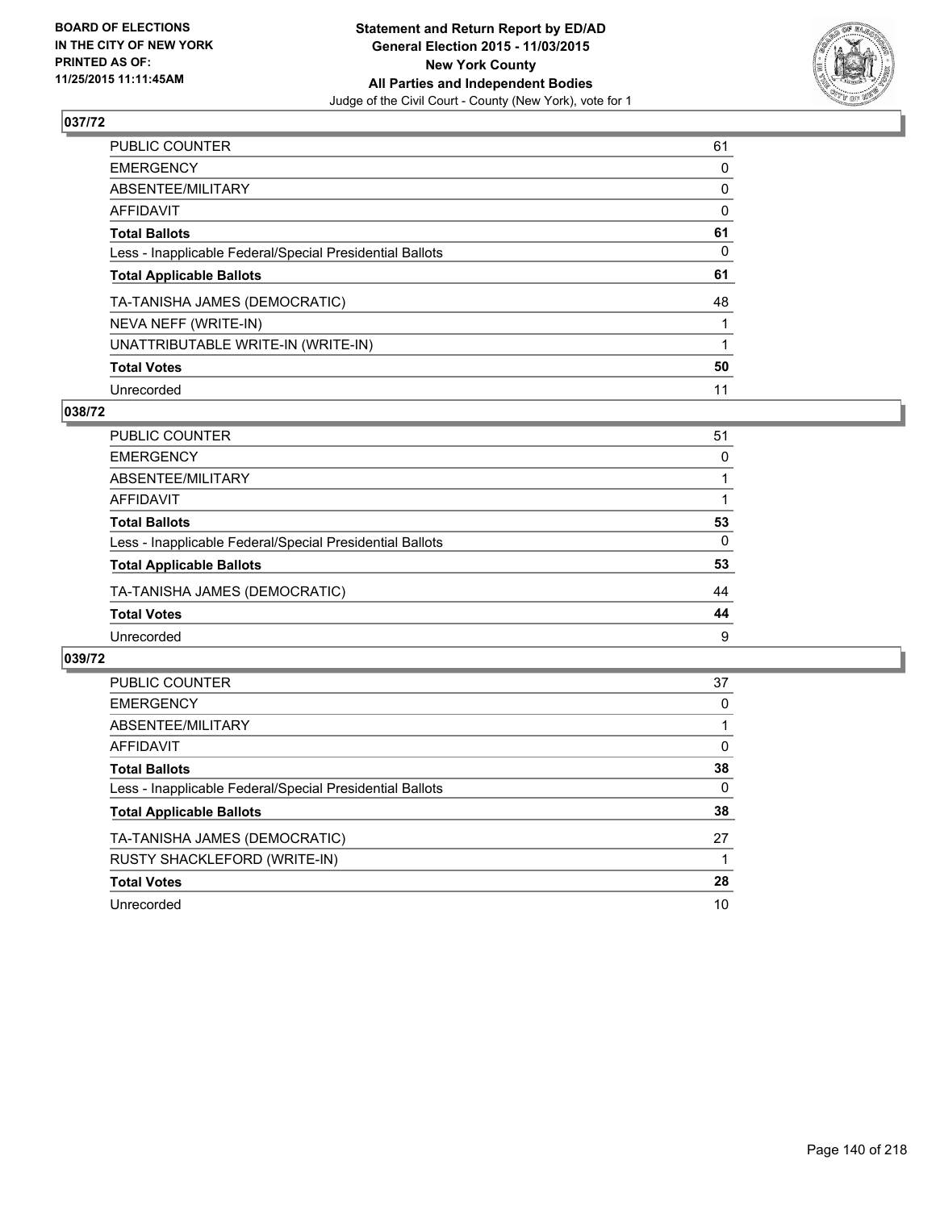BOARD OF ELECTIONS
IN THE CITY OF NEW YORK
PRINTED AS OF:
11/25/2015 11:11:45AM

**Statement and Return Report by ED/AD**
**General Election 2015 - 11/03/2015**
**New York County**
**All Parties and Independent Bodies**
Judge of the Civil Court - County (New York), vote for 1

### 037/72

| | |
|---|---|
| PUBLIC COUNTER | 61 |
| EMERGENCY | 0 |
| ABSENTEE/MILITARY | 0 |
| AFFIDAVIT | 0 |
| **Total Ballots** | **61** |
| Less - Inapplicable Federal/Special Presidential Ballots | 0 |
| **Total Applicable Ballots** | **61** |
| TA-TANISHA JAMES (DEMOCRATIC) | 48 |
| NEVA NEFF (WRITE-IN) | 1 |
| UNATTRIBUTABLE WRITE-IN (WRITE-IN) | 1 |
| **Total Votes** | **50** |
| Unrecorded | 11 |

### 038/72

| | |
|---|---|
| PUBLIC COUNTER | 51 |
| EMERGENCY | 0 |
| ABSENTEE/MILITARY | 1 |
| AFFIDAVIT | 1 |
| **Total Ballots** | **53** |
| Less - Inapplicable Federal/Special Presidential Ballots | 0 |
| **Total Applicable Ballots** | **53** |
| TA-TANISHA JAMES (DEMOCRATIC) | 44 |
| **Total Votes** | **44** |
| Unrecorded | 9 |

### 039/72

| | |
|---|---|
| PUBLIC COUNTER | 37 |
| EMERGENCY | 0 |
| ABSENTEE/MILITARY | 1 |
| AFFIDAVIT | 0 |
| **Total Ballots** | **38** |
| Less - Inapplicable Federal/Special Presidential Ballots | 0 |
| **Total Applicable Ballots** | **38** |
| TA-TANISHA JAMES (DEMOCRATIC) | 27 |
| RUSTY SHACKLEFORD (WRITE-IN) | 1 |
| **Total Votes** | **28** |
| Unrecorded | 10 |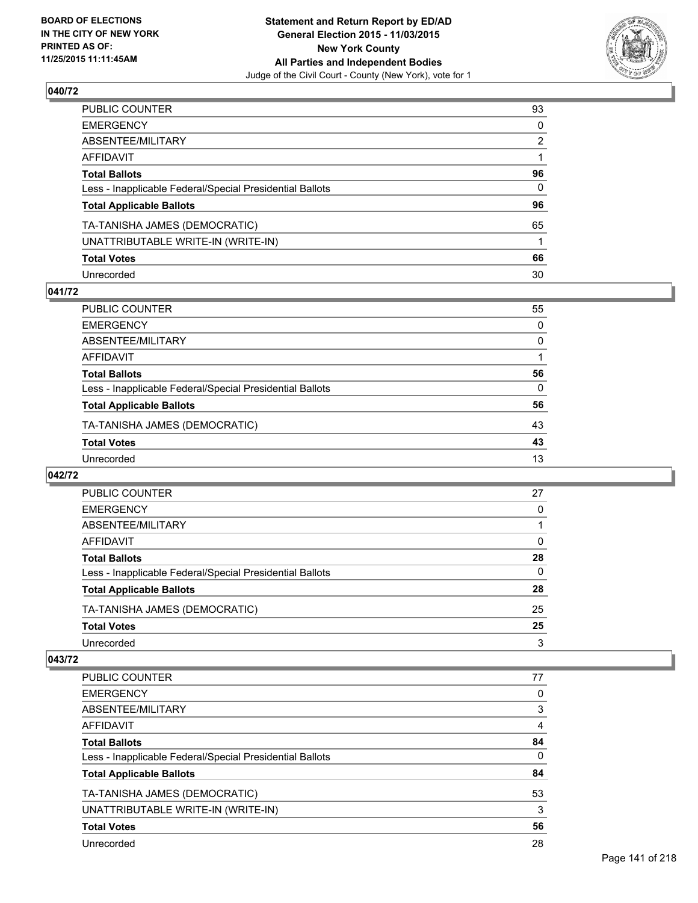## 040/72

| | |
|---|---|
| PUBLIC COUNTER | 93 |
| EMERGENCY | 0 |
| ABSENTEE/MILITARY | 2 |
| AFFIDAVIT | 1 |
| **Total Ballots** | **96** |
| Less - Inapplicable Federal/Special Presidential Ballots | 0 |
| **Total Applicable Ballots** | **96** |
| TA-TANISHA JAMES (DEMOCRATIC) | 65 |
| UNATTRIBUTABLE WRITE-IN (WRITE-IN) | 1 |
| **Total Votes** | **66** |
| Unrecorded | 30 |

## 041/72

| | |
|---|---|
| PUBLIC COUNTER | 55 |
| EMERGENCY | 0 |
| ABSENTEE/MILITARY | 0 |
| AFFIDAVIT | 1 |
| **Total Ballots** | **56** |
| Less - Inapplicable Federal/Special Presidential Ballots | 0 |
| **Total Applicable Ballots** | **56** |
| TA-TANISHA JAMES (DEMOCRATIC) | 43 |
| **Total Votes** | **43** |
| Unrecorded | 13 |

## 042/72

| | |
|---|---|
| PUBLIC COUNTER | 27 |
| EMERGENCY | 0 |
| ABSENTEE/MILITARY | 1 |
| AFFIDAVIT | 0 |
| **Total Ballots** | **28** |
| Less - Inapplicable Federal/Special Presidential Ballots | 0 |
| **Total Applicable Ballots** | **28** |
| TA-TANISHA JAMES (DEMOCRATIC) | 25 |
| **Total Votes** | **25** |
| Unrecorded | 3 |

## 043/72

| | |
|---|---|
| PUBLIC COUNTER | 77 |
| EMERGENCY | 0 |
| ABSENTEE/MILITARY | 3 |
| AFFIDAVIT | 4 |
| **Total Ballots** | **84** |
| Less - Inapplicable Federal/Special Presidential Ballots | 0 |
| **Total Applicable Ballots** | **84** |
| TA-TANISHA JAMES (DEMOCRATIC) | 53 |
| UNATTRIBUTABLE WRITE-IN (WRITE-IN) | 3 |
| **Total Votes** | **56** |
| Unrecorded | 28 |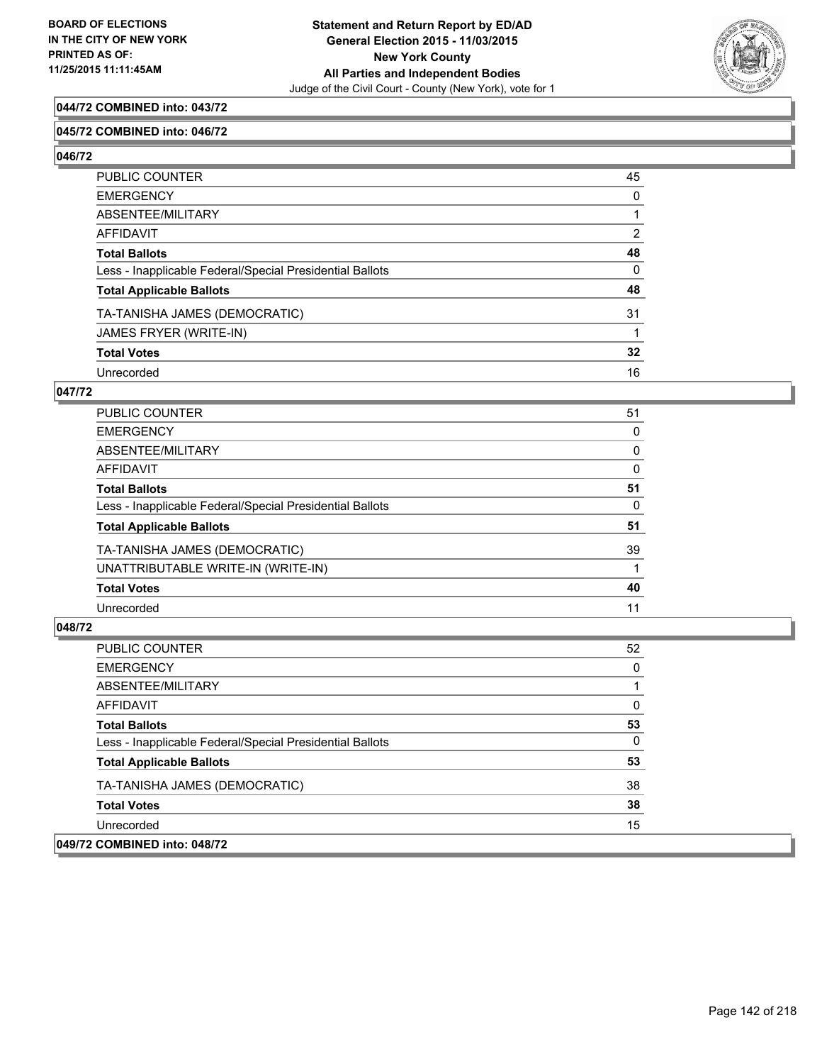**044/72 COMBINED into: 043/72**

**045/72 COMBINED into: 046/72**

**046/72**

| | |
|---|---|
| PUBLIC COUNTER | 45 |
| EMERGENCY | 0 |
| ABSENTEE/MILITARY | 1 |
| AFFIDAVIT | 2 |
| **Total Ballots** | **48** |
| Less - Inapplicable Federal/Special Presidential Ballots | 0 |
| **Total Applicable Ballots** | **48** |
| TA-TANISHA JAMES (DEMOCRATIC) | 31 |
| JAMES FRYER (WRITE-IN) | 1 |
| **Total Votes** | **32** |
| Unrecorded | 16 |

**047/72**

| | |
|---|---|
| PUBLIC COUNTER | 51 |
| EMERGENCY | 0 |
| ABSENTEE/MILITARY | 0 |
| AFFIDAVIT | 0 |
| **Total Ballots** | **51** |
| Less - Inapplicable Federal/Special Presidential Ballots | 0 |
| **Total Applicable Ballots** | **51** |
| TA-TANISHA JAMES (DEMOCRATIC) | 39 |
| UNATTRIBUTABLE WRITE-IN (WRITE-IN) | 1 |
| **Total Votes** | **40** |
| Unrecorded | 11 |

**048/72**

| | |
|---|---|
| PUBLIC COUNTER | 52 |
| EMERGENCY | 0 |
| ABSENTEE/MILITARY | 1 |
| AFFIDAVIT | 0 |
| **Total Ballots** | **53** |
| Less - Inapplicable Federal/Special Presidential Ballots | 0 |
| **Total Applicable Ballots** | **53** |
| TA-TANISHA JAMES (DEMOCRATIC) | 38 |
| **Total Votes** | **38** |
| Unrecorded | 15 |

**049/72 COMBINED into: 048/72**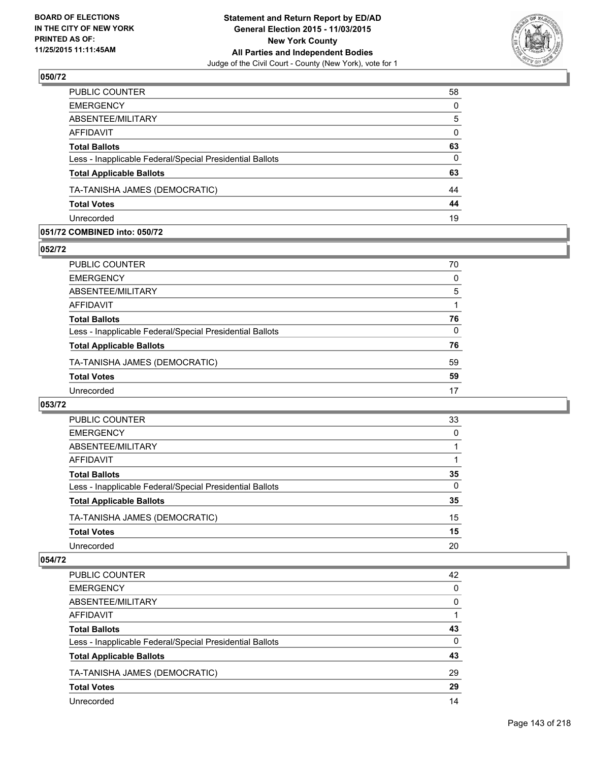## 050/72

| | |
|---|---|
| PUBLIC COUNTER | 58 |
| EMERGENCY | 0 |
| ABSENTEE/MILITARY | 5 |
| AFFIDAVIT | 0 |
| **Total Ballots** | **63** |
| Less - Inapplicable Federal/Special Presidential Ballots | 0 |
| **Total Applicable Ballots** | **63** |
| TA-TANISHA JAMES (DEMOCRATIC) | 44 |
| **Total Votes** | **44** |
| Unrecorded | 19 |

## 051/72 COMBINED into: 050/72

## 052/72

| | |
|---|---|
| PUBLIC COUNTER | 70 |
| EMERGENCY | 0 |
| ABSENTEE/MILITARY | 5 |
| AFFIDAVIT | 1 |
| **Total Ballots** | **76** |
| Less - Inapplicable Federal/Special Presidential Ballots | 0 |
| **Total Applicable Ballots** | **76** |
| TA-TANISHA JAMES (DEMOCRATIC) | 59 |
| **Total Votes** | **59** |
| Unrecorded | 17 |

## 053/72

| | |
|---|---|
| PUBLIC COUNTER | 33 |
| EMERGENCY | 0 |
| ABSENTEE/MILITARY | 1 |
| AFFIDAVIT | 1 |
| **Total Ballots** | **35** |
| Less - Inapplicable Federal/Special Presidential Ballots | 0 |
| **Total Applicable Ballots** | **35** |
| TA-TANISHA JAMES (DEMOCRATIC) | 15 |
| **Total Votes** | **15** |
| Unrecorded | 20 |

## 054/72

| | |
|---|---|
| PUBLIC COUNTER | 42 |
| EMERGENCY | 0 |
| ABSENTEE/MILITARY | 0 |
| AFFIDAVIT | 1 |
| **Total Ballots** | **43** |
| Less - Inapplicable Federal/Special Presidential Ballots | 0 |
| **Total Applicable Ballots** | **43** |
| TA-TANISHA JAMES (DEMOCRATIC) | 29 |
| **Total Votes** | **29** |
| Unrecorded | 14 |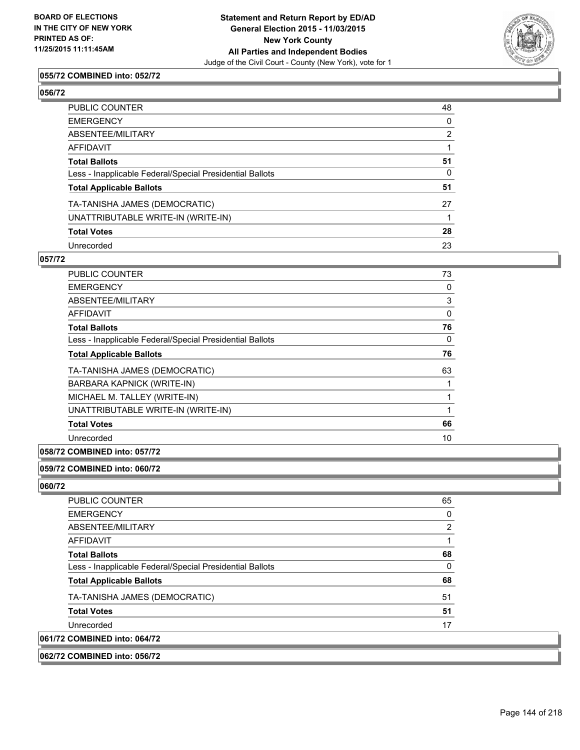**Statement and Return Report by ED/AD**
**General Election 2015 - 11/03/2015**
**New York County**
**All Parties and Independent Bodies**
Judge of the Civil Court - County (New York), vote for 1

BOARD OF ELECTIONS IN THE CITY OF NEW YORK PRINTED AS OF: 11/25/2015 11:11:45AM

**055/72 COMBINED into: 052/72**

**056/72**

| | |
|---|---|
| PUBLIC COUNTER | 48 |
| EMERGENCY | 0 |
| ABSENTEE/MILITARY | 2 |
| AFFIDAVIT | 1 |
| **Total Ballots** | **51** |
| Less - Inapplicable Federal/Special Presidential Ballots | 0 |
| **Total Applicable Ballots** | **51** |
| TA-TANISHA JAMES (DEMOCRATIC) | 27 |
| UNATTRIBUTABLE WRITE-IN (WRITE-IN) | 1 |
| **Total Votes** | **28** |
| Unrecorded | 23 |

**057/72**

| | |
|---|---|
| PUBLIC COUNTER | 73 |
| EMERGENCY | 0 |
| ABSENTEE/MILITARY | 3 |
| AFFIDAVIT | 0 |
| **Total Ballots** | **76** |
| Less - Inapplicable Federal/Special Presidential Ballots | 0 |
| **Total Applicable Ballots** | **76** |
| TA-TANISHA JAMES (DEMOCRATIC) | 63 |
| BARBARA KAPNICK (WRITE-IN) | 1 |
| MICHAEL M. TALLEY (WRITE-IN) | 1 |
| UNATTRIBUTABLE WRITE-IN (WRITE-IN) | 1 |
| **Total Votes** | **66** |
| Unrecorded | 10 |

**058/72 COMBINED into: 057/72**

**059/72 COMBINED into: 060/72**

**060/72**

| | |
|---|---|
| PUBLIC COUNTER | 65 |
| EMERGENCY | 0 |
| ABSENTEE/MILITARY | 2 |
| AFFIDAVIT | 1 |
| **Total Ballots** | **68** |
| Less - Inapplicable Federal/Special Presidential Ballots | 0 |
| **Total Applicable Ballots** | **68** |
| TA-TANISHA JAMES (DEMOCRATIC) | 51 |
| **Total Votes** | **51** |
| Unrecorded | 17 |

**061/72 COMBINED into: 064/72**

**062/72 COMBINED into: 056/72**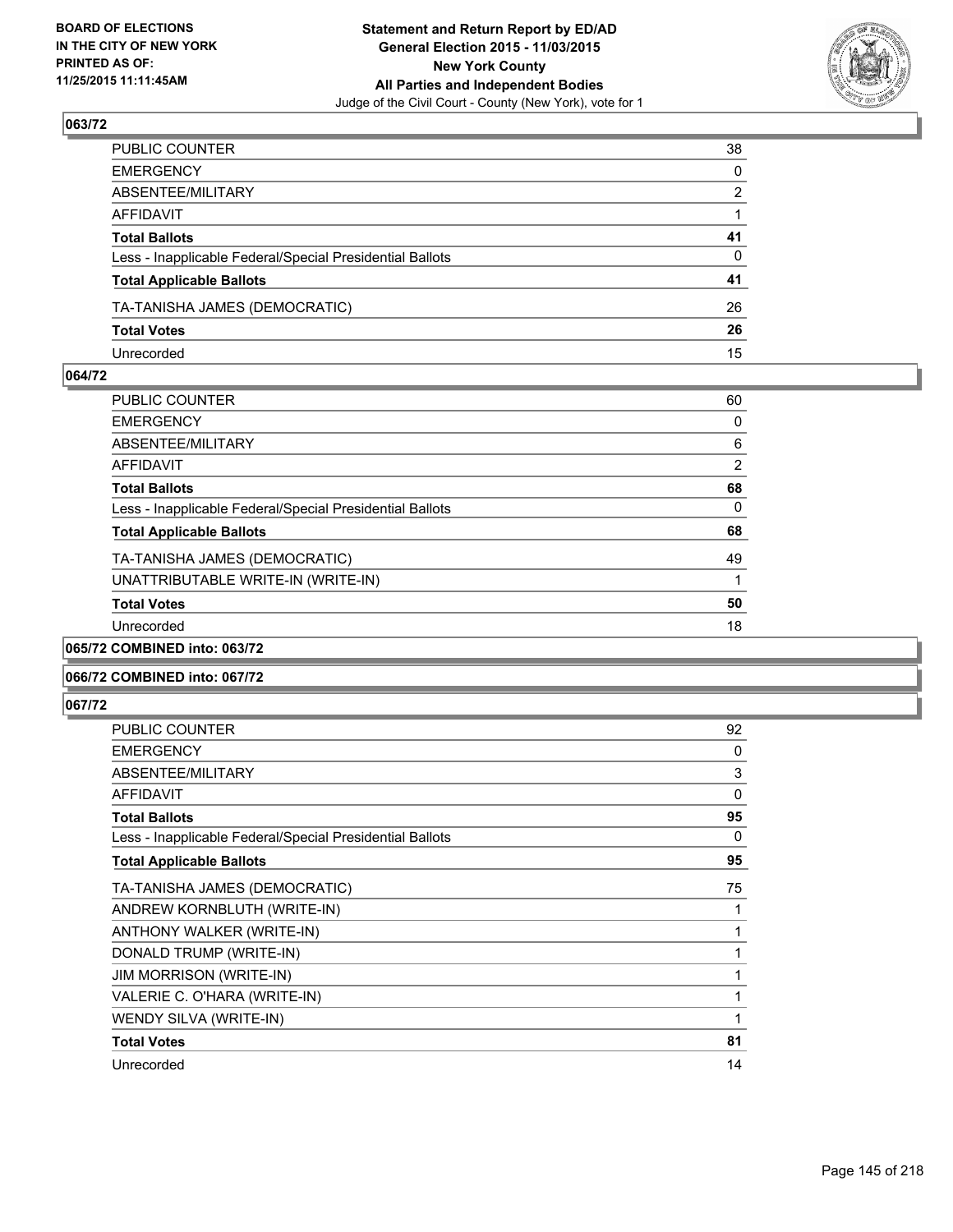## 063/72

| | |
|---|---|
| PUBLIC COUNTER | 38 |
| EMERGENCY | 0 |
| ABSENTEE/MILITARY | 2 |
| AFFIDAVIT | 1 |
| **Total Ballots** | **41** |
| Less - Inapplicable Federal/Special Presidential Ballots | 0 |
| **Total Applicable Ballots** | **41** |
| TA-TANISHA JAMES (DEMOCRATIC) | 26 |
| **Total Votes** | **26** |
| Unrecorded | 15 |

## 064/72

| | |
|---|---|
| PUBLIC COUNTER | 60 |
| EMERGENCY | 0 |
| ABSENTEE/MILITARY | 6 |
| AFFIDAVIT | 2 |
| **Total Ballots** | **68** |
| Less - Inapplicable Federal/Special Presidential Ballots | 0 |
| **Total Applicable Ballots** | **68** |
| TA-TANISHA JAMES (DEMOCRATIC) | 49 |
| UNATTRIBUTABLE WRITE-IN (WRITE-IN) | 1 |
| **Total Votes** | **50** |
| Unrecorded | 18 |

## 065/72 COMBINED into: 063/72

## 066/72 COMBINED into: 067/72

## 067/72

| | |
|---|---|
| PUBLIC COUNTER | 92 |
| EMERGENCY | 0 |
| ABSENTEE/MILITARY | 3 |
| AFFIDAVIT | 0 |
| **Total Ballots** | **95** |
| Less - Inapplicable Federal/Special Presidential Ballots | 0 |
| **Total Applicable Ballots** | **95** |
| TA-TANISHA JAMES (DEMOCRATIC) | 75 |
| ANDREW KORNBLUTH (WRITE-IN) | 1 |
| ANTHONY WALKER (WRITE-IN) | 1 |
| DONALD TRUMP (WRITE-IN) | 1 |
| JIM MORRISON (WRITE-IN) | 1 |
| VALERIE C. O'HARA (WRITE-IN) | 1 |
| WENDY SILVA (WRITE-IN) | 1 |
| **Total Votes** | **81** |
| Unrecorded | 14 |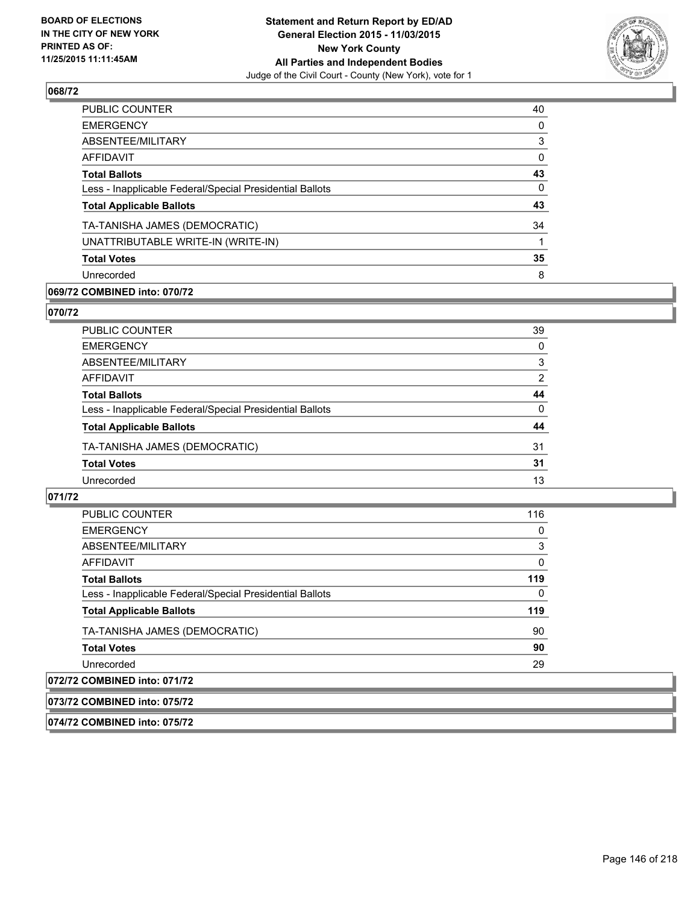## 068/72

| | |
|---|---|
| PUBLIC COUNTER | 40 |
| EMERGENCY | 0 |
| ABSENTEE/MILITARY | 3 |
| AFFIDAVIT | 0 |
| **Total Ballots** | **43** |
| Less - Inapplicable Federal/Special Presidential Ballots | 0 |
| **Total Applicable Ballots** | **43** |
| TA-TANISHA JAMES (DEMOCRATIC) | 34 |
| UNATTRIBUTABLE WRITE-IN (WRITE-IN) | 1 |
| **Total Votes** | **35** |
| Unrecorded | 8 |

## 069/72 COMBINED into: 070/72

## 070/72

| | |
|---|---|
| PUBLIC COUNTER | 39 |
| EMERGENCY | 0 |
| ABSENTEE/MILITARY | 3 |
| AFFIDAVIT | 2 |
| **Total Ballots** | **44** |
| Less - Inapplicable Federal/Special Presidential Ballots | 0 |
| **Total Applicable Ballots** | **44** |
| TA-TANISHA JAMES (DEMOCRATIC) | 31 |
| **Total Votes** | **31** |
| Unrecorded | 13 |

## 071/72

| | |
|---|---|
| PUBLIC COUNTER | 116 |
| EMERGENCY | 0 |
| ABSENTEE/MILITARY | 3 |
| AFFIDAVIT | 0 |
| **Total Ballots** | **119** |
| Less - Inapplicable Federal/Special Presidential Ballots | 0 |
| **Total Applicable Ballots** | **119** |
| TA-TANISHA JAMES (DEMOCRATIC) | 90 |
| **Total Votes** | **90** |
| Unrecorded | 29 |

## 072/72 COMBINED into: 071/72

## 073/72 COMBINED into: 075/72

## 074/72 COMBINED into: 075/72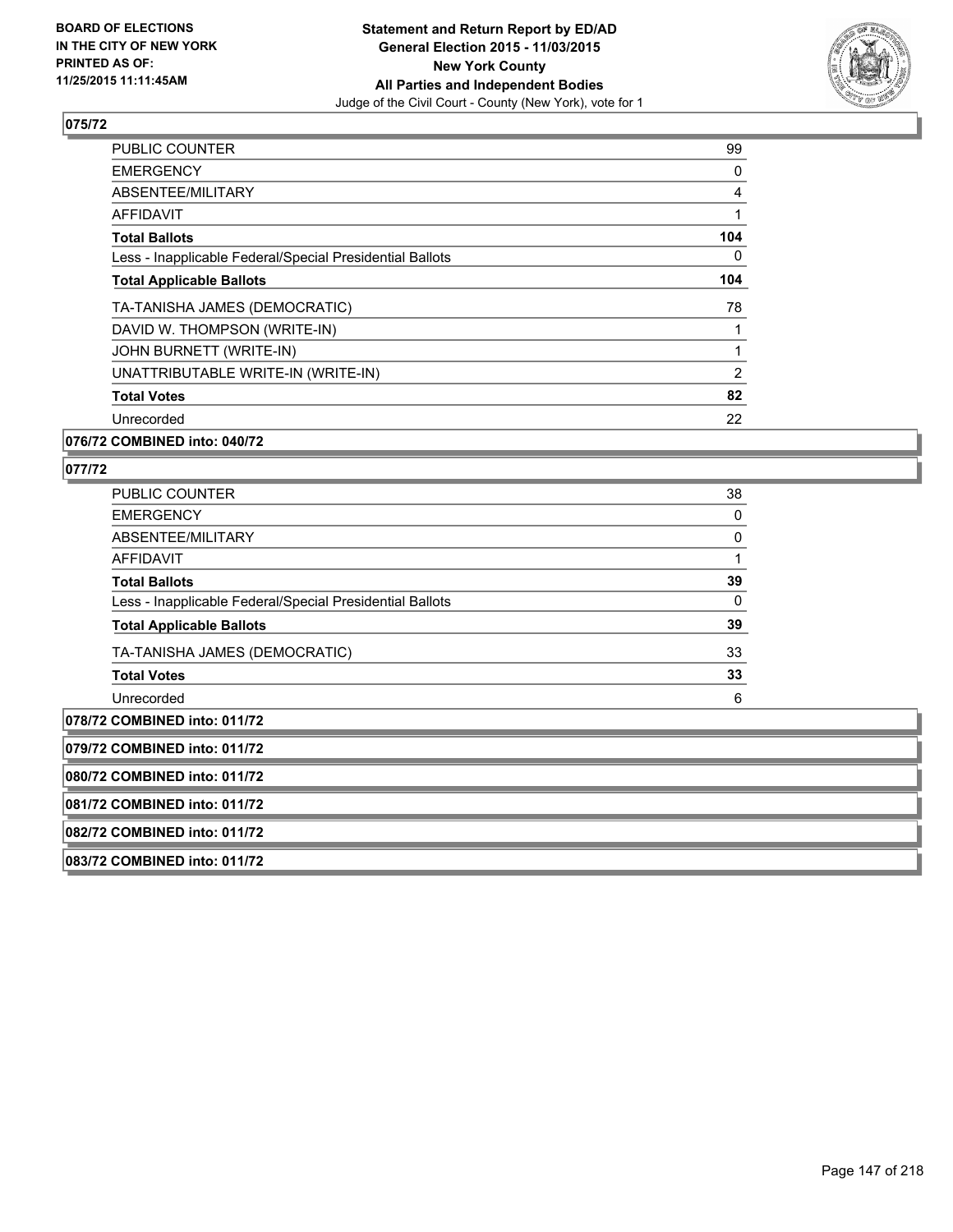## 075/72

| | |
|---|---|
| PUBLIC COUNTER | 99 |
| EMERGENCY | 0 |
| ABSENTEE/MILITARY | 4 |
| AFFIDAVIT | 1 |
| **Total Ballots** | **104** |
| Less - Inapplicable Federal/Special Presidential Ballots | 0 |
| **Total Applicable Ballots** | **104** |
| TA-TANISHA JAMES (DEMOCRATIC) | 78 |
| DAVID W. THOMPSON (WRITE-IN) | 1 |
| JOHN BURNETT (WRITE-IN) | 1 |
| UNATTRIBUTABLE WRITE-IN (WRITE-IN) | 2 |
| **Total Votes** | **82** |
| Unrecorded | 22 |

## 076/72 COMBINED into: 040/72

## 077/72

| | |
|---|---|
| PUBLIC COUNTER | 38 |
| EMERGENCY | 0 |
| ABSENTEE/MILITARY | 0 |
| AFFIDAVIT | 1 |
| **Total Ballots** | **39** |
| Less - Inapplicable Federal/Special Presidential Ballots | 0 |
| **Total Applicable Ballots** | **39** |
| TA-TANISHA JAMES (DEMOCRATIC) | 33 |
| **Total Votes** | **33** |
| Unrecorded | 6 |

## 078/72 COMBINED into: 011/72

## 079/72 COMBINED into: 011/72

## 080/72 COMBINED into: 011/72

## 081/72 COMBINED into: 011/72

## 082/72 COMBINED into: 011/72

## 083/72 COMBINED into: 011/72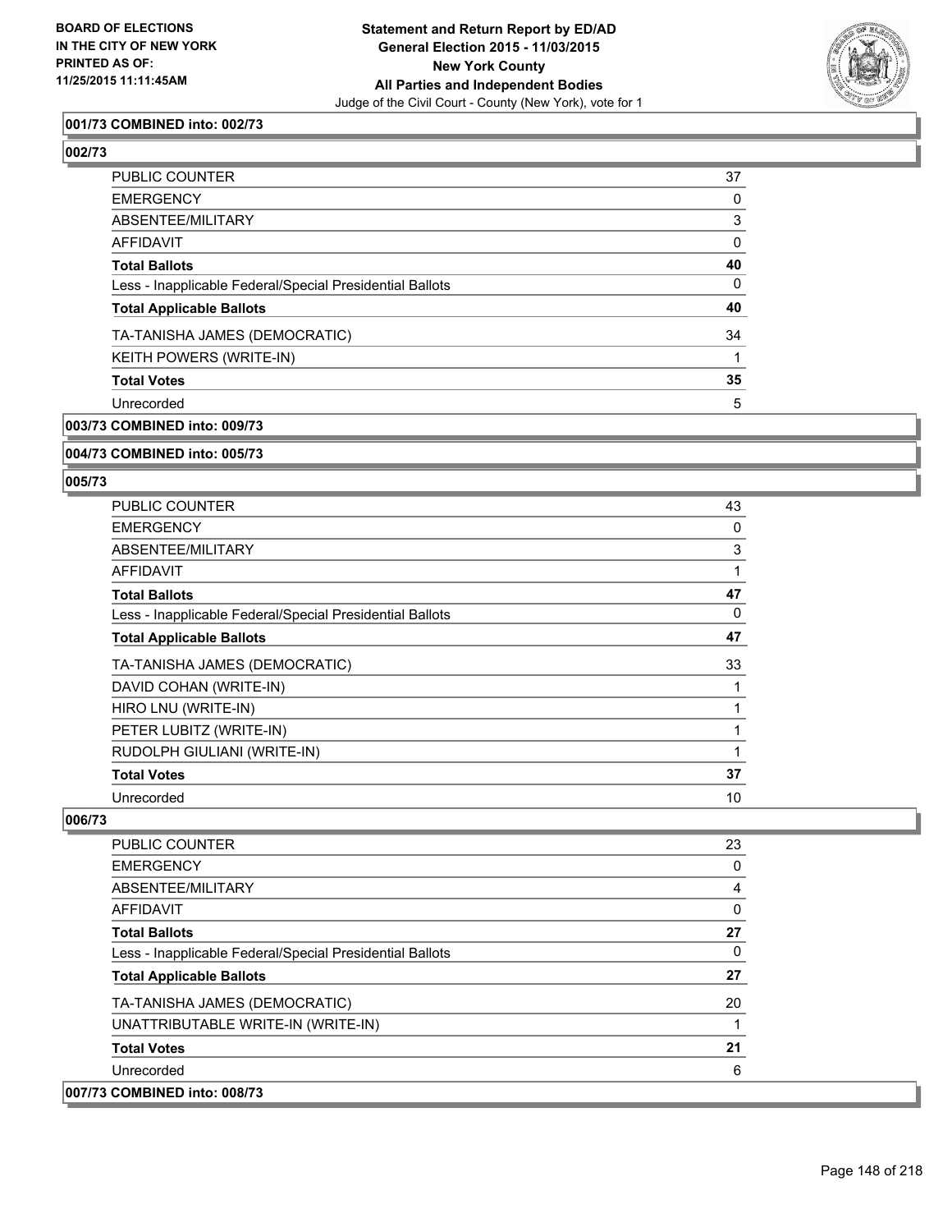BOARD OF ELECTIONS
IN THE CITY OF NEW YORK
PRINTED AS OF:
11/25/2015 11:11:45AM

**Statement and Return Report by ED/AD**
**General Election 2015 - 11/03/2015**
**New York County**
**All Parties and Independent Bodies**
Judge of the Civil Court - County (New York), vote for 1

**001/73 COMBINED into: 002/73**

**002/73**

| | |
|---|---|
| PUBLIC COUNTER | 37 |
| EMERGENCY | 0 |
| ABSENTEE/MILITARY | 3 |
| AFFIDAVIT | 0 |
| **Total Ballots** | **40** |
| Less - Inapplicable Federal/Special Presidential Ballots | 0 |
| **Total Applicable Ballots** | **40** |
| TA-TANISHA JAMES (DEMOCRATIC) | 34 |
| KEITH POWERS (WRITE-IN) | 1 |
| **Total Votes** | **35** |
| Unrecorded | 5 |

**003/73 COMBINED into: 009/73**

**004/73 COMBINED into: 005/73**

**005/73**

| | |
|---|---|
| PUBLIC COUNTER | 43 |
| EMERGENCY | 0 |
| ABSENTEE/MILITARY | 3 |
| AFFIDAVIT | 1 |
| **Total Ballots** | **47** |
| Less - Inapplicable Federal/Special Presidential Ballots | 0 |
| **Total Applicable Ballots** | **47** |
| TA-TANISHA JAMES (DEMOCRATIC) | 33 |
| DAVID COHAN (WRITE-IN) | 1 |
| HIRO LNU (WRITE-IN) | 1 |
| PETER LUBITZ (WRITE-IN) | 1 |
| RUDOLPH GIULIANI (WRITE-IN) | 1 |
| **Total Votes** | **37** |
| Unrecorded | 10 |

**006/73**

| | |
|---|---|
| PUBLIC COUNTER | 23 |
| EMERGENCY | 0 |
| ABSENTEE/MILITARY | 4 |
| AFFIDAVIT | 0 |
| **Total Ballots** | **27** |
| Less - Inapplicable Federal/Special Presidential Ballots | 0 |
| **Total Applicable Ballots** | **27** |
| TA-TANISHA JAMES (DEMOCRATIC) | 20 |
| UNATTRIBUTABLE WRITE-IN (WRITE-IN) | 1 |
| **Total Votes** | **21** |
| Unrecorded | 6 |

**007/73 COMBINED into: 008/73**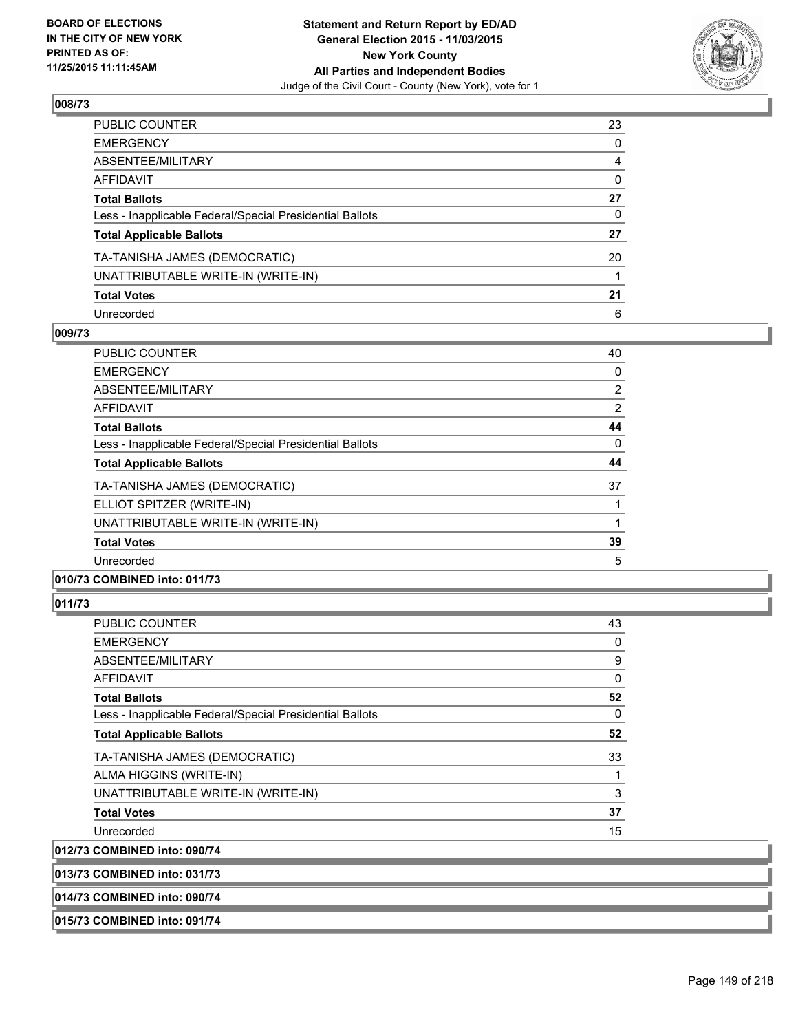**BOARD OF ELECTIONS IN THE CITY OF NEW YORK PRINTED AS OF: 11/25/2015 11:11:45AM**

**Statement and Return Report by ED/AD**
**General Election 2015 - 11/03/2015**
**New York County**
**All Parties and Independent Bodies**
Judge of the Civil Court - County (New York), vote for 1

### 008/73

| | |
|---|---|
| PUBLIC COUNTER | 23 |
| EMERGENCY | 0 |
| ABSENTEE/MILITARY | 4 |
| AFFIDAVIT | 0 |
| **Total Ballots** | **27** |
| Less - Inapplicable Federal/Special Presidential Ballots | 0 |
| **Total Applicable Ballots** | **27** |
| TA-TANISHA JAMES (DEMOCRATIC) | 20 |
| UNATTRIBUTABLE WRITE-IN (WRITE-IN) | 1 |
| **Total Votes** | **21** |
| Unrecorded | 6 |

### 009/73

| | |
|---|---|
| PUBLIC COUNTER | 40 |
| EMERGENCY | 0 |
| ABSENTEE/MILITARY | 2 |
| AFFIDAVIT | 2 |
| **Total Ballots** | **44** |
| Less - Inapplicable Federal/Special Presidential Ballots | 0 |
| **Total Applicable Ballots** | **44** |
| TA-TANISHA JAMES (DEMOCRATIC) | 37 |
| ELLIOT SPITZER (WRITE-IN) | 1 |
| UNATTRIBUTABLE WRITE-IN (WRITE-IN) | 1 |
| **Total Votes** | **39** |
| Unrecorded | 5 |

### 010/73 COMBINED into: 011/73

### 011/73

| | |
|---|---|
| PUBLIC COUNTER | 43 |
| EMERGENCY | 0 |
| ABSENTEE/MILITARY | 9 |
| AFFIDAVIT | 0 |
| **Total Ballots** | **52** |
| Less - Inapplicable Federal/Special Presidential Ballots | 0 |
| **Total Applicable Ballots** | **52** |
| TA-TANISHA JAMES (DEMOCRATIC) | 33 |
| ALMA HIGGINS (WRITE-IN) | 1 |
| UNATTRIBUTABLE WRITE-IN (WRITE-IN) | 3 |
| **Total Votes** | **37** |
| Unrecorded | 15 |

### 012/73 COMBINED into: 090/74

### 013/73 COMBINED into: 031/73

### 014/73 COMBINED into: 090/74

### 015/73 COMBINED into: 091/74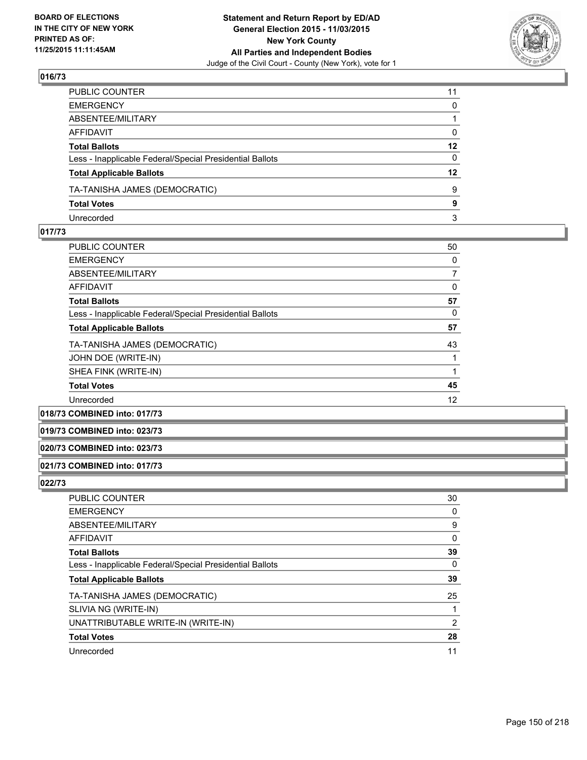## 016/73

| | |
|---|---|
| PUBLIC COUNTER | 11 |
| EMERGENCY | 0 |
| ABSENTEE/MILITARY | 1 |
| AFFIDAVIT | 0 |
| **Total Ballots** | **12** |
| Less - Inapplicable Federal/Special Presidential Ballots | 0 |
| **Total Applicable Ballots** | **12** |
| TA-TANISHA JAMES (DEMOCRATIC) | 9 |
| **Total Votes** | **9** |
| Unrecorded | 3 |

## 017/73

| | |
|---|---|
| PUBLIC COUNTER | 50 |
| EMERGENCY | 0 |
| ABSENTEE/MILITARY | 7 |
| AFFIDAVIT | 0 |
| **Total Ballots** | **57** |
| Less - Inapplicable Federal/Special Presidential Ballots | 0 |
| **Total Applicable Ballots** | **57** |
| TA-TANISHA JAMES (DEMOCRATIC) | 43 |
| JOHN DOE (WRITE-IN) | 1 |
| SHEA FINK (WRITE-IN) | 1 |
| **Total Votes** | **45** |
| Unrecorded | 12 |

## 018/73 COMBINED into: 017/73

## 019/73 COMBINED into: 023/73

## 020/73 COMBINED into: 023/73

## 021/73 COMBINED into: 017/73

## 022/73

| | |
|---|---|
| PUBLIC COUNTER | 30 |
| EMERGENCY | 0 |
| ABSENTEE/MILITARY | 9 |
| AFFIDAVIT | 0 |
| **Total Ballots** | **39** |
| Less - Inapplicable Federal/Special Presidential Ballots | 0 |
| **Total Applicable Ballots** | **39** |
| TA-TANISHA JAMES (DEMOCRATIC) | 25 |
| SLIVIA NG (WRITE-IN) | 1 |
| UNATTRIBUTABLE WRITE-IN (WRITE-IN) | 2 |
| **Total Votes** | **28** |
| Unrecorded | 11 |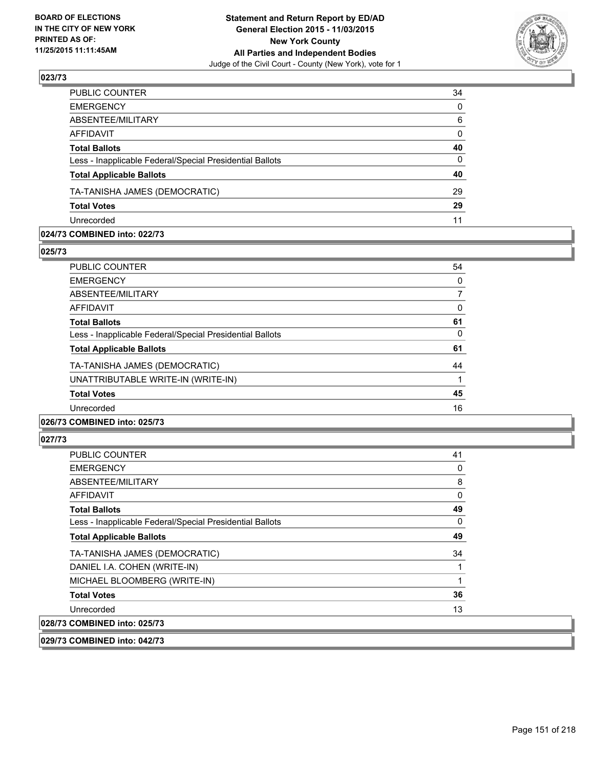**Statement and Return Report by ED/AD**
**General Election 2015 - 11/03/2015**
**New York County**
**All Parties and Independent Bodies**
Judge of the Civil Court - County (New York), vote for 1

BOARD OF ELECTIONS IN THE CITY OF NEW YORK PRINTED AS OF: 11/25/2015 11:11:45AM

### 023/73

| | |
|---|---|
| PUBLIC COUNTER | 34 |
| EMERGENCY | 0 |
| ABSENTEE/MILITARY | 6 |
| AFFIDAVIT | 0 |
| **Total Ballots** | **40** |
| Less - Inapplicable Federal/Special Presidential Ballots | 0 |
| **Total Applicable Ballots** | **40** |
| TA-TANISHA JAMES (DEMOCRATIC) | 29 |
| **Total Votes** | **29** |
| Unrecorded | 11 |

### 024/73 COMBINED into: 022/73

### 025/73

| | |
|---|---|
| PUBLIC COUNTER | 54 |
| EMERGENCY | 0 |
| ABSENTEE/MILITARY | 7 |
| AFFIDAVIT | 0 |
| **Total Ballots** | **61** |
| Less - Inapplicable Federal/Special Presidential Ballots | 0 |
| **Total Applicable Ballots** | **61** |
| TA-TANISHA JAMES (DEMOCRATIC) | 44 |
| UNATTRIBUTABLE WRITE-IN (WRITE-IN) | 1 |
| **Total Votes** | **45** |
| Unrecorded | 16 |

### 026/73 COMBINED into: 025/73

### 027/73

| | |
|---|---|
| PUBLIC COUNTER | 41 |
| EMERGENCY | 0 |
| ABSENTEE/MILITARY | 8 |
| AFFIDAVIT | 0 |
| **Total Ballots** | **49** |
| Less - Inapplicable Federal/Special Presidential Ballots | 0 |
| **Total Applicable Ballots** | **49** |
| TA-TANISHA JAMES (DEMOCRATIC) | 34 |
| DANIEL I.A. COHEN (WRITE-IN) | 1 |
| MICHAEL BLOOMBERG (WRITE-IN) | 1 |
| **Total Votes** | **36** |
| Unrecorded | 13 |

### 028/73 COMBINED into: 025/73

### 029/73 COMBINED into: 042/73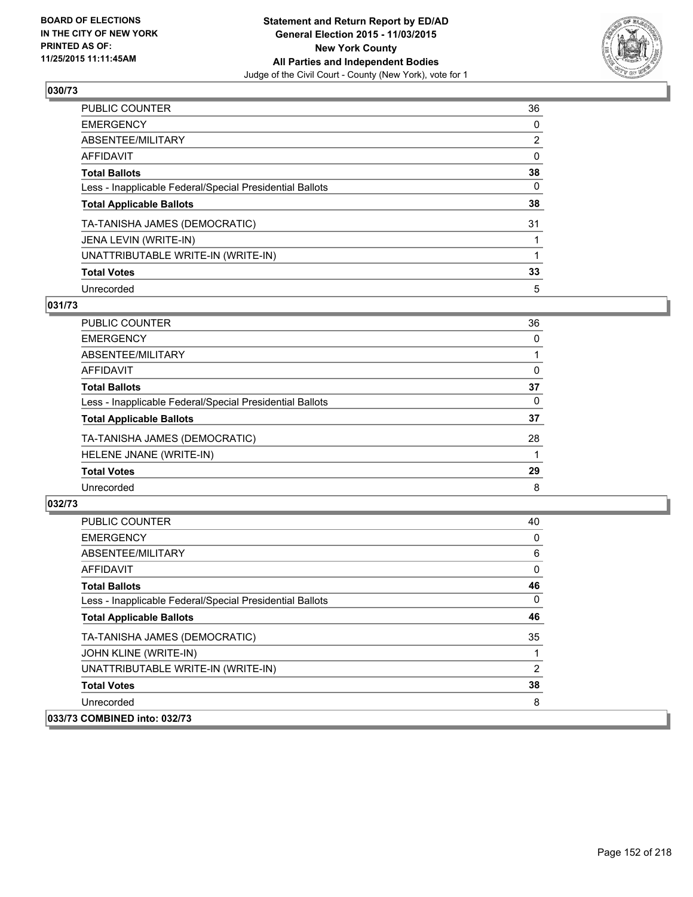## 030/73

| | |
|---|---|
| PUBLIC COUNTER | 36 |
| EMERGENCY | 0 |
| ABSENTEE/MILITARY | 2 |
| AFFIDAVIT | 0 |
| **Total Ballots** | **38** |
| Less - Inapplicable Federal/Special Presidential Ballots | 0 |
| **Total Applicable Ballots** | **38** |
| TA-TANISHA JAMES (DEMOCRATIC) | 31 |
| JENA LEVIN (WRITE-IN) | 1 |
| UNATTRIBUTABLE WRITE-IN (WRITE-IN) | 1 |
| **Total Votes** | **33** |
| Unrecorded | 5 |

## 031/73

| | |
|---|---|
| PUBLIC COUNTER | 36 |
| EMERGENCY | 0 |
| ABSENTEE/MILITARY | 1 |
| AFFIDAVIT | 0 |
| **Total Ballots** | **37** |
| Less - Inapplicable Federal/Special Presidential Ballots | 0 |
| **Total Applicable Ballots** | **37** |
| TA-TANISHA JAMES (DEMOCRATIC) | 28 |
| HELENE JNANE (WRITE-IN) | 1 |
| **Total Votes** | **29** |
| Unrecorded | 8 |

## 032/73

| | |
|---|---|
| PUBLIC COUNTER | 40 |
| EMERGENCY | 0 |
| ABSENTEE/MILITARY | 6 |
| AFFIDAVIT | 0 |
| **Total Ballots** | **46** |
| Less - Inapplicable Federal/Special Presidential Ballots | 0 |
| **Total Applicable Ballots** | **46** |
| TA-TANISHA JAMES (DEMOCRATIC) | 35 |
| JOHN KLINE (WRITE-IN) | 1 |
| UNATTRIBUTABLE WRITE-IN (WRITE-IN) | 2 |
| **Total Votes** | **38** |
| Unrecorded | 8 |

## 033/73 COMBINED into: 032/73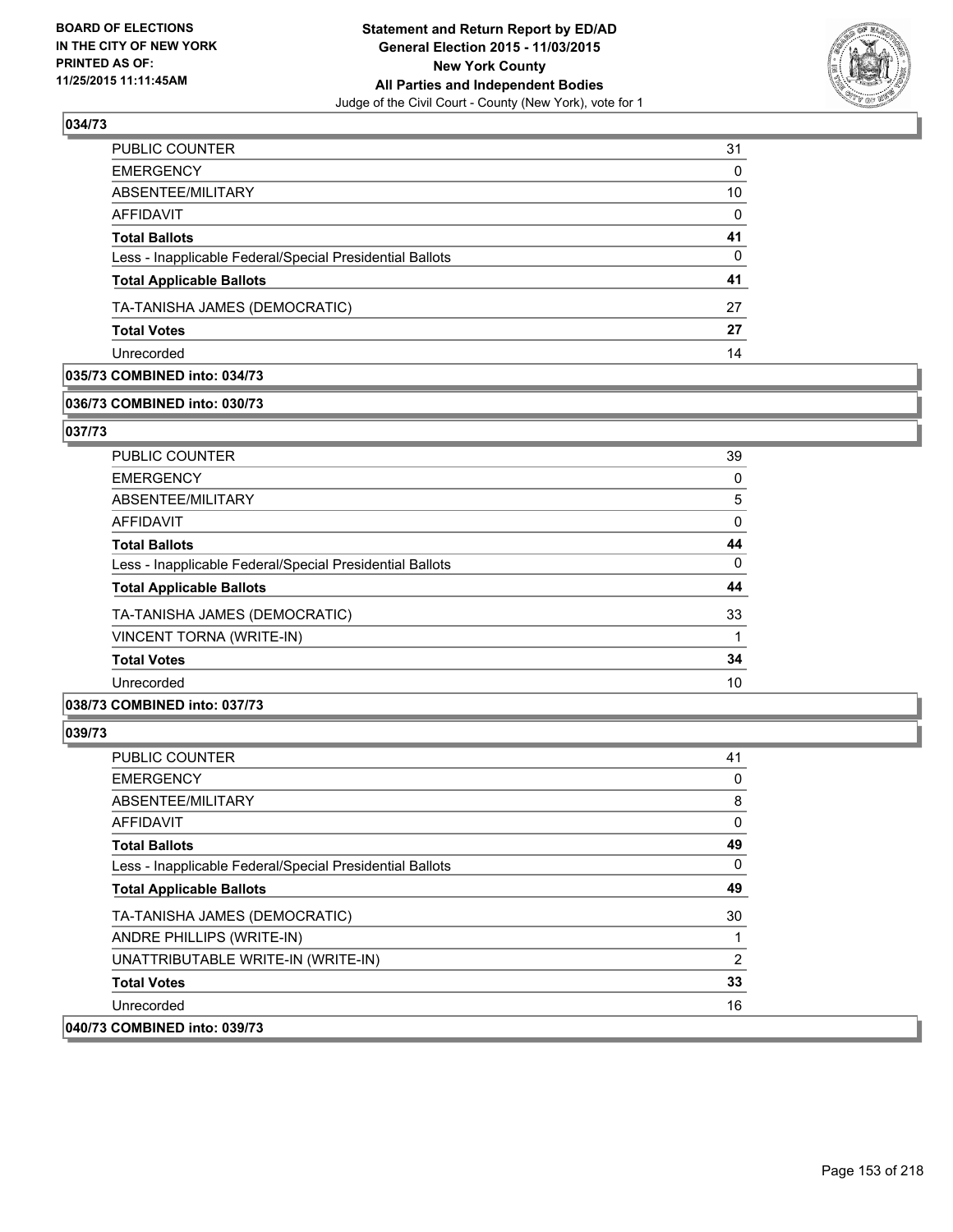## 034/73

| | |
|---|---|
| PUBLIC COUNTER | 31 |
| EMERGENCY | 0 |
| ABSENTEE/MILITARY | 10 |
| AFFIDAVIT | 0 |
| **Total Ballots** | **41** |
| Less - Inapplicable Federal/Special Presidential Ballots | 0 |
| **Total Applicable Ballots** | **41** |
| TA-TANISHA JAMES (DEMOCRATIC) | 27 |
| **Total Votes** | **27** |
| Unrecorded | 14 |

**035/73 COMBINED into: 034/73**

**036/73 COMBINED into: 030/73**

## 037/73

| | |
|---|---|
| PUBLIC COUNTER | 39 |
| EMERGENCY | 0 |
| ABSENTEE/MILITARY | 5 |
| AFFIDAVIT | 0 |
| **Total Ballots** | **44** |
| Less - Inapplicable Federal/Special Presidential Ballots | 0 |
| **Total Applicable Ballots** | **44** |
| TA-TANISHA JAMES (DEMOCRATIC) | 33 |
| VINCENT TORNA (WRITE-IN) | 1 |
| **Total Votes** | **34** |
| Unrecorded | 10 |

**038/73 COMBINED into: 037/73**

## 039/73

| | |
|---|---|
| PUBLIC COUNTER | 41 |
| EMERGENCY | 0 |
| ABSENTEE/MILITARY | 8 |
| AFFIDAVIT | 0 |
| **Total Ballots** | **49** |
| Less - Inapplicable Federal/Special Presidential Ballots | 0 |
| **Total Applicable Ballots** | **49** |
| TA-TANISHA JAMES (DEMOCRATIC) | 30 |
| ANDRE PHILLIPS (WRITE-IN) | 1 |
| UNATTRIBUTABLE WRITE-IN (WRITE-IN) | 2 |
| **Total Votes** | **33** |
| Unrecorded | 16 |

**040/73 COMBINED into: 039/73**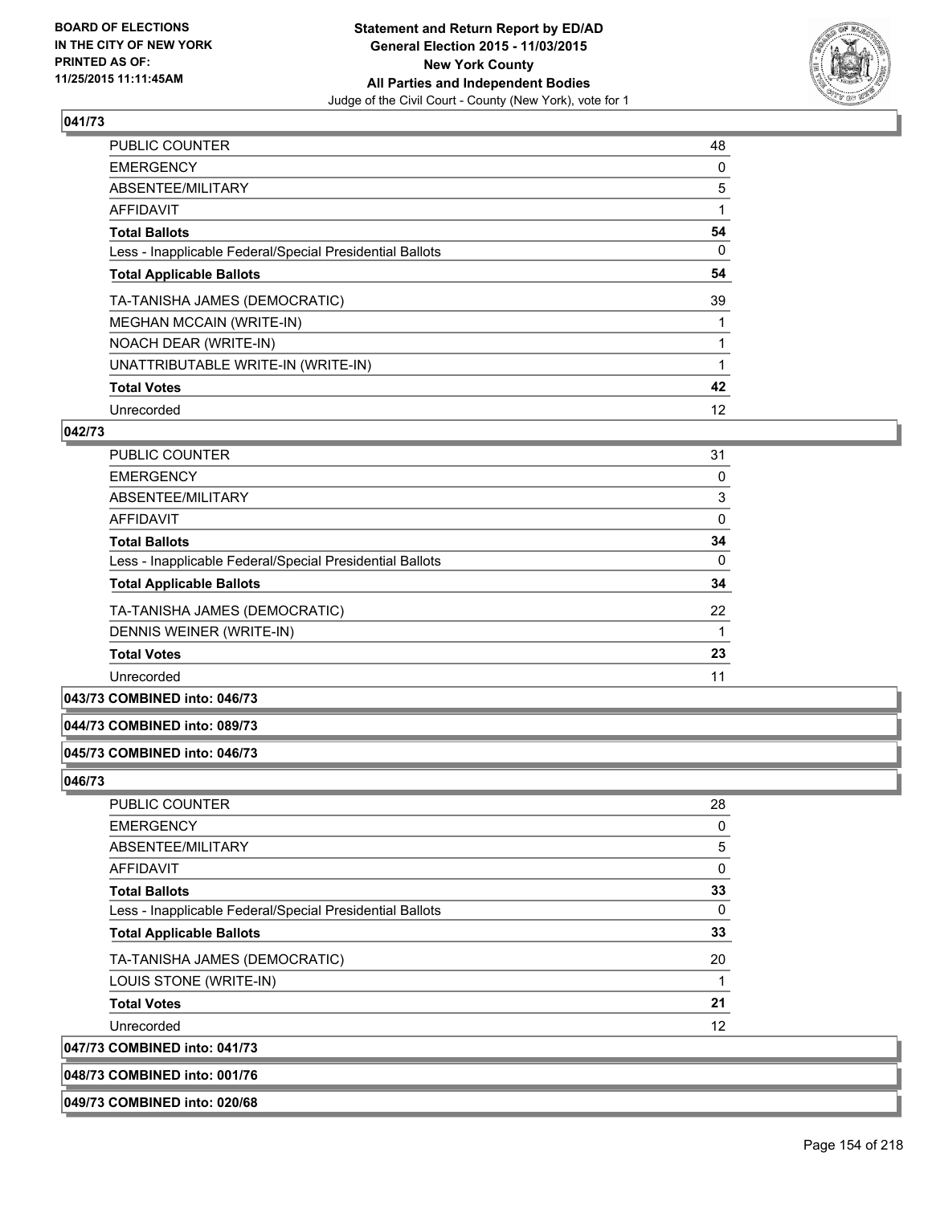**Statement and Return Report by ED/AD**
**General Election 2015 - 11/03/2015**
**New York County**
**All Parties and Independent Bodies**
Judge of the Civil Court - County (New York), vote for 1

BOARD OF ELECTIONS
IN THE CITY OF NEW YORK
PRINTED AS OF:
11/25/2015 11:11:45AM

### 041/73

| | |
|---|---|
| PUBLIC COUNTER | 48 |
| EMERGENCY | 0 |
| ABSENTEE/MILITARY | 5 |
| AFFIDAVIT | 1 |
| **Total Ballots** | **54** |
| Less - Inapplicable Federal/Special Presidential Ballots | 0 |
| **Total Applicable Ballots** | **54** |
| TA-TANISHA JAMES (DEMOCRATIC) | 39 |
| MEGHAN MCCAIN (WRITE-IN) | 1 |
| NOACH DEAR (WRITE-IN) | 1 |
| UNATTRIBUTABLE WRITE-IN (WRITE-IN) | 1 |
| **Total Votes** | **42** |
| Unrecorded | 12 |

### 042/73

| | |
|---|---|
| PUBLIC COUNTER | 31 |
| EMERGENCY | 0 |
| ABSENTEE/MILITARY | 3 |
| AFFIDAVIT | 0 |
| **Total Ballots** | **34** |
| Less - Inapplicable Federal/Special Presidential Ballots | 0 |
| **Total Applicable Ballots** | **34** |
| TA-TANISHA JAMES (DEMOCRATIC) | 22 |
| DENNIS WEINER (WRITE-IN) | 1 |
| **Total Votes** | **23** |
| Unrecorded | 11 |

**043/73 COMBINED into: 046/73**

**044/73 COMBINED into: 089/73**

**045/73 COMBINED into: 046/73**

### 046/73

| | |
|---|---|
| PUBLIC COUNTER | 28 |
| EMERGENCY | 0 |
| ABSENTEE/MILITARY | 5 |
| AFFIDAVIT | 0 |
| **Total Ballots** | **33** |
| Less - Inapplicable Federal/Special Presidential Ballots | 0 |
| **Total Applicable Ballots** | **33** |
| TA-TANISHA JAMES (DEMOCRATIC) | 20 |
| LOUIS STONE (WRITE-IN) | 1 |
| **Total Votes** | **21** |
| Unrecorded | 12 |

**047/73 COMBINED into: 041/73**

**048/73 COMBINED into: 001/76**

**049/73 COMBINED into: 020/68**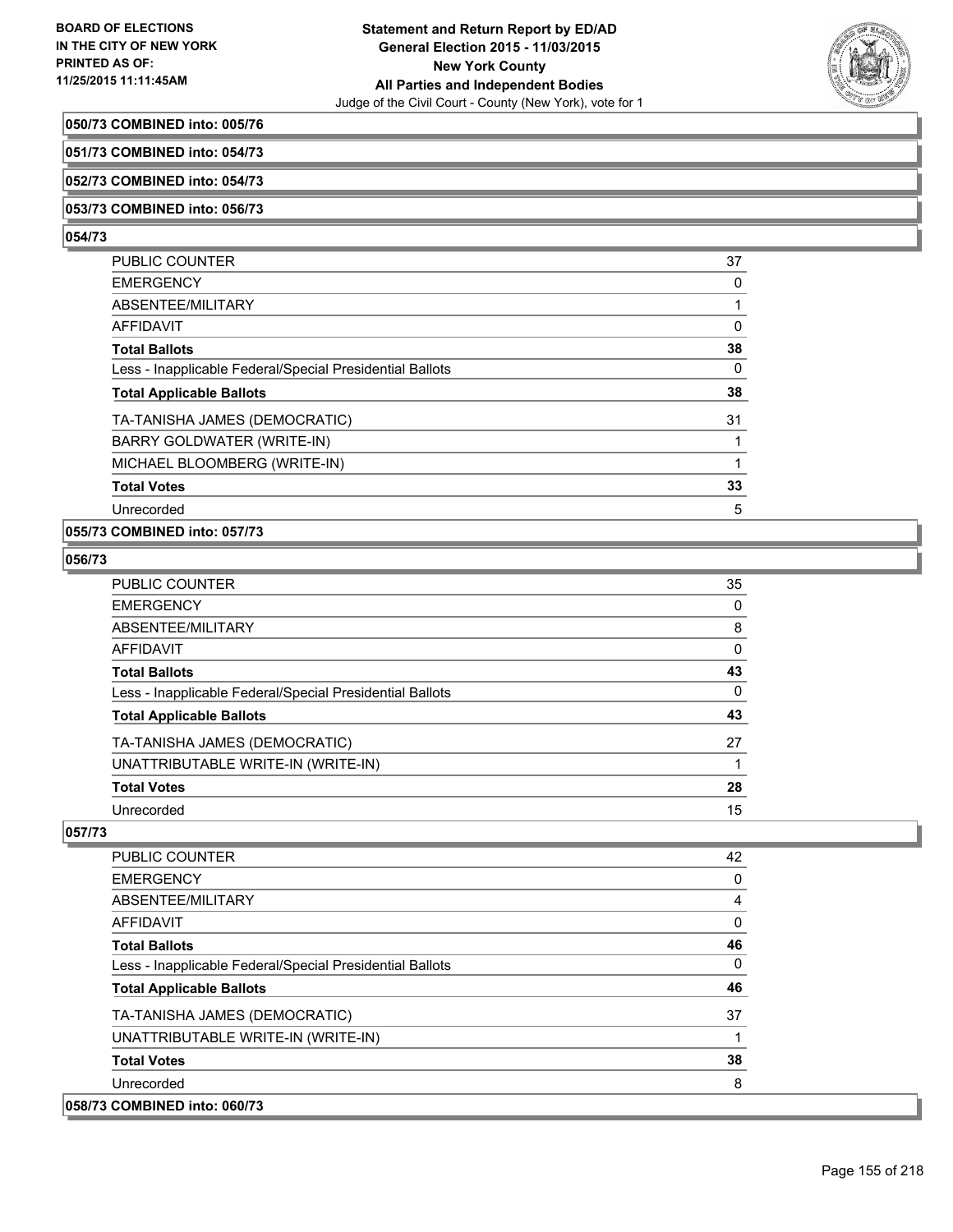**050/73 COMBINED into: 005/76**

**051/73 COMBINED into: 054/73**

**052/73 COMBINED into: 054/73**

**053/73 COMBINED into: 056/73**

**054/73**

| | |
|---|---|
| PUBLIC COUNTER | 37 |
| EMERGENCY | 0 |
| ABSENTEE/MILITARY | 1 |
| AFFIDAVIT | 0 |
| **Total Ballots** | **38** |
| Less - Inapplicable Federal/Special Presidential Ballots | 0 |
| **Total Applicable Ballots** | **38** |
| TA-TANISHA JAMES (DEMOCRATIC) | 31 |
| BARRY GOLDWATER (WRITE-IN) | 1 |
| MICHAEL BLOOMBERG (WRITE-IN) | 1 |
| **Total Votes** | **33** |
| Unrecorded | 5 |

**055/73 COMBINED into: 057/73**

**056/73**

| | |
|---|---|
| PUBLIC COUNTER | 35 |
| EMERGENCY | 0 |
| ABSENTEE/MILITARY | 8 |
| AFFIDAVIT | 0 |
| **Total Ballots** | **43** |
| Less - Inapplicable Federal/Special Presidential Ballots | 0 |
| **Total Applicable Ballots** | **43** |
| TA-TANISHA JAMES (DEMOCRATIC) | 27 |
| UNATTRIBUTABLE WRITE-IN (WRITE-IN) | 1 |
| **Total Votes** | **28** |
| Unrecorded | 15 |

**057/73**

| | |
|---|---|
| PUBLIC COUNTER | 42 |
| EMERGENCY | 0 |
| ABSENTEE/MILITARY | 4 |
| AFFIDAVIT | 0 |
| **Total Ballots** | **46** |
| Less - Inapplicable Federal/Special Presidential Ballots | 0 |
| **Total Applicable Ballots** | **46** |
| TA-TANISHA JAMES (DEMOCRATIC) | 37 |
| UNATTRIBUTABLE WRITE-IN (WRITE-IN) | 1 |
| **Total Votes** | **38** |
| Unrecorded | 8 |

**058/73 COMBINED into: 060/73**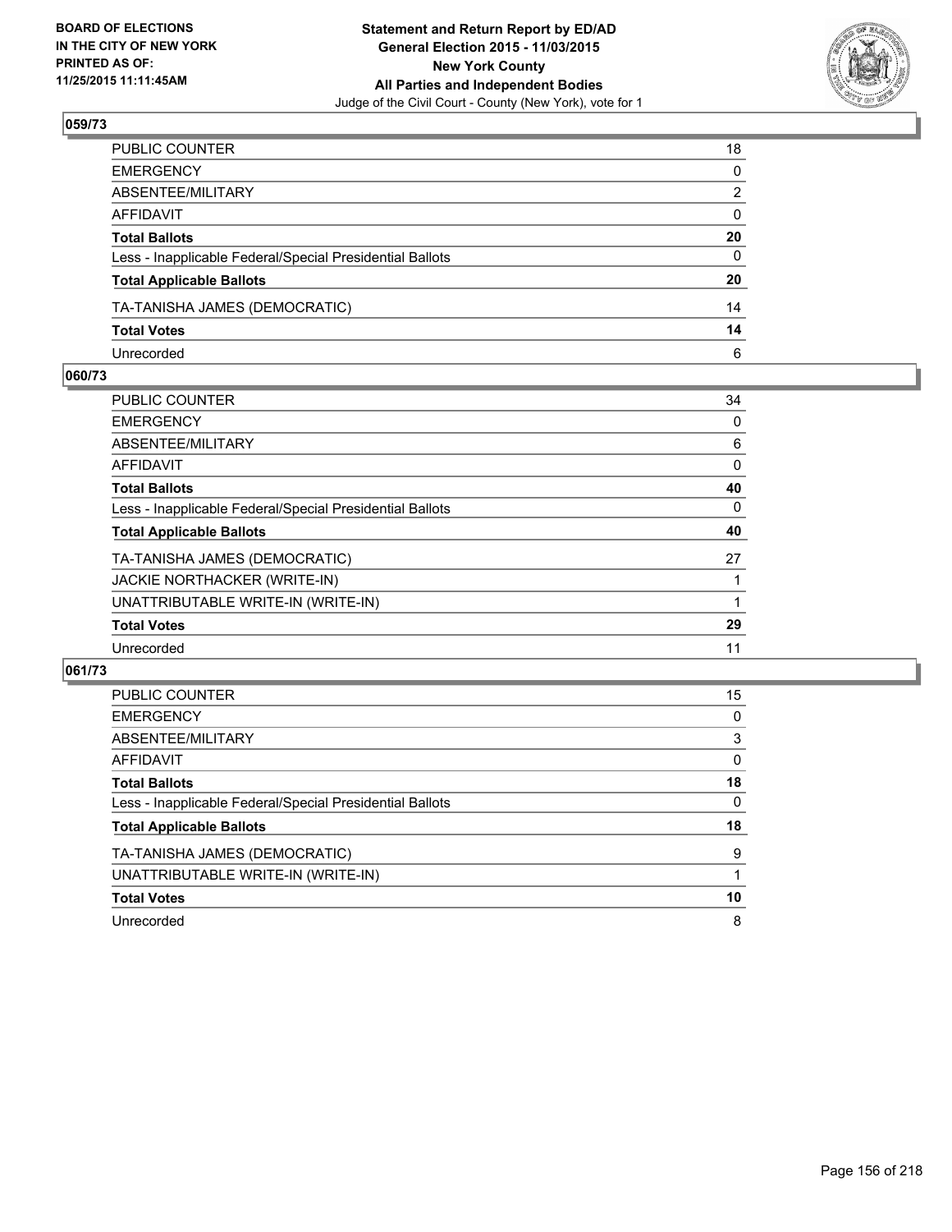**BOARD OF ELECTIONS IN THE CITY OF NEW YORK PRINTED AS OF: 11/25/2015 11:11:45AM**

**Statement and Return Report by ED/AD General Election 2015 - 11/03/2015 New York County All Parties and Independent Bodies**

Judge of the Civil Court - County (New York), vote for 1

## 059/73

| | |
|---|---|
| PUBLIC COUNTER | 18 |
| EMERGENCY | 0 |
| ABSENTEE/MILITARY | 2 |
| AFFIDAVIT | 0 |
| **Total Ballots** | **20** |
| Less - Inapplicable Federal/Special Presidential Ballots | 0 |
| **Total Applicable Ballots** | **20** |
| TA-TANISHA JAMES (DEMOCRATIC) | 14 |
| **Total Votes** | **14** |
| Unrecorded | 6 |

## 060/73

| | |
|---|---|
| PUBLIC COUNTER | 34 |
| EMERGENCY | 0 |
| ABSENTEE/MILITARY | 6 |
| AFFIDAVIT | 0 |
| **Total Ballots** | **40** |
| Less - Inapplicable Federal/Special Presidential Ballots | 0 |
| **Total Applicable Ballots** | **40** |
| TA-TANISHA JAMES (DEMOCRATIC) | 27 |
| JACKIE NORTHACKER (WRITE-IN) | 1 |
| UNATTRIBUTABLE WRITE-IN (WRITE-IN) | 1 |
| **Total Votes** | **29** |
| Unrecorded | 11 |

## 061/73

| | |
|---|---|
| PUBLIC COUNTER | 15 |
| EMERGENCY | 0 |
| ABSENTEE/MILITARY | 3 |
| AFFIDAVIT | 0 |
| **Total Ballots** | **18** |
| Less - Inapplicable Federal/Special Presidential Ballots | 0 |
| **Total Applicable Ballots** | **18** |
| TA-TANISHA JAMES (DEMOCRATIC) | 9 |
| UNATTRIBUTABLE WRITE-IN (WRITE-IN) | 1 |
| **Total Votes** | **10** |
| Unrecorded | 8 |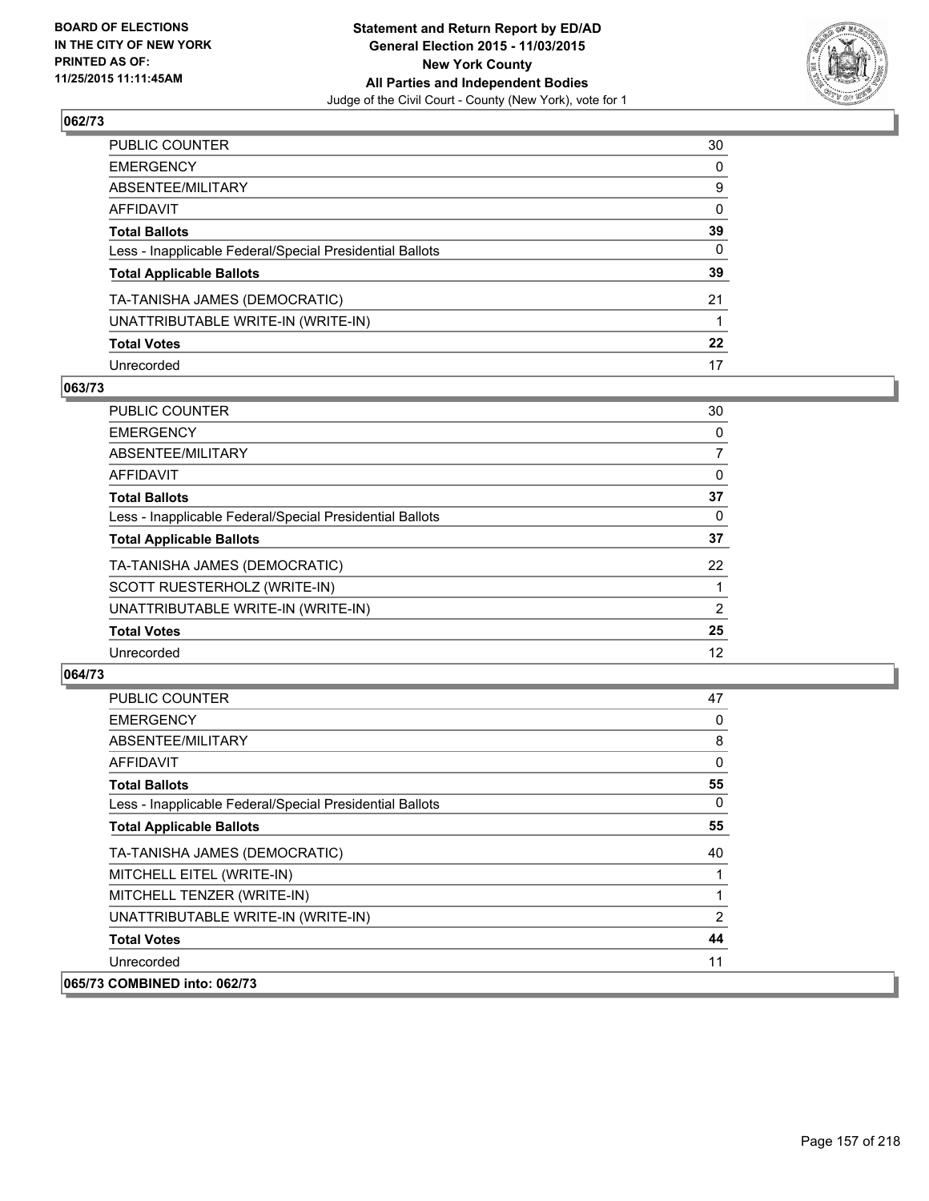**Statement and Return Report by ED/AD**
**General Election 2015 - 11/03/2015**
**New York County**
**All Parties and Independent Bodies**
Judge of the Civil Court - County (New York), vote for 1

BOARD OF ELECTIONS
IN THE CITY OF NEW YORK
PRINTED AS OF:
11/25/2015 11:11:45AM

### 062/73

| | |
|---|---|
| PUBLIC COUNTER | 30 |
| EMERGENCY | 0 |
| ABSENTEE/MILITARY | 9 |
| AFFIDAVIT | 0 |
| **Total Ballots** | **39** |
| Less - Inapplicable Federal/Special Presidential Ballots | 0 |
| **Total Applicable Ballots** | **39** |
| TA-TANISHA JAMES (DEMOCRATIC) | 21 |
| UNATTRIBUTABLE WRITE-IN (WRITE-IN) | 1 |
| **Total Votes** | **22** |
| Unrecorded | 17 |

### 063/73

| | |
|---|---|
| PUBLIC COUNTER | 30 |
| EMERGENCY | 0 |
| ABSENTEE/MILITARY | 7 |
| AFFIDAVIT | 0 |
| **Total Ballots** | **37** |
| Less - Inapplicable Federal/Special Presidential Ballots | 0 |
| **Total Applicable Ballots** | **37** |
| TA-TANISHA JAMES (DEMOCRATIC) | 22 |
| SCOTT RUESTERHOLZ (WRITE-IN) | 1 |
| UNATTRIBUTABLE WRITE-IN (WRITE-IN) | 2 |
| **Total Votes** | **25** |
| Unrecorded | 12 |

### 064/73

| | |
|---|---|
| PUBLIC COUNTER | 47 |
| EMERGENCY | 0 |
| ABSENTEE/MILITARY | 8 |
| AFFIDAVIT | 0 |
| **Total Ballots** | **55** |
| Less - Inapplicable Federal/Special Presidential Ballots | 0 |
| **Total Applicable Ballots** | **55** |
| TA-TANISHA JAMES (DEMOCRATIC) | 40 |
| MITCHELL EITEL (WRITE-IN) | 1 |
| MITCHELL TENZER (WRITE-IN) | 1 |
| UNATTRIBUTABLE WRITE-IN (WRITE-IN) | 2 |
| **Total Votes** | **44** |
| Unrecorded | 11 |

### 065/73 COMBINED into: 062/73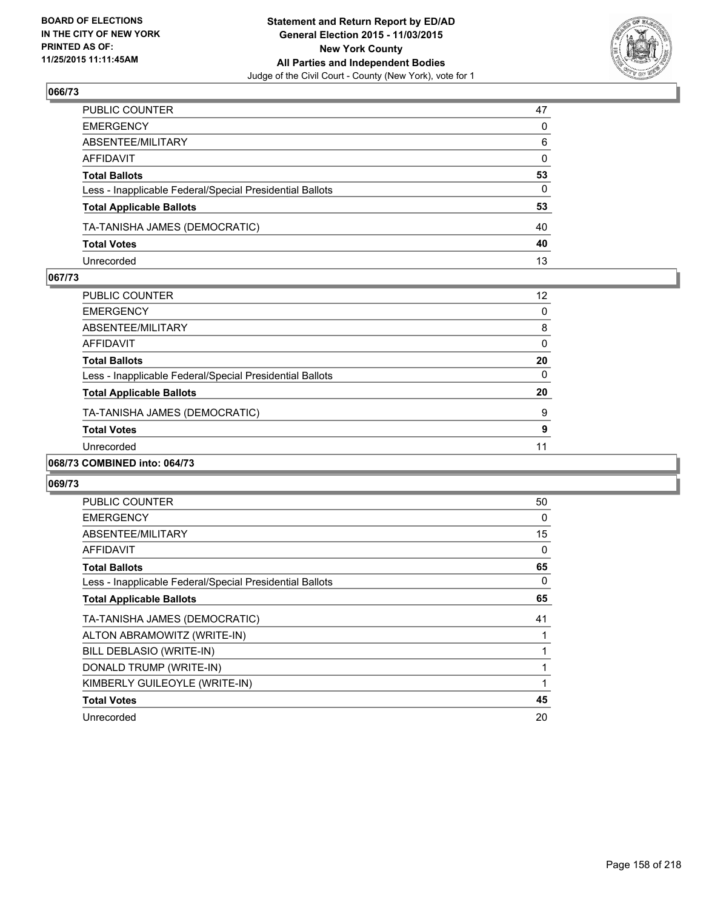## 066/73

| | |
|---|---|
| PUBLIC COUNTER | 47 |
| EMERGENCY | 0 |
| ABSENTEE/MILITARY | 6 |
| AFFIDAVIT | 0 |
| **Total Ballots** | **53** |
| Less - Inapplicable Federal/Special Presidential Ballots | 0 |
| **Total Applicable Ballots** | **53** |
| TA-TANISHA JAMES (DEMOCRATIC) | 40 |
| **Total Votes** | **40** |
| Unrecorded | 13 |

## 067/73

| | |
|---|---|
| PUBLIC COUNTER | 12 |
| EMERGENCY | 0 |
| ABSENTEE/MILITARY | 8 |
| AFFIDAVIT | 0 |
| **Total Ballots** | **20** |
| Less - Inapplicable Federal/Special Presidential Ballots | 0 |
| **Total Applicable Ballots** | **20** |
| TA-TANISHA JAMES (DEMOCRATIC) | 9 |
| **Total Votes** | **9** |
| Unrecorded | 11 |

## 068/73 COMBINED into: 064/73

## 069/73

| | |
|---|---|
| PUBLIC COUNTER | 50 |
| EMERGENCY | 0 |
| ABSENTEE/MILITARY | 15 |
| AFFIDAVIT | 0 |
| **Total Ballots** | **65** |
| Less - Inapplicable Federal/Special Presidential Ballots | 0 |
| **Total Applicable Ballots** | **65** |
| TA-TANISHA JAMES (DEMOCRATIC) | 41 |
| ALTON ABRAMOWITZ (WRITE-IN) | 1 |
| BILL DEBLASIO (WRITE-IN) | 1 |
| DONALD TRUMP (WRITE-IN) | 1 |
| KIMBERLY GUILEOYLE (WRITE-IN) | 1 |
| **Total Votes** | **45** |
| Unrecorded | 20 |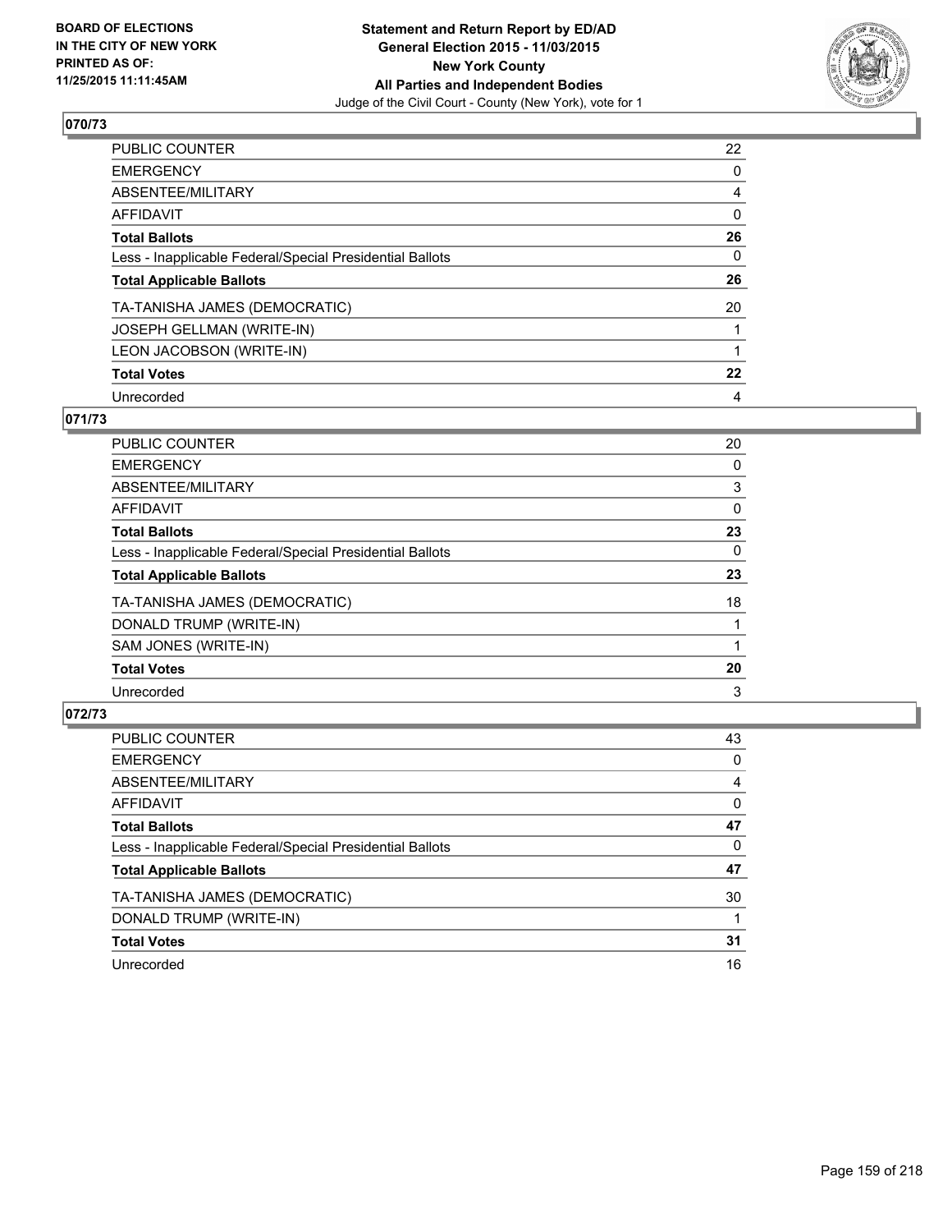BOARD OF ELECTIONS
IN THE CITY OF NEW YORK
PRINTED AS OF:
11/25/2015 11:11:45AM

**Statement and Return Report by ED/AD**
**General Election 2015 - 11/03/2015**
**New York County**
**All Parties and Independent Bodies**
Judge of the Civil Court - County (New York), vote for 1

## 070/73

| | |
|---|---|
| PUBLIC COUNTER | 22 |
| EMERGENCY | 0 |
| ABSENTEE/MILITARY | 4 |
| AFFIDAVIT | 0 |
| **Total Ballots** | **26** |
| Less - Inapplicable Federal/Special Presidential Ballots | 0 |
| **Total Applicable Ballots** | **26** |
| TA-TANISHA JAMES (DEMOCRATIC) | 20 |
| JOSEPH GELLMAN (WRITE-IN) | 1 |
| LEON JACOBSON (WRITE-IN) | 1 |
| **Total Votes** | **22** |
| Unrecorded | 4 |

## 071/73

| | |
|---|---|
| PUBLIC COUNTER | 20 |
| EMERGENCY | 0 |
| ABSENTEE/MILITARY | 3 |
| AFFIDAVIT | 0 |
| **Total Ballots** | **23** |
| Less - Inapplicable Federal/Special Presidential Ballots | 0 |
| **Total Applicable Ballots** | **23** |
| TA-TANISHA JAMES (DEMOCRATIC) | 18 |
| DONALD TRUMP (WRITE-IN) | 1 |
| SAM JONES (WRITE-IN) | 1 |
| **Total Votes** | **20** |
| Unrecorded | 3 |

## 072/73

| | |
|---|---|
| PUBLIC COUNTER | 43 |
| EMERGENCY | 0 |
| ABSENTEE/MILITARY | 4 |
| AFFIDAVIT | 0 |
| **Total Ballots** | **47** |
| Less - Inapplicable Federal/Special Presidential Ballots | 0 |
| **Total Applicable Ballots** | **47** |
| TA-TANISHA JAMES (DEMOCRATIC) | 30 |
| DONALD TRUMP (WRITE-IN) | 1 |
| **Total Votes** | **31** |
| Unrecorded | 16 |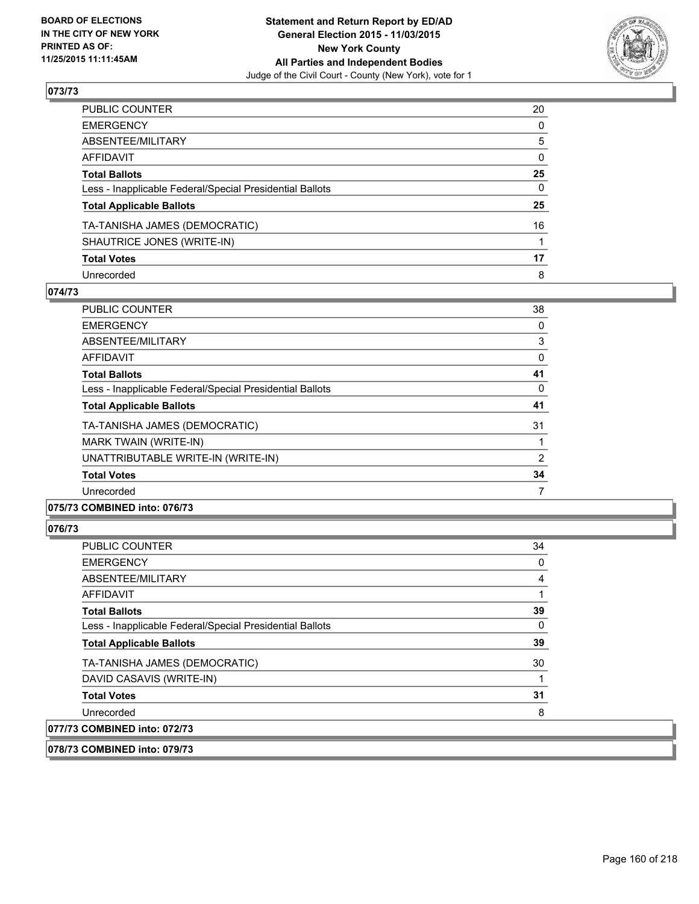**BOARD OF ELECTIONS IN THE CITY OF NEW YORK PRINTED AS OF: 11/25/2015 11:11:45AM**

**Statement and Return Report by ED/AD General Election 2015 - 11/03/2015 New York County All Parties and Independent Bodies**
Judge of the Civil Court - County (New York), vote for 1

## 073/73

| | |
|---|---|
| PUBLIC COUNTER | 20 |
| EMERGENCY | 0 |
| ABSENTEE/MILITARY | 5 |
| AFFIDAVIT | 0 |
| **Total Ballots** | **25** |
| Less - Inapplicable Federal/Special Presidential Ballots | 0 |
| **Total Applicable Ballots** | **25** |
| TA-TANISHA JAMES (DEMOCRATIC) | 16 |
| SHAUTRICE JONES (WRITE-IN) | 1 |
| **Total Votes** | **17** |
| Unrecorded | 8 |

## 074/73

| | |
|---|---|
| PUBLIC COUNTER | 38 |
| EMERGENCY | 0 |
| ABSENTEE/MILITARY | 3 |
| AFFIDAVIT | 0 |
| **Total Ballots** | **41** |
| Less - Inapplicable Federal/Special Presidential Ballots | 0 |
| **Total Applicable Ballots** | **41** |
| TA-TANISHA JAMES (DEMOCRATIC) | 31 |
| MARK TWAIN (WRITE-IN) | 1 |
| UNATTRIBUTABLE WRITE-IN (WRITE-IN) | 2 |
| **Total Votes** | **34** |
| Unrecorded | 7 |

## 075/73 COMBINED into: 076/73

## 076/73

| | |
|---|---|
| PUBLIC COUNTER | 34 |
| EMERGENCY | 0 |
| ABSENTEE/MILITARY | 4 |
| AFFIDAVIT | 1 |
| **Total Ballots** | **39** |
| Less - Inapplicable Federal/Special Presidential Ballots | 0 |
| **Total Applicable Ballots** | **39** |
| TA-TANISHA JAMES (DEMOCRATIC) | 30 |
| DAVID CASAVIS (WRITE-IN) | 1 |
| **Total Votes** | **31** |
| Unrecorded | 8 |

## 077/73 COMBINED into: 072/73

## 078/73 COMBINED into: 079/73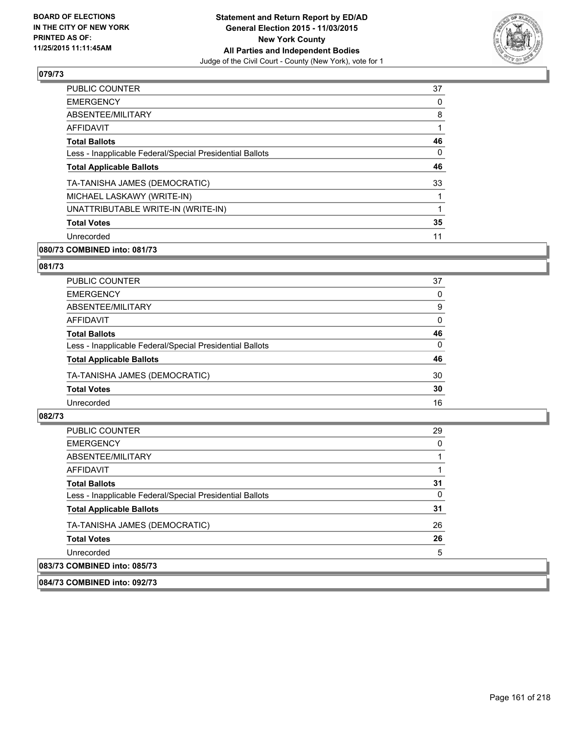### 079/73

| | |
|---|---|
| PUBLIC COUNTER | 37 |
| EMERGENCY | 0 |
| ABSENTEE/MILITARY | 8 |
| AFFIDAVIT | 1 |
| **Total Ballots** | **46** |
| Less - Inapplicable Federal/Special Presidential Ballots | 0 |
| **Total Applicable Ballots** | **46** |
| TA-TANISHA JAMES (DEMOCRATIC) | 33 |
| MICHAEL LASKAWY (WRITE-IN) | 1 |
| UNATTRIBUTABLE WRITE-IN (WRITE-IN) | 1 |
| **Total Votes** | **35** |
| Unrecorded | 11 |

### 080/73 COMBINED into: 081/73

### 081/73

| | |
|---|---|
| PUBLIC COUNTER | 37 |
| EMERGENCY | 0 |
| ABSENTEE/MILITARY | 9 |
| AFFIDAVIT | 0 |
| **Total Ballots** | **46** |
| Less - Inapplicable Federal/Special Presidential Ballots | 0 |
| **Total Applicable Ballots** | **46** |
| TA-TANISHA JAMES (DEMOCRATIC) | 30 |
| **Total Votes** | **30** |
| Unrecorded | 16 |

### 082/73

| | |
|---|---|
| PUBLIC COUNTER | 29 |
| EMERGENCY | 0 |
| ABSENTEE/MILITARY | 1 |
| AFFIDAVIT | 1 |
| **Total Ballots** | **31** |
| Less - Inapplicable Federal/Special Presidential Ballots | 0 |
| **Total Applicable Ballots** | **31** |
| TA-TANISHA JAMES (DEMOCRATIC) | 26 |
| **Total Votes** | **26** |
| Unrecorded | 5 |

### 083/73 COMBINED into: 085/73

### 084/73 COMBINED into: 092/73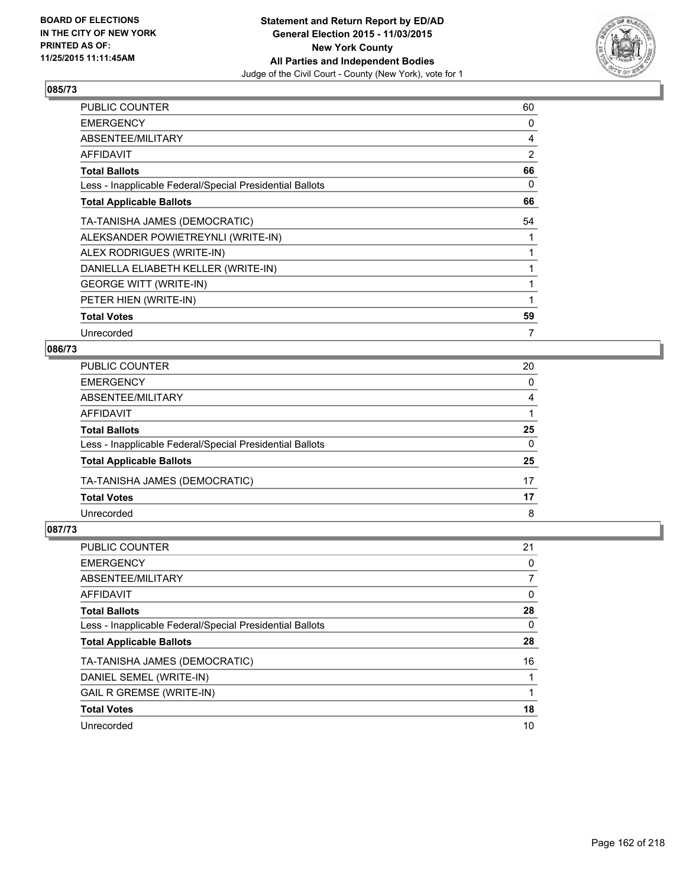**BOARD OF ELECTIONS IN THE CITY OF NEW YORK PRINTED AS OF: 11/25/2015 11:11:45AM**

**Statement and Return Report by ED/AD General Election 2015 - 11/03/2015 New York County All Parties and Independent Bodies**

Judge of the Civil Court - County (New York), vote for 1

### 085/73

| | |
|---|---|
| PUBLIC COUNTER | 60 |
| EMERGENCY | 0 |
| ABSENTEE/MILITARY | 4 |
| AFFIDAVIT | 2 |
| **Total Ballots** | **66** |
| Less - Inapplicable Federal/Special Presidential Ballots | 0 |
| **Total Applicable Ballots** | **66** |
| TA-TANISHA JAMES (DEMOCRATIC) | 54 |
| ALEKSANDER POWIETREYNLI (WRITE-IN) | 1 |
| ALEX RODRIGUES (WRITE-IN) | 1 |
| DANIELLA ELIABETH KELLER (WRITE-IN) | 1 |
| GEORGE WITT (WRITE-IN) | 1 |
| PETER HIEN (WRITE-IN) | 1 |
| **Total Votes** | **59** |
| Unrecorded | 7 |

### 086/73

| | |
|---|---|
| PUBLIC COUNTER | 20 |
| EMERGENCY | 0 |
| ABSENTEE/MILITARY | 4 |
| AFFIDAVIT | 1 |
| **Total Ballots** | **25** |
| Less - Inapplicable Federal/Special Presidential Ballots | 0 |
| **Total Applicable Ballots** | **25** |
| TA-TANISHA JAMES (DEMOCRATIC) | 17 |
| **Total Votes** | **17** |
| Unrecorded | 8 |

### 087/73

| | |
|---|---|
| PUBLIC COUNTER | 21 |
| EMERGENCY | 0 |
| ABSENTEE/MILITARY | 7 |
| AFFIDAVIT | 0 |
| **Total Ballots** | **28** |
| Less - Inapplicable Federal/Special Presidential Ballots | 0 |
| **Total Applicable Ballots** | **28** |
| TA-TANISHA JAMES (DEMOCRATIC) | 16 |
| DANIEL SEMEL (WRITE-IN) | 1 |
| GAIL R GREMSE (WRITE-IN) | 1 |
| **Total Votes** | **18** |
| Unrecorded | 10 |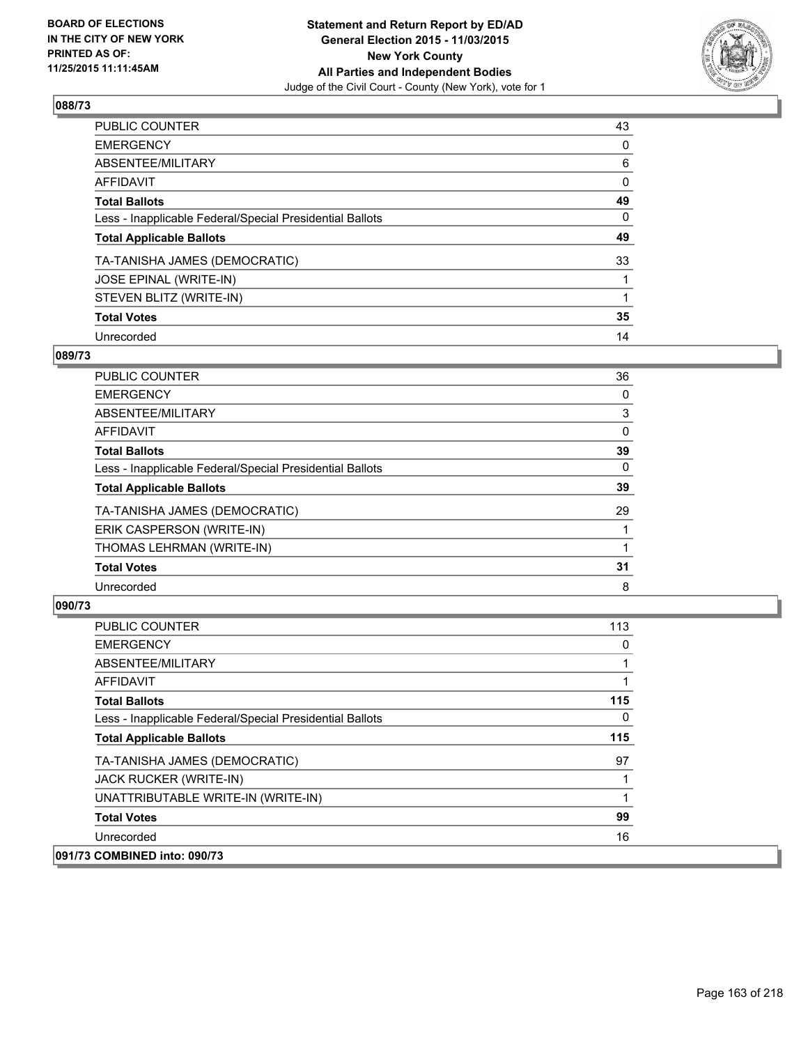BOARD OF ELECTIONS
IN THE CITY OF NEW YORK
PRINTED AS OF:
11/25/2015 11:11:45AM

**Statement and Return Report by ED/AD**
**General Election 2015 - 11/03/2015**
**New York County**
**All Parties and Independent Bodies**
Judge of the Civil Court - County (New York), vote for 1

### 088/73

| | |
|---|---|
| PUBLIC COUNTER | 43 |
| EMERGENCY | 0 |
| ABSENTEE/MILITARY | 6 |
| AFFIDAVIT | 0 |
| **Total Ballots** | **49** |
| Less - Inapplicable Federal/Special Presidential Ballots | 0 |
| **Total Applicable Ballots** | **49** |
| TA-TANISHA JAMES (DEMOCRATIC) | 33 |
| JOSE EPINAL (WRITE-IN) | 1 |
| STEVEN BLITZ (WRITE-IN) | 1 |
| **Total Votes** | **35** |
| Unrecorded | 14 |

### 089/73

| | |
|---|---|
| PUBLIC COUNTER | 36 |
| EMERGENCY | 0 |
| ABSENTEE/MILITARY | 3 |
| AFFIDAVIT | 0 |
| **Total Ballots** | **39** |
| Less - Inapplicable Federal/Special Presidential Ballots | 0 |
| **Total Applicable Ballots** | **39** |
| TA-TANISHA JAMES (DEMOCRATIC) | 29 |
| ERIK CASPERSON (WRITE-IN) | 1 |
| THOMAS LEHRMAN (WRITE-IN) | 1 |
| **Total Votes** | **31** |
| Unrecorded | 8 |

### 090/73

| | |
|---|---|
| PUBLIC COUNTER | 113 |
| EMERGENCY | 0 |
| ABSENTEE/MILITARY | 1 |
| AFFIDAVIT | 1 |
| **Total Ballots** | **115** |
| Less - Inapplicable Federal/Special Presidential Ballots | 0 |
| **Total Applicable Ballots** | **115** |
| TA-TANISHA JAMES (DEMOCRATIC) | 97 |
| JACK RUCKER (WRITE-IN) | 1 |
| UNATTRIBUTABLE WRITE-IN (WRITE-IN) | 1 |
| **Total Votes** | **99** |
| Unrecorded | 16 |

### 091/73 COMBINED into: 090/73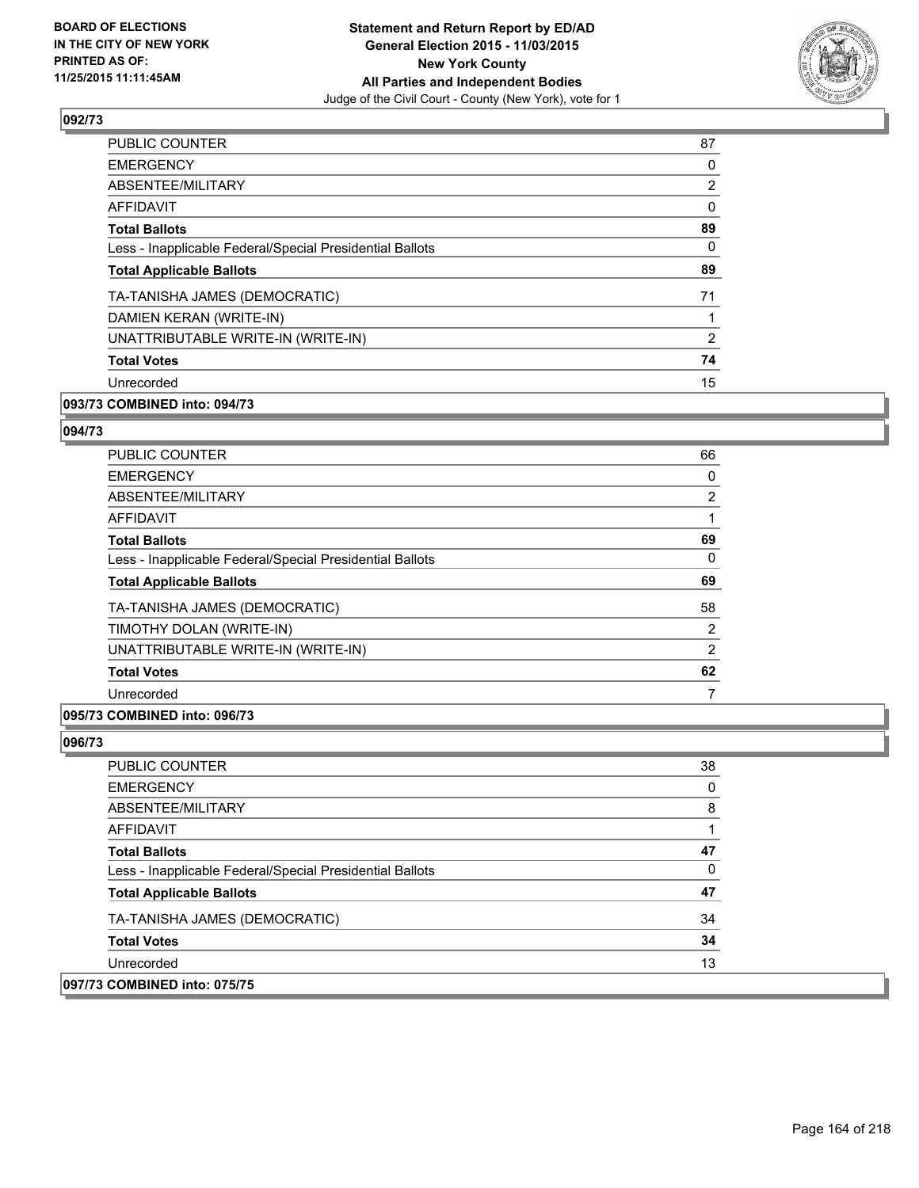**BOARD OF ELECTIONS IN THE CITY OF NEW YORK PRINTED AS OF: 11/25/2015 11:11:45AM**

**Statement and Return Report by ED/AD General Election 2015 - 11/03/2015 New York County All Parties and Independent Bodies**

Judge of the Civil Court - County (New York), vote for 1

## 092/73

| | |
|---|---|
| PUBLIC COUNTER | 87 |
| EMERGENCY | 0 |
| ABSENTEE/MILITARY | 2 |
| AFFIDAVIT | 0 |
| **Total Ballots** | **89** |
| Less - Inapplicable Federal/Special Presidential Ballots | 0 |
| **Total Applicable Ballots** | **89** |
| TA-TANISHA JAMES (DEMOCRATIC) | 71 |
| DAMIEN KERAN (WRITE-IN) | 1 |
| UNATTRIBUTABLE WRITE-IN (WRITE-IN) | 2 |
| **Total Votes** | **74** |
| Unrecorded | 15 |

**093/73 COMBINED into: 094/73**

## 094/73

| | |
|---|---|
| PUBLIC COUNTER | 66 |
| EMERGENCY | 0 |
| ABSENTEE/MILITARY | 2 |
| AFFIDAVIT | 1 |
| **Total Ballots** | **69** |
| Less - Inapplicable Federal/Special Presidential Ballots | 0 |
| **Total Applicable Ballots** | **69** |
| TA-TANISHA JAMES (DEMOCRATIC) | 58 |
| TIMOTHY DOLAN (WRITE-IN) | 2 |
| UNATTRIBUTABLE WRITE-IN (WRITE-IN) | 2 |
| **Total Votes** | **62** |
| Unrecorded | 7 |

**095/73 COMBINED into: 096/73**

## 096/73

| | |
|---|---|
| PUBLIC COUNTER | 38 |
| EMERGENCY | 0 |
| ABSENTEE/MILITARY | 8 |
| AFFIDAVIT | 1 |
| **Total Ballots** | **47** |
| Less - Inapplicable Federal/Special Presidential Ballots | 0 |
| **Total Applicable Ballots** | **47** |
| TA-TANISHA JAMES (DEMOCRATIC) | 34 |
| **Total Votes** | **34** |
| Unrecorded | 13 |

**097/73 COMBINED into: 075/75**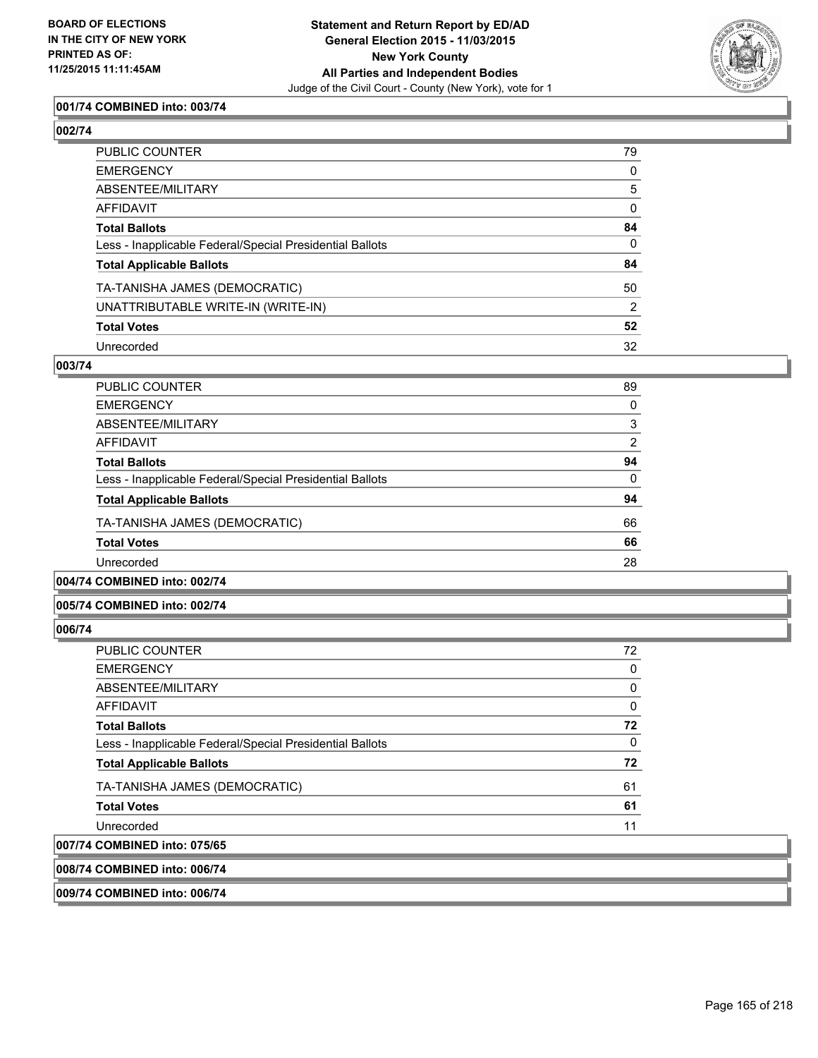**Statement and Return Report by ED/AD**
**General Election 2015 - 11/03/2015**
**New York County**
**All Parties and Independent Bodies**
Judge of the Civil Court - County (New York), vote for 1

BOARD OF ELECTIONS
IN THE CITY OF NEW YORK
PRINTED AS OF:
11/25/2015 11:11:45AM

**001/74 COMBINED into: 003/74**

**002/74**

| | |
|---|---|
| PUBLIC COUNTER | 79 |
| EMERGENCY | 0 |
| ABSENTEE/MILITARY | 5 |
| AFFIDAVIT | 0 |
| **Total Ballots** | **84** |
| Less - Inapplicable Federal/Special Presidential Ballots | 0 |
| **Total Applicable Ballots** | **84** |
| TA-TANISHA JAMES (DEMOCRATIC) | 50 |
| UNATTRIBUTABLE WRITE-IN (WRITE-IN) | 2 |
| **Total Votes** | **52** |
| Unrecorded | 32 |

**003/74**

| | |
|---|---|
| PUBLIC COUNTER | 89 |
| EMERGENCY | 0 |
| ABSENTEE/MILITARY | 3 |
| AFFIDAVIT | 2 |
| **Total Ballots** | **94** |
| Less - Inapplicable Federal/Special Presidential Ballots | 0 |
| **Total Applicable Ballots** | **94** |
| TA-TANISHA JAMES (DEMOCRATIC) | 66 |
| **Total Votes** | **66** |
| Unrecorded | 28 |

**004/74 COMBINED into: 002/74**

**005/74 COMBINED into: 002/74**

**006/74**

| | |
|---|---|
| PUBLIC COUNTER | 72 |
| EMERGENCY | 0 |
| ABSENTEE/MILITARY | 0 |
| AFFIDAVIT | 0 |
| **Total Ballots** | **72** |
| Less - Inapplicable Federal/Special Presidential Ballots | 0 |
| **Total Applicable Ballots** | **72** |
| TA-TANISHA JAMES (DEMOCRATIC) | 61 |
| **Total Votes** | **61** |
| Unrecorded | 11 |

**007/74 COMBINED into: 075/65**

**008/74 COMBINED into: 006/74**

**009/74 COMBINED into: 006/74**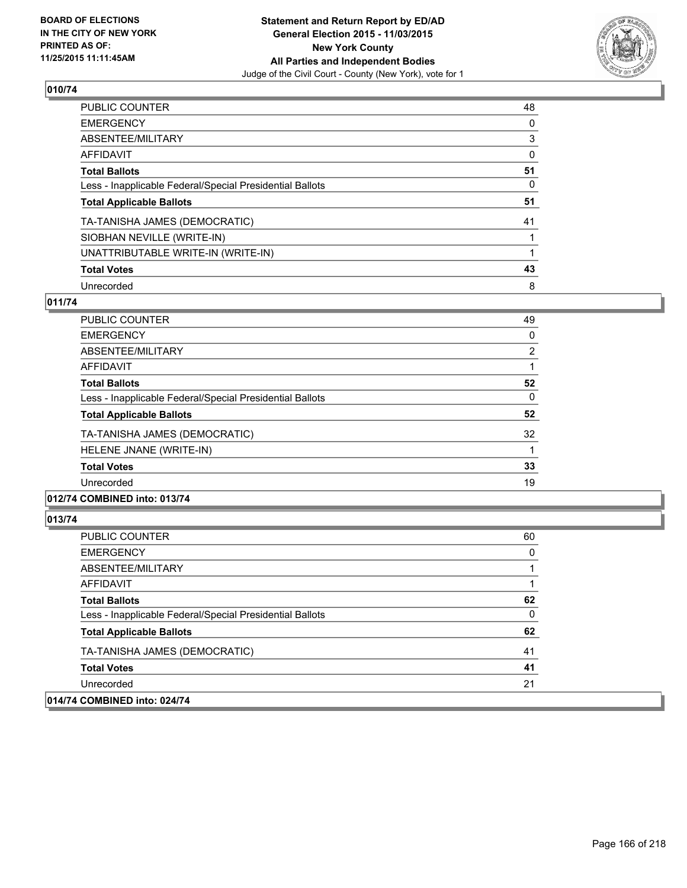**BOARD OF ELECTIONS IN THE CITY OF NEW YORK PRINTED AS OF: 11/25/2015 11:11:45AM**

**Statement and Return Report by ED/AD General Election 2015 - 11/03/2015 New York County All Parties and Independent Bodies**
Judge of the Civil Court - County (New York), vote for 1

## 010/74

| | |
|---|---|
| PUBLIC COUNTER | 48 |
| EMERGENCY | 0 |
| ABSENTEE/MILITARY | 3 |
| AFFIDAVIT | 0 |
| **Total Ballots** | **51** |
| Less - Inapplicable Federal/Special Presidential Ballots | 0 |
| **Total Applicable Ballots** | **51** |
| TA-TANISHA JAMES (DEMOCRATIC) | 41 |
| SIOBHAN NEVILLE (WRITE-IN) | 1 |
| UNATTRIBUTABLE WRITE-IN (WRITE-IN) | 1 |
| **Total Votes** | **43** |
| Unrecorded | 8 |

## 011/74

| | |
|---|---|
| PUBLIC COUNTER | 49 |
| EMERGENCY | 0 |
| ABSENTEE/MILITARY | 2 |
| AFFIDAVIT | 1 |
| **Total Ballots** | **52** |
| Less - Inapplicable Federal/Special Presidential Ballots | 0 |
| **Total Applicable Ballots** | **52** |
| TA-TANISHA JAMES (DEMOCRATIC) | 32 |
| HELENE JNANE (WRITE-IN) | 1 |
| **Total Votes** | **33** |
| Unrecorded | 19 |

## 012/74 COMBINED into: 013/74

## 013/74

| | |
|---|---|
| PUBLIC COUNTER | 60 |
| EMERGENCY | 0 |
| ABSENTEE/MILITARY | 1 |
| AFFIDAVIT | 1 |
| **Total Ballots** | **62** |
| Less - Inapplicable Federal/Special Presidential Ballots | 0 |
| **Total Applicable Ballots** | **62** |
| TA-TANISHA JAMES (DEMOCRATIC) | 41 |
| **Total Votes** | **41** |
| Unrecorded | 21 |

## 014/74 COMBINED into: 024/74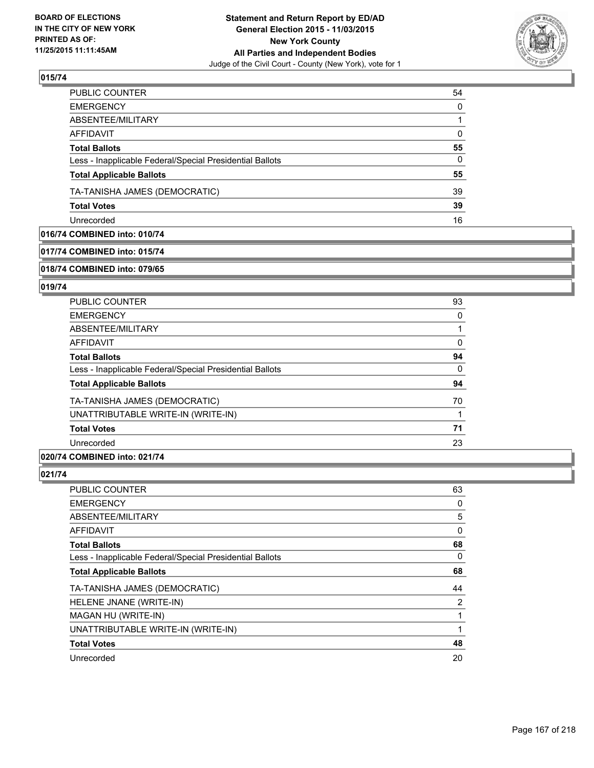**Statement and Return Report by ED/AD**
**General Election 2015 - 11/03/2015**
**New York County**
**All Parties and Independent Bodies**
Judge of the Civil Court - County (New York), vote for 1

BOARD OF ELECTIONS IN THE CITY OF NEW YORK PRINTED AS OF: 11/25/2015 11:11:45AM

## 015/74

| | |
|---|---|
| PUBLIC COUNTER | 54 |
| EMERGENCY | 0 |
| ABSENTEE/MILITARY | 1 |
| AFFIDAVIT | 0 |
| **Total Ballots** | **55** |
| Less - Inapplicable Federal/Special Presidential Ballots | 0 |
| **Total Applicable Ballots** | **55** |
| TA-TANISHA JAMES (DEMOCRATIC) | 39 |
| **Total Votes** | **39** |
| Unrecorded | 16 |

## 016/74 COMBINED into: 010/74

## 017/74 COMBINED into: 015/74

## 018/74 COMBINED into: 079/65

## 019/74

| | |
|---|---|
| PUBLIC COUNTER | 93 |
| EMERGENCY | 0 |
| ABSENTEE/MILITARY | 1 |
| AFFIDAVIT | 0 |
| **Total Ballots** | **94** |
| Less - Inapplicable Federal/Special Presidential Ballots | 0 |
| **Total Applicable Ballots** | **94** |
| TA-TANISHA JAMES (DEMOCRATIC) | 70 |
| UNATTRIBUTABLE WRITE-IN (WRITE-IN) | 1 |
| **Total Votes** | **71** |
| Unrecorded | 23 |

## 020/74 COMBINED into: 021/74

## 021/74

| | |
|---|---|
| PUBLIC COUNTER | 63 |
| EMERGENCY | 0 |
| ABSENTEE/MILITARY | 5 |
| AFFIDAVIT | 0 |
| **Total Ballots** | **68** |
| Less - Inapplicable Federal/Special Presidential Ballots | 0 |
| **Total Applicable Ballots** | **68** |
| TA-TANISHA JAMES (DEMOCRATIC) | 44 |
| HELENE JNANE (WRITE-IN) | 2 |
| MAGAN HU (WRITE-IN) | 1 |
| UNATTRIBUTABLE WRITE-IN (WRITE-IN) | 1 |
| **Total Votes** | **48** |
| Unrecorded | 20 |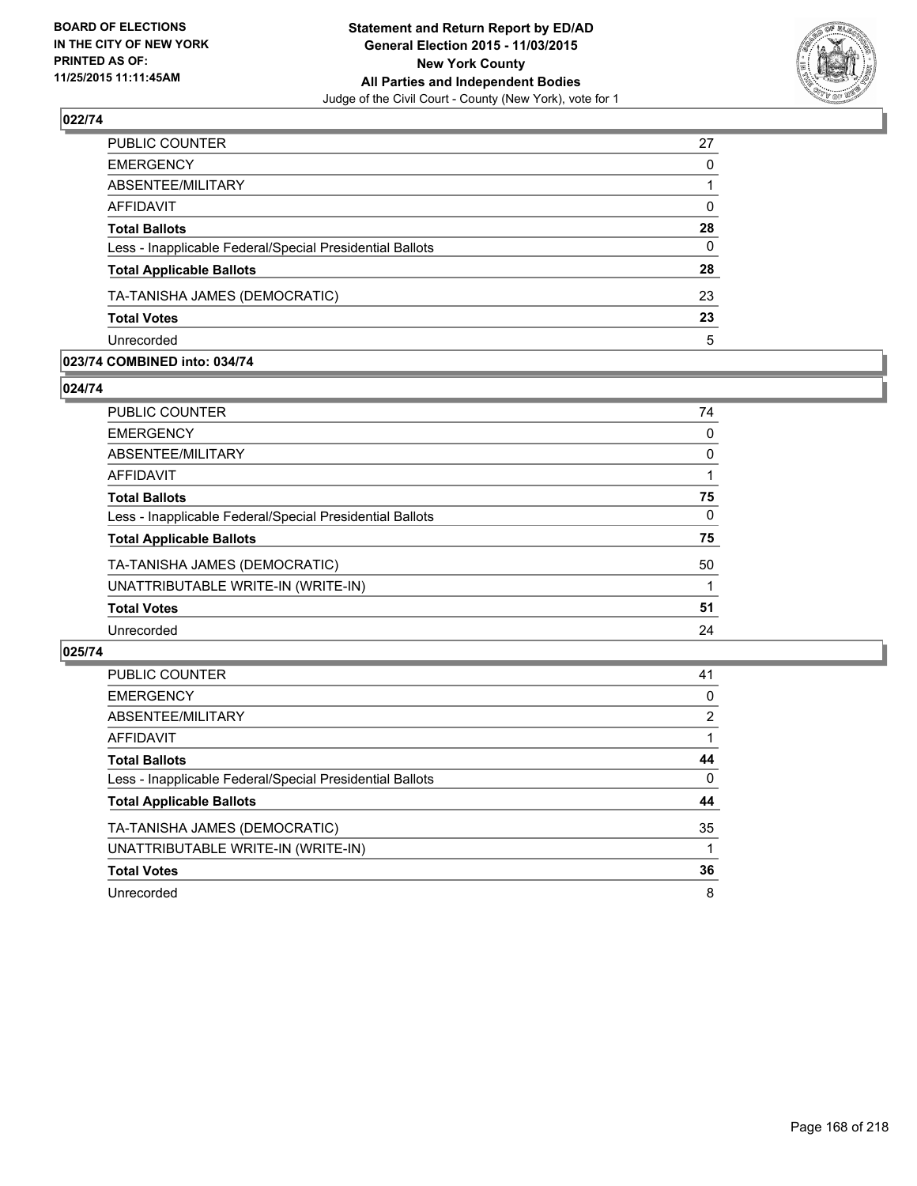## 022/74

| | |
|---|---|
| PUBLIC COUNTER | 27 |
| EMERGENCY | 0 |
| ABSENTEE/MILITARY | 1 |
| AFFIDAVIT | 0 |
| **Total Ballots** | **28** |
| Less - Inapplicable Federal/Special Presidential Ballots | 0 |
| **Total Applicable Ballots** | **28** |
| TA-TANISHA JAMES (DEMOCRATIC) | 23 |
| **Total Votes** | **23** |
| Unrecorded | 5 |

## 023/74 COMBINED into: 034/74

## 024/74

| | |
|---|---|
| PUBLIC COUNTER | 74 |
| EMERGENCY | 0 |
| ABSENTEE/MILITARY | 0 |
| AFFIDAVIT | 1 |
| **Total Ballots** | **75** |
| Less - Inapplicable Federal/Special Presidential Ballots | 0 |
| **Total Applicable Ballots** | **75** |
| TA-TANISHA JAMES (DEMOCRATIC) | 50 |
| UNATTRIBUTABLE WRITE-IN (WRITE-IN) | 1 |
| **Total Votes** | **51** |
| Unrecorded | 24 |

## 025/74

| | |
|---|---|
| PUBLIC COUNTER | 41 |
| EMERGENCY | 0 |
| ABSENTEE/MILITARY | 2 |
| AFFIDAVIT | 1 |
| **Total Ballots** | **44** |
| Less - Inapplicable Federal/Special Presidential Ballots | 0 |
| **Total Applicable Ballots** | **44** |
| TA-TANISHA JAMES (DEMOCRATIC) | 35 |
| UNATTRIBUTABLE WRITE-IN (WRITE-IN) | 1 |
| **Total Votes** | **36** |
| Unrecorded | 8 |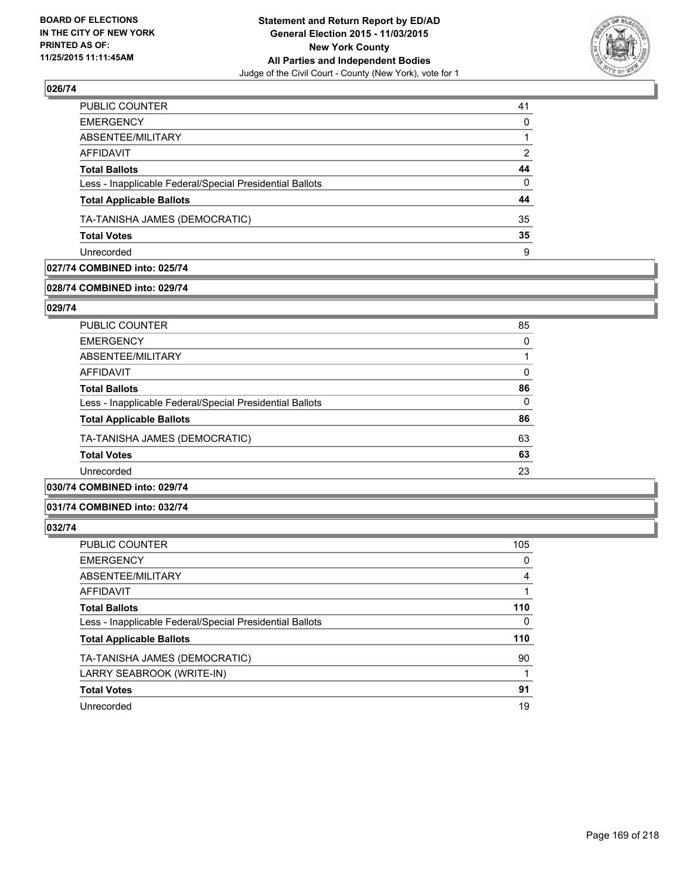### 026/74

| | |
|---|---|
| PUBLIC COUNTER | 41 |
| EMERGENCY | 0 |
| ABSENTEE/MILITARY | 1 |
| AFFIDAVIT | 2 |
| **Total Ballots** | **44** |
| Less - Inapplicable Federal/Special Presidential Ballots | 0 |
| **Total Applicable Ballots** | **44** |
| TA-TANISHA JAMES (DEMOCRATIC) | 35 |
| **Total Votes** | **35** |
| Unrecorded | 9 |

### 027/74 COMBINED into: 025/74

### 028/74 COMBINED into: 029/74

### 029/74

| | |
|---|---|
| PUBLIC COUNTER | 85 |
| EMERGENCY | 0 |
| ABSENTEE/MILITARY | 1 |
| AFFIDAVIT | 0 |
| **Total Ballots** | **86** |
| Less - Inapplicable Federal/Special Presidential Ballots | 0 |
| **Total Applicable Ballots** | **86** |
| TA-TANISHA JAMES (DEMOCRATIC) | 63 |
| **Total Votes** | **63** |
| Unrecorded | 23 |

### 030/74 COMBINED into: 029/74

### 031/74 COMBINED into: 032/74

### 032/74

| | |
|---|---|
| PUBLIC COUNTER | 105 |
| EMERGENCY | 0 |
| ABSENTEE/MILITARY | 4 |
| AFFIDAVIT | 1 |
| **Total Ballots** | **110** |
| Less - Inapplicable Federal/Special Presidential Ballots | 0 |
| **Total Applicable Ballots** | **110** |
| TA-TANISHA JAMES (DEMOCRATIC) | 90 |
| LARRY SEABROOK (WRITE-IN) | 1 |
| **Total Votes** | **91** |
| Unrecorded | 19 |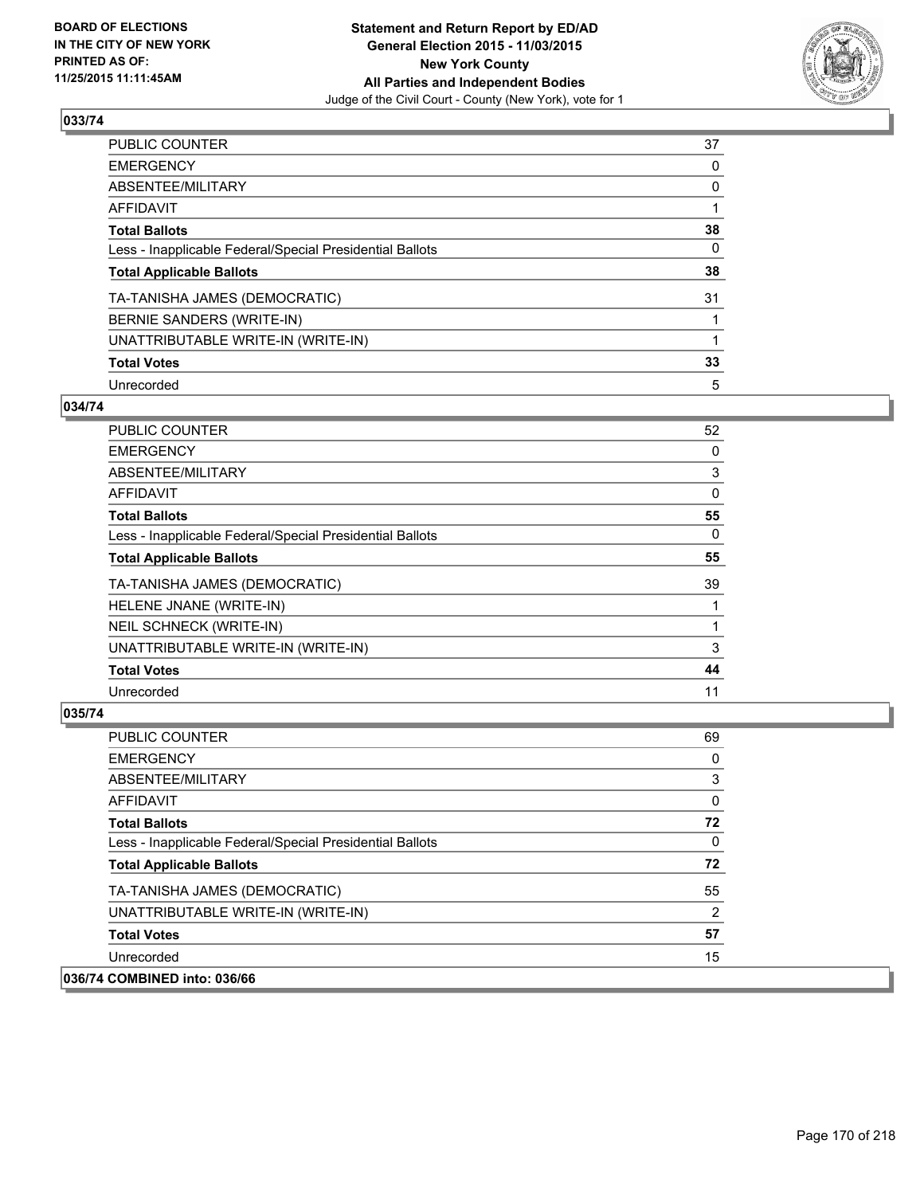**BOARD OF ELECTIONS IN THE CITY OF NEW YORK PRINTED AS OF: 11/25/2015 11:11:45AM**

**Statement and Return Report by ED/AD**
**General Election 2015 - 11/03/2015**
**New York County**
**All Parties and Independent Bodies**
Judge of the Civil Court - County (New York), vote for 1

## 033/74

| | |
|---|---|
| PUBLIC COUNTER | 37 |
| EMERGENCY | 0 |
| ABSENTEE/MILITARY | 0 |
| AFFIDAVIT | 1 |
| **Total Ballots** | **38** |
| Less - Inapplicable Federal/Special Presidential Ballots | 0 |
| **Total Applicable Ballots** | **38** |
| TA-TANISHA JAMES (DEMOCRATIC) | 31 |
| BERNIE SANDERS (WRITE-IN) | 1 |
| UNATTRIBUTABLE WRITE-IN (WRITE-IN) | 1 |
| **Total Votes** | **33** |
| Unrecorded | 5 |

## 034/74

| | |
|---|---|
| PUBLIC COUNTER | 52 |
| EMERGENCY | 0 |
| ABSENTEE/MILITARY | 3 |
| AFFIDAVIT | 0 |
| **Total Ballots** | **55** |
| Less - Inapplicable Federal/Special Presidential Ballots | 0 |
| **Total Applicable Ballots** | **55** |
| TA-TANISHA JAMES (DEMOCRATIC) | 39 |
| HELENE JNANE (WRITE-IN) | 1 |
| NEIL SCHNECK (WRITE-IN) | 1 |
| UNATTRIBUTABLE WRITE-IN (WRITE-IN) | 3 |
| **Total Votes** | **44** |
| Unrecorded | 11 |

## 035/74

| | |
|---|---|
| PUBLIC COUNTER | 69 |
| EMERGENCY | 0 |
| ABSENTEE/MILITARY | 3 |
| AFFIDAVIT | 0 |
| **Total Ballots** | **72** |
| Less - Inapplicable Federal/Special Presidential Ballots | 0 |
| **Total Applicable Ballots** | **72** |
| TA-TANISHA JAMES (DEMOCRATIC) | 55 |
| UNATTRIBUTABLE WRITE-IN (WRITE-IN) | 2 |
| **Total Votes** | **57** |
| Unrecorded | 15 |

## 036/74 COMBINED into: 036/66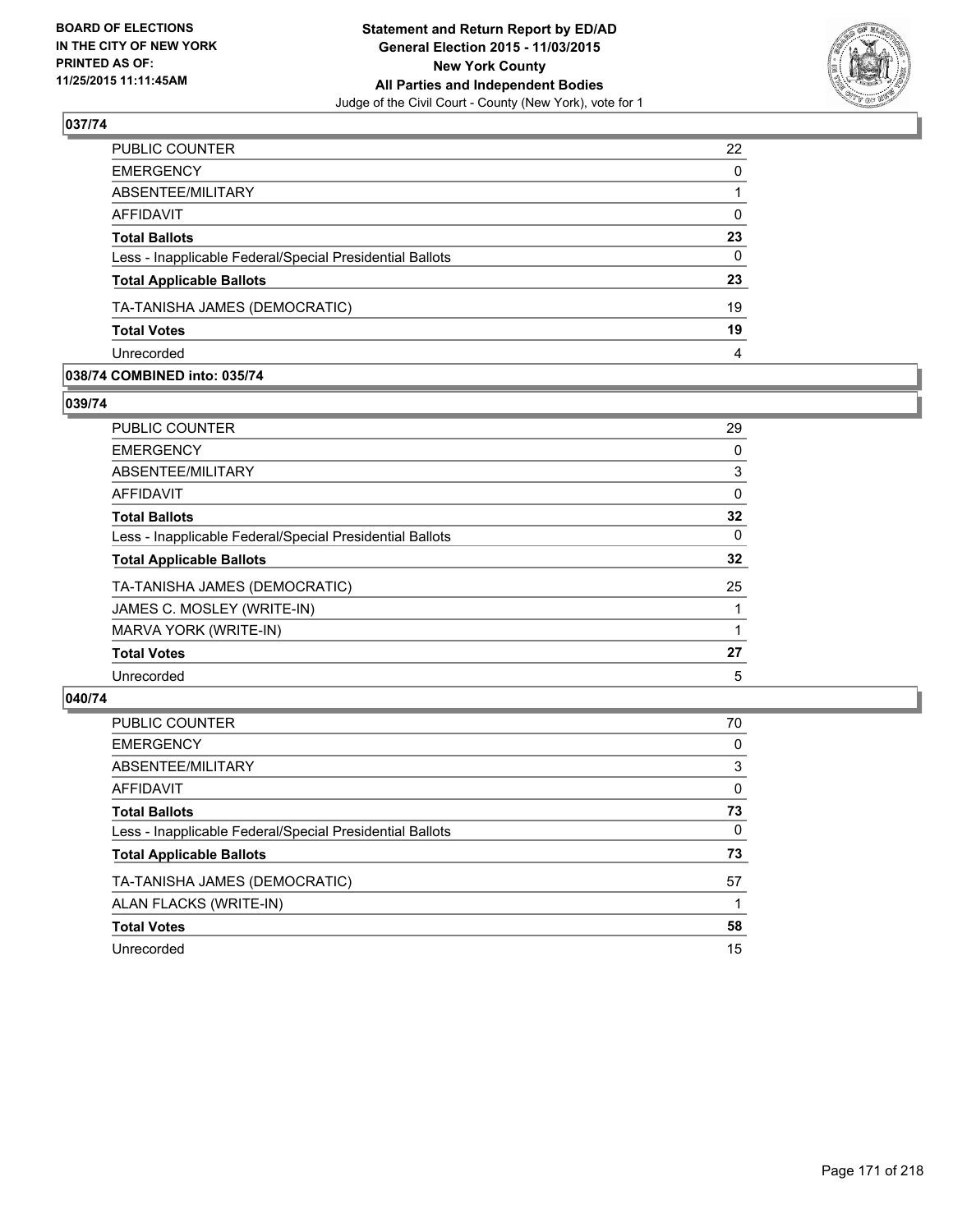## 037/74

| | |
|---|---|
| PUBLIC COUNTER | 22 |
| EMERGENCY | 0 |
| ABSENTEE/MILITARY | 1 |
| AFFIDAVIT | 0 |
| **Total Ballots** | **23** |
| Less - Inapplicable Federal/Special Presidential Ballots | 0 |
| **Total Applicable Ballots** | **23** |
| TA-TANISHA JAMES (DEMOCRATIC) | 19 |
| **Total Votes** | **19** |
| Unrecorded | 4 |

## 038/74 COMBINED into: 035/74

## 039/74

| | |
|---|---|
| PUBLIC COUNTER | 29 |
| EMERGENCY | 0 |
| ABSENTEE/MILITARY | 3 |
| AFFIDAVIT | 0 |
| **Total Ballots** | **32** |
| Less - Inapplicable Federal/Special Presidential Ballots | 0 |
| **Total Applicable Ballots** | **32** |
| TA-TANISHA JAMES (DEMOCRATIC) | 25 |
| JAMES C. MOSLEY (WRITE-IN) | 1 |
| MARVA YORK (WRITE-IN) | 1 |
| **Total Votes** | **27** |
| Unrecorded | 5 |

## 040/74

| | |
|---|---|
| PUBLIC COUNTER | 70 |
| EMERGENCY | 0 |
| ABSENTEE/MILITARY | 3 |
| AFFIDAVIT | 0 |
| **Total Ballots** | **73** |
| Less - Inapplicable Federal/Special Presidential Ballots | 0 |
| **Total Applicable Ballots** | **73** |
| TA-TANISHA JAMES (DEMOCRATIC) | 57 |
| ALAN FLACKS (WRITE-IN) | 1 |
| **Total Votes** | **58** |
| Unrecorded | 15 |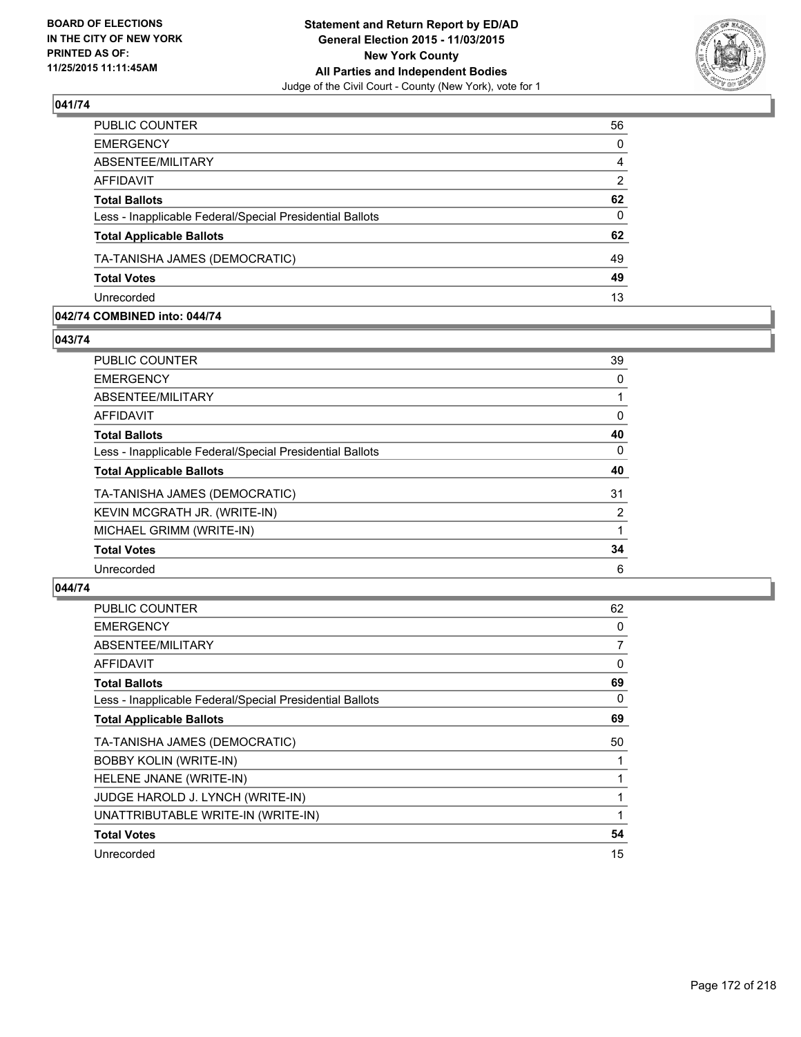**BOARD OF ELECTIONS IN THE CITY OF NEW YORK PRINTED AS OF: 11/25/2015 11:11:45AM**

**Statement and Return Report by ED/AD General Election 2015 - 11/03/2015 New York County All Parties and Independent Bodies**

Judge of the Civil Court - County (New York), vote for 1

### 041/74

| | |
|---|---|
| PUBLIC COUNTER | 56 |
| EMERGENCY | 0 |
| ABSENTEE/MILITARY | 4 |
| AFFIDAVIT | 2 |
| **Total Ballots** | **62** |
| Less - Inapplicable Federal/Special Presidential Ballots | 0 |
| **Total Applicable Ballots** | **62** |
| TA-TANISHA JAMES (DEMOCRATIC) | 49 |
| **Total Votes** | **49** |
| Unrecorded | 13 |

### 042/74 COMBINED into: 044/74

### 043/74

| | |
|---|---|
| PUBLIC COUNTER | 39 |
| EMERGENCY | 0 |
| ABSENTEE/MILITARY | 1 |
| AFFIDAVIT | 0 |
| **Total Ballots** | **40** |
| Less - Inapplicable Federal/Special Presidential Ballots | 0 |
| **Total Applicable Ballots** | **40** |
| TA-TANISHA JAMES (DEMOCRATIC) | 31 |
| KEVIN MCGRATH JR. (WRITE-IN) | 2 |
| MICHAEL GRIMM (WRITE-IN) | 1 |
| **Total Votes** | **34** |
| Unrecorded | 6 |

### 044/74

| | |
|---|---|
| PUBLIC COUNTER | 62 |
| EMERGENCY | 0 |
| ABSENTEE/MILITARY | 7 |
| AFFIDAVIT | 0 |
| **Total Ballots** | **69** |
| Less - Inapplicable Federal/Special Presidential Ballots | 0 |
| **Total Applicable Ballots** | **69** |
| TA-TANISHA JAMES (DEMOCRATIC) | 50 |
| BOBBY KOLIN (WRITE-IN) | 1 |
| HELENE JNANE (WRITE-IN) | 1 |
| JUDGE HAROLD J. LYNCH (WRITE-IN) | 1 |
| UNATTRIBUTABLE WRITE-IN (WRITE-IN) | 1 |
| **Total Votes** | **54** |
| Unrecorded | 15 |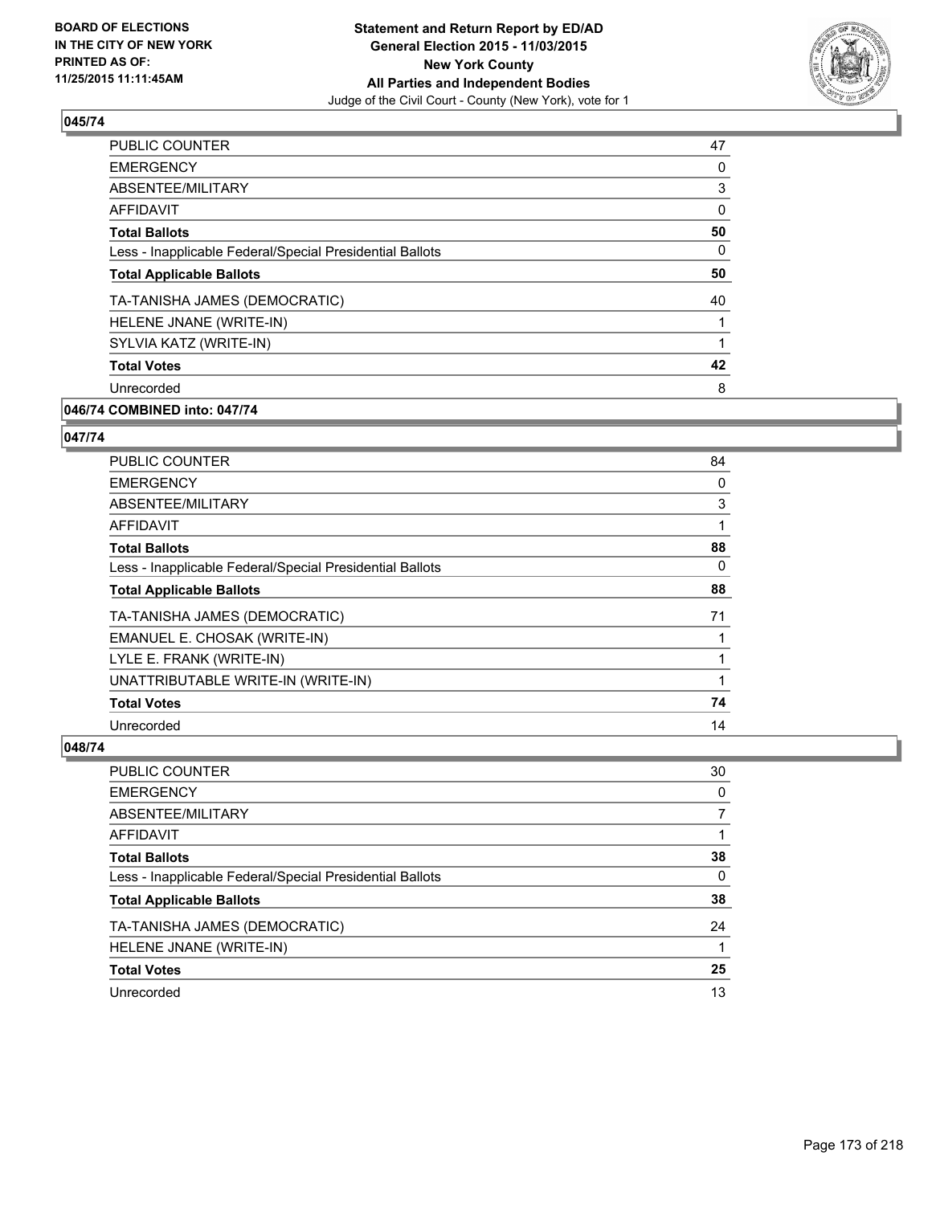**BOARD OF ELECTIONS IN THE CITY OF NEW YORK PRINTED AS OF: 11/25/2015 11:11:45AM**

**Statement and Return Report by ED/AD General Election 2015 - 11/03/2015 New York County All Parties and Independent Bodies**
Judge of the Civil Court - County (New York), vote for 1

### 045/74

| | |
|---|---|
| PUBLIC COUNTER | 47 |
| EMERGENCY | 0 |
| ABSENTEE/MILITARY | 3 |
| AFFIDAVIT | 0 |
| **Total Ballots** | **50** |
| Less - Inapplicable Federal/Special Presidential Ballots | 0 |
| **Total Applicable Ballots** | **50** |
| TA-TANISHA JAMES (DEMOCRATIC) | 40 |
| HELENE JNANE (WRITE-IN) | 1 |
| SYLVIA KATZ (WRITE-IN) | 1 |
| **Total Votes** | **42** |
| Unrecorded | 8 |

### 046/74 COMBINED into: 047/74

### 047/74

| | |
|---|---|
| PUBLIC COUNTER | 84 |
| EMERGENCY | 0 |
| ABSENTEE/MILITARY | 3 |
| AFFIDAVIT | 1 |
| **Total Ballots** | **88** |
| Less - Inapplicable Federal/Special Presidential Ballots | 0 |
| **Total Applicable Ballots** | **88** |
| TA-TANISHA JAMES (DEMOCRATIC) | 71 |
| EMANUEL E. CHOSAK (WRITE-IN) | 1 |
| LYLE E. FRANK (WRITE-IN) | 1 |
| UNATTRIBUTABLE WRITE-IN (WRITE-IN) | 1 |
| **Total Votes** | **74** |
| Unrecorded | 14 |

### 048/74

| | |
|---|---|
| PUBLIC COUNTER | 30 |
| EMERGENCY | 0 |
| ABSENTEE/MILITARY | 7 |
| AFFIDAVIT | 1 |
| **Total Ballots** | **38** |
| Less - Inapplicable Federal/Special Presidential Ballots | 0 |
| **Total Applicable Ballots** | **38** |
| TA-TANISHA JAMES (DEMOCRATIC) | 24 |
| HELENE JNANE (WRITE-IN) | 1 |
| **Total Votes** | **25** |
| Unrecorded | 13 |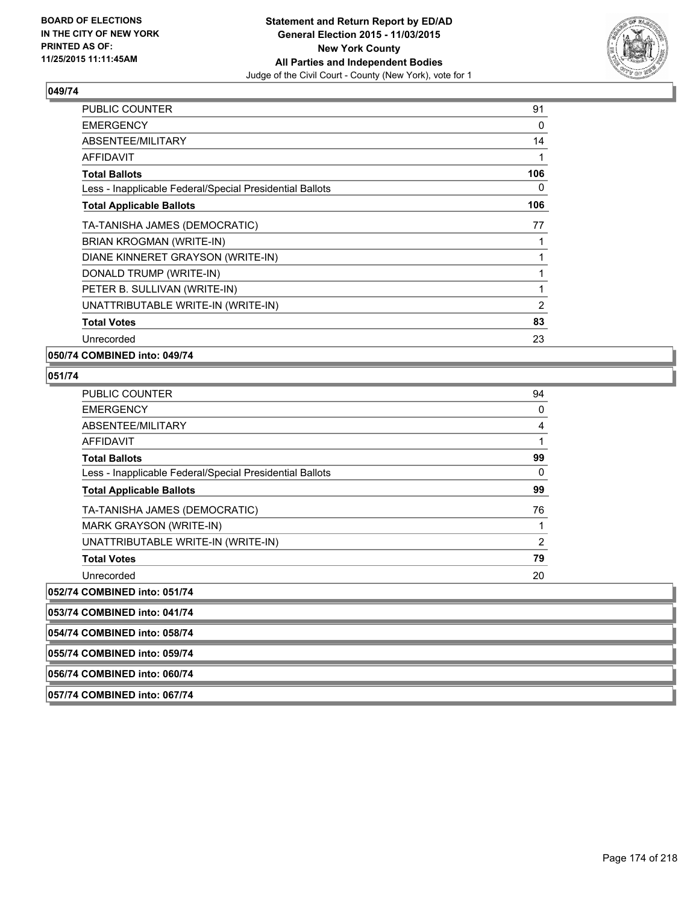**Statement and Return Report by ED/AD**
**General Election 2015 - 11/03/2015**
**New York County**
**All Parties and Independent Bodies**
Judge of the Civil Court - County (New York), vote for 1

BOARD OF ELECTIONS IN THE CITY OF NEW YORK PRINTED AS OF: 11/25/2015 11:11:45AM

## 049/74

| | |
|---|---|
| PUBLIC COUNTER | 91 |
| EMERGENCY | 0 |
| ABSENTEE/MILITARY | 14 |
| AFFIDAVIT | 1 |
| **Total Ballots** | **106** |
| Less - Inapplicable Federal/Special Presidential Ballots | 0 |
| **Total Applicable Ballots** | **106** |
| TA-TANISHA JAMES (DEMOCRATIC) | 77 |
| BRIAN KROGMAN (WRITE-IN) | 1 |
| DIANE KINNERET GRAYSON (WRITE-IN) | 1 |
| DONALD TRUMP (WRITE-IN) | 1 |
| PETER B. SULLIVAN (WRITE-IN) | 1 |
| UNATTRIBUTABLE WRITE-IN (WRITE-IN) | 2 |
| **Total Votes** | **83** |
| Unrecorded | 23 |

**050/74 COMBINED into: 049/74**

## 051/74

| | |
|---|---|
| PUBLIC COUNTER | 94 |
| EMERGENCY | 0 |
| ABSENTEE/MILITARY | 4 |
| AFFIDAVIT | 1 |
| **Total Ballots** | **99** |
| Less - Inapplicable Federal/Special Presidential Ballots | 0 |
| **Total Applicable Ballots** | **99** |
| TA-TANISHA JAMES (DEMOCRATIC) | 76 |
| MARK GRAYSON (WRITE-IN) | 1 |
| UNATTRIBUTABLE WRITE-IN (WRITE-IN) | 2 |
| **Total Votes** | **79** |
| Unrecorded | 20 |

**052/74 COMBINED into: 051/74**

**053/74 COMBINED into: 041/74**

**054/74 COMBINED into: 058/74**

**055/74 COMBINED into: 059/74**

**056/74 COMBINED into: 060/74**

**057/74 COMBINED into: 067/74**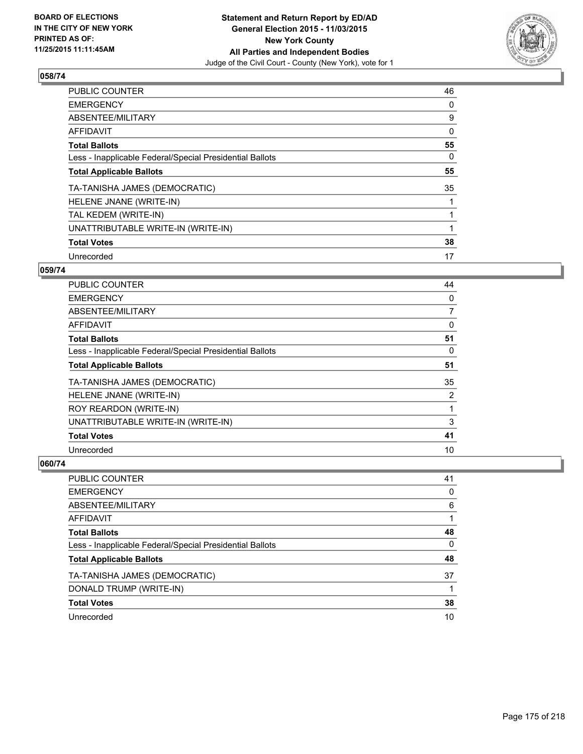BOARD OF ELECTIONS
IN THE CITY OF NEW YORK
PRINTED AS OF:
11/25/2015 11:11:45AM

**Statement and Return Report by ED/AD**
**General Election 2015 - 11/03/2015**
**New York County**
**All Parties and Independent Bodies**
Judge of the Civil Court - County (New York), vote for 1

### 058/74

| | |
|---|---|
| PUBLIC COUNTER | 46 |
| EMERGENCY | 0 |
| ABSENTEE/MILITARY | 9 |
| AFFIDAVIT | 0 |
| **Total Ballots** | **55** |
| Less - Inapplicable Federal/Special Presidential Ballots | 0 |
| **Total Applicable Ballots** | **55** |
| TA-TANISHA JAMES (DEMOCRATIC) | 35 |
| HELENE JNANE (WRITE-IN) | 1 |
| TAL KEDEM (WRITE-IN) | 1 |
| UNATTRIBUTABLE WRITE-IN (WRITE-IN) | 1 |
| **Total Votes** | **38** |
| Unrecorded | 17 |

### 059/74

| | |
|---|---|
| PUBLIC COUNTER | 44 |
| EMERGENCY | 0 |
| ABSENTEE/MILITARY | 7 |
| AFFIDAVIT | 0 |
| **Total Ballots** | **51** |
| Less - Inapplicable Federal/Special Presidential Ballots | 0 |
| **Total Applicable Ballots** | **51** |
| TA-TANISHA JAMES (DEMOCRATIC) | 35 |
| HELENE JNANE (WRITE-IN) | 2 |
| ROY REARDON (WRITE-IN) | 1 |
| UNATTRIBUTABLE WRITE-IN (WRITE-IN) | 3 |
| **Total Votes** | **41** |
| Unrecorded | 10 |

### 060/74

| | |
|---|---|
| PUBLIC COUNTER | 41 |
| EMERGENCY | 0 |
| ABSENTEE/MILITARY | 6 |
| AFFIDAVIT | 1 |
| **Total Ballots** | **48** |
| Less - Inapplicable Federal/Special Presidential Ballots | 0 |
| **Total Applicable Ballots** | **48** |
| TA-TANISHA JAMES (DEMOCRATIC) | 37 |
| DONALD TRUMP (WRITE-IN) | 1 |
| **Total Votes** | **38** |
| Unrecorded | 10 |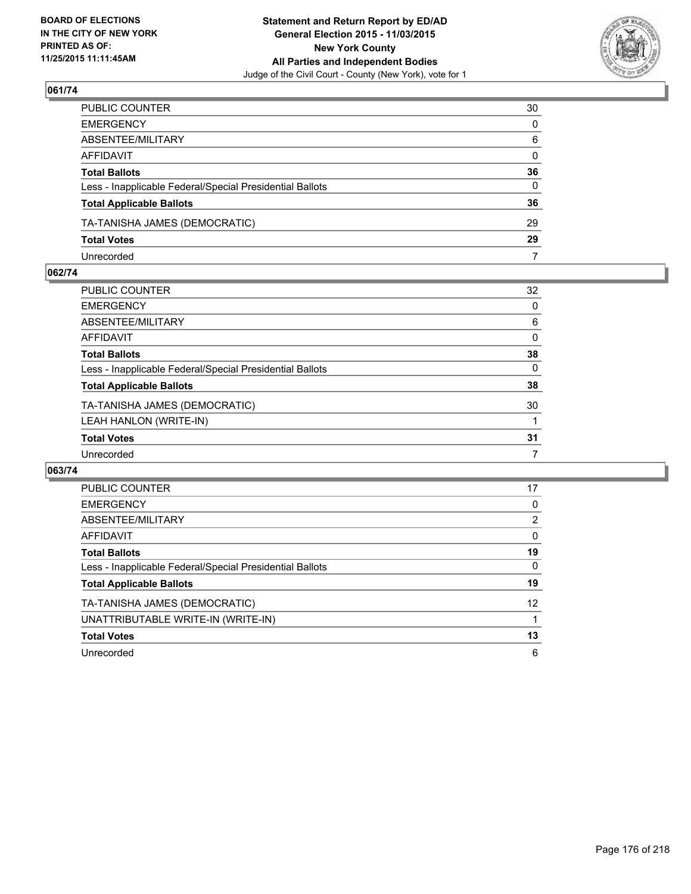BOARD OF ELECTIONS
IN THE CITY OF NEW YORK
PRINTED AS OF:
11/25/2015 11:11:45AM

**Statement and Return Report by ED/AD**
**General Election 2015 - 11/03/2015**
**New York County**
**All Parties and Independent Bodies**
Judge of the Civil Court - County (New York), vote for 1

### 061/74

| | |
|---|---|
| PUBLIC COUNTER | 30 |
| EMERGENCY | 0 |
| ABSENTEE/MILITARY | 6 |
| AFFIDAVIT | 0 |
| **Total Ballots** | **36** |
| Less - Inapplicable Federal/Special Presidential Ballots | 0 |
| **Total Applicable Ballots** | **36** |
| TA-TANISHA JAMES (DEMOCRATIC) | 29 |
| **Total Votes** | **29** |
| Unrecorded | 7 |

### 062/74

| | |
|---|---|
| PUBLIC COUNTER | 32 |
| EMERGENCY | 0 |
| ABSENTEE/MILITARY | 6 |
| AFFIDAVIT | 0 |
| **Total Ballots** | **38** |
| Less - Inapplicable Federal/Special Presidential Ballots | 0 |
| **Total Applicable Ballots** | **38** |
| TA-TANISHA JAMES (DEMOCRATIC) | 30 |
| LEAH HANLON (WRITE-IN) | 1 |
| **Total Votes** | **31** |
| Unrecorded | 7 |

### 063/74

| | |
|---|---|
| PUBLIC COUNTER | 17 |
| EMERGENCY | 0 |
| ABSENTEE/MILITARY | 2 |
| AFFIDAVIT | 0 |
| **Total Ballots** | **19** |
| Less - Inapplicable Federal/Special Presidential Ballots | 0 |
| **Total Applicable Ballots** | **19** |
| TA-TANISHA JAMES (DEMOCRATIC) | 12 |
| UNATTRIBUTABLE WRITE-IN (WRITE-IN) | 1 |
| **Total Votes** | **13** |
| Unrecorded | 6 |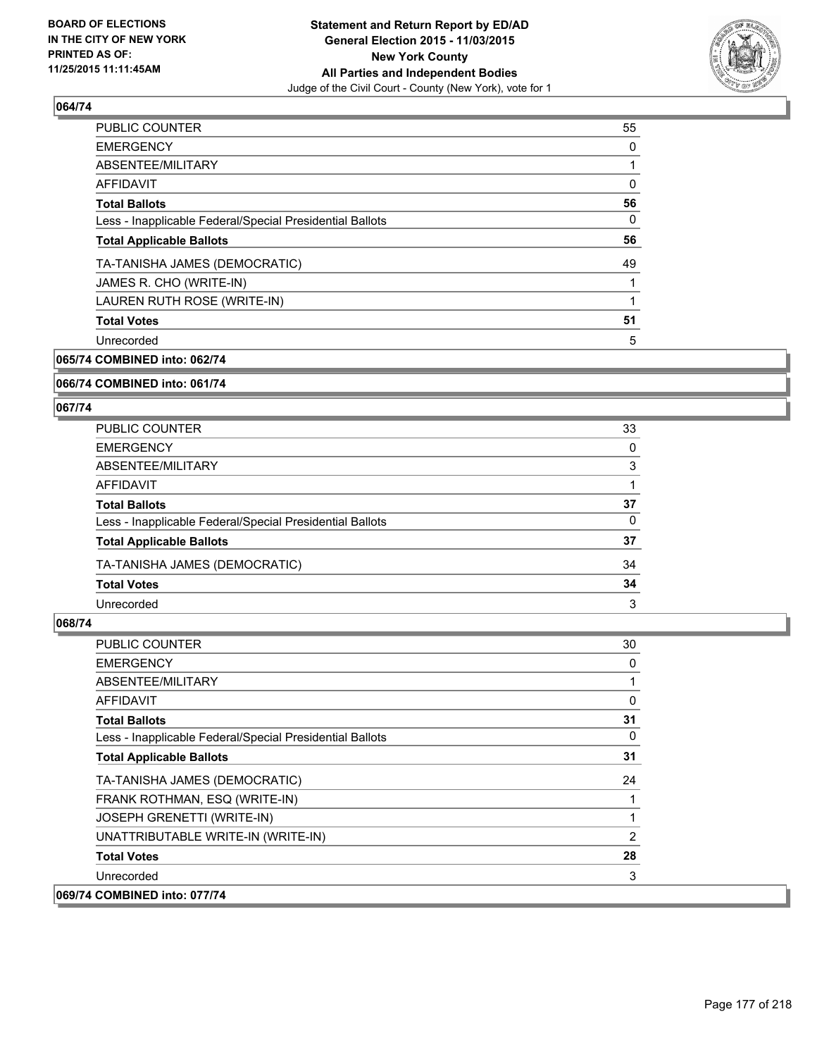### 064/74

| | |
|---|---|
| PUBLIC COUNTER | 55 |
| EMERGENCY | 0 |
| ABSENTEE/MILITARY | 1 |
| AFFIDAVIT | 0 |
| **Total Ballots** | **56** |
| Less - Inapplicable Federal/Special Presidential Ballots | 0 |
| **Total Applicable Ballots** | **56** |
| TA-TANISHA JAMES (DEMOCRATIC) | 49 |
| JAMES R. CHO (WRITE-IN) | 1 |
| LAUREN RUTH ROSE (WRITE-IN) | 1 |
| **Total Votes** | **51** |
| Unrecorded | 5 |

### 065/74 COMBINED into: 062/74

### 066/74 COMBINED into: 061/74

### 067/74

| | |
|---|---|
| PUBLIC COUNTER | 33 |
| EMERGENCY | 0 |
| ABSENTEE/MILITARY | 3 |
| AFFIDAVIT | 1 |
| **Total Ballots** | **37** |
| Less - Inapplicable Federal/Special Presidential Ballots | 0 |
| **Total Applicable Ballots** | **37** |
| TA-TANISHA JAMES (DEMOCRATIC) | 34 |
| **Total Votes** | **34** |
| Unrecorded | 3 |

### 068/74

| | |
|---|---|
| PUBLIC COUNTER | 30 |
| EMERGENCY | 0 |
| ABSENTEE/MILITARY | 1 |
| AFFIDAVIT | 0 |
| **Total Ballots** | **31** |
| Less - Inapplicable Federal/Special Presidential Ballots | 0 |
| **Total Applicable Ballots** | **31** |
| TA-TANISHA JAMES (DEMOCRATIC) | 24 |
| FRANK ROTHMAN, ESQ (WRITE-IN) | 1 |
| JOSEPH GRENETTI (WRITE-IN) | 1 |
| UNATTRIBUTABLE WRITE-IN (WRITE-IN) | 2 |
| **Total Votes** | **28** |
| Unrecorded | 3 |

### 069/74 COMBINED into: 077/74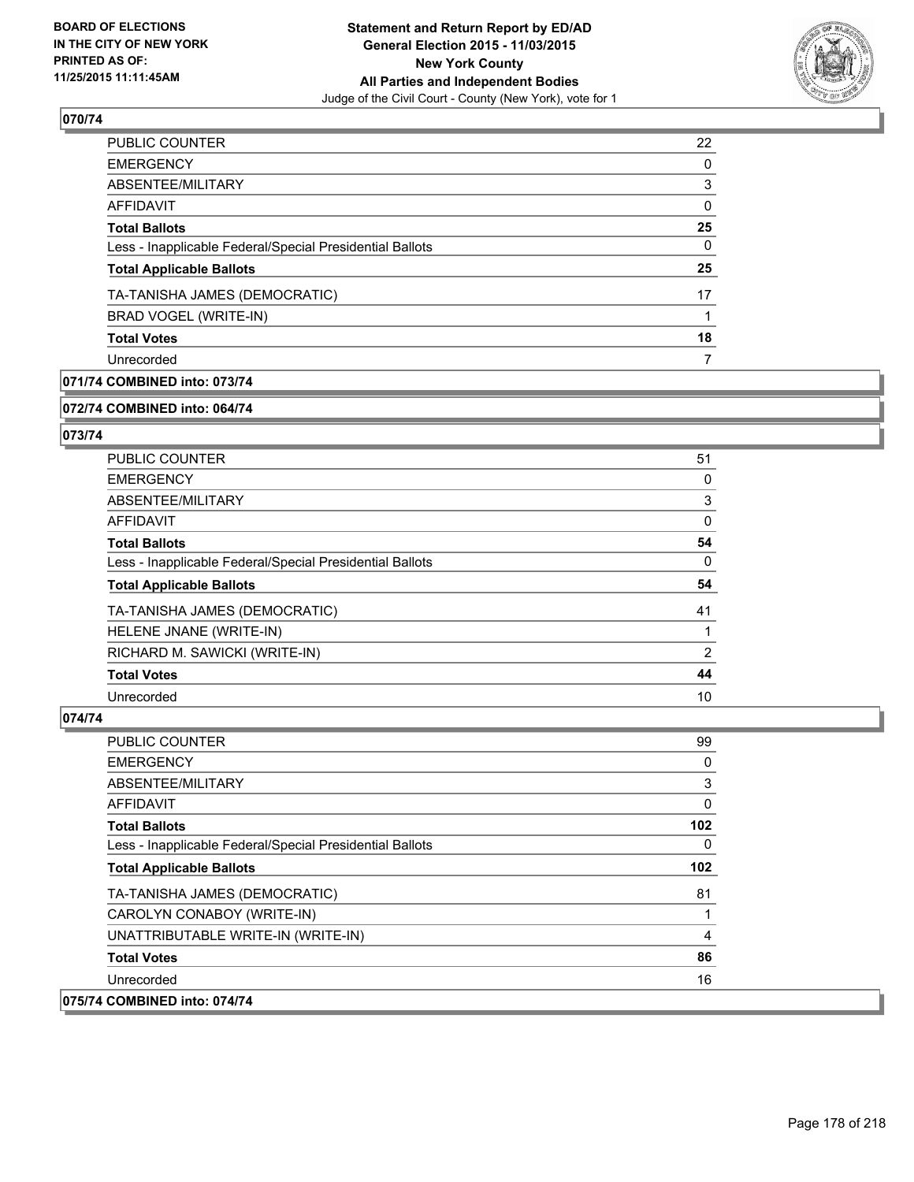## 070/74

| | |
|---|---|
| PUBLIC COUNTER | 22 |
| EMERGENCY | 0 |
| ABSENTEE/MILITARY | 3 |
| AFFIDAVIT | 0 |
| **Total Ballots** | **25** |
| Less - Inapplicable Federal/Special Presidential Ballots | 0 |
| **Total Applicable Ballots** | **25** |
| TA-TANISHA JAMES (DEMOCRATIC) | 17 |
| BRAD VOGEL (WRITE-IN) | 1 |
| **Total Votes** | **18** |
| Unrecorded | 7 |

## 071/74 COMBINED into: 073/74

## 072/74 COMBINED into: 064/74

## 073/74

| | |
|---|---|
| PUBLIC COUNTER | 51 |
| EMERGENCY | 0 |
| ABSENTEE/MILITARY | 3 |
| AFFIDAVIT | 0 |
| **Total Ballots** | **54** |
| Less - Inapplicable Federal/Special Presidential Ballots | 0 |
| **Total Applicable Ballots** | **54** |
| TA-TANISHA JAMES (DEMOCRATIC) | 41 |
| HELENE JNANE (WRITE-IN) | 1 |
| RICHARD M. SAWICKI (WRITE-IN) | 2 |
| **Total Votes** | **44** |
| Unrecorded | 10 |

## 074/74

| | |
|---|---|
| PUBLIC COUNTER | 99 |
| EMERGENCY | 0 |
| ABSENTEE/MILITARY | 3 |
| AFFIDAVIT | 0 |
| **Total Ballots** | **102** |
| Less - Inapplicable Federal/Special Presidential Ballots | 0 |
| **Total Applicable Ballots** | **102** |
| TA-TANISHA JAMES (DEMOCRATIC) | 81 |
| CAROLYN CONABOY (WRITE-IN) | 1 |
| UNATTRIBUTABLE WRITE-IN (WRITE-IN) | 4 |
| **Total Votes** | **86** |
| Unrecorded | 16 |

## 075/74 COMBINED into: 074/74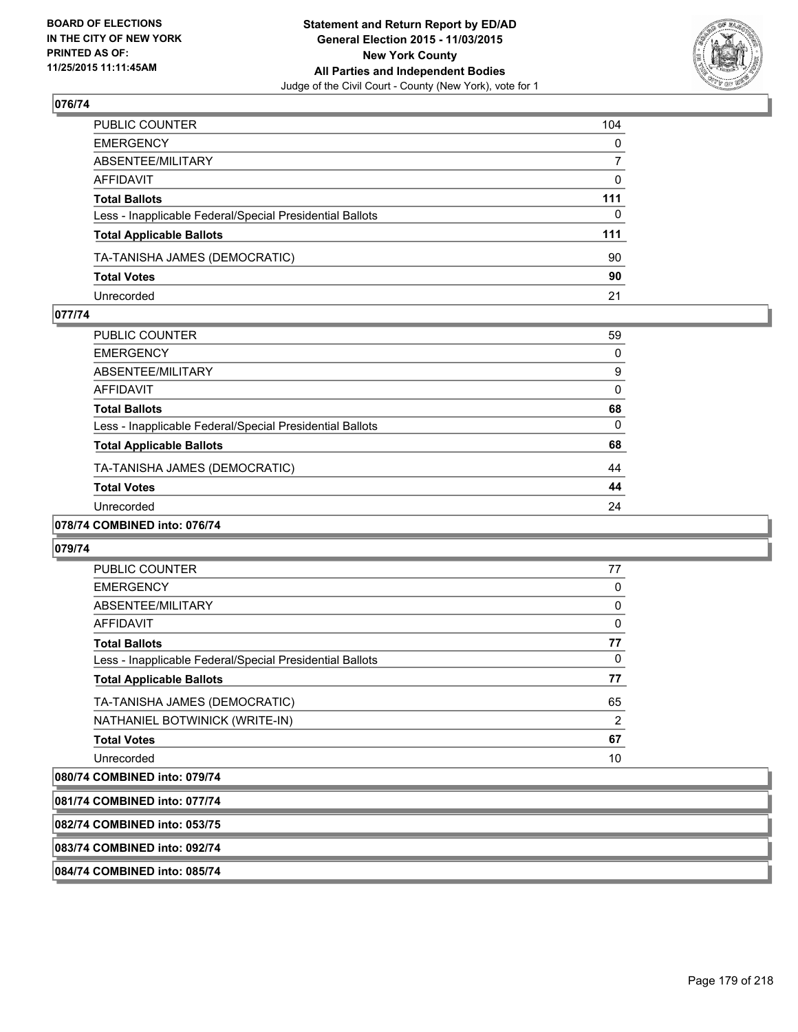**BOARD OF ELECTIONS IN THE CITY OF NEW YORK PRINTED AS OF: 11/25/2015 11:11:45AM**

**Statement and Return Report by ED/AD General Election 2015 - 11/03/2015 New York County All Parties and Independent Bodies**
Judge of the Civil Court - County (New York), vote for 1

### 076/74

| | |
|---|---|
| PUBLIC COUNTER | 104 |
| EMERGENCY | 0 |
| ABSENTEE/MILITARY | 7 |
| AFFIDAVIT | 0 |
| **Total Ballots** | **111** |
| Less - Inapplicable Federal/Special Presidential Ballots | 0 |
| **Total Applicable Ballots** | **111** |
| TA-TANISHA JAMES (DEMOCRATIC) | 90 |
| **Total Votes** | **90** |
| Unrecorded | 21 |

### 077/74

| | |
|---|---|
| PUBLIC COUNTER | 59 |
| EMERGENCY | 0 |
| ABSENTEE/MILITARY | 9 |
| AFFIDAVIT | 0 |
| **Total Ballots** | **68** |
| Less - Inapplicable Federal/Special Presidential Ballots | 0 |
| **Total Applicable Ballots** | **68** |
| TA-TANISHA JAMES (DEMOCRATIC) | 44 |
| **Total Votes** | **44** |
| Unrecorded | 24 |

### 078/74 COMBINED into: 076/74

### 079/74

| | |
|---|---|
| PUBLIC COUNTER | 77 |
| EMERGENCY | 0 |
| ABSENTEE/MILITARY | 0 |
| AFFIDAVIT | 0 |
| **Total Ballots** | **77** |
| Less - Inapplicable Federal/Special Presidential Ballots | 0 |
| **Total Applicable Ballots** | **77** |
| TA-TANISHA JAMES (DEMOCRATIC) | 65 |
| NATHANIEL BOTWINICK (WRITE-IN) | 2 |
| **Total Votes** | **67** |
| Unrecorded | 10 |

### 080/74 COMBINED into: 079/74

### 081/74 COMBINED into: 077/74

### 082/74 COMBINED into: 053/75

### 083/74 COMBINED into: 092/74

### 084/74 COMBINED into: 085/74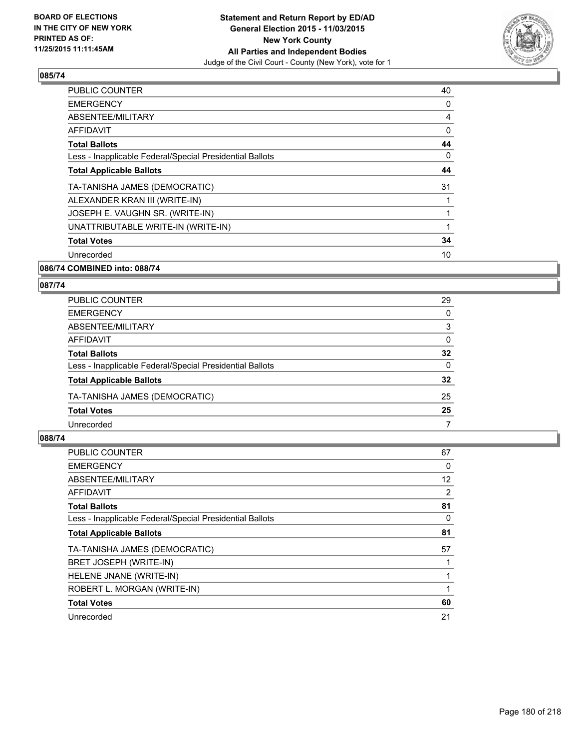**BOARD OF ELECTIONS IN THE CITY OF NEW YORK PRINTED AS OF: 11/25/2015 11:11:45AM**

**Statement and Return Report by ED/AD General Election 2015 - 11/03/2015 New York County All Parties and Independent Bodies**

Judge of the Civil Court - County (New York), vote for 1

### 085/74

| | |
|---|---|
| PUBLIC COUNTER | 40 |
| EMERGENCY | 0 |
| ABSENTEE/MILITARY | 4 |
| AFFIDAVIT | 0 |
| **Total Ballots** | **44** |
| Less - Inapplicable Federal/Special Presidential Ballots | 0 |
| **Total Applicable Ballots** | **44** |
| TA-TANISHA JAMES (DEMOCRATIC) | 31 |
| ALEXANDER KRAN III (WRITE-IN) | 1 |
| JOSEPH E. VAUGHN SR. (WRITE-IN) | 1 |
| UNATTRIBUTABLE WRITE-IN (WRITE-IN) | 1 |
| **Total Votes** | **34** |
| Unrecorded | 10 |

### 086/74 COMBINED into: 088/74

### 087/74

| | |
|---|---|
| PUBLIC COUNTER | 29 |
| EMERGENCY | 0 |
| ABSENTEE/MILITARY | 3 |
| AFFIDAVIT | 0 |
| **Total Ballots** | **32** |
| Less - Inapplicable Federal/Special Presidential Ballots | 0 |
| **Total Applicable Ballots** | **32** |
| TA-TANISHA JAMES (DEMOCRATIC) | 25 |
| **Total Votes** | **25** |
| Unrecorded | 7 |

### 088/74

| | |
|---|---|
| PUBLIC COUNTER | 67 |
| EMERGENCY | 0 |
| ABSENTEE/MILITARY | 12 |
| AFFIDAVIT | 2 |
| **Total Ballots** | **81** |
| Less - Inapplicable Federal/Special Presidential Ballots | 0 |
| **Total Applicable Ballots** | **81** |
| TA-TANISHA JAMES (DEMOCRATIC) | 57 |
| BRET JOSEPH (WRITE-IN) | 1 |
| HELENE JNANE (WRITE-IN) | 1 |
| ROBERT L. MORGAN (WRITE-IN) | 1 |
| **Total Votes** | **60** |
| Unrecorded | 21 |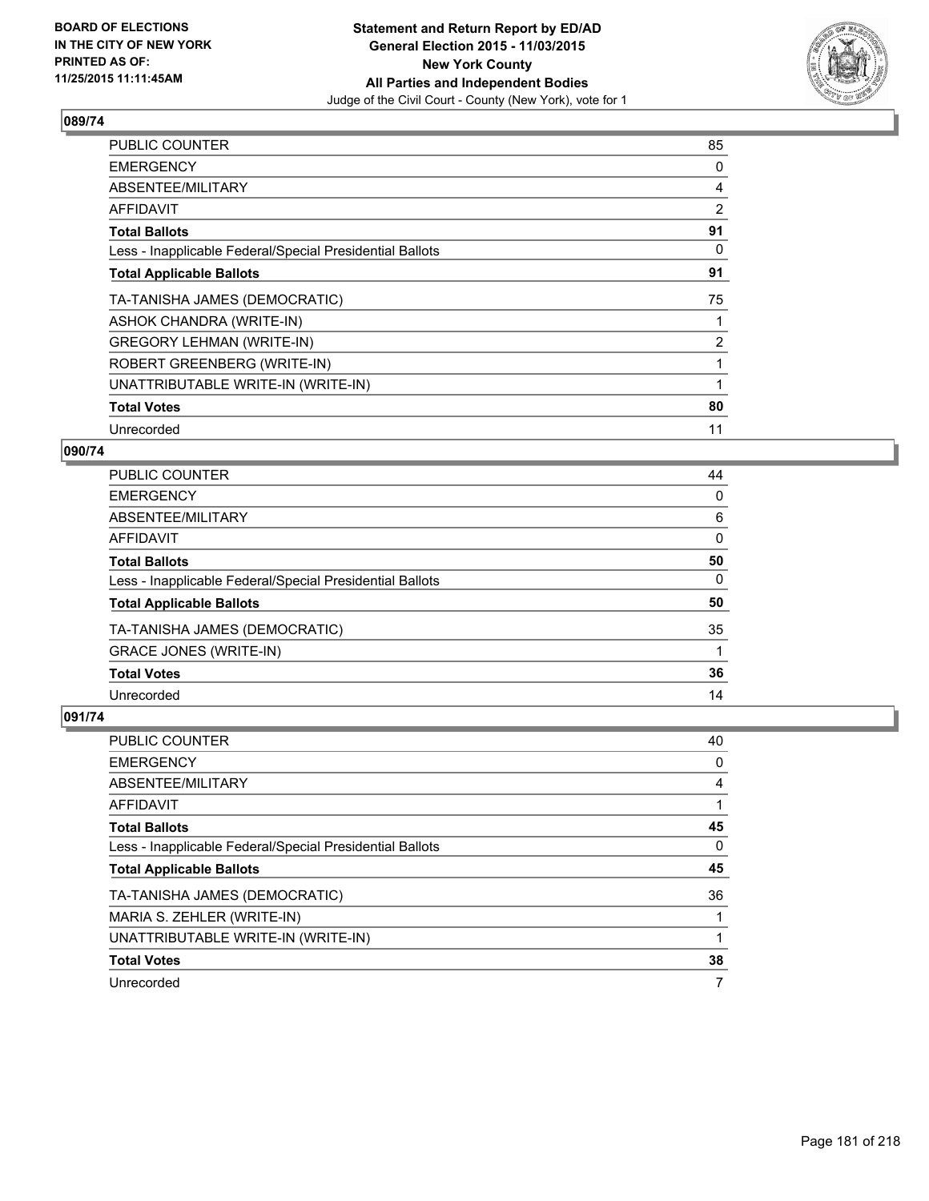**BOARD OF ELECTIONS IN THE CITY OF NEW YORK PRINTED AS OF: 11/25/2015 11:11:45AM**

**Statement and Return Report by ED/AD General Election 2015 - 11/03/2015 New York County All Parties and Independent Bodies**
Judge of the Civil Court - County (New York), vote for 1

### 089/74

| | |
|---|---|
| PUBLIC COUNTER | 85 |
| EMERGENCY | 0 |
| ABSENTEE/MILITARY | 4 |
| AFFIDAVIT | 2 |
| **Total Ballots** | **91** |
| Less - Inapplicable Federal/Special Presidential Ballots | 0 |
| **Total Applicable Ballots** | **91** |
| TA-TANISHA JAMES (DEMOCRATIC) | 75 |
| ASHOK CHANDRA (WRITE-IN) | 1 |
| GREGORY LEHMAN (WRITE-IN) | 2 |
| ROBERT GREENBERG (WRITE-IN) | 1 |
| UNATTRIBUTABLE WRITE-IN (WRITE-IN) | 1 |
| **Total Votes** | **80** |
| Unrecorded | 11 |

### 090/74

| | |
|---|---|
| PUBLIC COUNTER | 44 |
| EMERGENCY | 0 |
| ABSENTEE/MILITARY | 6 |
| AFFIDAVIT | 0 |
| **Total Ballots** | **50** |
| Less - Inapplicable Federal/Special Presidential Ballots | 0 |
| **Total Applicable Ballots** | **50** |
| TA-TANISHA JAMES (DEMOCRATIC) | 35 |
| GRACE JONES (WRITE-IN) | 1 |
| **Total Votes** | **36** |
| Unrecorded | 14 |

### 091/74

| | |
|---|---|
| PUBLIC COUNTER | 40 |
| EMERGENCY | 0 |
| ABSENTEE/MILITARY | 4 |
| AFFIDAVIT | 1 |
| **Total Ballots** | **45** |
| Less - Inapplicable Federal/Special Presidential Ballots | 0 |
| **Total Applicable Ballots** | **45** |
| TA-TANISHA JAMES (DEMOCRATIC) | 36 |
| MARIA S. ZEHLER (WRITE-IN) | 1 |
| UNATTRIBUTABLE WRITE-IN (WRITE-IN) | 1 |
| **Total Votes** | **38** |
| Unrecorded | 7 |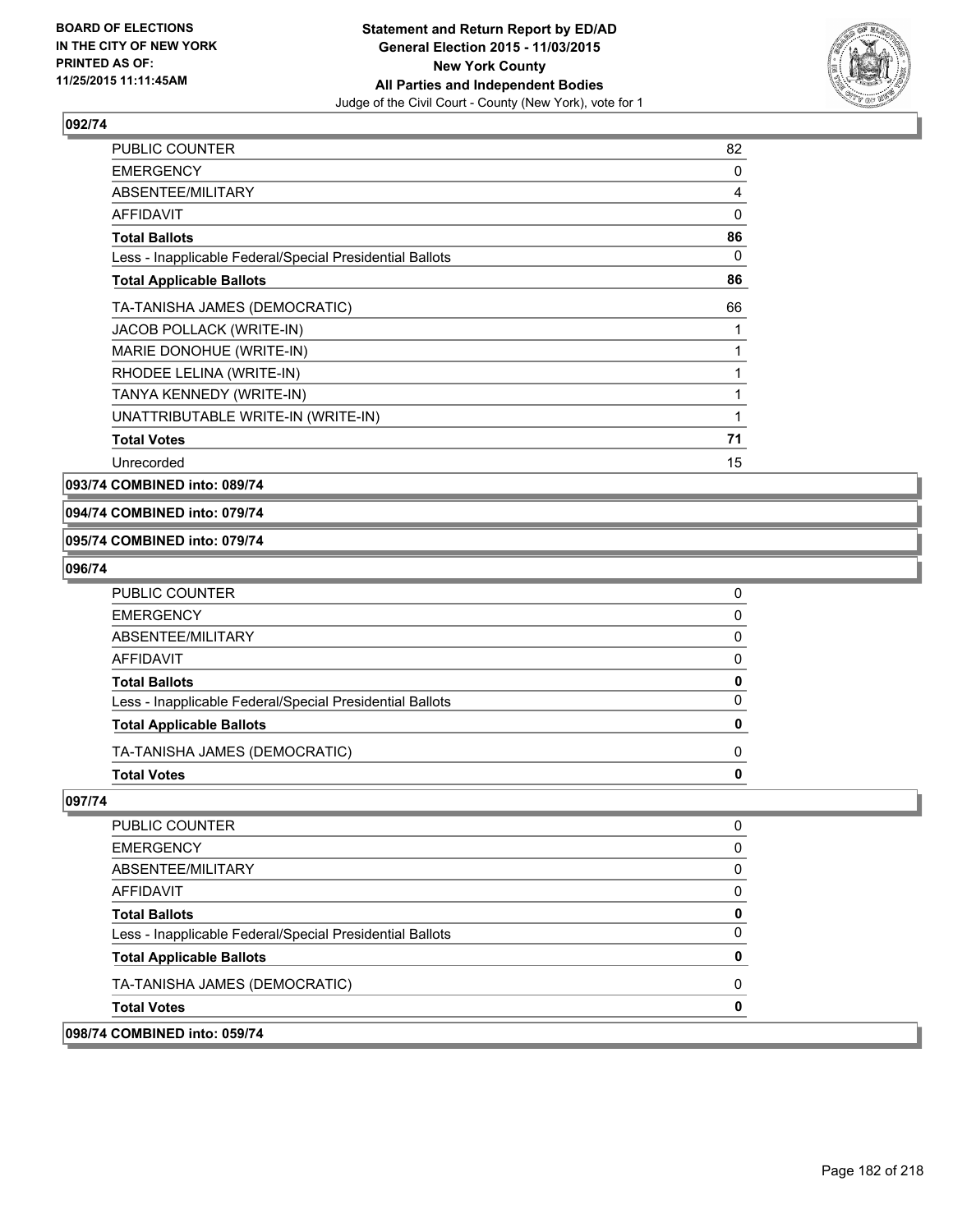### 092/74

| | |
|---|---|
| PUBLIC COUNTER | 82 |
| EMERGENCY | 0 |
| ABSENTEE/MILITARY | 4 |
| AFFIDAVIT | 0 |
| **Total Ballots** | **86** |
| Less - Inapplicable Federal/Special Presidential Ballots | 0 |
| **Total Applicable Ballots** | **86** |
| TA-TANISHA JAMES (DEMOCRATIC) | 66 |
| JACOB POLLACK (WRITE-IN) | 1 |
| MARIE DONOHUE (WRITE-IN) | 1 |
| RHODEE LELINA (WRITE-IN) | 1 |
| TANYA KENNEDY (WRITE-IN) | 1 |
| UNATTRIBUTABLE WRITE-IN (WRITE-IN) | 1 |
| **Total Votes** | **71** |
| Unrecorded | 15 |

### 093/74 COMBINED into: 089/74

### 094/74 COMBINED into: 079/74

### 095/74 COMBINED into: 079/74

### 096/74

| | |
|---|---|
| PUBLIC COUNTER | 0 |
| EMERGENCY | 0 |
| ABSENTEE/MILITARY | 0 |
| AFFIDAVIT | 0 |
| **Total Ballots** | **0** |
| Less - Inapplicable Federal/Special Presidential Ballots | 0 |
| **Total Applicable Ballots** | **0** |
| TA-TANISHA JAMES (DEMOCRATIC) | 0 |
| **Total Votes** | **0** |

### 097/74

| | |
|---|---|
| PUBLIC COUNTER | 0 |
| EMERGENCY | 0 |
| ABSENTEE/MILITARY | 0 |
| AFFIDAVIT | 0 |
| **Total Ballots** | **0** |
| Less - Inapplicable Federal/Special Presidential Ballots | 0 |
| **Total Applicable Ballots** | **0** |
| TA-TANISHA JAMES (DEMOCRATIC) | 0 |
| **Total Votes** | **0** |

### 098/74 COMBINED into: 059/74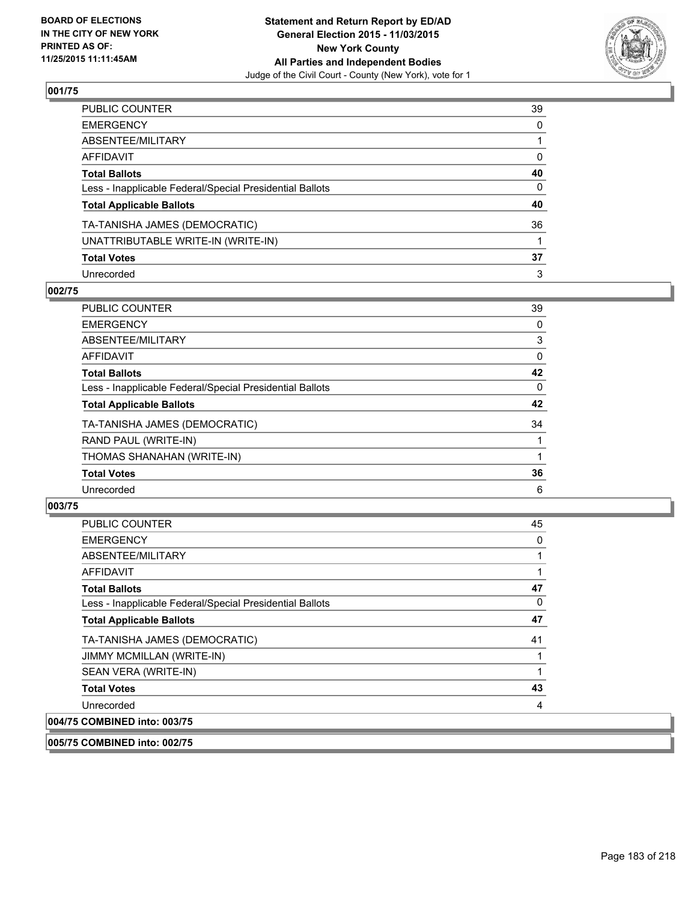**BOARD OF ELECTIONS IN THE CITY OF NEW YORK PRINTED AS OF: 11/25/2015 11:11:45AM**

**Statement and Return Report by ED/AD General Election 2015 - 11/03/2015 New York County All Parties and Independent Bodies**
Judge of the Civil Court - County (New York), vote for 1

## 001/75

| | |
|---|---|
| PUBLIC COUNTER | 39 |
| EMERGENCY | 0 |
| ABSENTEE/MILITARY | 1 |
| AFFIDAVIT | 0 |
| **Total Ballots** | **40** |
| Less - Inapplicable Federal/Special Presidential Ballots | 0 |
| **Total Applicable Ballots** | **40** |
| TA-TANISHA JAMES (DEMOCRATIC) | 36 |
| UNATTRIBUTABLE WRITE-IN (WRITE-IN) | 1 |
| **Total Votes** | **37** |
| Unrecorded | 3 |

## 002/75

| | |
|---|---|
| PUBLIC COUNTER | 39 |
| EMERGENCY | 0 |
| ABSENTEE/MILITARY | 3 |
| AFFIDAVIT | 0 |
| **Total Ballots** | **42** |
| Less - Inapplicable Federal/Special Presidential Ballots | 0 |
| **Total Applicable Ballots** | **42** |
| TA-TANISHA JAMES (DEMOCRATIC) | 34 |
| RAND PAUL (WRITE-IN) | 1 |
| THOMAS SHANAHAN (WRITE-IN) | 1 |
| **Total Votes** | **36** |
| Unrecorded | 6 |

## 003/75

| | |
|---|---|
| PUBLIC COUNTER | 45 |
| EMERGENCY | 0 |
| ABSENTEE/MILITARY | 1 |
| AFFIDAVIT | 1 |
| **Total Ballots** | **47** |
| Less - Inapplicable Federal/Special Presidential Ballots | 0 |
| **Total Applicable Ballots** | **47** |
| TA-TANISHA JAMES (DEMOCRATIC) | 41 |
| JIMMY MCMILLAN (WRITE-IN) | 1 |
| SEAN VERA (WRITE-IN) | 1 |
| **Total Votes** | **43** |
| Unrecorded | 4 |

## 004/75 COMBINED into: 003/75

## 005/75 COMBINED into: 002/75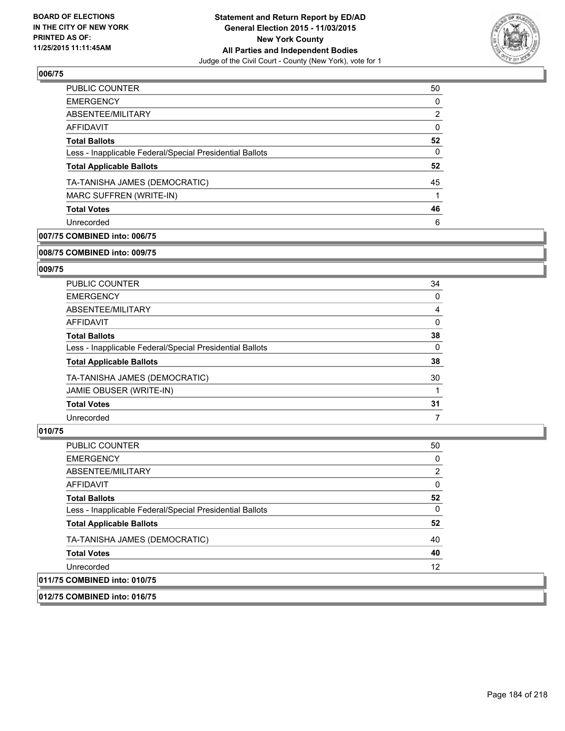**BOARD OF ELECTIONS IN THE CITY OF NEW YORK PRINTED AS OF: 11/25/2015 11:11:45AM**

**Statement and Return Report by ED/AD General Election 2015 - 11/03/2015 New York County All Parties and Independent Bodies**
Judge of the Civil Court - County (New York), vote for 1

**006/75**

| | |
|---|---|
| PUBLIC COUNTER | 50 |
| EMERGENCY | 0 |
| ABSENTEE/MILITARY | 2 |
| AFFIDAVIT | 0 |
| **Total Ballots** | **52** |
| Less - Inapplicable Federal/Special Presidential Ballots | 0 |
| **Total Applicable Ballots** | **52** |
| TA-TANISHA JAMES (DEMOCRATIC) | 45 |
| MARC SUFFREN (WRITE-IN) | 1 |
| **Total Votes** | **46** |
| Unrecorded | 6 |

**007/75 COMBINED into: 006/75**

**008/75 COMBINED into: 009/75**

**009/75**

| | |
|---|---|
| PUBLIC COUNTER | 34 |
| EMERGENCY | 0 |
| ABSENTEE/MILITARY | 4 |
| AFFIDAVIT | 0 |
| **Total Ballots** | **38** |
| Less - Inapplicable Federal/Special Presidential Ballots | 0 |
| **Total Applicable Ballots** | **38** |
| TA-TANISHA JAMES (DEMOCRATIC) | 30 |
| JAMIE OBUSER (WRITE-IN) | 1 |
| **Total Votes** | **31** |
| Unrecorded | 7 |

**010/75**

| | |
|---|---|
| PUBLIC COUNTER | 50 |
| EMERGENCY | 0 |
| ABSENTEE/MILITARY | 2 |
| AFFIDAVIT | 0 |
| **Total Ballots** | **52** |
| Less - Inapplicable Federal/Special Presidential Ballots | 0 |
| **Total Applicable Ballots** | **52** |
| TA-TANISHA JAMES (DEMOCRATIC) | 40 |
| **Total Votes** | **40** |
| Unrecorded | 12 |

**011/75 COMBINED into: 010/75**

**012/75 COMBINED into: 016/75**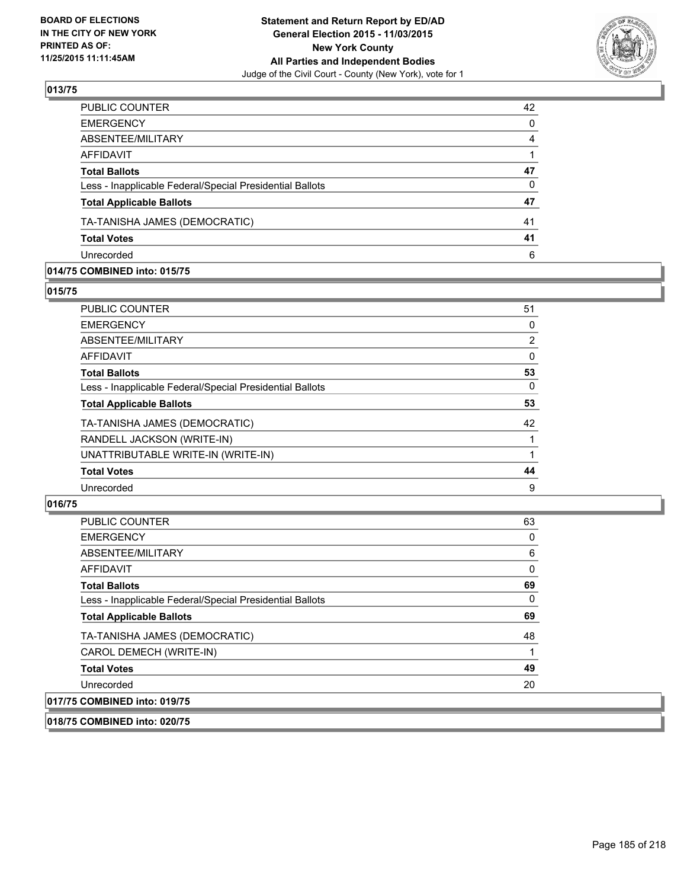**BOARD OF ELECTIONS IN THE CITY OF NEW YORK PRINTED AS OF: 11/25/2015 11:11:45AM**

**Statement and Return Report by ED/AD General Election 2015 - 11/03/2015 New York County All Parties and Independent Bodies**
Judge of the Civil Court - County (New York), vote for 1

### 013/75

| | |
|---|---|
| PUBLIC COUNTER | 42 |
| EMERGENCY | 0 |
| ABSENTEE/MILITARY | 4 |
| AFFIDAVIT | 1 |
| **Total Ballots** | **47** |
| Less - Inapplicable Federal/Special Presidential Ballots | 0 |
| **Total Applicable Ballots** | **47** |
| TA-TANISHA JAMES (DEMOCRATIC) | 41 |
| **Total Votes** | **41** |
| Unrecorded | 6 |

### 014/75 COMBINED into: 015/75

### 015/75

| | |
|---|---|
| PUBLIC COUNTER | 51 |
| EMERGENCY | 0 |
| ABSENTEE/MILITARY | 2 |
| AFFIDAVIT | 0 |
| **Total Ballots** | **53** |
| Less - Inapplicable Federal/Special Presidential Ballots | 0 |
| **Total Applicable Ballots** | **53** |
| TA-TANISHA JAMES (DEMOCRATIC) | 42 |
| RANDELL JACKSON (WRITE-IN) | 1 |
| UNATTRIBUTABLE WRITE-IN (WRITE-IN) | 1 |
| **Total Votes** | **44** |
| Unrecorded | 9 |

### 016/75

| | |
|---|---|
| PUBLIC COUNTER | 63 |
| EMERGENCY | 0 |
| ABSENTEE/MILITARY | 6 |
| AFFIDAVIT | 0 |
| **Total Ballots** | **69** |
| Less - Inapplicable Federal/Special Presidential Ballots | 0 |
| **Total Applicable Ballots** | **69** |
| TA-TANISHA JAMES (DEMOCRATIC) | 48 |
| CAROL DEMECH (WRITE-IN) | 1 |
| **Total Votes** | **49** |
| Unrecorded | 20 |

### 017/75 COMBINED into: 019/75

### 018/75 COMBINED into: 020/75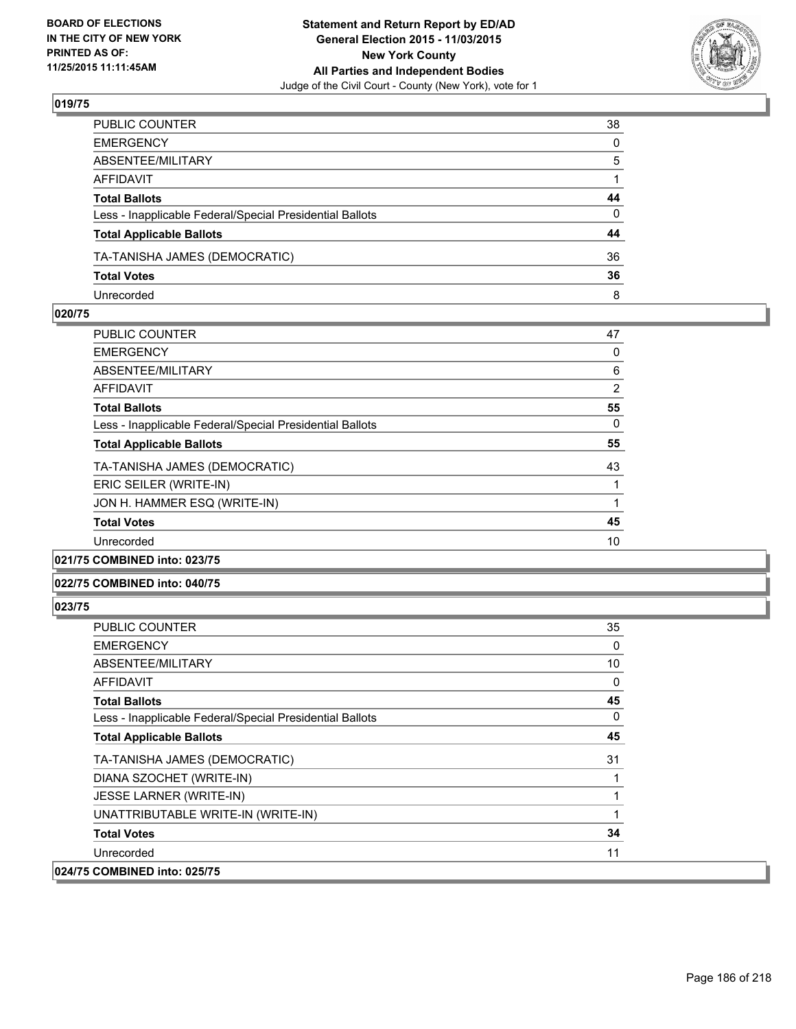**BOARD OF ELECTIONS IN THE CITY OF NEW YORK PRINTED AS OF: 11/25/2015 11:11:45AM**

**Statement and Return Report by ED/AD General Election 2015 - 11/03/2015 New York County All Parties and Independent Bodies**
Judge of the Civil Court - County (New York), vote for 1

### 019/75

| | |
|---|---|
| PUBLIC COUNTER | 38 |
| EMERGENCY | 0 |
| ABSENTEE/MILITARY | 5 |
| AFFIDAVIT | 1 |
| **Total Ballots** | **44** |
| Less - Inapplicable Federal/Special Presidential Ballots | 0 |
| **Total Applicable Ballots** | **44** |
| TA-TANISHA JAMES (DEMOCRATIC) | 36 |
| **Total Votes** | **36** |
| Unrecorded | 8 |

### 020/75

| | |
|---|---|
| PUBLIC COUNTER | 47 |
| EMERGENCY | 0 |
| ABSENTEE/MILITARY | 6 |
| AFFIDAVIT | 2 |
| **Total Ballots** | **55** |
| Less - Inapplicable Federal/Special Presidential Ballots | 0 |
| **Total Applicable Ballots** | **55** |
| TA-TANISHA JAMES (DEMOCRATIC) | 43 |
| ERIC SEILER (WRITE-IN) | 1 |
| JON H. HAMMER ESQ (WRITE-IN) | 1 |
| **Total Votes** | **45** |
| Unrecorded | 10 |

### 021/75 COMBINED into: 023/75

### 022/75 COMBINED into: 040/75

### 023/75

| | |
|---|---|
| PUBLIC COUNTER | 35 |
| EMERGENCY | 0 |
| ABSENTEE/MILITARY | 10 |
| AFFIDAVIT | 0 |
| **Total Ballots** | **45** |
| Less - Inapplicable Federal/Special Presidential Ballots | 0 |
| **Total Applicable Ballots** | **45** |
| TA-TANISHA JAMES (DEMOCRATIC) | 31 |
| DIANA SZOCHET (WRITE-IN) | 1 |
| JESSE LARNER (WRITE-IN) | 1 |
| UNATTRIBUTABLE WRITE-IN (WRITE-IN) | 1 |
| **Total Votes** | **34** |
| Unrecorded | 11 |

### 024/75 COMBINED into: 025/75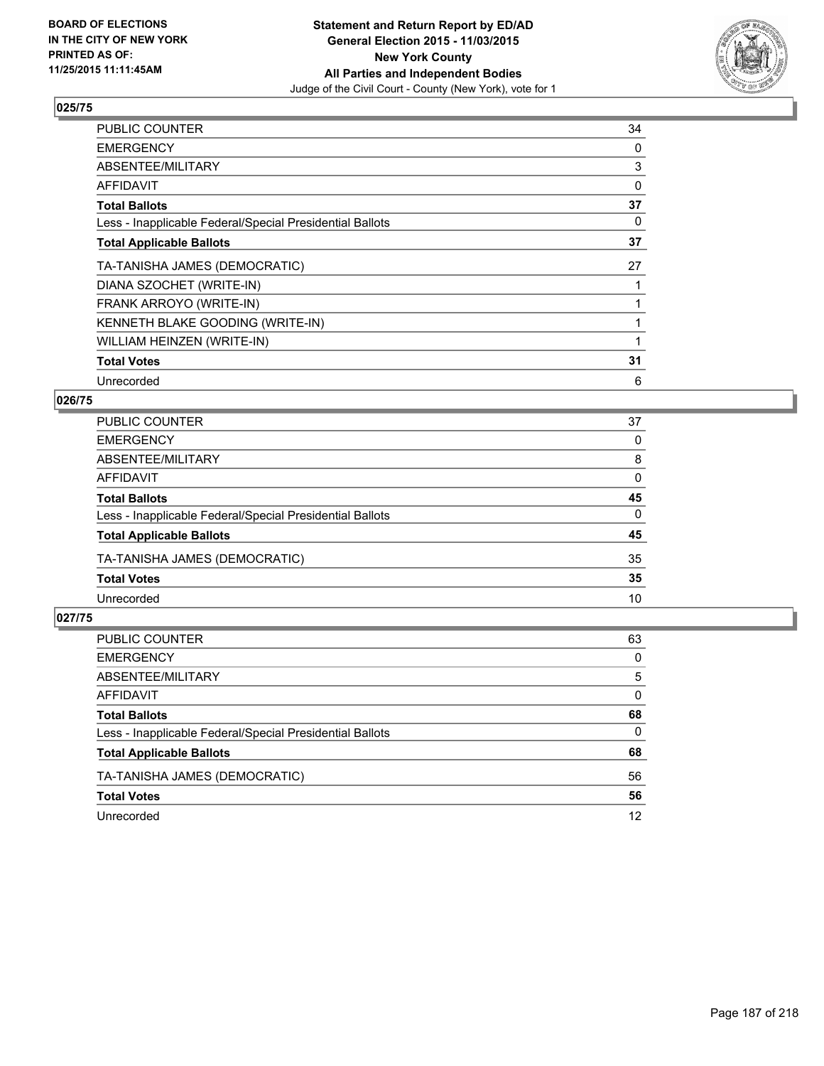BOARD OF ELECTIONS
IN THE CITY OF NEW YORK
PRINTED AS OF:
11/25/2015 11:11:45AM

**Statement and Return Report by ED/AD**
**General Election 2015 - 11/03/2015**
**New York County**
**All Parties and Independent Bodies**
Judge of the Civil Court - County (New York), vote for 1

### 025/75

| | |
|---|---|
| PUBLIC COUNTER | 34 |
| EMERGENCY | 0 |
| ABSENTEE/MILITARY | 3 |
| AFFIDAVIT | 0 |
| **Total Ballots** | **37** |
| Less - Inapplicable Federal/Special Presidential Ballots | 0 |
| **Total Applicable Ballots** | **37** |
| TA-TANISHA JAMES (DEMOCRATIC) | 27 |
| DIANA SZOCHET (WRITE-IN) | 1 |
| FRANK ARROYO (WRITE-IN) | 1 |
| KENNETH BLAKE GOODING (WRITE-IN) | 1 |
| WILLIAM HEINZEN (WRITE-IN) | 1 |
| **Total Votes** | **31** |
| Unrecorded | 6 |

### 026/75

| | |
|---|---|
| PUBLIC COUNTER | 37 |
| EMERGENCY | 0 |
| ABSENTEE/MILITARY | 8 |
| AFFIDAVIT | 0 |
| **Total Ballots** | **45** |
| Less - Inapplicable Federal/Special Presidential Ballots | 0 |
| **Total Applicable Ballots** | **45** |
| TA-TANISHA JAMES (DEMOCRATIC) | 35 |
| **Total Votes** | **35** |
| Unrecorded | 10 |

### 027/75

| | |
|---|---|
| PUBLIC COUNTER | 63 |
| EMERGENCY | 0 |
| ABSENTEE/MILITARY | 5 |
| AFFIDAVIT | 0 |
| **Total Ballots** | **68** |
| Less - Inapplicable Federal/Special Presidential Ballots | 0 |
| **Total Applicable Ballots** | **68** |
| TA-TANISHA JAMES (DEMOCRATIC) | 56 |
| **Total Votes** | **56** |
| Unrecorded | 12 |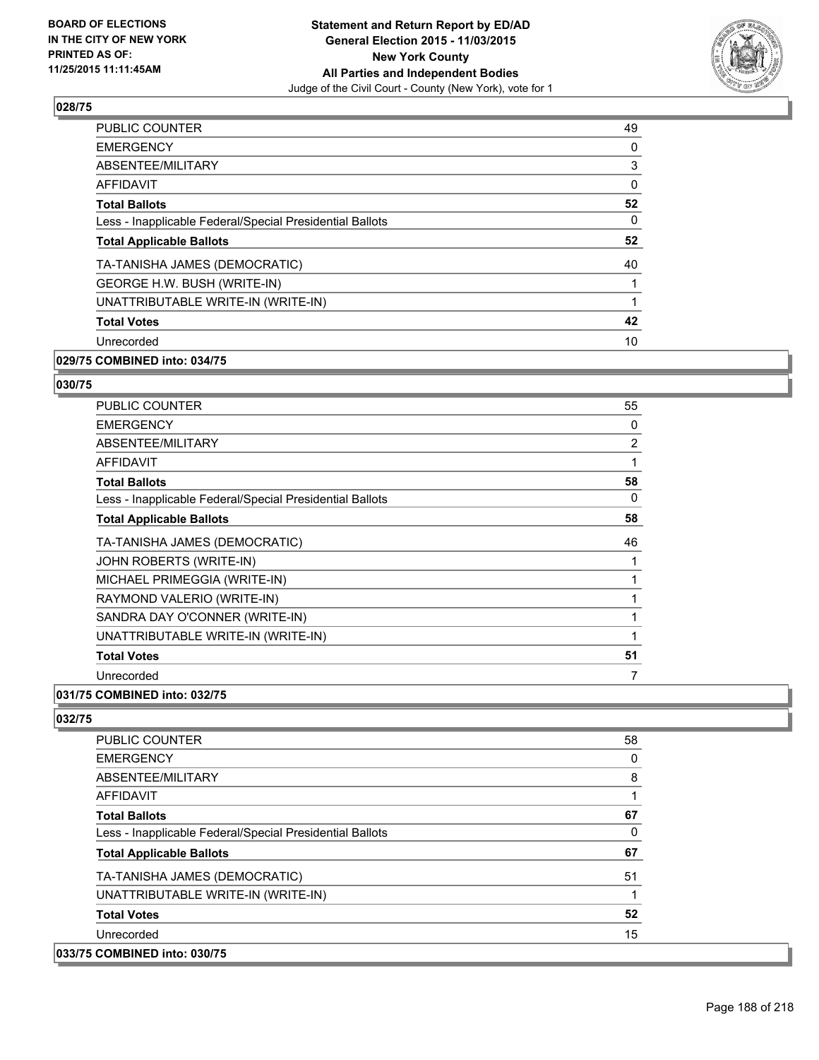**Statement and Return Report by ED/AD**
**General Election 2015 - 11/03/2015**
**New York County**
**All Parties and Independent Bodies**
Judge of the Civil Court - County (New York), vote for 1

BOARD OF ELECTIONS IN THE CITY OF NEW YORK PRINTED AS OF: 11/25/2015 11:11:45AM

### 028/75

| | |
|---|---|
| PUBLIC COUNTER | 49 |
| EMERGENCY | 0 |
| ABSENTEE/MILITARY | 3 |
| AFFIDAVIT | 0 |
| **Total Ballots** | **52** |
| Less - Inapplicable Federal/Special Presidential Ballots | 0 |
| **Total Applicable Ballots** | **52** |
| TA-TANISHA JAMES (DEMOCRATIC) | 40 |
| GEORGE H.W. BUSH (WRITE-IN) | 1 |
| UNATTRIBUTABLE WRITE-IN (WRITE-IN) | 1 |
| **Total Votes** | **42** |
| Unrecorded | 10 |

**029/75 COMBINED into: 034/75**

### 030/75

| | |
|---|---|
| PUBLIC COUNTER | 55 |
| EMERGENCY | 0 |
| ABSENTEE/MILITARY | 2 |
| AFFIDAVIT | 1 |
| **Total Ballots** | **58** |
| Less - Inapplicable Federal/Special Presidential Ballots | 0 |
| **Total Applicable Ballots** | **58** |
| TA-TANISHA JAMES (DEMOCRATIC) | 46 |
| JOHN ROBERTS (WRITE-IN) | 1 |
| MICHAEL PRIMEGGIA (WRITE-IN) | 1 |
| RAYMOND VALERIO (WRITE-IN) | 1 |
| SANDRA DAY O'CONNER (WRITE-IN) | 1 |
| UNATTRIBUTABLE WRITE-IN (WRITE-IN) | 1 |
| **Total Votes** | **51** |
| Unrecorded | 7 |

**031/75 COMBINED into: 032/75**

### 032/75

| | |
|---|---|
| PUBLIC COUNTER | 58 |
| EMERGENCY | 0 |
| ABSENTEE/MILITARY | 8 |
| AFFIDAVIT | 1 |
| **Total Ballots** | **67** |
| Less - Inapplicable Federal/Special Presidential Ballots | 0 |
| **Total Applicable Ballots** | **67** |
| TA-TANISHA JAMES (DEMOCRATIC) | 51 |
| UNATTRIBUTABLE WRITE-IN (WRITE-IN) | 1 |
| **Total Votes** | **52** |
| Unrecorded | 15 |

**033/75 COMBINED into: 030/75**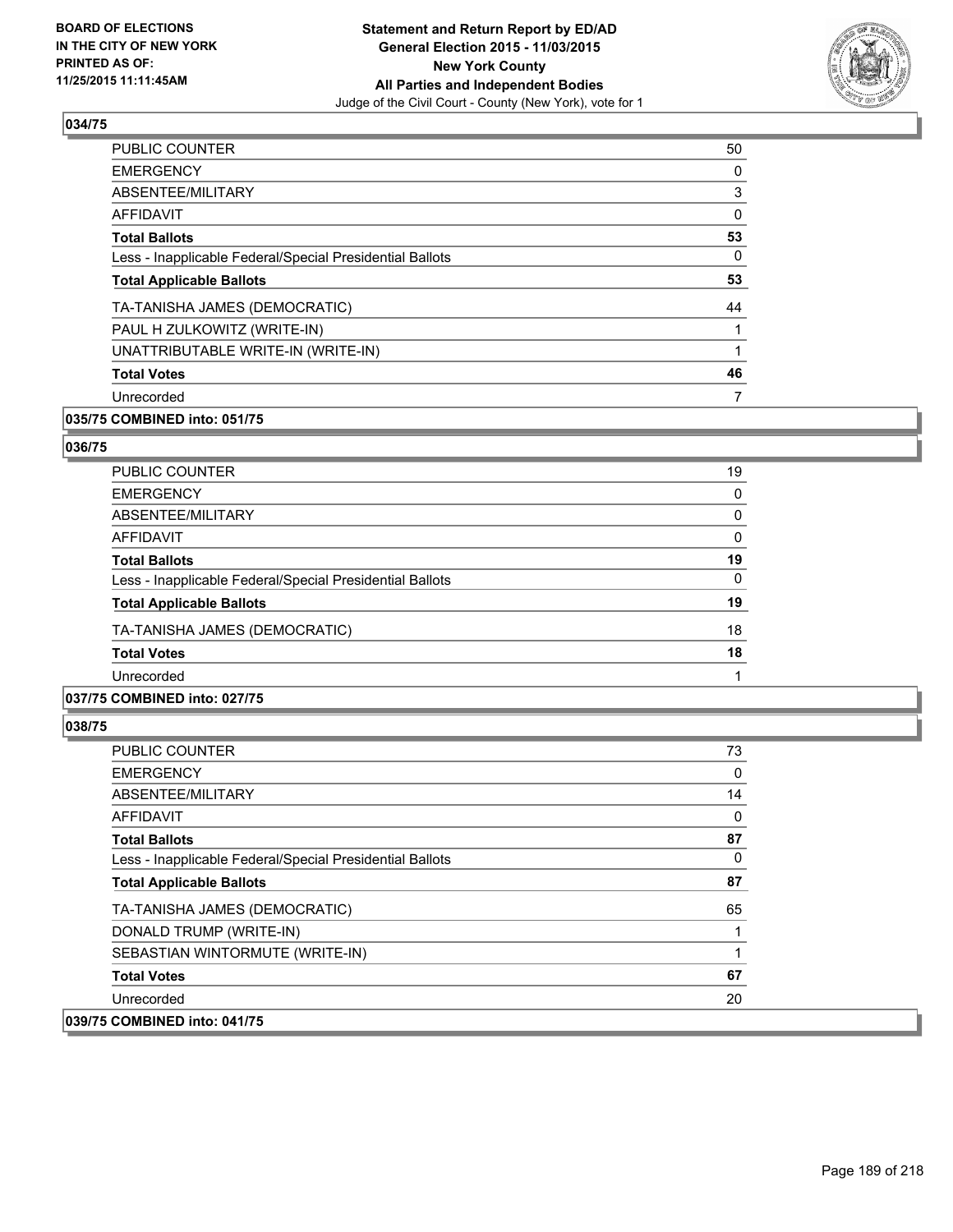**Statement and Return Report by ED/AD**
**General Election 2015 - 11/03/2015**
**New York County**
**All Parties and Independent Bodies**
Judge of the Civil Court - County (New York), vote for 1

BOARD OF ELECTIONS
IN THE CITY OF NEW YORK
PRINTED AS OF:
11/25/2015 11:11:45AM

**034/75**

| | |
|---|---|
| PUBLIC COUNTER | 50 |
| EMERGENCY | 0 |
| ABSENTEE/MILITARY | 3 |
| AFFIDAVIT | 0 |
| **Total Ballots** | **53** |
| Less - Inapplicable Federal/Special Presidential Ballots | 0 |
| **Total Applicable Ballots** | **53** |
| TA-TANISHA JAMES (DEMOCRATIC) | 44 |
| PAUL H ZULKOWITZ (WRITE-IN) | 1 |
| UNATTRIBUTABLE WRITE-IN (WRITE-IN) | 1 |
| **Total Votes** | **46** |
| Unrecorded | 7 |

**035/75 COMBINED into: 051/75**

**036/75**

| | |
|---|---|
| PUBLIC COUNTER | 19 |
| EMERGENCY | 0 |
| ABSENTEE/MILITARY | 0 |
| AFFIDAVIT | 0 |
| **Total Ballots** | **19** |
| Less - Inapplicable Federal/Special Presidential Ballots | 0 |
| **Total Applicable Ballots** | **19** |
| TA-TANISHA JAMES (DEMOCRATIC) | 18 |
| **Total Votes** | **18** |
| Unrecorded | 1 |

**037/75 COMBINED into: 027/75**

**038/75**

| | |
|---|---|
| PUBLIC COUNTER | 73 |
| EMERGENCY | 0 |
| ABSENTEE/MILITARY | 14 |
| AFFIDAVIT | 0 |
| **Total Ballots** | **87** |
| Less - Inapplicable Federal/Special Presidential Ballots | 0 |
| **Total Applicable Ballots** | **87** |
| TA-TANISHA JAMES (DEMOCRATIC) | 65 |
| DONALD TRUMP (WRITE-IN) | 1 |
| SEBASTIAN WINTORMUTE (WRITE-IN) | 1 |
| **Total Votes** | **67** |
| Unrecorded | 20 |

**039/75 COMBINED into: 041/75**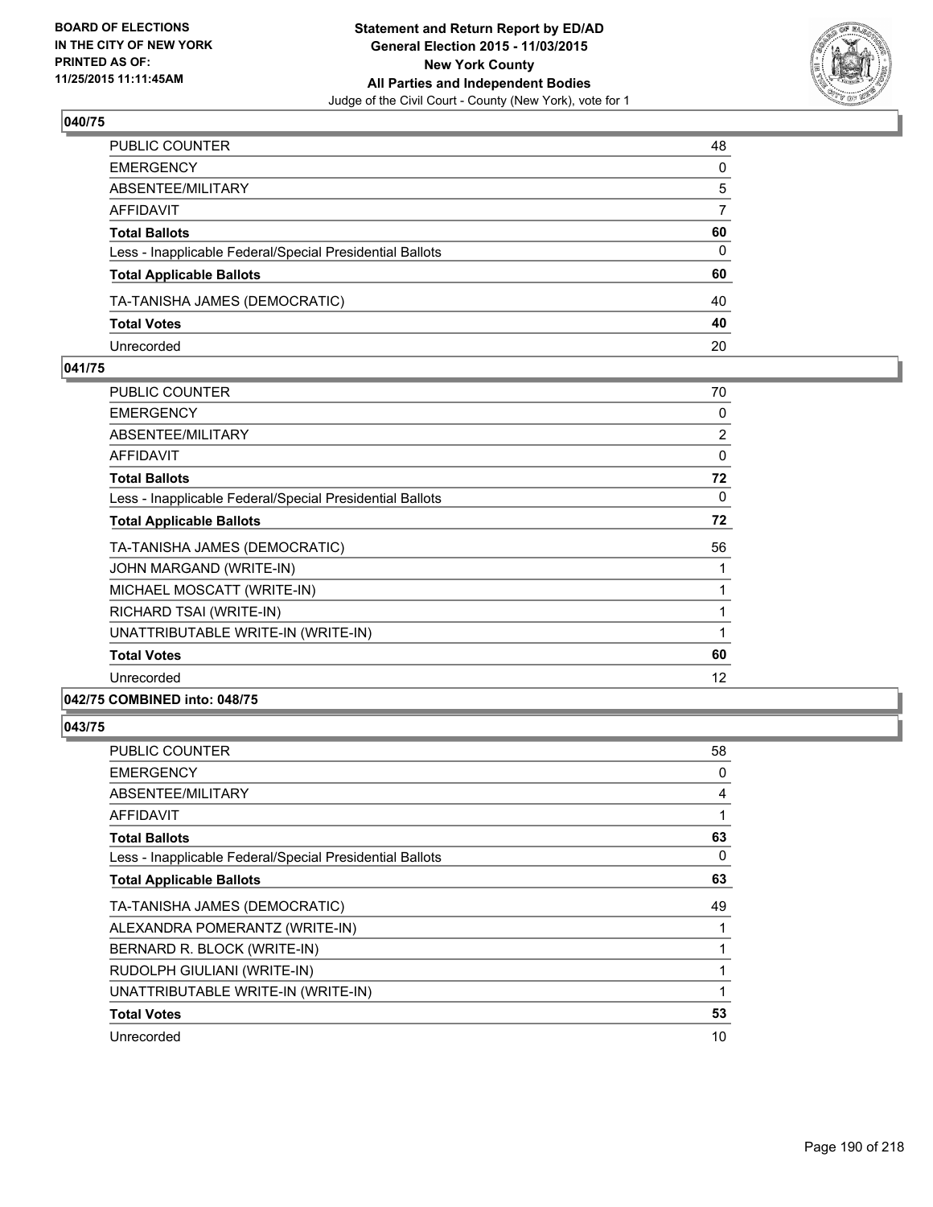**Statement and Return Report by ED/AD**
**General Election 2015 - 11/03/2015**
**New York County**
**All Parties and Independent Bodies**
Judge of the Civil Court - County (New York), vote for 1

BOARD OF ELECTIONS
IN THE CITY OF NEW YORK
PRINTED AS OF:
11/25/2015 11:11:45AM

### 040/75

| | |
|---|---|
| PUBLIC COUNTER | 48 |
| EMERGENCY | 0 |
| ABSENTEE/MILITARY | 5 |
| AFFIDAVIT | 7 |
| **Total Ballots** | **60** |
| Less - Inapplicable Federal/Special Presidential Ballots | 0 |
| **Total Applicable Ballots** | **60** |
| TA-TANISHA JAMES (DEMOCRATIC) | 40 |
| **Total Votes** | **40** |
| Unrecorded | 20 |

### 041/75

| | |
|---|---|
| PUBLIC COUNTER | 70 |
| EMERGENCY | 0 |
| ABSENTEE/MILITARY | 2 |
| AFFIDAVIT | 0 |
| **Total Ballots** | **72** |
| Less - Inapplicable Federal/Special Presidential Ballots | 0 |
| **Total Applicable Ballots** | **72** |
| TA-TANISHA JAMES (DEMOCRATIC) | 56 |
| JOHN MARGAND (WRITE-IN) | 1 |
| MICHAEL MOSCATT (WRITE-IN) | 1 |
| RICHARD TSAI (WRITE-IN) | 1 |
| UNATTRIBUTABLE WRITE-IN (WRITE-IN) | 1 |
| **Total Votes** | **60** |
| Unrecorded | 12 |

### 042/75 COMBINED into: 048/75

### 043/75

| | |
|---|---|
| PUBLIC COUNTER | 58 |
| EMERGENCY | 0 |
| ABSENTEE/MILITARY | 4 |
| AFFIDAVIT | 1 |
| **Total Ballots** | **63** |
| Less - Inapplicable Federal/Special Presidential Ballots | 0 |
| **Total Applicable Ballots** | **63** |
| TA-TANISHA JAMES (DEMOCRATIC) | 49 |
| ALEXANDRA POMERANTZ (WRITE-IN) | 1 |
| BERNARD R. BLOCK (WRITE-IN) | 1 |
| RUDOLPH GIULIANI (WRITE-IN) | 1 |
| UNATTRIBUTABLE WRITE-IN (WRITE-IN) | 1 |
| **Total Votes** | **53** |
| Unrecorded | 10 |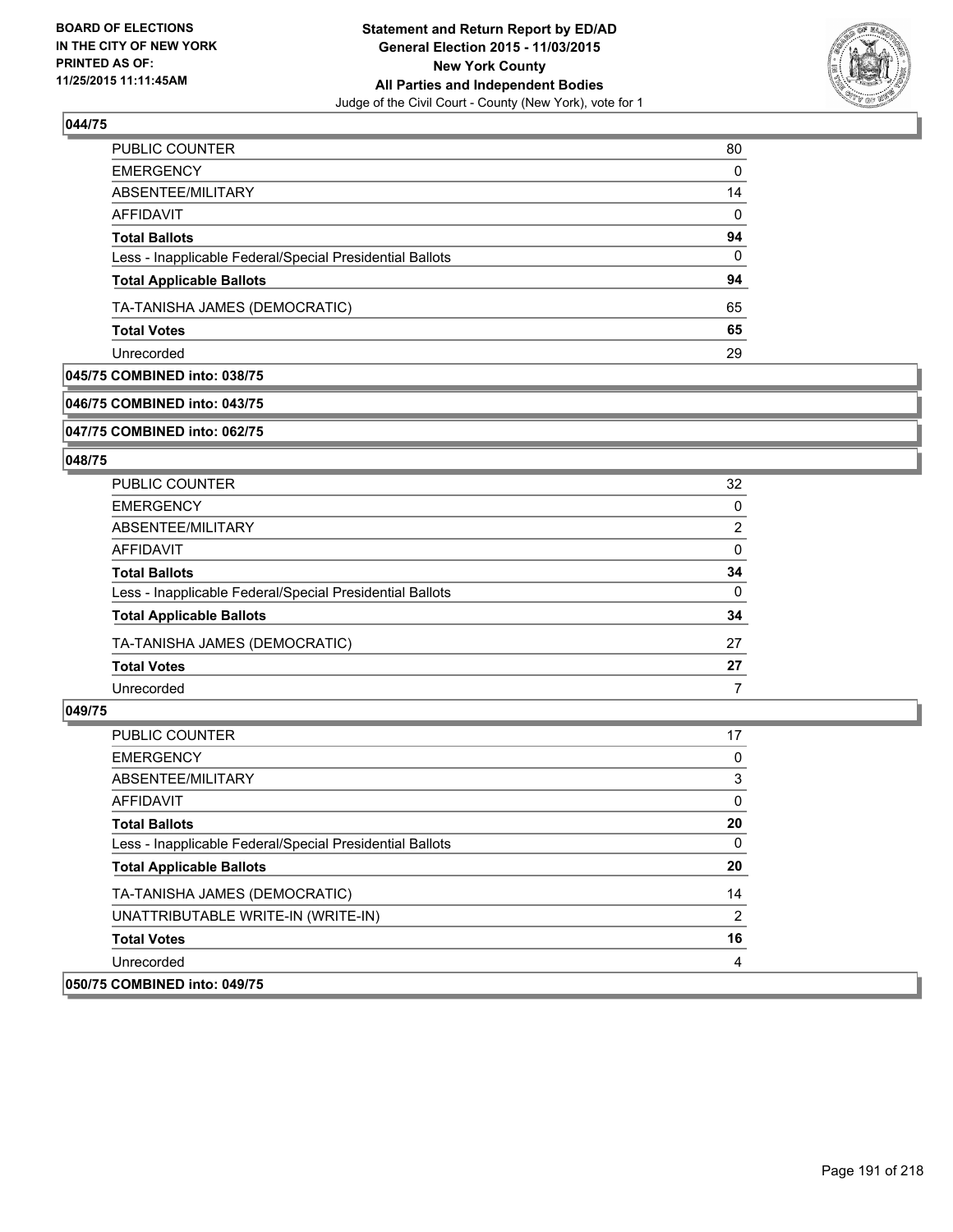**Statement and Return Report by ED/AD**
**General Election 2015 - 11/03/2015**
**New York County**
**All Parties and Independent Bodies**
Judge of the Civil Court - County (New York), vote for 1

BOARD OF ELECTIONS
IN THE CITY OF NEW YORK
PRINTED AS OF:
11/25/2015 11:11:45AM

### 044/75

| | |
|---|---|
| PUBLIC COUNTER | 80 |
| EMERGENCY | 0 |
| ABSENTEE/MILITARY | 14 |
| AFFIDAVIT | 0 |
| **Total Ballots** | **94** |
| Less - Inapplicable Federal/Special Presidential Ballots | 0 |
| **Total Applicable Ballots** | **94** |
| TA-TANISHA JAMES (DEMOCRATIC) | 65 |
| **Total Votes** | **65** |
| Unrecorded | 29 |

### 045/75 COMBINED into: 038/75

### 046/75 COMBINED into: 043/75

### 047/75 COMBINED into: 062/75

### 048/75

| | |
|---|---|
| PUBLIC COUNTER | 32 |
| EMERGENCY | 0 |
| ABSENTEE/MILITARY | 2 |
| AFFIDAVIT | 0 |
| **Total Ballots** | **34** |
| Less - Inapplicable Federal/Special Presidential Ballots | 0 |
| **Total Applicable Ballots** | **34** |
| TA-TANISHA JAMES (DEMOCRATIC) | 27 |
| **Total Votes** | **27** |
| Unrecorded | 7 |

### 049/75

| | |
|---|---|
| PUBLIC COUNTER | 17 |
| EMERGENCY | 0 |
| ABSENTEE/MILITARY | 3 |
| AFFIDAVIT | 0 |
| **Total Ballots** | **20** |
| Less - Inapplicable Federal/Special Presidential Ballots | 0 |
| **Total Applicable Ballots** | **20** |
| TA-TANISHA JAMES (DEMOCRATIC) | 14 |
| UNATTRIBUTABLE WRITE-IN (WRITE-IN) | 2 |
| **Total Votes** | **16** |
| Unrecorded | 4 |

### 050/75 COMBINED into: 049/75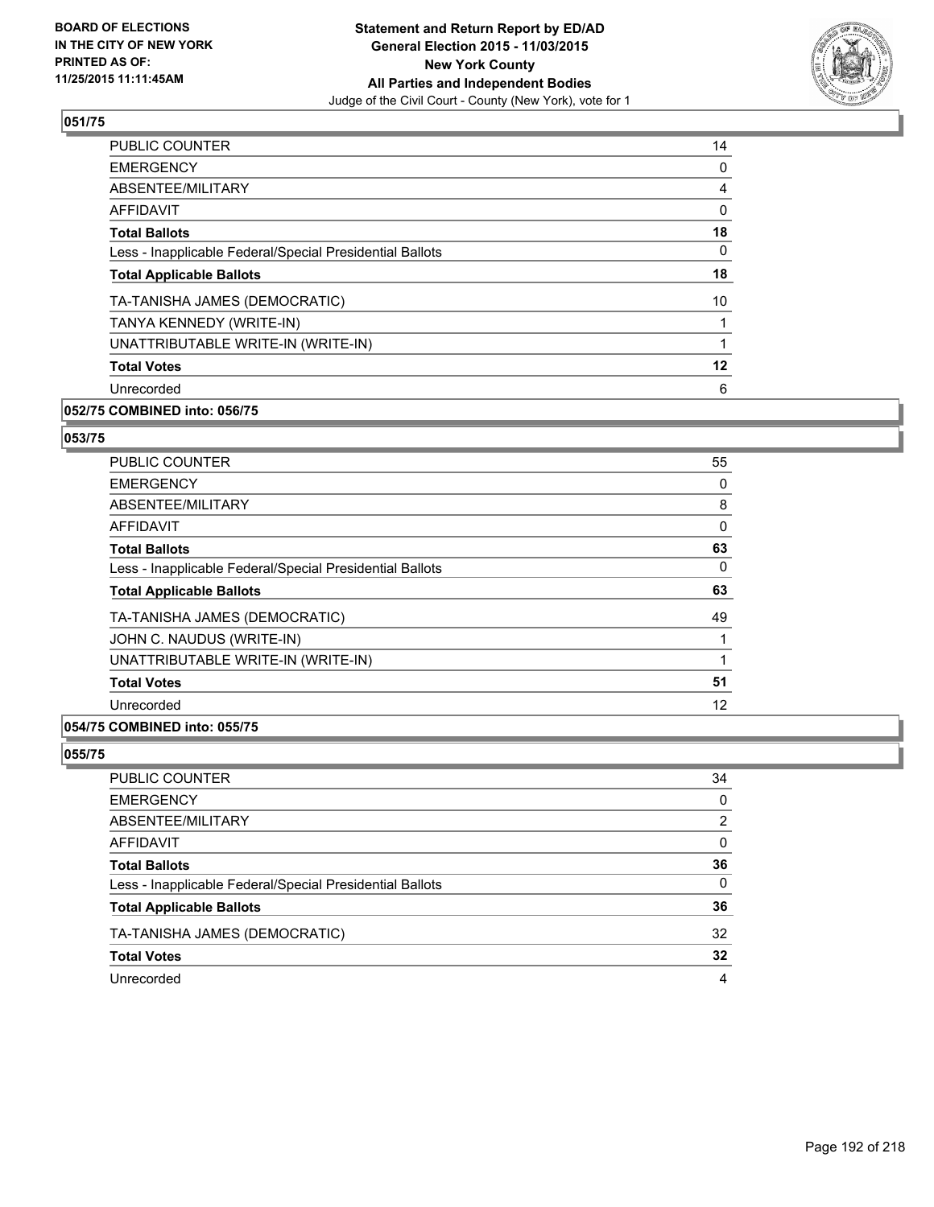**BOARD OF ELECTIONS IN THE CITY OF NEW YORK PRINTED AS OF: 11/25/2015 11:11:45AM**

**Statement and Return Report by ED/AD**
**General Election 2015 - 11/03/2015**
**New York County**
**All Parties and Independent Bodies**
Judge of the Civil Court - County (New York), vote for 1

### 051/75

| | |
|---|---|
| PUBLIC COUNTER | 14 |
| EMERGENCY | 0 |
| ABSENTEE/MILITARY | 4 |
| AFFIDAVIT | 0 |
| **Total Ballots** | **18** |
| Less - Inapplicable Federal/Special Presidential Ballots | 0 |
| **Total Applicable Ballots** | **18** |
| TA-TANISHA JAMES (DEMOCRATIC) | 10 |
| TANYA KENNEDY (WRITE-IN) | 1 |
| UNATTRIBUTABLE WRITE-IN (WRITE-IN) | 1 |
| **Total Votes** | **12** |
| Unrecorded | 6 |

### 052/75 COMBINED into: 056/75

### 053/75

| | |
|---|---|
| PUBLIC COUNTER | 55 |
| EMERGENCY | 0 |
| ABSENTEE/MILITARY | 8 |
| AFFIDAVIT | 0 |
| **Total Ballots** | **63** |
| Less - Inapplicable Federal/Special Presidential Ballots | 0 |
| **Total Applicable Ballots** | **63** |
| TA-TANISHA JAMES (DEMOCRATIC) | 49 |
| JOHN C. NAUDUS (WRITE-IN) | 1 |
| UNATTRIBUTABLE WRITE-IN (WRITE-IN) | 1 |
| **Total Votes** | **51** |
| Unrecorded | 12 |

### 054/75 COMBINED into: 055/75

### 055/75

| | |
|---|---|
| PUBLIC COUNTER | 34 |
| EMERGENCY | 0 |
| ABSENTEE/MILITARY | 2 |
| AFFIDAVIT | 0 |
| **Total Ballots** | **36** |
| Less - Inapplicable Federal/Special Presidential Ballots | 0 |
| **Total Applicable Ballots** | **36** |
| TA-TANISHA JAMES (DEMOCRATIC) | 32 |
| **Total Votes** | **32** |
| Unrecorded | 4 |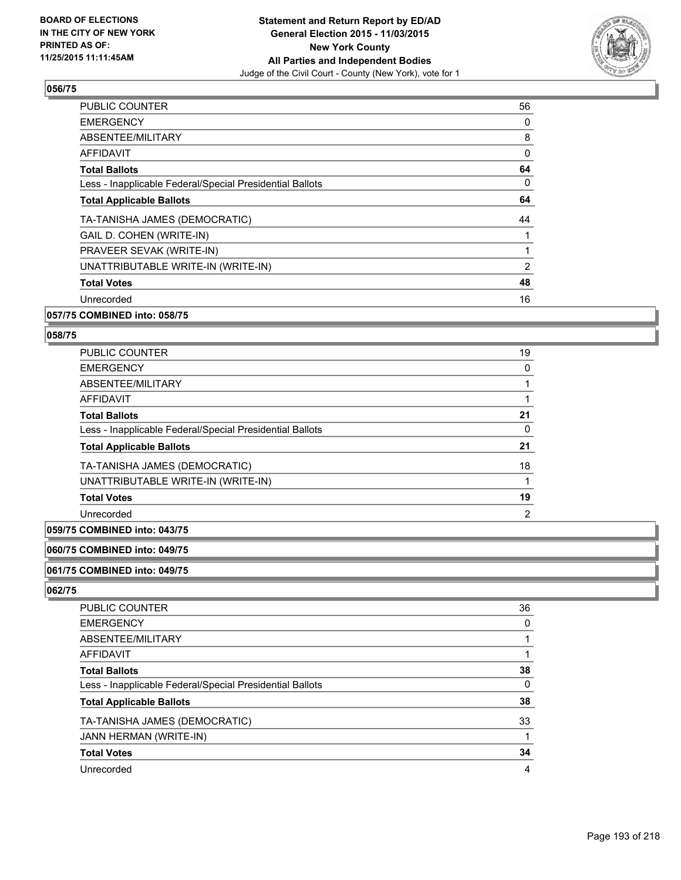**BOARD OF ELECTIONS IN THE CITY OF NEW YORK PRINTED AS OF: 11/25/2015 11:11:45AM**

**Statement and Return Report by ED/AD**
**General Election 2015 - 11/03/2015**
**New York County**
**All Parties and Independent Bodies**
Judge of the Civil Court - County (New York), vote for 1

### 056/75

| | |
|---|---|
| PUBLIC COUNTER | 56 |
| EMERGENCY | 0 |
| ABSENTEE/MILITARY | 8 |
| AFFIDAVIT | 0 |
| **Total Ballots** | **64** |
| Less - Inapplicable Federal/Special Presidential Ballots | 0 |
| **Total Applicable Ballots** | **64** |
| TA-TANISHA JAMES (DEMOCRATIC) | 44 |
| GAIL D. COHEN (WRITE-IN) | 1 |
| PRAVEER SEVAK (WRITE-IN) | 1 |
| UNATTRIBUTABLE WRITE-IN (WRITE-IN) | 2 |
| **Total Votes** | **48** |
| Unrecorded | 16 |

### 057/75 COMBINED into: 058/75

### 058/75

| | |
|---|---|
| PUBLIC COUNTER | 19 |
| EMERGENCY | 0 |
| ABSENTEE/MILITARY | 1 |
| AFFIDAVIT | 1 |
| **Total Ballots** | **21** |
| Less - Inapplicable Federal/Special Presidential Ballots | 0 |
| **Total Applicable Ballots** | **21** |
| TA-TANISHA JAMES (DEMOCRATIC) | 18 |
| UNATTRIBUTABLE WRITE-IN (WRITE-IN) | 1 |
| **Total Votes** | **19** |
| Unrecorded | 2 |

### 059/75 COMBINED into: 043/75

### 060/75 COMBINED into: 049/75

### 061/75 COMBINED into: 049/75

### 062/75

| | |
|---|---|
| PUBLIC COUNTER | 36 |
| EMERGENCY | 0 |
| ABSENTEE/MILITARY | 1 |
| AFFIDAVIT | 1 |
| **Total Ballots** | **38** |
| Less - Inapplicable Federal/Special Presidential Ballots | 0 |
| **Total Applicable Ballots** | **38** |
| TA-TANISHA JAMES (DEMOCRATIC) | 33 |
| JANN HERMAN (WRITE-IN) | 1 |
| **Total Votes** | **34** |
| Unrecorded | 4 |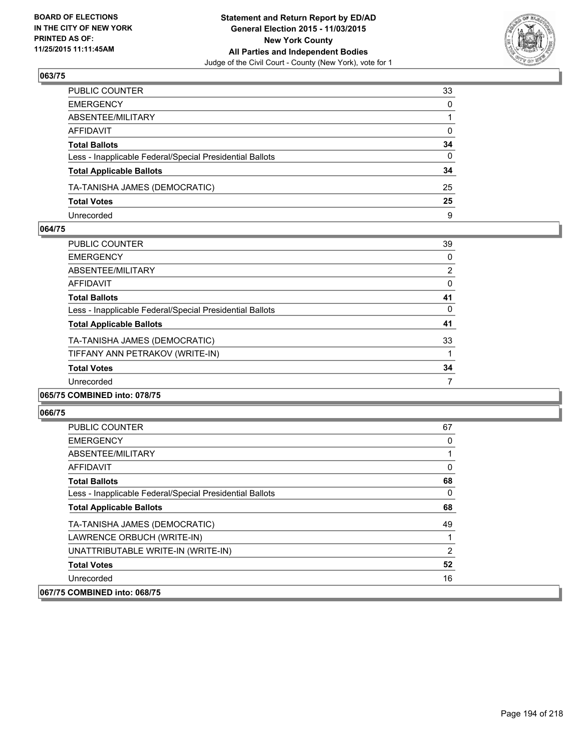**BOARD OF ELECTIONS IN THE CITY OF NEW YORK PRINTED AS OF: 11/25/2015 11:11:45AM**

**Statement and Return Report by ED/AD**
**General Election 2015 - 11/03/2015**
**New York County**
**All Parties and Independent Bodies**
Judge of the Civil Court - County (New York), vote for 1

### 063/75

| | |
|---|---|
| PUBLIC COUNTER | 33 |
| EMERGENCY | 0 |
| ABSENTEE/MILITARY | 1 |
| AFFIDAVIT | 0 |
| **Total Ballots** | **34** |
| Less - Inapplicable Federal/Special Presidential Ballots | 0 |
| **Total Applicable Ballots** | **34** |
| TA-TANISHA JAMES (DEMOCRATIC) | 25 |
| **Total Votes** | **25** |
| Unrecorded | 9 |

### 064/75

| | |
|---|---|
| PUBLIC COUNTER | 39 |
| EMERGENCY | 0 |
| ABSENTEE/MILITARY | 2 |
| AFFIDAVIT | 0 |
| **Total Ballots** | **41** |
| Less - Inapplicable Federal/Special Presidential Ballots | 0 |
| **Total Applicable Ballots** | **41** |
| TA-TANISHA JAMES (DEMOCRATIC) | 33 |
| TIFFANY ANN PETRAKOV (WRITE-IN) | 1 |
| **Total Votes** | **34** |
| Unrecorded | 7 |

### 065/75 COMBINED into: 078/75

### 066/75

| | |
|---|---|
| PUBLIC COUNTER | 67 |
| EMERGENCY | 0 |
| ABSENTEE/MILITARY | 1 |
| AFFIDAVIT | 0 |
| **Total Ballots** | **68** |
| Less - Inapplicable Federal/Special Presidential Ballots | 0 |
| **Total Applicable Ballots** | **68** |
| TA-TANISHA JAMES (DEMOCRATIC) | 49 |
| LAWRENCE ORBUCH (WRITE-IN) | 1 |
| UNATTRIBUTABLE WRITE-IN (WRITE-IN) | 2 |
| **Total Votes** | **52** |
| Unrecorded | 16 |

### 067/75 COMBINED into: 068/75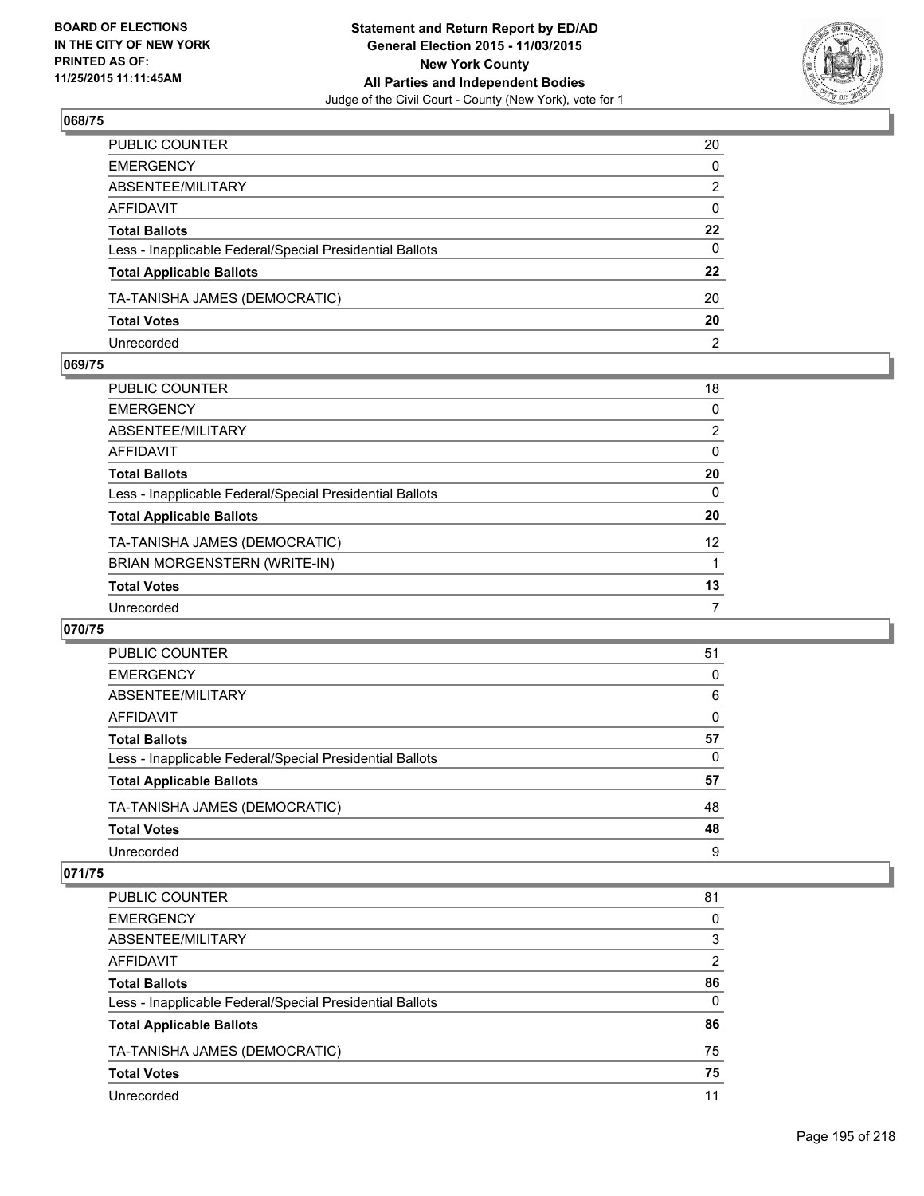## 068/75

| | |
|---|---|
| PUBLIC COUNTER | 20 |
| EMERGENCY | 0 |
| ABSENTEE/MILITARY | 2 |
| AFFIDAVIT | 0 |
| **Total Ballots** | **22** |
| Less - Inapplicable Federal/Special Presidential Ballots | 0 |
| **Total Applicable Ballots** | **22** |
| TA-TANISHA JAMES (DEMOCRATIC) | 20 |
| **Total Votes** | **20** |
| Unrecorded | 2 |

## 069/75

| | |
|---|---|
| PUBLIC COUNTER | 18 |
| EMERGENCY | 0 |
| ABSENTEE/MILITARY | 2 |
| AFFIDAVIT | 0 |
| **Total Ballots** | **20** |
| Less - Inapplicable Federal/Special Presidential Ballots | 0 |
| **Total Applicable Ballots** | **20** |
| TA-TANISHA JAMES (DEMOCRATIC) | 12 |
| BRIAN MORGENSTERN (WRITE-IN) | 1 |
| **Total Votes** | **13** |
| Unrecorded | 7 |

## 070/75

| | |
|---|---|
| PUBLIC COUNTER | 51 |
| EMERGENCY | 0 |
| ABSENTEE/MILITARY | 6 |
| AFFIDAVIT | 0 |
| **Total Ballots** | **57** |
| Less - Inapplicable Federal/Special Presidential Ballots | 0 |
| **Total Applicable Ballots** | **57** |
| TA-TANISHA JAMES (DEMOCRATIC) | 48 |
| **Total Votes** | **48** |
| Unrecorded | 9 |

## 071/75

| | |
|---|---|
| PUBLIC COUNTER | 81 |
| EMERGENCY | 0 |
| ABSENTEE/MILITARY | 3 |
| AFFIDAVIT | 2 |
| **Total Ballots** | **86** |
| Less - Inapplicable Federal/Special Presidential Ballots | 0 |
| **Total Applicable Ballots** | **86** |
| TA-TANISHA JAMES (DEMOCRATIC) | 75 |
| **Total Votes** | **75** |
| Unrecorded | 11 |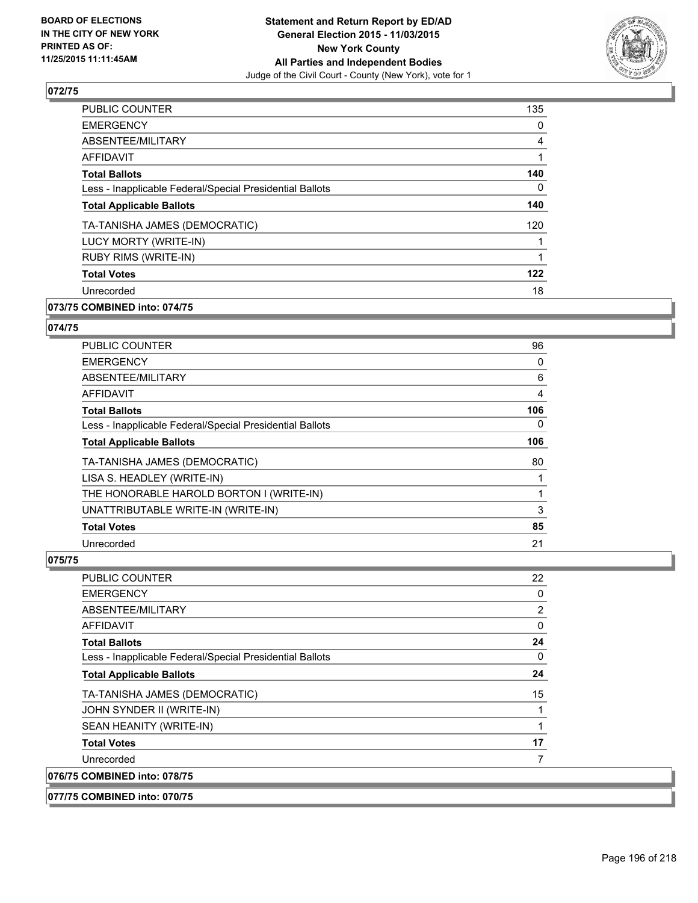**BOARD OF ELECTIONS IN THE CITY OF NEW YORK PRINTED AS OF: 11/25/2015 11:11:45AM**

**Statement and Return Report by ED/AD General Election 2015 - 11/03/2015 New York County All Parties and Independent Bodies**

Judge of the Civil Court - County (New York), vote for 1

## 072/75

| | |
|---|---|
| PUBLIC COUNTER | 135 |
| EMERGENCY | 0 |
| ABSENTEE/MILITARY | 4 |
| AFFIDAVIT | 1 |
| **Total Ballots** | **140** |
| Less - Inapplicable Federal/Special Presidential Ballots | 0 |
| **Total Applicable Ballots** | **140** |
| TA-TANISHA JAMES (DEMOCRATIC) | 120 |
| LUCY MORTY (WRITE-IN) | 1 |
| RUBY RIMS (WRITE-IN) | 1 |
| **Total Votes** | **122** |
| Unrecorded | 18 |

## 073/75 COMBINED into: 074/75

## 074/75

| | |
|---|---|
| PUBLIC COUNTER | 96 |
| EMERGENCY | 0 |
| ABSENTEE/MILITARY | 6 |
| AFFIDAVIT | 4 |
| **Total Ballots** | **106** |
| Less - Inapplicable Federal/Special Presidential Ballots | 0 |
| **Total Applicable Ballots** | **106** |
| TA-TANISHA JAMES (DEMOCRATIC) | 80 |
| LISA S. HEADLEY (WRITE-IN) | 1 |
| THE HONORABLE HAROLD BORTON I (WRITE-IN) | 1 |
| UNATTRIBUTABLE WRITE-IN (WRITE-IN) | 3 |
| **Total Votes** | **85** |
| Unrecorded | 21 |

## 075/75

| | |
|---|---|
| PUBLIC COUNTER | 22 |
| EMERGENCY | 0 |
| ABSENTEE/MILITARY | 2 |
| AFFIDAVIT | 0 |
| **Total Ballots** | **24** |
| Less - Inapplicable Federal/Special Presidential Ballots | 0 |
| **Total Applicable Ballots** | **24** |
| TA-TANISHA JAMES (DEMOCRATIC) | 15 |
| JOHN SYNDER II (WRITE-IN) | 1 |
| SEAN HEANITY (WRITE-IN) | 1 |
| **Total Votes** | **17** |
| Unrecorded | 7 |

## 076/75 COMBINED into: 078/75

## 077/75 COMBINED into: 070/75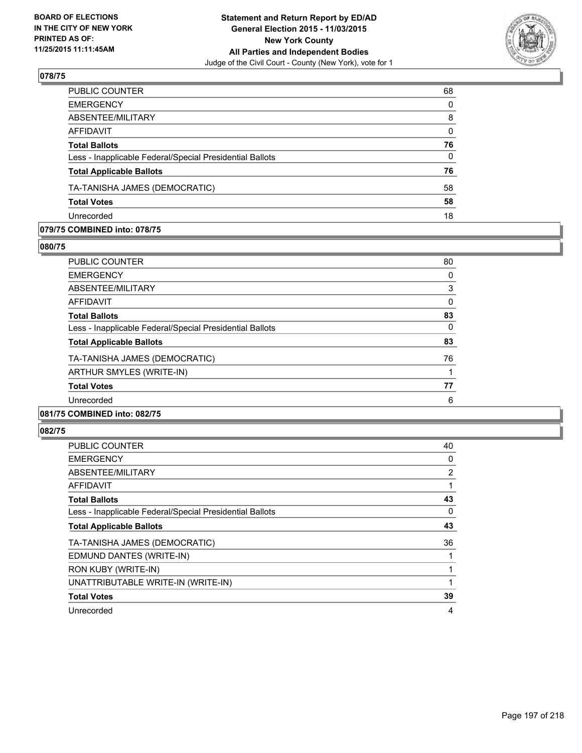## 078/75

| | |
|---|---|
| PUBLIC COUNTER | 68 |
| EMERGENCY | 0 |
| ABSENTEE/MILITARY | 8 |
| AFFIDAVIT | 0 |
| **Total Ballots** | **76** |
| Less - Inapplicable Federal/Special Presidential Ballots | 0 |
| **Total Applicable Ballots** | **76** |
| TA-TANISHA JAMES (DEMOCRATIC) | 58 |
| **Total Votes** | **58** |
| Unrecorded | 18 |

## 079/75 COMBINED into: 078/75

## 080/75

| | |
|---|---|
| PUBLIC COUNTER | 80 |
| EMERGENCY | 0 |
| ABSENTEE/MILITARY | 3 |
| AFFIDAVIT | 0 |
| **Total Ballots** | **83** |
| Less - Inapplicable Federal/Special Presidential Ballots | 0 |
| **Total Applicable Ballots** | **83** |
| TA-TANISHA JAMES (DEMOCRATIC) | 76 |
| ARTHUR SMYLES (WRITE-IN) | 1 |
| **Total Votes** | **77** |
| Unrecorded | 6 |

## 081/75 COMBINED into: 082/75

## 082/75

| | |
|---|---|
| PUBLIC COUNTER | 40 |
| EMERGENCY | 0 |
| ABSENTEE/MILITARY | 2 |
| AFFIDAVIT | 1 |
| **Total Ballots** | **43** |
| Less - Inapplicable Federal/Special Presidential Ballots | 0 |
| **Total Applicable Ballots** | **43** |
| TA-TANISHA JAMES (DEMOCRATIC) | 36 |
| EDMUND DANTES (WRITE-IN) | 1 |
| RON KUBY (WRITE-IN) | 1 |
| UNATTRIBUTABLE WRITE-IN (WRITE-IN) | 1 |
| **Total Votes** | **39** |
| Unrecorded | 4 |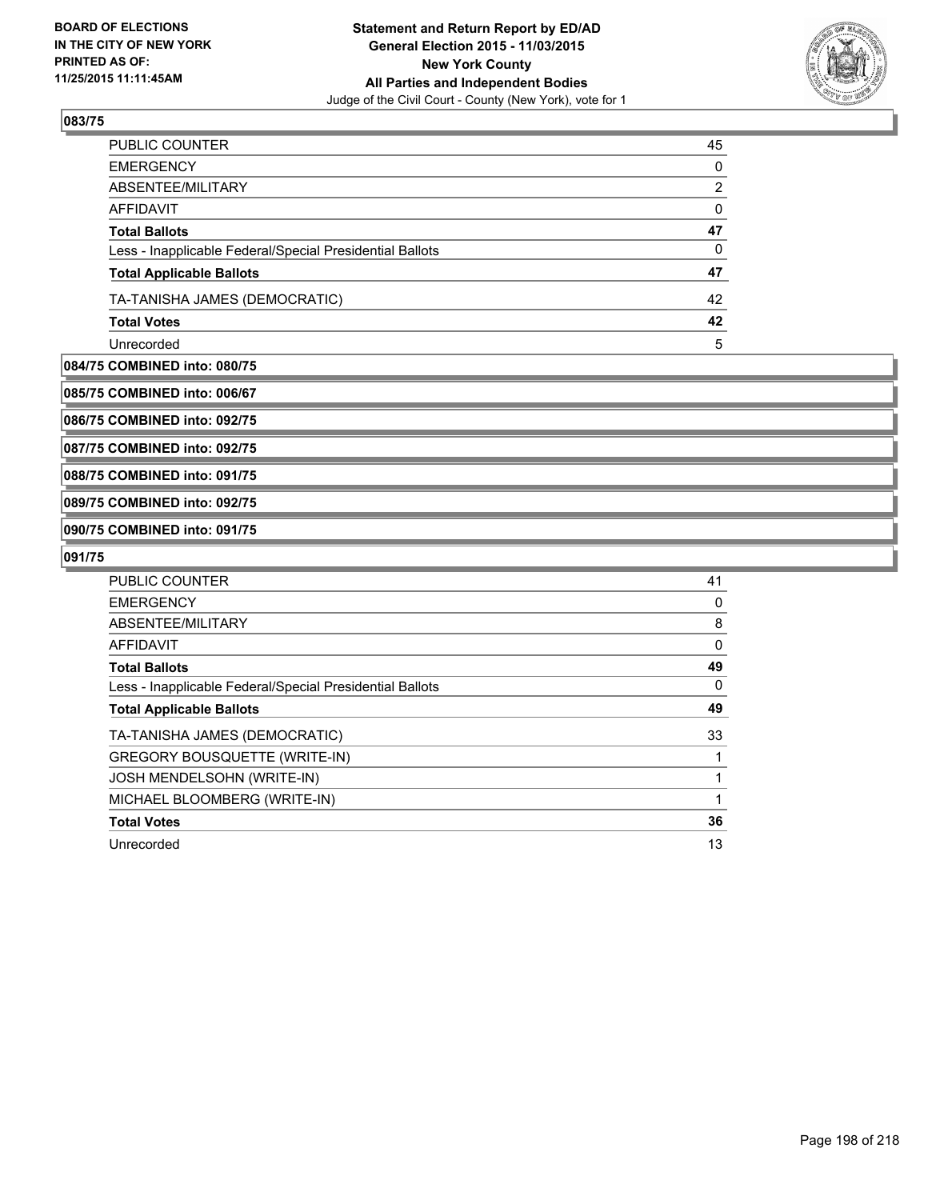**BOARD OF ELECTIONS IN THE CITY OF NEW YORK PRINTED AS OF: 11/25/2015 11:11:45AM**

**Statement and Return Report by ED/AD General Election 2015 - 11/03/2015 New York County All Parties and Independent Bodies**
Judge of the Civil Court - County (New York), vote for 1

## 083/75

| | |
|---|---|
| PUBLIC COUNTER | 45 |
| EMERGENCY | 0 |
| ABSENTEE/MILITARY | 2 |
| AFFIDAVIT | 0 |
| **Total Ballots** | **47** |
| Less - Inapplicable Federal/Special Presidential Ballots | 0 |
| **Total Applicable Ballots** | **47** |
| TA-TANISHA JAMES (DEMOCRATIC) | 42 |
| **Total Votes** | **42** |
| Unrecorded | 5 |

**084/75 COMBINED into: 080/75**

**085/75 COMBINED into: 006/67**

**086/75 COMBINED into: 092/75**

**087/75 COMBINED into: 092/75**

**088/75 COMBINED into: 091/75**

**089/75 COMBINED into: 092/75**

**090/75 COMBINED into: 091/75**

## 091/75

| | |
|---|---|
| PUBLIC COUNTER | 41 |
| EMERGENCY | 0 |
| ABSENTEE/MILITARY | 8 |
| AFFIDAVIT | 0 |
| **Total Ballots** | **49** |
| Less - Inapplicable Federal/Special Presidential Ballots | 0 |
| **Total Applicable Ballots** | **49** |
| TA-TANISHA JAMES (DEMOCRATIC) | 33 |
| GREGORY BOUSQUETTE (WRITE-IN) | 1 |
| JOSH MENDELSOHN (WRITE-IN) | 1 |
| MICHAEL BLOOMBERG (WRITE-IN) | 1 |
| **Total Votes** | **36** |
| Unrecorded | 13 |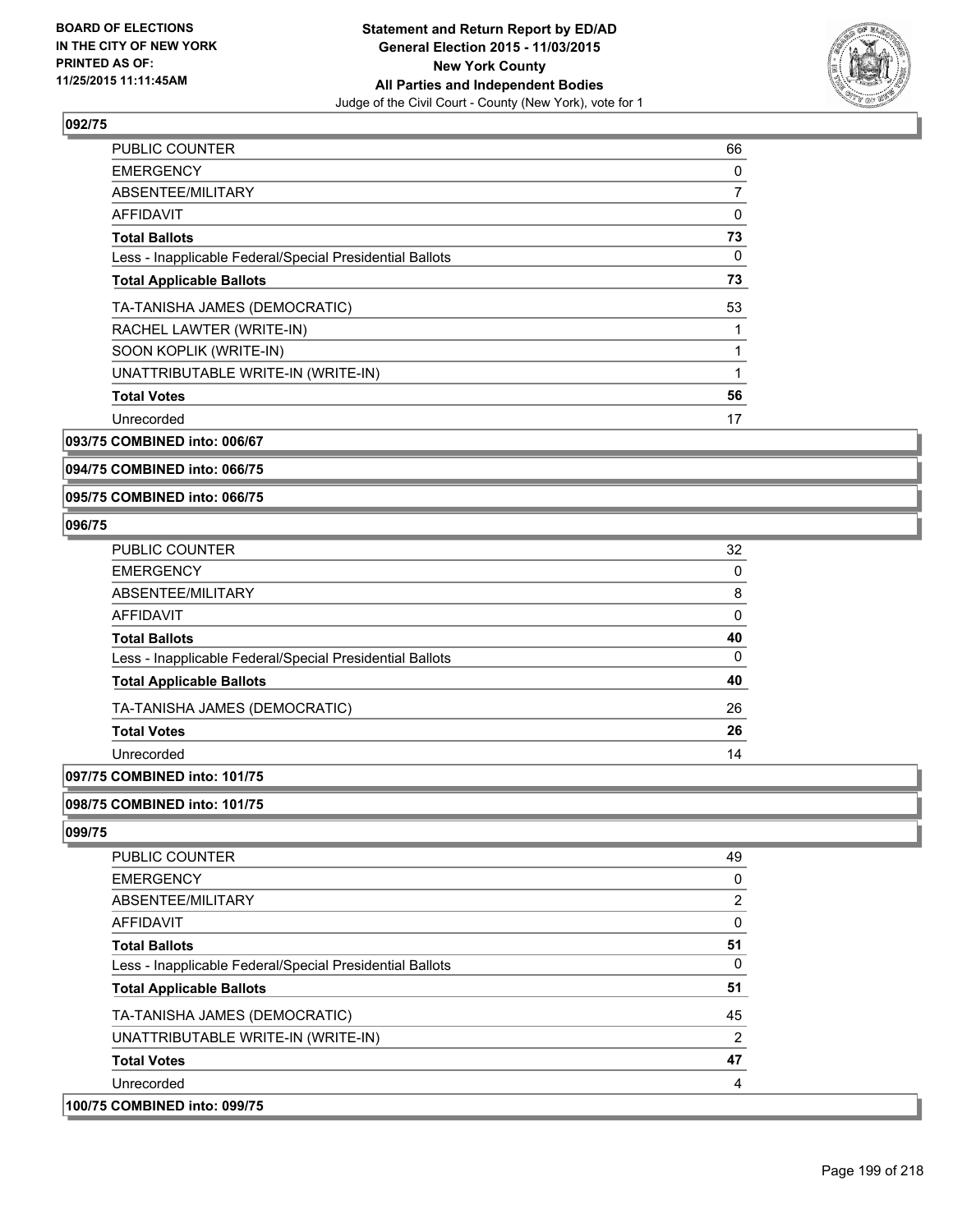**BOARD OF ELECTIONS IN THE CITY OF NEW YORK PRINTED AS OF: 11/25/2015 11:11:45AM**

**Statement and Return Report by ED/AD General Election 2015 - 11/03/2015 New York County All Parties and Independent Bodies**
Judge of the Civil Court - County (New York), vote for 1

## 092/75

| | |
|---|---|
| PUBLIC COUNTER | 66 |
| EMERGENCY | 0 |
| ABSENTEE/MILITARY | 7 |
| AFFIDAVIT | 0 |
| **Total Ballots** | **73** |
| Less - Inapplicable Federal/Special Presidential Ballots | 0 |
| **Total Applicable Ballots** | **73** |
| TA-TANISHA JAMES (DEMOCRATIC) | 53 |
| RACHEL LAWTER (WRITE-IN) | 1 |
| SOON KOPLIK (WRITE-IN) | 1 |
| UNATTRIBUTABLE WRITE-IN (WRITE-IN) | 1 |
| **Total Votes** | **56** |
| Unrecorded | 17 |

## 093/75 COMBINED into: 006/67

## 094/75 COMBINED into: 066/75

## 095/75 COMBINED into: 066/75

## 096/75

| | |
|---|---|
| PUBLIC COUNTER | 32 |
| EMERGENCY | 0 |
| ABSENTEE/MILITARY | 8 |
| AFFIDAVIT | 0 |
| **Total Ballots** | **40** |
| Less - Inapplicable Federal/Special Presidential Ballots | 0 |
| **Total Applicable Ballots** | **40** |
| TA-TANISHA JAMES (DEMOCRATIC) | 26 |
| **Total Votes** | **26** |
| Unrecorded | 14 |

## 097/75 COMBINED into: 101/75

## 098/75 COMBINED into: 101/75

## 099/75

| | |
|---|---|
| PUBLIC COUNTER | 49 |
| EMERGENCY | 0 |
| ABSENTEE/MILITARY | 2 |
| AFFIDAVIT | 0 |
| **Total Ballots** | **51** |
| Less - Inapplicable Federal/Special Presidential Ballots | 0 |
| **Total Applicable Ballots** | **51** |
| TA-TANISHA JAMES (DEMOCRATIC) | 45 |
| UNATTRIBUTABLE WRITE-IN (WRITE-IN) | 2 |
| **Total Votes** | **47** |
| Unrecorded | 4 |

## 100/75 COMBINED into: 099/75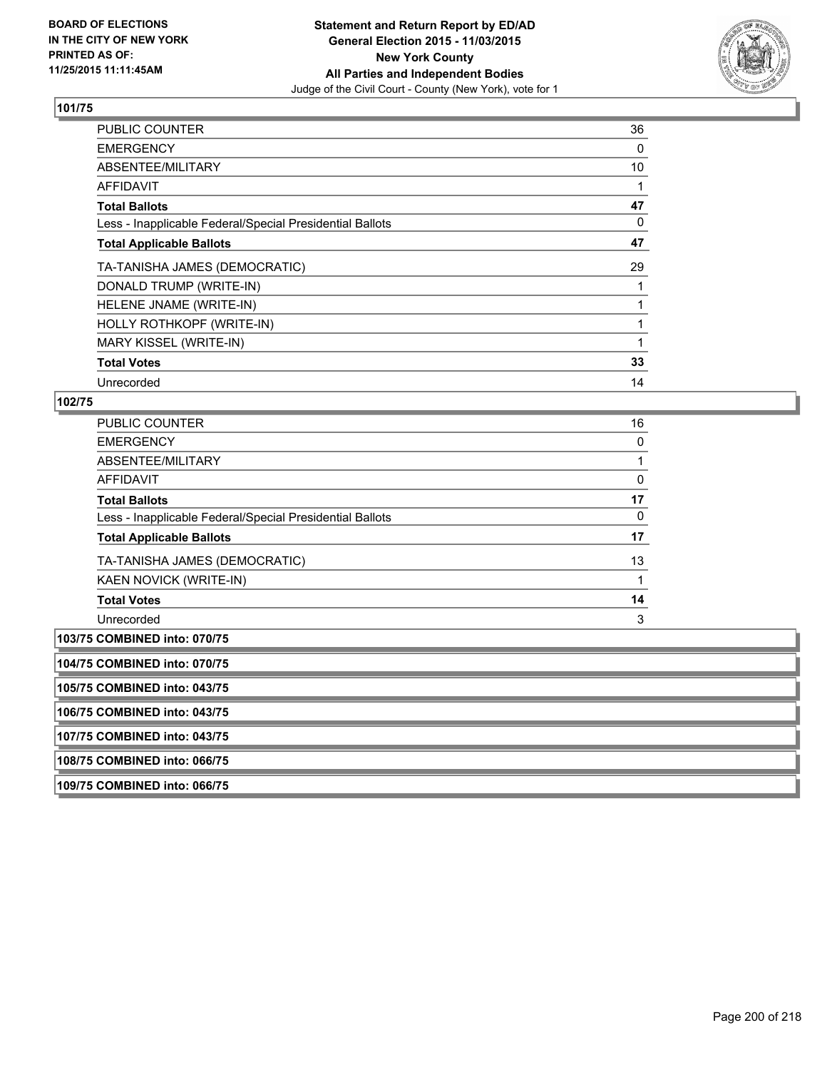**BOARD OF ELECTIONS IN THE CITY OF NEW YORK PRINTED AS OF: 11/25/2015 11:11:45AM**

**Statement and Return Report by ED/AD General Election 2015 - 11/03/2015 New York County All Parties and Independent Bodies**
Judge of the Civil Court - County (New York), vote for 1

### 101/75

| | |
|---|---|
| PUBLIC COUNTER | 36 |
| EMERGENCY | 0 |
| ABSENTEE/MILITARY | 10 |
| AFFIDAVIT | 1 |
| **Total Ballots** | **47** |
| Less - Inapplicable Federal/Special Presidential Ballots | 0 |
| **Total Applicable Ballots** | **47** |
| TA-TANISHA JAMES (DEMOCRATIC) | 29 |
| DONALD TRUMP (WRITE-IN) | 1 |
| HELENE JNAME (WRITE-IN) | 1 |
| HOLLY ROTHKOPF (WRITE-IN) | 1 |
| MARY KISSEL (WRITE-IN) | 1 |
| **Total Votes** | **33** |
| Unrecorded | 14 |

### 102/75

| | |
|---|---|
| PUBLIC COUNTER | 16 |
| EMERGENCY | 0 |
| ABSENTEE/MILITARY | 1 |
| AFFIDAVIT | 0 |
| **Total Ballots** | **17** |
| Less - Inapplicable Federal/Special Presidential Ballots | 0 |
| **Total Applicable Ballots** | **17** |
| TA-TANISHA JAMES (DEMOCRATIC) | 13 |
| KAEN NOVICK (WRITE-IN) | 1 |
| **Total Votes** | **14** |
| Unrecorded | 3 |

**103/75 COMBINED into: 070/75**

**104/75 COMBINED into: 070/75**

**105/75 COMBINED into: 043/75**

**106/75 COMBINED into: 043/75**

**107/75 COMBINED into: 043/75**

**108/75 COMBINED into: 066/75**

**109/75 COMBINED into: 066/75**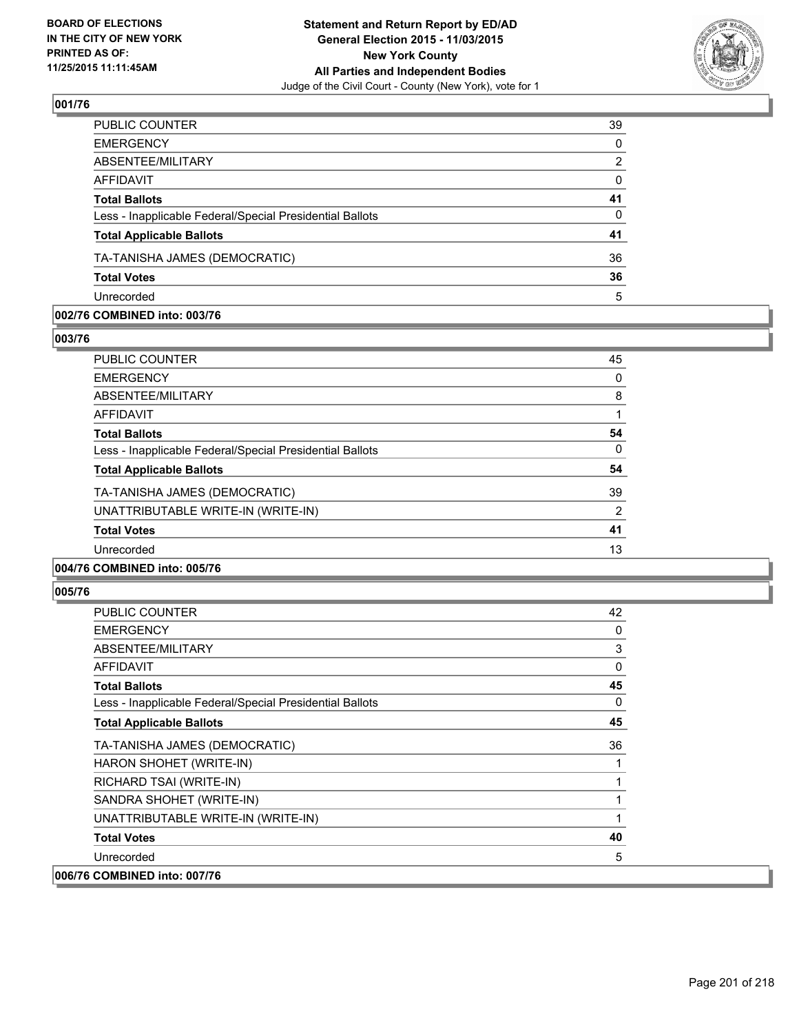**Statement and Return Report by ED/AD**
**General Election 2015 - 11/03/2015**
**New York County**
**All Parties and Independent Bodies**
Judge of the Civil Court - County (New York), vote for 1

BOARD OF ELECTIONS IN THE CITY OF NEW YORK
PRINTED AS OF: 11/25/2015 11:11:45AM

**001/76**

| | |
|---|---|
| PUBLIC COUNTER | 39 |
| EMERGENCY | 0 |
| ABSENTEE/MILITARY | 2 |
| AFFIDAVIT | 0 |
| **Total Ballots** | **41** |
| Less - Inapplicable Federal/Special Presidential Ballots | 0 |
| **Total Applicable Ballots** | **41** |
| TA-TANISHA JAMES (DEMOCRATIC) | 36 |
| **Total Votes** | **36** |
| Unrecorded | 5 |

**002/76 COMBINED into: 003/76**

**003/76**

| | |
|---|---|
| PUBLIC COUNTER | 45 |
| EMERGENCY | 0 |
| ABSENTEE/MILITARY | 8 |
| AFFIDAVIT | 1 |
| **Total Ballots** | **54** |
| Less - Inapplicable Federal/Special Presidential Ballots | 0 |
| **Total Applicable Ballots** | **54** |
| TA-TANISHA JAMES (DEMOCRATIC) | 39 |
| UNATTRIBUTABLE WRITE-IN (WRITE-IN) | 2 |
| **Total Votes** | **41** |
| Unrecorded | 13 |

**004/76 COMBINED into: 005/76**

**005/76**

| | |
|---|---|
| PUBLIC COUNTER | 42 |
| EMERGENCY | 0 |
| ABSENTEE/MILITARY | 3 |
| AFFIDAVIT | 0 |
| **Total Ballots** | **45** |
| Less - Inapplicable Federal/Special Presidential Ballots | 0 |
| **Total Applicable Ballots** | **45** |
| TA-TANISHA JAMES (DEMOCRATIC) | 36 |
| HARON SHOHET (WRITE-IN) | 1 |
| RICHARD TSAI (WRITE-IN) | 1 |
| SANDRA SHOHET (WRITE-IN) | 1 |
| UNATTRIBUTABLE WRITE-IN (WRITE-IN) | 1 |
| **Total Votes** | **40** |
| Unrecorded | 5 |

**006/76 COMBINED into: 007/76**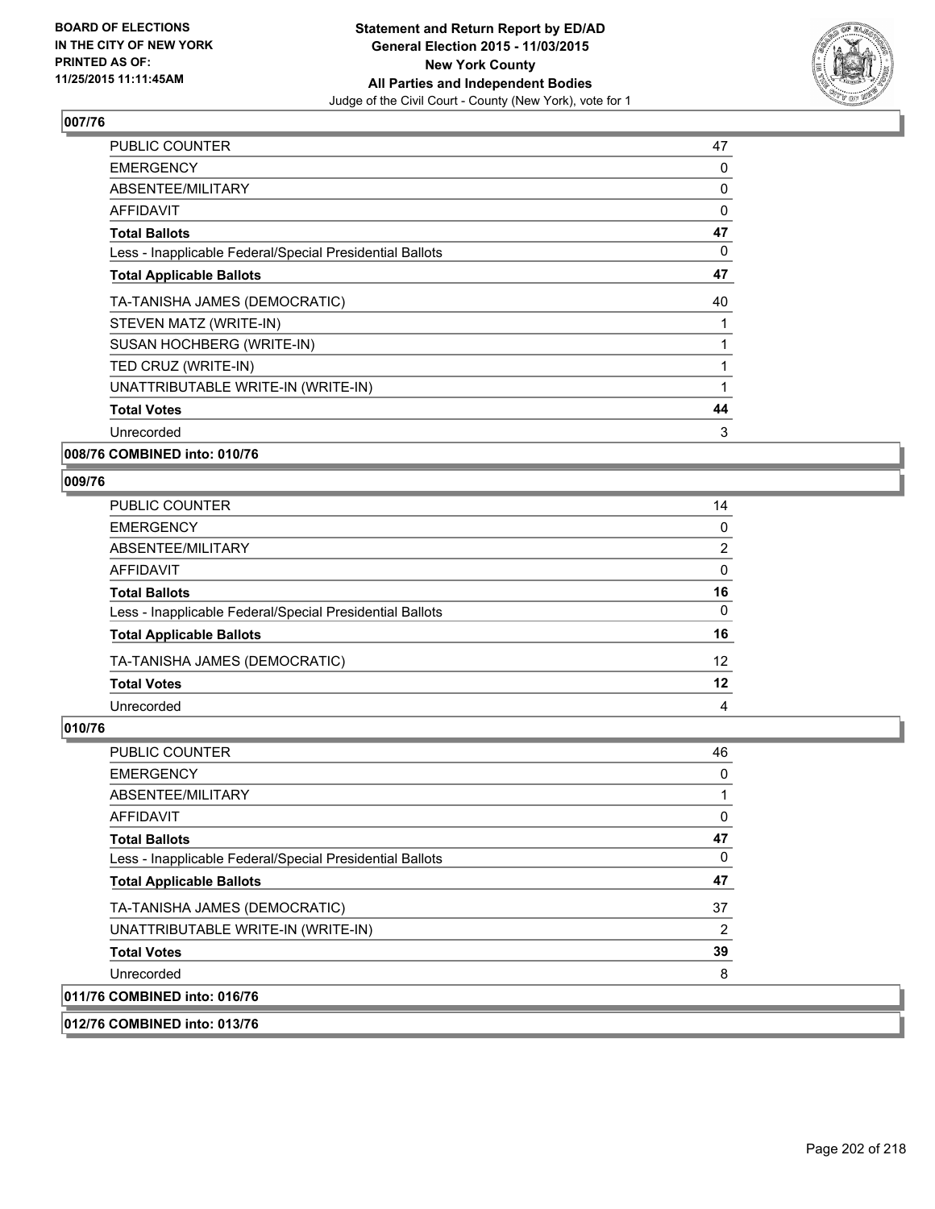**Statement and Return Report by ED/AD**
**General Election 2015 - 11/03/2015**
**New York County**
**All Parties and Independent Bodies**
Judge of the Civil Court - County (New York), vote for 1

BOARD OF ELECTIONS IN THE CITY OF NEW YORK PRINTED AS OF: 11/25/2015 11:11:45AM

### 007/76

| | |
|---|---|
| PUBLIC COUNTER | 47 |
| EMERGENCY | 0 |
| ABSENTEE/MILITARY | 0 |
| AFFIDAVIT | 0 |
| **Total Ballots** | **47** |
| Less - Inapplicable Federal/Special Presidential Ballots | 0 |
| **Total Applicable Ballots** | **47** |
| TA-TANISHA JAMES (DEMOCRATIC) | 40 |
| STEVEN MATZ (WRITE-IN) | 1 |
| SUSAN HOCHBERG (WRITE-IN) | 1 |
| TED CRUZ (WRITE-IN) | 1 |
| UNATTRIBUTABLE WRITE-IN (WRITE-IN) | 1 |
| **Total Votes** | **44** |
| Unrecorded | 3 |

### 008/76 COMBINED into: 010/76

### 009/76

| | |
|---|---|
| PUBLIC COUNTER | 14 |
| EMERGENCY | 0 |
| ABSENTEE/MILITARY | 2 |
| AFFIDAVIT | 0 |
| **Total Ballots** | **16** |
| Less - Inapplicable Federal/Special Presidential Ballots | 0 |
| **Total Applicable Ballots** | **16** |
| TA-TANISHA JAMES (DEMOCRATIC) | 12 |
| **Total Votes** | **12** |
| Unrecorded | 4 |

### 010/76

| | |
|---|---|
| PUBLIC COUNTER | 46 |
| EMERGENCY | 0 |
| ABSENTEE/MILITARY | 1 |
| AFFIDAVIT | 0 |
| **Total Ballots** | **47** |
| Less - Inapplicable Federal/Special Presidential Ballots | 0 |
| **Total Applicable Ballots** | **47** |
| TA-TANISHA JAMES (DEMOCRATIC) | 37 |
| UNATTRIBUTABLE WRITE-IN (WRITE-IN) | 2 |
| **Total Votes** | **39** |
| Unrecorded | 8 |

### 011/76 COMBINED into: 016/76

### 012/76 COMBINED into: 013/76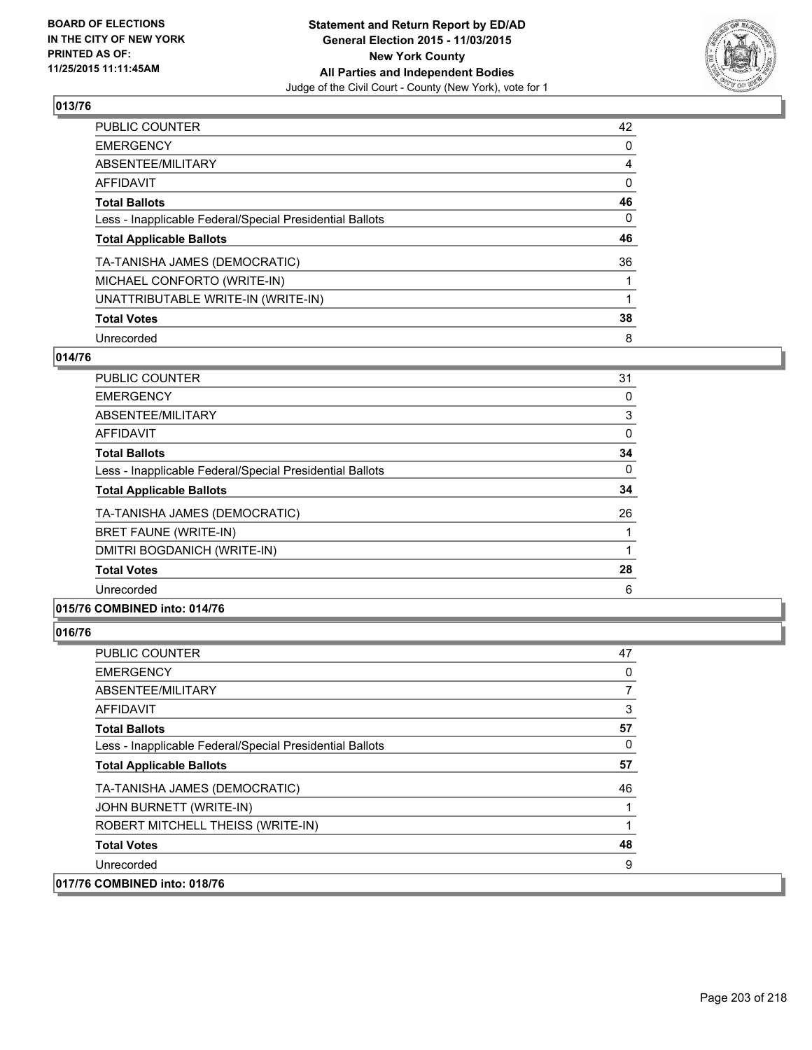**BOARD OF ELECTIONS IN THE CITY OF NEW YORK PRINTED AS OF: 11/25/2015 11:11:45AM**

**Statement and Return Report by ED/AD**
**General Election 2015 - 11/03/2015**
**New York County**
**All Parties and Independent Bodies**
Judge of the Civil Court - County (New York), vote for 1

## 013/76

| | |
|---|---|
| PUBLIC COUNTER | 42 |
| EMERGENCY | 0 |
| ABSENTEE/MILITARY | 4 |
| AFFIDAVIT | 0 |
| **Total Ballots** | **46** |
| Less - Inapplicable Federal/Special Presidential Ballots | 0 |
| **Total Applicable Ballots** | **46** |
| TA-TANISHA JAMES (DEMOCRATIC) | 36 |
| MICHAEL CONFORTO (WRITE-IN) | 1 |
| UNATTRIBUTABLE WRITE-IN (WRITE-IN) | 1 |
| **Total Votes** | **38** |
| Unrecorded | 8 |

## 014/76

| | |
|---|---|
| PUBLIC COUNTER | 31 |
| EMERGENCY | 0 |
| ABSENTEE/MILITARY | 3 |
| AFFIDAVIT | 0 |
| **Total Ballots** | **34** |
| Less - Inapplicable Federal/Special Presidential Ballots | 0 |
| **Total Applicable Ballots** | **34** |
| TA-TANISHA JAMES (DEMOCRATIC) | 26 |
| BRET FAUNE (WRITE-IN) | 1 |
| DMITRI BOGDANICH (WRITE-IN) | 1 |
| **Total Votes** | **28** |
| Unrecorded | 6 |

## 015/76 COMBINED into: 014/76

## 016/76

| | |
|---|---|
| PUBLIC COUNTER | 47 |
| EMERGENCY | 0 |
| ABSENTEE/MILITARY | 7 |
| AFFIDAVIT | 3 |
| **Total Ballots** | **57** |
| Less - Inapplicable Federal/Special Presidential Ballots | 0 |
| **Total Applicable Ballots** | **57** |
| TA-TANISHA JAMES (DEMOCRATIC) | 46 |
| JOHN BURNETT (WRITE-IN) | 1 |
| ROBERT MITCHELL THEISS (WRITE-IN) | 1 |
| **Total Votes** | **48** |
| Unrecorded | 9 |

## 017/76 COMBINED into: 018/76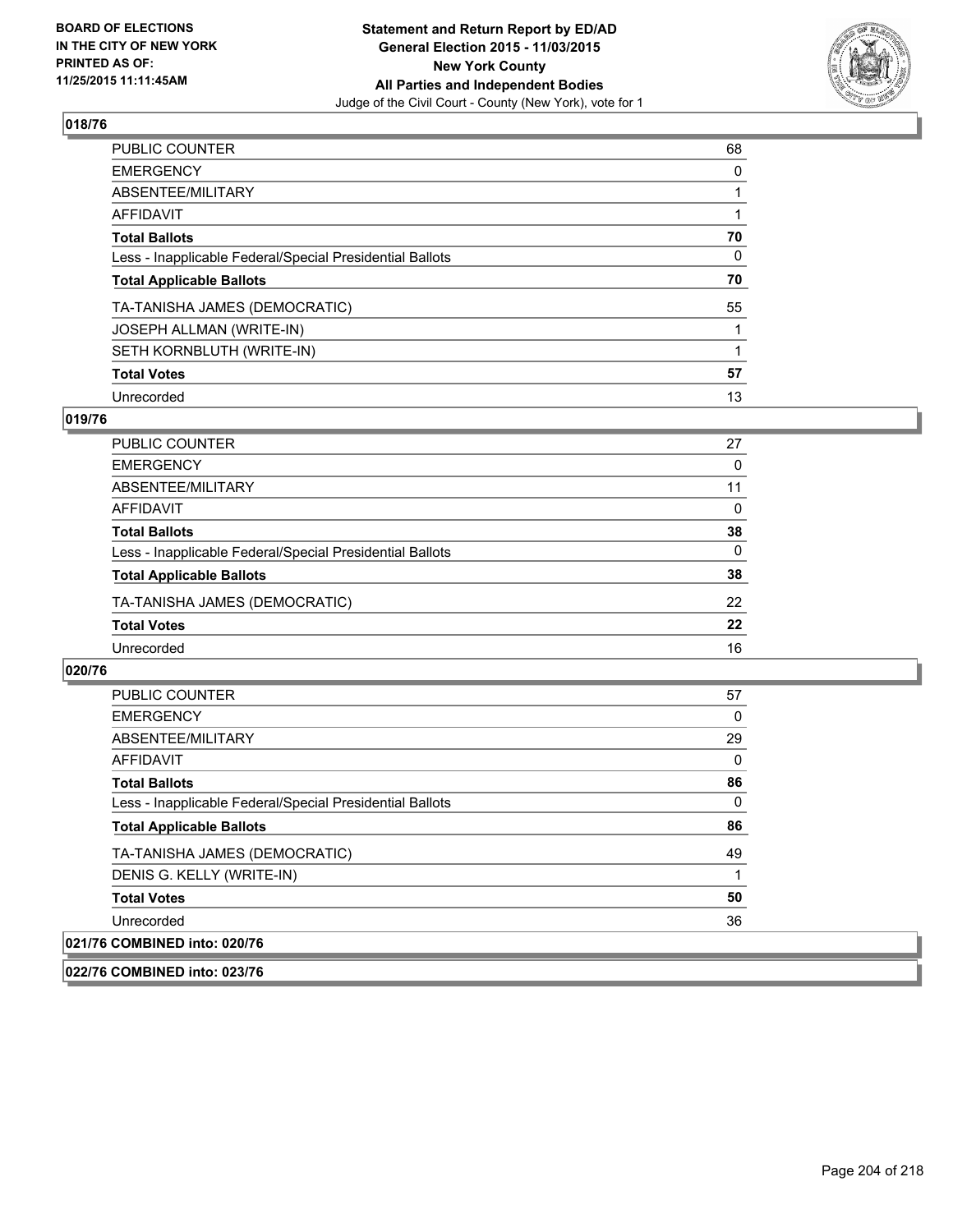**Statement and Return Report by ED/AD**
**General Election 2015 - 11/03/2015**
**New York County**
**All Parties and Independent Bodies**
Judge of the Civil Court - County (New York), vote for 1

BOARD OF ELECTIONS IN THE CITY OF NEW YORK PRINTED AS OF: 11/25/2015 11:11:45AM

### 018/76

| | |
|---|---|
| PUBLIC COUNTER | 68 |
| EMERGENCY | 0 |
| ABSENTEE/MILITARY | 1 |
| AFFIDAVIT | 1 |
| **Total Ballots** | **70** |
| Less - Inapplicable Federal/Special Presidential Ballots | 0 |
| **Total Applicable Ballots** | **70** |
| TA-TANISHA JAMES (DEMOCRATIC) | 55 |
| JOSEPH ALLMAN (WRITE-IN) | 1 |
| SETH KORNBLUTH (WRITE-IN) | 1 |
| **Total Votes** | **57** |
| Unrecorded | 13 |

### 019/76

| | |
|---|---|
| PUBLIC COUNTER | 27 |
| EMERGENCY | 0 |
| ABSENTEE/MILITARY | 11 |
| AFFIDAVIT | 0 |
| **Total Ballots** | **38** |
| Less - Inapplicable Federal/Special Presidential Ballots | 0 |
| **Total Applicable Ballots** | **38** |
| TA-TANISHA JAMES (DEMOCRATIC) | 22 |
| **Total Votes** | **22** |
| Unrecorded | 16 |

### 020/76

| | |
|---|---|
| PUBLIC COUNTER | 57 |
| EMERGENCY | 0 |
| ABSENTEE/MILITARY | 29 |
| AFFIDAVIT | 0 |
| **Total Ballots** | **86** |
| Less - Inapplicable Federal/Special Presidential Ballots | 0 |
| **Total Applicable Ballots** | **86** |
| TA-TANISHA JAMES (DEMOCRATIC) | 49 |
| DENIS G. KELLY (WRITE-IN) | 1 |
| **Total Votes** | **50** |
| Unrecorded | 36 |

### 021/76 COMBINED into: 020/76

### 022/76 COMBINED into: 023/76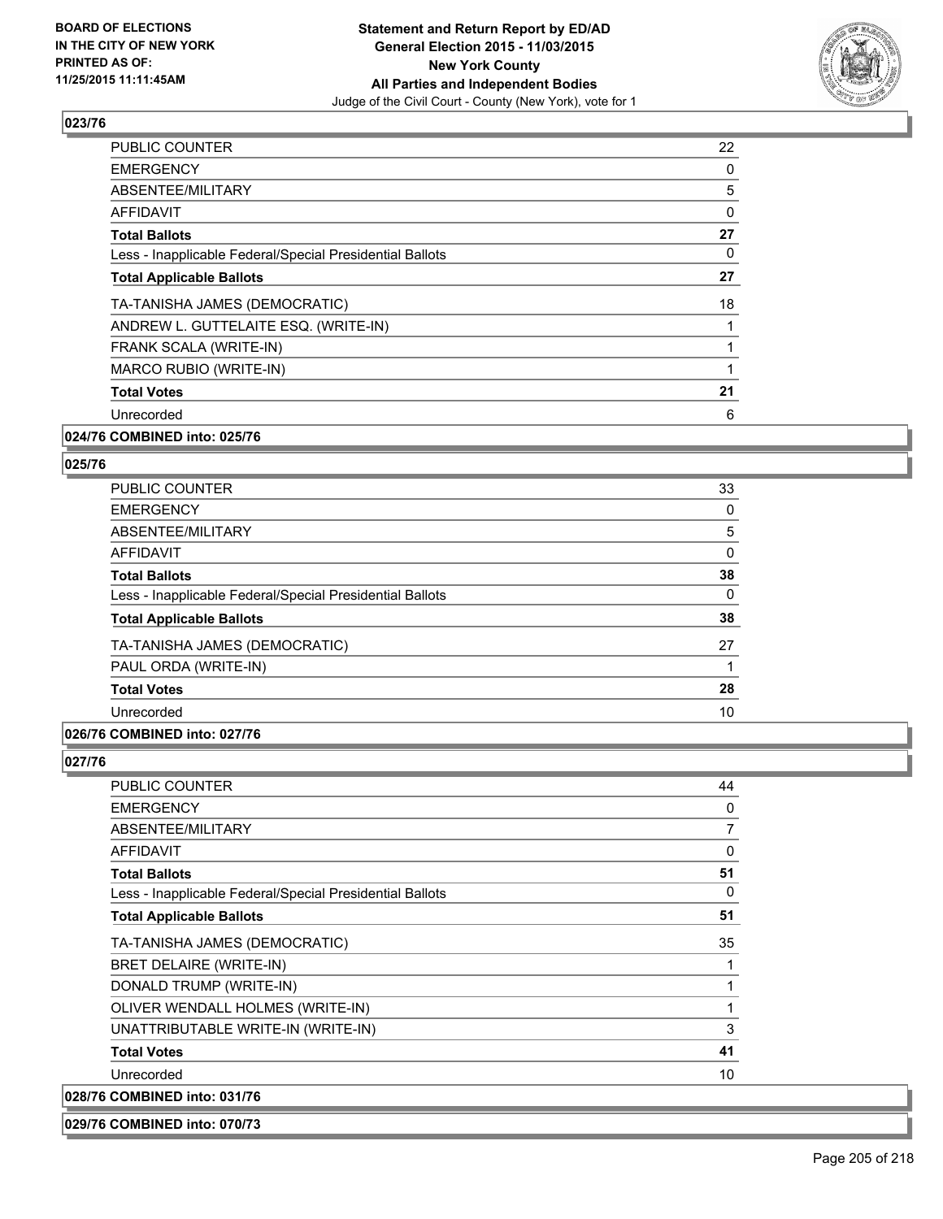## 023/76

| | |
|---|---|
| PUBLIC COUNTER | 22 |
| EMERGENCY | 0 |
| ABSENTEE/MILITARY | 5 |
| AFFIDAVIT | 0 |
| **Total Ballots** | **27** |
| Less - Inapplicable Federal/Special Presidential Ballots | 0 |
| **Total Applicable Ballots** | **27** |
| TA-TANISHA JAMES (DEMOCRATIC) | 18 |
| ANDREW L. GUTTELAITE ESQ. (WRITE-IN) | 1 |
| FRANK SCALA (WRITE-IN) | 1 |
| MARCO RUBIO (WRITE-IN) | 1 |
| **Total Votes** | **21** |
| Unrecorded | 6 |

**024/76 COMBINED into: 025/76**

## 025/76

| | |
|---|---|
| PUBLIC COUNTER | 33 |
| EMERGENCY | 0 |
| ABSENTEE/MILITARY | 5 |
| AFFIDAVIT | 0 |
| **Total Ballots** | **38** |
| Less - Inapplicable Federal/Special Presidential Ballots | 0 |
| **Total Applicable Ballots** | **38** |
| TA-TANISHA JAMES (DEMOCRATIC) | 27 |
| PAUL ORDA (WRITE-IN) | 1 |
| **Total Votes** | **28** |
| Unrecorded | 10 |

**026/76 COMBINED into: 027/76**

## 027/76

| | |
|---|---|
| PUBLIC COUNTER | 44 |
| EMERGENCY | 0 |
| ABSENTEE/MILITARY | 7 |
| AFFIDAVIT | 0 |
| **Total Ballots** | **51** |
| Less - Inapplicable Federal/Special Presidential Ballots | 0 |
| **Total Applicable Ballots** | **51** |
| TA-TANISHA JAMES (DEMOCRATIC) | 35 |
| BRET DELAIRE (WRITE-IN) | 1 |
| DONALD TRUMP (WRITE-IN) | 1 |
| OLIVER WENDALL HOLMES (WRITE-IN) | 1 |
| UNATTRIBUTABLE WRITE-IN (WRITE-IN) | 3 |
| **Total Votes** | **41** |
| Unrecorded | 10 |

**028/76 COMBINED into: 031/76**

**029/76 COMBINED into: 070/73**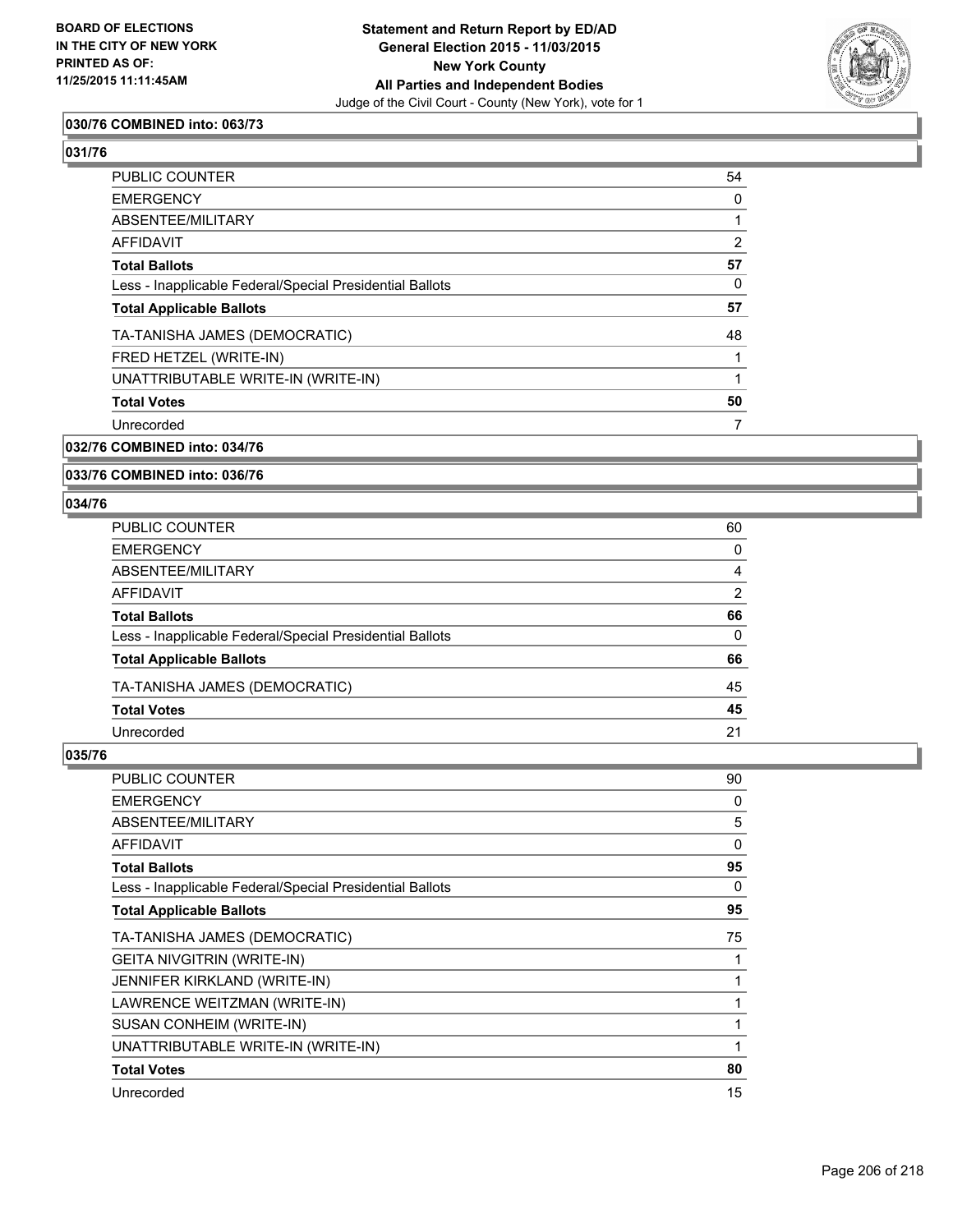**BOARD OF ELECTIONS IN THE CITY OF NEW YORK PRINTED AS OF: 11/25/2015 11:11:45AM**

**Statement and Return Report by ED/AD**
**General Election 2015 - 11/03/2015**
**New York County**
**All Parties and Independent Bodies**
Judge of the Civil Court - County (New York), vote for 1

### 030/76 COMBINED into: 063/73

### 031/76

| | |
|---|---|
| PUBLIC COUNTER | 54 |
| EMERGENCY | 0 |
| ABSENTEE/MILITARY | 1 |
| AFFIDAVIT | 2 |
| **Total Ballots** | **57** |
| Less - Inapplicable Federal/Special Presidential Ballots | 0 |
| **Total Applicable Ballots** | **57** |
| TA-TANISHA JAMES (DEMOCRATIC) | 48 |
| FRED HETZEL (WRITE-IN) | 1 |
| UNATTRIBUTABLE WRITE-IN (WRITE-IN) | 1 |
| **Total Votes** | **50** |
| Unrecorded | 7 |

### 032/76 COMBINED into: 034/76

### 033/76 COMBINED into: 036/76

### 034/76

| | |
|---|---|
| PUBLIC COUNTER | 60 |
| EMERGENCY | 0 |
| ABSENTEE/MILITARY | 4 |
| AFFIDAVIT | 2 |
| **Total Ballots** | **66** |
| Less - Inapplicable Federal/Special Presidential Ballots | 0 |
| **Total Applicable Ballots** | **66** |
| TA-TANISHA JAMES (DEMOCRATIC) | 45 |
| **Total Votes** | **45** |
| Unrecorded | 21 |

### 035/76

| | |
|---|---|
| PUBLIC COUNTER | 90 |
| EMERGENCY | 0 |
| ABSENTEE/MILITARY | 5 |
| AFFIDAVIT | 0 |
| **Total Ballots** | **95** |
| Less - Inapplicable Federal/Special Presidential Ballots | 0 |
| **Total Applicable Ballots** | **95** |
| TA-TANISHA JAMES (DEMOCRATIC) | 75 |
| GEITA NIVGITRIN (WRITE-IN) | 1 |
| JENNIFER KIRKLAND (WRITE-IN) | 1 |
| LAWRENCE WEITZMAN (WRITE-IN) | 1 |
| SUSAN CONHEIM (WRITE-IN) | 1 |
| UNATTRIBUTABLE WRITE-IN (WRITE-IN) | 1 |
| **Total Votes** | **80** |
| Unrecorded | 15 |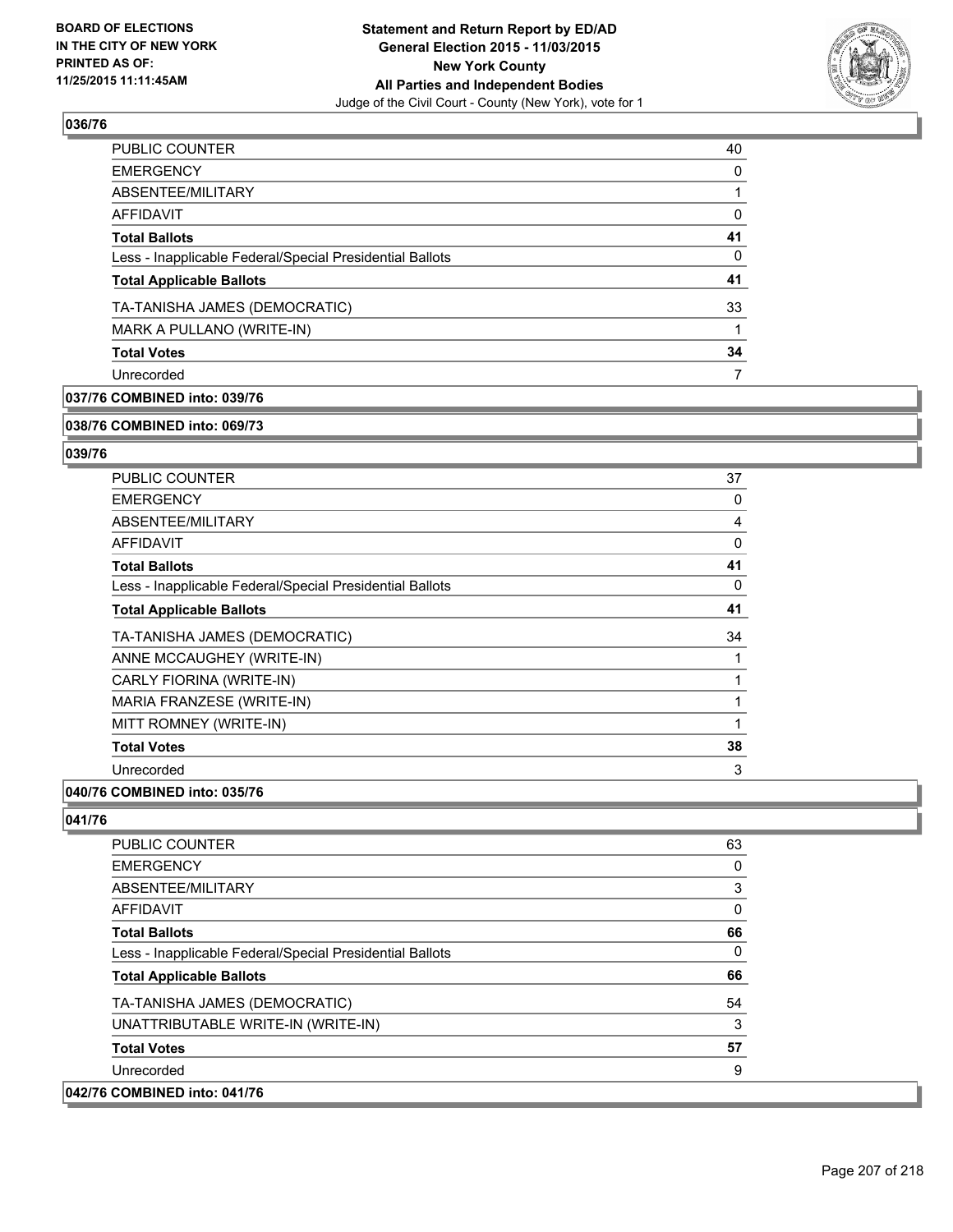## 036/76

| | |
|---|---|
| PUBLIC COUNTER | 40 |
| EMERGENCY | 0 |
| ABSENTEE/MILITARY | 1 |
| AFFIDAVIT | 0 |
| **Total Ballots** | **41** |
| Less - Inapplicable Federal/Special Presidential Ballots | 0 |
| **Total Applicable Ballots** | **41** |
| TA-TANISHA JAMES (DEMOCRATIC) | 33 |
| MARK A PULLANO (WRITE-IN) | 1 |
| **Total Votes** | **34** |
| Unrecorded | 7 |

**037/76 COMBINED into: 039/76**

**038/76 COMBINED into: 069/73**

## 039/76

| | |
|---|---|
| PUBLIC COUNTER | 37 |
| EMERGENCY | 0 |
| ABSENTEE/MILITARY | 4 |
| AFFIDAVIT | 0 |
| **Total Ballots** | **41** |
| Less - Inapplicable Federal/Special Presidential Ballots | 0 |
| **Total Applicable Ballots** | **41** |
| TA-TANISHA JAMES (DEMOCRATIC) | 34 |
| ANNE MCCAUGHEY (WRITE-IN) | 1 |
| CARLY FIORINA (WRITE-IN) | 1 |
| MARIA FRANZESE (WRITE-IN) | 1 |
| MITT ROMNEY (WRITE-IN) | 1 |
| **Total Votes** | **38** |
| Unrecorded | 3 |

**040/76 COMBINED into: 035/76**

## 041/76

| | |
|---|---|
| PUBLIC COUNTER | 63 |
| EMERGENCY | 0 |
| ABSENTEE/MILITARY | 3 |
| AFFIDAVIT | 0 |
| **Total Ballots** | **66** |
| Less - Inapplicable Federal/Special Presidential Ballots | 0 |
| **Total Applicable Ballots** | **66** |
| TA-TANISHA JAMES (DEMOCRATIC) | 54 |
| UNATTRIBUTABLE WRITE-IN (WRITE-IN) | 3 |
| **Total Votes** | **57** |
| Unrecorded | 9 |

**042/76 COMBINED into: 041/76**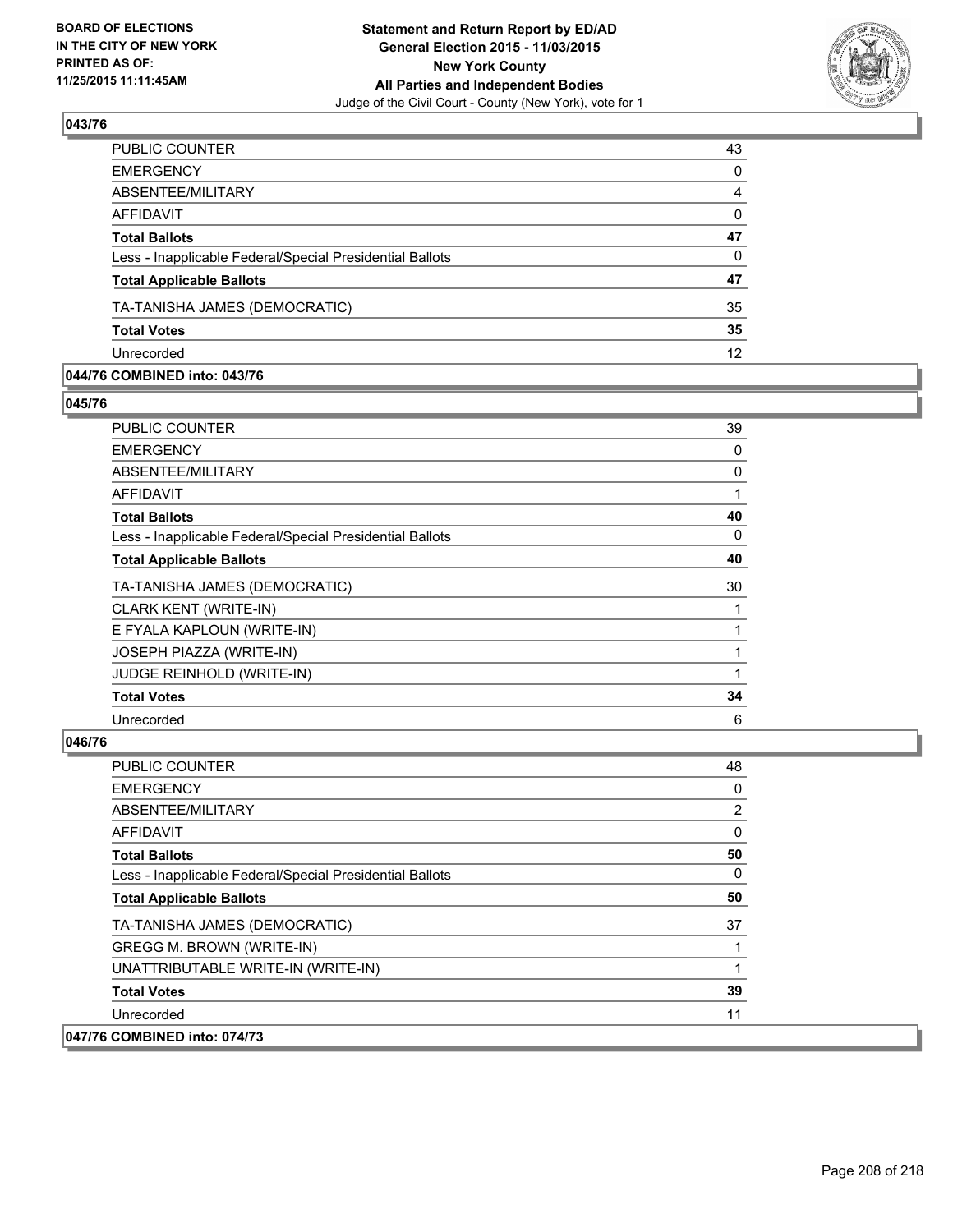### 043/76

| | |
|---|---|
| PUBLIC COUNTER | 43 |
| EMERGENCY | 0 |
| ABSENTEE/MILITARY | 4 |
| AFFIDAVIT | 0 |
| **Total Ballots** | **47** |
| Less - Inapplicable Federal/Special Presidential Ballots | 0 |
| **Total Applicable Ballots** | **47** |
| TA-TANISHA JAMES (DEMOCRATIC) | 35 |
| **Total Votes** | **35** |
| Unrecorded | 12 |

### 044/76 COMBINED into: 043/76

### 045/76

| | |
|---|---|
| PUBLIC COUNTER | 39 |
| EMERGENCY | 0 |
| ABSENTEE/MILITARY | 0 |
| AFFIDAVIT | 1 |
| **Total Ballots** | **40** |
| Less - Inapplicable Federal/Special Presidential Ballots | 0 |
| **Total Applicable Ballots** | **40** |
| TA-TANISHA JAMES (DEMOCRATIC) | 30 |
| CLARK KENT (WRITE-IN) | 1 |
| E FYALA KAPLOUN (WRITE-IN) | 1 |
| JOSEPH PIAZZA (WRITE-IN) | 1 |
| JUDGE REINHOLD (WRITE-IN) | 1 |
| **Total Votes** | **34** |
| Unrecorded | 6 |

### 046/76

| | |
|---|---|
| PUBLIC COUNTER | 48 |
| EMERGENCY | 0 |
| ABSENTEE/MILITARY | 2 |
| AFFIDAVIT | 0 |
| **Total Ballots** | **50** |
| Less - Inapplicable Federal/Special Presidential Ballots | 0 |
| **Total Applicable Ballots** | **50** |
| TA-TANISHA JAMES (DEMOCRATIC) | 37 |
| GREGG M. BROWN (WRITE-IN) | 1 |
| UNATTRIBUTABLE WRITE-IN (WRITE-IN) | 1 |
| **Total Votes** | **39** |
| Unrecorded | 11 |

### 047/76 COMBINED into: 074/73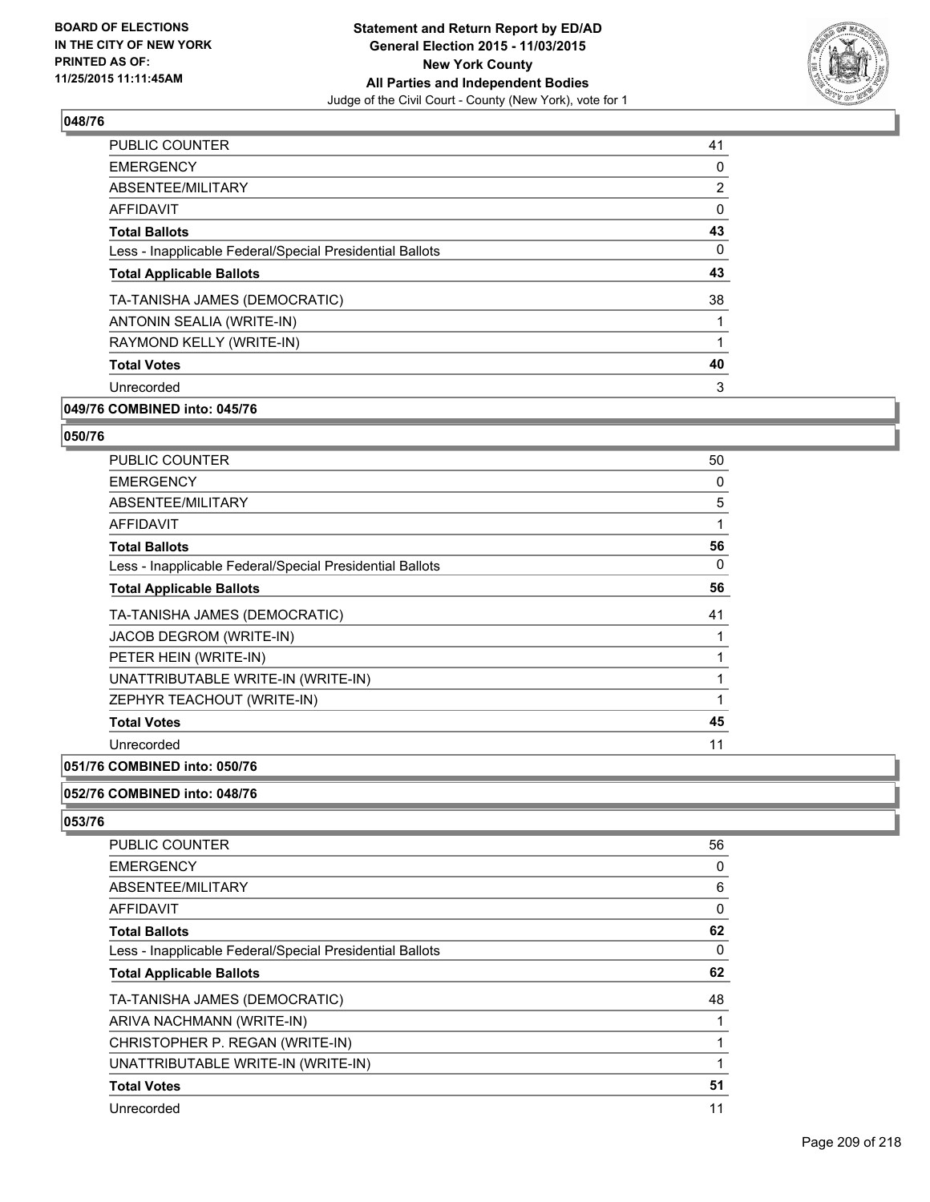### 048/76

| | |
|---|---|
| PUBLIC COUNTER | 41 |
| EMERGENCY | 0 |
| ABSENTEE/MILITARY | 2 |
| AFFIDAVIT | 0 |
| **Total Ballots** | **43** |
| Less - Inapplicable Federal/Special Presidential Ballots | 0 |
| **Total Applicable Ballots** | **43** |
| TA-TANISHA JAMES (DEMOCRATIC) | 38 |
| ANTONIN SEALIA (WRITE-IN) | 1 |
| RAYMOND KELLY (WRITE-IN) | 1 |
| **Total Votes** | **40** |
| Unrecorded | 3 |

### 049/76 COMBINED into: 045/76

### 050/76

| | |
|---|---|
| PUBLIC COUNTER | 50 |
| EMERGENCY | 0 |
| ABSENTEE/MILITARY | 5 |
| AFFIDAVIT | 1 |
| **Total Ballots** | **56** |
| Less - Inapplicable Federal/Special Presidential Ballots | 0 |
| **Total Applicable Ballots** | **56** |
| TA-TANISHA JAMES (DEMOCRATIC) | 41 |
| JACOB DEGROM (WRITE-IN) | 1 |
| PETER HEIN (WRITE-IN) | 1 |
| UNATTRIBUTABLE WRITE-IN (WRITE-IN) | 1 |
| ZEPHYR TEACHOUT (WRITE-IN) | 1 |
| **Total Votes** | **45** |
| Unrecorded | 11 |

### 051/76 COMBINED into: 050/76

### 052/76 COMBINED into: 048/76

### 053/76

| | |
|---|---|
| PUBLIC COUNTER | 56 |
| EMERGENCY | 0 |
| ABSENTEE/MILITARY | 6 |
| AFFIDAVIT | 0 |
| **Total Ballots** | **62** |
| Less - Inapplicable Federal/Special Presidential Ballots | 0 |
| **Total Applicable Ballots** | **62** |
| TA-TANISHA JAMES (DEMOCRATIC) | 48 |
| ARIVA NACHMANN (WRITE-IN) | 1 |
| CHRISTOPHER P. REGAN (WRITE-IN) | 1 |
| UNATTRIBUTABLE WRITE-IN (WRITE-IN) | 1 |
| **Total Votes** | **51** |
| Unrecorded | 11 |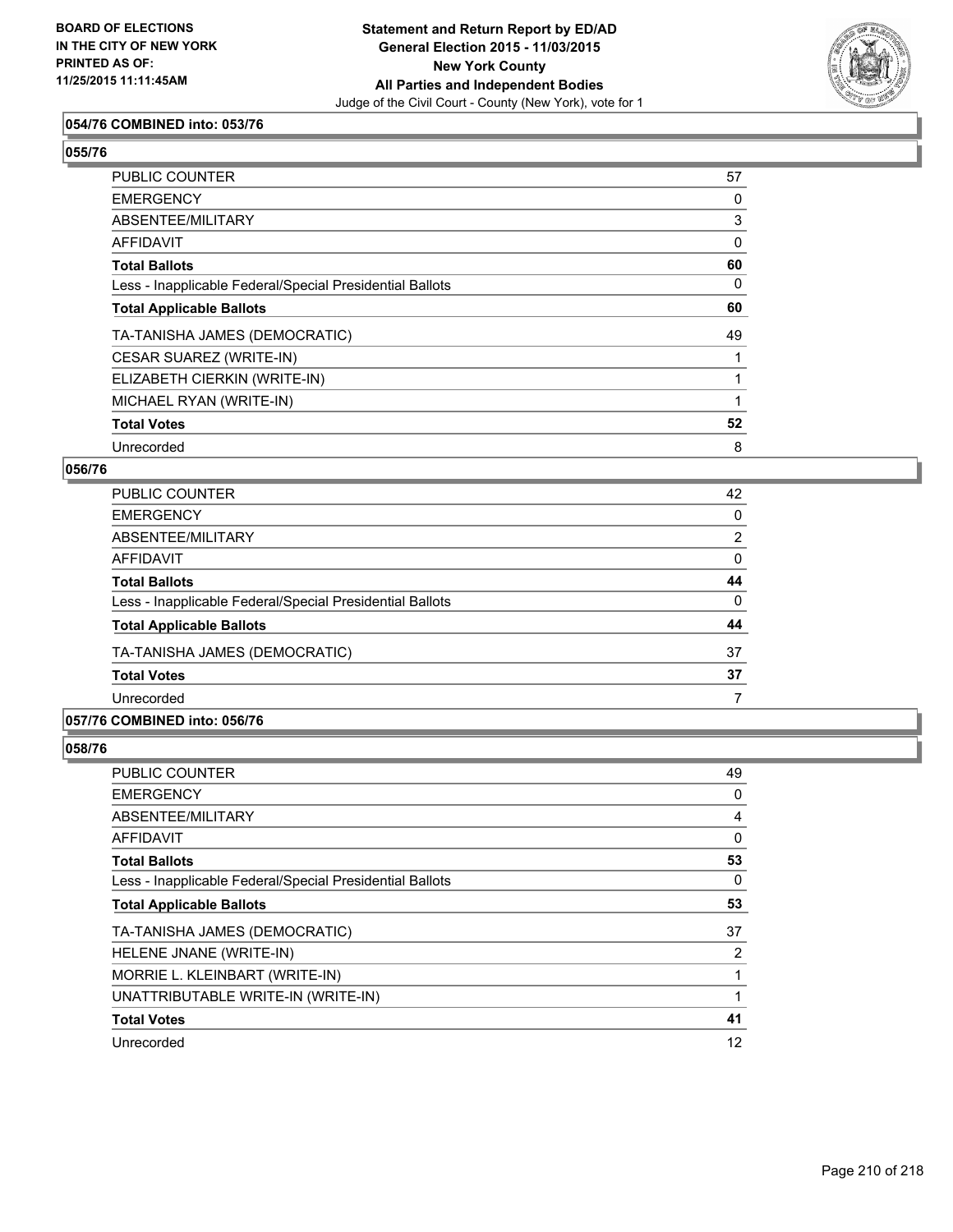**054/76 COMBINED into: 053/76**

**055/76**

| | |
|---|---|
| PUBLIC COUNTER | 57 |
| EMERGENCY | 0 |
| ABSENTEE/MILITARY | 3 |
| AFFIDAVIT | 0 |
| **Total Ballots** | **60** |
| Less - Inapplicable Federal/Special Presidential Ballots | 0 |
| **Total Applicable Ballots** | **60** |
| TA-TANISHA JAMES (DEMOCRATIC) | 49 |
| CESAR SUAREZ (WRITE-IN) | 1 |
| ELIZABETH CIERKIN (WRITE-IN) | 1 |
| MICHAEL RYAN (WRITE-IN) | 1 |
| **Total Votes** | **52** |
| Unrecorded | 8 |

**056/76**

| | |
|---|---|
| PUBLIC COUNTER | 42 |
| EMERGENCY | 0 |
| ABSENTEE/MILITARY | 2 |
| AFFIDAVIT | 0 |
| **Total Ballots** | **44** |
| Less - Inapplicable Federal/Special Presidential Ballots | 0 |
| **Total Applicable Ballots** | **44** |
| TA-TANISHA JAMES (DEMOCRATIC) | 37 |
| **Total Votes** | **37** |
| Unrecorded | 7 |

**057/76 COMBINED into: 056/76**

**058/76**

| | |
|---|---|
| PUBLIC COUNTER | 49 |
| EMERGENCY | 0 |
| ABSENTEE/MILITARY | 4 |
| AFFIDAVIT | 0 |
| **Total Ballots** | **53** |
| Less - Inapplicable Federal/Special Presidential Ballots | 0 |
| **Total Applicable Ballots** | **53** |
| TA-TANISHA JAMES (DEMOCRATIC) | 37 |
| HELENE JNANE (WRITE-IN) | 2 |
| MORRIE L. KLEINBART (WRITE-IN) | 1 |
| UNATTRIBUTABLE WRITE-IN (WRITE-IN) | 1 |
| **Total Votes** | **41** |
| Unrecorded | 12 |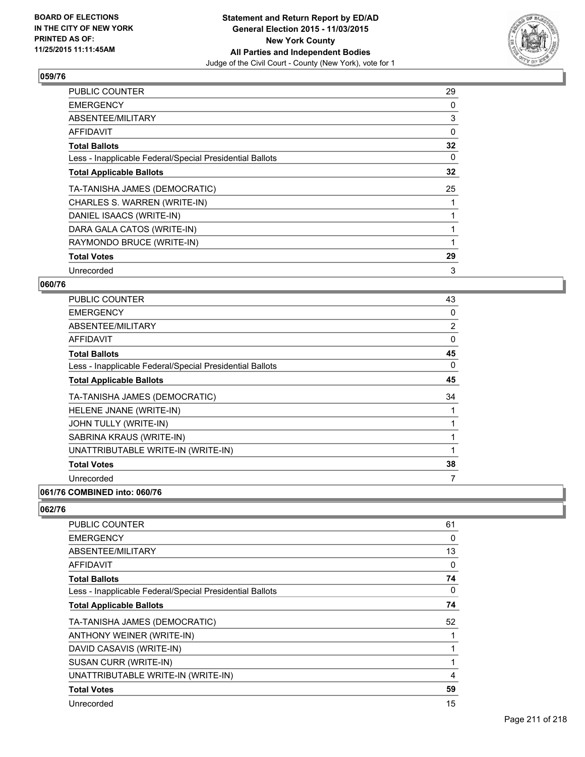**BOARD OF ELECTIONS IN THE CITY OF NEW YORK PRINTED AS OF: 11/25/2015 11:11:45AM**

**Statement and Return Report by ED/AD General Election 2015 - 11/03/2015 New York County All Parties and Independent Bodies**

Judge of the Civil Court - County (New York), vote for 1

## 059/76

| | |
|---|---|
| PUBLIC COUNTER | 29 |
| EMERGENCY | 0 |
| ABSENTEE/MILITARY | 3 |
| AFFIDAVIT | 0 |
| **Total Ballots** | **32** |
| Less - Inapplicable Federal/Special Presidential Ballots | 0 |
| **Total Applicable Ballots** | **32** |
| TA-TANISHA JAMES (DEMOCRATIC) | 25 |
| CHARLES S. WARREN (WRITE-IN) | 1 |
| DANIEL ISAACS (WRITE-IN) | 1 |
| DARA GALA CATOS (WRITE-IN) | 1 |
| RAYMONDO BRUCE (WRITE-IN) | 1 |
| **Total Votes** | **29** |
| Unrecorded | 3 |

## 060/76

| | |
|---|---|
| PUBLIC COUNTER | 43 |
| EMERGENCY | 0 |
| ABSENTEE/MILITARY | 2 |
| AFFIDAVIT | 0 |
| **Total Ballots** | **45** |
| Less - Inapplicable Federal/Special Presidential Ballots | 0 |
| **Total Applicable Ballots** | **45** |
| TA-TANISHA JAMES (DEMOCRATIC) | 34 |
| HELENE JNANE (WRITE-IN) | 1 |
| JOHN TULLY (WRITE-IN) | 1 |
| SABRINA KRAUS (WRITE-IN) | 1 |
| UNATTRIBUTABLE WRITE-IN (WRITE-IN) | 1 |
| **Total Votes** | **38** |
| Unrecorded | 7 |

## 061/76 COMBINED into: 060/76

## 062/76

| | |
|---|---|
| PUBLIC COUNTER | 61 |
| EMERGENCY | 0 |
| ABSENTEE/MILITARY | 13 |
| AFFIDAVIT | 0 |
| **Total Ballots** | **74** |
| Less - Inapplicable Federal/Special Presidential Ballots | 0 |
| **Total Applicable Ballots** | **74** |
| TA-TANISHA JAMES (DEMOCRATIC) | 52 |
| ANTHONY WEINER (WRITE-IN) | 1 |
| DAVID CASAVIS (WRITE-IN) | 1 |
| SUSAN CURR (WRITE-IN) | 1 |
| UNATTRIBUTABLE WRITE-IN (WRITE-IN) | 4 |
| **Total Votes** | **59** |
| Unrecorded | 15 |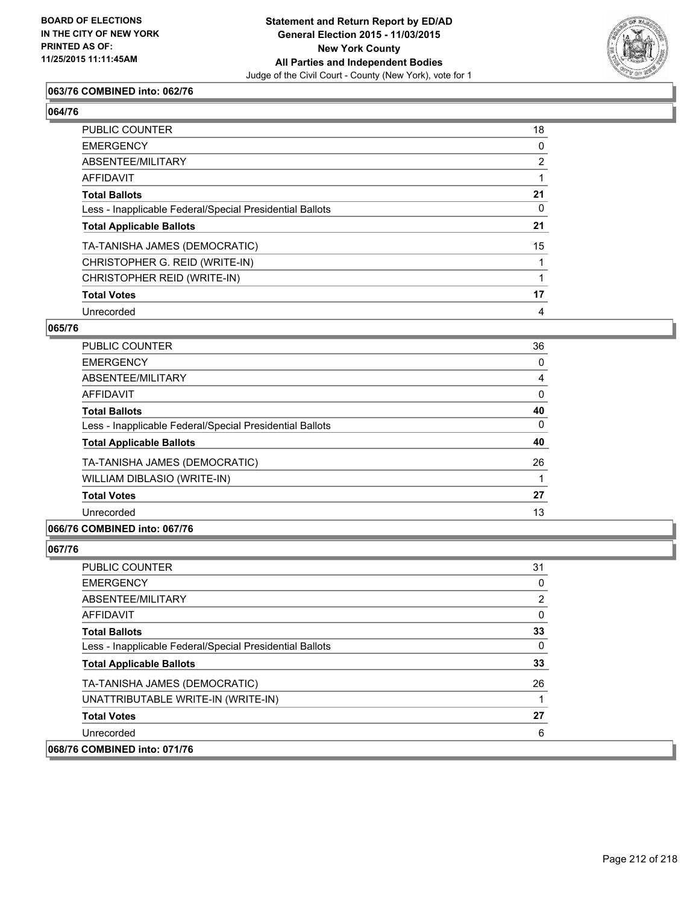**063/76 COMBINED into: 062/76**

**064/76**

| | |
|---|---|
| PUBLIC COUNTER | 18 |
| EMERGENCY | 0 |
| ABSENTEE/MILITARY | 2 |
| AFFIDAVIT | 1 |
| **Total Ballots** | **21** |
| Less - Inapplicable Federal/Special Presidential Ballots | 0 |
| **Total Applicable Ballots** | **21** |
| TA-TANISHA JAMES (DEMOCRATIC) | 15 |
| CHRISTOPHER G. REID (WRITE-IN) | 1 |
| CHRISTOPHER REID (WRITE-IN) | 1 |
| **Total Votes** | **17** |
| Unrecorded | 4 |

**065/76**

| | |
|---|---|
| PUBLIC COUNTER | 36 |
| EMERGENCY | 0 |
| ABSENTEE/MILITARY | 4 |
| AFFIDAVIT | 0 |
| **Total Ballots** | **40** |
| Less - Inapplicable Federal/Special Presidential Ballots | 0 |
| **Total Applicable Ballots** | **40** |
| TA-TANISHA JAMES (DEMOCRATIC) | 26 |
| WILLIAM DIBLASIO (WRITE-IN) | 1 |
| **Total Votes** | **27** |
| Unrecorded | 13 |

**066/76 COMBINED into: 067/76**

**067/76**

| | |
|---|---|
| PUBLIC COUNTER | 31 |
| EMERGENCY | 0 |
| ABSENTEE/MILITARY | 2 |
| AFFIDAVIT | 0 |
| **Total Ballots** | **33** |
| Less - Inapplicable Federal/Special Presidential Ballots | 0 |
| **Total Applicable Ballots** | **33** |
| TA-TANISHA JAMES (DEMOCRATIC) | 26 |
| UNATTRIBUTABLE WRITE-IN (WRITE-IN) | 1 |
| **Total Votes** | **27** |
| Unrecorded | 6 |

**068/76 COMBINED into: 071/76**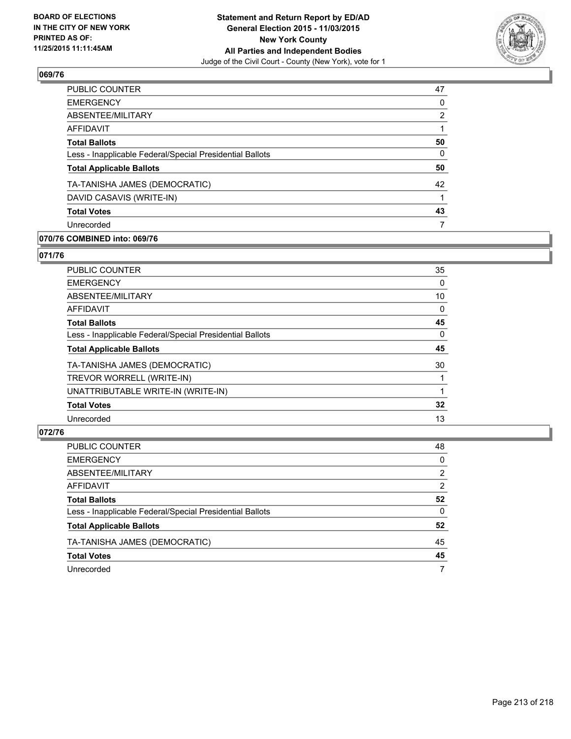**BOARD OF ELECTIONS IN THE CITY OF NEW YORK PRINTED AS OF: 11/25/2015 11:11:45AM**

**Statement and Return Report by ED/AD**
**General Election 2015 - 11/03/2015**
**New York County**
**All Parties and Independent Bodies**
Judge of the Civil Court - County (New York), vote for 1

### 069/76

| | |
|---|---|
| PUBLIC COUNTER | 47 |
| EMERGENCY | 0 |
| ABSENTEE/MILITARY | 2 |
| AFFIDAVIT | 1 |
| **Total Ballots** | **50** |
| Less - Inapplicable Federal/Special Presidential Ballots | 0 |
| **Total Applicable Ballots** | **50** |
| TA-TANISHA JAMES (DEMOCRATIC) | 42 |
| DAVID CASAVIS (WRITE-IN) | 1 |
| **Total Votes** | **43** |
| Unrecorded | 7 |

### 070/76 COMBINED into: 069/76

### 071/76

| | |
|---|---|
| PUBLIC COUNTER | 35 |
| EMERGENCY | 0 |
| ABSENTEE/MILITARY | 10 |
| AFFIDAVIT | 0 |
| **Total Ballots** | **45** |
| Less - Inapplicable Federal/Special Presidential Ballots | 0 |
| **Total Applicable Ballots** | **45** |
| TA-TANISHA JAMES (DEMOCRATIC) | 30 |
| TREVOR WORRELL (WRITE-IN) | 1 |
| UNATTRIBUTABLE WRITE-IN (WRITE-IN) | 1 |
| **Total Votes** | **32** |
| Unrecorded | 13 |

### 072/76

| | |
|---|---|
| PUBLIC COUNTER | 48 |
| EMERGENCY | 0 |
| ABSENTEE/MILITARY | 2 |
| AFFIDAVIT | 2 |
| **Total Ballots** | **52** |
| Less - Inapplicable Federal/Special Presidential Ballots | 0 |
| **Total Applicable Ballots** | **52** |
| TA-TANISHA JAMES (DEMOCRATIC) | 45 |
| **Total Votes** | **45** |
| Unrecorded | 7 |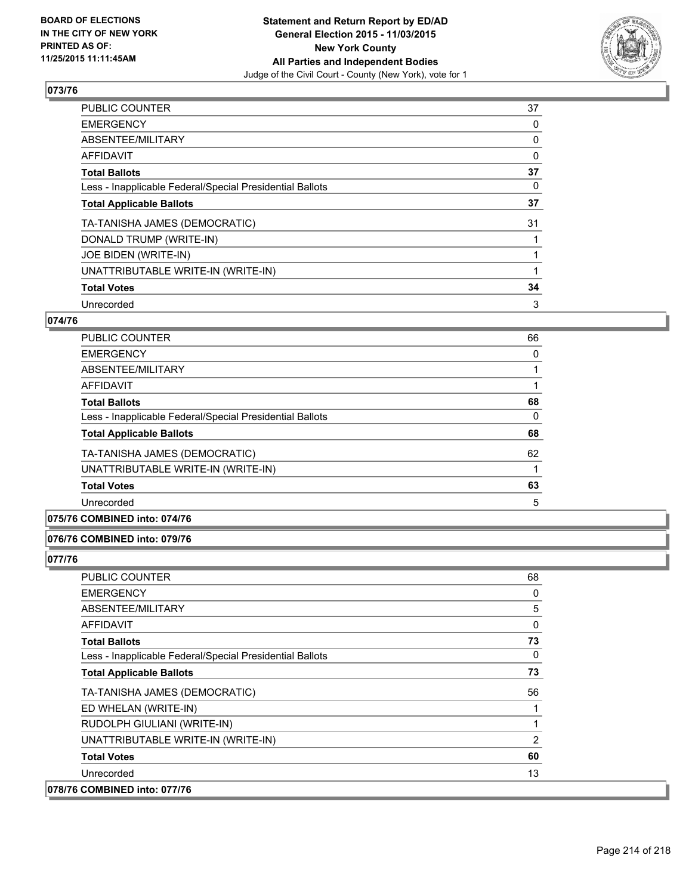**Statement and Return Report by ED/AD**
**General Election 2015 - 11/03/2015**
**New York County**
**All Parties and Independent Bodies**
Judge of the Civil Court - County (New York), vote for 1

BOARD OF ELECTIONS
IN THE CITY OF NEW YORK
PRINTED AS OF:
11/25/2015 11:11:45AM

### 073/76

| | |
|---|---|
| PUBLIC COUNTER | 37 |
| EMERGENCY | 0 |
| ABSENTEE/MILITARY | 0 |
| AFFIDAVIT | 0 |
| **Total Ballots** | **37** |
| Less - Inapplicable Federal/Special Presidential Ballots | 0 |
| **Total Applicable Ballots** | **37** |
| TA-TANISHA JAMES (DEMOCRATIC) | 31 |
| DONALD TRUMP (WRITE-IN) | 1 |
| JOE BIDEN (WRITE-IN) | 1 |
| UNATTRIBUTABLE WRITE-IN (WRITE-IN) | 1 |
| **Total Votes** | **34** |
| Unrecorded | 3 |

### 074/76

| | |
|---|---|
| PUBLIC COUNTER | 66 |
| EMERGENCY | 0 |
| ABSENTEE/MILITARY | 1 |
| AFFIDAVIT | 1 |
| **Total Ballots** | **68** |
| Less - Inapplicable Federal/Special Presidential Ballots | 0 |
| **Total Applicable Ballots** | **68** |
| TA-TANISHA JAMES (DEMOCRATIC) | 62 |
| UNATTRIBUTABLE WRITE-IN (WRITE-IN) | 1 |
| **Total Votes** | **63** |
| Unrecorded | 5 |

### 075/76 COMBINED into: 074/76

### 076/76 COMBINED into: 079/76

### 077/76

| | |
|---|---|
| PUBLIC COUNTER | 68 |
| EMERGENCY | 0 |
| ABSENTEE/MILITARY | 5 |
| AFFIDAVIT | 0 |
| **Total Ballots** | **73** |
| Less - Inapplicable Federal/Special Presidential Ballots | 0 |
| **Total Applicable Ballots** | **73** |
| TA-TANISHA JAMES (DEMOCRATIC) | 56 |
| ED WHELAN (WRITE-IN) | 1 |
| RUDOLPH GIULIANI (WRITE-IN) | 1 |
| UNATTRIBUTABLE WRITE-IN (WRITE-IN) | 2 |
| **Total Votes** | **60** |
| Unrecorded | 13 |

### 078/76 COMBINED into: 077/76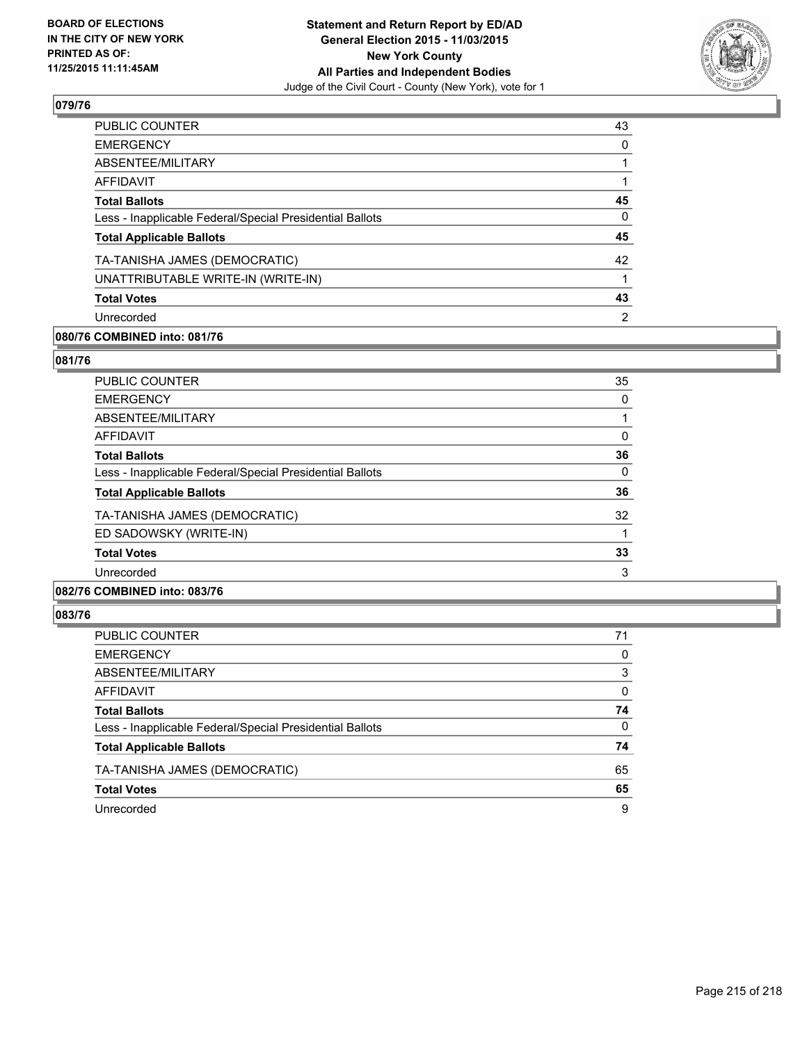**BOARD OF ELECTIONS IN THE CITY OF NEW YORK PRINTED AS OF: 11/25/2015 11:11:45AM**

**Statement and Return Report by ED/AD General Election 2015 - 11/03/2015 New York County All Parties and Independent Bodies**
Judge of the Civil Court - County (New York), vote for 1

### 079/76

| | |
|---|---|
| PUBLIC COUNTER | 43 |
| EMERGENCY | 0 |
| ABSENTEE/MILITARY | 1 |
| AFFIDAVIT | 1 |
| **Total Ballots** | **45** |
| Less - Inapplicable Federal/Special Presidential Ballots | 0 |
| **Total Applicable Ballots** | **45** |
| TA-TANISHA JAMES (DEMOCRATIC) | 42 |
| UNATTRIBUTABLE WRITE-IN (WRITE-IN) | 1 |
| **Total Votes** | **43** |
| Unrecorded | 2 |

### 080/76 COMBINED into: 081/76

### 081/76

| | |
|---|---|
| PUBLIC COUNTER | 35 |
| EMERGENCY | 0 |
| ABSENTEE/MILITARY | 1 |
| AFFIDAVIT | 0 |
| **Total Ballots** | **36** |
| Less - Inapplicable Federal/Special Presidential Ballots | 0 |
| **Total Applicable Ballots** | **36** |
| TA-TANISHA JAMES (DEMOCRATIC) | 32 |
| ED SADOWSKY (WRITE-IN) | 1 |
| **Total Votes** | **33** |
| Unrecorded | 3 |

### 082/76 COMBINED into: 083/76

### 083/76

| | |
|---|---|
| PUBLIC COUNTER | 71 |
| EMERGENCY | 0 |
| ABSENTEE/MILITARY | 3 |
| AFFIDAVIT | 0 |
| **Total Ballots** | **74** |
| Less - Inapplicable Federal/Special Presidential Ballots | 0 |
| **Total Applicable Ballots** | **74** |
| TA-TANISHA JAMES (DEMOCRATIC) | 65 |
| **Total Votes** | **65** |
| Unrecorded | 9 |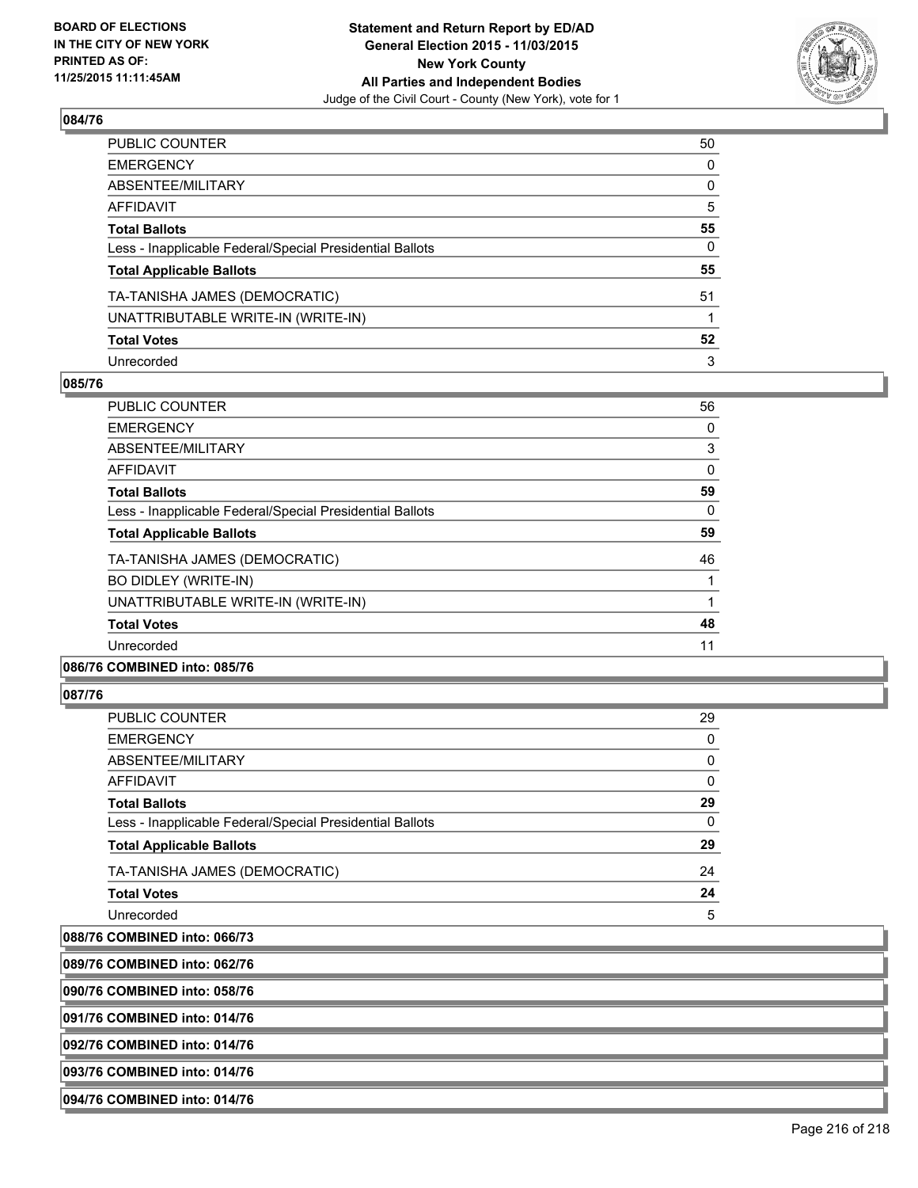**BOARD OF ELECTIONS IN THE CITY OF NEW YORK PRINTED AS OF: 11/25/2015 11:11:45AM**

**Statement and Return Report by ED/AD General Election 2015 - 11/03/2015 New York County All Parties and Independent Bodies**
Judge of the Civil Court - County (New York), vote for 1

### 084/76

| | |
|---|---|
| PUBLIC COUNTER | 50 |
| EMERGENCY | 0 |
| ABSENTEE/MILITARY | 0 |
| AFFIDAVIT | 5 |
| **Total Ballots** | **55** |
| Less - Inapplicable Federal/Special Presidential Ballots | 0 |
| **Total Applicable Ballots** | **55** |
| TA-TANISHA JAMES (DEMOCRATIC) | 51 |
| UNATTRIBUTABLE WRITE-IN (WRITE-IN) | 1 |
| **Total Votes** | **52** |
| Unrecorded | 3 |

### 085/76

| | |
|---|---|
| PUBLIC COUNTER | 56 |
| EMERGENCY | 0 |
| ABSENTEE/MILITARY | 3 |
| AFFIDAVIT | 0 |
| **Total Ballots** | **59** |
| Less - Inapplicable Federal/Special Presidential Ballots | 0 |
| **Total Applicable Ballots** | **59** |
| TA-TANISHA JAMES (DEMOCRATIC) | 46 |
| BO DIDLEY (WRITE-IN) | 1 |
| UNATTRIBUTABLE WRITE-IN (WRITE-IN) | 1 |
| **Total Votes** | **48** |
| Unrecorded | 11 |

### 086/76 COMBINED into: 085/76

### 087/76

| | |
|---|---|
| PUBLIC COUNTER | 29 |
| EMERGENCY | 0 |
| ABSENTEE/MILITARY | 0 |
| AFFIDAVIT | 0 |
| **Total Ballots** | **29** |
| Less - Inapplicable Federal/Special Presidential Ballots | 0 |
| **Total Applicable Ballots** | **29** |
| TA-TANISHA JAMES (DEMOCRATIC) | 24 |
| **Total Votes** | **24** |
| Unrecorded | 5 |

### 088/76 COMBINED into: 066/73

### 089/76 COMBINED into: 062/76

### 090/76 COMBINED into: 058/76

### 091/76 COMBINED into: 014/76

### 092/76 COMBINED into: 014/76

### 093/76 COMBINED into: 014/76

### 094/76 COMBINED into: 014/76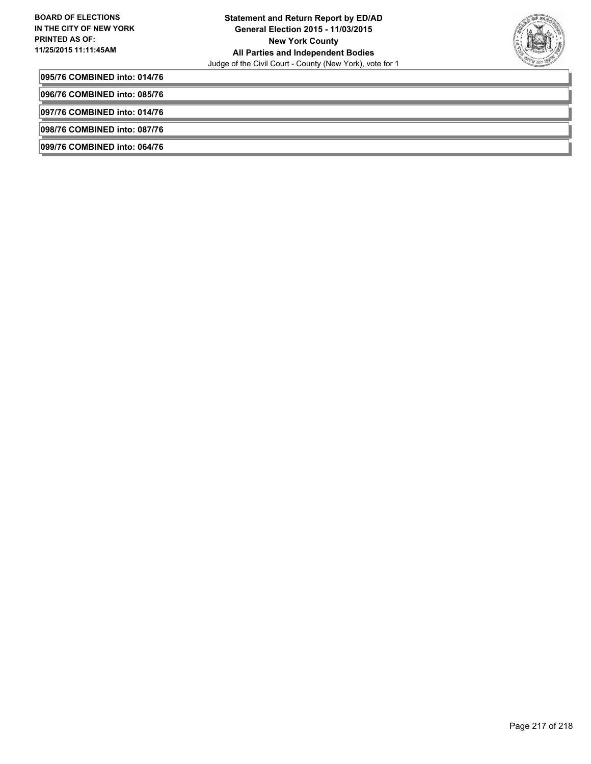**095/76 COMBINED into: 014/76**

**096/76 COMBINED into: 085/76**

**097/76 COMBINED into: 014/76**

**098/76 COMBINED into: 087/76**

**099/76 COMBINED into: 064/76**